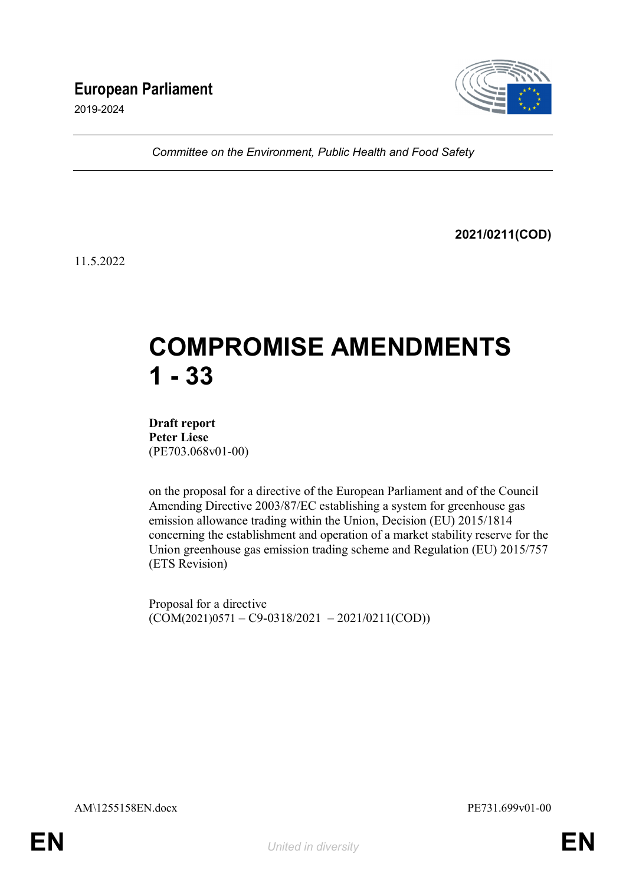# European Parliament

2019-2024

*Committee on the Environment, Public Health and Food Safety*

**2021/0211(COD)**

11.5.2022

# COMPROMISE AMENDMENTS 1 - 33

**Draft report**
**Peter Liese**
(PE703.068v01-00)

on the proposal for a directive of the European Parliament and of the Council Amending Directive 2003/87/EC establishing a system for greenhouse gas emission allowance trading within the Union, Decision (EU) 2015/1814 concerning the establishment and operation of a market stability reserve for the Union greenhouse gas emission trading scheme and Regulation (EU) 2015/757 (ETS Revision)

Proposal for a directive
(COM(2021)0571 – C9-0318/2021 – 2021/0211(COD))

AM\1255158EN.docx PE731.699v01-00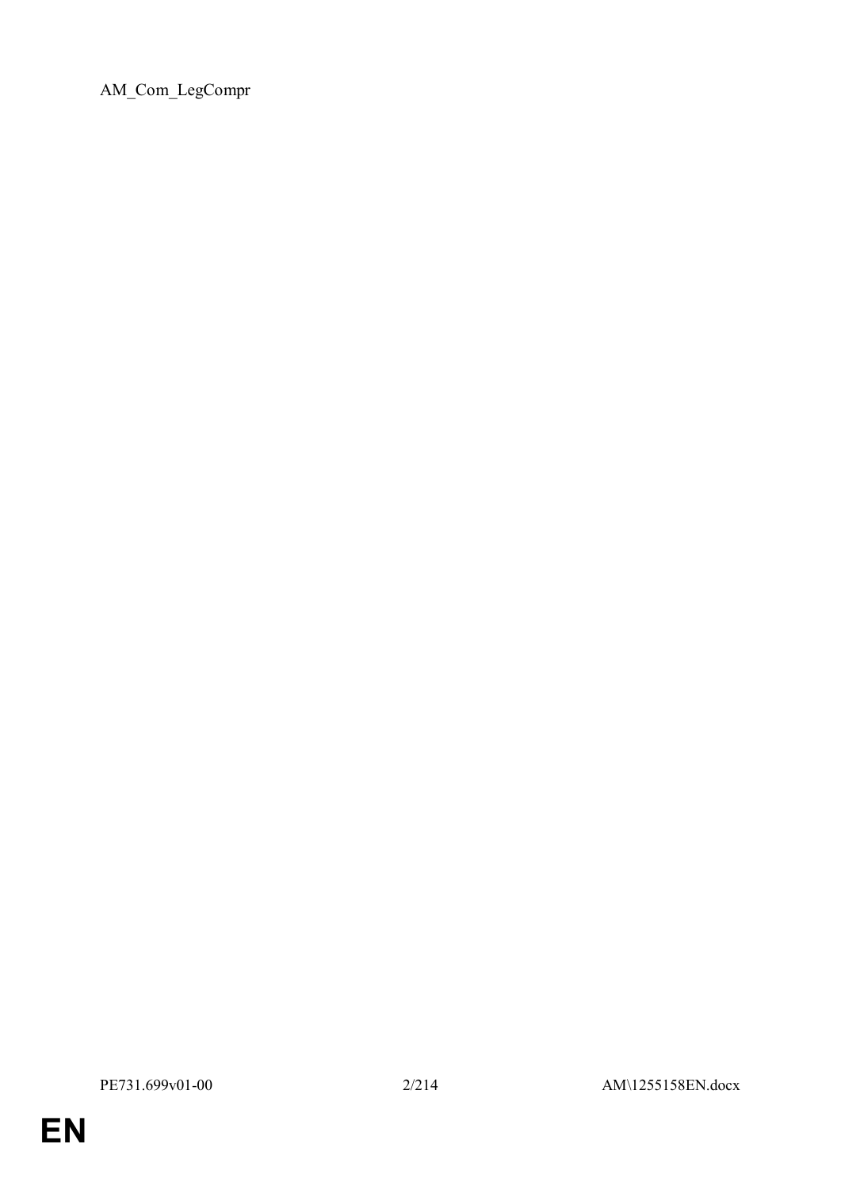AM_Com_LegCompr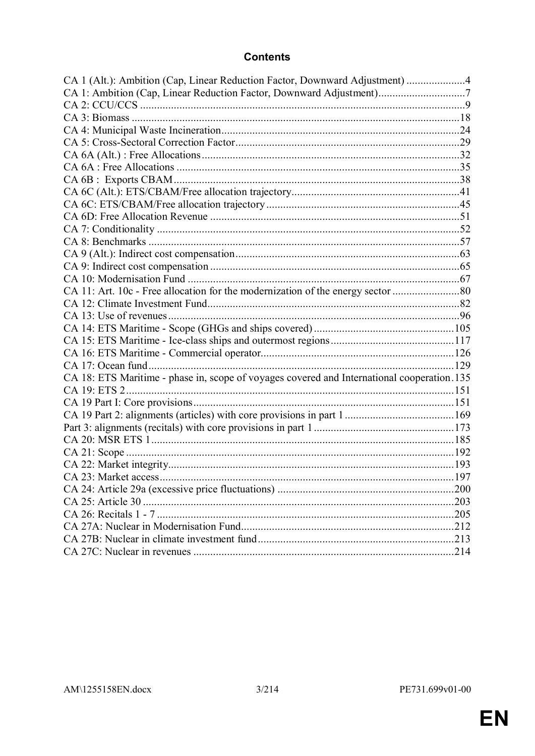# Contents

CA 1 (Alt.): Ambition (Cap, Linear Reduction Factor, Downward Adjustment) ..................... 4
CA 1: Ambition (Cap, Linear Reduction Factor, Downward Adjustment) ............................... 7
CA 2: CCU/CCS ..................................................................................................................... 9
CA 3: Biomass ....................................................................................................................... 18
CA 4: Municipal Waste Incineration ..................................................................................... 24
CA 5: Cross-Sectoral Correction Factor ................................................................................ 29
CA 6A (Alt.) : Free Allocations ............................................................................................ 32
CA 6A : Free Allocations ...................................................................................................... 35
CA 6B : Exports CBAM ........................................................................................................ 38
CA 6C (Alt.): ETS/CBAM/Free allocation trajectory ............................................................ 41
CA 6C: ETS/CBAM/Free allocation trajectory ...................................................................... 45
CA 6D: Free Allocation Revenue .......................................................................................... 51
CA 7: Conditionality ............................................................................................................. 52
CA 8: Benchmarks ................................................................................................................ 57
CA 9 (Alt.): Indirect cost compensation ................................................................................ 63
CA 9: Indirect cost compensation .......................................................................................... 65
CA 10: Modernisation Fund ................................................................................................... 67
CA 11: Art. 10c - Free allocation for the modernization of the energy sector ........................ 80
CA 12: Climate Investment Fund ........................................................................................... 82
CA 13: Use of revenues ......................................................................................................... 96
CA 14: ETS Maritime - Scope (GHGs and ships covered) .................................................. 105
CA 15: ETS Maritime - Ice-class ships and outermost regions ............................................ 117
CA 16: ETS Maritime - Commercial operator ..................................................................... 126
CA 17: Ocean fund .............................................................................................................. 129
CA 18: ETS Maritime - phase in, scope of voyages covered and International cooperation . 135
CA 19: ETS 2 ...................................................................................................................... 151
CA 19 Part I: Core provisions .............................................................................................. 151
CA 19 Part 2: alignments (articles) with core provisions in part 1 ....................................... 169
Part 3: alignments (recitals) with core provisions in part 1 .................................................. 173
CA 20: MSR ETS 1 ............................................................................................................. 185
CA 21: Scope ...................................................................................................................... 192
CA 22: Market integrity ....................................................................................................... 193
CA 23: Market access .......................................................................................................... 197
CA 24: Article 29a (excessive price fluctuations) ............................................................... 200
CA 25: Article 30 ................................................................................................................ 203
CA 26: Recitals 1 - 7 ........................................................................................................... 205
CA 27A: Nuclear in Modernisation Fund ............................................................................. 212
CA 27B: Nuclear in climate investment fund ....................................................................... 213
CA 27C: Nuclear in revenues .............................................................................................. 214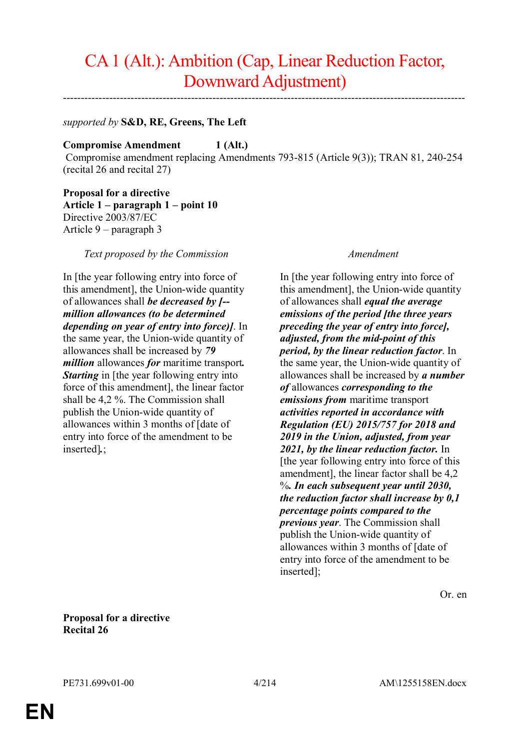# CA 1 (Alt.): Ambition (Cap, Linear Reduction Factor, Downward Adjustment)

---

*supported by* **S&D, RE, Greens, The Left**

**Compromise Amendment 1 (Alt.)**
Compromise amendment replacing Amendments 793-815 (Article 9(3)); TRAN 81, 240-254 (recital 26 and recital 27)

**Proposal for a directive**
**Article 1 – paragraph 1 – point 10**
Directive 2003/87/EC
Article 9 – paragraph 3

| *Text proposed by the Commission* | *Amendment* |
|---|---|
| In [the year following entry into force of this amendment], the Union-wide quantity of allowances shall ***be decreased by [-- million allowances (to be determined depending on year of entry into force)]***. In the same year, the Union-wide quantity of allowances shall be increased by ***79 million*** allowances ***for*** maritime transport***. Starting*** in [the year following entry into force of this amendment], the linear factor shall be 4,2 %. The Commission shall publish the Union-wide quantity of allowances within 3 months of [date of entry into force of the amendment to be inserted]***.***; | In [the year following entry into force of this amendment], the Union-wide quantity of allowances shall ***equal the average emissions of the period [the three years preceding the year of entry into force], adjusted, from the mid-point of this period, by the linear reduction factor***. In the same year, the Union-wide quantity of allowances shall be increased by ***a number of*** allowances ***corresponding to the emissions from*** maritime transport ***activities reported in accordance with Regulation (EU) 2015/757 for 2018 and 2019 in the Union, adjusted, from year 2021, by the linear reduction factor.*** In [the year following entry into force of this amendment], the linear factor shall be 4,2 %***. In each subsequent year until 2030, the reduction factor shall increase by 0,1 percentage points compared to the previous year***. The Commission shall publish the Union-wide quantity of allowances within 3 months of [date of entry into force of the amendment to be inserted]; |

Or. en

**Proposal for a directive**
**Recital 26**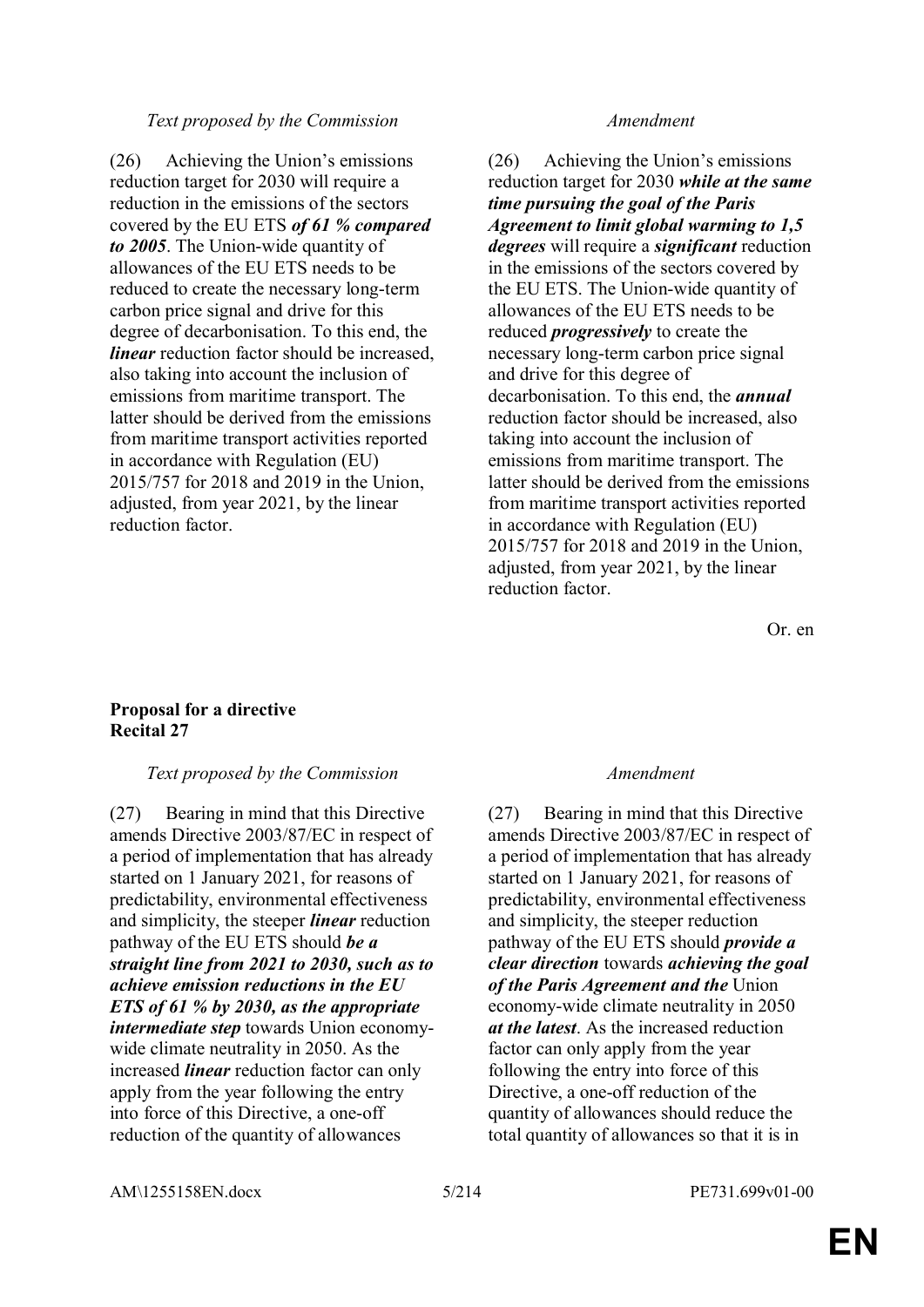| *Text proposed by the Commission* | *Amendment* |
|---|---|
| (26) Achieving the Union's emissions reduction target for 2030 will require a reduction in the emissions of the sectors covered by the EU ETS ***of 61 % compared to 2005***. The Union-wide quantity of allowances of the EU ETS needs to be reduced to create the necessary long-term carbon price signal and drive for this degree of decarbonisation. To this end, the ***linear*** reduction factor should be increased, also taking into account the inclusion of emissions from maritime transport. The latter should be derived from the emissions from maritime transport activities reported in accordance with Regulation (EU) 2015/757 for 2018 and 2019 in the Union, adjusted, from year 2021, by the linear reduction factor. | (26) Achieving the Union's emissions reduction target for 2030 ***while at the same time pursuing the goal of the Paris Agreement to limit global warming to 1,5 degrees*** will require a ***significant*** reduction in the emissions of the sectors covered by the EU ETS. The Union-wide quantity of allowances of the EU ETS needs to be reduced ***progressively*** to create the necessary long-term carbon price signal and drive for this degree of decarbonisation. To this end, the ***annual*** reduction factor should be increased, also taking into account the inclusion of emissions from maritime transport. The latter should be derived from the emissions from maritime transport activities reported in accordance with Regulation (EU) 2015/757 for 2018 and 2019 in the Union, adjusted, from year 2021, by the linear reduction factor. |

Or. en

**Proposal for a directive**
**Recital 27**

| *Text proposed by the Commission* | *Amendment* |
|---|---|
| (27) Bearing in mind that this Directive amends Directive 2003/87/EC in respect of a period of implementation that has already started on 1 January 2021, for reasons of predictability, environmental effectiveness and simplicity, the steeper ***linear*** reduction pathway of the EU ETS should ***be a straight line from 2021 to 2030, such as to achieve emission reductions in the EU ETS of 61 % by 2030, as the appropriate intermediate step*** towards Union economy-wide climate neutrality in 2050. As the increased ***linear*** reduction factor can only apply from the year following the entry into force of this Directive, a one-off reduction of the quantity of allowances | (27) Bearing in mind that this Directive amends Directive 2003/87/EC in respect of a period of implementation that has already started on 1 January 2021, for reasons of predictability, environmental effectiveness and simplicity, the steeper reduction pathway of the EU ETS should ***provide a clear direction*** towards ***achieving the goal of the Paris Agreement and the*** Union economy-wide climate neutrality in 2050 ***at the latest***. As the increased reduction factor can only apply from the year following the entry into force of this Directive, a one-off reduction of the quantity of allowances should reduce the total quantity of allowances so that it is in |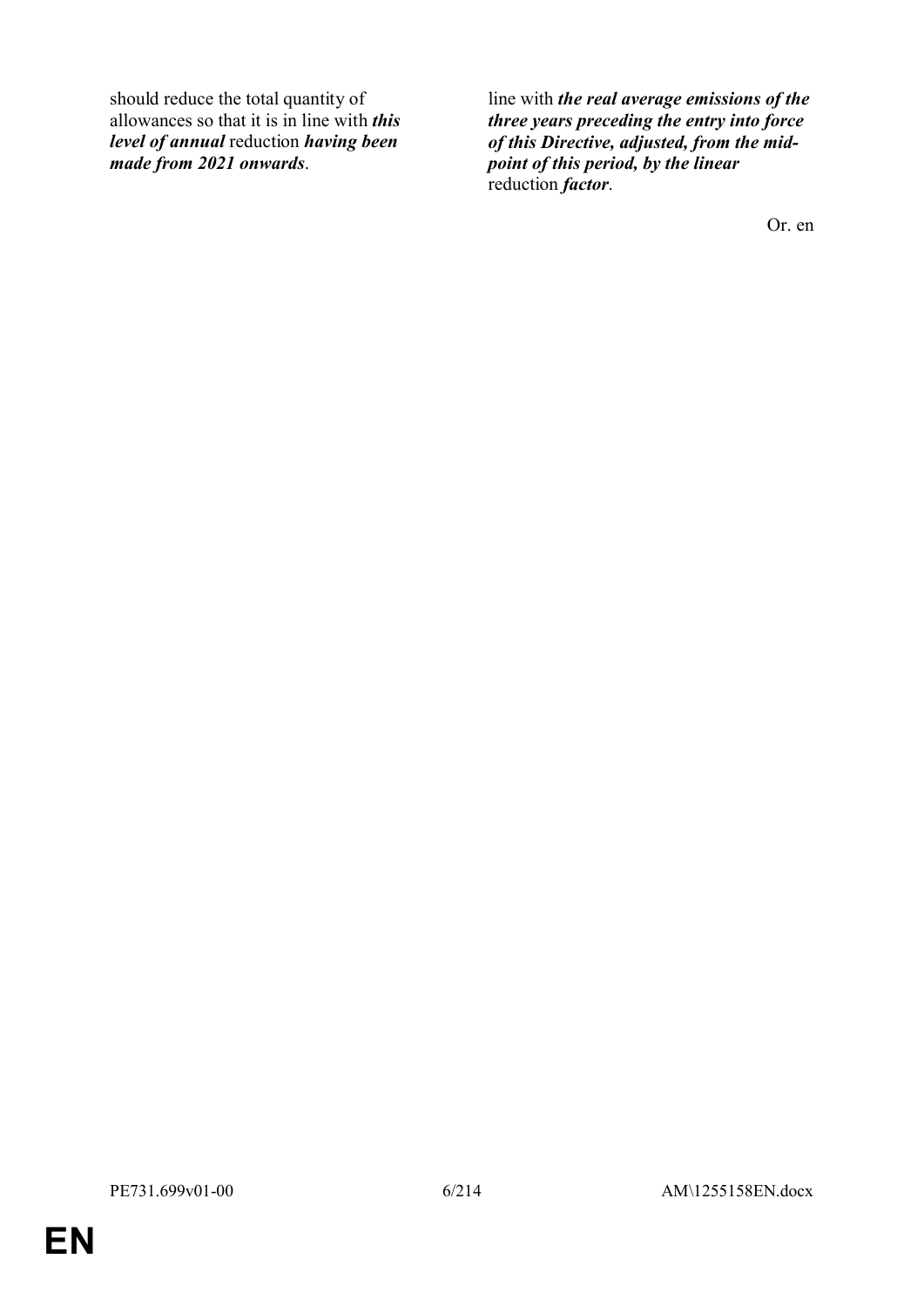| | |
|---|---|
| should reduce the total quantity of allowances so that it is in line with ***this level of annual*** reduction ***having been made from 2021 onwards***. | line with ***the real average emissions of the three years preceding the entry into force of this Directive, adjusted, from the mid-point of this period, by the linear*** reduction ***factor***. |

Or. en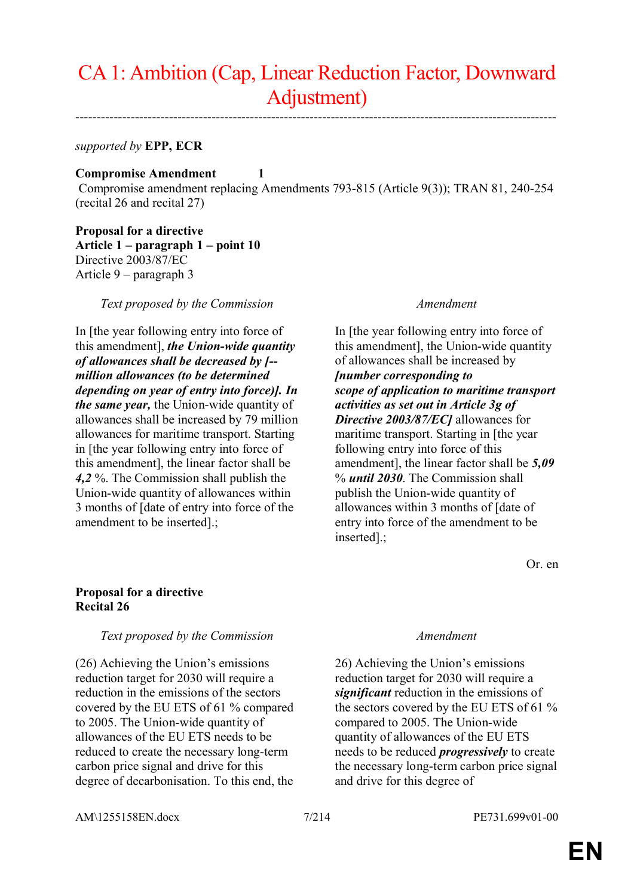# CA 1: Ambition (Cap, Linear Reduction Factor, Downward Adjustment)

---

*supported by* **EPP, ECR**

**Compromise Amendment 1**

Compromise amendment replacing Amendments 793-815 (Article 9(3)); TRAN 81, 240-254 (recital 26 and recital 27)

**Proposal for a directive**
**Article 1 – paragraph 1 – point 10**
Directive 2003/87/EC
Article 9 – paragraph 3

| *Text proposed by the Commission* | *Amendment* |
| --- | --- |
| In [the year following entry into force of this amendment], ***the Union-wide quantity of allowances shall be decreased by [-- million allowances (to be determined depending on year of entry into force)]. In the same year,*** the Union-wide quantity of allowances shall be increased by 79 million allowances for maritime transport. Starting in [the year following entry into force of this amendment], the linear factor shall be ***4,2*** %. The Commission shall publish the Union-wide quantity of allowances within 3 months of [date of entry into force of the amendment to be inserted].; | In [the year following entry into force of this amendment], the Union-wide quantity of allowances shall be increased by ***[number corresponding to scope of application to maritime transport activities as set out in Article 3g of Directive 2003/87/EC]*** allowances for maritime transport. Starting in [the year following entry into force of this amendment], the linear factor shall be ***5,09*** % ***until 2030***. The Commission shall publish the Union-wide quantity of allowances within 3 months of [date of entry into force of the amendment to be inserted].; |

Or. en

**Proposal for a directive**
**Recital 26**

| *Text proposed by the Commission* | *Amendment* |
| --- | --- |
| (26) Achieving the Union's emissions reduction target for 2030 will require a reduction in the emissions of the sectors covered by the EU ETS of 61 % compared to 2005. The Union-wide quantity of allowances of the EU ETS needs to be reduced to create the necessary long-term carbon price signal and drive for this degree of decarbonisation. To this end, the | 26) Achieving the Union's emissions reduction target for 2030 will require a ***significant*** reduction in the emissions of the sectors covered by the EU ETS of 61 % compared to 2005. The Union-wide quantity of allowances of the EU ETS needs to be reduced ***progressively*** to create the necessary long-term carbon price signal and drive for this degree of |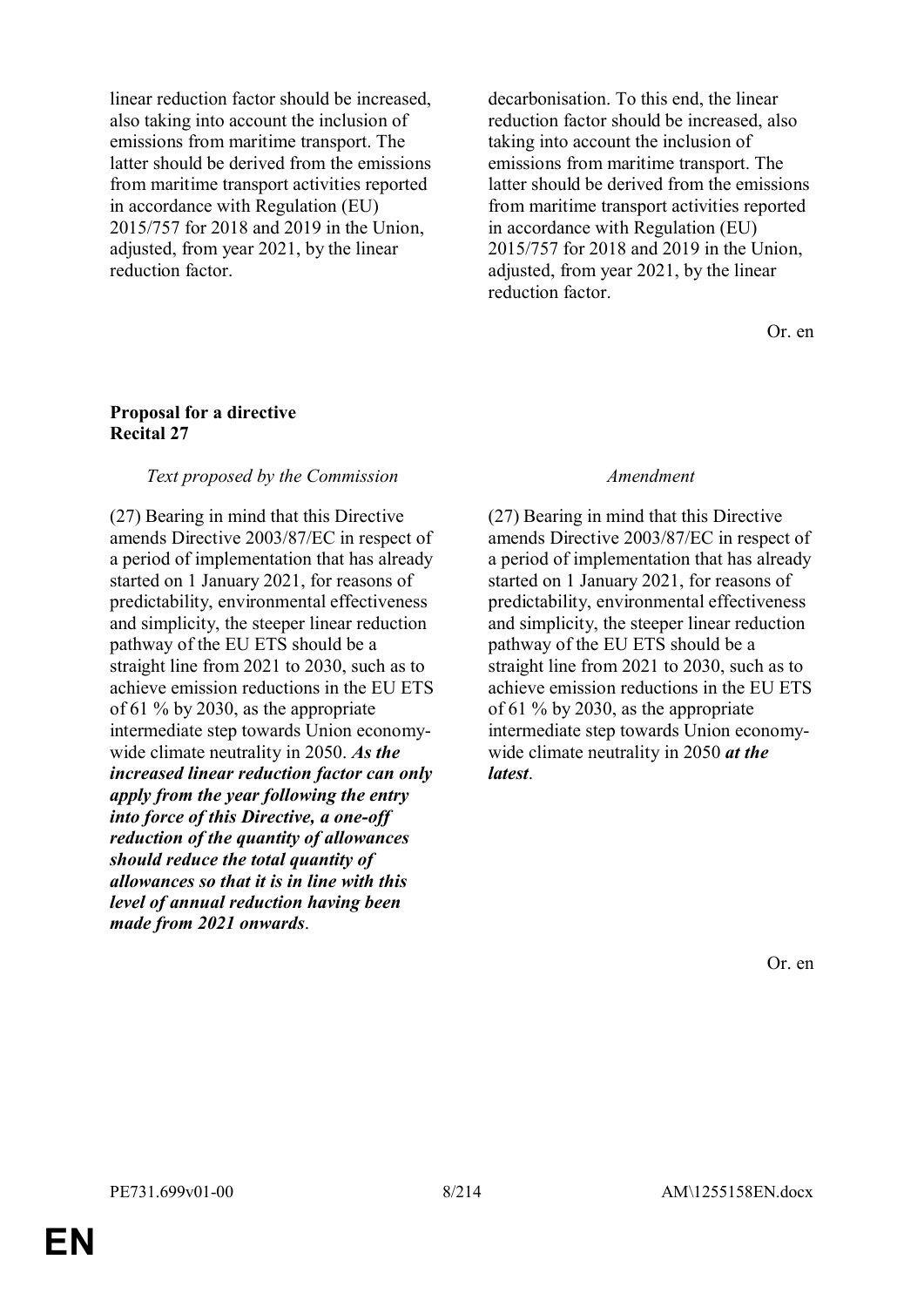| | |
|---|---|
| linear reduction factor should be increased, also taking into account the inclusion of emissions from maritime transport. The latter should be derived from the emissions from maritime transport activities reported in accordance with Regulation (EU) 2015/757 for 2018 and 2019 in the Union, adjusted, from year 2021, by the linear reduction factor. | decarbonisation. To this end, the linear reduction factor should be increased, also taking into account the inclusion of emissions from maritime transport. The latter should be derived from the emissions from maritime transport activities reported in accordance with Regulation (EU) 2015/757 for 2018 and 2019 in the Union, adjusted, from year 2021, by the linear reduction factor. |

Or. en

**Proposal for a directive**
**Recital 27**

| *Text proposed by the Commission* | *Amendment* |
|---|---|
| (27) Bearing in mind that this Directive amends Directive 2003/87/EC in respect of a period of implementation that has already started on 1 January 2021, for reasons of predictability, environmental effectiveness and simplicity, the steeper linear reduction pathway of the EU ETS should be a straight line from 2021 to 2030, such as to achieve emission reductions in the EU ETS of 61 % by 2030, as the appropriate intermediate step towards Union economy-wide climate neutrality in 2050. ***As the increased linear reduction factor can only apply from the year following the entry into force of this Directive, a one-off reduction of the quantity of allowances should reduce the total quantity of allowances so that it is in line with this level of annual reduction having been made from 2021 onwards***. | (27) Bearing in mind that this Directive amends Directive 2003/87/EC in respect of a period of implementation that has already started on 1 January 2021, for reasons of predictability, environmental effectiveness and simplicity, the steeper linear reduction pathway of the EU ETS should be a straight line from 2021 to 2030, such as to achieve emission reductions in the EU ETS of 61 % by 2030, as the appropriate intermediate step towards Union economy-wide climate neutrality in 2050 ***at the latest***. |

Or. en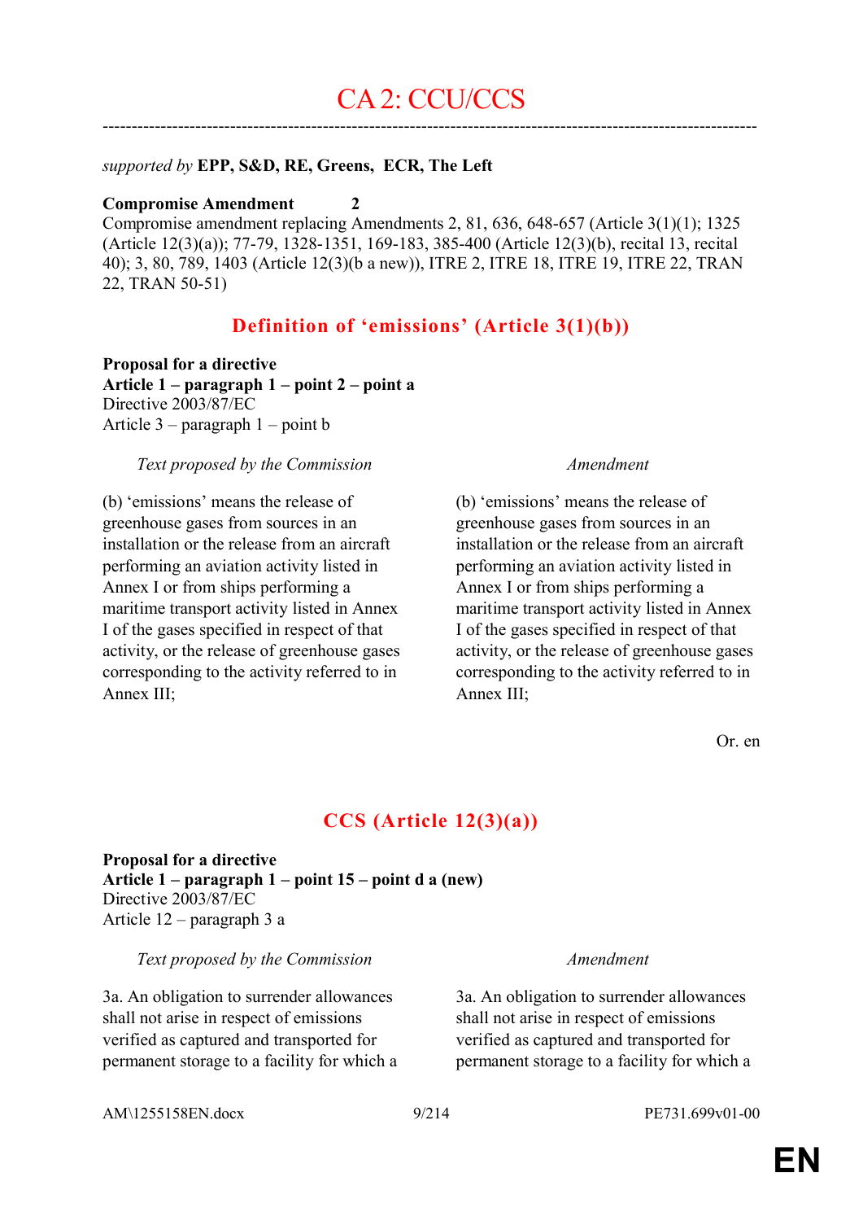# CA 2: CCU/CCS

---

*supported by* **EPP, S&D, RE, Greens, ECR, The Left**

**Compromise Amendment 2**

Compromise amendment replacing Amendments 2, 81, 636, 648-657 (Article 3(1)(1); 1325 (Article 12(3)(a)); 77-79, 1328-1351, 169-183, 385-400 (Article 12(3)(b), recital 13, recital 40); 3, 80, 789, 1403 (Article 12(3)(b a new)), ITRE 2, ITRE 18, ITRE 19, ITRE 22, TRAN 22, TRAN 50-51)

## Definition of 'emissions' (Article 3(1)(b))

**Proposal for a directive**
**Article 1 – paragraph 1 – point 2 – point a**
Directive 2003/87/EC
Article 3 – paragraph 1 – point b

| *Text proposed by the Commission* | *Amendment* |
| --- | --- |
| (b) 'emissions' means the release of greenhouse gases from sources in an installation or the release from an aircraft performing an aviation activity listed in Annex I or from ships performing a maritime transport activity listed in Annex I of the gases specified in respect of that activity, or the release of greenhouse gases corresponding to the activity referred to in Annex III; | (b) 'emissions' means the release of greenhouse gases from sources in an installation or the release from an aircraft performing an aviation activity listed in Annex I or from ships performing a maritime transport activity listed in Annex I of the gases specified in respect of that activity, or the release of greenhouse gases corresponding to the activity referred to in Annex III; |

Or. en

## CCS (Article 12(3)(a))

**Proposal for a directive**
**Article 1 – paragraph 1 – point 15 – point d a (new)**
Directive 2003/87/EC
Article 12 – paragraph 3 a

| *Text proposed by the Commission* | *Amendment* |
| --- | --- |
| 3a. An obligation to surrender allowances shall not arise in respect of emissions verified as captured and transported for permanent storage to a facility for which a | 3a. An obligation to surrender allowances shall not arise in respect of emissions verified as captured and transported for permanent storage to a facility for which a |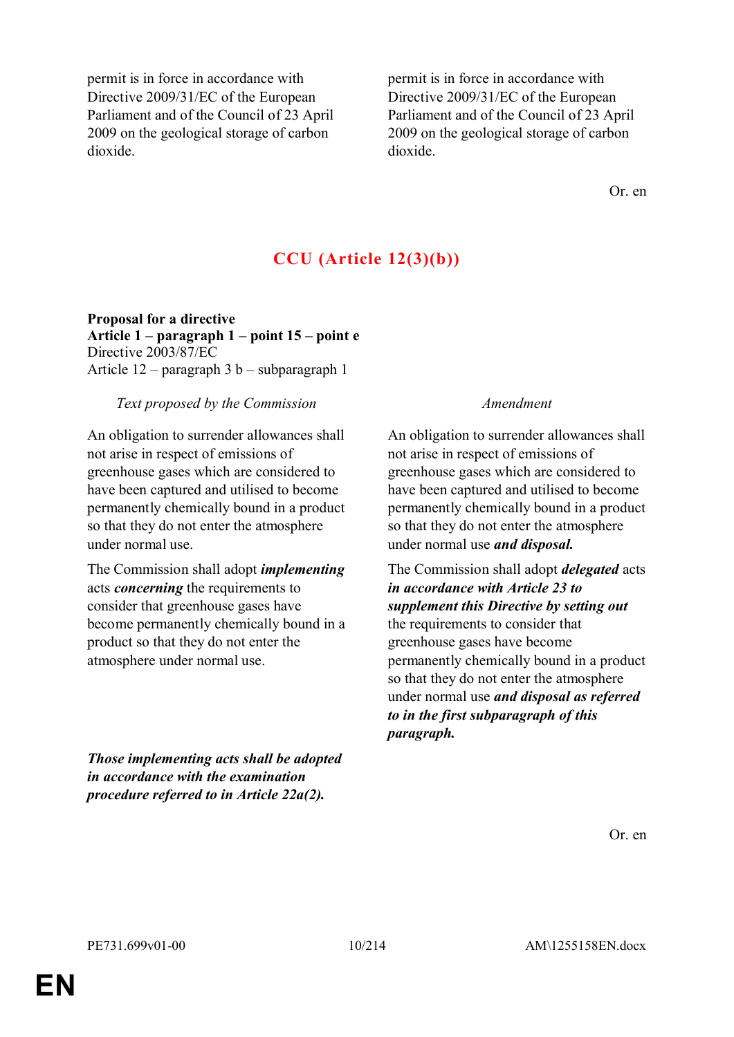| | |
|---|---|
| permit is in force in accordance with Directive 2009/31/EC of the European Parliament and of the Council of 23 April 2009 on the geological storage of carbon dioxide. | permit is in force in accordance with Directive 2009/31/EC of the European Parliament and of the Council of 23 April 2009 on the geological storage of carbon dioxide. |

Or. en

## CCU (Article 12(3)(b))

**Proposal for a directive**
**Article 1 – paragraph 1 – point 15 – point e**
Directive 2003/87/EC
Article 12 – paragraph 3 b – subparagraph 1

| *Text proposed by the Commission* | *Amendment* |
|---|---|
| An obligation to surrender allowances shall not arise in respect of emissions of greenhouse gases which are considered to have been captured and utilised to become permanently chemically bound in a product so that they do not enter the atmosphere under normal use. | An obligation to surrender allowances shall not arise in respect of emissions of greenhouse gases which are considered to have been captured and utilised to become permanently chemically bound in a product so that they do not enter the atmosphere under normal use ***and disposal.*** |
| The Commission shall adopt ***implementing*** acts ***concerning*** the requirements to consider that greenhouse gases have become permanently chemically bound in a product so that they do not enter the atmosphere under normal use. | The Commission shall adopt ***delegated*** acts ***in accordance with Article 23 to supplement this Directive by setting out*** the requirements to consider that greenhouse gases have become permanently chemically bound in a product so that they do not enter the atmosphere under normal use ***and disposal as referred to in the first subparagraph of this paragraph.*** |
| ***Those implementing acts shall be adopted in accordance with the examination procedure referred to in Article 22a(2).*** | |

Or. en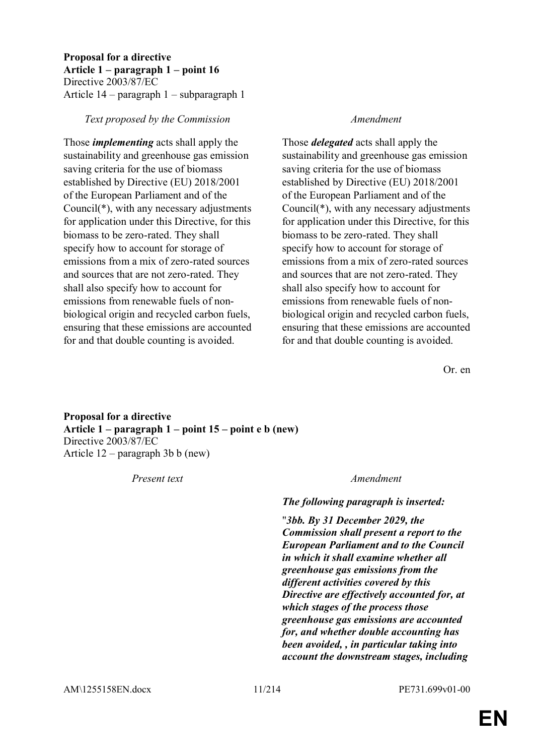**Proposal for a directive**
**Article 1 – paragraph 1 – point 16**
Directive 2003/87/EC
Article 14 – paragraph 1 – subparagraph 1

| *Text proposed by the Commission* | *Amendment* |
|---|---|
| Those ***implementing*** acts shall apply the sustainability and greenhouse gas emission saving criteria for the use of biomass established by Directive (EU) 2018/2001 of the European Parliament and of the Council(*), with any necessary adjustments for application under this Directive, for this biomass to be zero-rated. They shall specify how to account for storage of emissions from a mix of zero-rated sources and sources that are not zero-rated. They shall also specify how to account for emissions from renewable fuels of non-biological origin and recycled carbon fuels, ensuring that these emissions are accounted for and that double counting is avoided. | Those ***delegated*** acts shall apply the sustainability and greenhouse gas emission saving criteria for the use of biomass established by Directive (EU) 2018/2001 of the European Parliament and of the Council(*), with any necessary adjustments for application under this Directive, for this biomass to be zero-rated. They shall specify how to account for storage of emissions from a mix of zero-rated sources and sources that are not zero-rated. They shall also specify how to account for emissions from renewable fuels of non-biological origin and recycled carbon fuels, ensuring that these emissions are accounted for and that double counting is avoided. |

Or. en

**Proposal for a directive**
**Article 1 – paragraph 1 – point 15 – point e b (new)**
Directive 2003/87/EC
Article 12 – paragraph 3b b (new)

| *Present text* | *Amendment* |
|---|---|
| | ***The following paragraph is inserted:*** |
| | "***3bb. By 31 December 2029, the Commission shall present a report to the European Parliament and to the Council in which it shall examine whether all greenhouse gas emissions from the different activities covered by this Directive are effectively accounted for, at which stages of the process those greenhouse gas emissions are accounted for, and whether double accounting has been avoided, , in particular taking into account the downstream stages, including*** |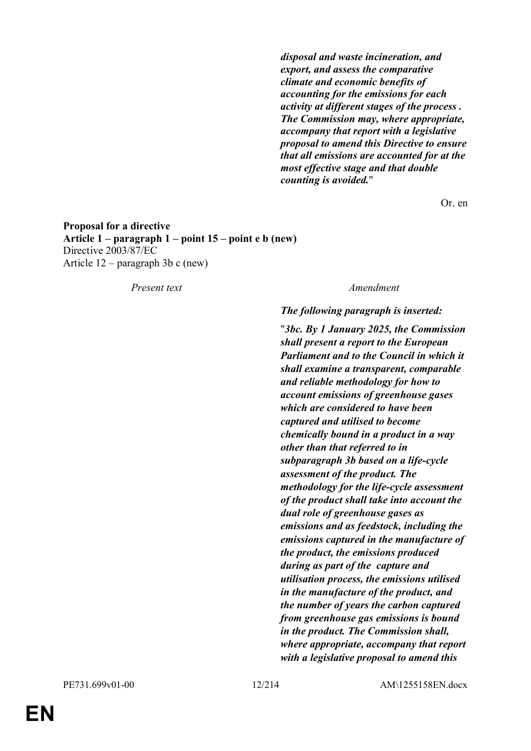| Present text | Amendment |
|---|---|
| | ***disposal and waste incineration, and export, and assess the comparative climate and economic benefits of accounting for the emissions for each activity at different stages of the process . The Commission may, where appropriate, accompany that report with a legislative proposal to amend this Directive to ensure that all emissions are accounted for at the most effective stage and that double counting is avoided.*** " |

Or. en

**Proposal for a directive**
**Article 1 – paragraph 1 – point 15 – point e b (new)**
Directive 2003/87/EC
Article 12 – paragraph 3b c (new)

| *Present text* | *Amendment* |
|---|---|
| | ***The following paragraph is inserted:*** |
| | "***3bc. By 1 January 2025, the Commission shall present a report to the European Parliament and to the Council in which it shall examine a transparent, comparable and reliable methodology for how to account emissions of greenhouse gases which are considered to have been captured and utilised to become chemically bound in a product in a way other than that referred to in subparagraph 3b based on a life-cycle assessment of the product. The methodology for the life-cycle assessment of the product shall take into account the dual role of greenhouse gases as emissions and as feedstock, including the emissions captured in the manufacture of the product, the emissions produced during as part of the capture and utilisation process, the emissions utilised in the manufacture of the product, and the number of years the carbon captured from greenhouse gas emissions is bound in the product. The Commission shall, where appropriate, accompany that report with a legislative proposal to amend this*** |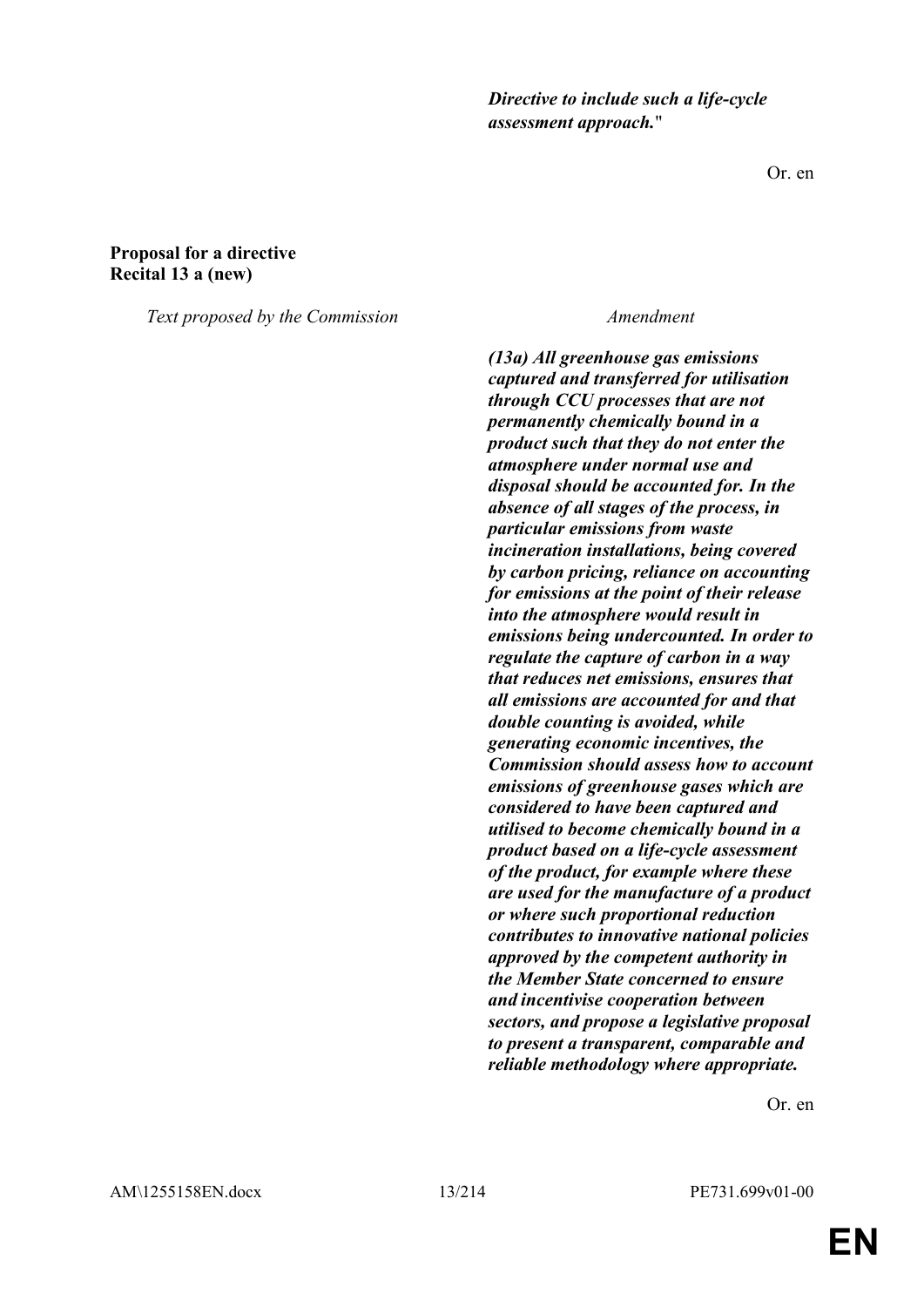*Directive to include such a life-cycle assessment approach.*"

Or. en

**Proposal for a directive**
**Recital 13 a (new)**

| *Text proposed by the Commission* | *Amendment* |
|---|---|
| | ***(13a) All greenhouse gas emissions captured and transferred for utilisation through CCU processes that are not permanently chemically bound in a product such that they do not enter the atmosphere under normal use and disposal should be accounted for. In the absence of all stages of the process, in particular emissions from waste incineration installations, being covered by carbon pricing, reliance on accounting for emissions at the point of their release into the atmosphere would result in emissions being undercounted. In order to regulate the capture of carbon in a way that reduces net emissions, ensures that all emissions are accounted for and that double counting is avoided, while generating economic incentives, the Commission should assess how to account emissions of greenhouse gases which are considered to have been captured and utilised to become chemically bound in a product based on a life-cycle assessment of the product, for example where these are used for the manufacture of a product or where such proportional reduction contributes to innovative national policies approved by the competent authority in the Member State concerned to ensure and incentivise cooperation between sectors, and propose a legislative proposal to present a transparent, comparable and reliable methodology where appropriate.*** |

Or. en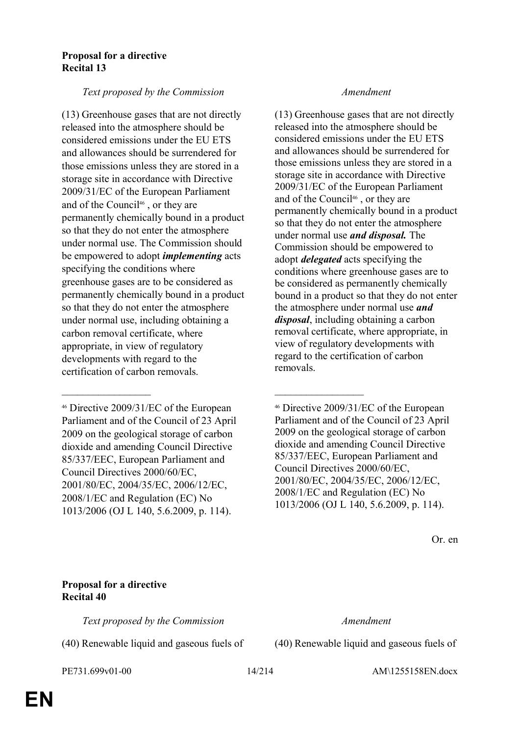**Proposal for a directive**
**Recital 13**

| *Text proposed by the Commission* | *Amendment* |
|---|---|
| (13) Greenhouse gases that are not directly released into the atmosphere should be considered emissions under the EU ETS and allowances should be surrendered for those emissions unless they are stored in a storage site in accordance with Directive 2009/31/EC of the European Parliament and of the Council[46] , or they are permanently chemically bound in a product so that they do not enter the atmosphere under normal use. The Commission should be empowered to adopt ***implementing*** acts specifying the conditions where greenhouse gases are to be considered as permanently chemically bound in a product so that they do not enter the atmosphere under normal use, including obtaining a carbon removal certificate, where appropriate, in view of regulatory developments with regard to the certification of carbon removals. | (13) Greenhouse gases that are not directly released into the atmosphere should be considered emissions under the EU ETS and allowances should be surrendered for those emissions unless they are stored in a storage site in accordance with Directive 2009/31/EC of the European Parliament and of the Council[46] , or they are permanently chemically bound in a product so that they do not enter the atmosphere under normal use ***and disposal.*** The Commission should be empowered to adopt ***delegated*** acts specifying the conditions where greenhouse gases are to be considered as permanently chemically bound in a product so that they do not enter the atmosphere under normal use ***and disposal***, including obtaining a carbon removal certificate, where appropriate, in view of regulatory developments with regard to the certification of carbon removals. |
| _________________ | _________________ |
| [46] Directive 2009/31/EC of the European Parliament and of the Council of 23 April 2009 on the geological storage of carbon dioxide and amending Council Directive 85/337/EEC, European Parliament and Council Directives 2000/60/EC, 2001/80/EC, 2004/35/EC, 2006/12/EC, 2008/1/EC and Regulation (EC) No 1013/2006 (OJ L 140, 5.6.2009, p. 114). | [46] Directive 2009/31/EC of the European Parliament and of the Council of 23 April 2009 on the geological storage of carbon dioxide and amending Council Directive 85/337/EEC, European Parliament and Council Directives 2000/60/EC, 2001/80/EC, 2004/35/EC, 2006/12/EC, 2008/1/EC and Regulation (EC) No 1013/2006 (OJ L 140, 5.6.2009, p. 114). |

Or. en

**Proposal for a directive**
**Recital 40**

| *Text proposed by the Commission* | *Amendment* |
|---|---|
| (40) Renewable liquid and gaseous fuels of | (40) Renewable liquid and gaseous fuels of |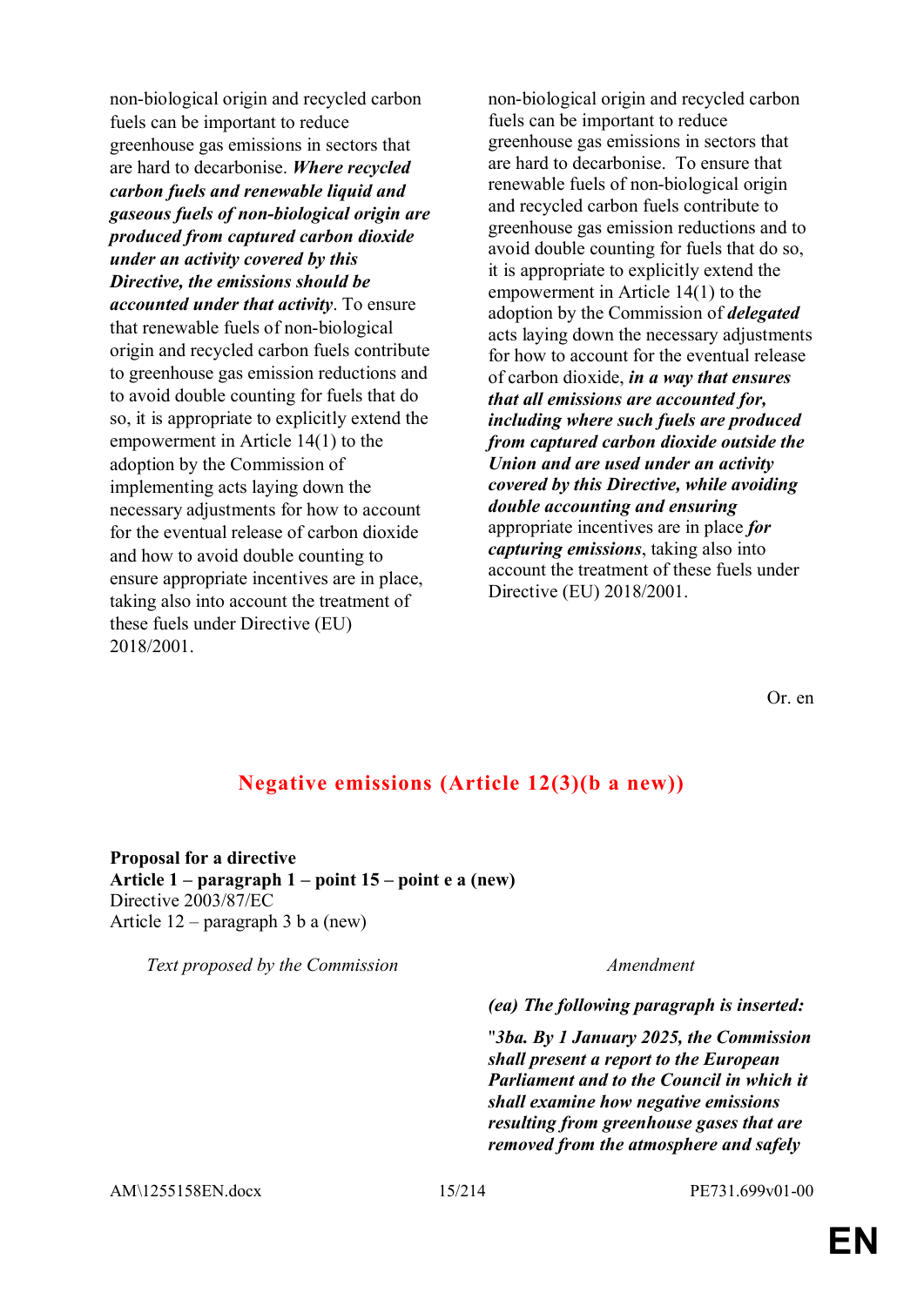| | |
|---|---|
| non-biological origin and recycled carbon fuels can be important to reduce greenhouse gas emissions in sectors that are hard to decarbonise. ***Where recycled carbon fuels and renewable liquid and gaseous fuels of non-biological origin are produced from captured carbon dioxide under an activity covered by this Directive, the emissions should be accounted under that activity***. To ensure that renewable fuels of non-biological origin and recycled carbon fuels contribute to greenhouse gas emission reductions and to avoid double counting for fuels that do so, it is appropriate to explicitly extend the empowerment in Article 14(1) to the adoption by the Commission of implementing acts laying down the necessary adjustments for how to account for the eventual release of carbon dioxide and how to avoid double counting to ensure appropriate incentives are in place, taking also into account the treatment of these fuels under Directive (EU) 2018/2001. | non-biological origin and recycled carbon fuels can be important to reduce greenhouse gas emissions in sectors that are hard to decarbonise. To ensure that renewable fuels of non-biological origin and recycled carbon fuels contribute to greenhouse gas emission reductions and to avoid double counting for fuels that do so, it is appropriate to explicitly extend the empowerment in Article 14(1) to the adoption by the Commission of ***delegated*** acts laying down the necessary adjustments for how to account for the eventual release of carbon dioxide, ***in a way that ensures that all emissions are accounted for, including where such fuels are produced from captured carbon dioxide outside the Union and are used under an activity covered by this Directive, while avoiding double accounting and ensuring*** appropriate incentives are in place ***for capturing emissions***, taking also into account the treatment of these fuels under Directive (EU) 2018/2001. |

Or. en

## Negative emissions (Article 12(3)(b a new))

**Proposal for a directive**
**Article 1 – paragraph 1 – point 15 – point e a (new)**
Directive 2003/87/EC
Article 12 – paragraph 3 b a (new)

| *Text proposed by the Commission* | *Amendment* |
|---|---|
| | ***(ea) The following paragraph is inserted:*** |
| | "***3ba. By 1 January 2025, the Commission shall present a report to the European Parliament and to the Council in which it shall examine how negative emissions resulting from greenhouse gases that are removed from the atmosphere and safely*** |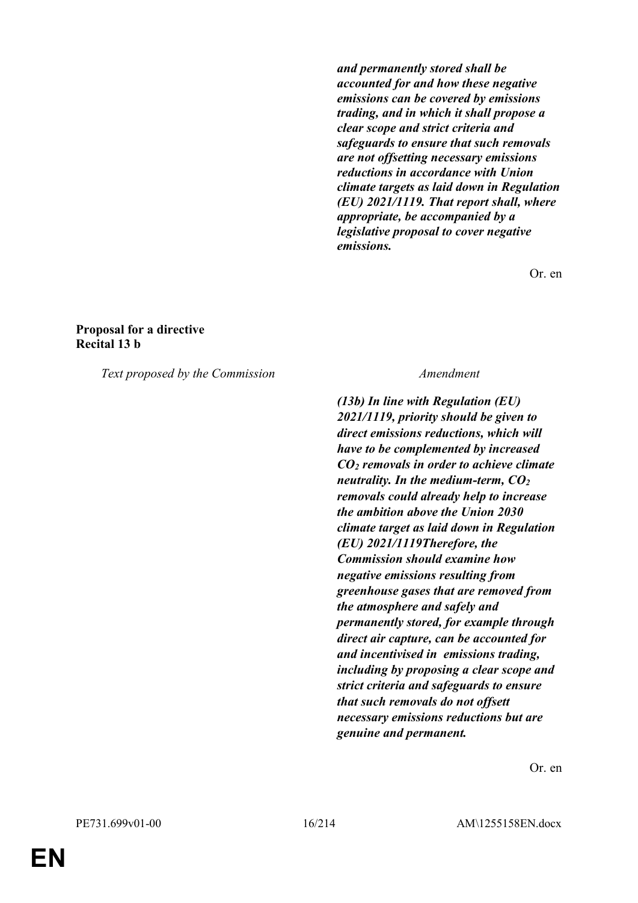***and permanently stored shall be accounted for and how these negative emissions can be covered by emissions trading, and in which it shall propose a clear scope and strict criteria and safeguards to ensure that such removals are not offsetting necessary emissions reductions in accordance with Union climate targets as laid down in Regulation (EU) 2021/1119. That report shall, where appropriate, be accompanied by a legislative proposal to cover negative emissions.***

Or. en

**Proposal for a directive**
**Recital 13 b**

| *Text proposed by the Commission* | *Amendment* |
|---|---|
| | ***(13b) In line with Regulation (EU) 2021/1119, priority should be given to direct emissions reductions, which will have to be complemented by increased $CO_2$ removals in order to achieve climate neutrality. In the medium-term, $CO_2$ removals could already help to increase the ambition above the Union 2030 climate target as laid down in Regulation (EU) 2021/1119Therefore, the Commission should examine how negative emissions resulting from greenhouse gases that are removed from the atmosphere and safely and permanently stored, for example through direct air capture, can be accounted for and incentivised in emissions trading, including by proposing a clear scope and strict criteria and safeguards to ensure that such removals do not offsett necessary emissions reductions but are genuine and permanent.*** |

Or. en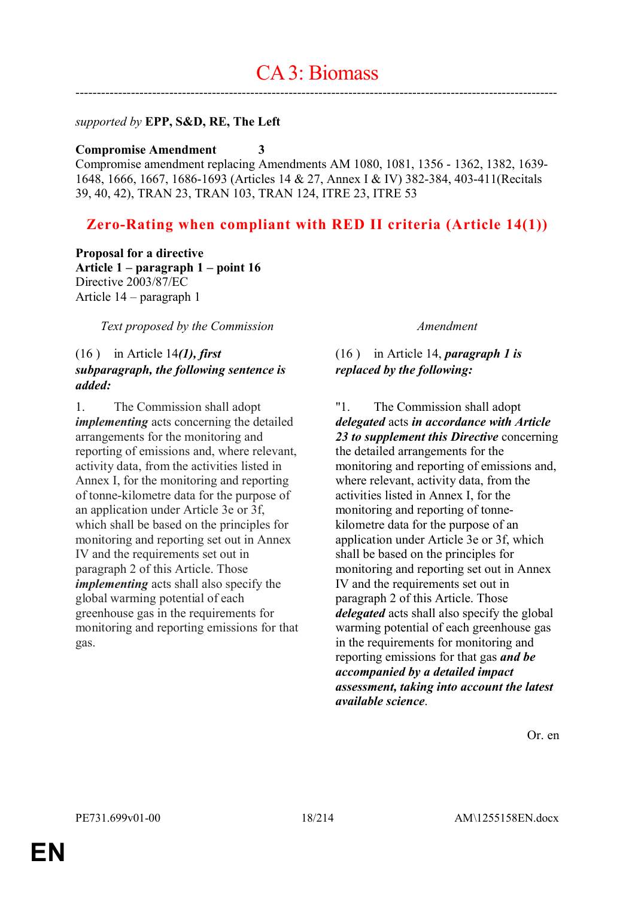# CA 3: Biomass

---

*supported by* **EPP, S&D, RE, The Left**

**Compromise Amendment 3**

Compromise amendment replacing Amendments AM 1080, 1081, 1356 - 1362, 1382, 1639-1648, 1666, 1667, 1686-1693 (Articles 14 & 27, Annex I & IV) 382-384, 403-411(Recitals 39, 40, 42), TRAN 23, TRAN 103, TRAN 124, ITRE 23, ITRE 53

## Zero-Rating when compliant with RED II criteria (Article 14(1))

**Proposal for a directive**
**Article 1 – paragraph 1 – point 16**
Directive 2003/87/EC
Article 14 – paragraph 1

| *Text proposed by the Commission* | *Amendment* |
|---|---|
| (16 ) in Article 14***(1), first subparagraph, the following sentence is added:*** | (16 ) in Article 14, ***paragraph 1 is replaced by the following:*** |
| 1. The Commission shall adopt ***implementing*** acts concerning the detailed arrangements for the monitoring and reporting of emissions and, where relevant, activity data, from the activities listed in Annex I, for the monitoring and reporting of tonne-kilometre data for the purpose of an application under Article 3e or 3f, which shall be based on the principles for monitoring and reporting set out in Annex IV and the requirements set out in paragraph 2 of this Article. Those ***implementing*** acts shall also specify the global warming potential of each greenhouse gas in the requirements for monitoring and reporting emissions for that gas. | "1. The Commission shall adopt ***delegated*** acts ***in accordance with Article 23 to supplement this Directive*** concerning the detailed arrangements for the monitoring and reporting of emissions and, where relevant, activity data, from the activities listed in Annex I, for the monitoring and reporting of tonne-kilometre data for the purpose of an application under Article 3e or 3f, which shall be based on the principles for monitoring and reporting set out in Annex IV and the requirements set out in paragraph 2 of this Article. Those ***delegated*** acts shall also specify the global warming potential of each greenhouse gas in the requirements for monitoring and reporting emissions for that gas ***and be accompanied by a detailed impact assessment, taking into account the latest available science***. |

Or. en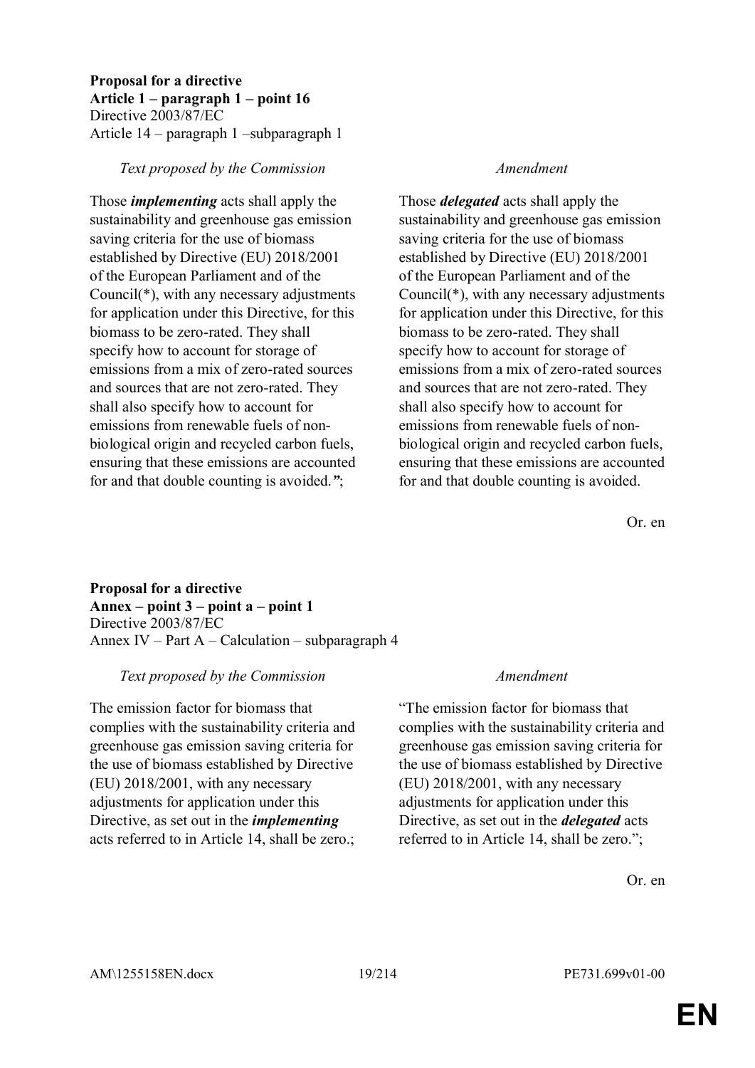**Proposal for a directive**
**Article 1 – paragraph 1 – point 16**
Directive 2003/87/EC
Article 14 – paragraph 1 –subparagraph 1

| *Text proposed by the Commission* | *Amendment* |
|---|---|
| Those ***implementing*** acts shall apply the sustainability and greenhouse gas emission saving criteria for the use of biomass established by Directive (EU) 2018/2001 of the European Parliament and of the Council(*), with any necessary adjustments for application under this Directive, for this biomass to be zero-rated. They shall specify how to account for storage of emissions from a mix of zero-rated sources and sources that are not zero-rated. They shall also specify how to account for emissions from renewable fuels of non-biological origin and recycled carbon fuels, ensuring that these emissions are accounted for and that double counting is avoided.***"***; | Those ***delegated*** acts shall apply the sustainability and greenhouse gas emission saving criteria for the use of biomass established by Directive (EU) 2018/2001 of the European Parliament and of the Council(*), with any necessary adjustments for application under this Directive, for this biomass to be zero-rated. They shall specify how to account for storage of emissions from a mix of zero-rated sources and sources that are not zero-rated. They shall also specify how to account for emissions from renewable fuels of non-biological origin and recycled carbon fuels, ensuring that these emissions are accounted for and that double counting is avoided. |

Or. en

**Proposal for a directive**
**Annex – point 3 – point a – point 1**
Directive 2003/87/EC
Annex IV – Part A – Calculation – subparagraph 4

| *Text proposed by the Commission* | *Amendment* |
|---|---|
| The emission factor for biomass that complies with the sustainability criteria and greenhouse gas emission saving criteria for the use of biomass established by Directive (EU) 2018/2001, with any necessary adjustments for application under this Directive, as set out in the ***implementing*** acts referred to in Article 14, shall be zero.; | "The emission factor for biomass that complies with the sustainability criteria and greenhouse gas emission saving criteria for the use of biomass established by Directive (EU) 2018/2001, with any necessary adjustments for application under this Directive, as set out in the ***delegated*** acts referred to in Article 14, shall be zero."; |

Or. en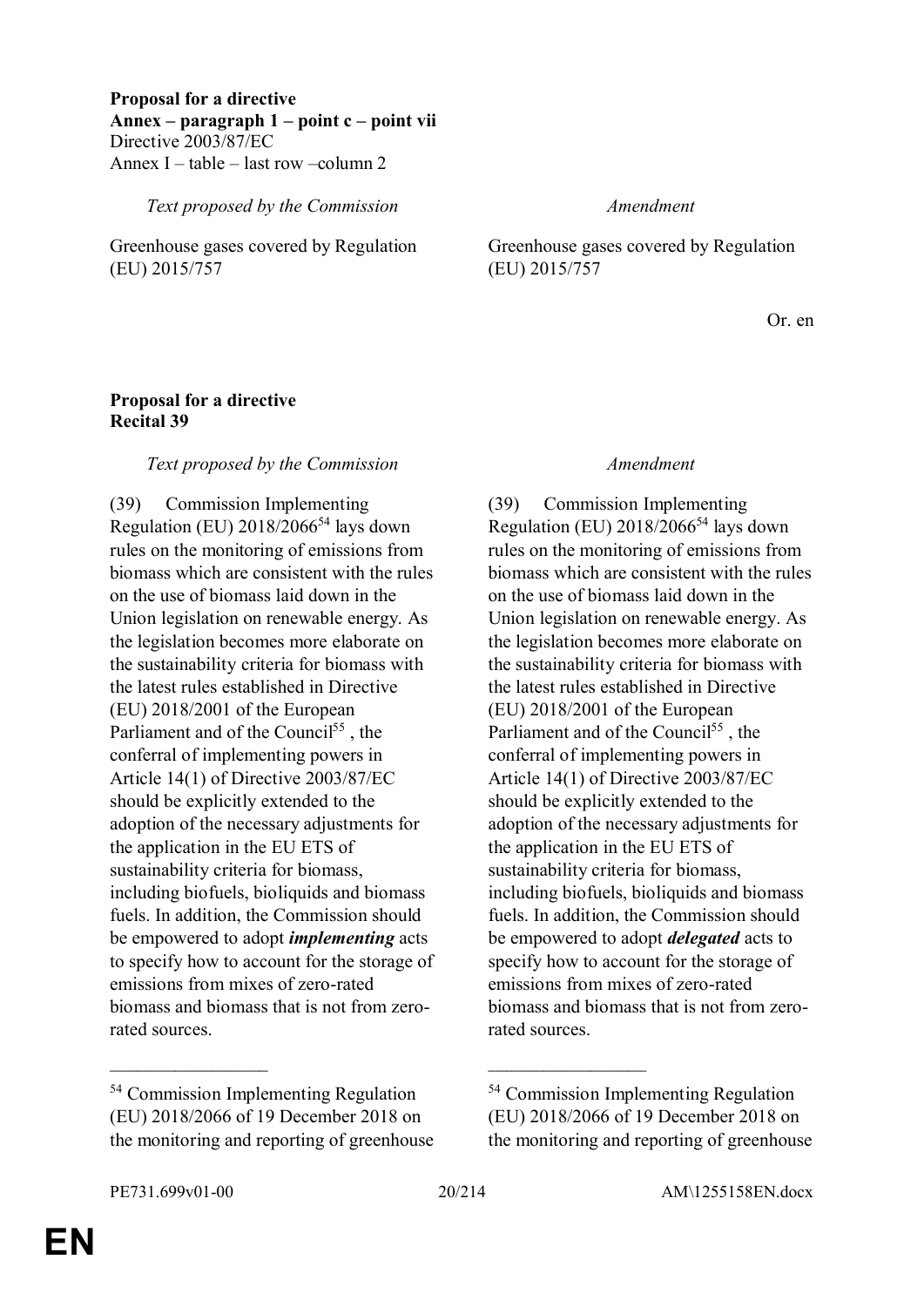**Proposal for a directive**
**Annex – paragraph 1 – point c – point vii**
Directive 2003/87/EC
Annex I – table – last row –column 2

| *Text proposed by the Commission* | *Amendment* |
|---|---|
| Greenhouse gases covered by Regulation (EU) 2015/757 | Greenhouse gases covered by Regulation (EU) 2015/757 |

Or. en

**Proposal for a directive**
**Recital 39**

| *Text proposed by the Commission* | *Amendment* |
|---|---|
| (39) Commission Implementing Regulation (EU) 2018/2066[54] lays down rules on the monitoring of emissions from biomass which are consistent with the rules on the use of biomass laid down in the Union legislation on renewable energy. As the legislation becomes more elaborate on the sustainability criteria for biomass with the latest rules established in Directive (EU) 2018/2001 of the European Parliament and of the Council[55] , the conferral of implementing powers in Article 14(1) of Directive 2003/87/EC should be explicitly extended to the adoption of the necessary adjustments for the application in the EU ETS of sustainability criteria for biomass, including biofuels, bioliquids and biomass fuels. In addition, the Commission should be empowered to adopt ***implementing*** acts to specify how to account for the storage of emissions from mixes of zero-rated biomass and biomass that is not from zero-rated sources. | (39) Commission Implementing Regulation (EU) 2018/2066[54] lays down rules on the monitoring of emissions from biomass which are consistent with the rules on the use of biomass laid down in the Union legislation on renewable energy. As the legislation becomes more elaborate on the sustainability criteria for biomass with the latest rules established in Directive (EU) 2018/2001 of the European Parliament and of the Council[55] , the conferral of implementing powers in Article 14(1) of Directive 2003/87/EC should be explicitly extended to the adoption of the necessary adjustments for the application in the EU ETS of sustainability criteria for biomass, including biofuels, bioliquids and biomass fuels. In addition, the Commission should be empowered to adopt ***delegated*** acts to specify how to account for the storage of emissions from mixes of zero-rated biomass and biomass that is not from zero-rated sources. |

_________________

[54] Commission Implementing Regulation (EU) 2018/2066 of 19 December 2018 on the monitoring and reporting of greenhouse

_________________

[54] Commission Implementing Regulation (EU) 2018/2066 of 19 December 2018 on the monitoring and reporting of greenhouse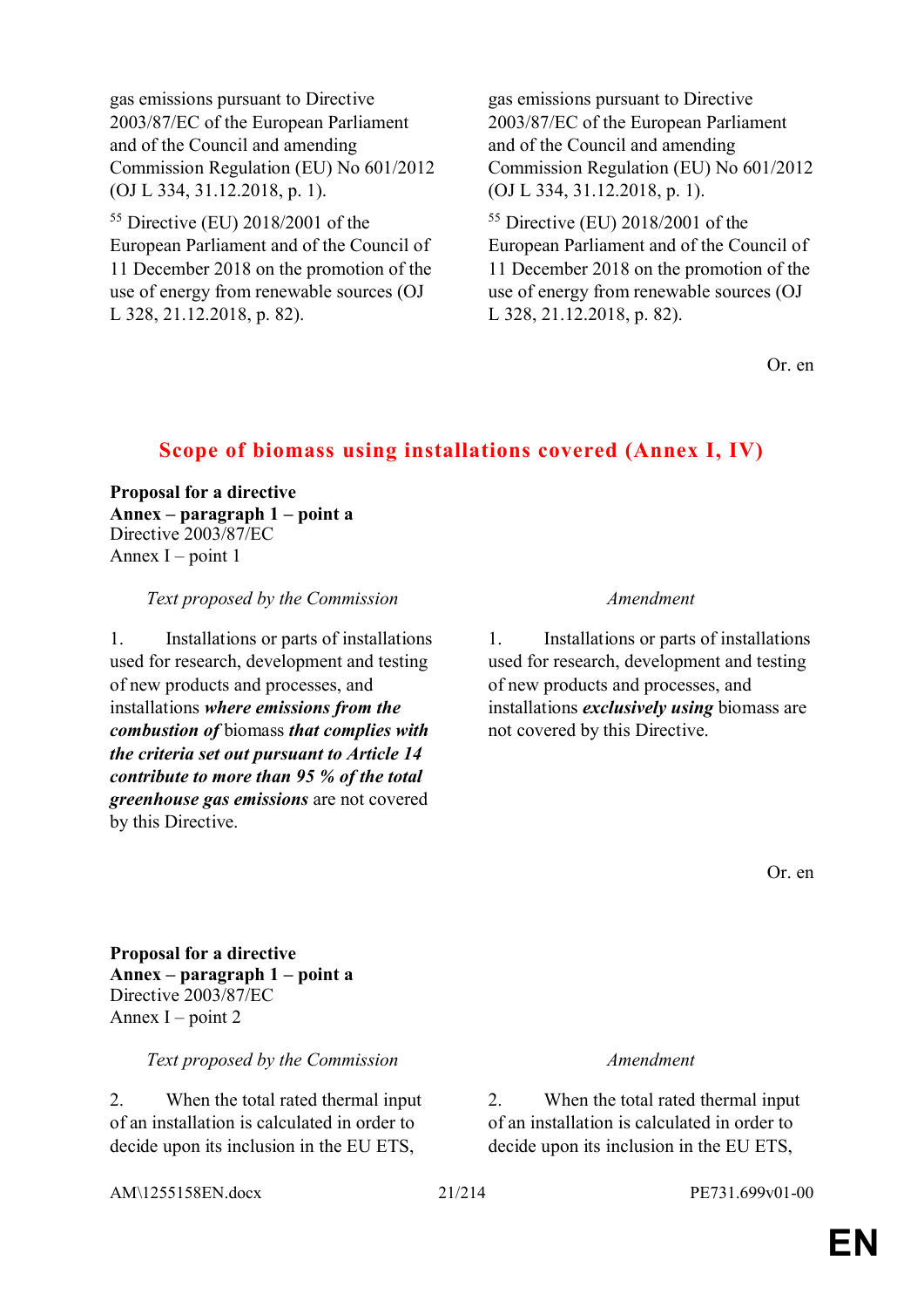| | |
|---|---|
| gas emissions pursuant to Directive 2003/87/EC of the European Parliament and of the Council and amending Commission Regulation (EU) No 601/2012 (OJ L 334, 31.12.2018, p. 1). | gas emissions pursuant to Directive 2003/87/EC of the European Parliament and of the Council and amending Commission Regulation (EU) No 601/2012 (OJ L 334, 31.12.2018, p. 1). |
| [55] Directive (EU) 2018/2001 of the European Parliament and of the Council of 11 December 2018 on the promotion of the use of energy from renewable sources (OJ L 328, 21.12.2018, p. 82). | [55] Directive (EU) 2018/2001 of the European Parliament and of the Council of 11 December 2018 on the promotion of the use of energy from renewable sources (OJ L 328, 21.12.2018, p. 82). |

Or. en

## Scope of biomass using installations covered (Annex I, IV)

**Proposal for a directive**
**Annex – paragraph 1 – point a**
Directive 2003/87/EC
Annex I – point 1

| *Text proposed by the Commission* | *Amendment* |
|---|---|
| 1. Installations or parts of installations used for research, development and testing of new products and processes, and installations ***where emissions from the combustion of*** biomass ***that complies with the criteria set out pursuant to Article 14 contribute to more than 95 % of the total greenhouse gas emissions*** are not covered by this Directive. | 1. Installations or parts of installations used for research, development and testing of new products and processes, and installations ***exclusively using*** biomass are not covered by this Directive. |

Or. en

**Proposal for a directive**
**Annex – paragraph 1 – point a**
Directive 2003/87/EC
Annex I – point 2

| *Text proposed by the Commission* | *Amendment* |
|---|---|
| 2. When the total rated thermal input of an installation is calculated in order to decide upon its inclusion in the EU ETS, | 2. When the total rated thermal input of an installation is calculated in order to decide upon its inclusion in the EU ETS, |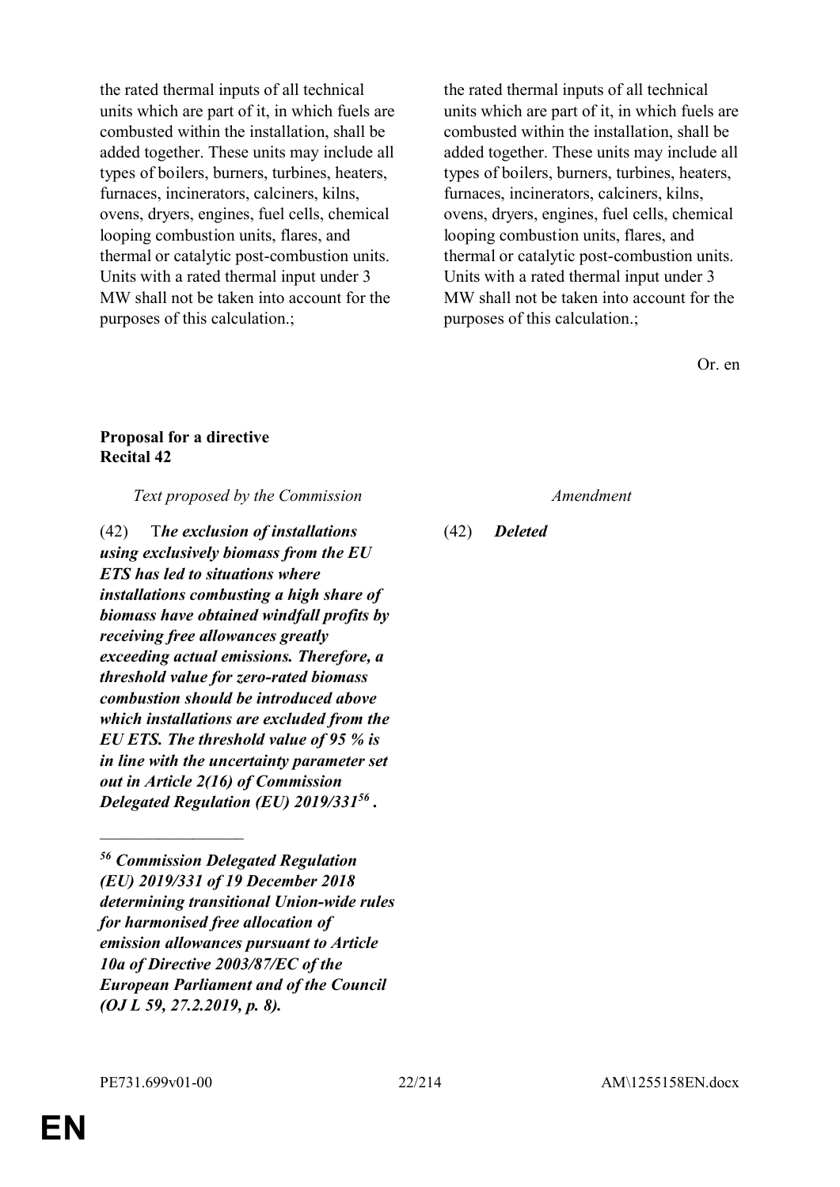| | |
|---|---|
| the rated thermal inputs of all technical units which are part of it, in which fuels are combusted within the installation, shall be added together. These units may include all types of boilers, burners, turbines, heaters, furnaces, incinerators, calciners, kilns, ovens, dryers, engines, fuel cells, chemical looping combustion units, flares, and thermal or catalytic post-combustion units. Units with a rated thermal input under 3 MW shall not be taken into account for the purposes of this calculation.; | the rated thermal inputs of all technical units which are part of it, in which fuels are combusted within the installation, shall be added together. These units may include all types of boilers, burners, turbines, heaters, furnaces, incinerators, calciners, kilns, ovens, dryers, engines, fuel cells, chemical looping combustion units, flares, and thermal or catalytic post-combustion units. Units with a rated thermal input under 3 MW shall not be taken into account for the purposes of this calculation.; |

Or. en

**Proposal for a directive**
**Recital 42**

| *Text proposed by the Commission* | *Amendment* |
|---|---|
| (42) T***he exclusion of installations using exclusively biomass from the EU ETS has led to situations where installations combusting a high share of biomass have obtained windfall profits by receiving free allowances greatly exceeding actual emissions. Therefore, a threshold value for zero-rated biomass combustion should be introduced above which installations are excluded from the EU ETS. The threshold value of 95 % is in line with the uncertainty parameter set out in Article 2(16) of Commission Delegated Regulation (EU) 2019/331[56] .*** | (42) ***Deleted*** |

_________________

[56] ***Commission Delegated Regulation (EU) 2019/331 of 19 December 2018 determining transitional Union-wide rules for harmonised free allocation of emission allowances pursuant to Article 10a of Directive 2003/87/EC of the European Parliament and of the Council (OJ L 59, 27.2.2019, p. 8).***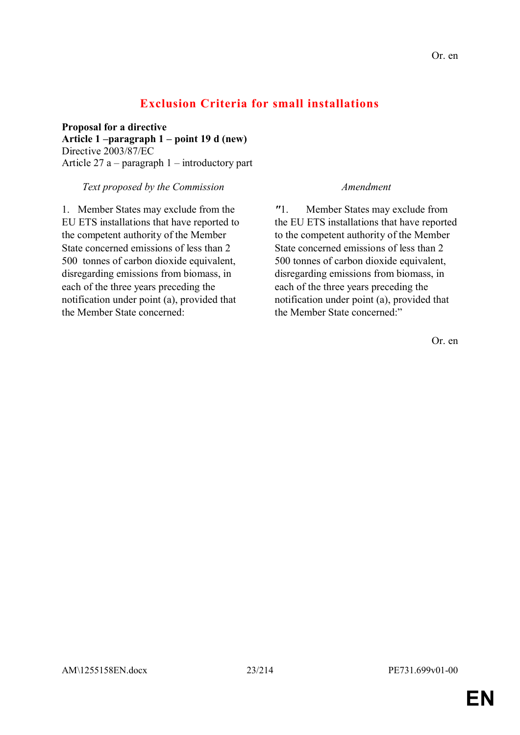Or. en

## Exclusion Criteria for small installations

**Proposal for a directive**
**Article 1 –paragraph 1 – point 19 d (new)**
Directive 2003/87/EC
Article 27 a – paragraph 1 – introductory part

| *Text proposed by the Commission* | *Amendment* |
| --- | --- |
| 1. Member States may exclude from the EU ETS installations that have reported to the competent authority of the Member State concerned emissions of less than 2 500 tonnes of carbon dioxide equivalent, disregarding emissions from biomass, in each of the three years preceding the notification under point (a), provided that the Member State concerned: | ″1. Member States may exclude from the EU ETS installations that have reported to the competent authority of the Member State concerned emissions of less than 2 500 tonnes of carbon dioxide equivalent, disregarding emissions from biomass, in each of the three years preceding the notification under point (a), provided that the Member State concerned:” |

Or. en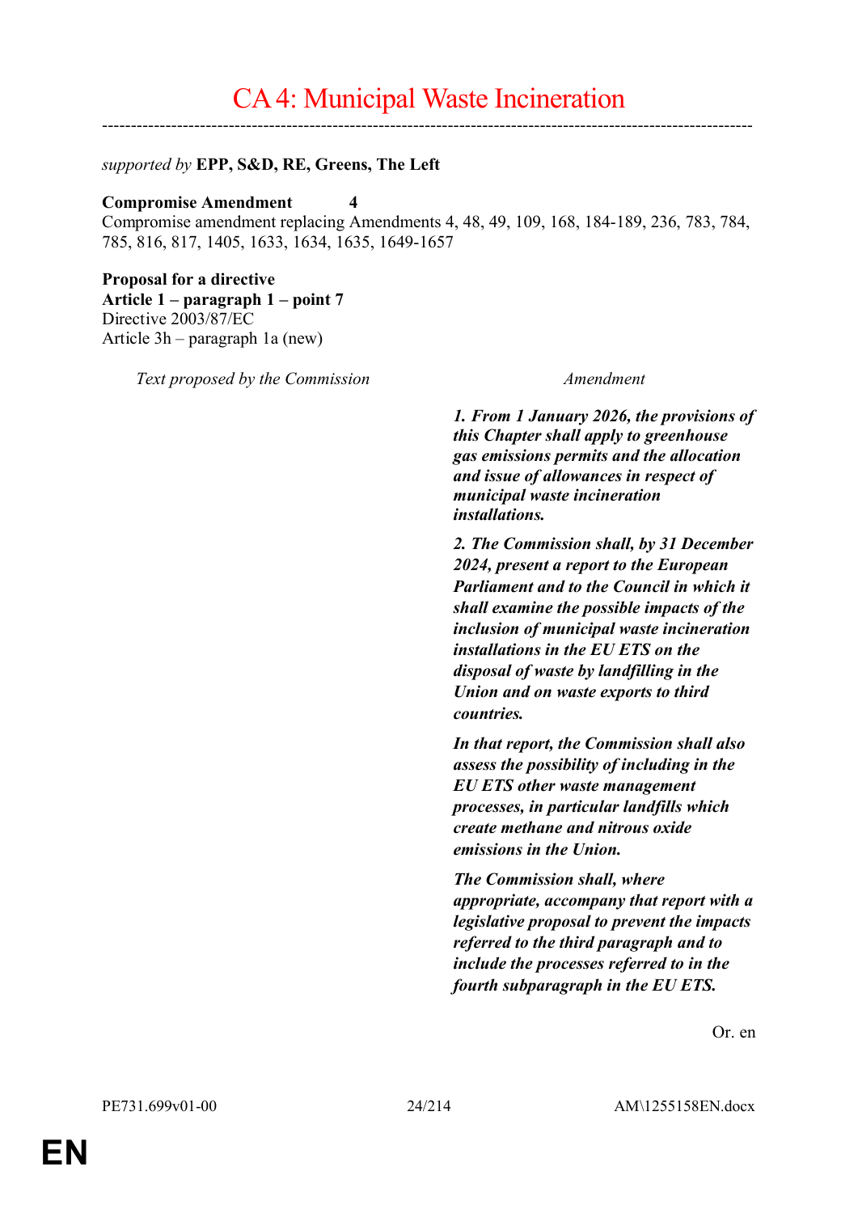# CA 4: Municipal Waste Incineration

---

*supported by* **EPP, S&D, RE, Greens, The Left**

**Compromise Amendment 4**
Compromise amendment replacing Amendments 4, 48, 49, 109, 168, 184-189, 236, 783, 784, 785, 816, 817, 1405, 1633, 1634, 1635, 1649-1657

**Proposal for a directive**
**Article 1 – paragraph 1 – point 7**
Directive 2003/87/EC
Article 3h – paragraph 1a (new)

| *Text proposed by the Commission* | *Amendment* |
|---|---|
| | ***1. From 1 January 2026, the provisions of this Chapter shall apply to greenhouse gas emissions permits and the allocation and issue of allowances in respect of municipal waste incineration installations.*** |
| | ***2. The Commission shall, by 31 December 2024, present a report to the European Parliament and to the Council in which it shall examine the possible impacts of the inclusion of municipal waste incineration installations in the EU ETS on the disposal of waste by landfilling in the Union and on waste exports to third countries.*** |
| | ***In that report, the Commission shall also assess the possibility of including in the EU ETS other waste management processes, in particular landfills which create methane and nitrous oxide emissions in the Union.*** |
| | ***The Commission shall, where appropriate, accompany that report with a legislative proposal to prevent the impacts referred to the third paragraph and to include the processes referred to in the fourth subparagraph in the EU ETS.*** |

Or. en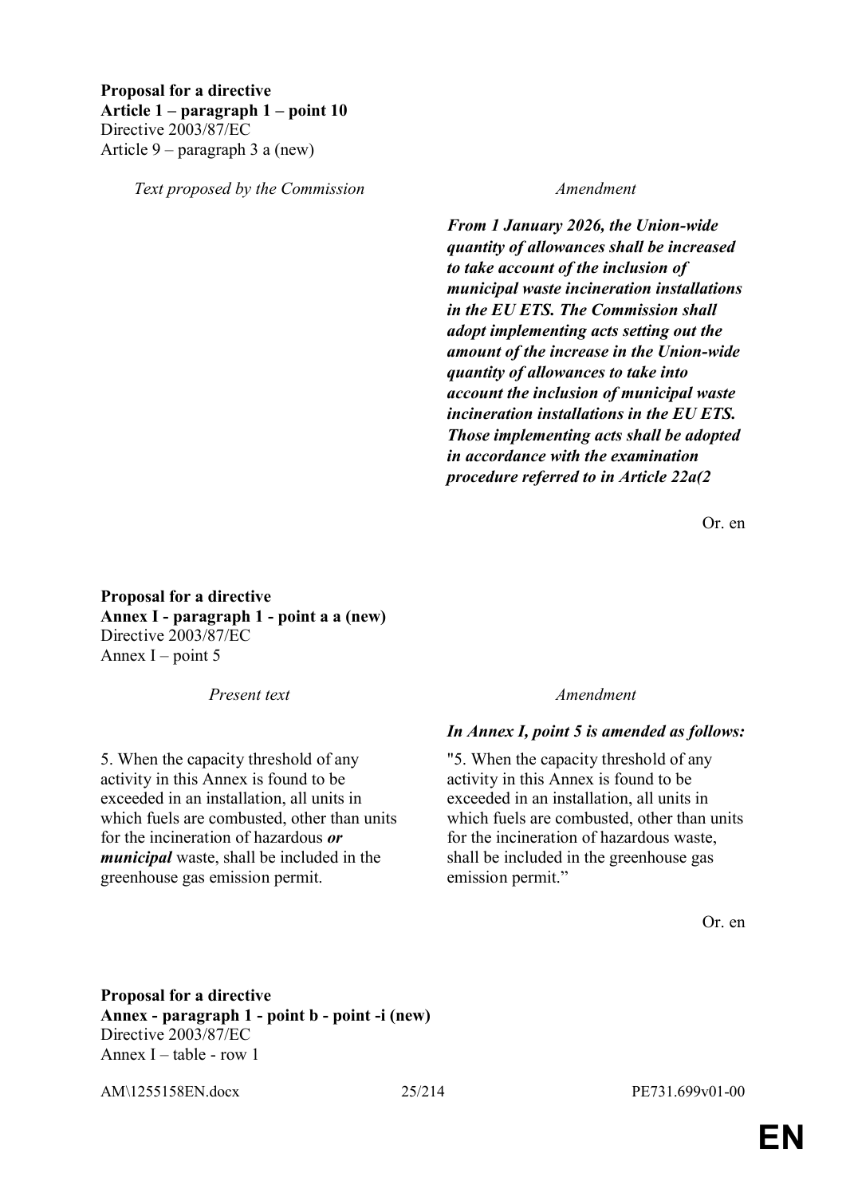**Proposal for a directive**
**Article 1 – paragraph 1 – point 10**
Directive 2003/87/EC
Article 9 – paragraph 3 a (new)

| *Text proposed by the Commission* | *Amendment* |
|---|---|
| | ***From 1 January 2026, the Union-wide quantity of allowances shall be increased to take account of the inclusion of municipal waste incineration installations in the EU ETS. The Commission shall adopt implementing acts setting out the amount of the increase in the Union-wide quantity of allowances to take into account the inclusion of municipal waste incineration installations in the EU ETS. Those implementing acts shall be adopted in accordance with the examination procedure referred to in Article 22a(2*** |

Or. en

**Proposal for a directive**
**Annex I - paragraph 1 - point a a (new)**
Directive 2003/87/EC
Annex I – point 5

| *Present text* | *Amendment* |
|---|---|
| | ***In Annex I, point 5 is amended as follows:*** |
| 5. When the capacity threshold of any activity in this Annex is found to be exceeded in an installation, all units in which fuels are combusted, other than units for the incineration of hazardous ***or municipal*** waste, shall be included in the greenhouse gas emission permit. | "5. When the capacity threshold of any activity in this Annex is found to be exceeded in an installation, all units in which fuels are combusted, other than units for the incineration of hazardous waste, shall be included in the greenhouse gas emission permit." |

Or. en

**Proposal for a directive**
**Annex - paragraph 1 - point b - point -i (new)**
Directive 2003/87/EC
Annex I – table - row 1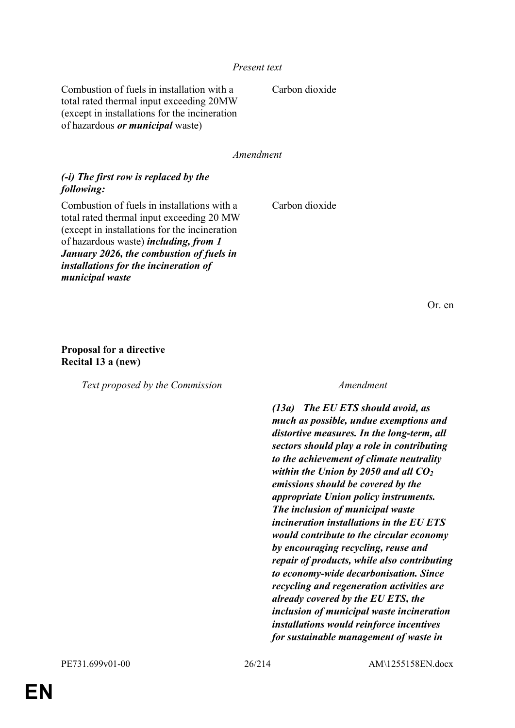*Present text*

| | |
|---|---|
| Combustion of fuels in installation with a total rated thermal input exceeding 20MW (except in installations for the incineration of hazardous ***or municipal*** waste) | Carbon dioxide |

*Amendment*

***(-i) The first row is replaced by the following:***

| | |
|---|---|
| Combustion of fuels in installations with a total rated thermal input exceeding 20 MW (except in installations for the incineration of hazardous waste) ***including, from 1 January 2026, the combustion of fuels in installations for the incineration of municipal waste*** | Carbon dioxide |

Or. en

**Proposal for a directive**
**Recital 13 a (new)**

| *Text proposed by the Commission* | *Amendment* |
|---|---|
| | ***(13a) The EU ETS should avoid, as much as possible, undue exemptions and distortive measures. In the long-term, all sectors should play a role in contributing to the achievement of climate neutrality within the Union by 2050 and all $CO_2$ emissions should be covered by the appropriate Union policy instruments. The inclusion of municipal waste incineration installations in the EU ETS would contribute to the circular economy by encouraging recycling, reuse and repair of products, while also contributing to economy-wide decarbonisation. Since recycling and regeneration activities are already covered by the EU ETS, the inclusion of municipal waste incineration installations would reinforce incentives for sustainable management of waste in*** |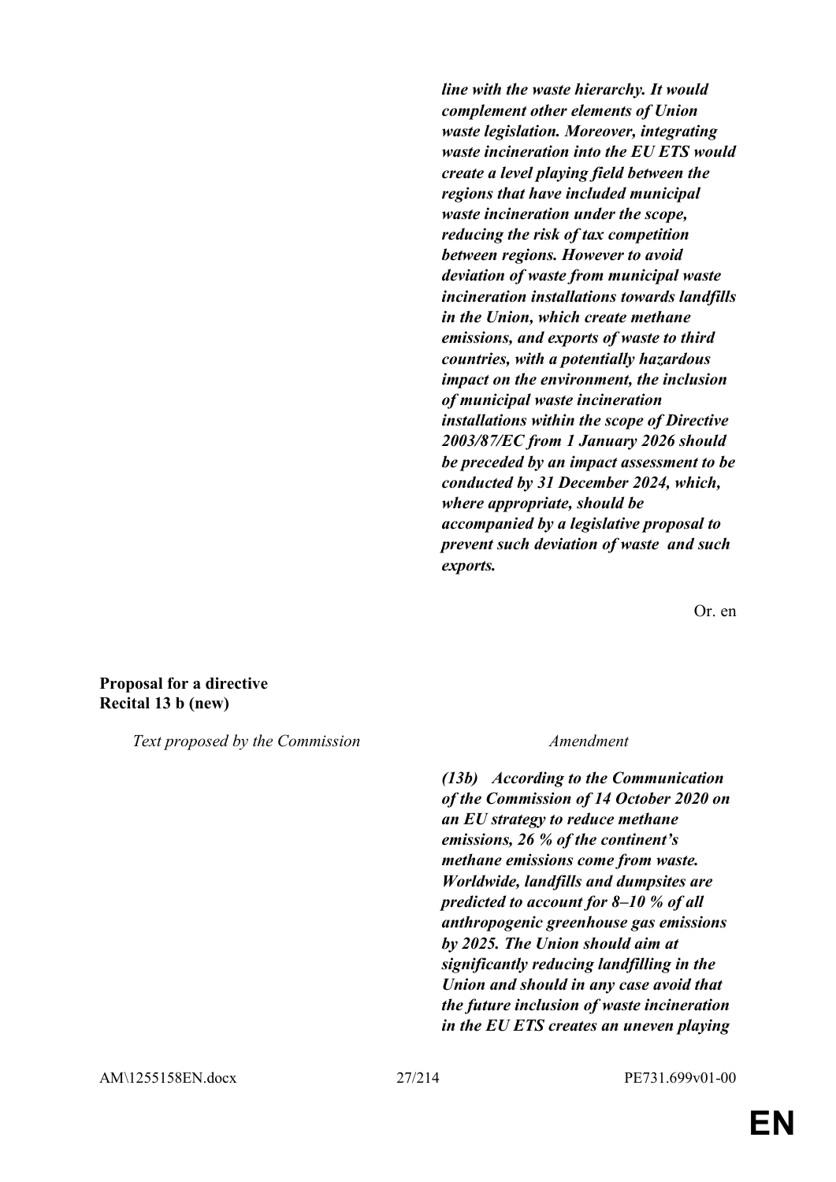***line with the waste hierarchy. It would complement other elements of Union waste legislation. Moreover, integrating waste incineration into the EU ETS would create a level playing field between the regions that have included municipal waste incineration under the scope, reducing the risk of tax competition between regions. However to avoid deviation of waste from municipal waste incineration installations towards landfills in the Union, which create methane emissions, and exports of waste to third countries, with a potentially hazardous impact on the environment, the inclusion of municipal waste incineration installations within the scope of Directive 2003/87/EC from 1 January 2026 should be preceded by an impact assessment to be conducted by 31 December 2024, which, where appropriate, should be accompanied by a legislative proposal to prevent such deviation of waste and such exports.***

Or. en

**Proposal for a directive**
**Recital 13 b (new)**

| *Text proposed by the Commission* | *Amendment* |
|---|---|
| | ***(13b) According to the Communication of the Commission of 14 October 2020 on an EU strategy to reduce methane emissions, 26 % of the continent's methane emissions come from waste. Worldwide, landfills and dumpsites are predicted to account for 8–10 % of all anthropogenic greenhouse gas emissions by 2025. The Union should aim at significantly reducing landfilling in the Union and should in any case avoid that the future inclusion of waste incineration in the EU ETS creates an uneven playing*** |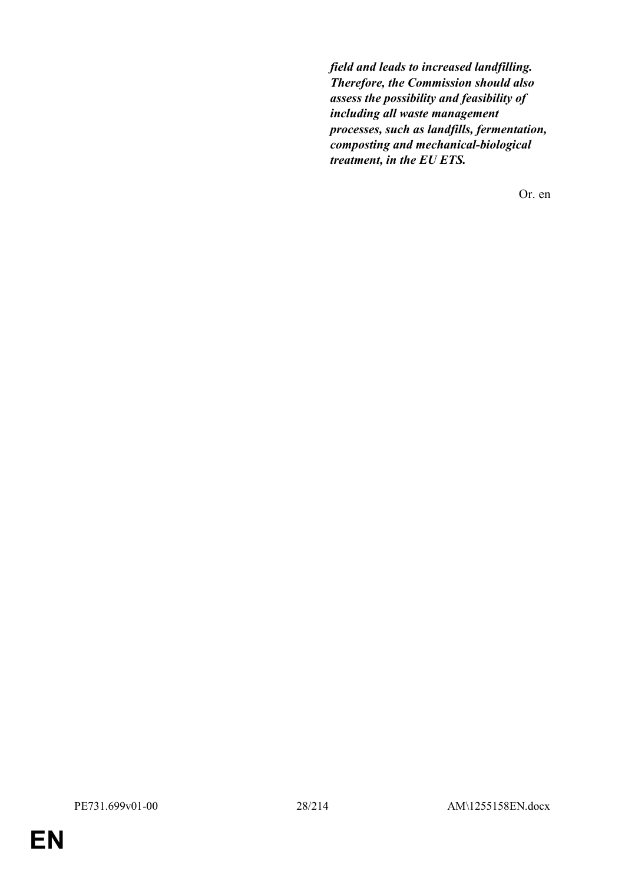***field and leads to increased landfilling. Therefore, the Commission should also assess the possibility and feasibility of including all waste management processes, such as landfills, fermentation, composting and mechanical-biological treatment, in the EU ETS.***

Or. en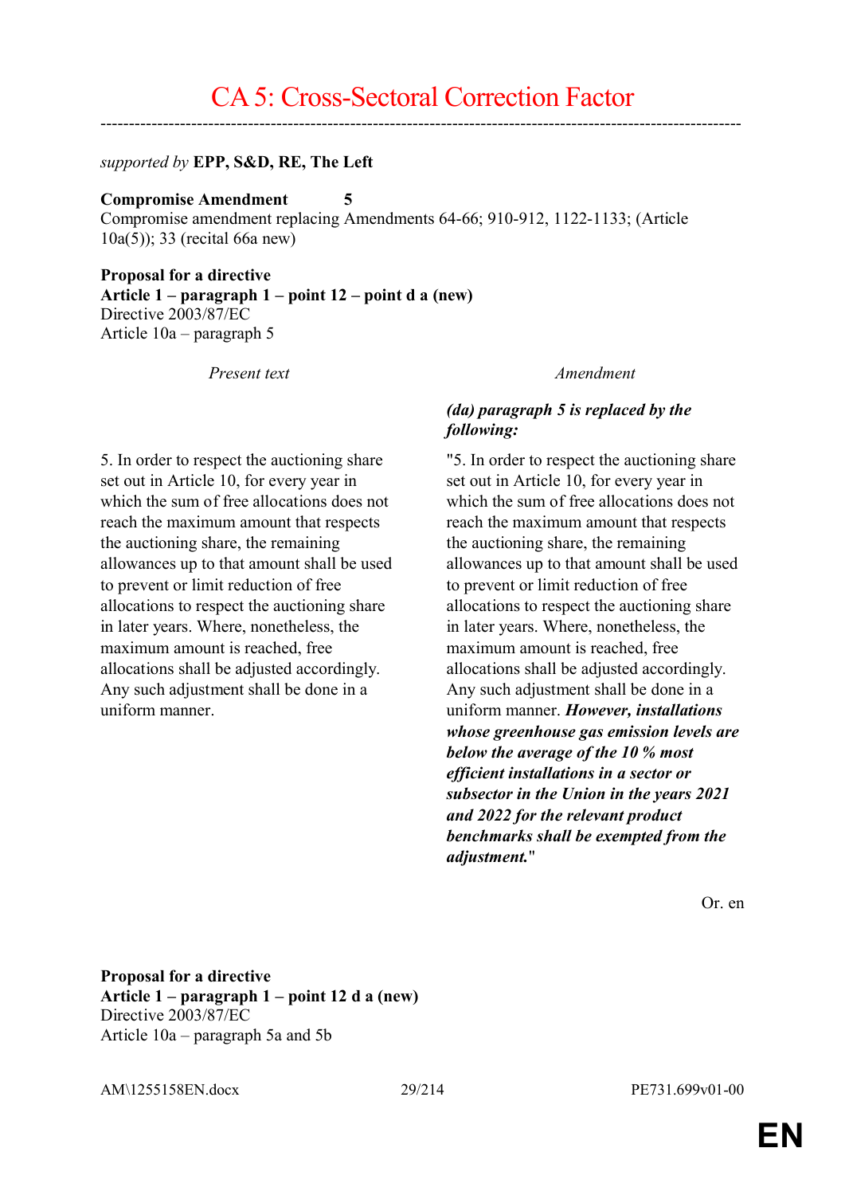# CA 5: Cross-Sectoral Correction Factor

*supported by* **EPP, S&D, RE, The Left**

**Compromise Amendment 5**
Compromise amendment replacing Amendments 64-66; 910-912, 1122-1133; (Article 10a(5)); 33 (recital 66a new)

**Proposal for a directive**
**Article 1 – paragraph 1 – point 12 – point d a (new)**
Directive 2003/87/EC
Article 10a – paragraph 5

| *Present text* | *Amendment* |
|---|---|
| | ***(da) paragraph 5 is replaced by the following:*** |
| 5. In order to respect the auctioning share set out in Article 10, for every year in which the sum of free allocations does not reach the maximum amount that respects the auctioning share, the remaining allowances up to that amount shall be used to prevent or limit reduction of free allocations to respect the auctioning share in later years. Where, nonetheless, the maximum amount is reached, free allocations shall be adjusted accordingly. Any such adjustment shall be done in a uniform manner. | "5. In order to respect the auctioning share set out in Article 10, for every year in which the sum of free allocations does not reach the maximum amount that respects the auctioning share, the remaining allowances up to that amount shall be used to prevent or limit reduction of free allocations to respect the auctioning share in later years. Where, nonetheless, the maximum amount is reached, free allocations shall be adjusted accordingly. Any such adjustment shall be done in a uniform manner. ***However, installations whose greenhouse gas emission levels are below the average of the 10 % most efficient installations in a sector or subsector in the Union in the years 2021 and 2022 for the relevant product benchmarks shall be exempted from the adjustment.***" |

Or. en

**Proposal for a directive**
**Article 1 – paragraph 1 – point 12 d a (new)**
Directive 2003/87/EC
Article 10a – paragraph 5a and 5b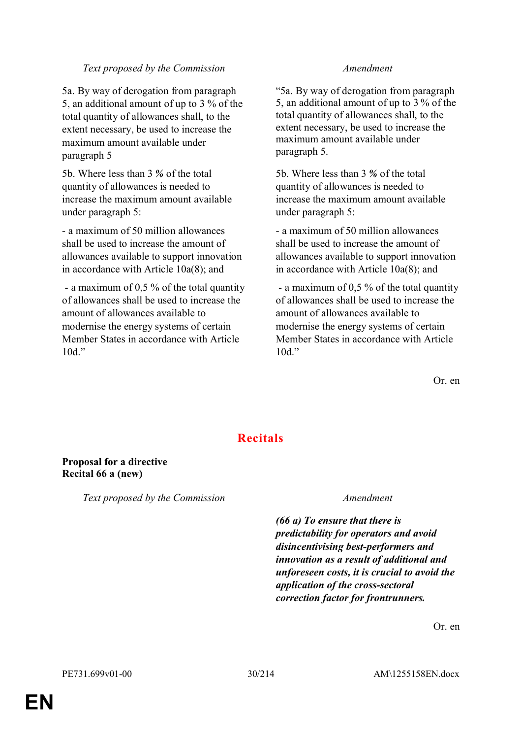| *Text proposed by the Commission* | *Amendment* |
| --- | --- |
| 5a. By way of derogation from paragraph 5, an additional amount of up to 3 % of the total quantity of allowances shall, to the extent necessary, be used to increase the maximum amount available under paragraph 5 | "5a. By way of derogation from paragraph 5, an additional amount of up to 3 % of the total quantity of allowances shall, to the extent necessary, be used to increase the maximum amount available under paragraph 5. |
| 5b. Where less than 3 *%* of the total quantity of allowances is needed to increase the maximum amount available under paragraph 5: | 5b. Where less than 3 *%* of the total quantity of allowances is needed to increase the maximum amount available under paragraph 5: |
| - a maximum of 50 million allowances shall be used to increase the amount of allowances available to support innovation in accordance with Article 10a(8); and | - a maximum of 50 million allowances shall be used to increase the amount of allowances available to support innovation in accordance with Article 10a(8); and |
| - a maximum of 0,5 % of the total quantity of allowances shall be used to increase the amount of allowances available to modernise the energy systems of certain Member States in accordance with Article 10d." | - a maximum of 0,5 % of the total quantity of allowances shall be used to increase the amount of allowances available to modernise the energy systems of certain Member States in accordance with Article 10d." |

Or. en

## Recitals

**Proposal for a directive**
**Recital 66 a (new)**

| *Text proposed by the Commission* | *Amendment* |
| --- | --- |
| | ***(66 a) To ensure that there is predictability for operators and avoid disincentivising best-performers and innovation as a result of additional and unforeseen costs, it is crucial to avoid the application of the cross-sectoral correction factor for frontrunners.*** |

Or. en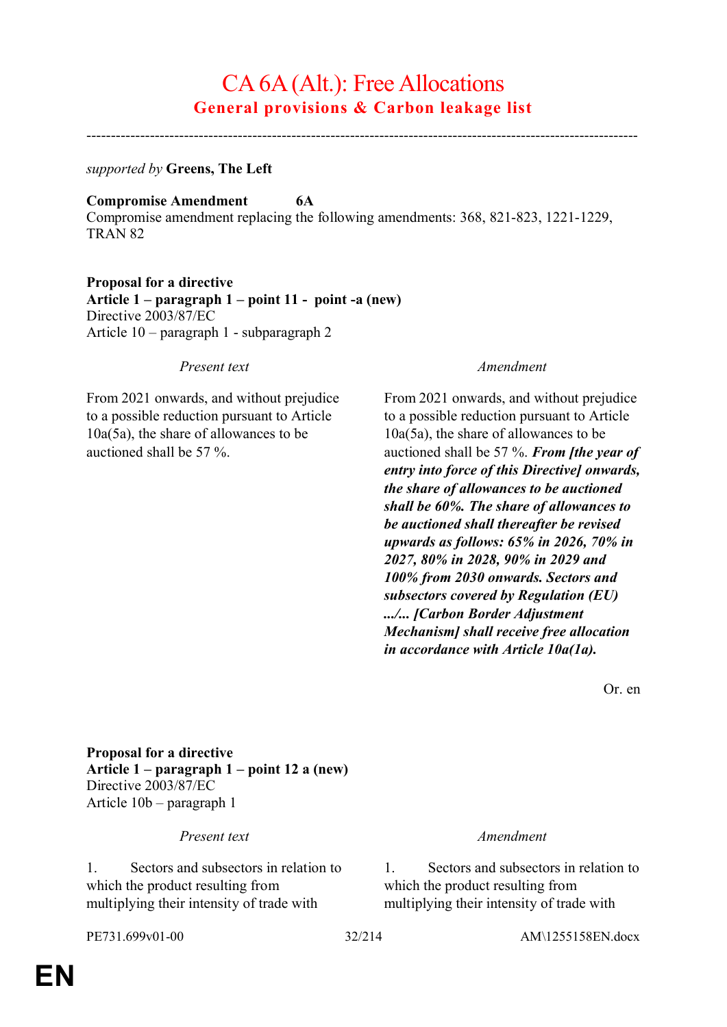# CA 6A (Alt.): Free Allocations

## General provisions & Carbon leakage list

---

*supported by* **Greens, The Left**

**Compromise Amendment 6A**
Compromise amendment replacing the following amendments: 368, 821-823, 1221-1229, TRAN 82

**Proposal for a directive**
**Article 1 – paragraph 1 – point 11 - point -a (new)**
Directive 2003/87/EC
Article 10 – paragraph 1 - subparagraph 2

| *Present text* | *Amendment* |
|---|---|
| From 2021 onwards, and without prejudice to a possible reduction pursuant to Article 10a(5a), the share of allowances to be auctioned shall be 57 %. | From 2021 onwards, and without prejudice to a possible reduction pursuant to Article 10a(5a), the share of allowances to be auctioned shall be 57 %. ***From [the year of entry into force of this Directive] onwards, the share of allowances to be auctioned shall be 60%. The share of allowances to be auctioned shall thereafter be revised upwards as follows: 65% in 2026, 70% in 2027, 80% in 2028, 90% in 2029 and 100% from 2030 onwards. Sectors and subsectors covered by Regulation (EU) .../... [Carbon Border Adjustment Mechanism] shall receive free allocation in accordance with Article 10a(1a).*** |

Or. en

**Proposal for a directive**
**Article 1 – paragraph 1 – point 12 a (new)**
Directive 2003/87/EC
Article 10b – paragraph 1

| *Present text* | *Amendment* |
|---|---|
| 1. Sectors and subsectors in relation to which the product resulting from multiplying their intensity of trade with | 1. Sectors and subsectors in relation to which the product resulting from multiplying their intensity of trade with |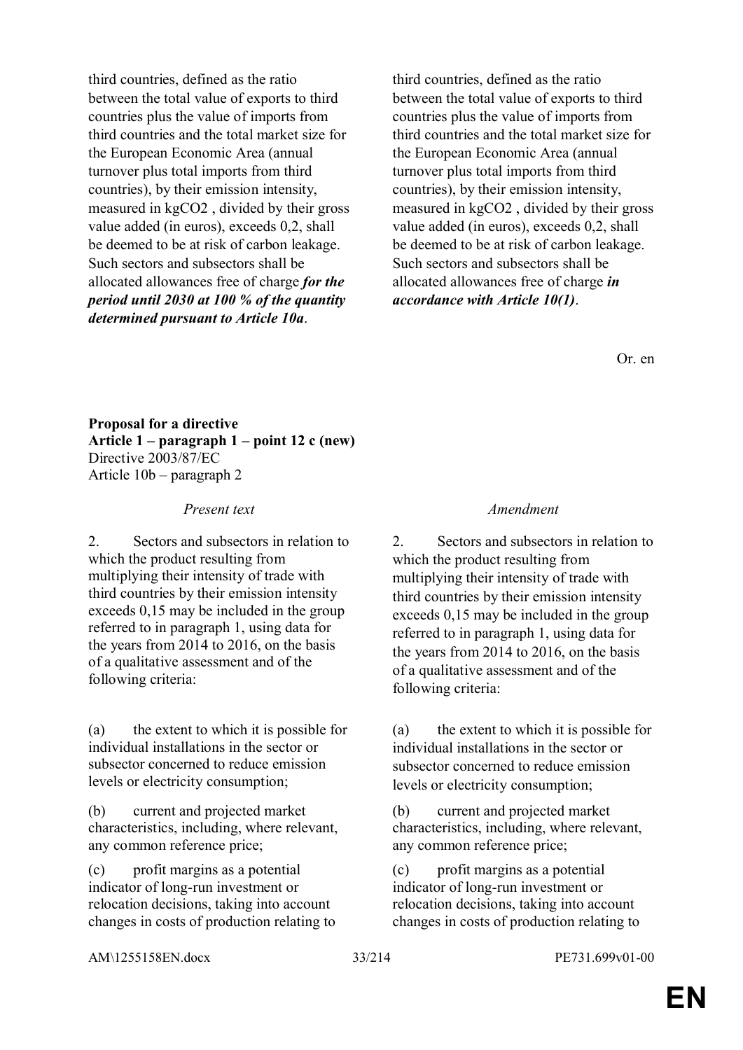| | |
|---|---|
| third countries, defined as the ratio between the total value of exports to third countries plus the value of imports from third countries and the total market size for the European Economic Area (annual turnover plus total imports from third countries), by their emission intensity, measured in $kgCO_2$ , divided by their gross value added (in euros), exceeds 0,2, shall be deemed to be at risk of carbon leakage. Such sectors and subsectors shall be allocated allowances free of charge ***for the period until 2030 at 100 % of the quantity determined pursuant to Article 10a***. | third countries, defined as the ratio between the total value of exports to third countries plus the value of imports from third countries and the total market size for the European Economic Area (annual turnover plus total imports from third countries), by their emission intensity, measured in $kgCO_2$ , divided by their gross value added (in euros), exceeds 0,2, shall be deemed to be at risk of carbon leakage. Such sectors and subsectors shall be allocated allowances free of charge ***in accordance with Article 10(1)***. |

Or. en

**Proposal for a directive**
**Article 1 – paragraph 1 – point 12 c (new)**
Directive 2003/87/EC
Article 10b – paragraph 2

| *Present text* | *Amendment* |
|---|---|
| 2. Sectors and subsectors in relation to which the product resulting from multiplying their intensity of trade with third countries by their emission intensity exceeds 0,15 may be included in the group referred to in paragraph 1, using data for the years from 2014 to 2016, on the basis of a qualitative assessment and of the following criteria: | 2. Sectors and subsectors in relation to which the product resulting from multiplying their intensity of trade with third countries by their emission intensity exceeds 0,15 may be included in the group referred to in paragraph 1, using data for the years from 2014 to 2016, on the basis of a qualitative assessment and of the following criteria: |
| (a) the extent to which it is possible for individual installations in the sector or subsector concerned to reduce emission levels or electricity consumption; | (a) the extent to which it is possible for individual installations in the sector or subsector concerned to reduce emission levels or electricity consumption; |
| (b) current and projected market characteristics, including, where relevant, any common reference price; | (b) current and projected market characteristics, including, where relevant, any common reference price; |
| (c) profit margins as a potential indicator of long-run investment or relocation decisions, taking into account changes in costs of production relating to | (c) profit margins as a potential indicator of long-run investment or relocation decisions, taking into account changes in costs of production relating to |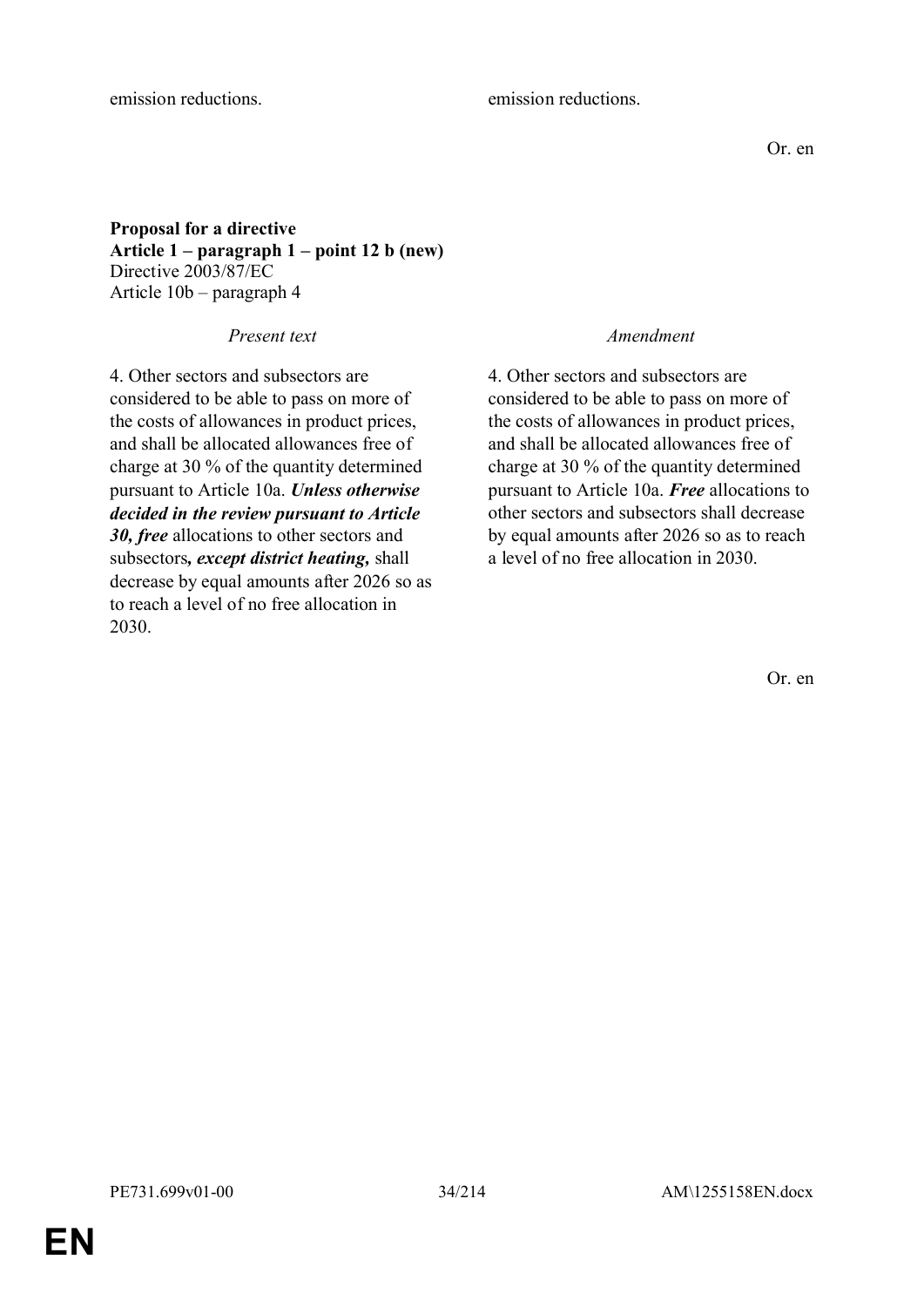| | |
|---|---|
| emission reductions. | emission reductions. |

Or. en

**Proposal for a directive**
**Article 1 – paragraph 1 – point 12 b (new)**
Directive 2003/87/EC
Article 10b – paragraph 4

| *Present text* | *Amendment* |
|---|---|
| 4. Other sectors and subsectors are considered to be able to pass on more of the costs of allowances in product prices, and shall be allocated allowances free of charge at 30 % of the quantity determined pursuant to Article 10a. ***Unless otherwise decided in the review pursuant to Article 30, free*** allocations to other sectors and subsectors***, except district heating,*** shall decrease by equal amounts after 2026 so as to reach a level of no free allocation in 2030. | 4. Other sectors and subsectors are considered to be able to pass on more of the costs of allowances in product prices, and shall be allocated allowances free of charge at 30 % of the quantity determined pursuant to Article 10a. ***Free*** allocations to other sectors and subsectors shall decrease by equal amounts after 2026 so as to reach a level of no free allocation in 2030. |

Or. en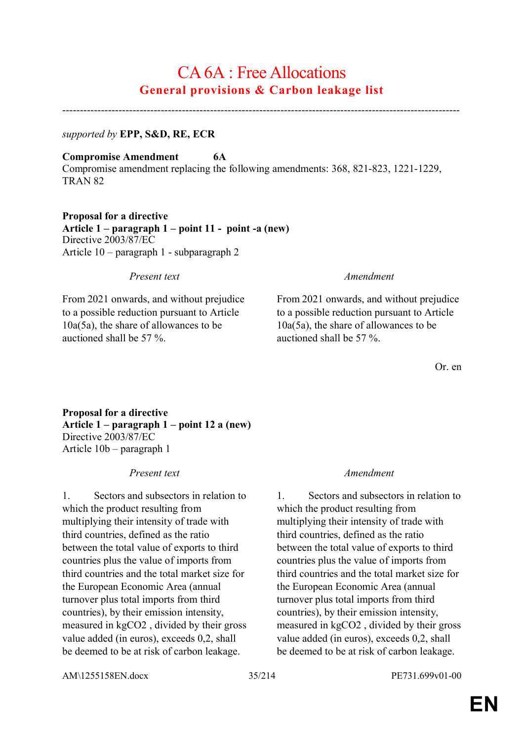# CA 6A : Free Allocations

## General provisions & Carbon leakage list

---

*supported by* **EPP, S&D, RE, ECR**

**Compromise Amendment 6A**
Compromise amendment replacing the following amendments: 368, 821-823, 1221-1229, TRAN 82

**Proposal for a directive**
**Article 1 – paragraph 1 – point 11 - point -a (new)**
Directive 2003/87/EC
Article 10 – paragraph 1 - subparagraph 2

| *Present text* | *Amendment* |
| --- | --- |
| From 2021 onwards, and without prejudice to a possible reduction pursuant to Article 10a(5a), the share of allowances to be auctioned shall be 57 %. | From 2021 onwards, and without prejudice to a possible reduction pursuant to Article 10a(5a), the share of allowances to be auctioned shall be 57 %. |

Or. en

**Proposal for a directive**
**Article 1 – paragraph 1 – point 12 a (new)**
Directive 2003/87/EC
Article 10b – paragraph 1

| *Present text* | *Amendment* |
| --- | --- |
| 1. Sectors and subsectors in relation to which the product resulting from multiplying their intensity of trade with third countries, defined as the ratio between the total value of exports to third countries plus the value of imports from third countries and the total market size for the European Economic Area (annual turnover plus total imports from third countries), by their emission intensity, measured in kg$CO_2$ , divided by their gross value added (in euros), exceeds 0,2, shall be deemed to be at risk of carbon leakage. | 1. Sectors and subsectors in relation to which the product resulting from multiplying their intensity of trade with third countries, defined as the ratio between the total value of exports to third countries plus the value of imports from third countries and the total market size for the European Economic Area (annual turnover plus total imports from third countries), by their emission intensity, measured in kg$CO_2$ , divided by their gross value added (in euros), exceeds 0,2, shall be deemed to be at risk of carbon leakage. |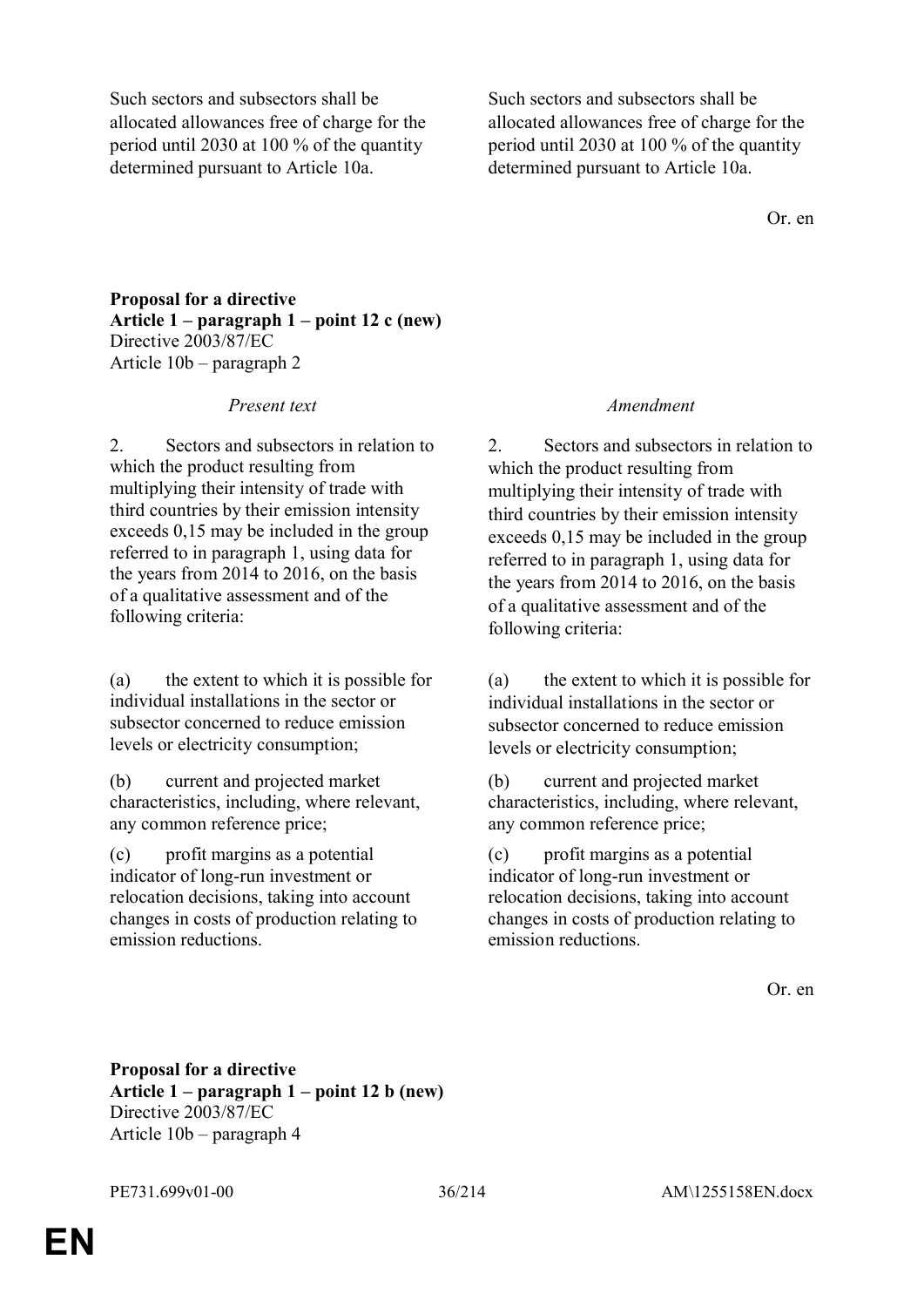| | |
|---|---|
| Such sectors and subsectors shall be allocated allowances free of charge for the period until 2030 at 100 % of the quantity determined pursuant to Article 10a. | Such sectors and subsectors shall be allocated allowances free of charge for the period until 2030 at 100 % of the quantity determined pursuant to Article 10a. |

Or. en

**Proposal for a directive**
**Article 1 – paragraph 1 – point 12 c (new)**
Directive 2003/87/EC
Article 10b – paragraph 2

| *Present text* | *Amendment* |
|---|---|
| 2. Sectors and subsectors in relation to which the product resulting from multiplying their intensity of trade with third countries by their emission intensity exceeds 0,15 may be included in the group referred to in paragraph 1, using data for the years from 2014 to 2016, on the basis of a qualitative assessment and of the following criteria: | 2. Sectors and subsectors in relation to which the product resulting from multiplying their intensity of trade with third countries by their emission intensity exceeds 0,15 may be included in the group referred to in paragraph 1, using data for the years from 2014 to 2016, on the basis of a qualitative assessment and of the following criteria: |
| (a) the extent to which it is possible for individual installations in the sector or subsector concerned to reduce emission levels or electricity consumption; | (a) the extent to which it is possible for individual installations in the sector or subsector concerned to reduce emission levels or electricity consumption; |
| (b) current and projected market characteristics, including, where relevant, any common reference price; | (b) current and projected market characteristics, including, where relevant, any common reference price; |
| (c) profit margins as a potential indicator of long-run investment or relocation decisions, taking into account changes in costs of production relating to emission reductions. | (c) profit margins as a potential indicator of long-run investment or relocation decisions, taking into account changes in costs of production relating to emission reductions. |

Or. en

**Proposal for a directive**
**Article 1 – paragraph 1 – point 12 b (new)**
Directive 2003/87/EC
Article 10b – paragraph 4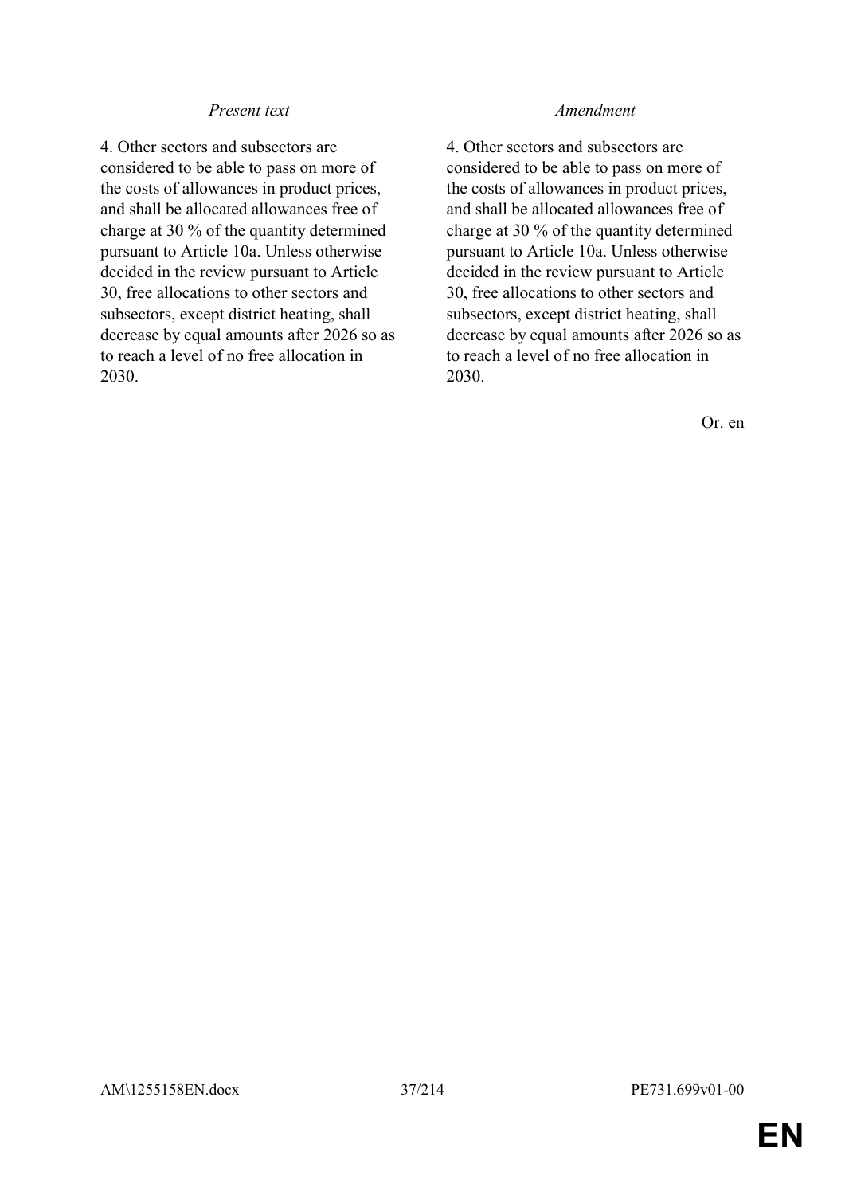| *Present text* | *Amendment* |
| --- | --- |
| 4. Other sectors and subsectors are considered to be able to pass on more of the costs of allowances in product prices, and shall be allocated allowances free of charge at 30 % of the quantity determined pursuant to Article 10a. Unless otherwise decided in the review pursuant to Article 30, free allocations to other sectors and subsectors, except district heating, shall decrease by equal amounts after 2026 so as to reach a level of no free allocation in 2030. | 4. Other sectors and subsectors are considered to be able to pass on more of the costs of allowances in product prices, and shall be allocated allowances free of charge at 30 % of the quantity determined pursuant to Article 10a. Unless otherwise decided in the review pursuant to Article 30, free allocations to other sectors and subsectors, except district heating, shall decrease by equal amounts after 2026 so as to reach a level of no free allocation in 2030. |

Or. en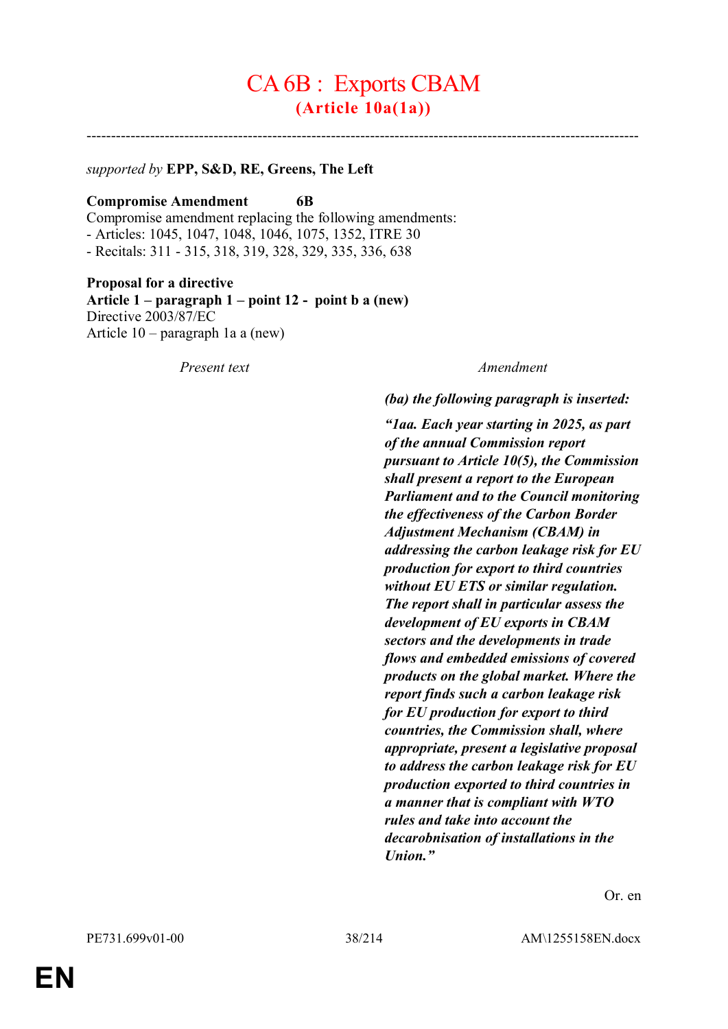# CA 6B : Exports CBAM
## (Article 10a(1a))

---

*supported by* **EPP, S&D, RE, Greens, The Left**

**Compromise Amendment 6B**
Compromise amendment replacing the following amendments:
- Articles: 1045, 1047, 1048, 1046, 1075, 1352, ITRE 30
- Recitals: 311 - 315, 318, 319, 328, 329, 335, 336, 638

**Proposal for a directive**
**Article 1 – paragraph 1 – point 12 - point b a (new)**
Directive 2003/87/EC
Article 10 – paragraph 1a a (new)

| *Present text* | *Amendment* |
| --- | --- |
| | ***(ba) the following paragraph is inserted:*** |
| | ***"1aa. Each year starting in 2025, as part of the annual Commission report pursuant to Article 10(5), the Commission shall present a report to the European Parliament and to the Council monitoring the effectiveness of the Carbon Border Adjustment Mechanism (CBAM) in addressing the carbon leakage risk for EU production for export to third countries without EU ETS or similar regulation. The report shall in particular assess the development of EU exports in CBAM sectors and the developments in trade flows and embedded emissions of covered products on the global market. Where the report finds such a carbon leakage risk for EU production for export to third countries, the Commission shall, where appropriate, present a legislative proposal to address the carbon leakage risk for EU production exported to third countries in a manner that is compliant with WTO rules and take into account the decarbonisation of installations in the Union."*** |

Or. en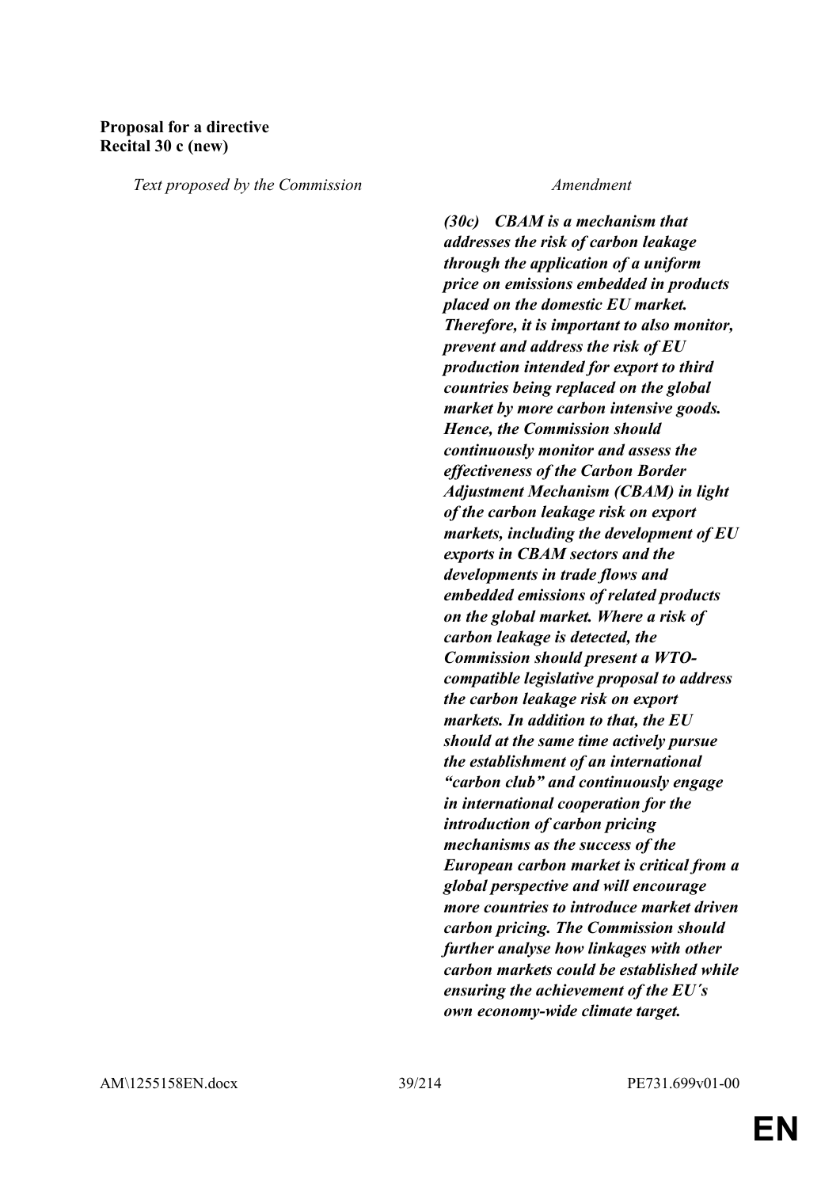**Proposal for a directive**
**Recital 30 c (new)**

| *Text proposed by the Commission* | *Amendment* |
| --- | --- |
| | ***(30c) CBAM is a mechanism that addresses the risk of carbon leakage through the application of a uniform price on emissions embedded in products placed on the domestic EU market. Therefore, it is important to also monitor, prevent and address the risk of EU production intended for export to third countries being replaced on the global market by more carbon intensive goods. Hence, the Commission should continuously monitor and assess the effectiveness of the Carbon Border Adjustment Mechanism (CBAM) in light of the carbon leakage risk on export markets, including the development of EU exports in CBAM sectors and the developments in trade flows and embedded emissions of related products on the global market. Where a risk of carbon leakage is detected, the Commission should present a WTO-compatible legislative proposal to address the carbon leakage risk on export markets. In addition to that, the EU should at the same time actively pursue the establishment of an international "carbon club" and continuously engage in international cooperation for the introduction of carbon pricing mechanisms as the success of the European carbon market is critical from a global perspective and will encourage more countries to introduce market driven carbon pricing. The Commission should further analyse how linkages with other carbon markets could be established while ensuring the achievement of the EU´s own economy-wide climate target.*** |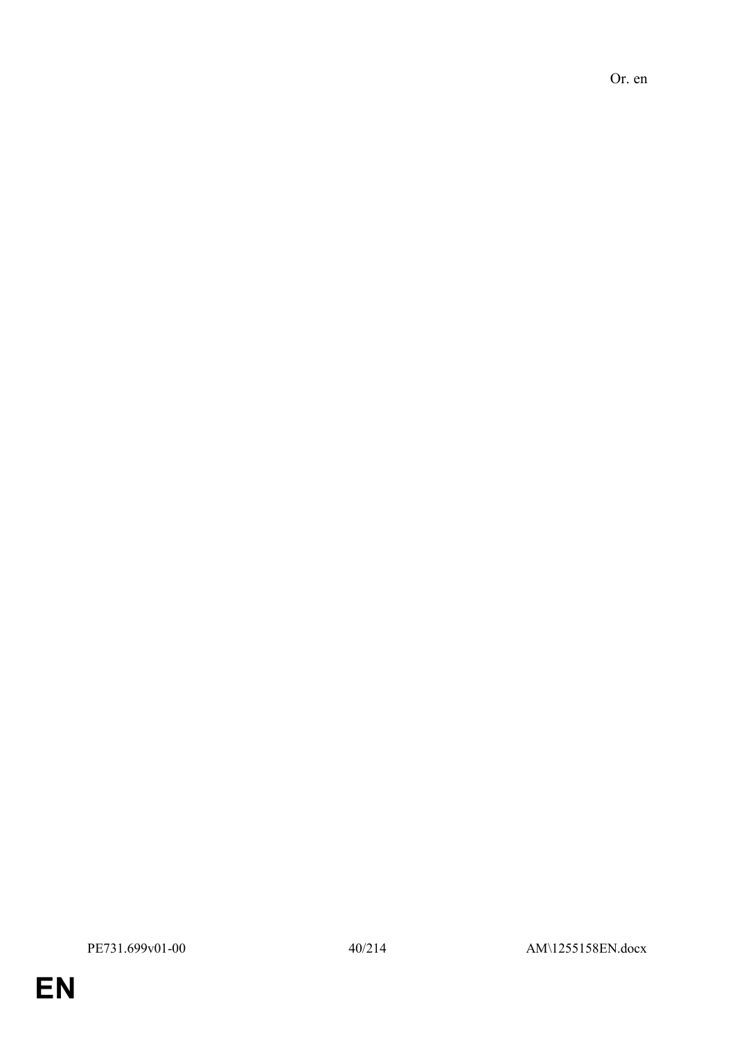Or. en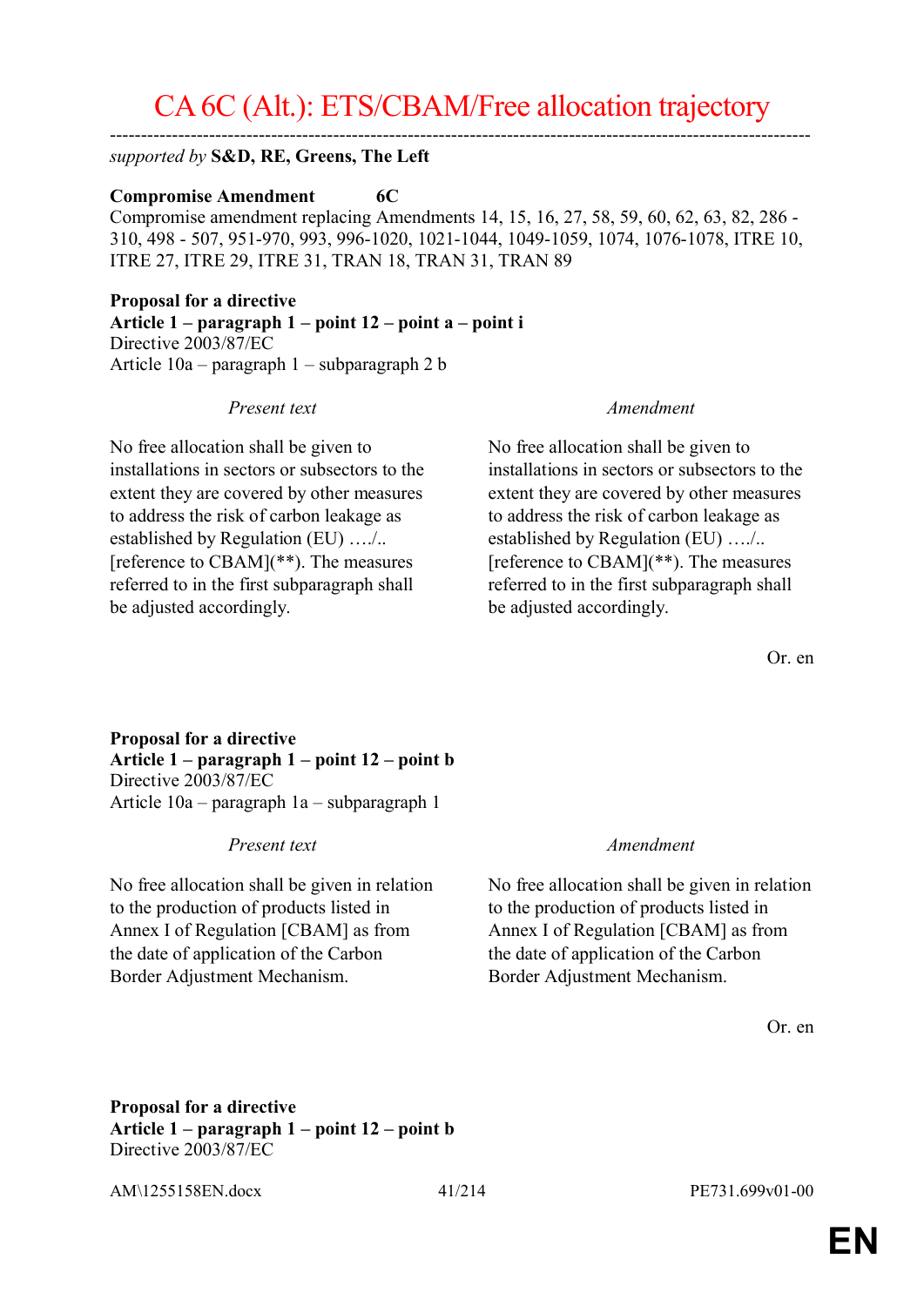# CA 6C (Alt.): ETS/CBAM/Free allocation trajectory

---

*supported by* **S&D, RE, Greens, The Left**

**Compromise Amendment 6C**
Compromise amendment replacing Amendments 14, 15, 16, 27, 58, 59, 60, 62, 63, 82, 286 - 310, 498 - 507, 951-970, 993, 996-1020, 1021-1044, 1049-1059, 1074, 1076-1078, ITRE 10, ITRE 27, ITRE 29, ITRE 31, TRAN 18, TRAN 31, TRAN 89

**Proposal for a directive**
**Article 1 – paragraph 1 – point 12 – point a – point i**
Directive 2003/87/EC
Article 10a – paragraph 1 – subparagraph 2 b

| *Present text* | *Amendment* |
|---|---|
| No free allocation shall be given to installations in sectors or subsectors to the extent they are covered by other measures to address the risk of carbon leakage as established by Regulation (EU) …./.. [reference to CBAM](**). The measures referred to in the first subparagraph shall be adjusted accordingly. | No free allocation shall be given to installations in sectors or subsectors to the extent they are covered by other measures to address the risk of carbon leakage as established by Regulation (EU) …./.. [reference to CBAM](**). The measures referred to in the first subparagraph shall be adjusted accordingly. |

Or. en

**Proposal for a directive**
**Article 1 – paragraph 1 – point 12 – point b**
Directive 2003/87/EC
Article 10a – paragraph 1a – subparagraph 1

| *Present text* | *Amendment* |
|---|---|
| No free allocation shall be given in relation to the production of products listed in Annex I of Regulation [CBAM] as from the date of application of the Carbon Border Adjustment Mechanism. | No free allocation shall be given in relation to the production of products listed in Annex I of Regulation [CBAM] as from the date of application of the Carbon Border Adjustment Mechanism. |

Or. en

**Proposal for a directive**
**Article 1 – paragraph 1 – point 12 – point b**
Directive 2003/87/EC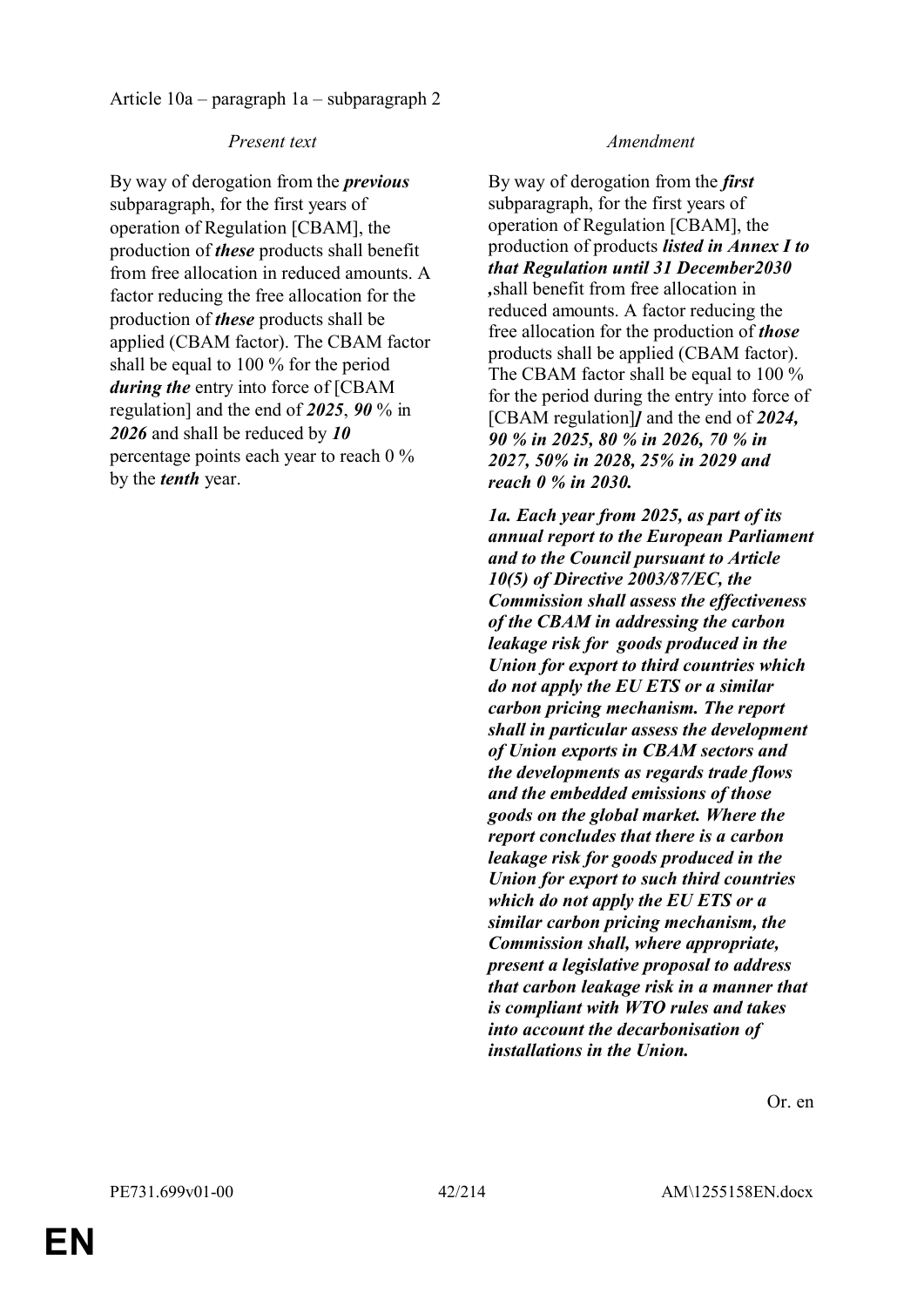Article 10a – paragraph 1a – subparagraph 2

| *Present text* | *Amendment* |
| --- | --- |
| By way of derogation from the ***previous*** subparagraph, for the first years of operation of Regulation [CBAM], the production of ***these*** products shall benefit from free allocation in reduced amounts. A factor reducing the free allocation for the production of ***these*** products shall be applied (CBAM factor). The CBAM factor shall be equal to 100 % for the period ***during the*** entry into force of [CBAM regulation] and the end of ***2025***, ***90*** % in ***2026*** and shall be reduced by ***10*** percentage points each year to reach 0 % by the ***tenth*** year. | By way of derogation from the ***first*** subparagraph, for the first years of operation of Regulation [CBAM], the production of products ***listed in Annex I to that Regulation until 31 December2030 ,***shall benefit from free allocation in reduced amounts. A factor reducing the free allocation for the production of ***those*** products shall be applied (CBAM factor). The CBAM factor shall be equal to 100 % for the period during the entry into force of [CBAM regulation]***]*** and the end of ***2024, 90 % in 2025, 80 % in 2026, 70 % in 2027, 50% in 2028, 25% in 2029 and reach 0 % in 2030.*** |
| | ***1a. Each year from 2025, as part of its annual report to the European Parliament and to the Council pursuant to Article 10(5) of Directive 2003/87/EC, the Commission shall assess the effectiveness of the CBAM in addressing the carbon leakage risk for goods produced in the Union for export to third countries which do not apply the EU ETS or a similar carbon pricing mechanism. The report shall in particular assess the development of Union exports in CBAM sectors and the developments as regards trade flows and the embedded emissions of those goods on the global market. Where the report concludes that there is a carbon leakage risk for goods produced in the Union for export to such third countries which do not apply the EU ETS or a similar carbon pricing mechanism, the Commission shall, where appropriate, present a legislative proposal to address that carbon leakage risk in a manner that is compliant with WTO rules and takes into account the decarbonisation of installations in the Union.*** |

Or. en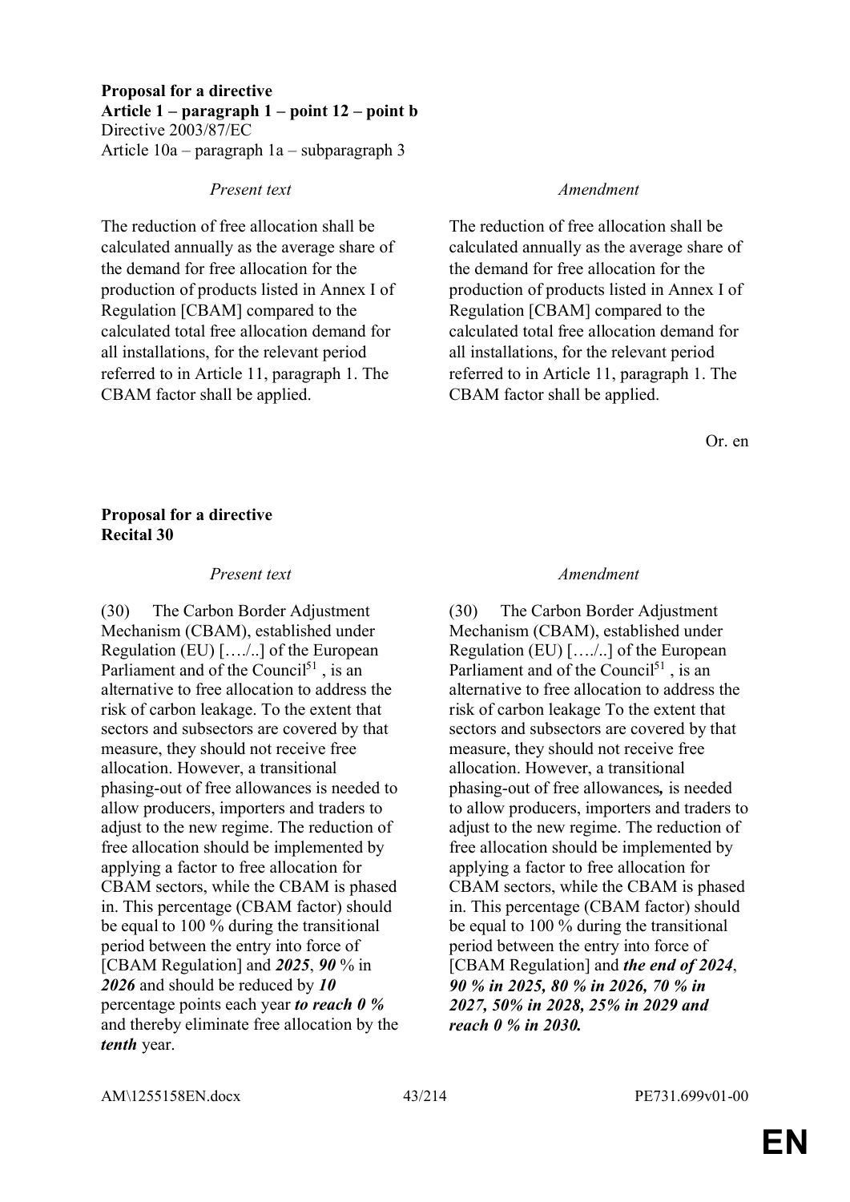**Proposal for a directive**
**Article 1 – paragraph 1 – point 12 – point b**
Directive 2003/87/EC
Article 10a – paragraph 1a – subparagraph 3

| *Present text* | *Amendment* |
|---|---|
| The reduction of free allocation shall be calculated annually as the average share of the demand for free allocation for the production of products listed in Annex I of Regulation [CBAM] compared to the calculated total free allocation demand for all installations, for the relevant period referred to in Article 11, paragraph 1. The CBAM factor shall be applied. | The reduction of free allocation shall be calculated annually as the average share of the demand for free allocation for the production of products listed in Annex I of Regulation [CBAM] compared to the calculated total free allocation demand for all installations, for the relevant period referred to in Article 11, paragraph 1. The CBAM factor shall be applied. |

Or. en

**Proposal for a directive**
**Recital 30**

| *Present text* | *Amendment* |
|---|---|
| (30) The Carbon Border Adjustment Mechanism (CBAM), established under Regulation (EU) […./..] of the European Parliament and of the Council[51] , is an alternative to free allocation to address the risk of carbon leakage. To the extent that sectors and subsectors are covered by that measure, they should not receive free allocation. However, a transitional phasing-out of free allowances is needed to allow producers, importers and traders to adjust to the new regime. The reduction of free allocation should be implemented by applying a factor to free allocation for CBAM sectors, while the CBAM is phased in. This percentage (CBAM factor) should be equal to 100 % during the transitional period between the entry into force of [CBAM Regulation] and ***2025***, ***90*** % in ***2026*** and should be reduced by ***10*** percentage points each year ***to reach 0 %*** and thereby eliminate free allocation by the ***tenth*** year. | (30) The Carbon Border Adjustment Mechanism (CBAM), established under Regulation (EU) […./..] of the European Parliament and of the Council[51] , is an alternative to free allocation to address the risk of carbon leakage To the extent that sectors and subsectors are covered by that measure, they should not receive free allocation. However, a transitional phasing-out of free allowances***,*** is needed to allow producers, importers and traders to adjust to the new regime. The reduction of free allocation should be implemented by applying a factor to free allocation for CBAM sectors, while the CBAM is phased in. This percentage (CBAM factor) should be equal to 100 % during the transitional period between the entry into force of [CBAM Regulation] and ***the end of 2024***, ***90 % in 2025, 80 % in 2026, 70 % in 2027, 50% in 2028, 25% in 2029 and reach 0 % in 2030.*** |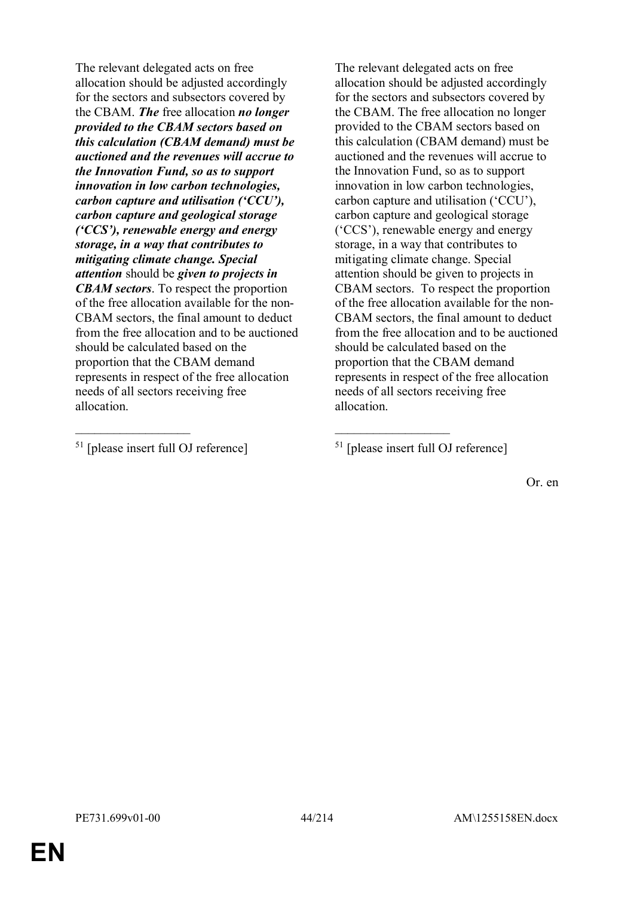| | |
|---|---|
| The relevant delegated acts on free allocation should be adjusted accordingly for the sectors and subsectors covered by the CBAM. ***The*** free allocation ***no longer provided to the CBAM sectors based on this calculation (CBAM demand) must be auctioned and the revenues will accrue to the Innovation Fund, so as to support innovation in low carbon technologies, carbon capture and utilisation ('CCU'), carbon capture and geological storage ('CCS'), renewable energy and energy storage, in a way that contributes to mitigating climate change. Special attention*** should be ***given to projects in CBAM sectors***. To respect the proportion of the free allocation available for the non-CBAM sectors, the final amount to deduct from the free allocation and to be auctioned should be calculated based on the proportion that the CBAM demand represents in respect of the free allocation needs of all sectors receiving free allocation. | The relevant delegated acts on free allocation should be adjusted accordingly for the sectors and subsectors covered by the CBAM. The free allocation no longer provided to the CBAM sectors based on this calculation (CBAM demand) must be auctioned and the revenues will accrue to the Innovation Fund, so as to support innovation in low carbon technologies, carbon capture and utilisation ('CCU'), carbon capture and geological storage ('CCS'), renewable energy and energy storage, in a way that contributes to mitigating climate change. Special attention should be given to projects in CBAM sectors. To respect the proportion of the free allocation available for the non-CBAM sectors, the final amount to deduct from the free allocation and to be auctioned should be calculated based on the proportion that the CBAM demand represents in respect of the free allocation needs of all sectors receiving free allocation. |
| __________________ | __________________ |
| [51] [please insert full OJ reference] | [51] [please insert full OJ reference] |

Or. en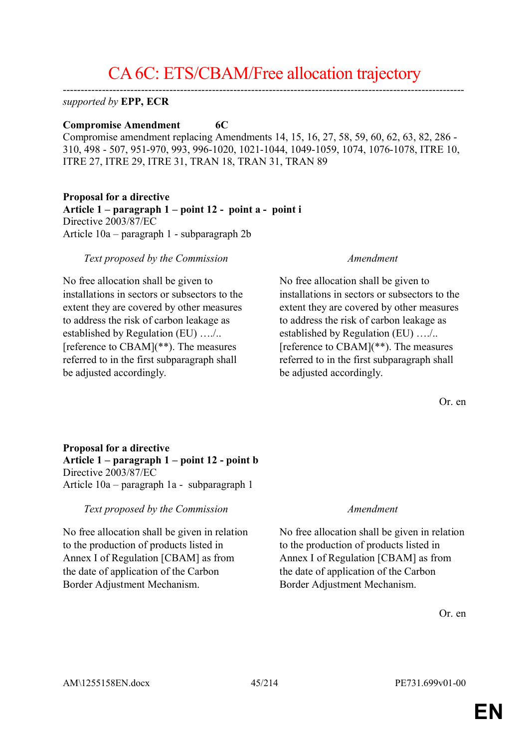# CA 6C: ETS/CBAM/Free allocation trajectory

---

*supported by* **EPP, ECR**

**Compromise Amendment 6C**

Compromise amendment replacing Amendments 14, 15, 16, 27, 58, 59, 60, 62, 63, 82, 286 - 310, 498 - 507, 951-970, 993, 996-1020, 1021-1044, 1049-1059, 1074, 1076-1078, ITRE 10, ITRE 27, ITRE 29, ITRE 31, TRAN 18, TRAN 31, TRAN 89

**Proposal for a directive**
**Article 1 – paragraph 1 – point 12 - point a - point i**
Directive 2003/87/EC
Article 10a – paragraph 1 - subparagraph 2b

| *Text proposed by the Commission* | *Amendment* |
|---|---|
| No free allocation shall be given to installations in sectors or subsectors to the extent they are covered by other measures to address the risk of carbon leakage as established by Regulation (EU) …./.. [reference to CBAM](**). The measures referred to in the first subparagraph shall be adjusted accordingly. | No free allocation shall be given to installations in sectors or subsectors to the extent they are covered by other measures to address the risk of carbon leakage as established by Regulation (EU) …./.. [reference to CBAM](**). The measures referred to in the first subparagraph shall be adjusted accordingly. |

Or. en

**Proposal for a directive**
**Article 1 – paragraph 1 – point 12 - point b**
Directive 2003/87/EC
Article 10a – paragraph 1a - subparagraph 1

| *Text proposed by the Commission* | *Amendment* |
|---|---|
| No free allocation shall be given in relation to the production of products listed in Annex I of Regulation [CBAM] as from the date of application of the Carbon Border Adjustment Mechanism. | No free allocation shall be given in relation to the production of products listed in Annex I of Regulation [CBAM] as from the date of application of the Carbon Border Adjustment Mechanism. |

Or. en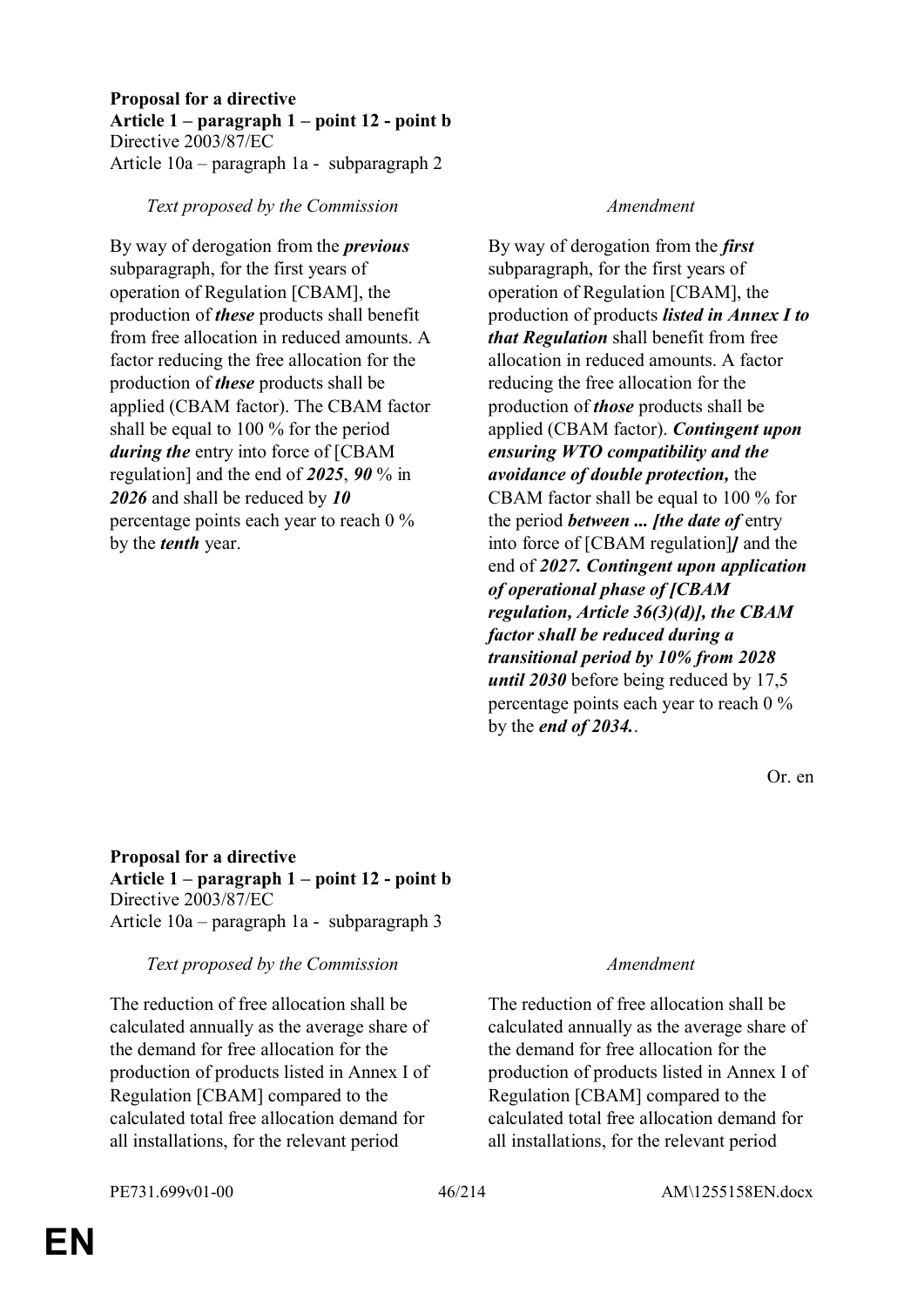**Proposal for a directive**
**Article 1 – paragraph 1 – point 12 - point b**
Directive 2003/87/EC
Article 10a – paragraph 1a - subparagraph 2

| *Text proposed by the Commission* | *Amendment* |
|---|---|
| By way of derogation from the ***previous*** subparagraph, for the first years of operation of Regulation [CBAM], the production of ***these*** products shall benefit from free allocation in reduced amounts. A factor reducing the free allocation for the production of ***these*** products shall be applied (CBAM factor). The CBAM factor shall be equal to 100 % for the period ***during the*** entry into force of [CBAM regulation] and the end of ***2025***, ***90*** % in ***2026*** and shall be reduced by ***10*** percentage points each year to reach 0 % by the ***tenth*** year. | By way of derogation from the ***first*** subparagraph, for the first years of operation of Regulation [CBAM], the production of products ***listed in Annex I to that Regulation*** shall benefit from free allocation in reduced amounts. A factor reducing the free allocation for the production of ***those*** products shall be applied (CBAM factor). ***Contingent upon ensuring WTO compatibility and the avoidance of double protection,*** the CBAM factor shall be equal to 100 % for the period ***between ... [the date of*** entry into force of [CBAM regulation]***]*** and the end of ***2027. Contingent upon application of operational phase of [CBAM regulation, Article 36(3)(d)], the CBAM factor shall be reduced during a transitional period by 10% from 2028 until 2030*** before being reduced by 17,5 percentage points each year to reach 0 % by the ***end of 2034.***. |

Or. en

**Proposal for a directive**
**Article 1 – paragraph 1 – point 12 - point b**
Directive 2003/87/EC
Article 10a – paragraph 1a - subparagraph 3

| *Text proposed by the Commission* | *Amendment* |
|---|---|
| The reduction of free allocation shall be calculated annually as the average share of the demand for free allocation for the production of products listed in Annex I of Regulation [CBAM] compared to the calculated total free allocation demand for all installations, for the relevant period | The reduction of free allocation shall be calculated annually as the average share of the demand for free allocation for the production of products listed in Annex I of Regulation [CBAM] compared to the calculated total free allocation demand for all installations, for the relevant period |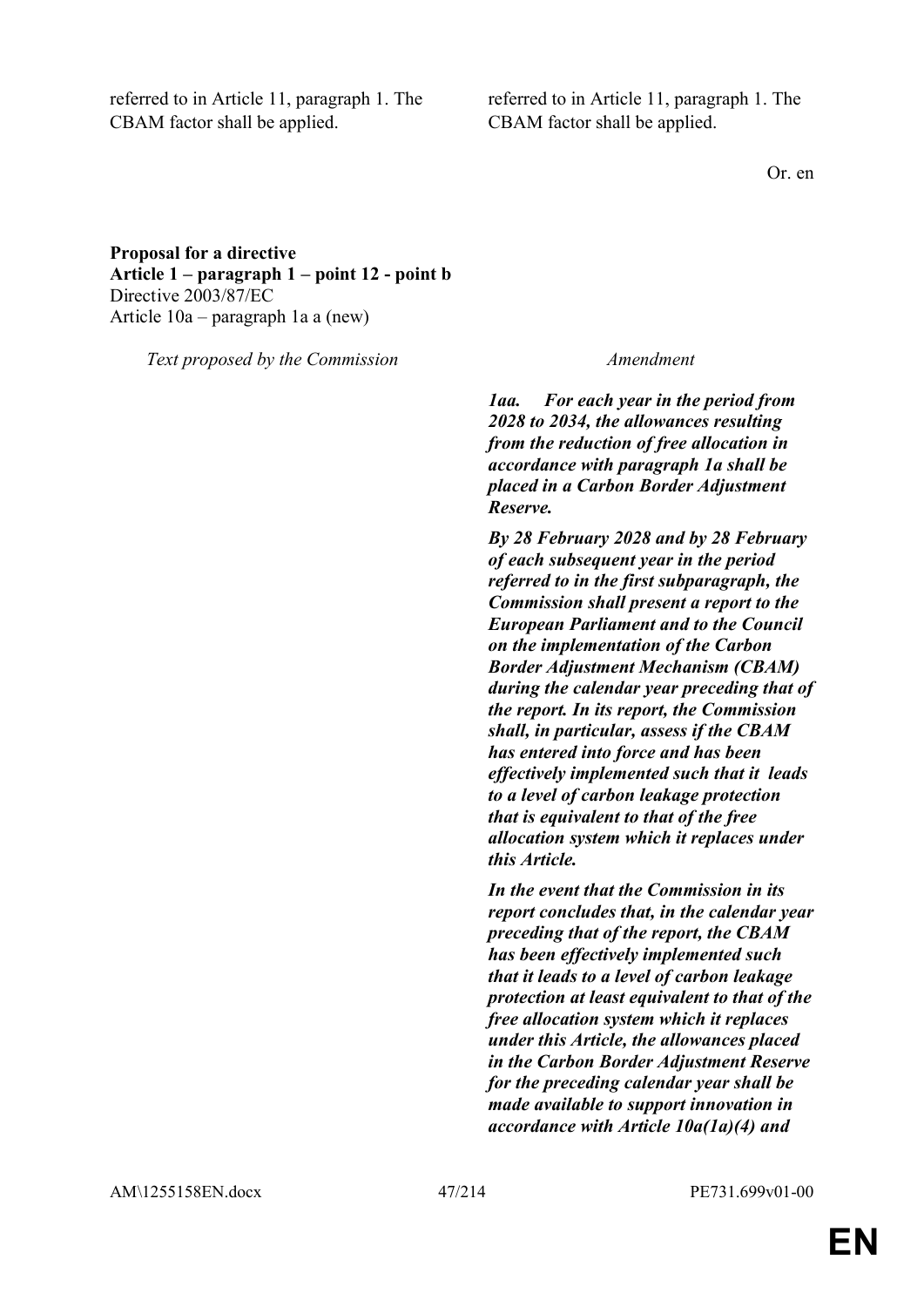| | |
|---|---|
| referred to in Article 11, paragraph 1. The CBAM factor shall be applied. | referred to in Article 11, paragraph 1. The CBAM factor shall be applied. |

Or. en

**Proposal for a directive**
**Article 1 – paragraph 1 – point 12 - point b**
Directive 2003/87/EC
Article 10a – paragraph 1a a (new)

| *Text proposed by the Commission* | *Amendment* |
|---|---|
| | ***1aa. For each year in the period from 2028 to 2034, the allowances resulting from the reduction of free allocation in accordance with paragraph 1a shall be placed in a Carbon Border Adjustment Reserve.*** |
| | ***By 28 February 2028 and by 28 February of each subsequent year in the period referred to in the first subparagraph, the Commission shall present a report to the European Parliament and to the Council on the implementation of the Carbon Border Adjustment Mechanism (CBAM) during the calendar year preceding that of the report. In its report, the Commission shall, in particular, assess if the CBAM has entered into force and has been effectively implemented such that it leads to a level of carbon leakage protection that is equivalent to that of the free allocation system which it replaces under this Article.*** |
| | ***In the event that the Commission in its report concludes that, in the calendar year preceding that of the report, the CBAM has been effectively implemented such that it leads to a level of carbon leakage protection at least equivalent to that of the free allocation system which it replaces under this Article, the allowances placed in the Carbon Border Adjustment Reserve for the preceding calendar year shall be made available to support innovation in accordance with Article 10a(1a)(4) and*** |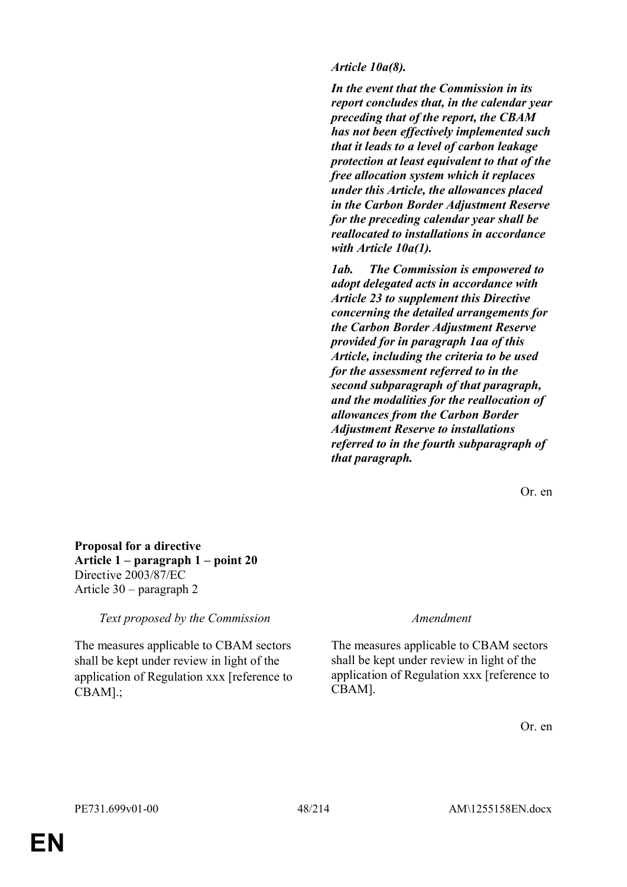| | |
|---|---|
| | ***Article 10a(8).*** |
| | ***In the event that the Commission in its report concludes that, in the calendar year preceding that of the report, the CBAM has not been effectively implemented such that it leads to a level of carbon leakage protection at least equivalent to that of the free allocation system which it replaces under this Article, the allowances placed in the Carbon Border Adjustment Reserve for the preceding calendar year shall be reallocated to installations in accordance with Article 10a(1).*** |
| | ***1ab. The Commission is empowered to adopt delegated acts in accordance with Article 23 to supplement this Directive concerning the detailed arrangements for the Carbon Border Adjustment Reserve provided for in paragraph 1aa of this Article, including the criteria to be used for the assessment referred to in the second subparagraph of that paragraph, and the modalities for the reallocation of allowances from the Carbon Border Adjustment Reserve to installations referred to in the fourth subparagraph of that paragraph.*** |

Or. en

**Proposal for a directive**
**Article 1 – paragraph 1 – point 20**
Directive 2003/87/EC
Article 30 – paragraph 2

| *Text proposed by the Commission* | *Amendment* |
|---|---|
| The measures applicable to CBAM sectors shall be kept under review in light of the application of Regulation xxx [reference to CBAM].; | The measures applicable to CBAM sectors shall be kept under review in light of the application of Regulation xxx [reference to CBAM]. |

Or. en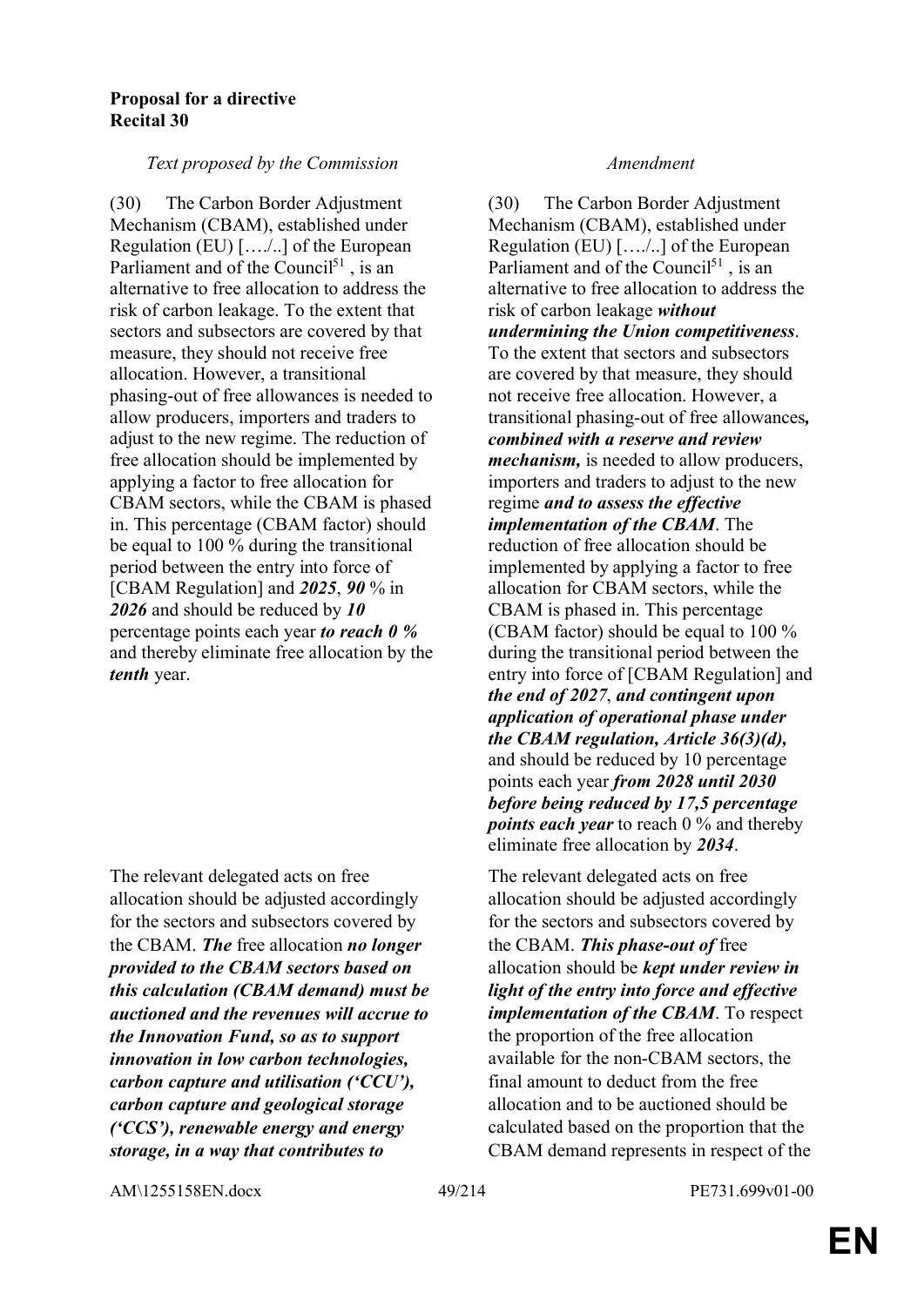**Proposal for a directive**
**Recital 30**

| *Text proposed by the Commission* | *Amendment* |
|---|---|
| (30) The Carbon Border Adjustment Mechanism (CBAM), established under Regulation (EU) […./..] of the European Parliament and of the Council[51] , is an alternative to free allocation to address the risk of carbon leakage. To the extent that sectors and subsectors are covered by that measure, they should not receive free allocation. However, a transitional phasing-out of free allowances is needed to allow producers, importers and traders to adjust to the new regime. The reduction of free allocation should be implemented by applying a factor to free allocation for CBAM sectors, while the CBAM is phased in. This percentage (CBAM factor) should be equal to 100 % during the transitional period between the entry into force of [CBAM Regulation] and ***2025***, ***90*** % in ***2026*** and should be reduced by ***10*** percentage points each year ***to reach 0 %*** and thereby eliminate free allocation by the ***tenth*** year. | (30) The Carbon Border Adjustment Mechanism (CBAM), established under Regulation (EU) […./..] of the European Parliament and of the Council[51] , is an alternative to free allocation to address the risk of carbon leakage ***without undermining the Union competitiveness***. To the extent that sectors and subsectors are covered by that measure, they should not receive free allocation. However, a transitional phasing-out of free allowances***, combined with a reserve and review mechanism,*** is needed to allow producers, importers and traders to adjust to the new regime ***and to assess the effective implementation of the CBAM***. The reduction of free allocation should be implemented by applying a factor to free allocation for CBAM sectors, while the CBAM is phased in. This percentage (CBAM factor) should be equal to 100 % during the transitional period between the entry into force of [CBAM Regulation] and ***the end of 2027***, ***and contingent upon application of operational phase under the CBAM regulation, Article 36(3)(d),*** and should be reduced by 10 percentage points each year ***from 2028 until 2030 before being reduced by 17,5 percentage points each year*** to reach 0 % and thereby eliminate free allocation by ***2034***. |
| The relevant delegated acts on free allocation should be adjusted accordingly for the sectors and subsectors covered by the CBAM. ***The*** free allocation ***no longer provided to the CBAM sectors based on this calculation (CBAM demand) must be auctioned and the revenues will accrue to the Innovation Fund, so as to support innovation in low carbon technologies, carbon capture and utilisation ('CCU'), carbon capture and geological storage ('CCS'), renewable energy and energy storage, in a way that contributes to*** | The relevant delegated acts on free allocation should be adjusted accordingly for the sectors and subsectors covered by the CBAM. ***This phase-out of*** free allocation should be ***kept under review in light of the entry into force and effective implementation of the CBAM***. To respect the proportion of the free allocation available for the non-CBAM sectors, the final amount to deduct from the free allocation and to be auctioned should be calculated based on the proportion that the CBAM demand represents in respect of the |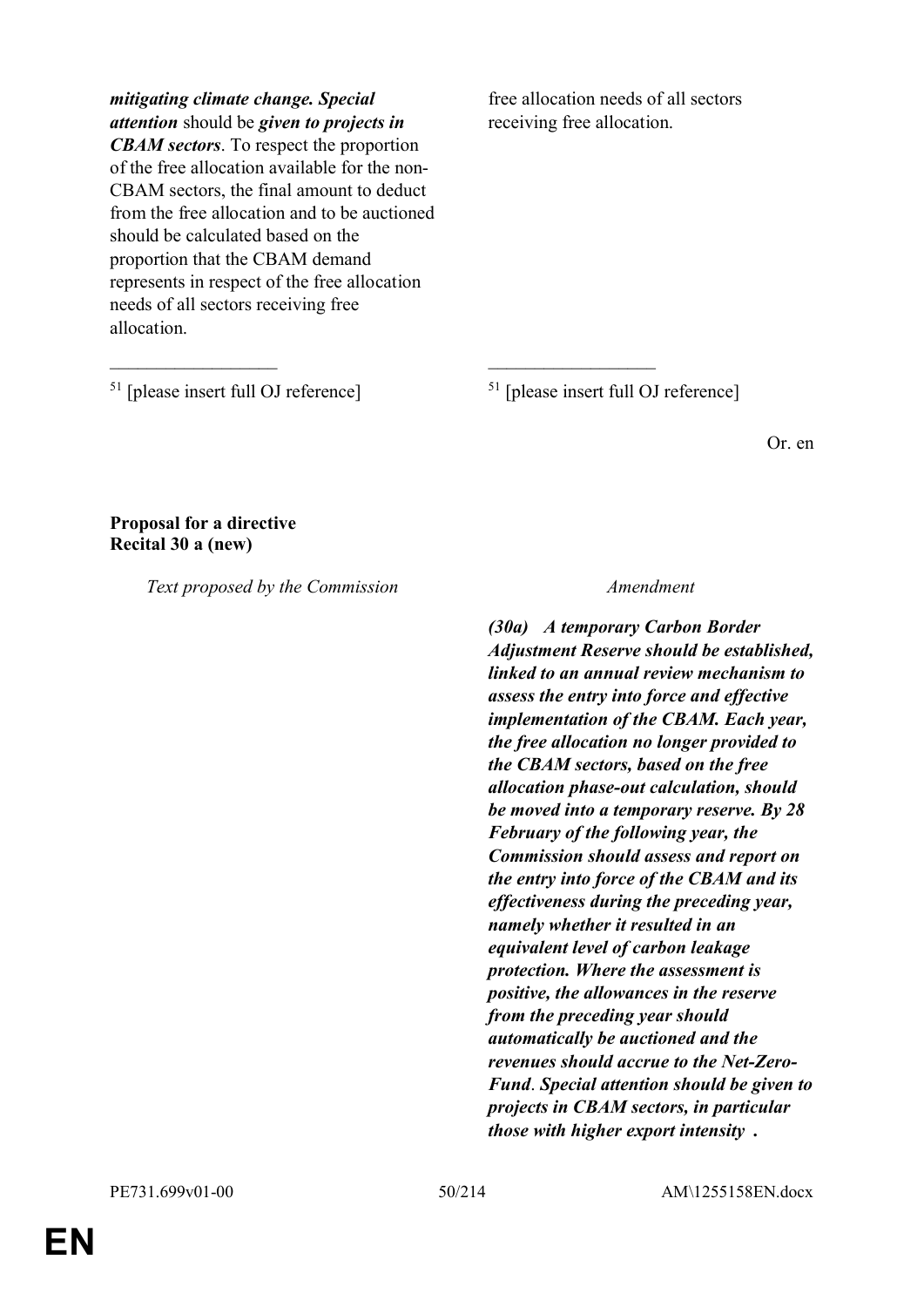| | |
|---|---|
| ***mitigating climate change. Special attention*** should be ***given to projects in CBAM sectors***. To respect the proportion of the free allocation available for the non-CBAM sectors, the final amount to deduct from the free allocation and to be auctioned should be calculated based on the proportion that the CBAM demand represents in respect of the free allocation needs of all sectors receiving free allocation. | free allocation needs of all sectors receiving free allocation. |
| [51] [please insert full OJ reference] | [51] [please insert full OJ reference] |

Or. en

**Proposal for a directive**
**Recital 30 a (new)**

| *Text proposed by the Commission* | *Amendment* |
|---|---|
| | ***(30a) A temporary Carbon Border Adjustment Reserve should be established, linked to an annual review mechanism to assess the entry into force and effective implementation of the CBAM. Each year, the free allocation no longer provided to the CBAM sectors, based on the free allocation phase-out calculation, should be moved into a temporary reserve. By 28 February of the following year, the Commission should assess and report on the entry into force of the CBAM and its effectiveness during the preceding year, namely whether it resulted in an equivalent level of carbon leakage protection. Where the assessment is positive, the allowances in the reserve from the preceding year should automatically be auctioned and the revenues should accrue to the Net-Zero-Fund. Special attention should be given to projects in CBAM sectors, in particular those with higher export intensity .*** |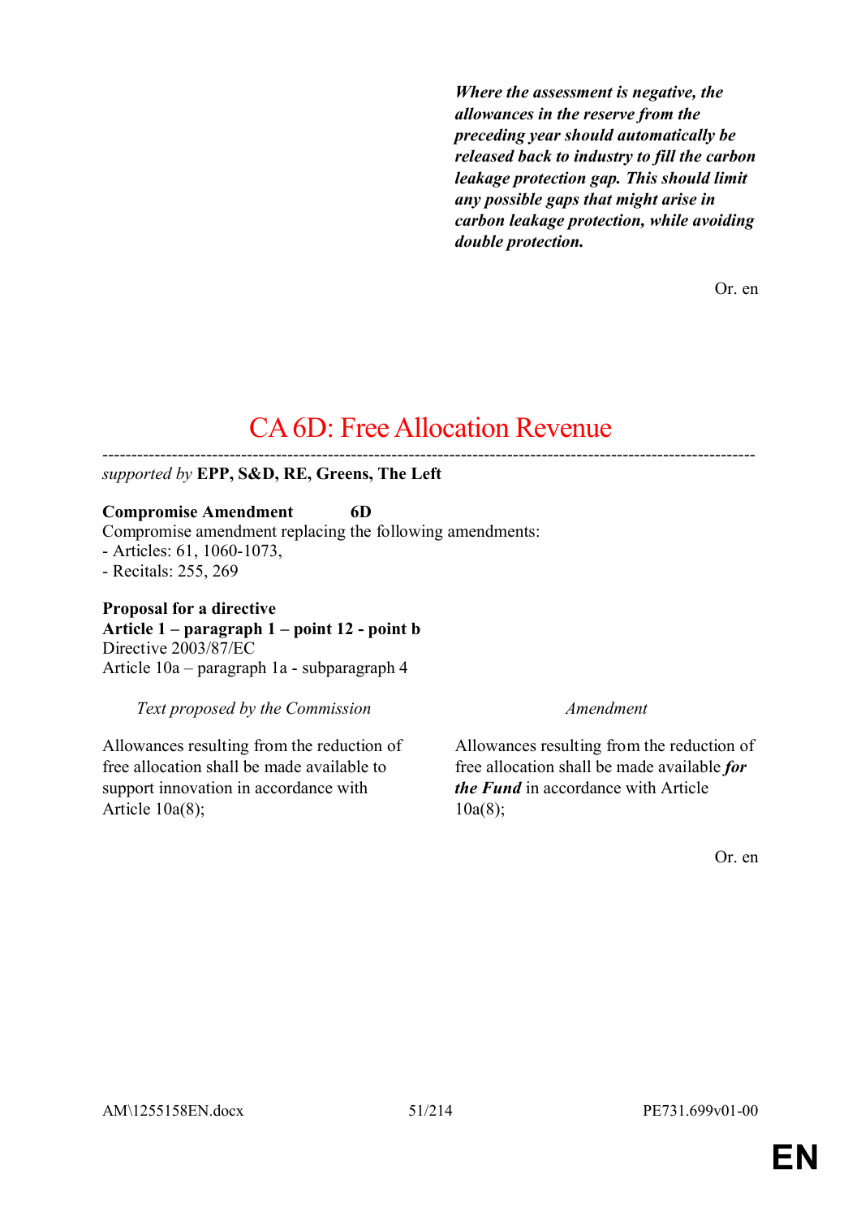***Where the assessment is negative, the allowances in the reserve from the preceding year should automatically be released back to industry to fill the carbon leakage protection gap. This should limit any possible gaps that might arise in carbon leakage protection, while avoiding double protection.***

Or. en

# CA 6D: Free Allocation Revenue

---

*supported by* **EPP, S&D, RE, Greens, The Left**

**Compromise Amendment 6D**
Compromise amendment replacing the following amendments:
- Articles: 61, 1060-1073,
- Recitals: 255, 269

**Proposal for a directive**
**Article 1 – paragraph 1 – point 12 - point b**
Directive 2003/87/EC
Article 10a – paragraph 1a - subparagraph 4

| *Text proposed by the Commission* | *Amendment* |
|---|---|
| Allowances resulting from the reduction of free allocation shall be made available to support innovation in accordance with Article 10a(8); | Allowances resulting from the reduction of free allocation shall be made available ***for the Fund*** in accordance with Article 10a(8); |

Or. en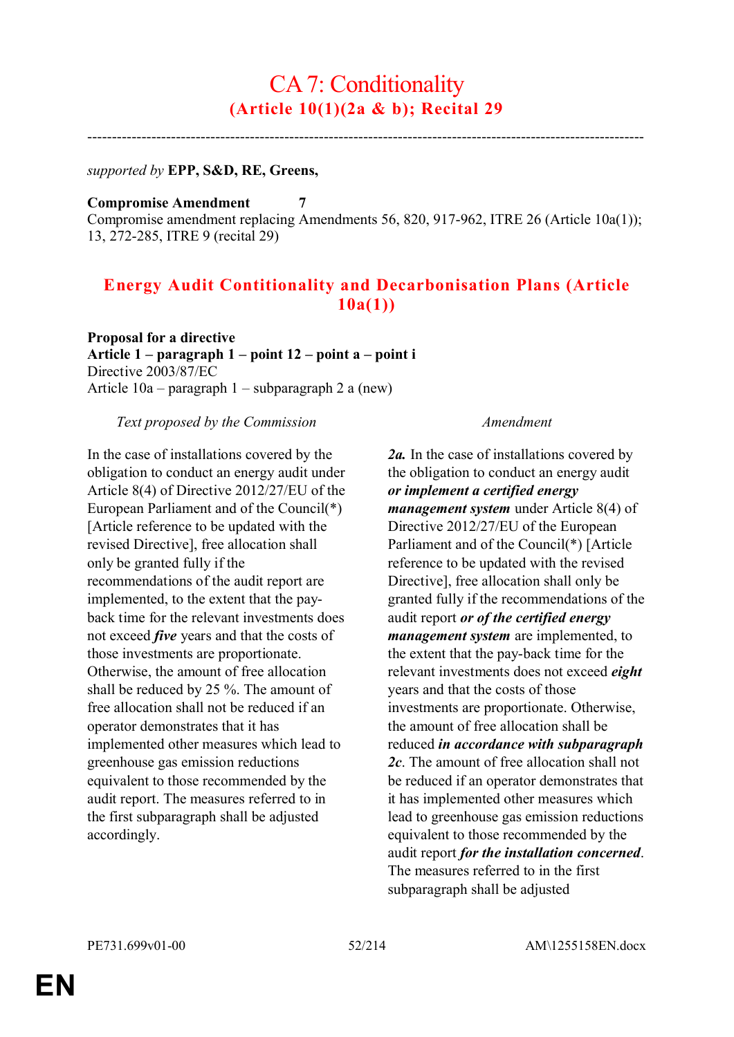# CA 7: Conditionality

## (Article 10(1)(2a & b); Recital 29

---

*supported by* **EPP, S&D, RE, Greens,**

**Compromise Amendment 7**
Compromise amendment replacing Amendments 56, 820, 917-962, ITRE 26 (Article 10a(1)); 13, 272-285, ITRE 9 (recital 29)

## Energy Audit Contitionality and Decarbonisation Plans (Article 10a(1))

**Proposal for a directive**
**Article 1 – paragraph 1 – point 12 – point a – point i**
Directive 2003/87/EC
Article 10a – paragraph 1 – subparagraph 2 a (new)

| *Text proposed by the Commission* | *Amendment* |
| --- | --- |
| In the case of installations covered by the obligation to conduct an energy audit under Article 8(4) of Directive 2012/27/EU of the European Parliament and of the Council(*) [Article reference to be updated with the revised Directive], free allocation shall only be granted fully if the recommendations of the audit report are implemented, to the extent that the pay-back time for the relevant investments does not exceed ***five*** years and that the costs of those investments are proportionate. Otherwise, the amount of free allocation shall be reduced by 25 %. The amount of free allocation shall not be reduced if an operator demonstrates that it has implemented other measures which lead to greenhouse gas emission reductions equivalent to those recommended by the audit report. The measures referred to in the first subparagraph shall be adjusted accordingly. | ***2a.*** In the case of installations covered by the obligation to conduct an energy audit ***or implement a certified energy management system*** under Article 8(4) of Directive 2012/27/EU of the European Parliament and of the Council(*) [Article reference to be updated with the revised Directive], free allocation shall only be granted fully if the recommendations of the audit report ***or of the certified energy management system*** are implemented, to the extent that the pay-back time for the relevant investments does not exceed ***eight*** years and that the costs of those investments are proportionate. Otherwise, the amount of free allocation shall be reduced ***in accordance with subparagraph 2c***. The amount of free allocation shall not be reduced if an operator demonstrates that it has implemented other measures which lead to greenhouse gas emission reductions equivalent to those recommended by the audit report ***for the installation concerned***. The measures referred to in the first subparagraph shall be adjusted |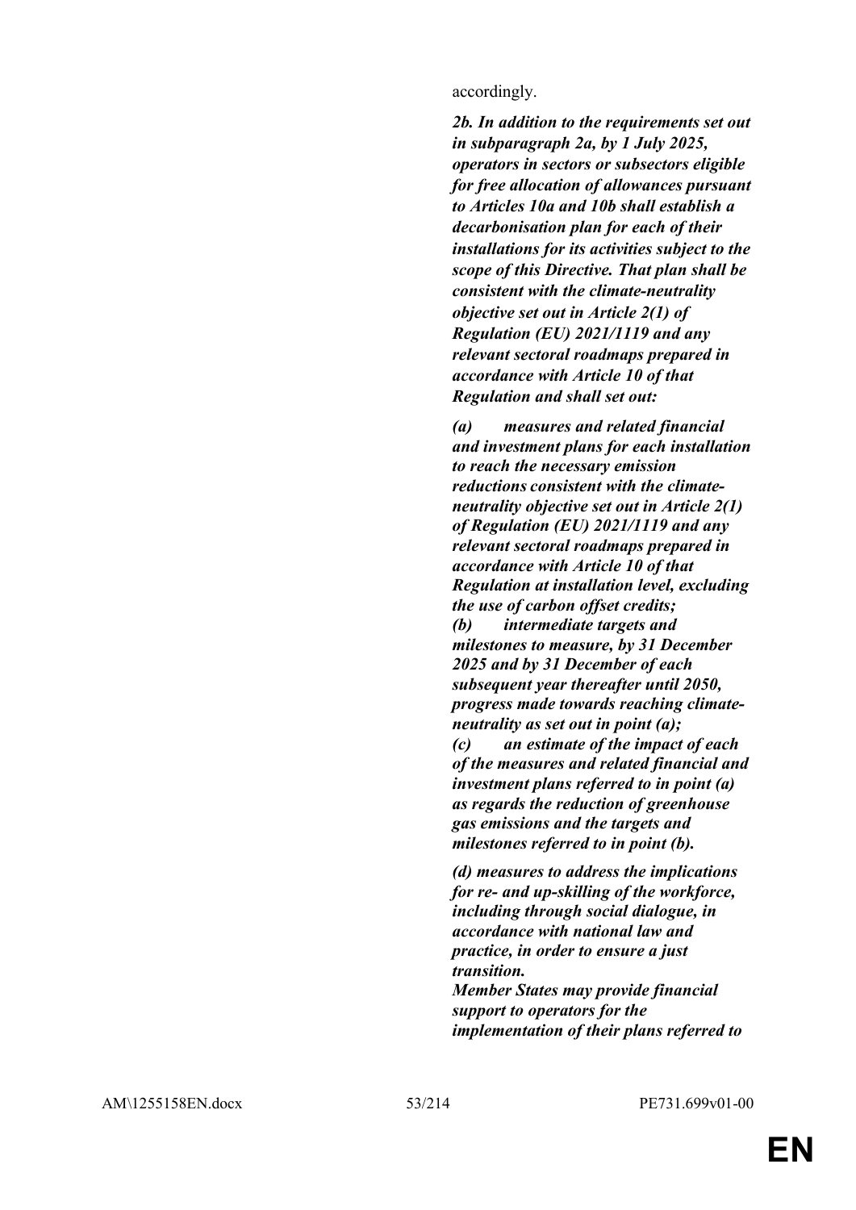accordingly.

***2b. In addition to the requirements set out in subparagraph 2a, by 1 July 2025, operators in sectors or subsectors eligible for free allocation of allowances pursuant to Articles 10a and 10b shall establish a decarbonisation plan for each of their installations for its activities subject to the scope of this Directive. That plan shall be consistent with the climate-neutrality objective set out in Article 2(1) of Regulation (EU) 2021/1119 and any relevant sectoral roadmaps prepared in accordance with Article 10 of that Regulation and shall set out:***

***(a) measures and related financial and investment plans for each installation to reach the necessary emission reductions consistent with the climate-neutrality objective set out in Article 2(1) of Regulation (EU) 2021/1119 and any relevant sectoral roadmaps prepared in accordance with Article 10 of that Regulation at installation level, excluding the use of carbon offset credits;***
***(b) intermediate targets and milestones to measure, by 31 December 2025 and by 31 December of each subsequent year thereafter until 2050, progress made towards reaching climate-neutrality as set out in point (a);***
***(c) an estimate of the impact of each of the measures and related financial and investment plans referred to in point (a) as regards the reduction of greenhouse gas emissions and the targets and milestones referred to in point (b).***

***(d) measures to address the implications for re- and up-skilling of the workforce, including through social dialogue, in accordance with national law and practice, in order to ensure a just transition.***
***Member States may provide financial support to operators for the implementation of their plans referred to***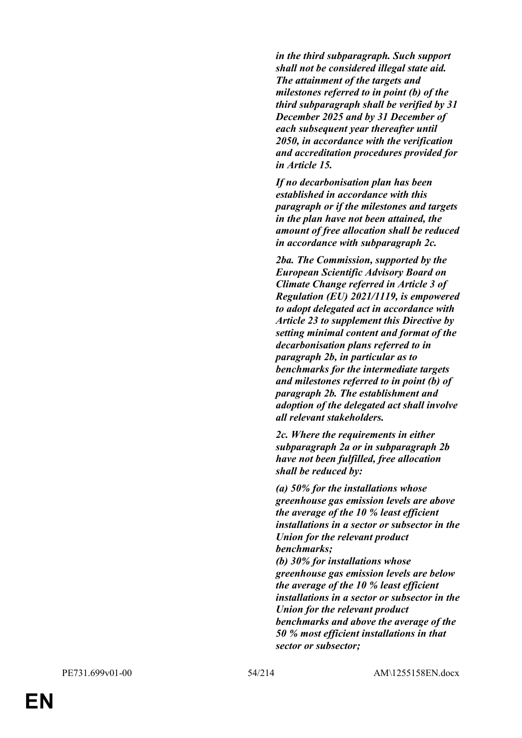***in the third subparagraph. Such support shall not be considered illegal state aid. The attainment of the targets and milestones referred to in point (b) of the third subparagraph shall be verified by 31 December 2025 and by 31 December of each subsequent year thereafter until 2050, in accordance with the verification and accreditation procedures provided for in Article 15.***

***If no decarbonisation plan has been established in accordance with this paragraph or if the milestones and targets in the plan have not been attained, the amount of free allocation shall be reduced in accordance with subparagraph 2c.***

***2ba. The Commission, supported by the European Scientific Advisory Board on Climate Change referred in Article 3 of Regulation (EU) 2021/1119, is empowered to adopt delegated act in accordance with Article 23 to supplement this Directive by setting minimal content and format of the decarbonisation plans referred to in paragraph 2b, in particular as to benchmarks for the intermediate targets and milestones referred to in point (b) of paragraph 2b. The establishment and adoption of the delegated act shall involve all relevant stakeholders.***

***2c. Where the requirements in either subparagraph 2a or in subparagraph 2b have not been fulfilled, free allocation shall be reduced by:***

***(a) 50% for the installations whose greenhouse gas emission levels are above the average of the 10 % least efficient installations in a sector or subsector in the Union for the relevant product benchmarks;***
***(b) 30% for installations whose greenhouse gas emission levels are below the average of the 10 % least efficient installations in a sector or subsector in the Union for the relevant product benchmarks and above the average of the 50 % most efficient installations in that sector or subsector;***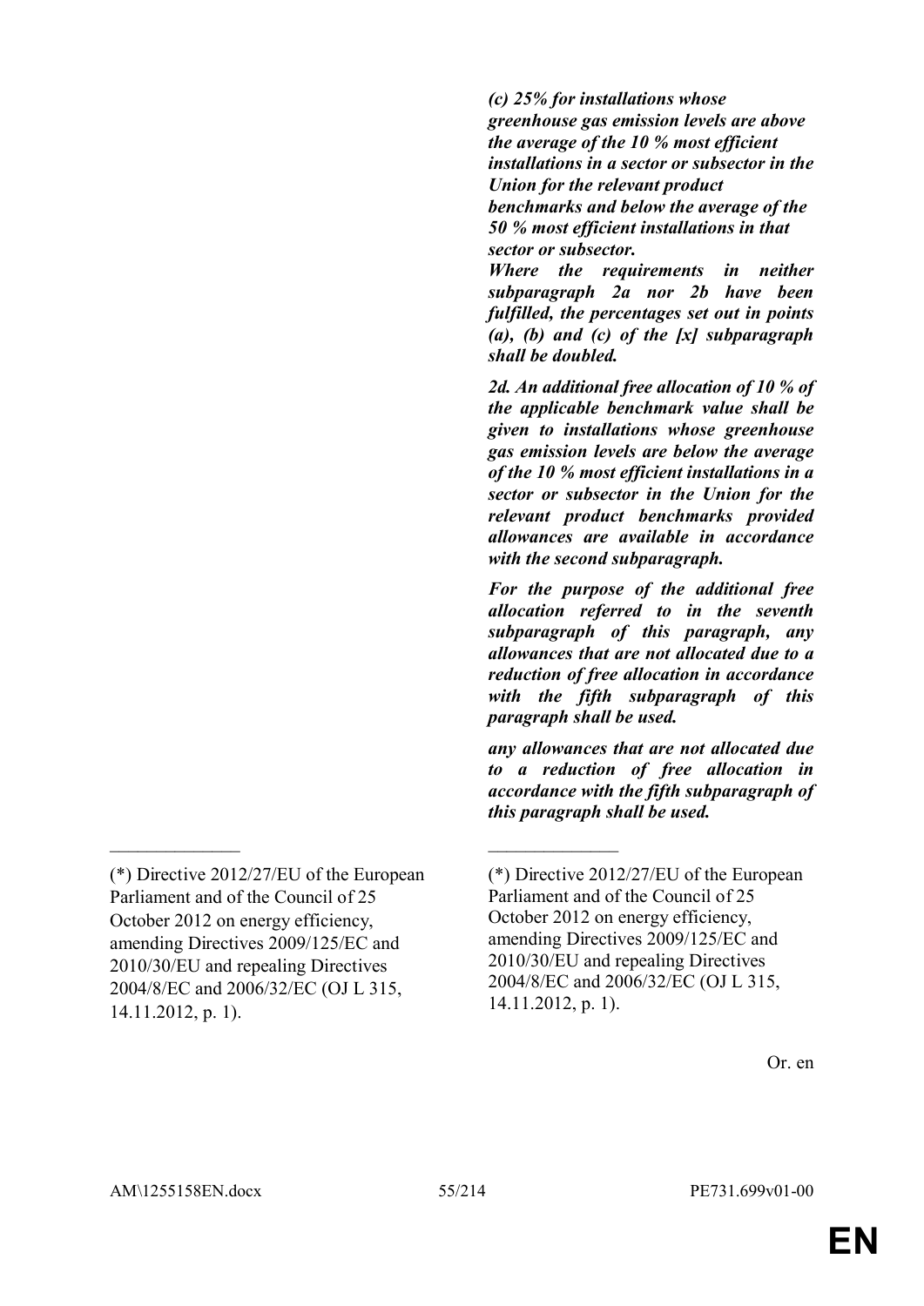***(c) 25% for installations whose greenhouse gas emission levels are above the average of the 10 % most efficient installations in a sector or subsector in the Union for the relevant product benchmarks and below the average of the 50 % most efficient installations in that sector or subsector.***

***Where the requirements in neither subparagraph 2a nor 2b have been fulfilled, the percentages set out in points (a), (b) and (c) of the [x] subparagraph shall be doubled.***

***2d. An additional free allocation of 10 % of the applicable benchmark value shall be given to installations whose greenhouse gas emission levels are below the average of the 10 % most efficient installations in a sector or subsector in the Union for the relevant product benchmarks provided allowances are available in accordance with the second subparagraph.***

***For the purpose of the additional free allocation referred to in the seventh subparagraph of this paragraph, any allowances that are not allocated due to a reduction of free allocation in accordance with the fifth subparagraph of this paragraph shall be used.***

***any allowances that are not allocated due to a reduction of free allocation in accordance with the fifth subparagraph of this paragraph shall be used.***

______________

(*) Directive 2012/27/EU of the European Parliament and of the Council of 25 October 2012 on energy efficiency, amending Directives 2009/125/EC and 2010/30/EU and repealing Directives 2004/8/EC and 2006/32/EC (OJ L 315, 14.11.2012, p. 1).

______________

(*) Directive 2012/27/EU of the European Parliament and of the Council of 25 October 2012 on energy efficiency, amending Directives 2009/125/EC and 2010/30/EU and repealing Directives 2004/8/EC and 2006/32/EC (OJ L 315, 14.11.2012, p. 1).

Or. en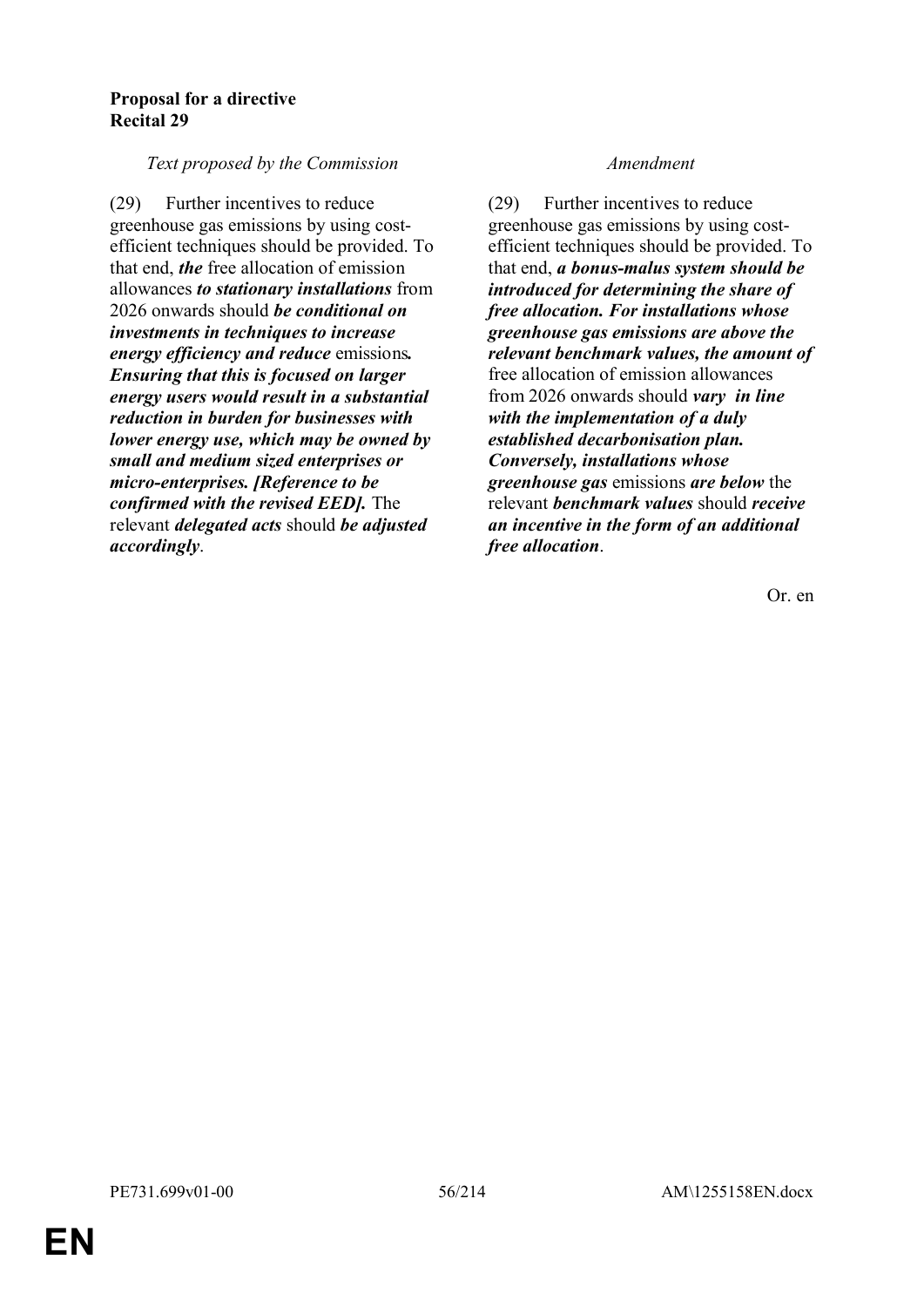**Proposal for a directive**
**Recital 29**

| *Text proposed by the Commission* | *Amendment* |
| --- | --- |
| (29) Further incentives to reduce greenhouse gas emissions by using cost-efficient techniques should be provided. To that end, ***the*** free allocation of emission allowances ***to stationary installations*** from 2026 onwards should ***be conditional on investments in techniques to increase energy efficiency and reduce*** emissions***. Ensuring that this is focused on larger energy users would result in a substantial reduction in burden for businesses with lower energy use, which may be owned by small and medium sized enterprises or micro-enterprises. [Reference to be confirmed with the revised EED].*** The relevant ***delegated acts*** should ***be adjusted accordingly***. | (29) Further incentives to reduce greenhouse gas emissions by using cost-efficient techniques should be provided. To that end, ***a bonus-malus system should be introduced for determining the share of free allocation. For installations whose greenhouse gas emissions are above the relevant benchmark values, the amount of*** free allocation of emission allowances from 2026 onwards should ***vary in line with the implementation of a duly established decarbonisation plan. Conversely, installations whose greenhouse gas*** emissions ***are below*** the relevant ***benchmark values*** should ***receive an incentive in the form of an additional free allocation***. |

Or. en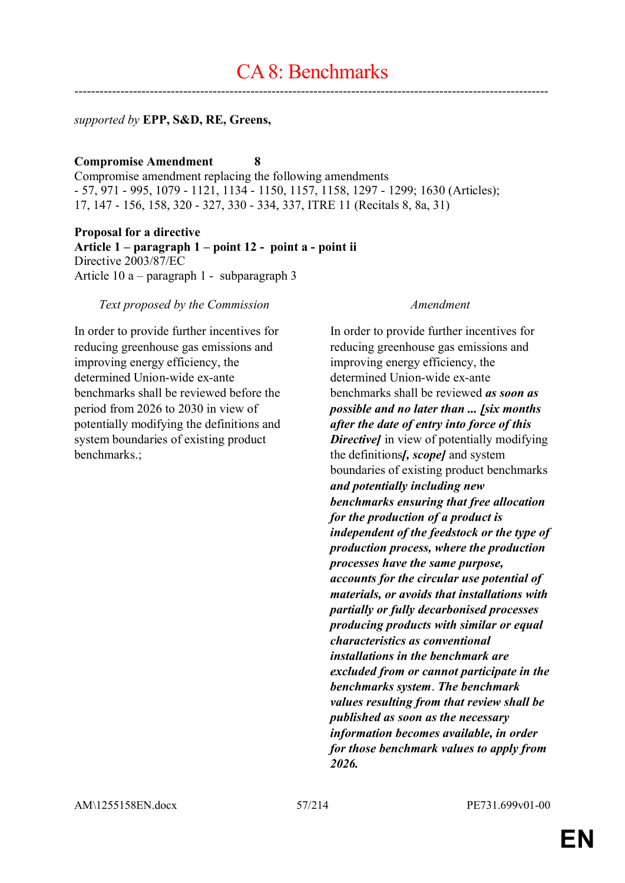# CA 8: Benchmarks

---

*supported by* **EPP, S&D, RE, Greens,**

**Compromise Amendment 8**

Compromise amendment replacing the following amendments
- 57, 971 - 995, 1079 - 1121, 1134 - 1150, 1157, 1158, 1297 - 1299; 1630 (Articles);
17, 147 - 156, 158, 320 - 327, 330 - 334, 337, ITRE 11 (Recitals 8, 8a, 31)

**Proposal for a directive**
**Article 1 – paragraph 1 – point 12 - point a - point ii**
Directive 2003/87/EC
Article 10 a – paragraph 1 - subparagraph 3

| *Text proposed by the Commission* | *Amendment* |
| --- | --- |
| In order to provide further incentives for reducing greenhouse gas emissions and improving energy efficiency, the determined Union-wide ex-ante benchmarks shall be reviewed before the period from 2026 to 2030 in view of potentially modifying the definitions and system boundaries of existing product benchmarks.; | In order to provide further incentives for reducing greenhouse gas emissions and improving energy efficiency, the determined Union-wide ex-ante benchmarks shall be reviewed ***as soon as possible and no later than ... [six months after the date of entry into force of this Directive]*** in view of potentially modifying the definitions***[, scope]*** and system boundaries of existing product benchmarks ***and potentially including new benchmarks ensuring that free allocation for the production of a product is independent of the feedstock or the type of production process, where the production processes have the same purpose, accounts for the circular use potential of materials, or avoids that installations with partially or fully decarbonised processes producing products with similar or equal characteristics as conventional installations in the benchmark are excluded from or cannot participate in the benchmarks system. The benchmark values resulting from that review shall be published as soon as the necessary information becomes available, in order for those benchmark values to apply from 2026.*** |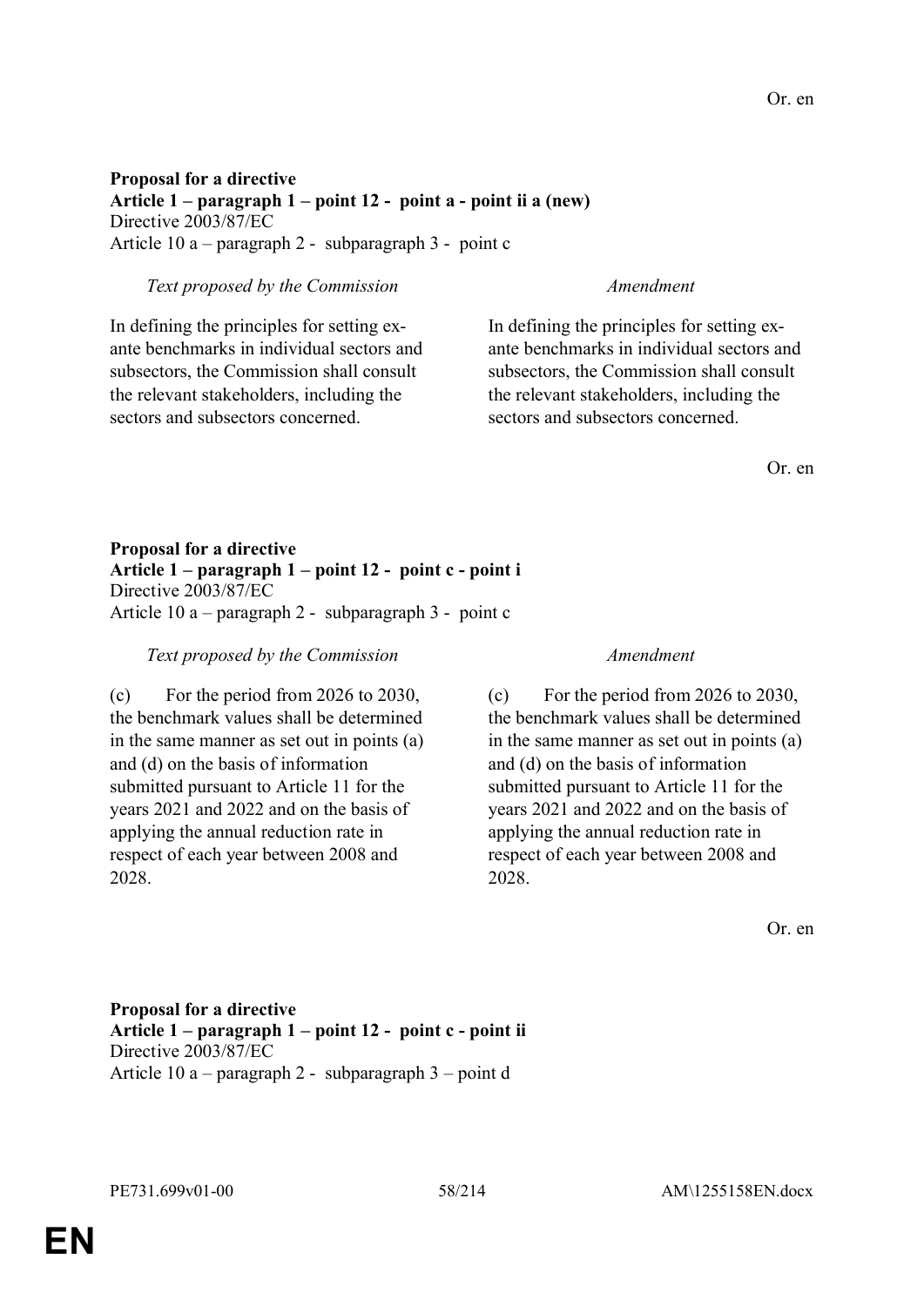Or. en

**Proposal for a directive**
**Article 1 – paragraph 1 – point 12 - point a - point ii a (new)**
Directive 2003/87/EC
Article 10 a – paragraph 2 - subparagraph 3 - point c

| *Text proposed by the Commission* | *Amendment* |
|---|---|
| In defining the principles for setting ex-ante benchmarks in individual sectors and subsectors, the Commission shall consult the relevant stakeholders, including the sectors and subsectors concerned. | In defining the principles for setting ex-ante benchmarks in individual sectors and subsectors, the Commission shall consult the relevant stakeholders, including the sectors and subsectors concerned. |

Or. en

**Proposal for a directive**
**Article 1 – paragraph 1 – point 12 - point c - point i**
Directive 2003/87/EC
Article 10 a – paragraph 2 - subparagraph 3 - point c

| *Text proposed by the Commission* | *Amendment* |
|---|---|
| (c) For the period from 2026 to 2030, the benchmark values shall be determined in the same manner as set out in points (a) and (d) on the basis of information submitted pursuant to Article 11 for the years 2021 and 2022 and on the basis of applying the annual reduction rate in respect of each year between 2008 and 2028. | (c) For the period from 2026 to 2030, the benchmark values shall be determined in the same manner as set out in points (a) and (d) on the basis of information submitted pursuant to Article 11 for the years 2021 and 2022 and on the basis of applying the annual reduction rate in respect of each year between 2008 and 2028. |

Or. en

**Proposal for a directive**
**Article 1 – paragraph 1 – point 12 - point c - point ii**
Directive 2003/87/EC
Article 10 a – paragraph 2 - subparagraph 3 – point d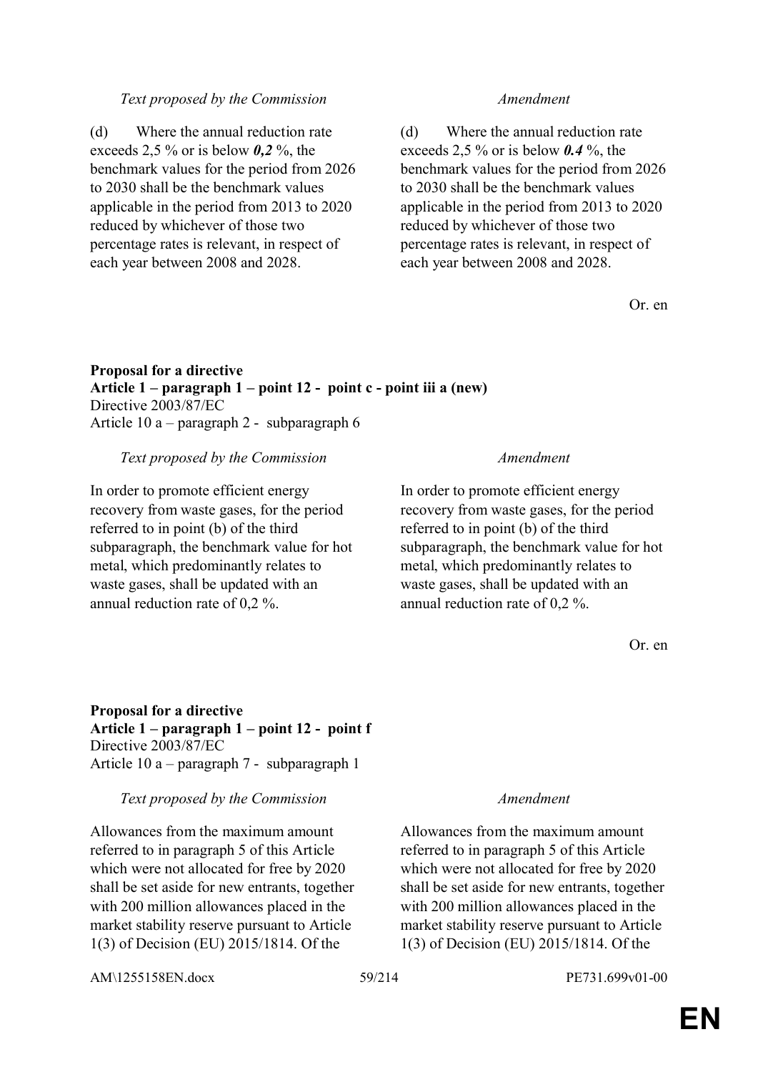| *Text proposed by the Commission* | *Amendment* |
|---|---|
| (d) Where the annual reduction rate exceeds 2,5 % or is below ***0,2*** %, the benchmark values for the period from 2026 to 2030 shall be the benchmark values applicable in the period from 2013 to 2020 reduced by whichever of those two percentage rates is relevant, in respect of each year between 2008 and 2028. | (d) Where the annual reduction rate exceeds 2,5 % or is below ***0.4*** %, the benchmark values for the period from 2026 to 2030 shall be the benchmark values applicable in the period from 2013 to 2020 reduced by whichever of those two percentage rates is relevant, in respect of each year between 2008 and 2028. |

Or. en

**Proposal for a directive**
**Article 1 – paragraph 1 – point 12 - point c - point iii a (new)**
Directive 2003/87/EC
Article 10 a – paragraph 2 - subparagraph 6

| *Text proposed by the Commission* | *Amendment* |
|---|---|
| In order to promote efficient energy recovery from waste gases, for the period referred to in point (b) of the third subparagraph, the benchmark value for hot metal, which predominantly relates to waste gases, shall be updated with an annual reduction rate of 0,2 %. | In order to promote efficient energy recovery from waste gases, for the period referred to in point (b) of the third subparagraph, the benchmark value for hot metal, which predominantly relates to waste gases, shall be updated with an annual reduction rate of 0,2 %. |

Or. en

**Proposal for a directive**
**Article 1 – paragraph 1 – point 12 - point f**
Directive 2003/87/EC
Article 10 a – paragraph 7 - subparagraph 1

| *Text proposed by the Commission* | *Amendment* |
|---|---|
| Allowances from the maximum amount referred to in paragraph 5 of this Article which were not allocated for free by 2020 shall be set aside for new entrants, together with 200 million allowances placed in the market stability reserve pursuant to Article 1(3) of Decision (EU) 2015/1814. Of the | Allowances from the maximum amount referred to in paragraph 5 of this Article which were not allocated for free by 2020 shall be set aside for new entrants, together with 200 million allowances placed in the market stability reserve pursuant to Article 1(3) of Decision (EU) 2015/1814. Of the |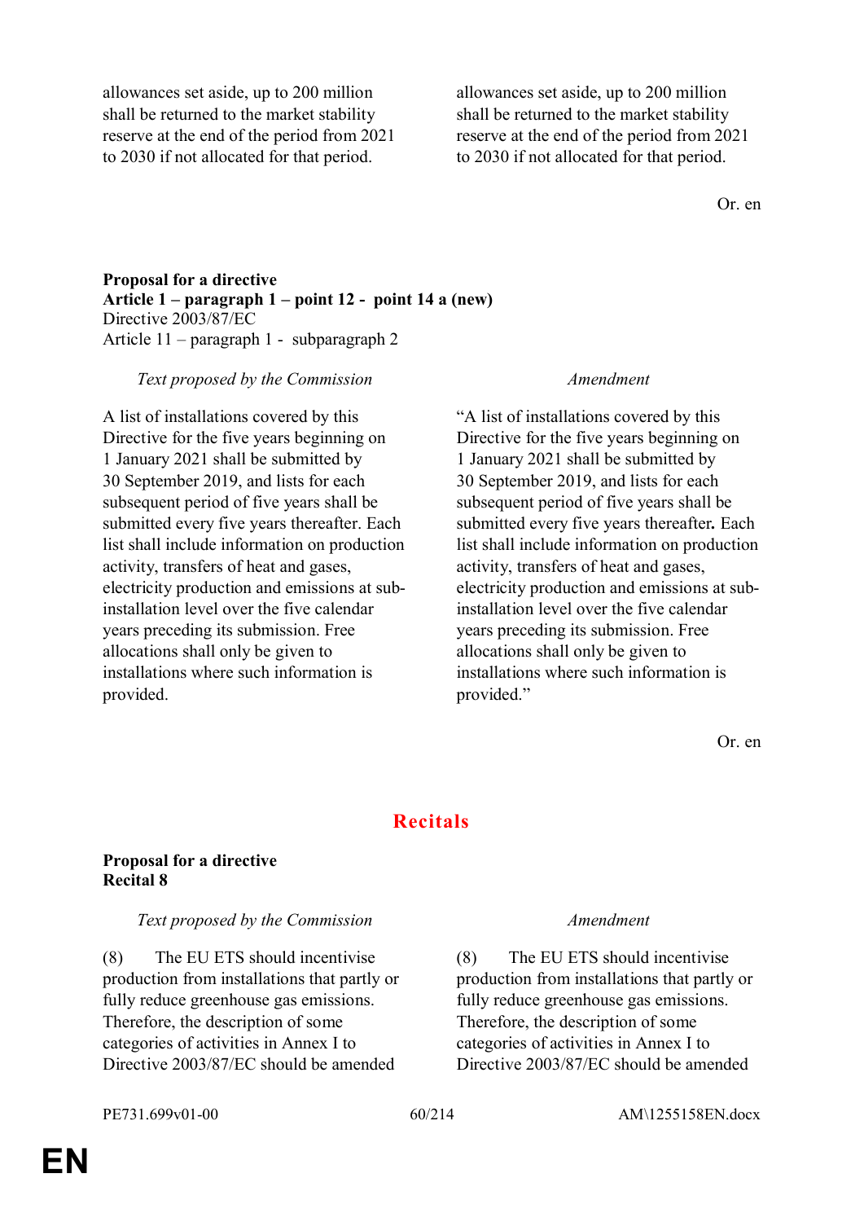| | |
|---|---|
| allowances set aside, up to 200 million shall be returned to the market stability reserve at the end of the period from 2021 to 2030 if not allocated for that period. | allowances set aside, up to 200 million shall be returned to the market stability reserve at the end of the period from 2021 to 2030 if not allocated for that period. |

Or. en

**Proposal for a directive**
**Article 1 – paragraph 1 – point 12 - point 14 a (new)**
Directive 2003/87/EC
Article 11 – paragraph 1 - subparagraph 2

| *Text proposed by the Commission* | *Amendment* |
|---|---|
| A list of installations covered by this Directive for the five years beginning on 1 January 2021 shall be submitted by 30 September 2019, and lists for each subsequent period of five years shall be submitted every five years thereafter. Each list shall include information on production activity, transfers of heat and gases, electricity production and emissions at sub-installation level over the five calendar years preceding its submission. Free allocations shall only be given to installations where such information is provided. | "A list of installations covered by this Directive for the five years beginning on 1 January 2021 shall be submitted by 30 September 2019, and lists for each subsequent period of five years shall be submitted every five years thereafter**.** Each list shall include information on production activity, transfers of heat and gases, electricity production and emissions at sub-installation level over the five calendar years preceding its submission. Free allocations shall only be given to installations where such information is provided." |

Or. en

## Recitals

**Proposal for a directive**
**Recital 8**

| *Text proposed by the Commission* | *Amendment* |
|---|---|
| (8) The EU ETS should incentivise production from installations that partly or fully reduce greenhouse gas emissions. Therefore, the description of some categories of activities in Annex I to Directive 2003/87/EC should be amended | (8) The EU ETS should incentivise production from installations that partly or fully reduce greenhouse gas emissions. Therefore, the description of some categories of activities in Annex I to Directive 2003/87/EC should be amended |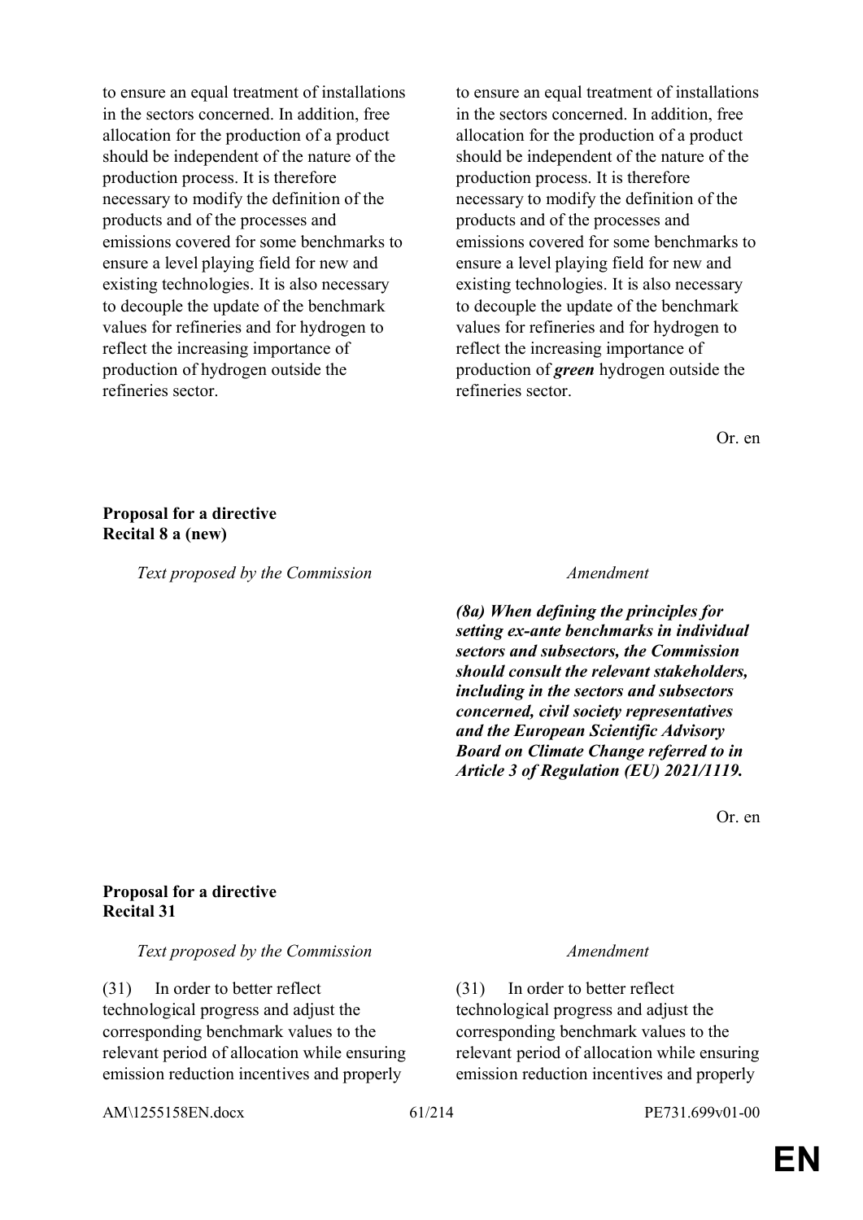| Text proposed by the Commission | Amendment |
|---|---|
| to ensure an equal treatment of installations in the sectors concerned. In addition, free allocation for the production of a product should be independent of the nature of the production process. It is therefore necessary to modify the definition of the products and of the processes and emissions covered for some benchmarks to ensure a level playing field for new and existing technologies. It is also necessary to decouple the update of the benchmark values for refineries and for hydrogen to reflect the increasing importance of production of hydrogen outside the refineries sector. | to ensure an equal treatment of installations in the sectors concerned. In addition, free allocation for the production of a product should be independent of the nature of the production process. It is therefore necessary to modify the definition of the products and of the processes and emissions covered for some benchmarks to ensure a level playing field for new and existing technologies. It is also necessary to decouple the update of the benchmark values for refineries and for hydrogen to reflect the increasing importance of production of ***green*** hydrogen outside the refineries sector. |

Or. en

**Proposal for a directive**
**Recital 8 a (new)**

| *Text proposed by the Commission* | *Amendment* |
|---|---|
| | ***(8a) When defining the principles for setting ex-ante benchmarks in individual sectors and subsectors, the Commission should consult the relevant stakeholders, including in the sectors and subsectors concerned, civil society representatives and the European Scientific Advisory Board on Climate Change referred to in Article 3 of Regulation (EU) 2021/1119.*** |

Or. en

**Proposal for a directive**
**Recital 31**

| *Text proposed by the Commission* | *Amendment* |
|---|---|
| (31) In order to better reflect technological progress and adjust the corresponding benchmark values to the relevant period of allocation while ensuring emission reduction incentives and properly | (31) In order to better reflect technological progress and adjust the corresponding benchmark values to the relevant period of allocation while ensuring emission reduction incentives and properly |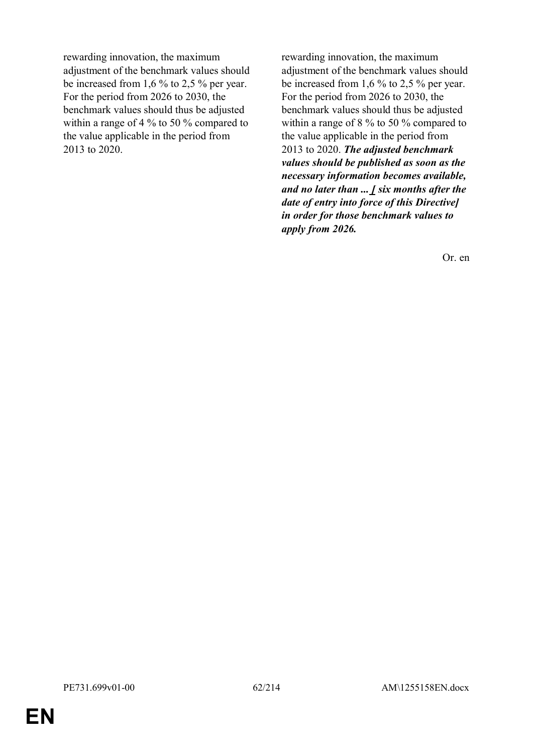| | |
|---|---|
| rewarding innovation, the maximum adjustment of the benchmark values should be increased from 1,6 % to 2,5 % per year. For the period from 2026 to 2030, the benchmark values should thus be adjusted within a range of 4 % to 50 % compared to the value applicable in the period from 2013 to 2020. | rewarding innovation, the maximum adjustment of the benchmark values should be increased from 1,6 % to 2,5 % per year. For the period from 2026 to 2030, the benchmark values should thus be adjusted within a range of 8 % to 50 % compared to the value applicable in the period from 2013 to 2020. ***The adjusted benchmark values should be published as soon as the necessary information becomes available, and no later than ... [ six months after the date of entry into force of this Directive] in order for those benchmark values to apply from 2026.*** |

Or. en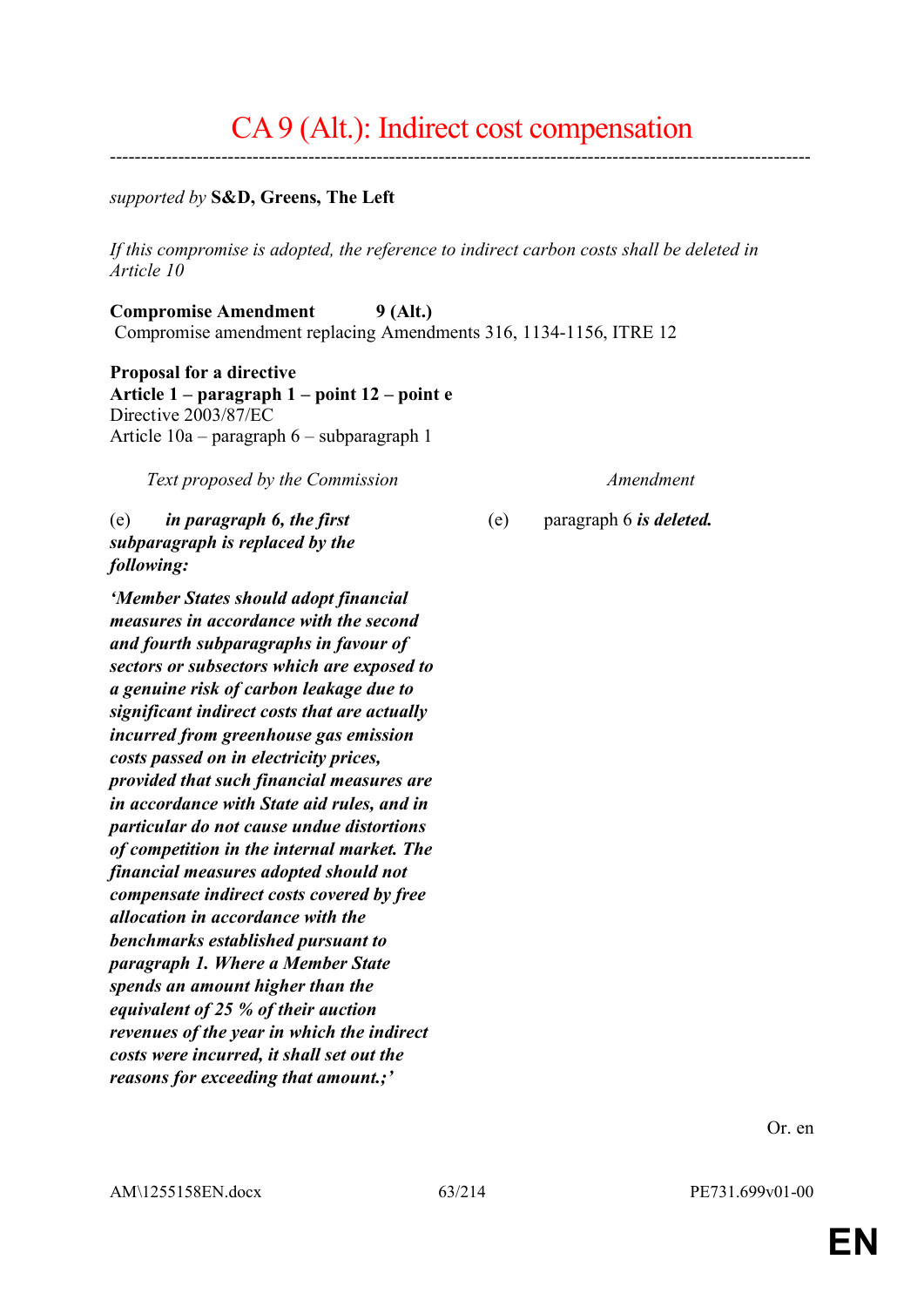# CA 9 (Alt.): Indirect cost compensation

---

*supported by* **S&D, Greens, The Left**

*If this compromise is adopted, the reference to indirect carbon costs shall be deleted in Article 10*

**Compromise Amendment 9 (Alt.)**
Compromise amendment replacing Amendments 316, 1134-1156, ITRE 12

**Proposal for a directive**
**Article 1 – paragraph 1 – point 12 – point e**
Directive 2003/87/EC
Article 10a – paragraph 6 – subparagraph 1

| *Text proposed by the Commission* | *Amendment* |
|---|---|
| (e) ***in paragraph 6, the first subparagraph is replaced by the following:*** | (e) paragraph 6 ***is deleted.*** |
| ***'Member States should adopt financial measures in accordance with the second and fourth subparagraphs in favour of sectors or subsectors which are exposed to a genuine risk of carbon leakage due to significant indirect costs that are actually incurred from greenhouse gas emission costs passed on in electricity prices, provided that such financial measures are in accordance with State aid rules, and in particular do not cause undue distortions of competition in the internal market. The financial measures adopted should not compensate indirect costs covered by free allocation in accordance with the benchmarks established pursuant to paragraph 1. Where a Member State spends an amount higher than the equivalent of 25 % of their auction revenues of the year in which the indirect costs were incurred, it shall set out the reasons for exceeding that amount.;'*** | |

Or. en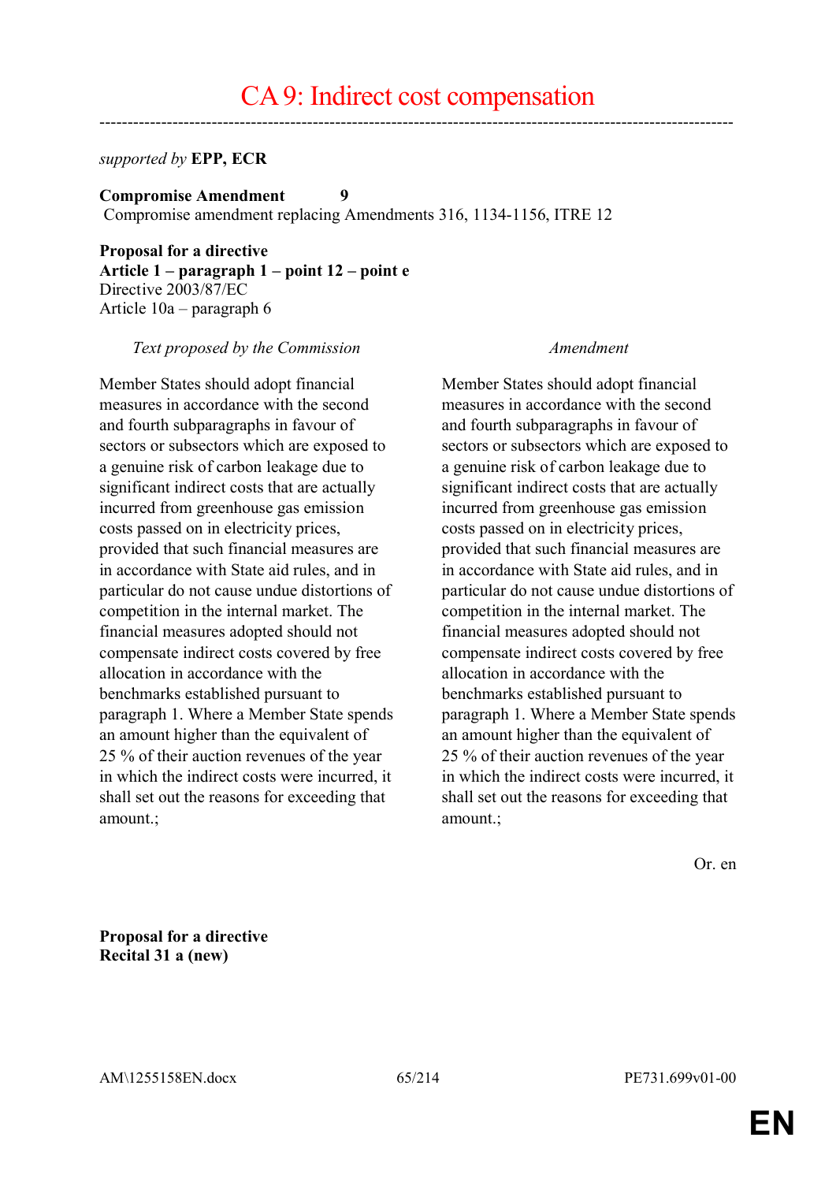# CA 9: Indirect cost compensation

---

*supported by* **EPP, ECR**

**Compromise Amendment 9**
Compromise amendment replacing Amendments 316, 1134-1156, ITRE 12

**Proposal for a directive**
**Article 1 – paragraph 1 – point 12 – point e**
Directive 2003/87/EC
Article 10a – paragraph 6

| *Text proposed by the Commission* | *Amendment* |
|---|---|
| Member States should adopt financial measures in accordance with the second and fourth subparagraphs in favour of sectors or subsectors which are exposed to a genuine risk of carbon leakage due to significant indirect costs that are actually incurred from greenhouse gas emission costs passed on in electricity prices, provided that such financial measures are in accordance with State aid rules, and in particular do not cause undue distortions of competition in the internal market. The financial measures adopted should not compensate indirect costs covered by free allocation in accordance with the benchmarks established pursuant to paragraph 1. Where a Member State spends an amount higher than the equivalent of 25 % of their auction revenues of the year in which the indirect costs were incurred, it shall set out the reasons for exceeding that amount.; | Member States should adopt financial measures in accordance with the second and fourth subparagraphs in favour of sectors or subsectors which are exposed to a genuine risk of carbon leakage due to significant indirect costs that are actually incurred from greenhouse gas emission costs passed on in electricity prices, provided that such financial measures are in accordance with State aid rules, and in particular do not cause undue distortions of competition in the internal market. The financial measures adopted should not compensate indirect costs covered by free allocation in accordance with the benchmarks established pursuant to paragraph 1. Where a Member State spends an amount higher than the equivalent of 25 % of their auction revenues of the year in which the indirect costs were incurred, it shall set out the reasons for exceeding that amount.; |

Or. en

**Proposal for a directive**
**Recital 31 a (new)**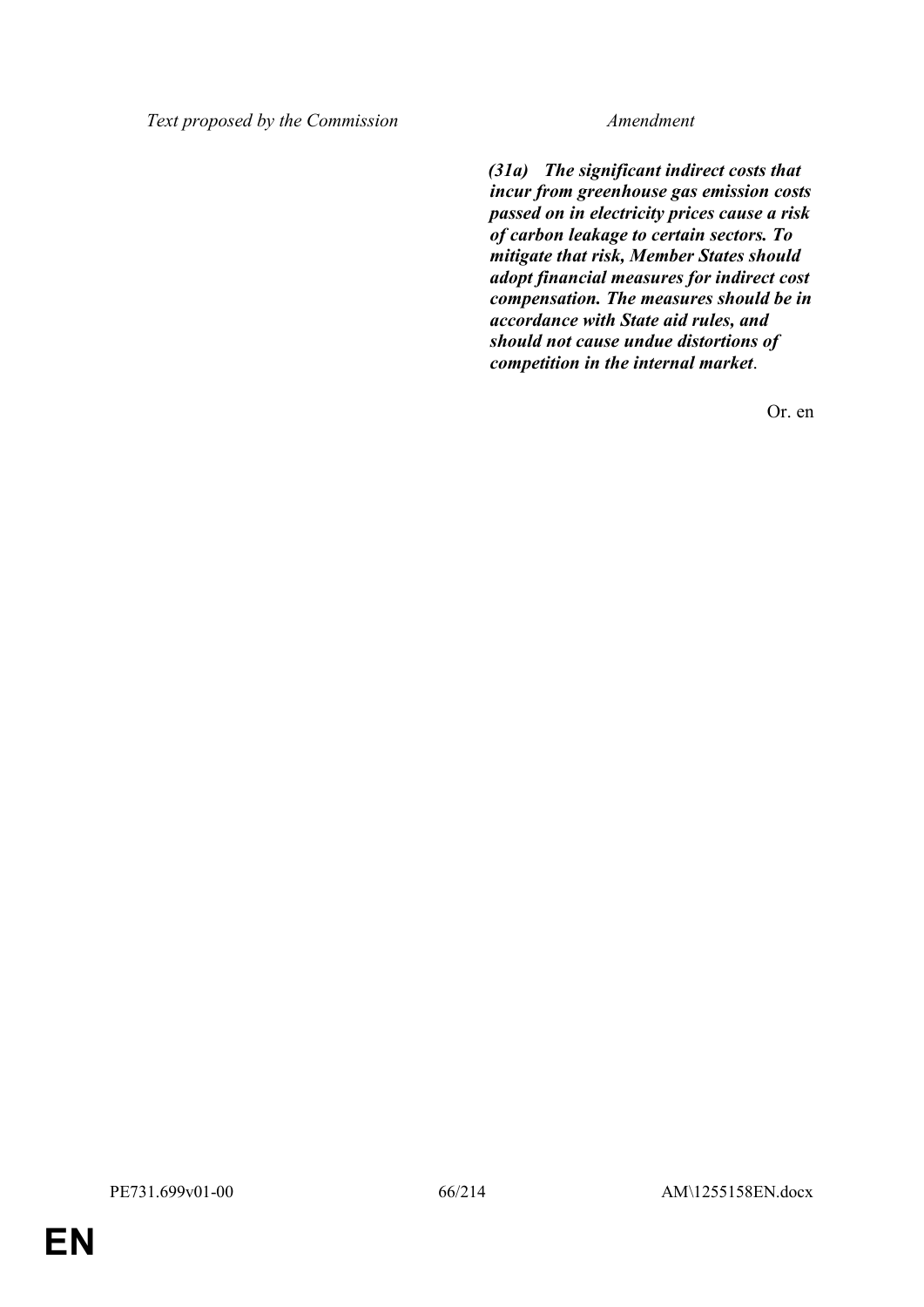| Text proposed by the Commission | Amendment |
| --- | --- |
| | ***(31a) The significant indirect costs that incur from greenhouse gas emission costs passed on in electricity prices cause a risk of carbon leakage to certain sectors. To mitigate that risk, Member States should adopt financial measures for indirect cost compensation. The measures should be in accordance with State aid rules, and should not cause undue distortions of competition in the internal market***. |

Or. en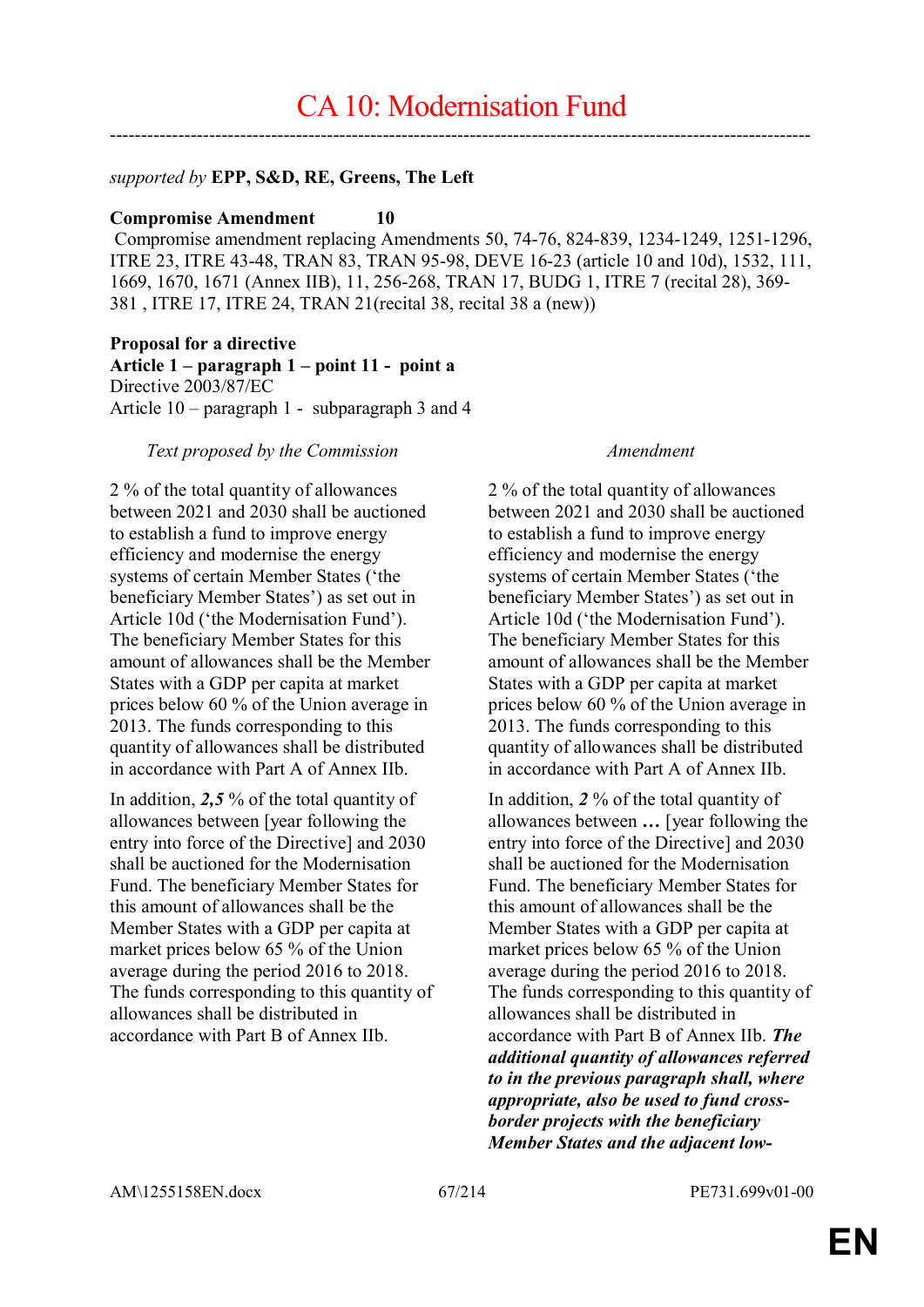# CA 10: Modernisation Fund

---

*supported by* **EPP, S&D, RE, Greens, The Left**

**Compromise Amendment 10**

Compromise amendment replacing Amendments 50, 74-76, 824-839, 1234-1249, 1251-1296, ITRE 23, ITRE 43-48, TRAN 83, TRAN 95-98, DEVE 16-23 (article 10 and 10d), 1532, 111, 1669, 1670, 1671 (Annex IIB), 11, 256-268, TRAN 17, BUDG 1, ITRE 7 (recital 28), 369-381 , ITRE 17, ITRE 24, TRAN 21(recital 38, recital 38 a (new))

**Proposal for a directive**
**Article 1 – paragraph 1 – point 11 - point a**
Directive 2003/87/EC
Article 10 – paragraph 1 - subparagraph 3 and 4

| *Text proposed by the Commission* | *Amendment* |
|---|---|
| 2 % of the total quantity of allowances between 2021 and 2030 shall be auctioned to establish a fund to improve energy efficiency and modernise the energy systems of certain Member States ('the beneficiary Member States') as set out in Article 10d ('the Modernisation Fund'). The beneficiary Member States for this amount of allowances shall be the Member States with a GDP per capita at market prices below 60 % of the Union average in 2013. The funds corresponding to this quantity of allowances shall be distributed in accordance with Part A of Annex IIb. | 2 % of the total quantity of allowances between 2021 and 2030 shall be auctioned to establish a fund to improve energy efficiency and modernise the energy systems of certain Member States ('the beneficiary Member States') as set out in Article 10d ('the Modernisation Fund'). The beneficiary Member States for this amount of allowances shall be the Member States with a GDP per capita at market prices below 60 % of the Union average in 2013. The funds corresponding to this quantity of allowances shall be distributed in accordance with Part A of Annex IIb. |
| In addition, ***2,5*** % of the total quantity of allowances between [year following the entry into force of the Directive] and 2030 shall be auctioned for the Modernisation Fund. The beneficiary Member States for this amount of allowances shall be the Member States with a GDP per capita at market prices below 65 % of the Union average during the period 2016 to 2018. The funds corresponding to this quantity of allowances shall be distributed in accordance with Part B of Annex IIb. | In addition, ***2*** % of the total quantity of allowances between ***…*** [year following the entry into force of the Directive] and 2030 shall be auctioned for the Modernisation Fund. The beneficiary Member States for this amount of allowances shall be the Member States with a GDP per capita at market prices below 65 % of the Union average during the period 2016 to 2018. The funds corresponding to this quantity of allowances shall be distributed in accordance with Part B of Annex IIb. ***The additional quantity of allowances referred to in the previous paragraph shall, where appropriate, also be used to fund cross-border projects with the beneficiary Member States and the adjacent low-*** |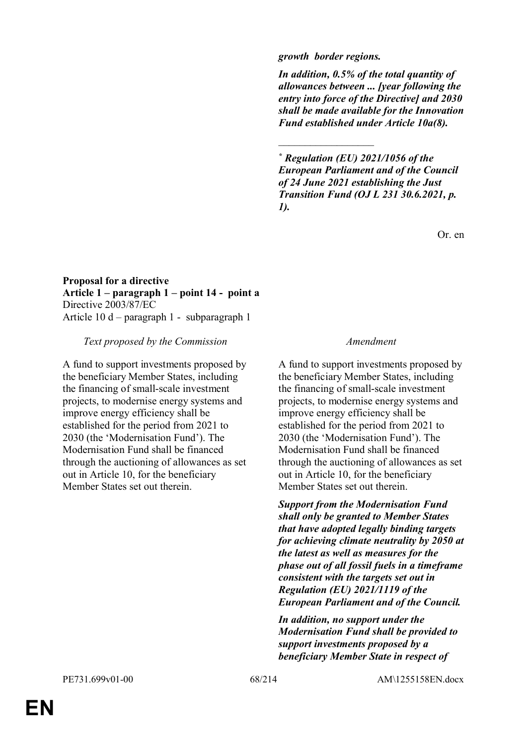***growth border regions.***

***In addition, 0.5% of the total quantity of allowances between ... [year following the entry into force of the Directive] and 2030 shall be made available for the Innovation Fund established under Article 10a(8).***

__________________

*** Regulation (EU) 2021/1056 of the European Parliament and of the Council of 24 June 2021 establishing the Just Transition Fund (OJ L 231 30.6.2021, p. 1).***

Or. en

**Proposal for a directive**
**Article 1 – paragraph 1 – point 14 - point a**
Directive 2003/87/EC
Article 10 d – paragraph 1 - subparagraph 1

| *Text proposed by the Commission* | *Amendment* |
| --- | --- |
| A fund to support investments proposed by the beneficiary Member States, including the financing of small-scale investment projects, to modernise energy systems and improve energy efficiency shall be established for the period from 2021 to 2030 (the 'Modernisation Fund'). The Modernisation Fund shall be financed through the auctioning of allowances as set out in Article 10, for the beneficiary Member States set out therein. | A fund to support investments proposed by the beneficiary Member States, including the financing of small-scale investment projects, to modernise energy systems and improve energy efficiency shall be established for the period from 2021 to 2030 (the 'Modernisation Fund'). The Modernisation Fund shall be financed through the auctioning of allowances as set out in Article 10, for the beneficiary Member States set out therein. |
| | ***Support from the Modernisation Fund shall only be granted to Member States that have adopted legally binding targets for achieving climate neutrality by 2050 at the latest as well as measures for the phase out of all fossil fuels in a timeframe consistent with the targets set out in Regulation (EU) 2021/1119 of the European Parliament and of the Council.*** |
| | ***In addition, no support under the Modernisation Fund shall be provided to support investments proposed by a beneficiary Member State in respect of*** |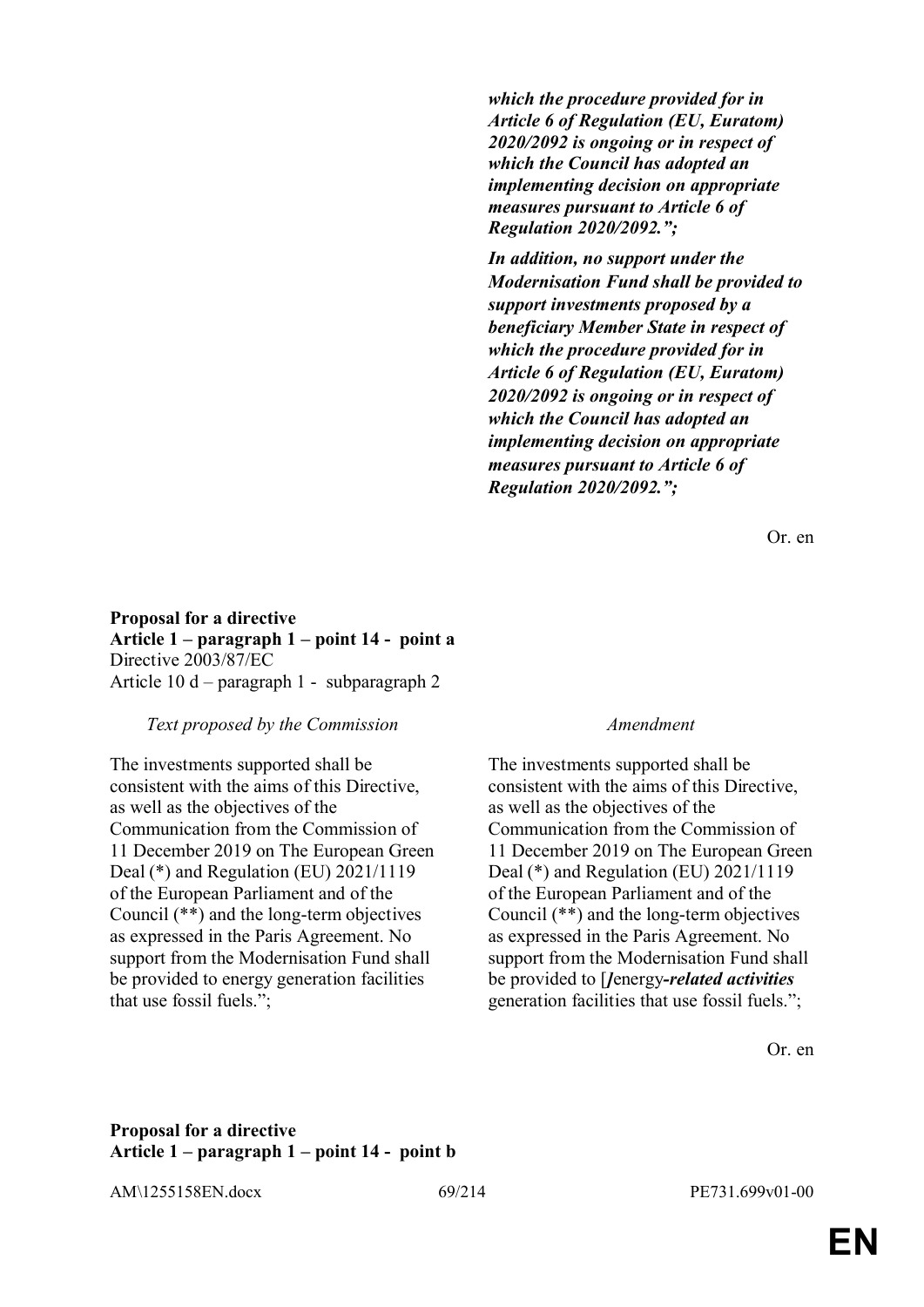| | |
|---|---|
| | ***which the procedure provided for in Article 6 of Regulation (EU, Euratom) 2020/2092 is ongoing or in respect of which the Council has adopted an implementing decision on appropriate measures pursuant to Article 6 of Regulation 2020/2092.";*** |
| | ***In addition, no support under the Modernisation Fund shall be provided to support investments proposed by a beneficiary Member State in respect of which the procedure provided for in Article 6 of Regulation (EU, Euratom) 2020/2092 is ongoing or in respect of which the Council has adopted an implementing decision on appropriate measures pursuant to Article 6 of Regulation 2020/2092.";*** |

Or. en

**Proposal for a directive**
**Article 1 – paragraph 1 – point 14 - point a**
Directive 2003/87/EC
Article 10 d – paragraph 1 - subparagraph 2

| *Text proposed by the Commission* | *Amendment* |
|---|---|
| The investments supported shall be consistent with the aims of this Directive, as well as the objectives of the Communication from the Commission of 11 December 2019 on The European Green Deal (*) and Regulation (EU) 2021/1119 of the European Parliament and of the Council (**) and the long-term objectives as expressed in the Paris Agreement. No support from the Modernisation Fund shall be provided to energy generation facilities that use fossil fuels."; | The investments supported shall be consistent with the aims of this Directive, as well as the objectives of the Communication from the Commission of 11 December 2019 on The European Green Deal (*) and Regulation (EU) 2021/1119 of the European Parliament and of the Council (**) and the long-term objectives as expressed in the Paris Agreement. No support from the Modernisation Fund shall be provided to [***]***energy***-related activities*** generation facilities that use fossil fuels."; |

Or. en

**Proposal for a directive**
**Article 1 – paragraph 1 – point 14 - point b**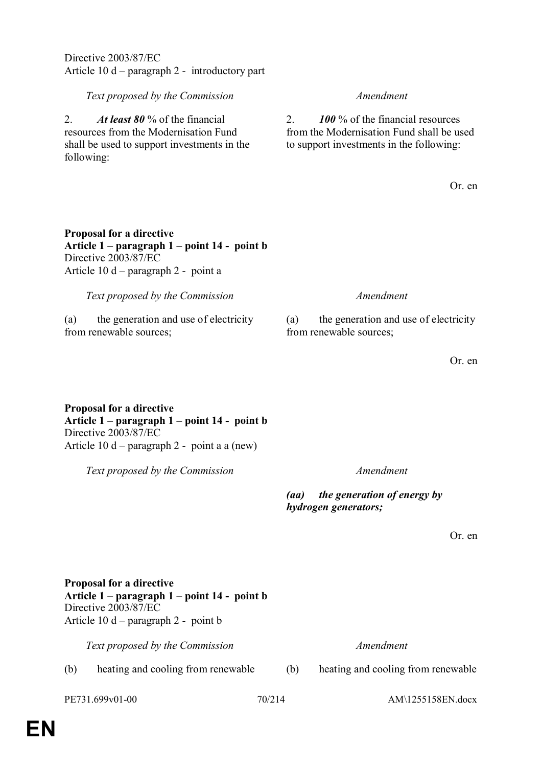Directive 2003/87/EC
Article 10 d – paragraph 2 - introductory part

| *Text proposed by the Commission* | *Amendment* |
|---|---|
| 2. ***At least 80*** % of the financial resources from the Modernisation Fund shall be used to support investments in the following: | 2. ***100*** % of the financial resources from the Modernisation Fund shall be used to support investments in the following: |

Or. en

**Proposal for a directive**
**Article 1 – paragraph 1 – point 14 - point b**
Directive 2003/87/EC
Article 10 d – paragraph 2 - point a

| *Text proposed by the Commission* | *Amendment* |
|---|---|
| (a) the generation and use of electricity from renewable sources; | (a) the generation and use of electricity from renewable sources; |

Or. en

**Proposal for a directive**
**Article 1 – paragraph 1 – point 14 - point b**
Directive 2003/87/EC
Article 10 d – paragraph 2 - point a a (new)

| *Text proposed by the Commission* | *Amendment* |
|---|---|
| | ***(aa) the generation of energy by hydrogen generators;*** |

Or. en

**Proposal for a directive**
**Article 1 – paragraph 1 – point 14 - point b**
Directive 2003/87/EC
Article 10 d – paragraph 2 - point b

| *Text proposed by the Commission* | *Amendment* |
|---|---|
| (b) heating and cooling from renewable | (b) heating and cooling from renewable |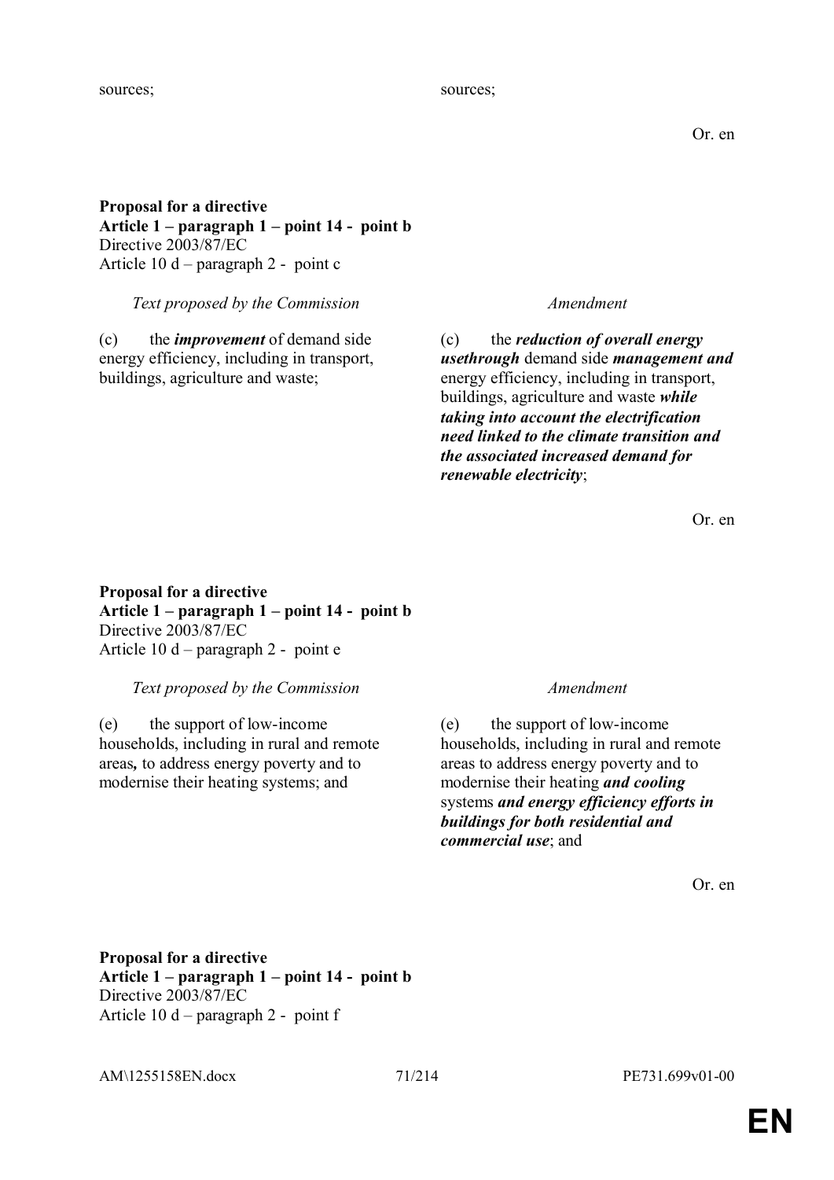| | |
|---|---|
| sources; | sources; |

Or. en

**Proposal for a directive**
**Article 1 – paragraph 1 – point 14 - point b**
Directive 2003/87/EC
Article 10 d – paragraph 2 - point c

| *Text proposed by the Commission* | *Amendment* |
|---|---|
| (c) the ***improvement*** of demand side energy efficiency, including in transport, buildings, agriculture and waste; | (c) the ***reduction of overall energy usethrough*** demand side ***management and*** energy efficiency, including in transport, buildings, agriculture and waste ***while taking into account the electrification need linked to the climate transition and the associated increased demand for renewable electricity***; |

Or. en

**Proposal for a directive**
**Article 1 – paragraph 1 – point 14 - point b**
Directive 2003/87/EC
Article 10 d – paragraph 2 - point e

| *Text proposed by the Commission* | *Amendment* |
|---|---|
| (e) the support of low-income households, including in rural and remote areas**,** to address energy poverty and to modernise their heating systems; and | (e) the support of low-income households, including in rural and remote areas to address energy poverty and to modernise their heating ***and cooling*** systems ***and energy efficiency efforts in buildings for both residential and commercial use***; and |

Or. en

**Proposal for a directive**
**Article 1 – paragraph 1 – point 14 - point b**
Directive 2003/87/EC
Article 10 d – paragraph 2 - point f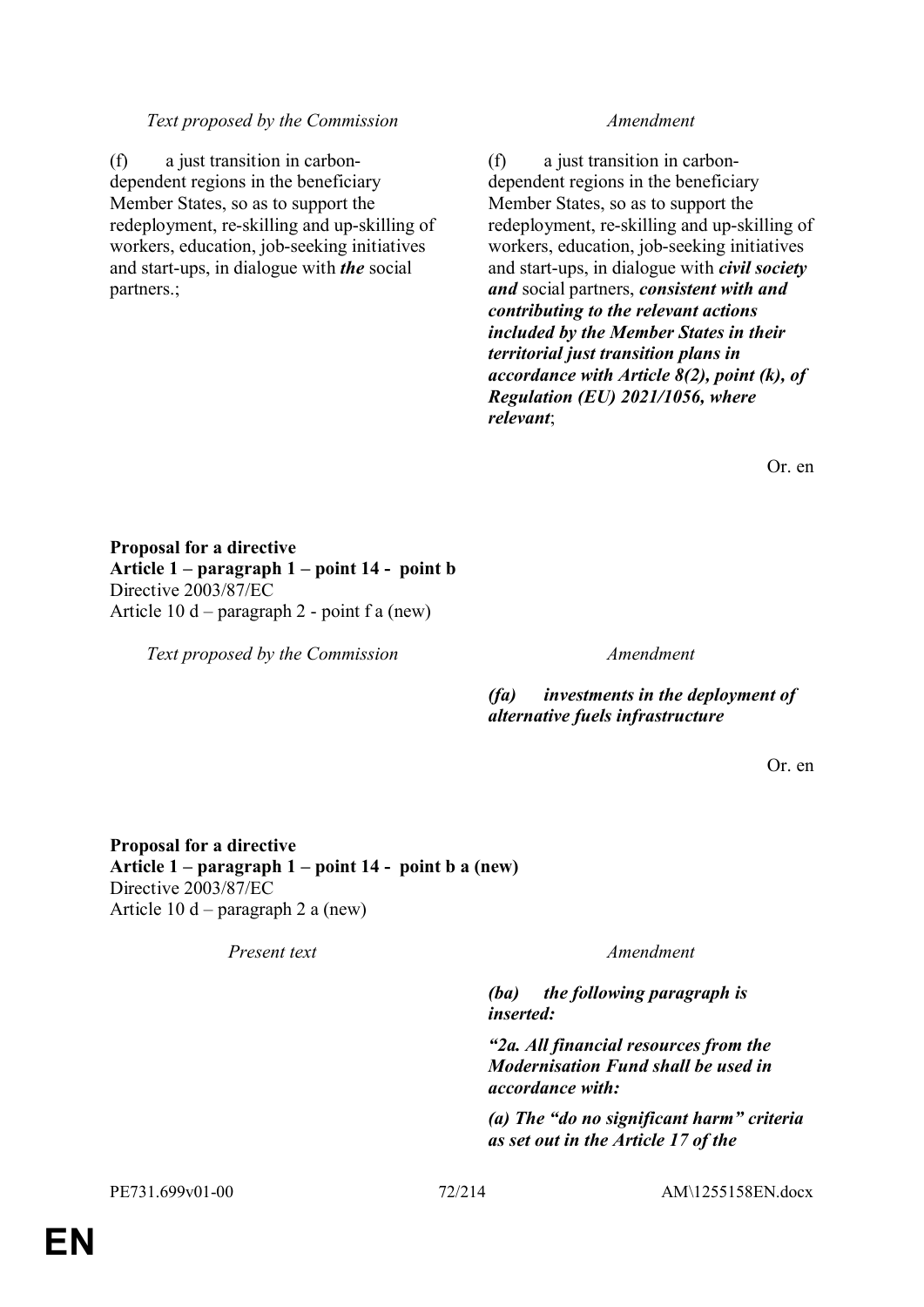| Text proposed by the Commission | Amendment |
|---|---|
| (f) a just transition in carbon-dependent regions in the beneficiary Member States, so as to support the redeployment, re-skilling and up-skilling of workers, education, job-seeking initiatives and start-ups, in dialogue with ***the*** social partners.; | (f) a just transition in carbon-dependent regions in the beneficiary Member States, so as to support the redeployment, re-skilling and up-skilling of workers, education, job-seeking initiatives and start-ups, in dialogue with ***civil society and*** social partners, ***consistent with and contributing to the relevant actions included by the Member States in their territorial just transition plans in accordance with Article 8(2), point (k), of Regulation (EU) 2021/1056, where relevant***; |

Or. en

**Proposal for a directive**
**Article 1 – paragraph 1 – point 14 - point b**
Directive 2003/87/EC
Article 10 d – paragraph 2 - point f a (new)

| Text proposed by the Commission | Amendment |
|---|---|
| | ***(fa) investments in the deployment of alternative fuels infrastructure*** |

Or. en

**Proposal for a directive**
**Article 1 – paragraph 1 – point 14 - point b a (new)**
Directive 2003/87/EC
Article 10 d – paragraph 2 a (new)

| Present text | Amendment |
|---|---|
| | ***(ba) the following paragraph is inserted:*** |
| | ***"2a. All financial resources from the Modernisation Fund shall be used in accordance with:*** |
| | ***(a) The "do no significant harm" criteria as set out in the Article 17 of the*** |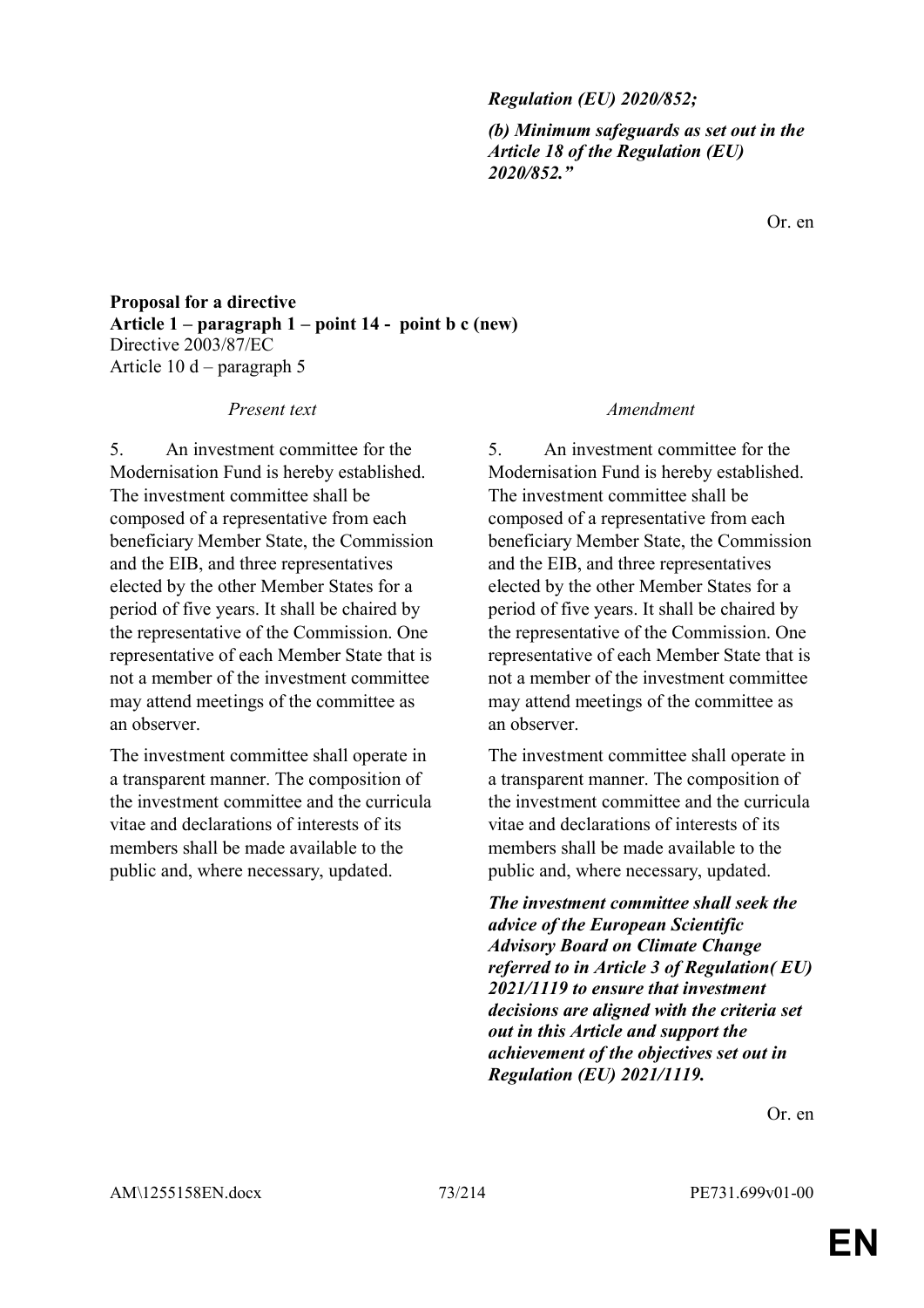***Regulation (EU) 2020/852;***

***(b) Minimum safeguards as set out in the Article 18 of the Regulation (EU) 2020/852."***

Or. en

**Proposal for a directive**
**Article 1 – paragraph 1 – point 14 - point b c (new)**
Directive 2003/87/EC
Article 10 d – paragraph 5

| *Present text* | *Amendment* |
|---|---|
| 5. An investment committee for the Modernisation Fund is hereby established. The investment committee shall be composed of a representative from each beneficiary Member State, the Commission and the EIB, and three representatives elected by the other Member States for a period of five years. It shall be chaired by the representative of the Commission. One representative of each Member State that is not a member of the investment committee may attend meetings of the committee as an observer. | 5. An investment committee for the Modernisation Fund is hereby established. The investment committee shall be composed of a representative from each beneficiary Member State, the Commission and the EIB, and three representatives elected by the other Member States for a period of five years. It shall be chaired by the representative of the Commission. One representative of each Member State that is not a member of the investment committee may attend meetings of the committee as an observer. |
| The investment committee shall operate in a transparent manner. The composition of the investment committee and the curricula vitae and declarations of interests of its members shall be made available to the public and, where necessary, updated. | The investment committee shall operate in a transparent manner. The composition of the investment committee and the curricula vitae and declarations of interests of its members shall be made available to the public and, where necessary, updated. |
| | ***The investment committee shall seek the advice of the European Scientific Advisory Board on Climate Change referred to in Article 3 of Regulation( EU) 2021/1119 to ensure that investment decisions are aligned with the criteria set out in this Article and support the achievement of the objectives set out in Regulation (EU) 2021/1119.*** |

Or. en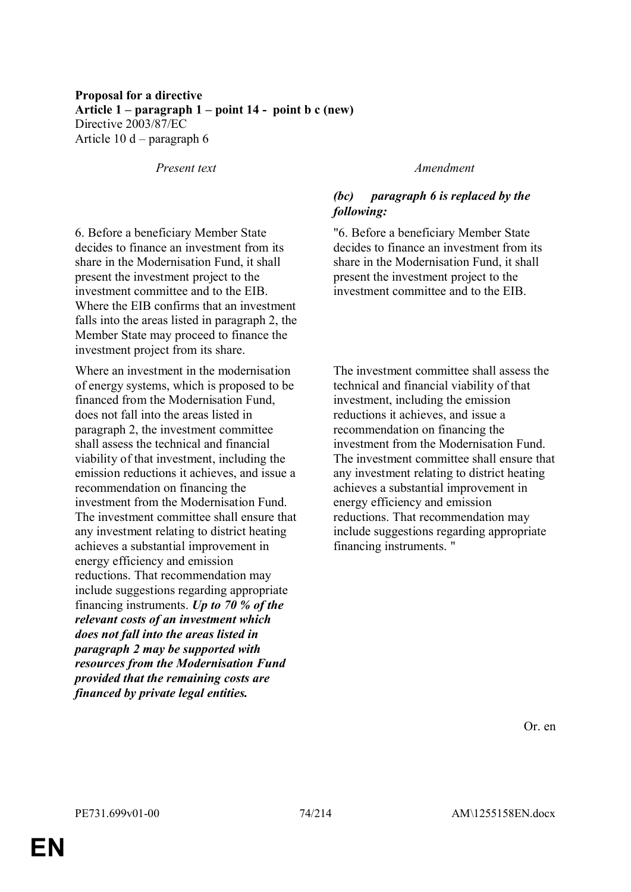**Proposal for a directive**
**Article 1 – paragraph 1 – point 14 - point b c (new)**
Directive 2003/87/EC
Article 10 d – paragraph 6

| *Present text* | *Amendment* |
| --- | --- |
| | ***(bc) paragraph 6 is replaced by the following:*** |
| 6. Before a beneficiary Member State decides to finance an investment from its share in the Modernisation Fund, it shall present the investment project to the investment committee and to the EIB. Where the EIB confirms that an investment falls into the areas listed in paragraph 2, the Member State may proceed to finance the investment project from its share. | "6. Before a beneficiary Member State decides to finance an investment from its share in the Modernisation Fund, it shall present the investment project to the investment committee and to the EIB. |
| Where an investment in the modernisation of energy systems, which is proposed to be financed from the Modernisation Fund, does not fall into the areas listed in paragraph 2, the investment committee shall assess the technical and financial viability of that investment, including the emission reductions it achieves, and issue a recommendation on financing the investment from the Modernisation Fund. The investment committee shall ensure that any investment relating to district heating achieves a substantial improvement in energy efficiency and emission reductions. That recommendation may include suggestions regarding appropriate financing instruments. ***Up to 70 % of the relevant costs of an investment which does not fall into the areas listed in paragraph 2 may be supported with resources from the Modernisation Fund provided that the remaining costs are financed by private legal entities.*** | The investment committee shall assess the technical and financial viability of that investment, including the emission reductions it achieves, and issue a recommendation on financing the investment from the Modernisation Fund. The investment committee shall ensure that any investment relating to district heating achieves a substantial improvement in energy efficiency and emission reductions. That recommendation may include suggestions regarding appropriate financing instruments. " |

Or. en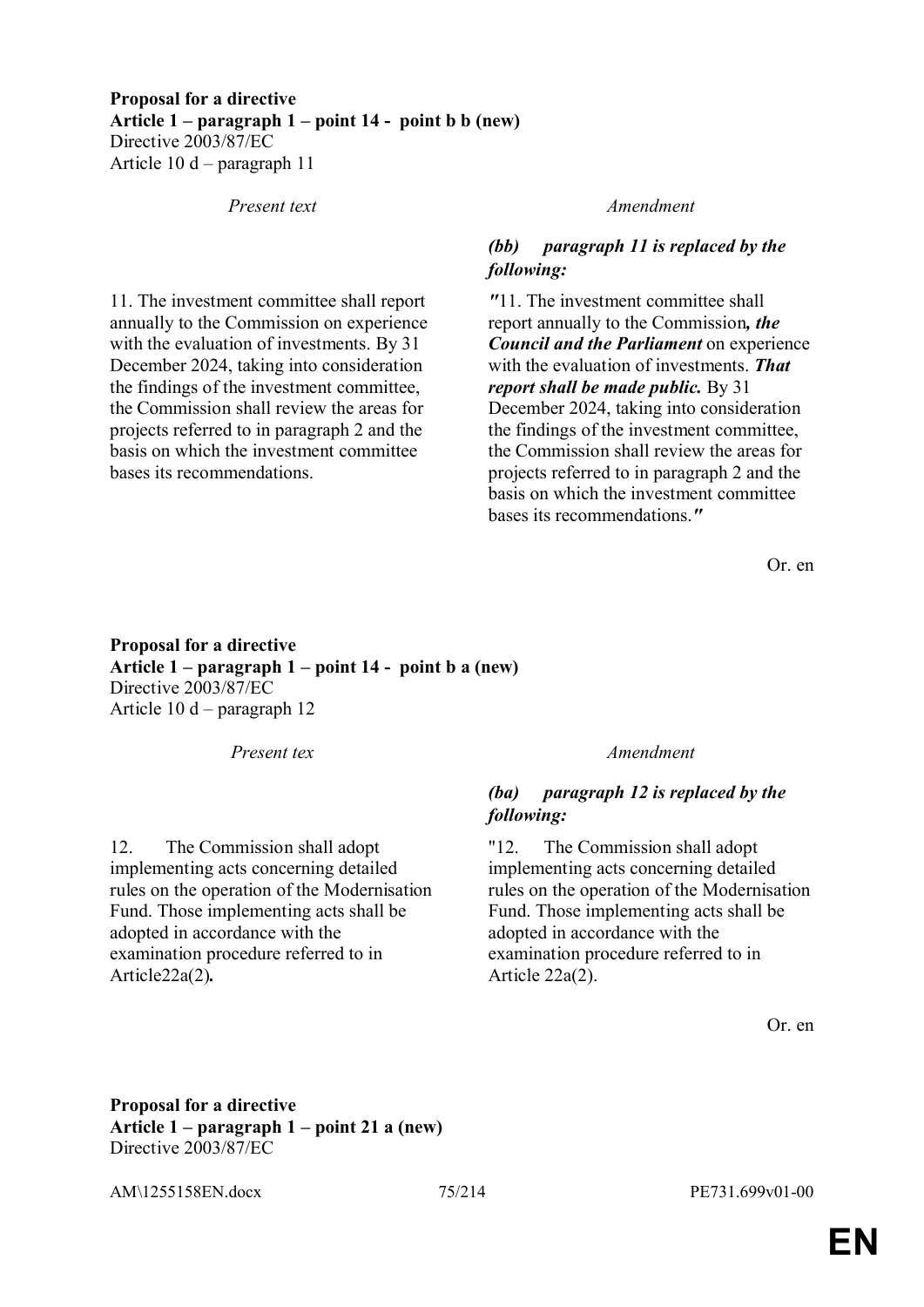**Proposal for a directive**
**Article 1 – paragraph 1 – point 14 - point b b (new)**
Directive 2003/87/EC
Article 10 d – paragraph 11

| *Present text* | *Amendment* |
|---|---|
| | ***(bb) paragraph 11 is replaced by the following:*** |
| 11. The investment committee shall report annually to the Commission on experience with the evaluation of investments. By 31 December 2024, taking into consideration the findings of the investment committee, the Commission shall review the areas for projects referred to in paragraph 2 and the basis on which the investment committee bases its recommendations. | *"*11. The investment committee shall report annually to the Commission***, the Council and the Parliament*** on experience with the evaluation of investments. ***That report shall be made public.*** By 31 December 2024, taking into consideration the findings of the investment committee, the Commission shall review the areas for projects referred to in paragraph 2 and the basis on which the investment committee bases its recommendations.*"* |

Or. en

**Proposal for a directive**
**Article 1 – paragraph 1 – point 14 - point b a (new)**
Directive 2003/87/EC
Article 10 d – paragraph 12

| *Present tex* | *Amendment* |
|---|---|
| | ***(ba) paragraph 12 is replaced by the following:*** |
| 12. The Commission shall adopt implementing acts concerning detailed rules on the operation of the Modernisation Fund. Those implementing acts shall be adopted in accordance with the examination procedure referred to in Article22a(2)**.** | "12. The Commission shall adopt implementing acts concerning detailed rules on the operation of the Modernisation Fund. Those implementing acts shall be adopted in accordance with the examination procedure referred to in Article 22a(2). |

Or. en

**Proposal for a directive**
**Article 1 – paragraph 1 – point 21 a (new)**
Directive 2003/87/EC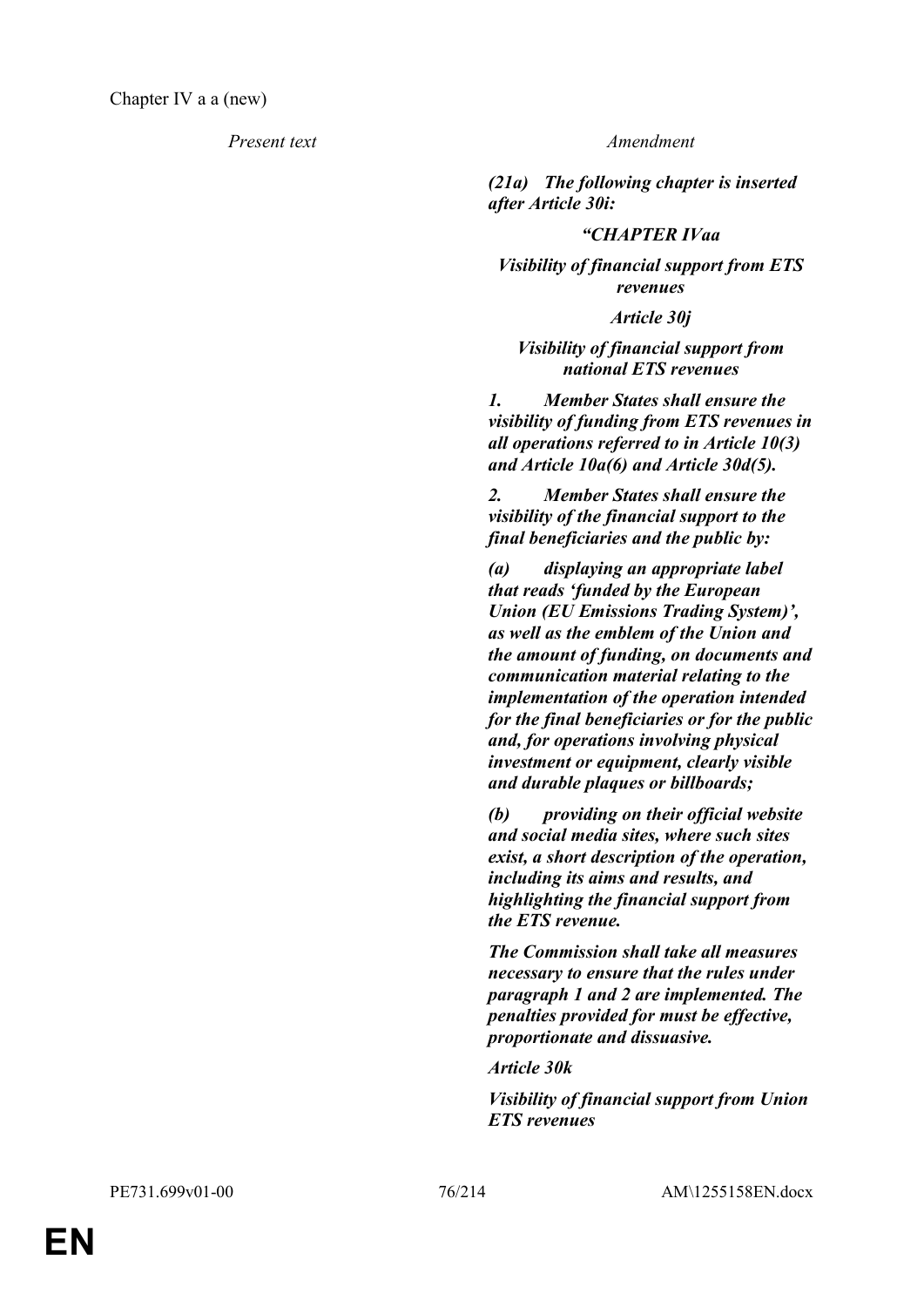Chapter IV a a (new)

| *Present text* | *Amendment* |
| --- | --- |
| | ***(21a) The following chapter is inserted after Article 30i:*** |
| | ***"CHAPTER IVaa*** |
| | ***Visibility of financial support from ETS revenues*** |
| | ***Article 30j*** |
| | ***Visibility of financial support from national ETS revenues*** |
| | ***1. Member States shall ensure the visibility of funding from ETS revenues in all operations referred to in Article 10(3) and Article 10a(6) and Article 30d(5).*** |
| | ***2. Member States shall ensure the visibility of the financial support to the final beneficiaries and the public by:*** |
| | ***(a) displaying an appropriate label that reads 'funded by the European Union (EU Emissions Trading System)', as well as the emblem of the Union and the amount of funding, on documents and communication material relating to the implementation of the operation intended for the final beneficiaries or for the public and, for operations involving physical investment or equipment, clearly visible and durable plaques or billboards;*** |
| | ***(b) providing on their official website and social media sites, where such sites exist, a short description of the operation, including its aims and results, and highlighting the financial support from the ETS revenue.*** |
| | ***The Commission shall take all measures necessary to ensure that the rules under paragraph 1 and 2 are implemented. The penalties provided for must be effective, proportionate and dissuasive.*** |
| | ***Article 30k*** |
| | ***Visibility of financial support from Union ETS revenues*** |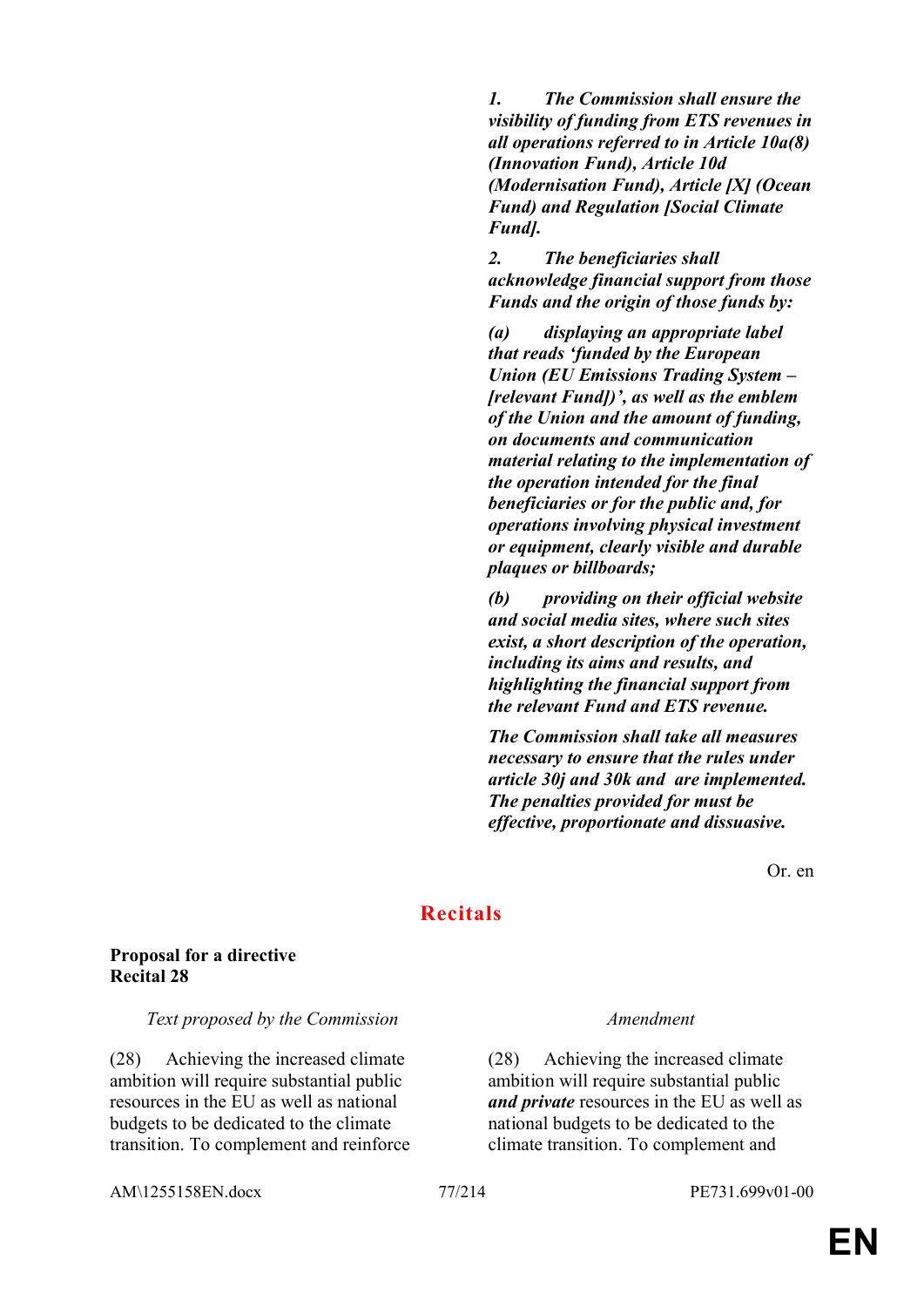***1. The Commission shall ensure the visibility of funding from ETS revenues in all operations referred to in Article 10a(8) (Innovation Fund), Article 10d (Modernisation Fund), Article [X] (Ocean Fund) and Regulation [Social Climate Fund].***

***2. The beneficiaries shall acknowledge financial support from those Funds and the origin of those funds by:***

***(a) displaying an appropriate label that reads 'funded by the European Union (EU Emissions Trading System – [relevant Fund])', as well as the emblem of the Union and the amount of funding, on documents and communication material relating to the implementation of the operation intended for the final beneficiaries or for the public and, for operations involving physical investment or equipment, clearly visible and durable plaques or billboards;***

***(b) providing on their official website and social media sites, where such sites exist, a short description of the operation, including its aims and results, and highlighting the financial support from the relevant Fund and ETS revenue.***

***The Commission shall take all measures necessary to ensure that the rules under article 30j and 30k and are implemented. The penalties provided for must be effective, proportionate and dissuasive.***

Or. en

## Recitals

**Proposal for a directive**
**Recital 28**

| *Text proposed by the Commission* | *Amendment* |
|---|---|
| (28) Achieving the increased climate ambition will require substantial public resources in the EU as well as national budgets to be dedicated to the climate transition. To complement and reinforce | (28) Achieving the increased climate ambition will require substantial public ***and private*** resources in the EU as well as national budgets to be dedicated to the climate transition. To complement and |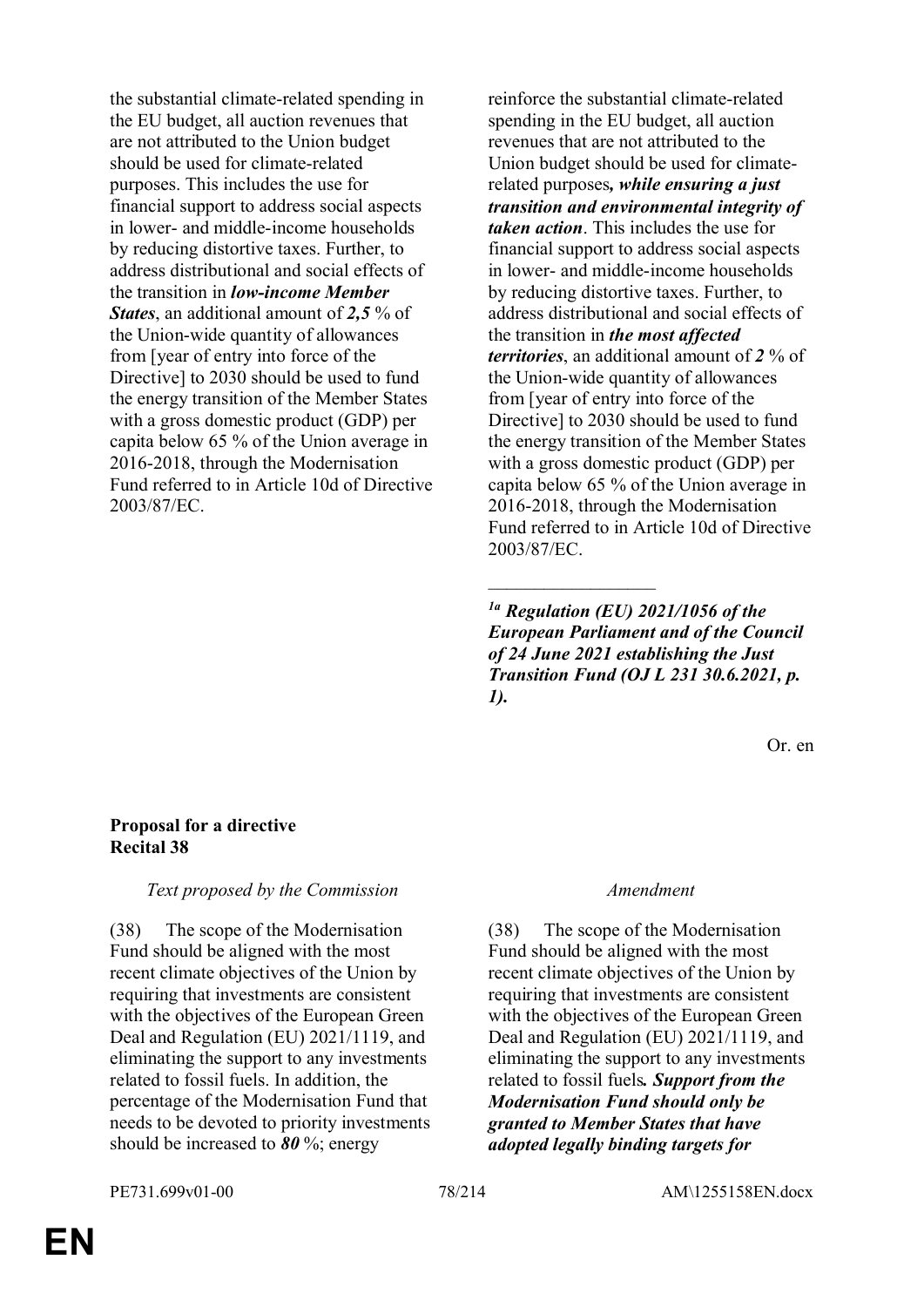| Text proposed by the Commission | Amendment |
| --- | --- |
| the substantial climate-related spending in the EU budget, all auction revenues that are not attributed to the Union budget should be used for climate-related purposes. This includes the use for financial support to address social aspects in lower- and middle-income households by reducing distortive taxes. Further, to address distributional and social effects of the transition in ***low-income Member States***, an additional amount of ***2,5*** % of the Union-wide quantity of allowances from [year of entry into force of the Directive] to 2030 should be used to fund the energy transition of the Member States with a gross domestic product (GDP) per capita below 65 % of the Union average in 2016-2018, through the Modernisation Fund referred to in Article 10d of Directive 2003/87/EC. | reinforce the substantial climate-related spending in the EU budget, all auction revenues that are not attributed to the Union budget should be used for climate-related purposes***, while ensuring a just transition and environmental integrity of taken action***. This includes the use for financial support to address social aspects in lower- and middle-income households by reducing distortive taxes. Further, to address distributional and social effects of the transition in ***the most affected territories***, an additional amount of ***2*** % of the Union-wide quantity of allowances from [year of entry into force of the Directive] to 2030 should be used to fund the energy transition of the Member States with a gross domestic product (GDP) per capita below 65 % of the Union average in 2016-2018, through the Modernisation Fund referred to in Article 10d of Directive 2003/87/EC. |
| | __________________ |
| | ***[1a] Regulation (EU) 2021/1056 of the European Parliament and of the Council of 24 June 2021 establishing the Just Transition Fund (OJ L 231 30.6.2021, p. 1).*** |

Or. en

**Proposal for a directive**
**Recital 38**

| *Text proposed by the Commission* | *Amendment* |
| --- | --- |
| (38) The scope of the Modernisation Fund should be aligned with the most recent climate objectives of the Union by requiring that investments are consistent with the objectives of the European Green Deal and Regulation (EU) 2021/1119, and eliminating the support to any investments related to fossil fuels. In addition, the percentage of the Modernisation Fund that needs to be devoted to priority investments should be increased to ***80*** %; energy | (38) The scope of the Modernisation Fund should be aligned with the most recent climate objectives of the Union by requiring that investments are consistent with the objectives of the European Green Deal and Regulation (EU) 2021/1119, and eliminating the support to any investments related to fossil fuels***. Support from the Modernisation Fund should only be granted to Member States that have adopted legally binding targets for*** |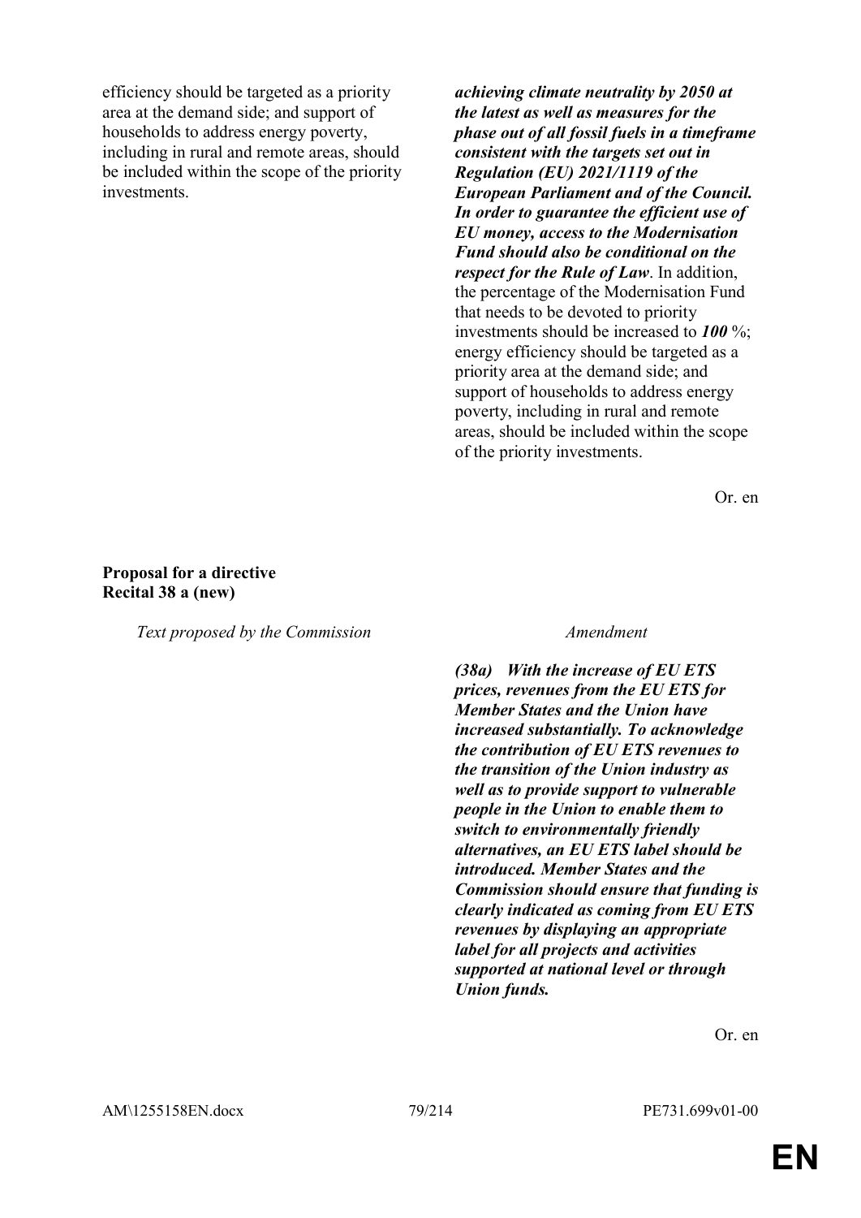| Text proposed by the Commission | Amendment |
|---|---|
| efficiency should be targeted as a priority area at the demand side; and support of households to address energy poverty, including in rural and remote areas, should be included within the scope of the priority investments. | ***achieving climate neutrality by 2050 at the latest as well as measures for the phase out of all fossil fuels in a timeframe consistent with the targets set out in Regulation (EU) 2021/1119 of the European Parliament and of the Council. In order to guarantee the efficient use of EU money, access to the Modernisation Fund should also be conditional on the respect for the Rule of Law***. In addition, the percentage of the Modernisation Fund that needs to be devoted to priority investments should be increased to ***100*** %; energy efficiency should be targeted as a priority area at the demand side; and support of households to address energy poverty, including in rural and remote areas, should be included within the scope of the priority investments. |

Or. en

**Proposal for a directive**
**Recital 38 a (new)**

| Text proposed by the Commission | Amendment |
|---|---|
| | ***(38a) With the increase of EU ETS prices, revenues from the EU ETS for Member States and the Union have increased substantially. To acknowledge the contribution of EU ETS revenues to the transition of the Union industry as well as to provide support to vulnerable people in the Union to enable them to switch to environmentally friendly alternatives, an EU ETS label should be introduced. Member States and the Commission should ensure that funding is clearly indicated as coming from EU ETS revenues by displaying an appropriate label for all projects and activities supported at national level or through Union funds.*** |

Or. en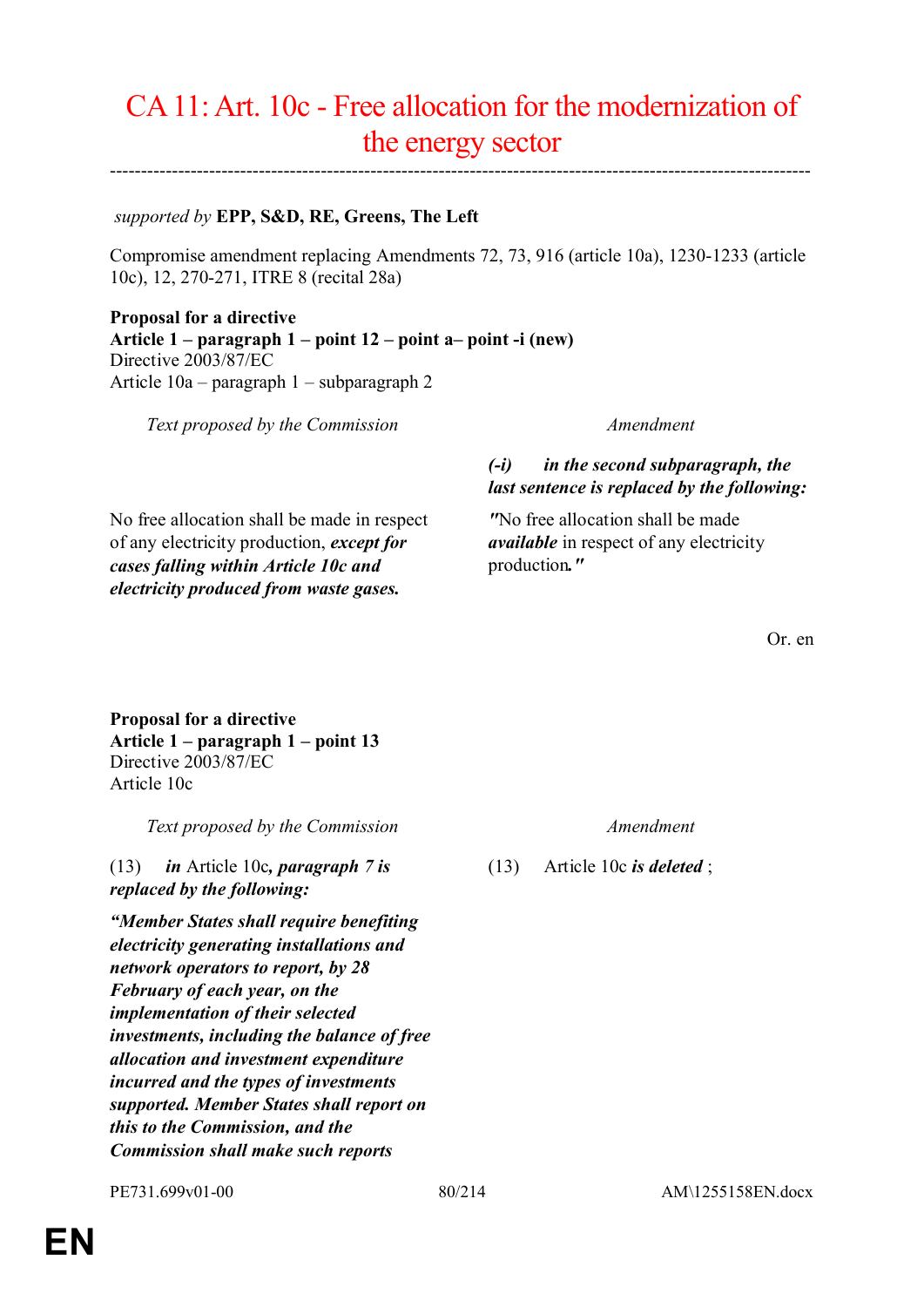# CA 11: Art. 10c - Free allocation for the modernization of the energy sector

---

*supported by* **EPP, S&D, RE, Greens, The Left**

Compromise amendment replacing Amendments 72, 73, 916 (article 10a), 1230-1233 (article 10c), 12, 270-271, ITRE 8 (recital 28a)

**Proposal for a directive**
**Article 1 – paragraph 1 – point 12 – point a– point -i (new)**
Directive 2003/87/EC
Article 10a – paragraph 1 – subparagraph 2

| *Text proposed by the Commission* | *Amendment* |
|---|---|
| | ***(-i) in the second subparagraph, the last sentence is replaced by the following:*** |
| No free allocation shall be made in respect of any electricity production, ***except for cases falling within Article 10c and electricity produced from waste gases.*** | *"*No free allocation shall be made ***available*** in respect of any electricity production***."*** |

Or. en

**Proposal for a directive**
**Article 1 – paragraph 1 – point 13**
Directive 2003/87/EC
Article 10c

| *Text proposed by the Commission* | *Amendment* |
|---|---|
| (13) ***in*** Article 10c***, paragraph 7 is replaced by the following:*** | (13) Article 10c ***is deleted*** ; |
| ***"Member States shall require benefiting electricity generating installations and network operators to report, by 28 February of each year, on the implementation of their selected investments, including the balance of free allocation and investment expenditure incurred and the types of investments supported. Member States shall report on this to the Commission, and the Commission shall make such reports*** | |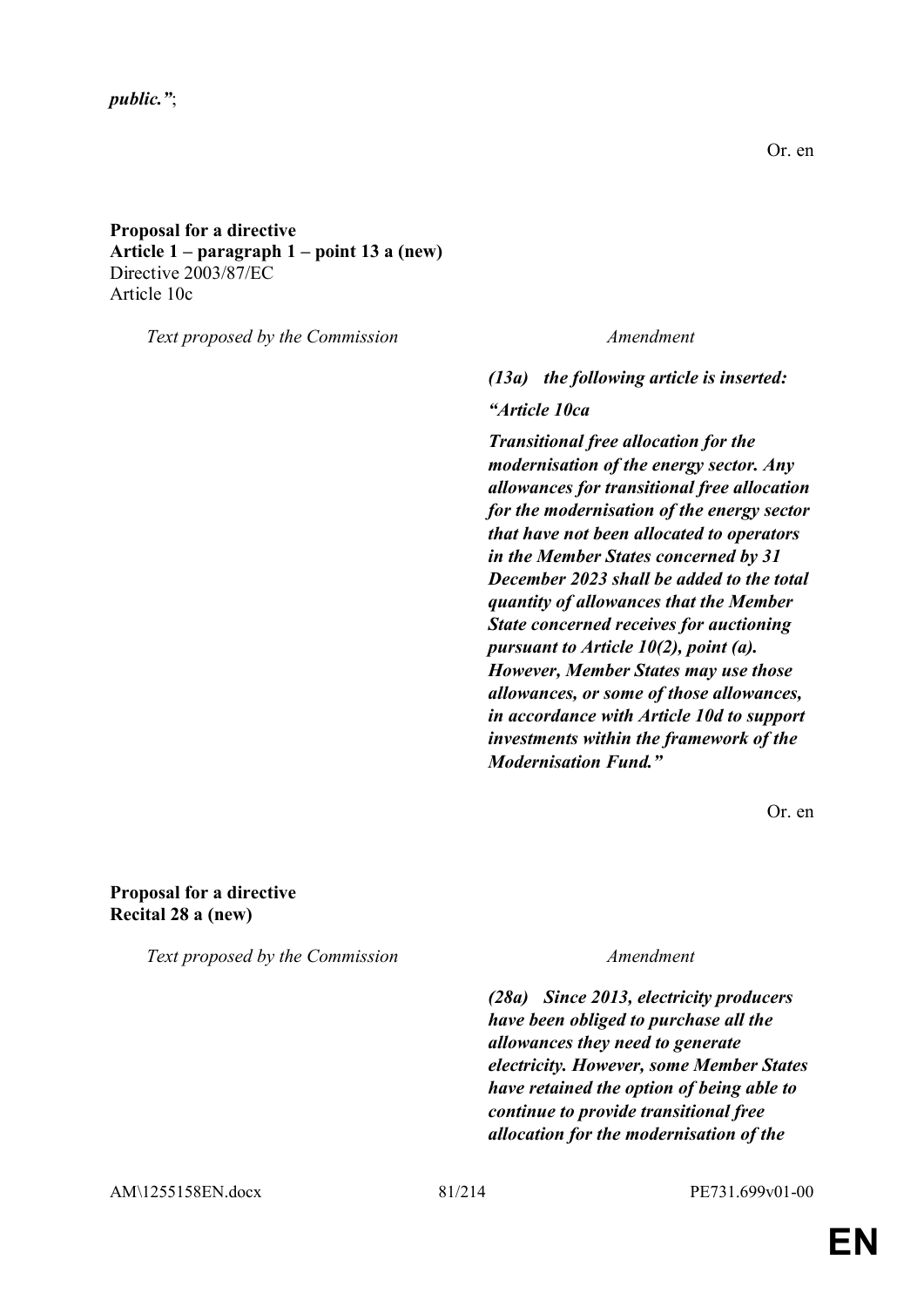*public."*;

Or. en

**Proposal for a directive**
**Article 1 – paragraph 1 – point 13 a (new)**
Directive 2003/87/EC
Article 10c

| *Text proposed by the Commission* | *Amendment* |
|---|---|
| | ***(13a) the following article is inserted:*** |
| | ***"Article 10ca*** |
| | ***Transitional free allocation for the modernisation of the energy sector. Any allowances for transitional free allocation for the modernisation of the energy sector that have not been allocated to operators in the Member States concerned by 31 December 2023 shall be added to the total quantity of allowances that the Member State concerned receives for auctioning pursuant to Article 10(2), point (a). However, Member States may use those allowances, or some of those allowances, in accordance with Article 10d to support investments within the framework of the Modernisation Fund."*** |

Or. en

**Proposal for a directive**
**Recital 28 a (new)**

| *Text proposed by the Commission* | *Amendment* |
|---|---|
| | ***(28a) Since 2013, electricity producers have been obliged to purchase all the allowances they need to generate electricity. However, some Member States have retained the option of being able to continue to provide transitional free allocation for the modernisation of the*** |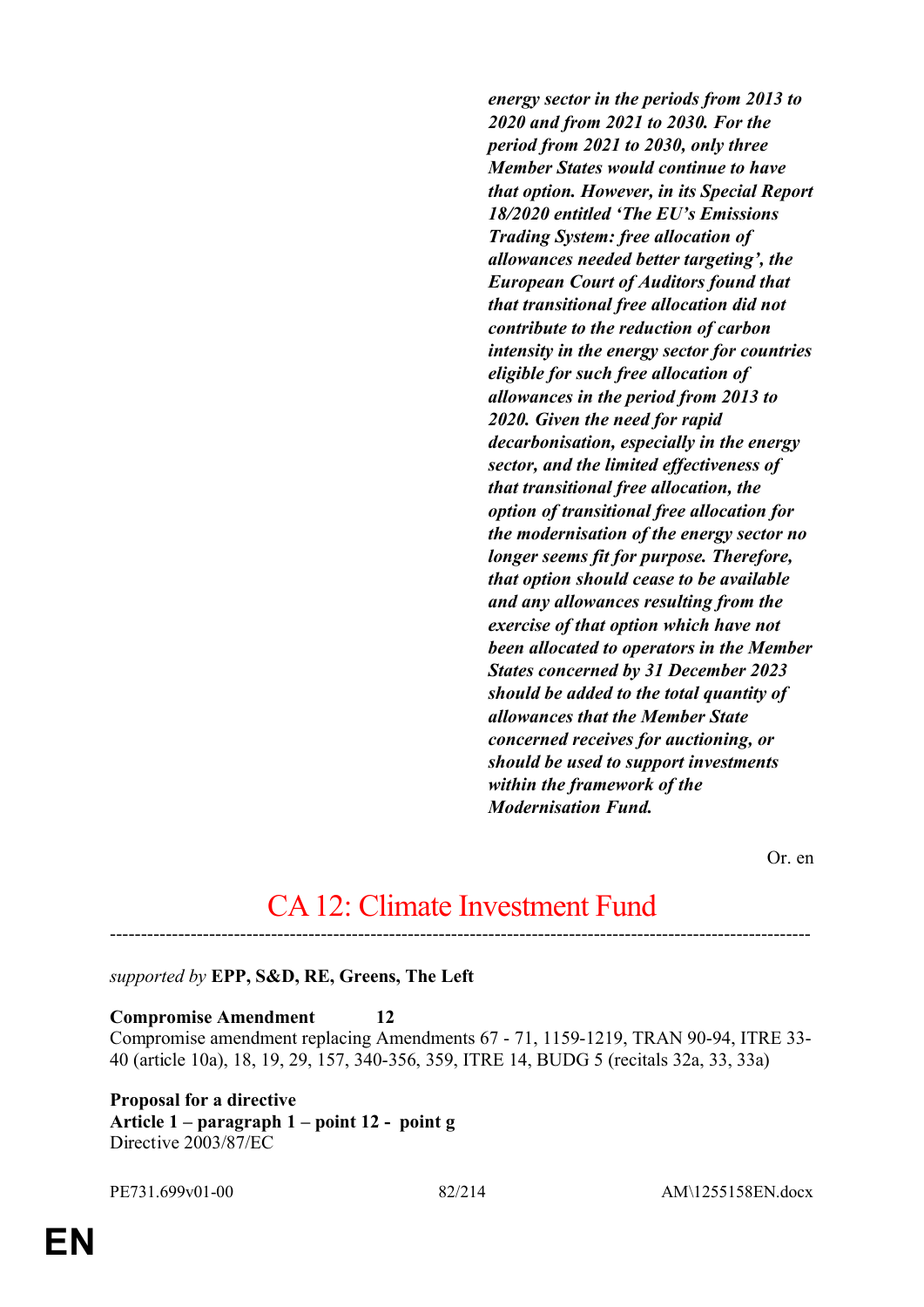***energy sector in the periods from 2013 to 2020 and from 2021 to 2030. For the period from 2021 to 2030, only three Member States would continue to have that option. However, in its Special Report 18/2020 entitled 'The EU's Emissions Trading System: free allocation of allowances needed better targeting', the European Court of Auditors found that that transitional free allocation did not contribute to the reduction of carbon intensity in the energy sector for countries eligible for such free allocation of allowances in the period from 2013 to 2020. Given the need for rapid decarbonisation, especially in the energy sector, and the limited effectiveness of that transitional free allocation, the option of transitional free allocation for the modernisation of the energy sector no longer seems fit for purpose. Therefore, that option should cease to be available and any allowances resulting from the exercise of that option which have not been allocated to operators in the Member States concerned by 31 December 2023 should be added to the total quantity of allowances that the Member State concerned receives for auctioning, or should be used to support investments within the framework of the Modernisation Fund.***

Or. en

# CA 12: Climate Investment Fund

---

*supported by* **EPP, S&D, RE, Greens, The Left**

**Compromise Amendment 12**

Compromise amendment replacing Amendments 67 - 71, 1159-1219, TRAN 90-94, ITRE 33-40 (article 10a), 18, 19, 29, 157, 340-356, 359, ITRE 14, BUDG 5 (recitals 32a, 33, 33a)

**Proposal for a directive**
**Article 1 – paragraph 1 – point 12 - point g**
Directive 2003/87/EC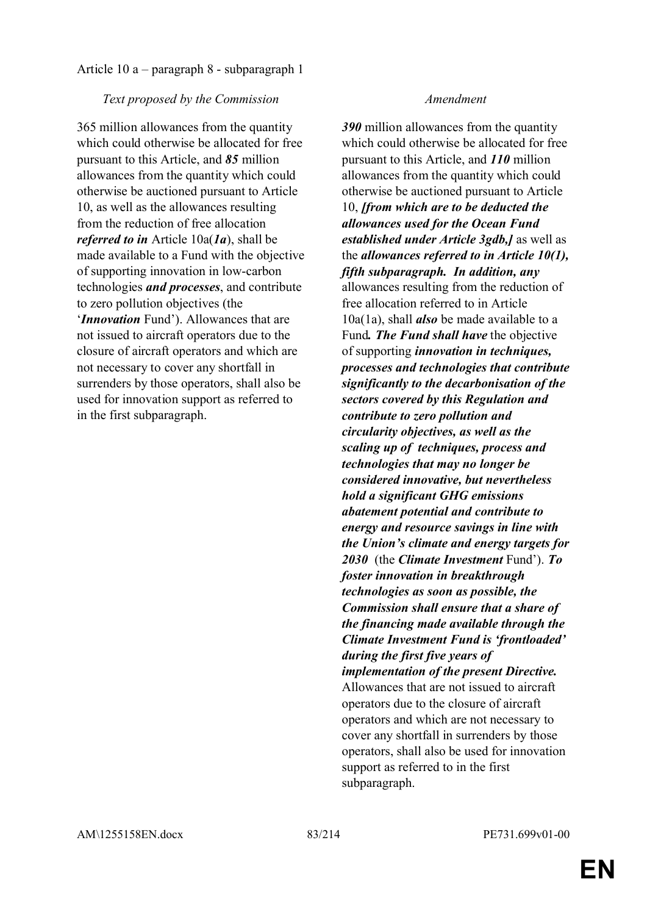Article 10 a – paragraph 8 - subparagraph 1

| *Text proposed by the Commission* | *Amendment* |
|---|---|
| 365 million allowances from the quantity which could otherwise be allocated for free pursuant to this Article, and ***85*** million allowances from the quantity which could otherwise be auctioned pursuant to Article 10, as well as the allowances resulting from the reduction of free allocation ***referred to in*** Article 10a(***1a***), shall be made available to a Fund with the objective of supporting innovation in low-carbon technologies ***and processes***, and contribute to zero pollution objectives (the '***Innovation*** Fund'). Allowances that are not issued to aircraft operators due to the closure of aircraft operators and which are not necessary to cover any shortfall in surrenders by those operators, shall also be used for innovation support as referred to in the first subparagraph. | ***390*** million allowances from the quantity which could otherwise be allocated for free pursuant to this Article, and ***110*** million allowances from the quantity which could otherwise be auctioned pursuant to Article 10, ***[from which are to be deducted the allowances used for the Ocean Fund established under Article 3gdb,]*** as well as the ***allowances referred to in Article 10(1), fifth subparagraph. In addition, any*** allowances resulting from the reduction of free allocation referred to in Article 10a(1a), shall ***also*** be made available to a Fund***. The Fund shall have*** the objective of supporting ***innovation in techniques, processes and technologies that contribute significantly to the decarbonisation of the sectors covered by this Regulation and contribute to zero pollution and circularity objectives, as well as the scaling up of techniques, process and technologies that may no longer be considered innovative, but nevertheless hold a significant GHG emissions abatement potential and contribute to energy and resource savings in line with the Union's climate and energy targets for 2030*** (the ***Climate Investment*** Fund'). ***To foster innovation in breakthrough technologies as soon as possible, the Commission shall ensure that a share of the financing made available through the Climate Investment Fund is 'frontloaded' during the first five years of implementation of the present Directive.*** Allowances that are not issued to aircraft operators due to the closure of aircraft operators and which are not necessary to cover any shortfall in surrenders by those operators, shall also be used for innovation support as referred to in the first subparagraph. |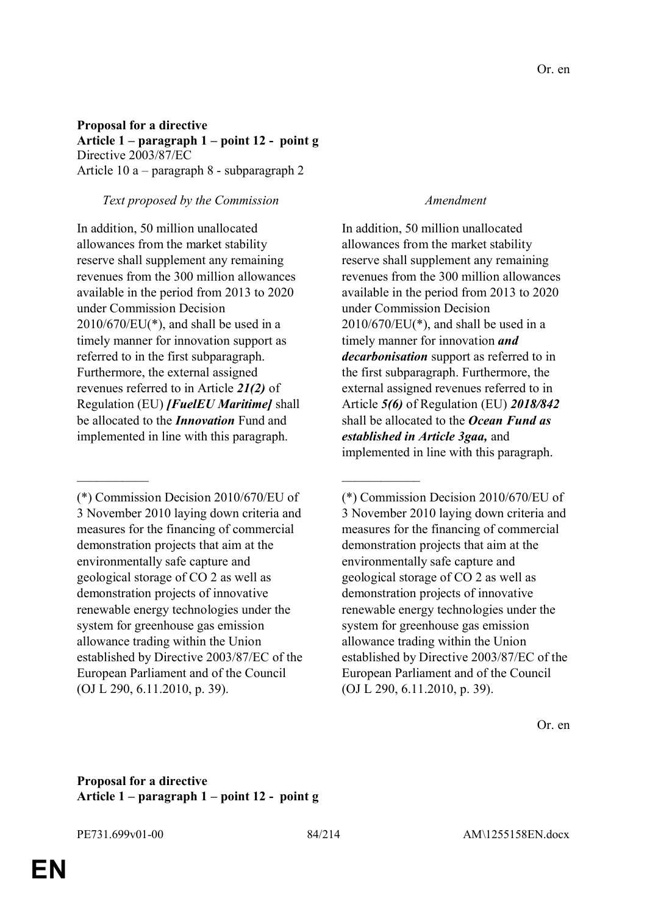Or. en

**Proposal for a directive**
**Article 1 – paragraph 1 – point 12 - point g**
Directive 2003/87/EC
Article 10 a – paragraph 8 - subparagraph 2

| *Text proposed by the Commission* | *Amendment* |
| --- | --- |
| In addition, 50 million unallocated allowances from the market stability reserve shall supplement any remaining revenues from the 300 million allowances available in the period from 2013 to 2020 under Commission Decision 2010/670/EU(*), and shall be used in a timely manner for innovation support as referred to in the first subparagraph. Furthermore, the external assigned revenues referred to in Article ***21(2)*** of Regulation (EU) ***[FuelEU Maritime]*** shall be allocated to the ***Innovation*** Fund and implemented in line with this paragraph. | In addition, 50 million unallocated allowances from the market stability reserve shall supplement any remaining revenues from the 300 million allowances available in the period from 2013 to 2020 under Commission Decision 2010/670/EU(*), and shall be used in a timely manner for innovation ***and decarbonisation*** support as referred to in the first subparagraph. Furthermore, the external assigned revenues referred to in Article ***5(6)*** of Regulation (EU) ***2018/842*** shall be allocated to the ***Ocean Fund as established in Article 3gaa,*** and implemented in line with this paragraph. |
| __________ | __________ |
| (*) Commission Decision 2010/670/EU of 3 November 2010 laying down criteria and measures for the financing of commercial demonstration projects that aim at the environmentally safe capture and geological storage of CO 2 as well as demonstration projects of innovative renewable energy technologies under the system for greenhouse gas emission allowance trading within the Union established by Directive 2003/87/EC of the European Parliament and of the Council (OJ L 290, 6.11.2010, p. 39). | (*) Commission Decision 2010/670/EU of 3 November 2010 laying down criteria and measures for the financing of commercial demonstration projects that aim at the environmentally safe capture and geological storage of CO 2 as well as demonstration projects of innovative renewable energy technologies under the system for greenhouse gas emission allowance trading within the Union established by Directive 2003/87/EC of the European Parliament and of the Council (OJ L 290, 6.11.2010, p. 39). |

Or. en

**Proposal for a directive**
**Article 1 – paragraph 1 – point 12 - point g**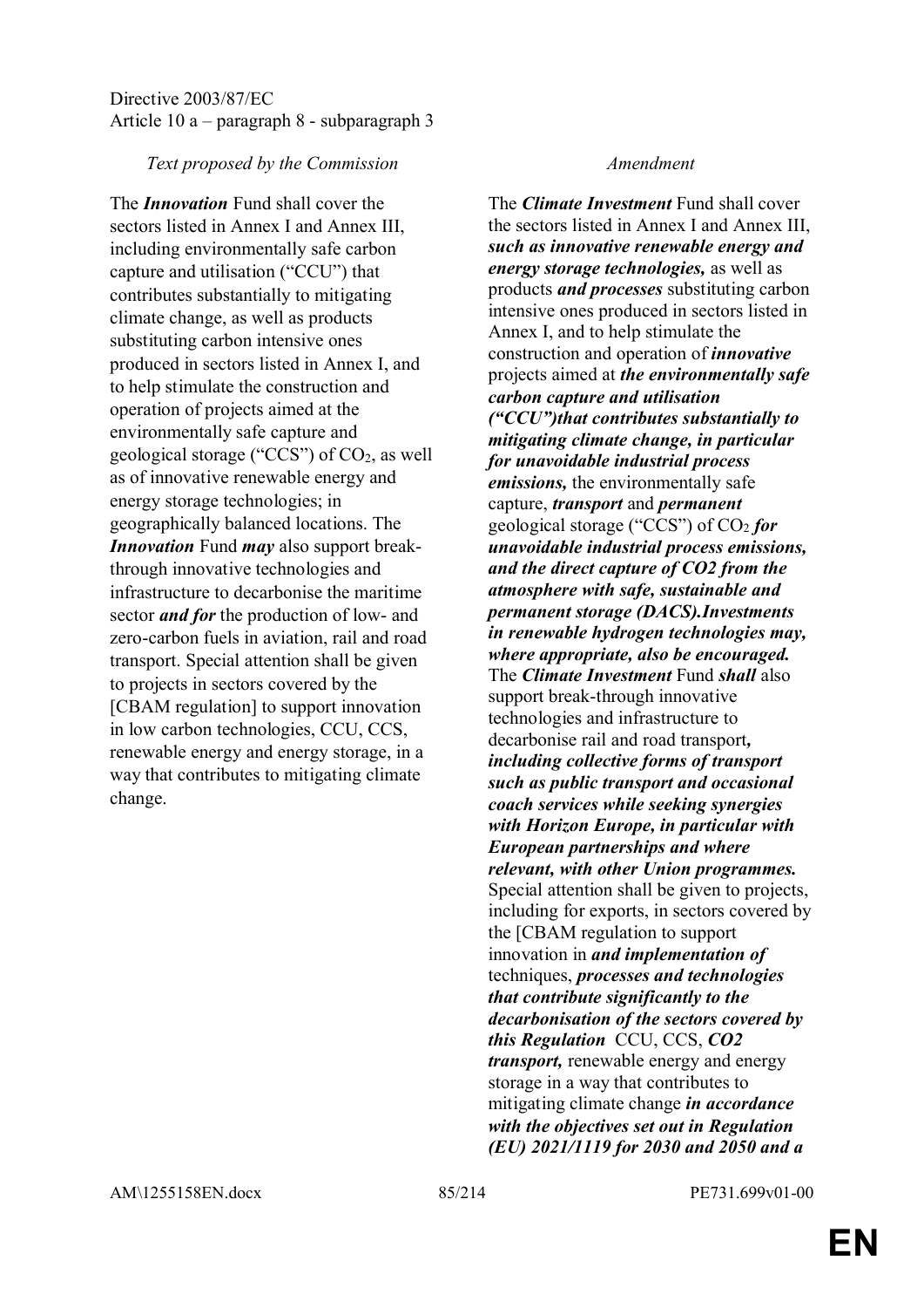Directive 2003/87/EC
Article 10 a – paragraph 8 - subparagraph 3

| *Text proposed by the Commission* | *Amendment* |
|---|---|
| The ***Innovation*** Fund shall cover the sectors listed in Annex I and Annex III, including environmentally safe carbon capture and utilisation ("CCU") that contributes substantially to mitigating climate change, as well as products substituting carbon intensive ones produced in sectors listed in Annex I, and to help stimulate the construction and operation of projects aimed at the environmentally safe capture and geological storage ("CCS") of $CO_2$, as well as of innovative renewable energy and energy storage technologies; in geographically balanced locations. The ***Innovation*** Fund ***may*** also support break-through innovative technologies and infrastructure to decarbonise the maritime sector ***and for*** the production of low- and zero-carbon fuels in aviation, rail and road transport. Special attention shall be given to projects in sectors covered by the [CBAM regulation] to support innovation in low carbon technologies, CCU, CCS, renewable energy and energy storage, in a way that contributes to mitigating climate change. | The ***Climate Investment*** Fund shall cover the sectors listed in Annex I and Annex III, ***such as innovative renewable energy and energy storage technologies,*** as well as products ***and processes*** substituting carbon intensive ones produced in sectors listed in Annex I, and to help stimulate the construction and operation of ***innovative*** projects aimed at ***the environmentally safe carbon capture and utilisation ("CCU")that contributes substantially to mitigating climate change, in particular for unavoidable industrial process emissions,*** the environmentally safe capture, ***transport*** and ***permanent*** geological storage ("CCS") of $CO_2$ ***for unavoidable industrial process emissions, and the direct capture of CO2 from the atmosphere with safe, sustainable and permanent storage (DACS).Investments in renewable hydrogen technologies may, where appropriate, also be encouraged.*** The ***Climate Investment*** Fund ***shall*** also support break-through innovative technologies and infrastructure to decarbonise rail and road transport***, including collective forms of transport such as public transport and occasional coach services while seeking synergies with Horizon Europe, in particular with European partnerships and where relevant, with other Union programmes.*** Special attention shall be given to projects, including for exports, in sectors covered by the [CBAM regulation to support innovation in ***and implementation of*** techniques, ***processes and technologies that contribute significantly to the decarbonisation of the sectors covered by this Regulation*** CCU, CCS, ***CO2 transport,*** renewable energy and energy storage in a way that contributes to mitigating climate change ***in accordance with the objectives set out in Regulation (EU) 2021/1119 for 2030 and 2050 and a*** |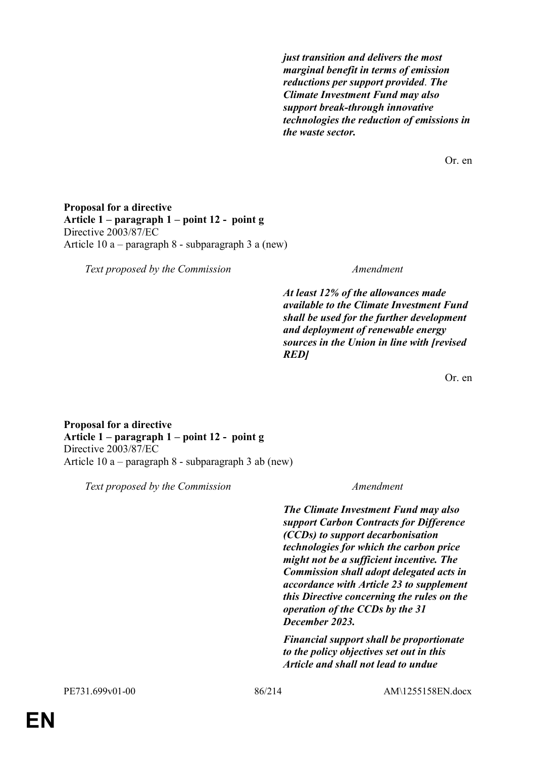***just transition and delivers the most marginal benefit in terms of emission reductions per support provided. The Climate Investment Fund may also support break-through innovative technologies the reduction of emissions in the waste sector.***

Or. en

**Proposal for a directive**
**Article 1 – paragraph 1 – point 12 - point g**
Directive 2003/87/EC
Article 10 a – paragraph 8 - subparagraph 3 a (new)

| *Text proposed by the Commission* | *Amendment* |
|---|---|
| | ***At least 12% of the allowances made available to the Climate Investment Fund shall be used for the further development and deployment of renewable energy sources in the Union in line with [revised RED]*** |

Or. en

**Proposal for a directive**
**Article 1 – paragraph 1 – point 12 - point g**
Directive 2003/87/EC
Article 10 a – paragraph 8 - subparagraph 3 ab (new)

| *Text proposed by the Commission* | *Amendment* |
|---|---|
| | ***The Climate Investment Fund may also support Carbon Contracts for Difference (CCDs) to support decarbonisation technologies for which the carbon price might not be a sufficient incentive. The Commission shall adopt delegated acts in accordance with Article 23 to supplement this Directive concerning the rules on the operation of the CCDs by the 31 December 2023.*** |
| | ***Financial support shall be proportionate to the policy objectives set out in this Article and shall not lead to undue*** |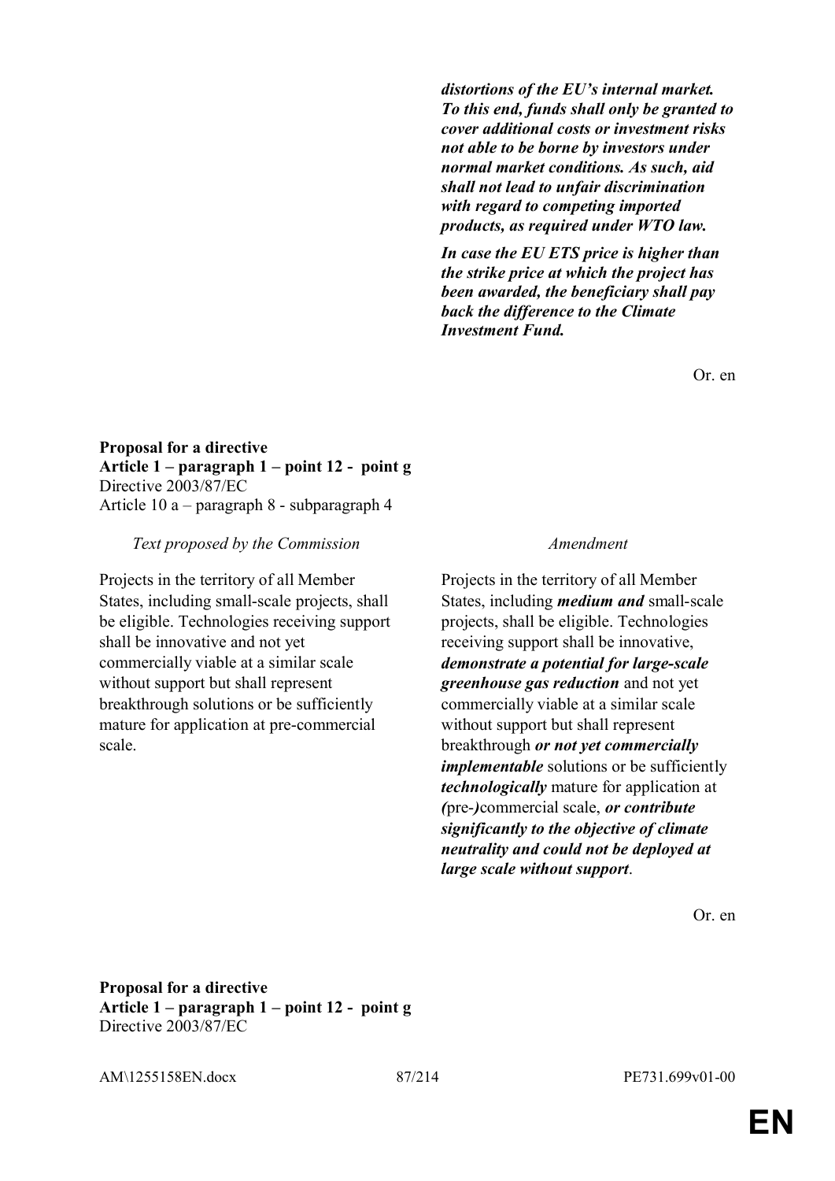| | |
|---|---|
| | ***distortions of the EU's internal market. To this end, funds shall only be granted to cover additional costs or investment risks not able to be borne by investors under normal market conditions. As such, aid shall not lead to unfair discrimination with regard to competing imported products, as required under WTO law.*** <br><br> ***In case the EU ETS price is higher than the strike price at which the project has been awarded, the beneficiary shall pay back the difference to the Climate Investment Fund.*** |

Or. en

**Proposal for a directive**
**Article 1 – paragraph 1 – point 12 - point g**
Directive 2003/87/EC
Article 10 a – paragraph 8 - subparagraph 4

| *Text proposed by the Commission* | *Amendment* |
|---|---|
| Projects in the territory of all Member States, including small-scale projects, shall be eligible. Technologies receiving support shall be innovative and not yet commercially viable at a similar scale without support but shall represent breakthrough solutions or be sufficiently mature for application at pre-commercial scale. | Projects in the territory of all Member States, including ***medium and*** small-scale projects, shall be eligible. Technologies receiving support shall be innovative, ***demonstrate a potential for large-scale greenhouse gas reduction*** and not yet commercially viable at a similar scale without support but shall represent breakthrough ***or not yet commercially implementable*** solutions or be sufficiently ***technologically*** mature for application at ***(***pre-***)***commercial scale, ***or contribute significantly to the objective of climate neutrality and could not be deployed at large scale without support***. |

Or. en

**Proposal for a directive**
**Article 1 – paragraph 1 – point 12 - point g**
Directive 2003/87/EC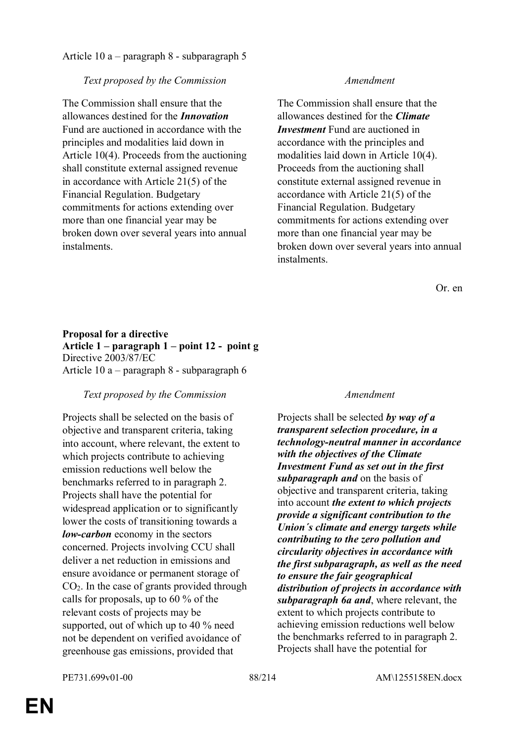Article 10 a – paragraph 8 - subparagraph 5

| *Text proposed by the Commission* | *Amendment* |
|---|---|
| The Commission shall ensure that the allowances destined for the ***Innovation*** Fund are auctioned in accordance with the principles and modalities laid down in Article 10(4). Proceeds from the auctioning shall constitute external assigned revenue in accordance with Article 21(5) of the Financial Regulation. Budgetary commitments for actions extending over more than one financial year may be broken down over several years into annual instalments. | The Commission shall ensure that the allowances destined for the ***Climate Investment*** Fund are auctioned in accordance with the principles and modalities laid down in Article 10(4). Proceeds from the auctioning shall constitute external assigned revenue in accordance with Article 21(5) of the Financial Regulation. Budgetary commitments for actions extending over more than one financial year may be broken down over several years into annual instalments. |

Or. en

**Proposal for a directive**
**Article 1 – paragraph 1 – point 12 - point g**
Directive 2003/87/EC
Article 10 a – paragraph 8 - subparagraph 6

| *Text proposed by the Commission* | *Amendment* |
|---|---|
| Projects shall be selected on the basis of objective and transparent criteria, taking into account, where relevant, the extent to which projects contribute to achieving emission reductions well below the benchmarks referred to in paragraph 2. Projects shall have the potential for widespread application or to significantly lower the costs of transitioning towards a ***low-carbon*** economy in the sectors concerned. Projects involving CCU shall deliver a net reduction in emissions and ensure avoidance or permanent storage of $CO_2$. In the case of grants provided through calls for proposals, up to 60 % of the relevant costs of projects may be supported, out of which up to 40 % need not be dependent on verified avoidance of greenhouse gas emissions, provided that | Projects shall be selected ***by way of a transparent selection procedure, in a technology-neutral manner in accordance with the objectives of the Climate Investment Fund as set out in the first subparagraph and*** on the basis of objective and transparent criteria, taking into account ***the extent to which projects provide a significant contribution to the Union´s climate and energy targets while contributing to the zero pollution and circularity objectives in accordance with the first subparagraph, as well as the need to ensure the fair geographical distribution of projects in accordance with subparagraph 6a and***, where relevant, the extent to which projects contribute to achieving emission reductions well below the benchmarks referred to in paragraph 2. Projects shall have the potential for |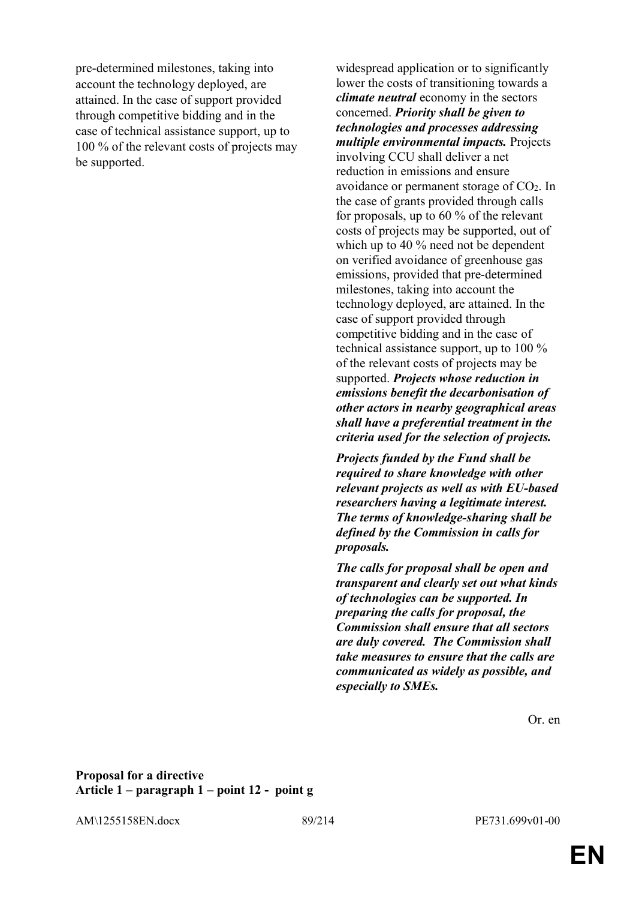| | |
|---|---|
| pre-determined milestones, taking into account the technology deployed, are attained. In the case of support provided through competitive bidding and in the case of technical assistance support, up to 100 % of the relevant costs of projects may be supported. | widespread application or to significantly lower the costs of transitioning towards a ***climate neutral*** economy in the sectors concerned. ***Priority shall be given to technologies and processes addressing multiple environmental impacts.*** Projects involving CCU shall deliver a net reduction in emissions and ensure avoidance or permanent storage of $CO_2$. In the case of grants provided through calls for proposals, up to 60 % of the relevant costs of projects may be supported, out of which up to 40 % need not be dependent on verified avoidance of greenhouse gas emissions, provided that pre-determined milestones, taking into account the technology deployed, are attained. In the case of support provided through competitive bidding and in the case of technical assistance support, up to 100 % of the relevant costs of projects may be supported. ***Projects whose reduction in emissions benefit the decarbonisation of other actors in nearby geographical areas shall have a preferential treatment in the criteria used for the selection of projects.*** |
| | ***Projects funded by the Fund shall be required to share knowledge with other relevant projects as well as with EU-based researchers having a legitimate interest. The terms of knowledge-sharing shall be defined by the Commission in calls for proposals.*** |
| | ***The calls for proposal shall be open and transparent and clearly set out what kinds of technologies can be supported. In preparing the calls for proposal, the Commission shall ensure that all sectors are duly covered. The Commission shall take measures to ensure that the calls are communicated as widely as possible, and especially to SMEs.*** |

Or. en

**Proposal for a directive**
**Article 1 – paragraph 1 – point 12 - point g**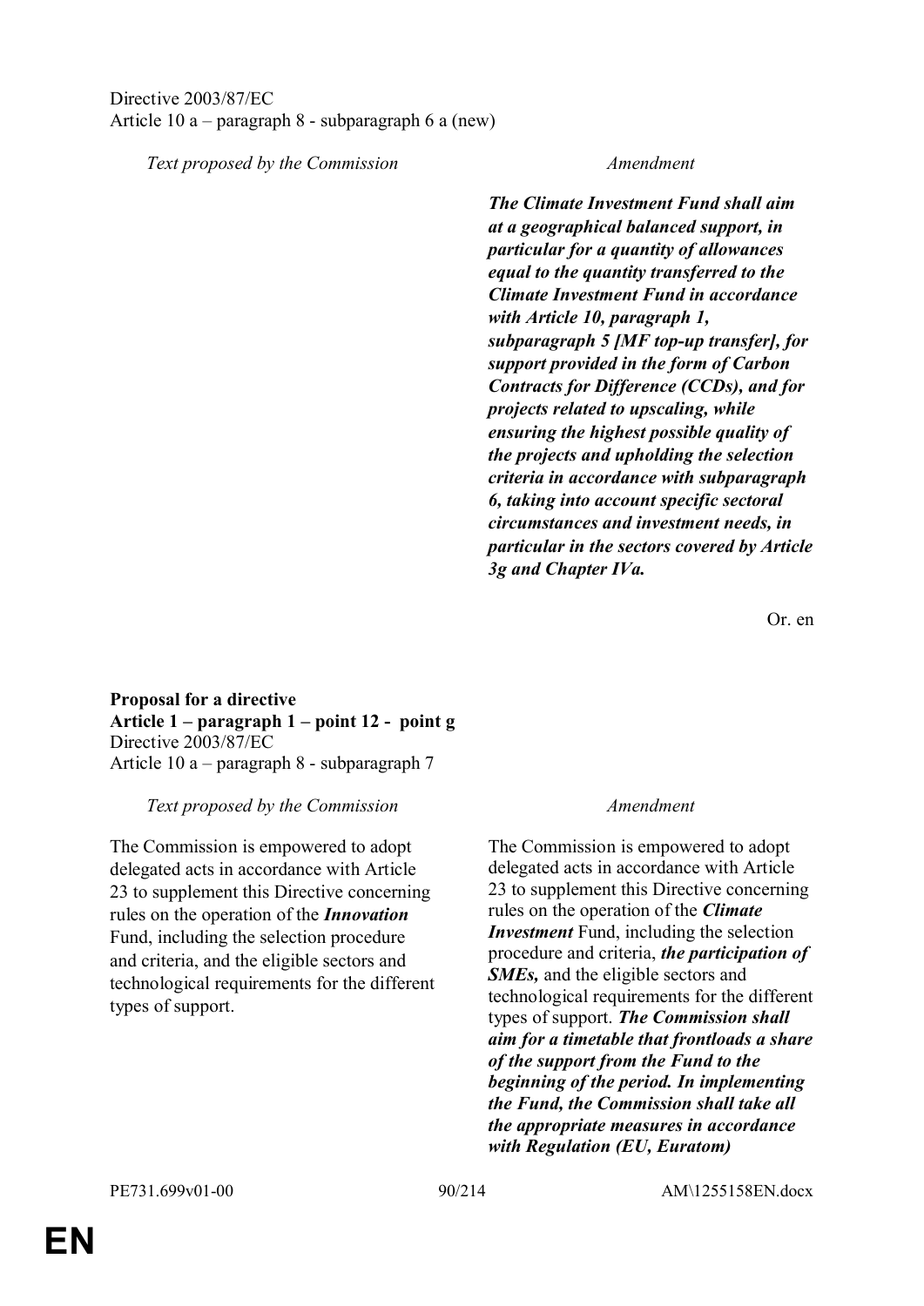Directive 2003/87/EC
Article 10 a – paragraph 8 - subparagraph 6 a (new)

| *Text proposed by the Commission* | *Amendment* |
|---|---|
| | ***The Climate Investment Fund shall aim at a geographical balanced support, in particular for a quantity of allowances equal to the quantity transferred to the Climate Investment Fund in accordance with Article 10, paragraph 1, subparagraph 5 [MF top-up transfer], for support provided in the form of Carbon Contracts for Difference (CCDs), and for projects related to upscaling, while ensuring the highest possible quality of the projects and upholding the selection criteria in accordance with subparagraph 6, taking into account specific sectoral circumstances and investment needs, in particular in the sectors covered by Article 3g and Chapter IVa.*** |

Or. en

**Proposal for a directive**
**Article 1 – paragraph 1 – point 12 - point g**
Directive 2003/87/EC
Article 10 a – paragraph 8 - subparagraph 7

| *Text proposed by the Commission* | *Amendment* |
|---|---|
| The Commission is empowered to adopt delegated acts in accordance with Article 23 to supplement this Directive concerning rules on the operation of the ***Innovation*** Fund, including the selection procedure and criteria, and the eligible sectors and technological requirements for the different types of support. | The Commission is empowered to adopt delegated acts in accordance with Article 23 to supplement this Directive concerning rules on the operation of the ***Climate Investment*** Fund, including the selection procedure and criteria, ***the participation of SMEs,*** and the eligible sectors and technological requirements for the different types of support. ***The Commission shall aim for a timetable that frontloads a share of the support from the Fund to the beginning of the period. In implementing the Fund, the Commission shall take all the appropriate measures in accordance with Regulation (EU, Euratom)*** |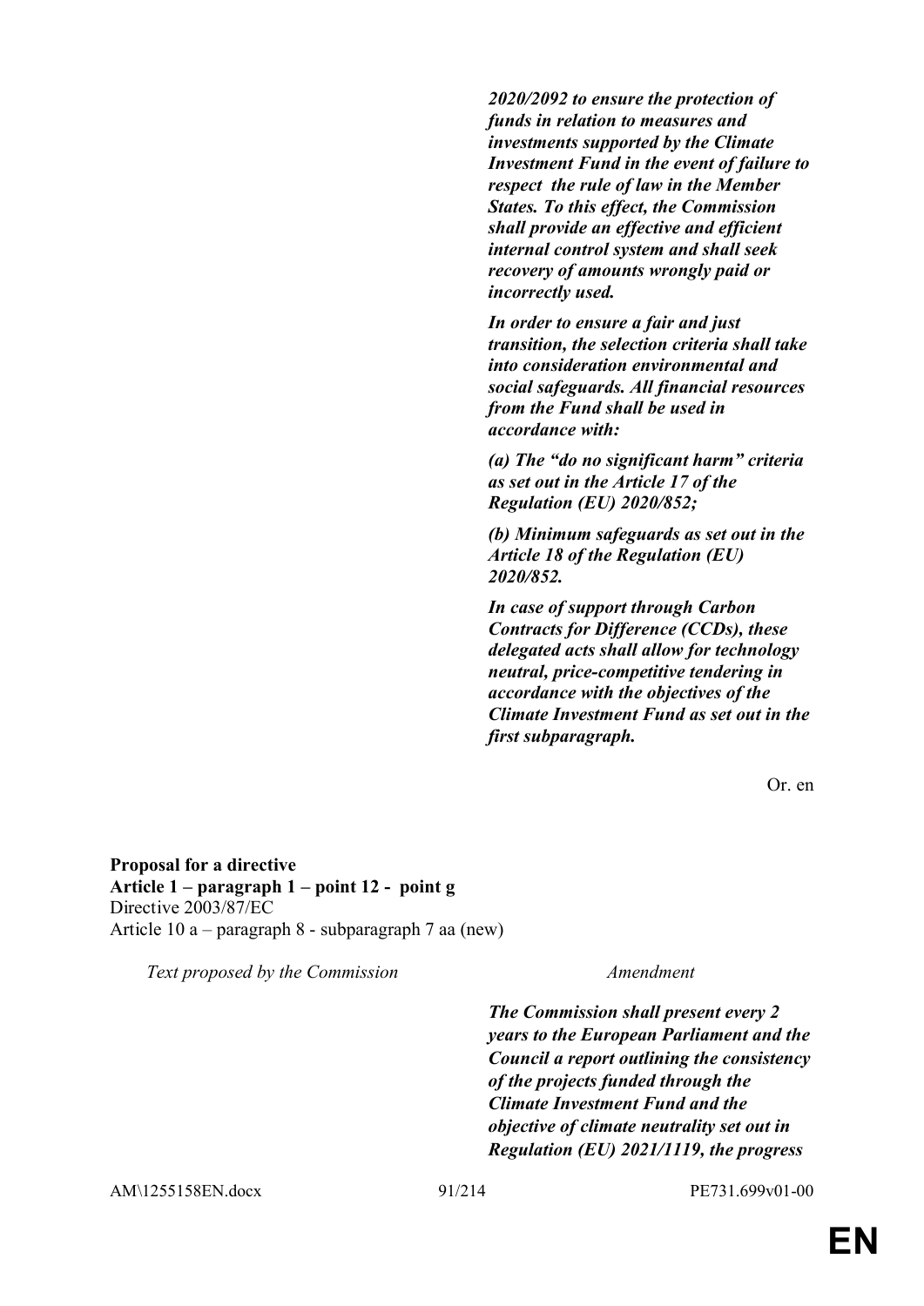| Text proposed by the Commission | Amendment |
|---|---|
| | ***2020/2092 to ensure the protection of funds in relation to measures and investments supported by the Climate Investment Fund in the event of failure to respect the rule of law in the Member States. To this effect, the Commission shall provide an effective and efficient internal control system and shall seek recovery of amounts wrongly paid or incorrectly used.*** |
| | ***In order to ensure a fair and just transition, the selection criteria shall take into consideration environmental and social safeguards. All financial resources from the Fund shall be used in accordance with:*** |
| | ***(a) The "do no significant harm" criteria as set out in the Article 17 of the Regulation (EU) 2020/852;*** |
| | ***(b) Minimum safeguards as set out in the Article 18 of the Regulation (EU) 2020/852.*** |
| | ***In case of support through Carbon Contracts for Difference (CCDs), these delegated acts shall allow for technology neutral, price-competitive tendering in accordance with the objectives of the Climate Investment Fund as set out in the first subparagraph.*** |

Or. en

**Proposal for a directive**
**Article 1 – paragraph 1 – point 12 - point g**
Directive 2003/87/EC
Article 10 a – paragraph 8 - subparagraph 7 aa (new)

| Text proposed by the Commission | Amendment |
|---|---|
| | ***The Commission shall present every 2 years to the European Parliament and the Council a report outlining the consistency of the projects funded through the Climate Investment Fund and the objective of climate neutrality set out in Regulation (EU) 2021/1119, the progress*** |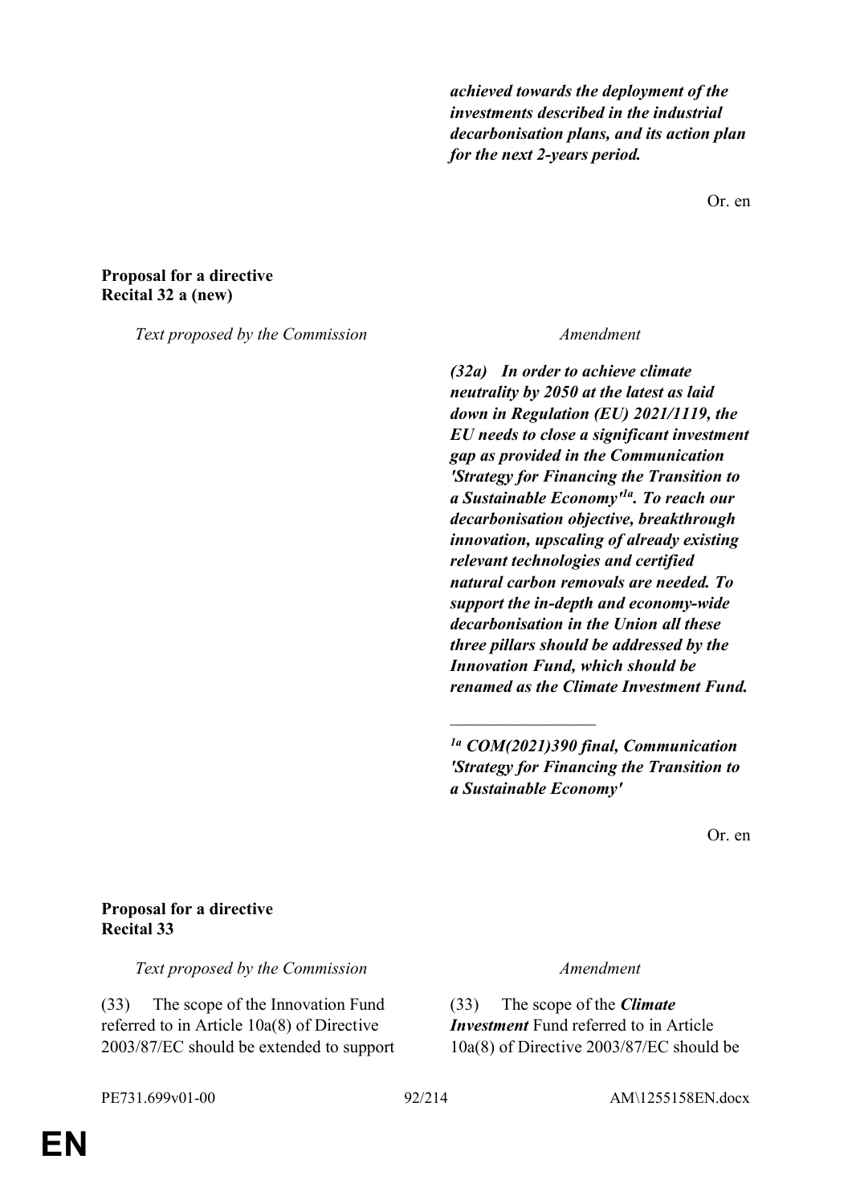| | |
|---|---|
| | ***achieved towards the deployment of the investments described in the industrial decarbonisation plans, and its action plan for the next 2-years period.*** |

Or. en

**Proposal for a directive**
**Recital 32 a (new)**

| *Text proposed by the Commission* | *Amendment* |
|---|---|
| | ***(32a) In order to achieve climate neutrality by 2050 at the latest as laid down in Regulation (EU) 2021/1119, the EU needs to close a significant investment gap as provided in the Communication 'Strategy for Financing the Transition to a Sustainable Economy'[1a]. To reach our decarbonisation objective, breakthrough innovation, upscaling of already existing relevant technologies and certified natural carbon removals are needed. To support the in-depth and economy-wide decarbonisation in the Union all these three pillars should be addressed by the Innovation Fund, which should be renamed as the Climate Investment Fund.*** |
| | _________________ |
| | ***[1a] COM(2021)390 final, Communication 'Strategy for Financing the Transition to a Sustainable Economy'*** |

Or. en

**Proposal for a directive**
**Recital 33**

| *Text proposed by the Commission* | *Amendment* |
|---|---|
| (33) The scope of the Innovation Fund referred to in Article 10a(8) of Directive 2003/87/EC should be extended to support | (33) The scope of the ***Climate Investment*** Fund referred to in Article 10a(8) of Directive 2003/87/EC should be |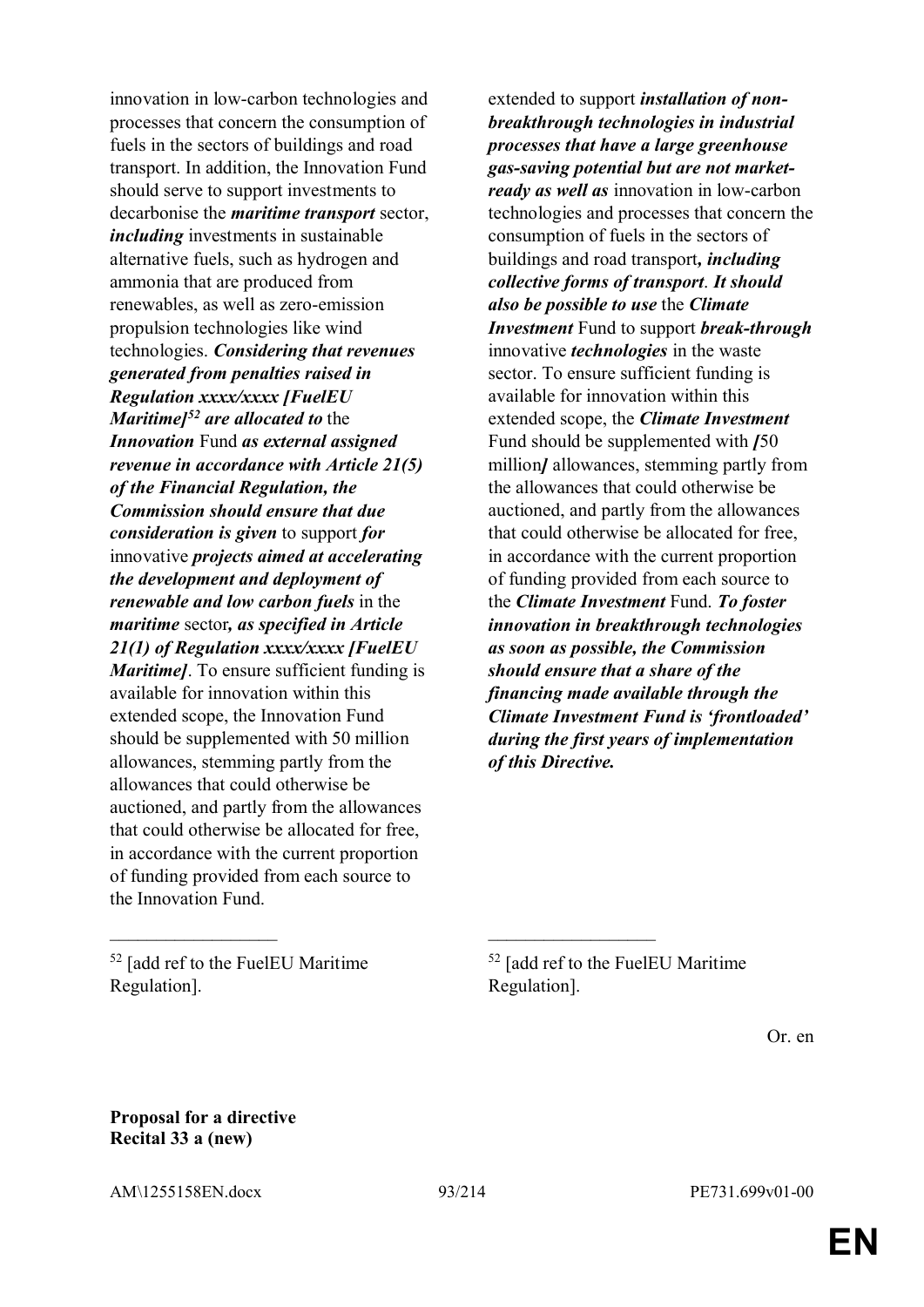| | |
|---|---|
| innovation in low-carbon technologies and processes that concern the consumption of fuels in the sectors of buildings and road transport. In addition, the Innovation Fund should serve to support investments to decarbonise the ***maritime transport*** sector, ***including*** investments in sustainable alternative fuels, such as hydrogen and ammonia that are produced from renewables, as well as zero-emission propulsion technologies like wind technologies. ***Considering that revenues generated from penalties raised in Regulation xxxx/xxxx [FuelEU Maritime]***[52] ***are allocated to*** the ***Innovation*** Fund ***as external assigned revenue in accordance with Article 21(5) of the Financial Regulation, the Commission should ensure that due consideration is given*** to support ***for*** innovative ***projects aimed at accelerating the development and deployment of renewable and low carbon fuels*** in the ***maritime*** sector***, as specified in Article 21(1) of Regulation xxxx/xxxx [FuelEU Maritime]***. To ensure sufficient funding is available for innovation within this extended scope, the Innovation Fund should be supplemented with 50 million allowances, stemming partly from the allowances that could otherwise be auctioned, and partly from the allowances that could otherwise be allocated for free, in accordance with the current proportion of funding provided from each source to the Innovation Fund. | extended to support ***installation of non-breakthrough technologies in industrial processes that have a large greenhouse gas-saving potential but are not market-ready as well as*** innovation in low-carbon technologies and processes that concern the consumption of fuels in the sectors of buildings and road transport***, including collective forms of transport***. ***It should also be possible to use*** the ***Climate Investment*** Fund to support ***break-through*** innovative ***technologies*** in the waste sector. To ensure sufficient funding is available for innovation within this extended scope, the ***Climate Investment*** Fund should be supplemented with ***[***50 million***]*** allowances, stemming partly from the allowances that could otherwise be auctioned, and partly from the allowances that could otherwise be allocated for free, in accordance with the current proportion of funding provided from each source to the ***Climate Investment*** Fund. ***To foster innovation in breakthrough technologies as soon as possible, the Commission should ensure that a share of the financing made available through the Climate Investment Fund is 'frontloaded' during the first years of implementation of this Directive.*** |
| __________________ | __________________ |
| [52] [add ref to the FuelEU Maritime Regulation]. | [52] [add ref to the FuelEU Maritime Regulation]. |

Or. en

**Proposal for a directive**
**Recital 33 a (new)**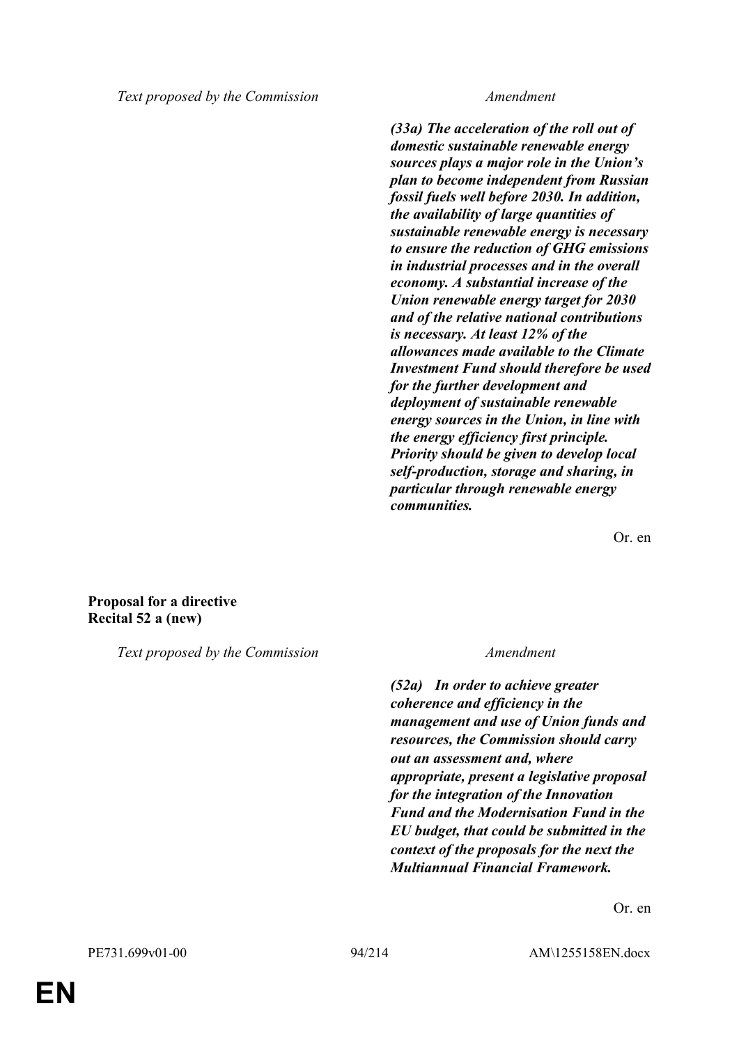| Text proposed by the Commission | Amendment |
|---|---|
| | ***(33a) The acceleration of the roll out of domestic sustainable renewable energy sources plays a major role in the Union's plan to become independent from Russian fossil fuels well before 2030. In addition, the availability of large quantities of sustainable renewable energy is necessary to ensure the reduction of GHG emissions in industrial processes and in the overall economy. A substantial increase of the Union renewable energy target for 2030 and of the relative national contributions is necessary. At least 12% of the allowances made available to the Climate Investment Fund should therefore be used for the further development and deployment of sustainable renewable energy sources in the Union, in line with the energy efficiency first principle. Priority should be given to develop local self-production, storage and sharing, in particular through renewable energy communities.*** |

Or. en

**Proposal for a directive**
**Recital 52 a (new)**

| Text proposed by the Commission | Amendment |
|---|---|
| | ***(52a) In order to achieve greater coherence and efficiency in the management and use of Union funds and resources, the Commission should carry out an assessment and, where appropriate, present a legislative proposal for the integration of the Innovation Fund and the Modernisation Fund in the EU budget, that could be submitted in the context of the proposals for the next the Multiannual Financial Framework.*** |

Or. en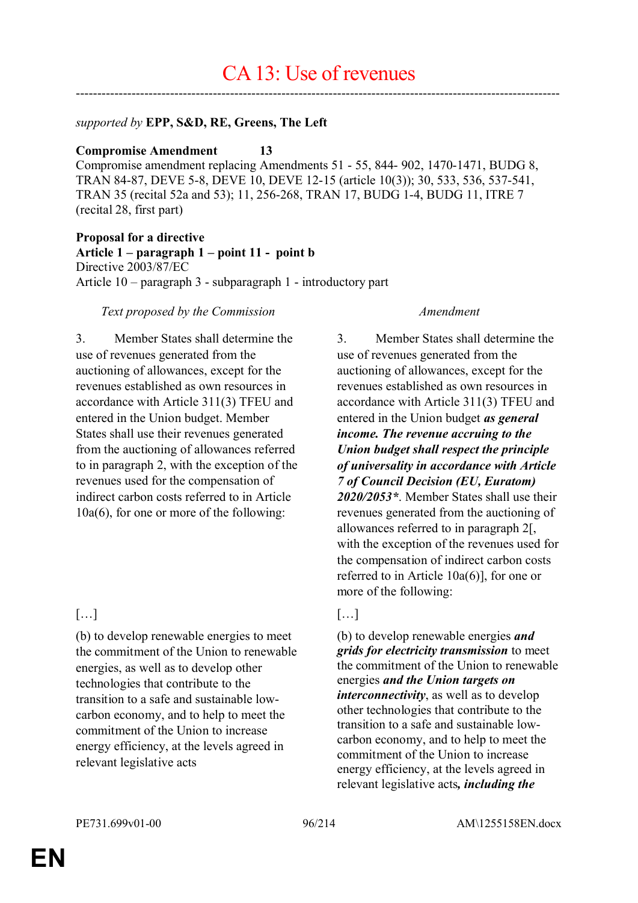# CA 13: Use of revenues

---

*supported by* **EPP, S&D, RE, Greens, The Left**

**Compromise Amendment 13**

Compromise amendment replacing Amendments 51 - 55, 844- 902, 1470-1471, BUDG 8, TRAN 84-87, DEVE 5-8, DEVE 10, DEVE 12-15 (article 10(3)); 30, 533, 536, 537-541, TRAN 35 (recital 52a and 53); 11, 256-268, TRAN 17, BUDG 1-4, BUDG 11, ITRE 7 (recital 28, first part)

**Proposal for a directive**
**Article 1 – paragraph 1 – point 11 - point b**
Directive 2003/87/EC
Article 10 – paragraph 3 - subparagraph 1 - introductory part

| *Text proposed by the Commission* | *Amendment* |
|---|---|
| 3. Member States shall determine the use of revenues generated from the auctioning of allowances, except for the revenues established as own resources in accordance with Article 311(3) TFEU and entered in the Union budget. Member States shall use their revenues generated from the auctioning of allowances referred to in paragraph 2, with the exception of the revenues used for the compensation of indirect carbon costs referred to in Article 10a(6), for one or more of the following: | 3. Member States shall determine the use of revenues generated from the auctioning of allowances, except for the revenues established as own resources in accordance with Article 311(3) TFEU and entered in the Union budget ***as general income. The revenue accruing to the Union budget shall respect the principle of universality in accordance with Article 7 of Council Decision (EU, Euratom) 2020/2053\****. Member States shall use their revenues generated from the auctioning of allowances referred to in paragraph 2[, with the exception of the revenues used for the compensation of indirect carbon costs referred to in Article 10a(6)], for one or more of the following: |
| […] | […] |
| (b) to develop renewable energies to meet the commitment of the Union to renewable energies, as well as to develop other technologies that contribute to the transition to a safe and sustainable low-carbon economy, and to help to meet the commitment of the Union to increase energy efficiency, at the levels agreed in relevant legislative acts | (b) to develop renewable energies ***and grids for electricity transmission*** to meet the commitment of the Union to renewable energies ***and the Union targets on interconnectivity***, as well as to develop other technologies that contribute to the transition to a safe and sustainable low-carbon economy, and to help to meet the commitment of the Union to increase energy efficiency, at the levels agreed in relevant legislative acts***, including the*** |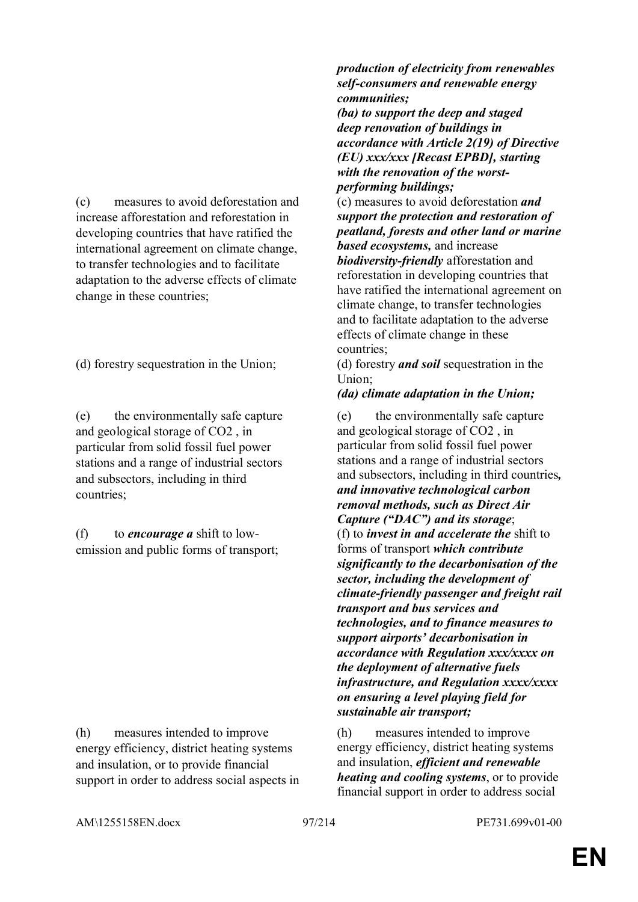| | |
|---|---|
| | ***production of electricity from renewables self-consumers and renewable energy communities;*** <br> ***(ba) to support the deep and staged deep renovation of buildings in accordance with Article 2(19) of Directive (EU) xxx/xxx [Recast EPBD], starting with the renovation of the worst-performing buildings;*** |
| (c) measures to avoid deforestation and increase afforestation and reforestation in developing countries that have ratified the international agreement on climate change, to transfer technologies and to facilitate adaptation to the adverse effects of climate change in these countries; | (c) measures to avoid deforestation ***and support the protection and restoration of peatland, forests and other land or marine based ecosystems,*** and increase ***biodiversity-friendly*** afforestation and reforestation in developing countries that have ratified the international agreement on climate change, to transfer technologies and to facilitate adaptation to the adverse effects of climate change in these countries; |
| (d) forestry sequestration in the Union; | (d) forestry ***and soil*** sequestration in the Union; <br> ***(da) climate adaptation in the Union;*** |
| (e) the environmentally safe capture and geological storage of $CO_2$ , in particular from solid fossil fuel power stations and a range of industrial sectors and subsectors, including in third countries; | (e) the environmentally safe capture and geological storage of $CO_2$ , in particular from solid fossil fuel power stations and a range of industrial sectors and subsectors, including in third countries***, and innovative technological carbon removal methods, such as Direct Air Capture ("DAC") and its storage***; |
| (f) to ***encourage a*** shift to low-emission and public forms of transport; | (f) to ***invest in and accelerate the*** shift to forms of transport ***which contribute significantly to the decarbonisation of the sector, including the development of climate-friendly passenger and freight rail transport and bus services and technologies, and to finance measures to support airports' decarbonisation in accordance with Regulation xxx/xxxx on the deployment of alternative fuels infrastructure, and Regulation xxxx/xxxx on ensuring a level playing field for sustainable air transport;*** |
| (h) measures intended to improve energy efficiency, district heating systems and insulation, or to provide financial support in order to address social aspects in | (h) measures intended to improve energy efficiency, district heating systems and insulation, ***efficient and renewable heating and cooling systems***, or to provide financial support in order to address social |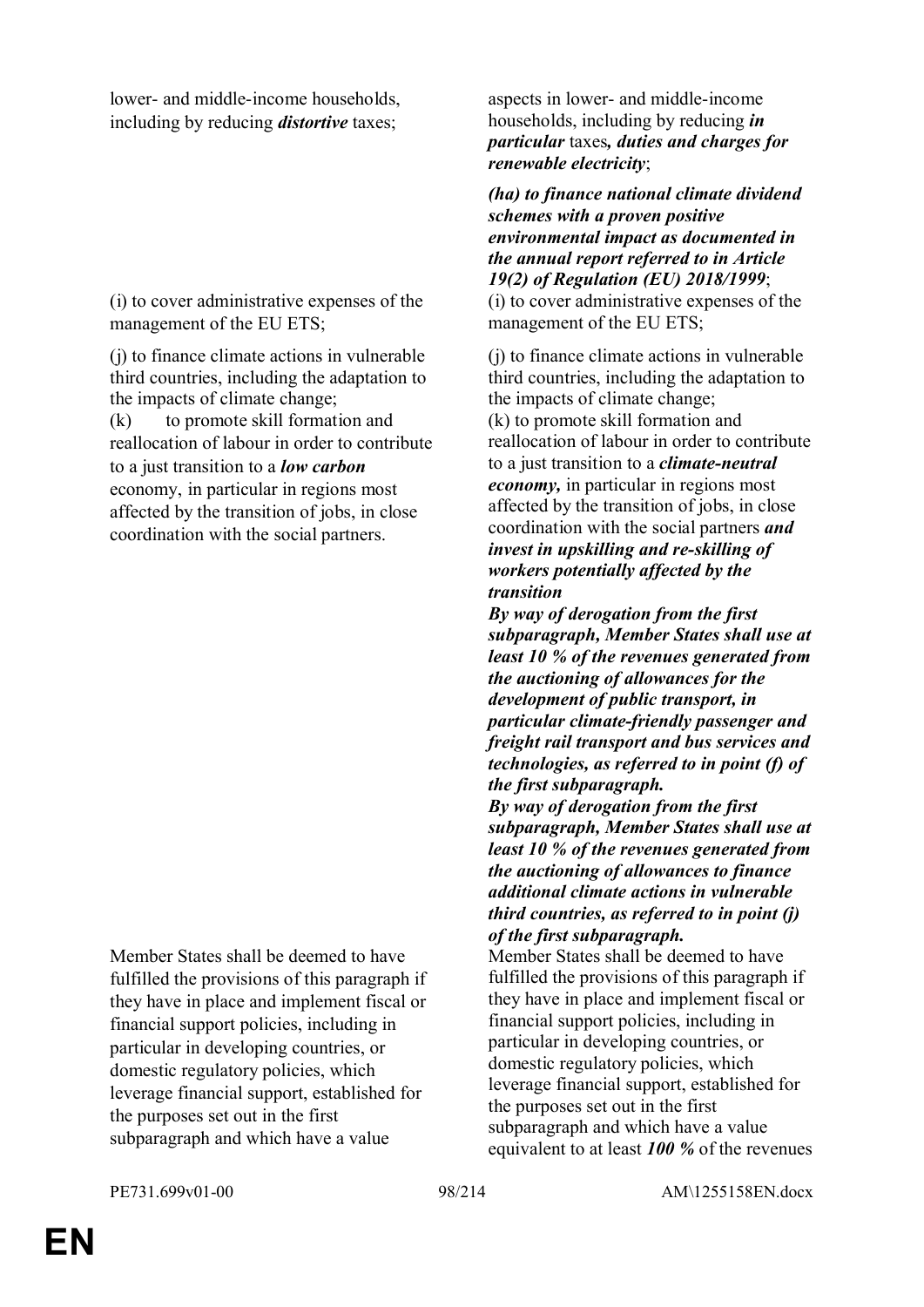| | |
|---|---|
| lower- and middle-income households, including by reducing ***distortive*** taxes; | aspects in lower- and middle-income households, including by reducing ***in particular*** taxes***, duties and charges for renewable electricity***; |
| | ***(ha) to finance national climate dividend schemes with a proven positive environmental impact as documented in the annual report referred to in Article 19(2) of Regulation (EU) 2018/1999***; |
| (i) to cover administrative expenses of the management of the EU ETS; | (i) to cover administrative expenses of the management of the EU ETS; |
| (j) to finance climate actions in vulnerable third countries, including the adaptation to the impacts of climate change; | (j) to finance climate actions in vulnerable third countries, including the adaptation to the impacts of climate change; |
| (k) to promote skill formation and reallocation of labour in order to contribute to a just transition to a ***low carbon*** economy, in particular in regions most affected by the transition of jobs, in close coordination with the social partners. | (k) to promote skill formation and reallocation of labour in order to contribute to a just transition to a ***climate-neutral economy,*** in particular in regions most affected by the transition of jobs, in close coordination with the social partners ***and invest in upskilling and re-skilling of workers potentially affected by the transition*** |
| | ***By way of derogation from the first subparagraph, Member States shall use at least 10 % of the revenues generated from the auctioning of allowances for the development of public transport, in particular climate-friendly passenger and freight rail transport and bus services and technologies, as referred to in point (f) of the first subparagraph.*** |
| | ***By way of derogation from the first subparagraph, Member States shall use at least 10 % of the revenues generated from the auctioning of allowances to finance additional climate actions in vulnerable third countries, as referred to in point (j) of the first subparagraph.*** |
| Member States shall be deemed to have fulfilled the provisions of this paragraph if they have in place and implement fiscal or financial support policies, including in particular in developing countries, or domestic regulatory policies, which leverage financial support, established for the purposes set out in the first subparagraph and which have a value | Member States shall be deemed to have fulfilled the provisions of this paragraph if they have in place and implement fiscal or financial support policies, including in particular in developing countries, or domestic regulatory policies, which leverage financial support, established for the purposes set out in the first subparagraph and which have a value equivalent to at least ***100 %*** of the revenues |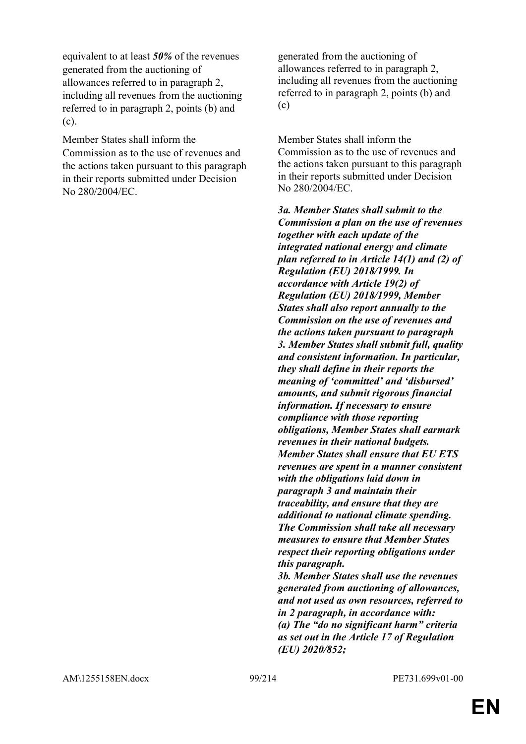| | |
|---|---|
| equivalent to at least ***50%*** of the revenues generated from the auctioning of allowances referred to in paragraph 2, including all revenues from the auctioning referred to in paragraph 2, points (b) and (c). | generated from the auctioning of allowances referred to in paragraph 2, including all revenues from the auctioning referred to in paragraph 2, points (b) and (c) |
| Member States shall inform the Commission as to the use of revenues and the actions taken pursuant to this paragraph in their reports submitted under Decision No 280/2004/EC. | Member States shall inform the Commission as to the use of revenues and the actions taken pursuant to this paragraph in their reports submitted under Decision No 280/2004/EC. |
| | ***3a. Member States shall submit to the Commission a plan on the use of revenues together with each update of the integrated national energy and climate plan referred to in Article 14(1) and (2) of Regulation (EU) 2018/1999. In accordance with Article 19(2) of Regulation (EU) 2018/1999, Member States shall also report annually to the Commission on the use of revenues and the actions taken pursuant to paragraph 3. Member States shall submit full, quality and consistent information. In particular, they shall define in their reports the meaning of 'committed' and 'disbursed' amounts, and submit rigorous financial information. If necessary to ensure compliance with those reporting obligations, Member States shall earmark revenues in their national budgets. Member States shall ensure that EU ETS revenues are spent in a manner consistent with the obligations laid down in paragraph 3 and maintain their traceability, and ensure that they are additional to national climate spending. The Commission shall take all necessary measures to ensure that Member States respect their reporting obligations under this paragraph.*** <br> ***3b. Member States shall use the revenues generated from auctioning of allowances, and not used as own resources, referred to in 2 paragraph, in accordance with:*** <br> ***(a) The "do no significant harm" criteria as set out in the Article 17 of Regulation (EU) 2020/852;*** |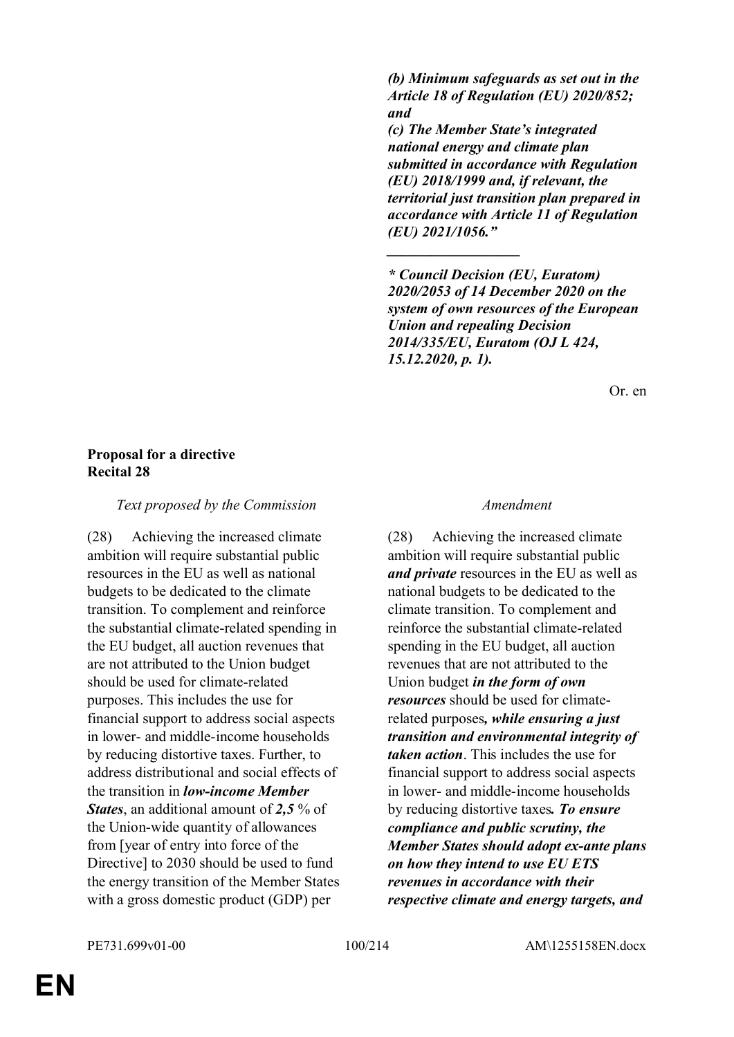| | |
|---|---|
| | ***(b) Minimum safeguards as set out in the Article 18 of Regulation (EU) 2020/852; and*** |
| | ***(c) The Member State's integrated national energy and climate plan submitted in accordance with Regulation (EU) 2018/1999 and, if relevant, the territorial just transition plan prepared in accordance with Article 11 of Regulation (EU) 2021/1056."*** |
| | ***__________________*** |
| | ***\* Council Decision (EU, Euratom) 2020/2053 of 14 December 2020 on the system of own resources of the European Union and repealing Decision 2014/335/EU, Euratom (OJ L 424, 15.12.2020, p. 1).*** |

Or. en

**Proposal for a directive**
**Recital 28**

| *Text proposed by the Commission* | *Amendment* |
|---|---|
| (28) Achieving the increased climate ambition will require substantial public resources in the EU as well as national budgets to be dedicated to the climate transition. To complement and reinforce the substantial climate-related spending in the EU budget, all auction revenues that are not attributed to the Union budget should be used for climate-related purposes. This includes the use for financial support to address social aspects in lower- and middle-income households by reducing distortive taxes. Further, to address distributional and social effects of the transition in ***low-income Member States***, an additional amount of ***2,5*** % of the Union-wide quantity of allowances from [year of entry into force of the Directive] to 2030 should be used to fund the energy transition of the Member States with a gross domestic product (GDP) per | (28) Achieving the increased climate ambition will require substantial public ***and private*** resources in the EU as well as national budgets to be dedicated to the climate transition. To complement and reinforce the substantial climate-related spending in the EU budget, all auction revenues that are not attributed to the Union budget ***in the form of own resources*** should be used for climate-related purposes***, while ensuring a just transition and environmental integrity of taken action***. This includes the use for financial support to address social aspects in lower- and middle-income households by reducing distortive taxes***. To ensure compliance and public scrutiny, the Member States should adopt ex-ante plans on how they intend to use EU ETS revenues in accordance with their respective climate and energy targets, and*** |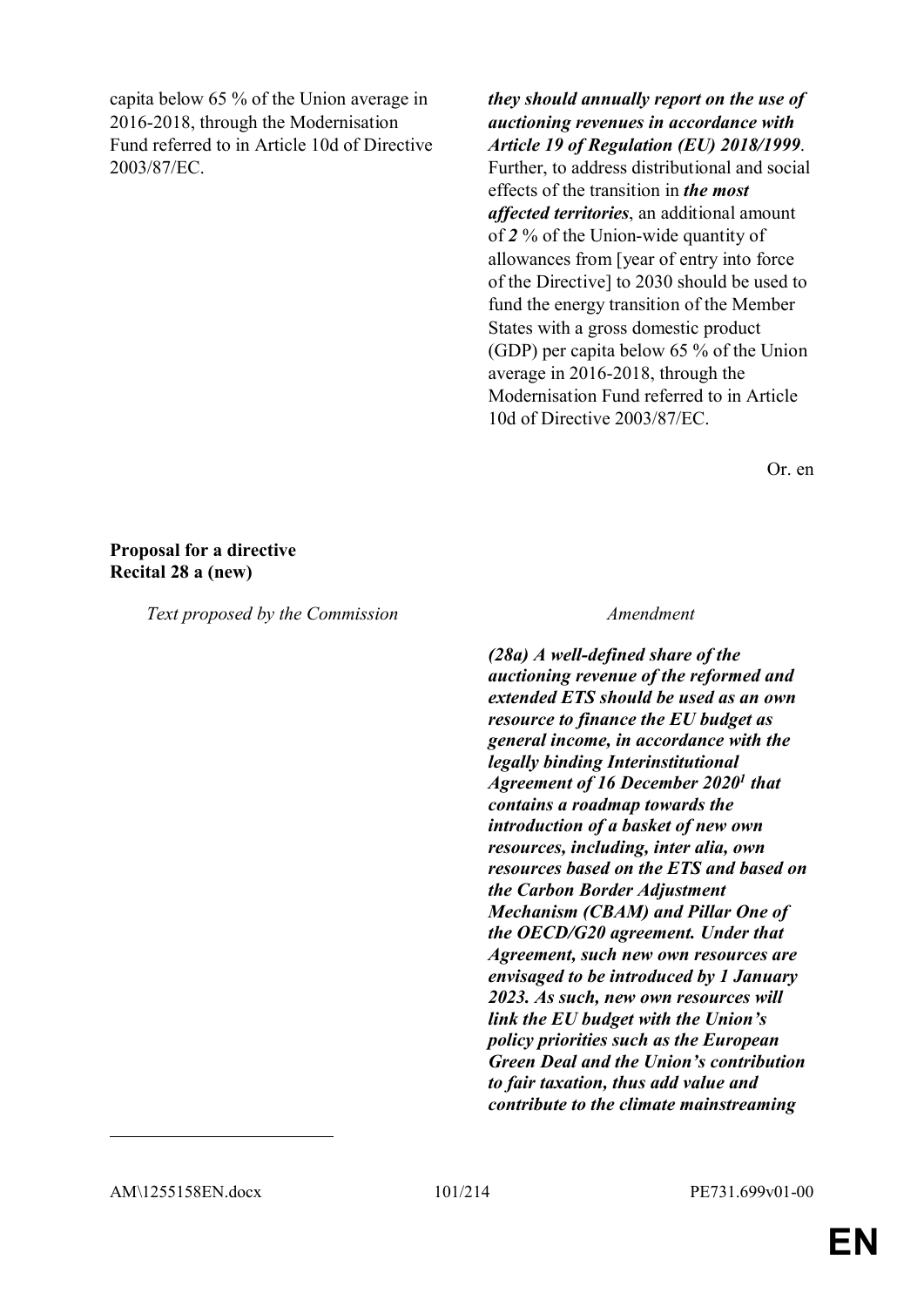| | |
|---|---|
| capita below 65 % of the Union average in 2016-2018, through the Modernisation Fund referred to in Article 10d of Directive 2003/87/EC. | ***they should annually report on the use of auctioning revenues in accordance with Article 19 of Regulation (EU) 2018/1999***. Further, to address distributional and social effects of the transition in ***the most affected territories***, an additional amount of ***2*** % of the Union-wide quantity of allowances from [year of entry into force of the Directive] to 2030 should be used to fund the energy transition of the Member States with a gross domestic product (GDP) per capita below 65 % of the Union average in 2016-2018, through the Modernisation Fund referred to in Article 10d of Directive 2003/87/EC. |

Or. en

**Proposal for a directive**
**Recital 28 a (new)**

| *Text proposed by the Commission* | *Amendment* |
|---|---|
| | ***(28a) A well-defined share of the auctioning revenue of the reformed and extended ETS should be used as an own resource to finance the EU budget as general income, in accordance with the legally binding Interinstitutional Agreement of 16 December 2020[1] that contains a roadmap towards the introduction of a basket of new own resources, including, inter alia, own resources based on the ETS and based on the Carbon Border Adjustment Mechanism (CBAM) and Pillar One of the OECD/G20 agreement. Under that Agreement, such new own resources are envisaged to be introduced by 1 January 2023. As such, new own resources will link the EU budget with the Union's policy priorities such as the European Green Deal and the Union's contribution to fair taxation, thus add value and contribute to the climate mainstreaming*** |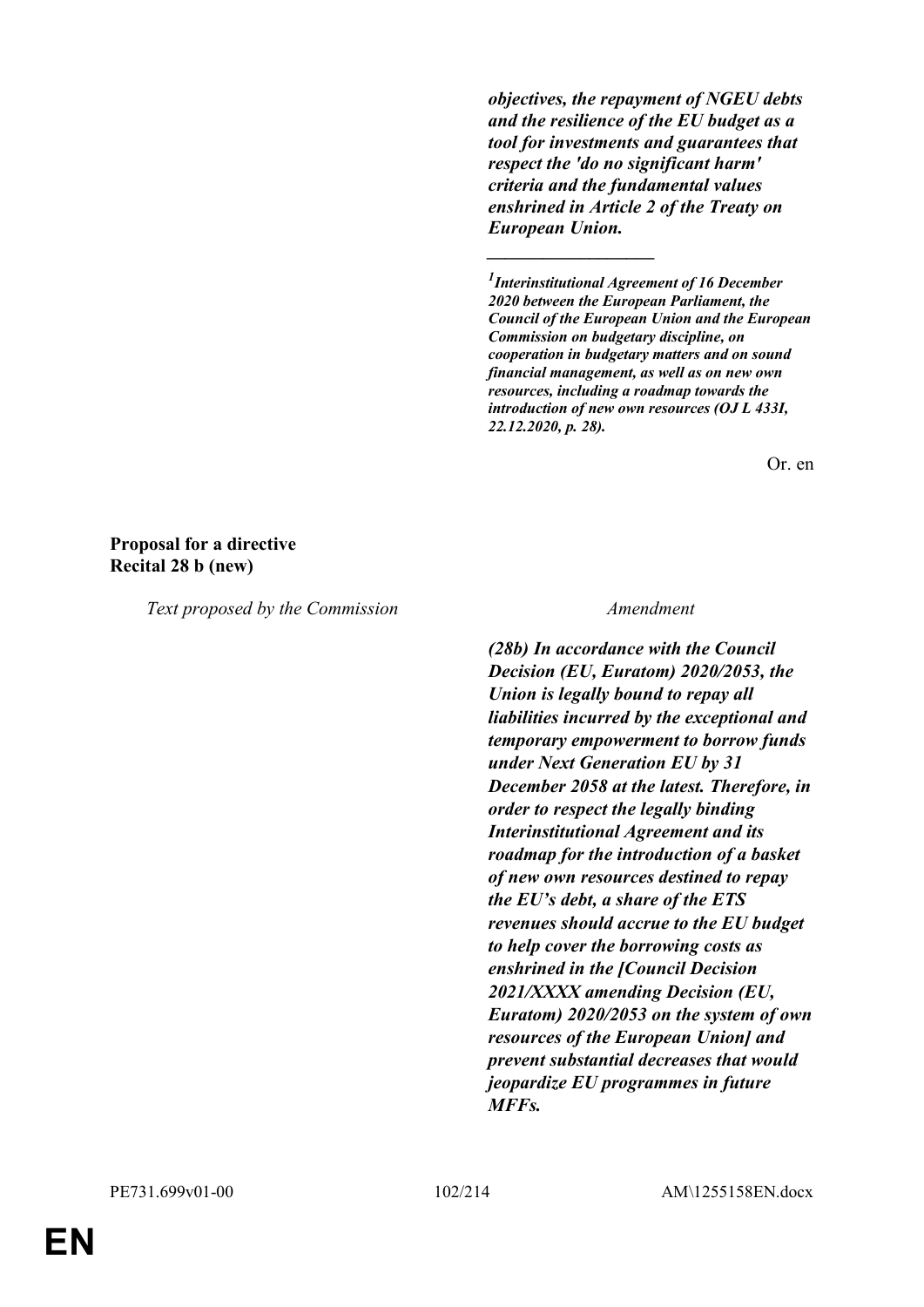***objectives, the repayment of NGEU debts and the resilience of the EU budget as a tool for investments and guarantees that respect the 'do no significant harm' criteria and the fundamental values enshrined in Article 2 of the Treaty on European Union.***

__________________

***[1] Interinstitutional Agreement of 16 December 2020 between the European Parliament, the Council of the European Union and the European Commission on budgetary discipline, on cooperation in budgetary matters and on sound financial management, as well as on new own resources, including a roadmap towards the introduction of new own resources (OJ L 433I, 22.12.2020, p. 28).***

Or. en

**Proposal for a directive**
**Recital 28 b (new)**

| *Text proposed by the Commission* | *Amendment* |
| --- | --- |
| | ***(28b) In accordance with the Council Decision (EU, Euratom) 2020/2053, the Union is legally bound to repay all liabilities incurred by the exceptional and temporary empowerment to borrow funds under Next Generation EU by 31 December 2058 at the latest. Therefore, in order to respect the legally binding Interinstitutional Agreement and its roadmap for the introduction of a basket of new own resources destined to repay the EU's debt, a share of the ETS revenues should accrue to the EU budget to help cover the borrowing costs as enshrined in the [Council Decision 2021/XXXX amending Decision (EU, Euratom) 2020/2053 on the system of own resources of the European Union] and prevent substantial decreases that would jeopardize EU programmes in future MFFs.*** |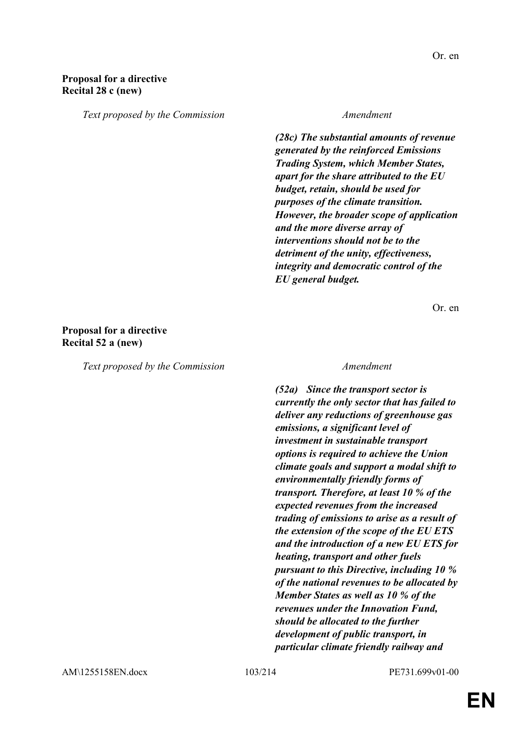Or. en

**Proposal for a directive**
**Recital 28 c (new)**

| *Text proposed by the Commission* | *Amendment* |
|---|---|
| | ***(28c) The substantial amounts of revenue generated by the reinforced Emissions Trading System, which Member States, apart for the share attributed to the EU budget, retain, should be used for purposes of the climate transition. However, the broader scope of application and the more diverse array of interventions should not be to the detriment of the unity, effectiveness, integrity and democratic control of the EU general budget.*** |

Or. en

**Proposal for a directive**
**Recital 52 a (new)**

| *Text proposed by the Commission* | *Amendment* |
|---|---|
| | ***(52a) Since the transport sector is currently the only sector that has failed to deliver any reductions of greenhouse gas emissions, a significant level of investment in sustainable transport options is required to achieve the Union climate goals and support a modal shift to environmentally friendly forms of transport. Therefore, at least 10 % of the expected revenues from the increased trading of emissions to arise as a result of the extension of the scope of the EU ETS and the introduction of a new EU ETS for heating, transport and other fuels pursuant to this Directive, including 10 % of the national revenues to be allocated by Member States as well as 10 % of the revenues under the Innovation Fund, should be allocated to the further development of public transport, in particular climate friendly railway and*** |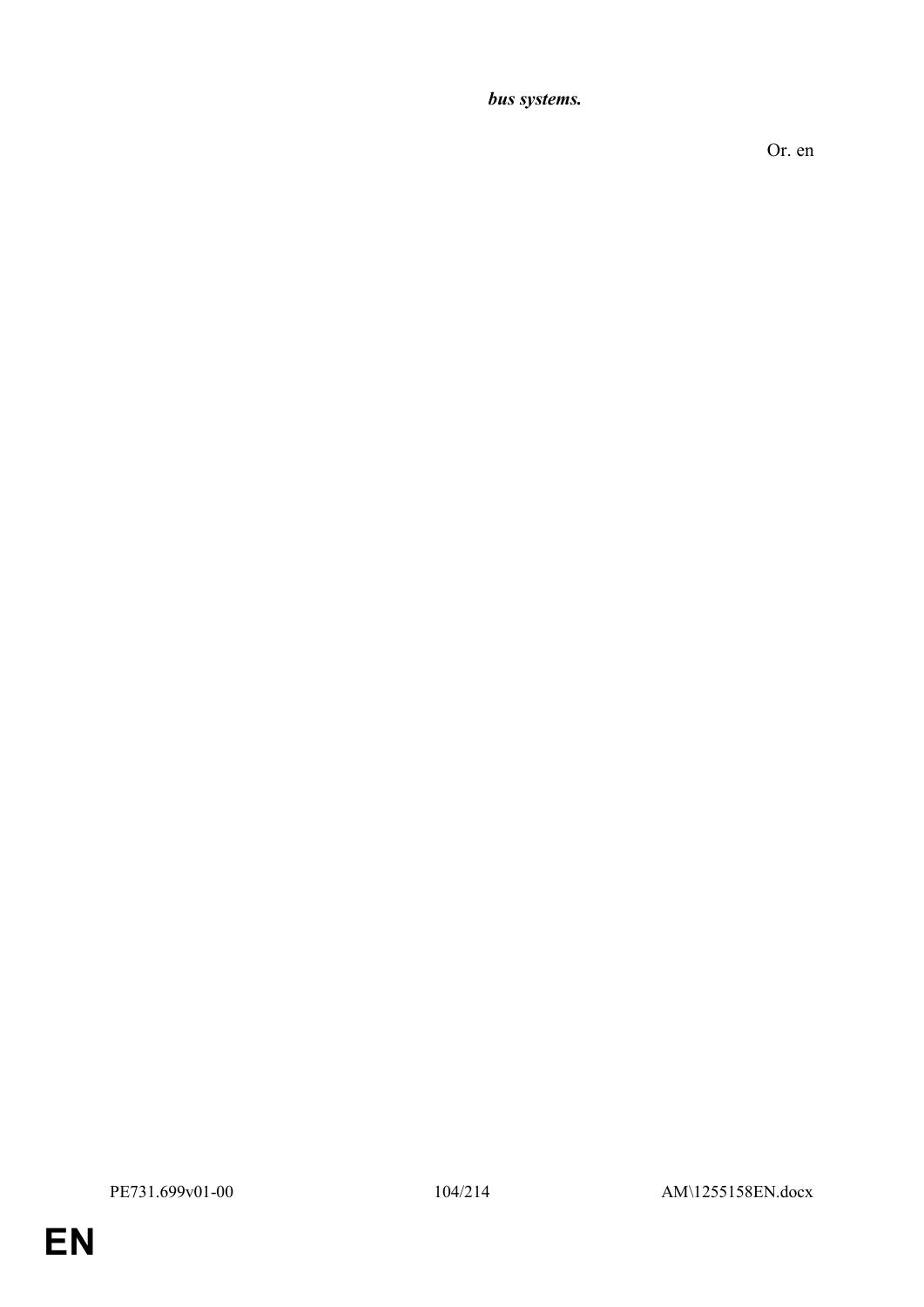***bus systems.***

Or. en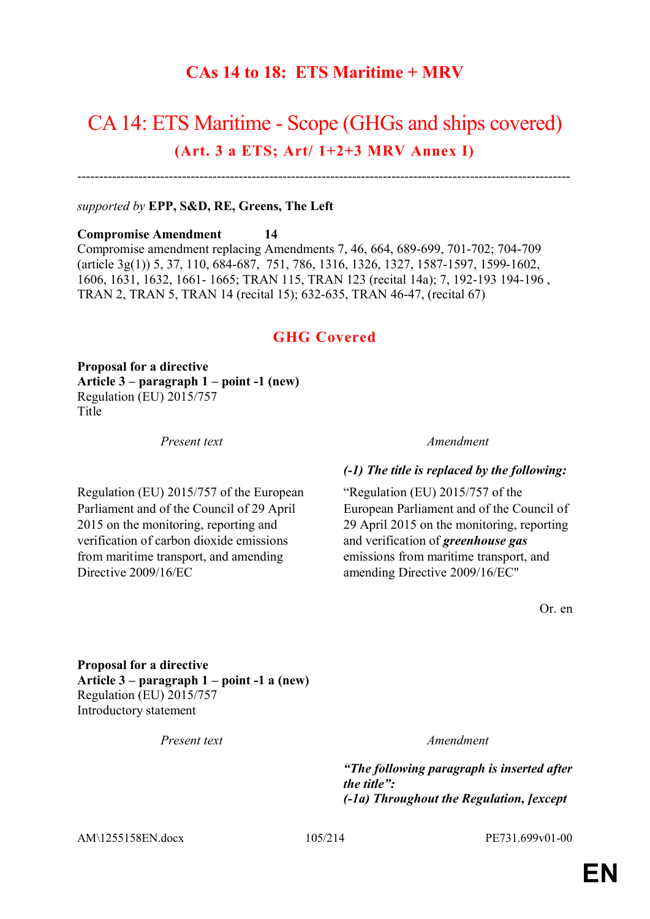# CAs 14 to 18: ETS Maritime + MRV

## CA 14: ETS Maritime - Scope (GHGs and ships covered)

### (Art. 3 a ETS; Art/ 1+2+3 MRV Annex I)

---

*supported by* **EPP, S&D, RE, Greens, The Left**

**Compromise Amendment 14**
Compromise amendment replacing Amendments 7, 46, 664, 689-699, 701-702; 704-709 (article 3g(1)) 5, 37, 110, 684-687, 751, 786, 1316, 1326, 1327, 1587-1597, 1599-1602, 1606, 1631, 1632, 1661- 1665; TRAN 115, TRAN 123 (recital 14a); 7, 192-193 194-196 , TRAN 2, TRAN 5, TRAN 14 (recital 15); 632-635, TRAN 46-47, (recital 67)

### GHG Covered

**Proposal for a directive**
**Article 3 – paragraph 1 – point -1 (new)**
Regulation (EU) 2015/757
Title

| *Present text* | *Amendment* |
|---|---|
| | ***(-1) The title is replaced by the following:*** |
| Regulation (EU) 2015/757 of the European Parliament and of the Council of 29 April 2015 on the monitoring, reporting and verification of carbon dioxide emissions from maritime transport, and amending Directive 2009/16/EC | "Regulation (EU) 2015/757 of the European Parliament and of the Council of 29 April 2015 on the monitoring, reporting and verification of ***greenhouse gas*** emissions from maritime transport, and amending Directive 2009/16/EC" |

Or. en

**Proposal for a directive**
**Article 3 – paragraph 1 – point -1 a (new)**
Regulation (EU) 2015/757
Introductory statement

| *Present text* | *Amendment* |
|---|---|
| | ***"The following paragraph is inserted after the title":*** ***(-1a) Throughout the Regulation, [except*** |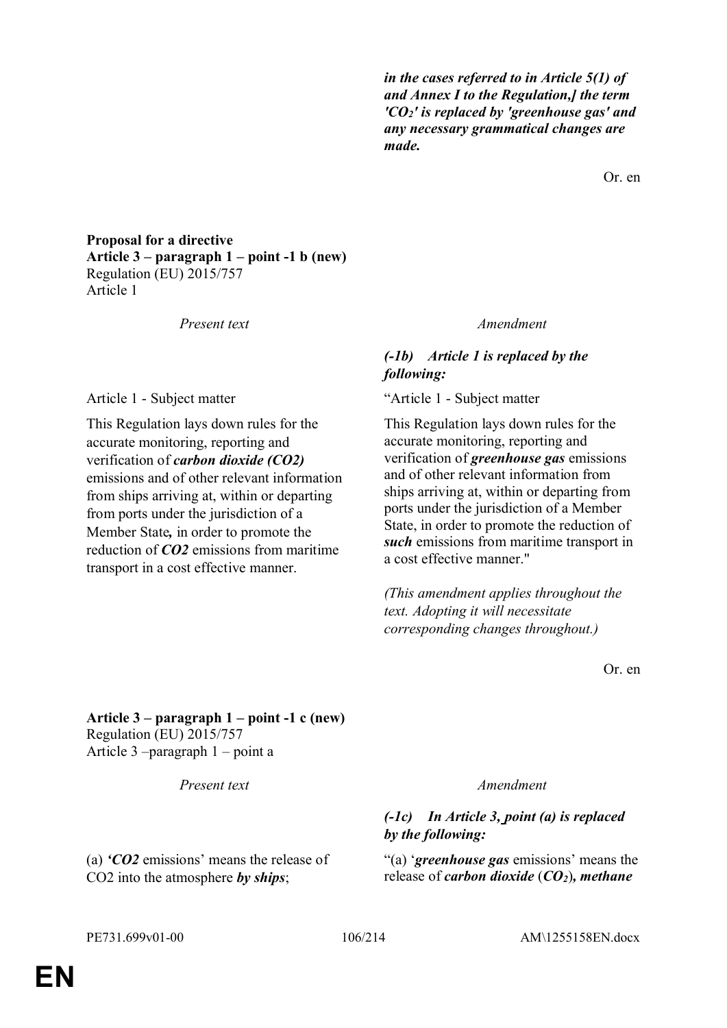***in the cases referred to in Article 5(1) of and Annex I to the Regulation,] the term '$CO_2$' is replaced by 'greenhouse gas' and any necessary grammatical changes are made.***

Or. en

**Proposal for a directive**
**Article 3 – paragraph 1 – point -1 b (new)**
Regulation (EU) 2015/757
Article 1

| *Present text* | *Amendment* |
|---|---|
| | ***(-1b) Article 1 is replaced by the following:*** |
| Article 1 - Subject matter | "Article 1 - Subject matter |
| This Regulation lays down rules for the accurate monitoring, reporting and verification of ***carbon dioxide (CO2)*** emissions and of other relevant information from ships arriving at, within or departing from ports under the jurisdiction of a Member State***,*** in order to promote the reduction of ***CO2*** emissions from maritime transport in a cost effective manner. | This Regulation lays down rules for the accurate monitoring, reporting and verification of ***greenhouse gas*** emissions and of other relevant information from ships arriving at, within or departing from ports under the jurisdiction of a Member State, in order to promote the reduction of ***such*** emissions from maritime transport in a cost effective manner." |
| | *(This amendment applies throughout the text. Adopting it will necessitate corresponding changes throughout.)* |

Or. en

**Article 3 – paragraph 1 – point -1 c (new)**
Regulation (EU) 2015/757
Article 3 –paragraph 1 – point a

| *Present text* | *Amendment* |
|---|---|
| | ***(-1c) In Article 3, point (a) is replaced by the following:*** |
| (a) ***'CO2*** emissions' means the release of CO2 into the atmosphere ***by ships***; | "(a) '***greenhouse gas*** emissions' means the release of ***carbon dioxide*** (***$CO_2$***)***, methane*** |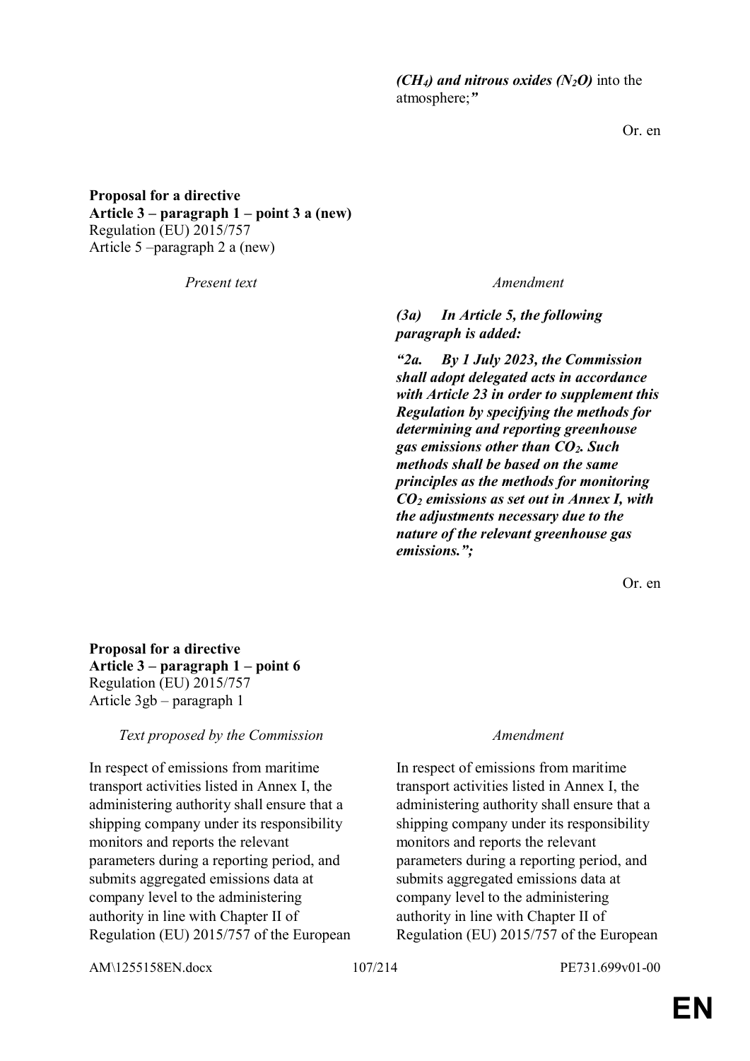***($CH_4$) and nitrous oxides ($N_2O$)*** into the atmosphere;***”***

Or. en

**Proposal for a directive**
**Article 3 – paragraph 1 – point 3 a (new)**
Regulation (EU) 2015/757
Article 5 –paragraph 2 a (new)

| *Present text* | *Amendment* |
|---|---|
| | ***(3a) In Article 5, the following paragraph is added:*** |
| | ***“2a. By 1 July 2023, the Commission shall adopt delegated acts in accordance with Article 23 in order to supplement this Regulation by specifying the methods for determining and reporting greenhouse gas emissions other than $CO_2$. Such methods shall be based on the same principles as the methods for monitoring $CO_2$ emissions as set out in Annex I, with the adjustments necessary due to the nature of the relevant greenhouse gas emissions.”;*** |

Or. en

**Proposal for a directive**
**Article 3 – paragraph 1 – point 6**
Regulation (EU) 2015/757
Article 3gb – paragraph 1

| *Text proposed by the Commission* | *Amendment* |
|---|---|
| In respect of emissions from maritime transport activities listed in Annex I, the administering authority shall ensure that a shipping company under its responsibility monitors and reports the relevant parameters during a reporting period, and submits aggregated emissions data at company level to the administering authority in line with Chapter II of Regulation (EU) 2015/757 of the European | In respect of emissions from maritime transport activities listed in Annex I, the administering authority shall ensure that a shipping company under its responsibility monitors and reports the relevant parameters during a reporting period, and submits aggregated emissions data at company level to the administering authority in line with Chapter II of Regulation (EU) 2015/757 of the European |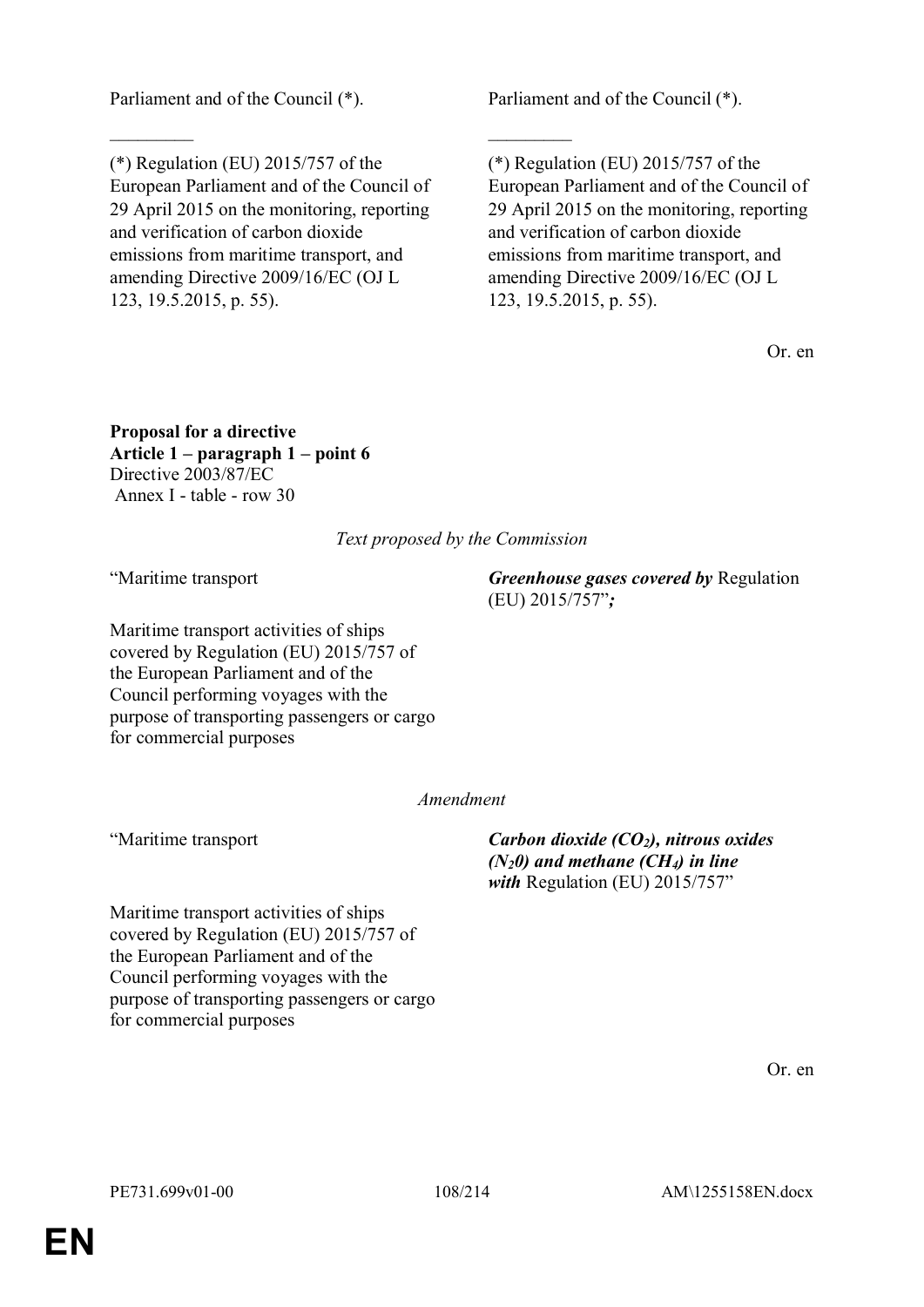| | |
|---|---|
| Parliament and of the Council (*). | Parliament and of the Council (*). |
| _________ | _________ |
| (*) Regulation (EU) 2015/757 of the European Parliament and of the Council of 29 April 2015 on the monitoring, reporting and verification of carbon dioxide emissions from maritime transport, and amending Directive 2009/16/EC (OJ L 123, 19.5.2015, p. 55). | (*) Regulation (EU) 2015/757 of the European Parliament and of the Council of 29 April 2015 on the monitoring, reporting and verification of carbon dioxide emissions from maritime transport, and amending Directive 2009/16/EC (OJ L 123, 19.5.2015, p. 55). |

Or. en

**Proposal for a directive**
**Article 1 – paragraph 1 – point 6**
Directive 2003/87/EC
Annex I - table - row 30

*Text proposed by the Commission*

| | |
|---|---|
| "Maritime transport | ***Greenhouse gases covered by*** Regulation (EU) 2015/757"***;*** |
| Maritime transport activities of ships covered by Regulation (EU) 2015/757 of the European Parliament and of the Council performing voyages with the purpose of transporting passengers or cargo for commercial purposes | |

*Amendment*

| | |
|---|---|
| "Maritime transport | ***Carbon dioxide ($CO_2$), nitrous oxides ($N_2 0$) and methane ($CH_4$) in line with*** Regulation (EU) 2015/757" |
| Maritime transport activities of ships covered by Regulation (EU) 2015/757 of the European Parliament and of the Council performing voyages with the purpose of transporting passengers or cargo for commercial purposes | |

Or. en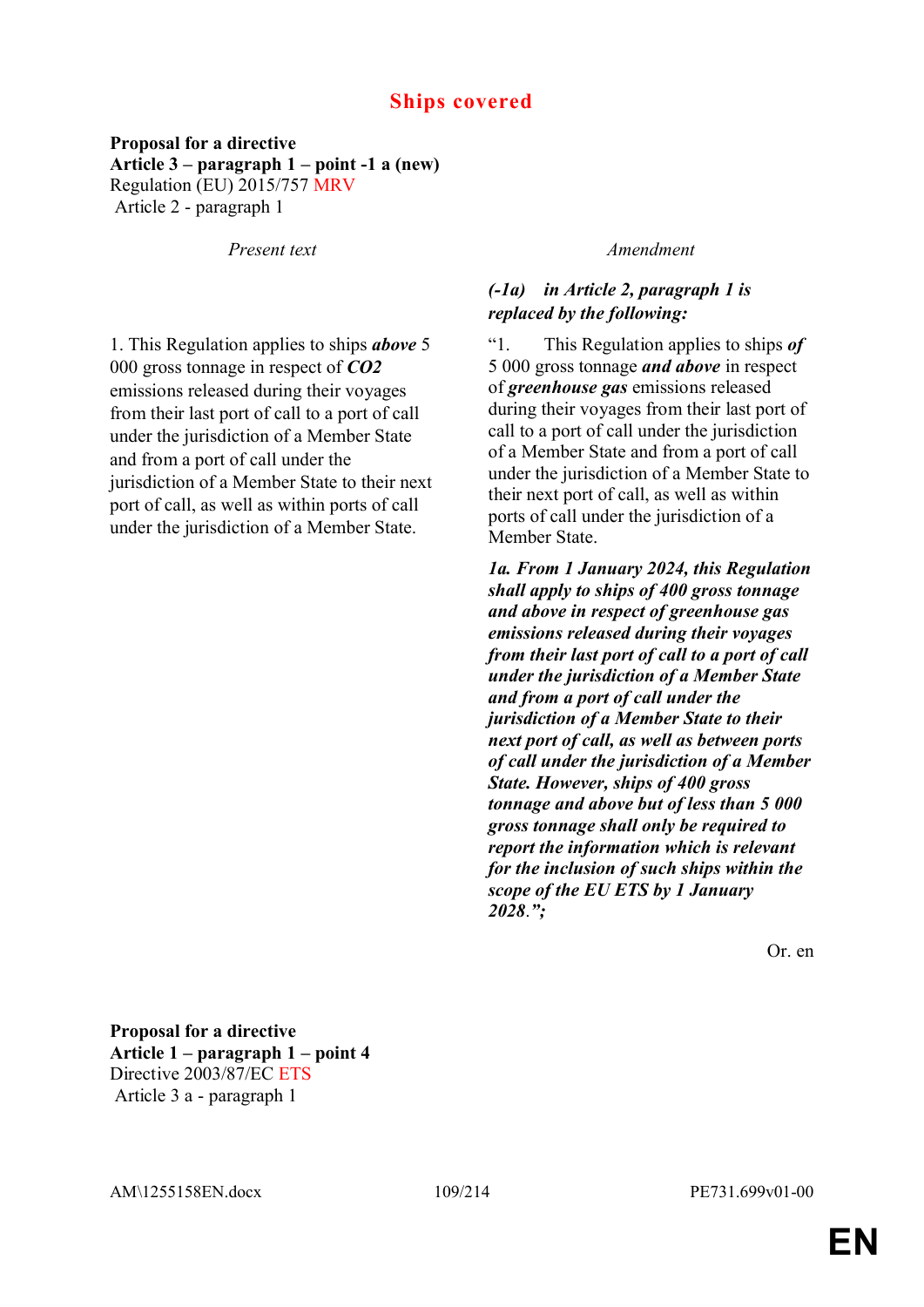## Ships covered

**Proposal for a directive**
**Article 3 – paragraph 1 – point -1 a (new)**
Regulation (EU) 2015/757 MRV
Article 2 - paragraph 1

| *Present text* | *Amendment* |
|---|---|
| | ***(-1a) in Article 2, paragraph 1 is replaced by the following:*** |
| 1. This Regulation applies to ships ***above*** 5 000 gross tonnage in respect of ***CO2*** emissions released during their voyages from their last port of call to a port of call under the jurisdiction of a Member State and from a port of call under the jurisdiction of a Member State to their next port of call, as well as within ports of call under the jurisdiction of a Member State. | "1. This Regulation applies to ships ***of*** 5 000 gross tonnage ***and above*** in respect of ***greenhouse gas*** emissions released during their voyages from their last port of call to a port of call under the jurisdiction of a Member State and from a port of call under the jurisdiction of a Member State to their next port of call, as well as within ports of call under the jurisdiction of a Member State. |
| | ***1a. From 1 January 2024, this Regulation shall apply to ships of 400 gross tonnage and above in respect of greenhouse gas emissions released during their voyages from their last port of call to a port of call under the jurisdiction of a Member State and from a port of call under the jurisdiction of a Member State to their next port of call, as well as between ports of call under the jurisdiction of a Member State. However, ships of 400 gross tonnage and above but of less than 5 000 gross tonnage shall only be required to report the information which is relevant for the inclusion of such ships within the scope of the EU ETS by 1 January 2028***.”; |

Or. en

**Proposal for a directive**
**Article 1 – paragraph 1 – point 4**
Directive 2003/87/EC ETS
Article 3 a - paragraph 1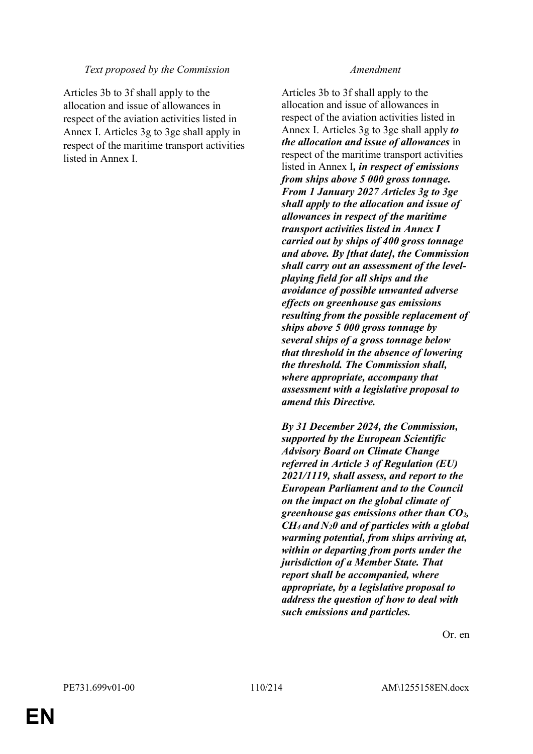| *Text proposed by the Commission* | *Amendment* |
|---|---|
| Articles 3b to 3f shall apply to the allocation and issue of allowances in respect of the aviation activities listed in Annex I. Articles 3g to 3ge shall apply in respect of the maritime transport activities listed in Annex I. | Articles 3b to 3f shall apply to the allocation and issue of allowances in respect of the aviation activities listed in Annex I. Articles 3g to 3ge shall apply ***to the allocation and issue of allowances*** in respect of the maritime transport activities listed in Annex I***, in respect of emissions from ships above 5 000 gross tonnage. From 1 January 2027 Articles 3g to 3ge shall apply to the allocation and issue of allowances in respect of the maritime transport activities listed in Annex I carried out by ships of 400 gross tonnage and above. By [that date], the Commission shall carry out an assessment of the level-playing field for all ships and the avoidance of possible unwanted adverse effects on greenhouse gas emissions resulting from the possible replacement of ships above 5 000 gross tonnage by several ships of a gross tonnage below that threshold in the absence of lowering the threshold. The Commission shall, where appropriate, accompany that assessment with a legislative proposal to amend this Directive.*** <br><br> ***By 31 December 2024, the Commission, supported by the European Scientific Advisory Board on Climate Change referred in Article 3 of Regulation (EU) 2021/1119, shall assess, and report to the European Parliament and to the Council on the impact on the global climate of greenhouse gas emissions other than $CO_2$, $CH_4$ and $N_20$ and of particles with a global warming potential, from ships arriving at, within or departing from ports under the jurisdiction of a Member State. That report shall be accompanied, where appropriate, by a legislative proposal to address the question of how to deal with such emissions and particles.*** |

Or. en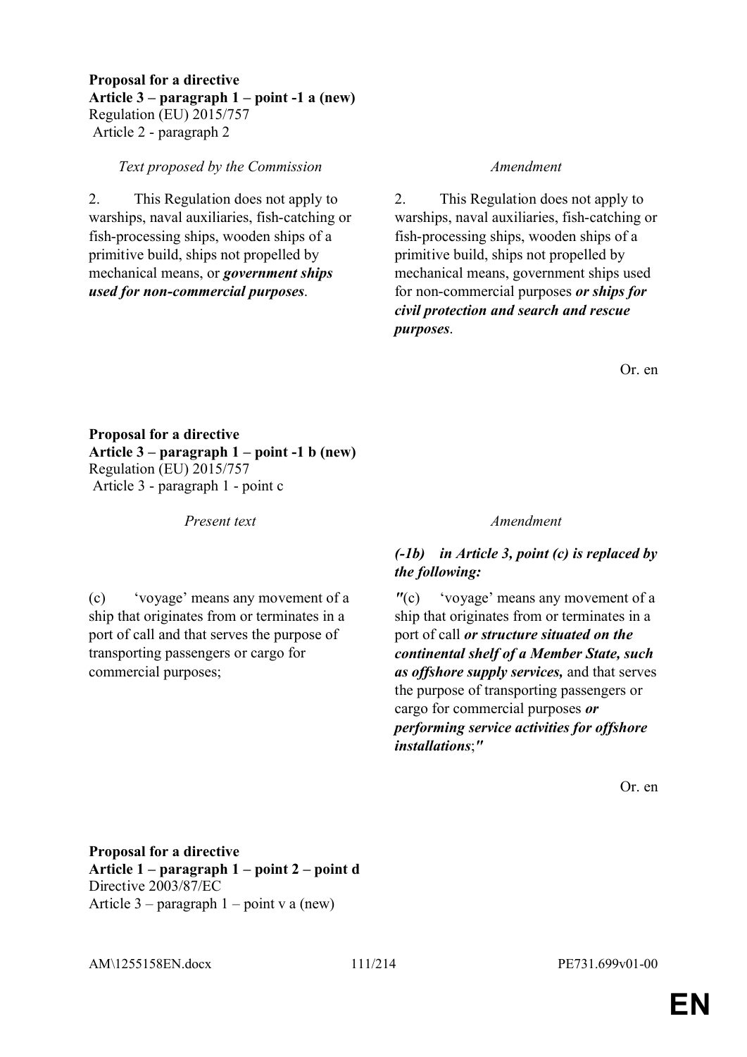**Proposal for a directive**
**Article 3 – paragraph 1 – point -1 a (new)**
Regulation (EU) 2015/757
Article 2 - paragraph 2

| *Text proposed by the Commission* | *Amendment* |
| --- | --- |
| 2. This Regulation does not apply to warships, naval auxiliaries, fish-catching or fish-processing ships, wooden ships of a primitive build, ships not propelled by mechanical means, or ***government ships used for non-commercial purposes***. | 2. This Regulation does not apply to warships, naval auxiliaries, fish-catching or fish-processing ships, wooden ships of a primitive build, ships not propelled by mechanical means, government ships used for non-commercial purposes ***or ships for civil protection and search and rescue purposes***. |

Or. en

**Proposal for a directive**
**Article 3 – paragraph 1 – point -1 b (new)**
Regulation (EU) 2015/757
Article 3 - paragraph 1 - point c

| *Present text* | *Amendment* |
| --- | --- |
| | ***(-1b) in Article 3, point (c) is replaced by the following:*** |
| (c) 'voyage' means any movement of a ship that originates from or terminates in a port of call and that serves the purpose of transporting passengers or cargo for commercial purposes; | *"*(c) 'voyage' means any movement of a ship that originates from or terminates in a port of call ***or structure situated on the continental shelf of a Member State, such as offshore supply services,*** and that serves the purpose of transporting passengers or cargo for commercial purposes ***or performing service activities for offshore installations***;*"* |

Or. en

**Proposal for a directive**
**Article 1 – paragraph 1 – point 2 – point d**
Directive 2003/87/EC
Article 3 – paragraph 1 – point v a (new)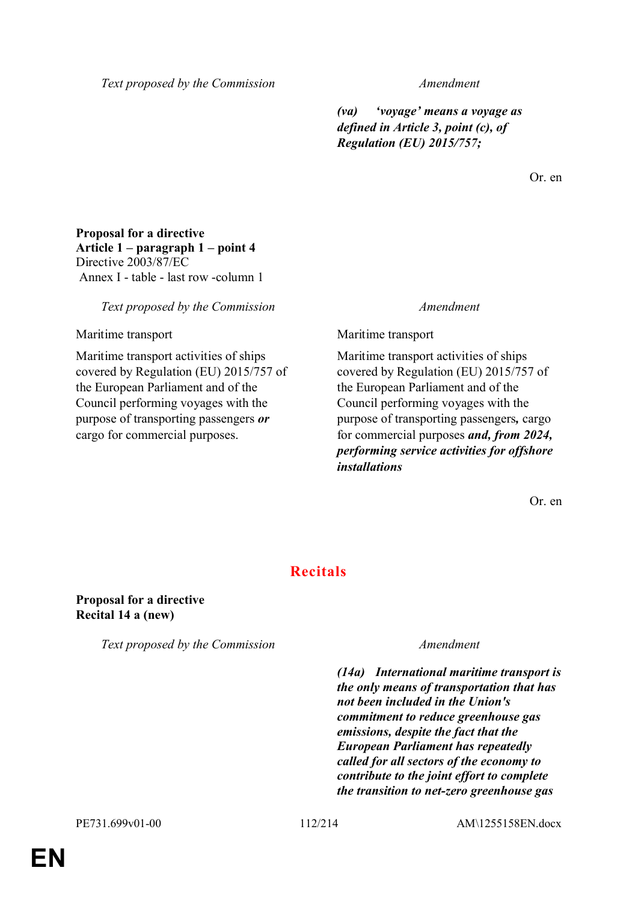| *Text proposed by the Commission* | *Amendment* |
|---|---|
| | ***(va) 'voyage' means a voyage as defined in Article 3, point (c), of Regulation (EU) 2015/757;*** |

Or. en

**Proposal for a directive**
**Article 1 – paragraph 1 – point 4**
Directive 2003/87/EC
Annex I - table - last row -column 1

| *Text proposed by the Commission* | *Amendment* |
|---|---|
| Maritime transport | Maritime transport |
| Maritime transport activities of ships covered by Regulation (EU) 2015/757 of the European Parliament and of the Council performing voyages with the purpose of transporting passengers ***or*** cargo for commercial purposes. | Maritime transport activities of ships covered by Regulation (EU) 2015/757 of the European Parliament and of the Council performing voyages with the purpose of transporting passengers***,*** cargo for commercial purposes ***and, from 2024, performing service activities for offshore installations*** |

Or. en

## Recitals

**Proposal for a directive**
**Recital 14 a (new)**

| *Text proposed by the Commission* | *Amendment* |
|---|---|
| | ***(14a) International maritime transport is the only means of transportation that has not been included in the Union's commitment to reduce greenhouse gas emissions, despite the fact that the European Parliament has repeatedly called for all sectors of the economy to contribute to the joint effort to complete the transition to net-zero greenhouse gas*** |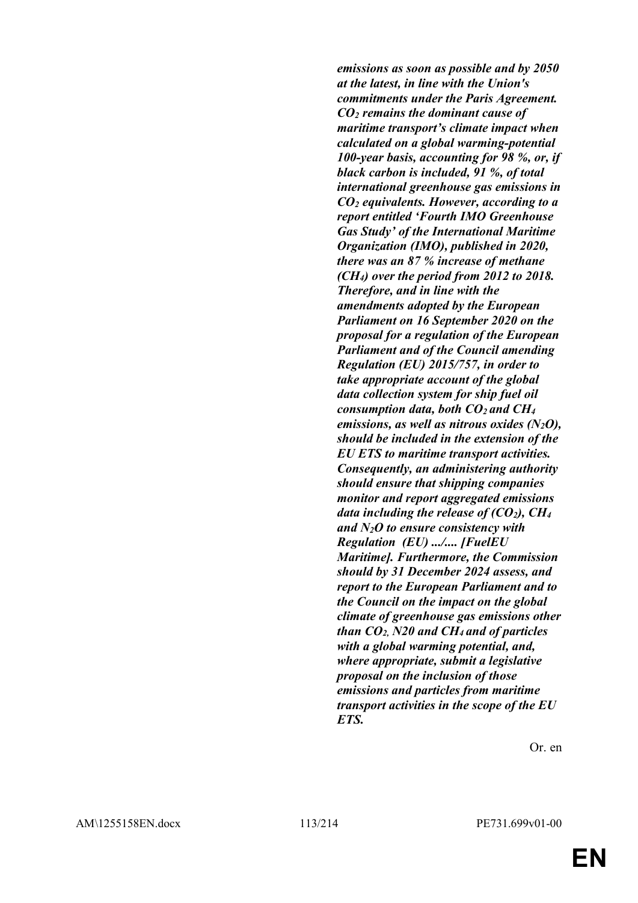***emissions as soon as possible and by 2050 at the latest, in line with the Union's commitments under the Paris Agreement. $CO_2$ remains the dominant cause of maritime transport's climate impact when calculated on a global warming-potential 100-year basis, accounting for 98 %, or, if black carbon is included, 91 %, of total international greenhouse gas emissions in $CO_2$ equivalents. However, according to a report entitled 'Fourth IMO Greenhouse Gas Study' of the International Maritime Organization (IMO), published in 2020, there was an 87 % increase of methane ($CH_4$) over the period from 2012 to 2018. Therefore, and in line with the amendments adopted by the European Parliament on 16 September 2020 on the proposal for a regulation of the European Parliament and of the Council amending Regulation (EU) 2015/757, in order to take appropriate account of the global data collection system for ship fuel oil consumption data, both $CO_2$ and $CH_4$ emissions, as well as nitrous oxides ($N_2O$), should be included in the extension of the EU ETS to maritime transport activities. Consequently, an administering authority should ensure that shipping companies monitor and report aggregated emissions data including the release of ($CO_2$), $CH_4$ and $N_2O$ to ensure consistency with Regulation (EU) .../.... [FuelEU Maritime]. Furthermore, the Commission should by 31 December 2024 assess, and report to the European Parliament and to the Council on the impact on the global climate of greenhouse gas emissions other than $CO_2$, N20 and $CH_4$ and of particles with a global warming potential, and, where appropriate, submit a legislative proposal on the inclusion of those emissions and particles from maritime transport activities in the scope of the EU ETS.***

Or. en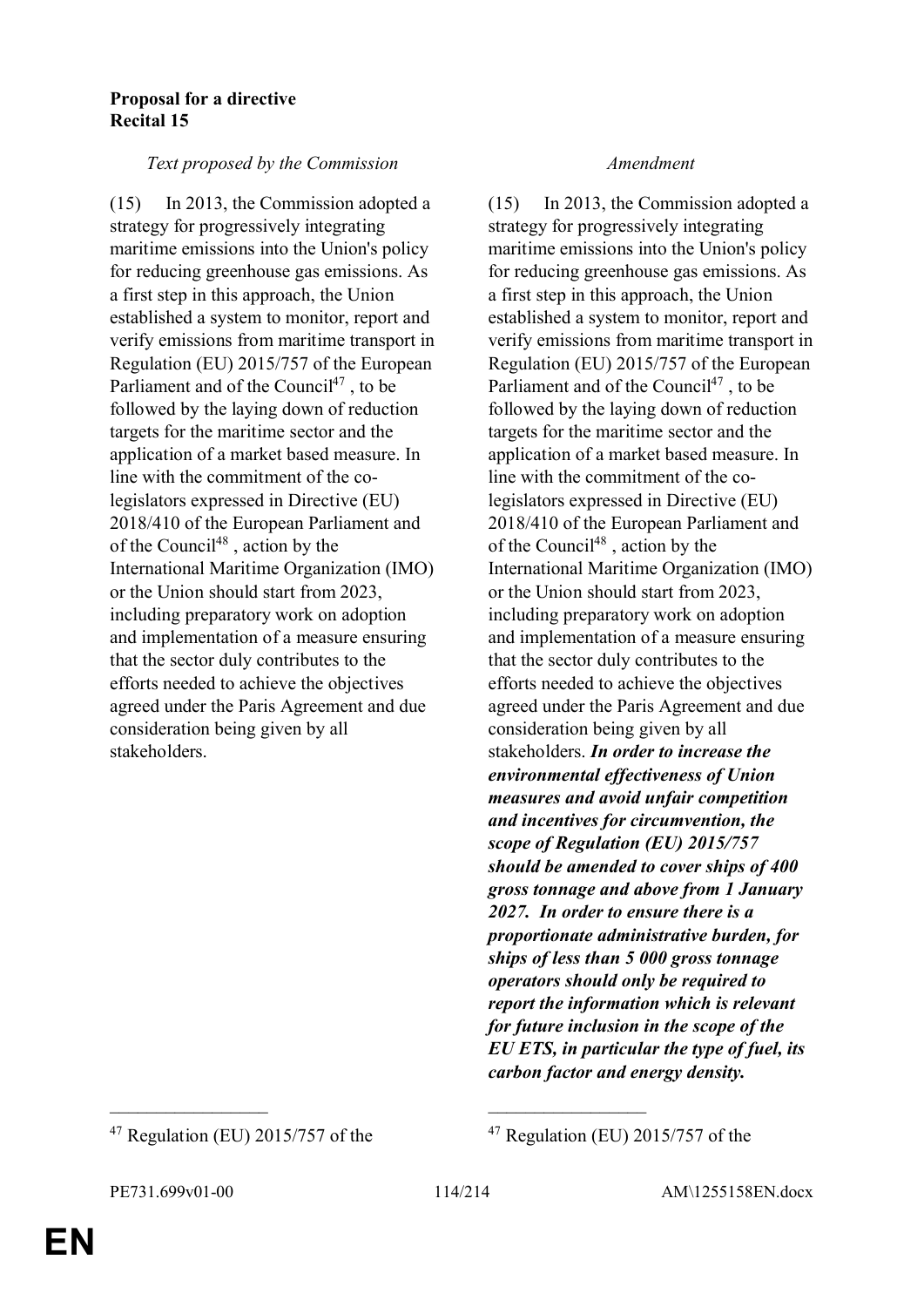**Proposal for a directive**
**Recital 15**

| *Text proposed by the Commission* | *Amendment* |
|---|---|
| (15) In 2013, the Commission adopted a strategy for progressively integrating maritime emissions into the Union's policy for reducing greenhouse gas emissions. As a first step in this approach, the Union established a system to monitor, report and verify emissions from maritime transport in Regulation (EU) 2015/757 of the European Parliament and of the Council[47] , to be followed by the laying down of reduction targets for the maritime sector and the application of a market based measure. In line with the commitment of the co-legislators expressed in Directive (EU) 2018/410 of the European Parliament and of the Council[48] , action by the International Maritime Organization (IMO) or the Union should start from 2023, including preparatory work on adoption and implementation of a measure ensuring that the sector duly contributes to the efforts needed to achieve the objectives agreed under the Paris Agreement and due consideration being given by all stakeholders. | (15) In 2013, the Commission adopted a strategy for progressively integrating maritime emissions into the Union's policy for reducing greenhouse gas emissions. As a first step in this approach, the Union established a system to monitor, report and verify emissions from maritime transport in Regulation (EU) 2015/757 of the European Parliament and of the Council[47] , to be followed by the laying down of reduction targets for the maritime sector and the application of a market based measure. In line with the commitment of the co-legislators expressed in Directive (EU) 2018/410 of the European Parliament and of the Council[48] , action by the International Maritime Organization (IMO) or the Union should start from 2023, including preparatory work on adoption and implementation of a measure ensuring that the sector duly contributes to the efforts needed to achieve the objectives agreed under the Paris Agreement and due consideration being given by all stakeholders. ***In order to increase the environmental effectiveness of Union measures and avoid unfair competition and incentives for circumvention, the scope of Regulation (EU) 2015/757 should be amended to cover ships of 400 gross tonnage and above from 1 January 2027. In order to ensure there is a proportionate administrative burden, for ships of less than 5 000 gross tonnage operators should only be required to report the information which is relevant for future inclusion in the scope of the EU ETS, in particular the type of fuel, its carbon factor and energy density.*** |

______________

[47] Regulation (EU) 2015/757 of the | [47] Regulation (EU) 2015/757 of the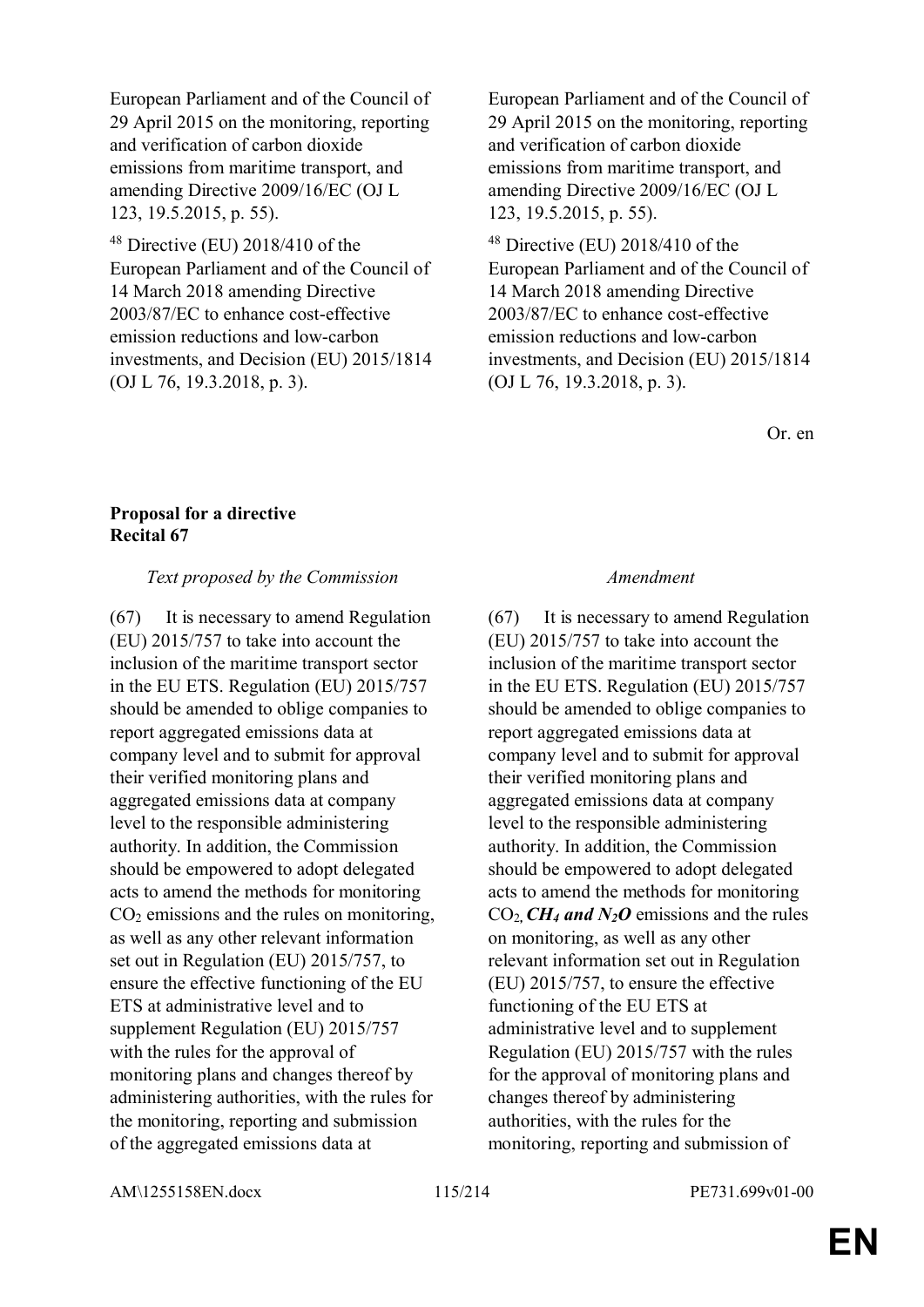| | |
|---|---|
| European Parliament and of the Council of 29 April 2015 on the monitoring, reporting and verification of carbon dioxide emissions from maritime transport, and amending Directive 2009/16/EC (OJ L 123, 19.5.2015, p. 55). | European Parliament and of the Council of 29 April 2015 on the monitoring, reporting and verification of carbon dioxide emissions from maritime transport, and amending Directive 2009/16/EC (OJ L 123, 19.5.2015, p. 55). |
| [48] Directive (EU) 2018/410 of the European Parliament and of the Council of 14 March 2018 amending Directive 2003/87/EC to enhance cost-effective emission reductions and low-carbon investments, and Decision (EU) 2015/1814 (OJ L 76, 19.3.2018, p. 3). | [48] Directive (EU) 2018/410 of the European Parliament and of the Council of 14 March 2018 amending Directive 2003/87/EC to enhance cost-effective emission reductions and low-carbon investments, and Decision (EU) 2015/1814 (OJ L 76, 19.3.2018, p. 3). |

Or. en

**Proposal for a directive**
**Recital 67**

| *Text proposed by the Commission* | *Amendment* |
|---|---|
| (67) It is necessary to amend Regulation (EU) 2015/757 to take into account the inclusion of the maritime transport sector in the EU ETS. Regulation (EU) 2015/757 should be amended to oblige companies to report aggregated emissions data at company level and to submit for approval their verified monitoring plans and aggregated emissions data at company level to the responsible administering authority. In addition, the Commission should be empowered to adopt delegated acts to amend the methods for monitoring $CO_2$ emissions and the rules on monitoring, as well as any other relevant information set out in Regulation (EU) 2015/757, to ensure the effective functioning of the EU ETS at administrative level and to supplement Regulation (EU) 2015/757 with the rules for the approval of monitoring plans and changes thereof by administering authorities, with the rules for the monitoring, reporting and submission of the aggregated emissions data at | (67) It is necessary to amend Regulation (EU) 2015/757 to take into account the inclusion of the maritime transport sector in the EU ETS. Regulation (EU) 2015/757 should be amended to oblige companies to report aggregated emissions data at company level and to submit for approval their verified monitoring plans and aggregated emissions data at company level to the responsible administering authority. In addition, the Commission should be empowered to adopt delegated acts to amend the methods for monitoring $CO_2$, ***$CH_4$ and $N_2O$*** emissions and the rules on monitoring, as well as any other relevant information set out in Regulation (EU) 2015/757, to ensure the effective functioning of the EU ETS at administrative level and to supplement Regulation (EU) 2015/757 with the rules for the approval of monitoring plans and changes thereof by administering authorities, with the rules for the monitoring, reporting and submission of |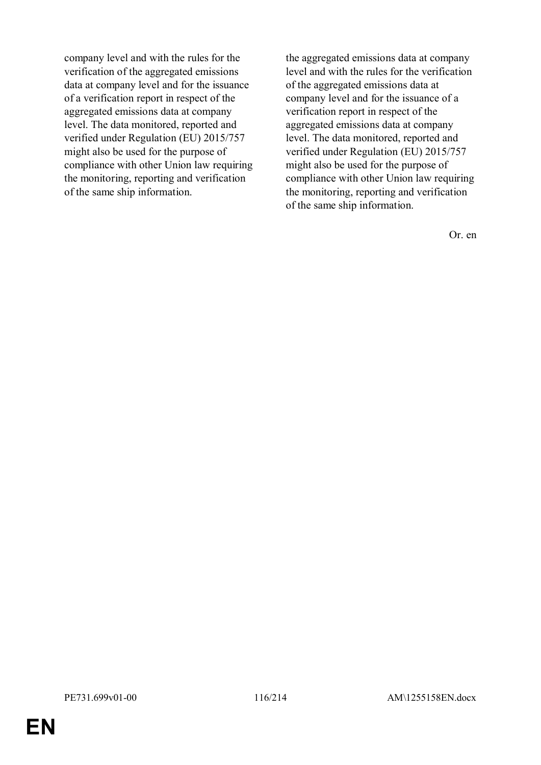| | |
|---|---|
| company level and with the rules for the verification of the aggregated emissions data at company level and for the issuance of a verification report in respect of the aggregated emissions data at company level. The data monitored, reported and verified under Regulation (EU) 2015/757 might also be used for the purpose of compliance with other Union law requiring the monitoring, reporting and verification of the same ship information. | the aggregated emissions data at company level and with the rules for the verification of the aggregated emissions data at company level and for the issuance of a verification report in respect of the aggregated emissions data at company level. The data monitored, reported and verified under Regulation (EU) 2015/757 might also be used for the purpose of compliance with other Union law requiring the monitoring, reporting and verification of the same ship information. |

Or. en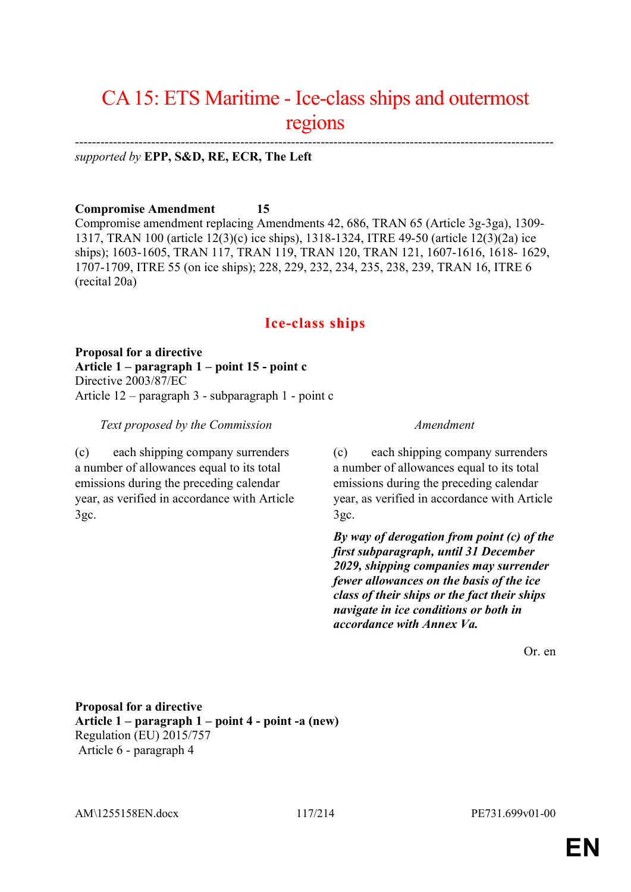# CA 15: ETS Maritime - Ice-class ships and outermost regions

---

*supported by* **EPP, S&D, RE, ECR, The Left**

**Compromise Amendment 15**

Compromise amendment replacing Amendments 42, 686, TRAN 65 (Article 3g-3ga), 1309-1317, TRAN 100 (article 12(3)(c) ice ships), 1318-1324, ITRE 49-50 (article 12(3)(2a) ice ships); 1603-1605, TRAN 117, TRAN 119, TRAN 120, TRAN 121, 1607-1616, 1618- 1629, 1707-1709, ITRE 55 (on ice ships); 228, 229, 232, 234, 235, 238, 239, TRAN 16, ITRE 6 (recital 20a)

## Ice-class ships

**Proposal for a directive**
**Article 1 – paragraph 1 – point 15 - point c**
Directive 2003/87/EC
Article 12 – paragraph 3 - subparagraph 1 - point c

| *Text proposed by the Commission* | *Amendment* |
|---|---|
| (c) each shipping company surrenders a number of allowances equal to its total emissions during the preceding calendar year, as verified in accordance with Article 3gc. | (c) each shipping company surrenders a number of allowances equal to its total emissions during the preceding calendar year, as verified in accordance with Article 3gc. |
| | ***By way of derogation from point (c) of the first subparagraph, until 31 December 2029, shipping companies may surrender fewer allowances on the basis of the ice class of their ships or the fact their ships navigate in ice conditions or both in accordance with Annex Va.*** |

Or. en

**Proposal for a directive**
**Article 1 – paragraph 1 – point 4 - point -a (new)**
Regulation (EU) 2015/757
Article 6 - paragraph 4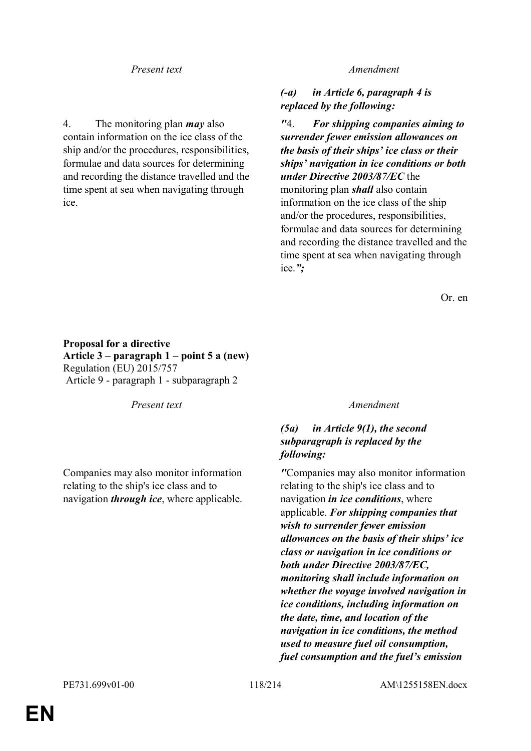| *Present text* | *Amendment* |
|---|---|
| | ***(-a) in Article 6, paragraph 4 is replaced by the following:*** |
| 4. The monitoring plan ***may*** also contain information on the ice class of the ship and/or the procedures, responsibilities, formulae and data sources for determining and recording the distance travelled and the time spent at sea when navigating through ice. | ***"***4. ***For shipping companies aiming to surrender fewer emission allowances on the basis of their ships' ice class or their ships' navigation in ice conditions or both under Directive 2003/87/EC*** the monitoring plan ***shall*** also contain information on the ice class of the ship and/or the procedures, responsibilities, formulae and data sources for determining and recording the distance travelled and the time spent at sea when navigating through ice.***";*** |

Or. en

**Proposal for a directive**
**Article 3 – paragraph 1 – point 5 a (new)**
Regulation (EU) 2015/757
Article 9 - paragraph 1 - subparagraph 2

| *Present text* | *Amendment* |
|---|---|
| | ***(5a) in Article 9(1), the second subparagraph is replaced by the following:*** |
| Companies may also monitor information relating to the ship's ice class and to navigation ***through ice***, where applicable. | ***"***Companies may also monitor information relating to the ship's ice class and to navigation ***in ice conditions***, where applicable. ***For shipping companies that wish to surrender fewer emission allowances on the basis of their ships' ice class or navigation in ice conditions or both under Directive 2003/87/EC, monitoring shall include information on whether the voyage involved navigation in ice conditions, including information on the date, time, and location of the navigation in ice conditions, the method used to measure fuel oil consumption, fuel consumption and the fuel's emission*** |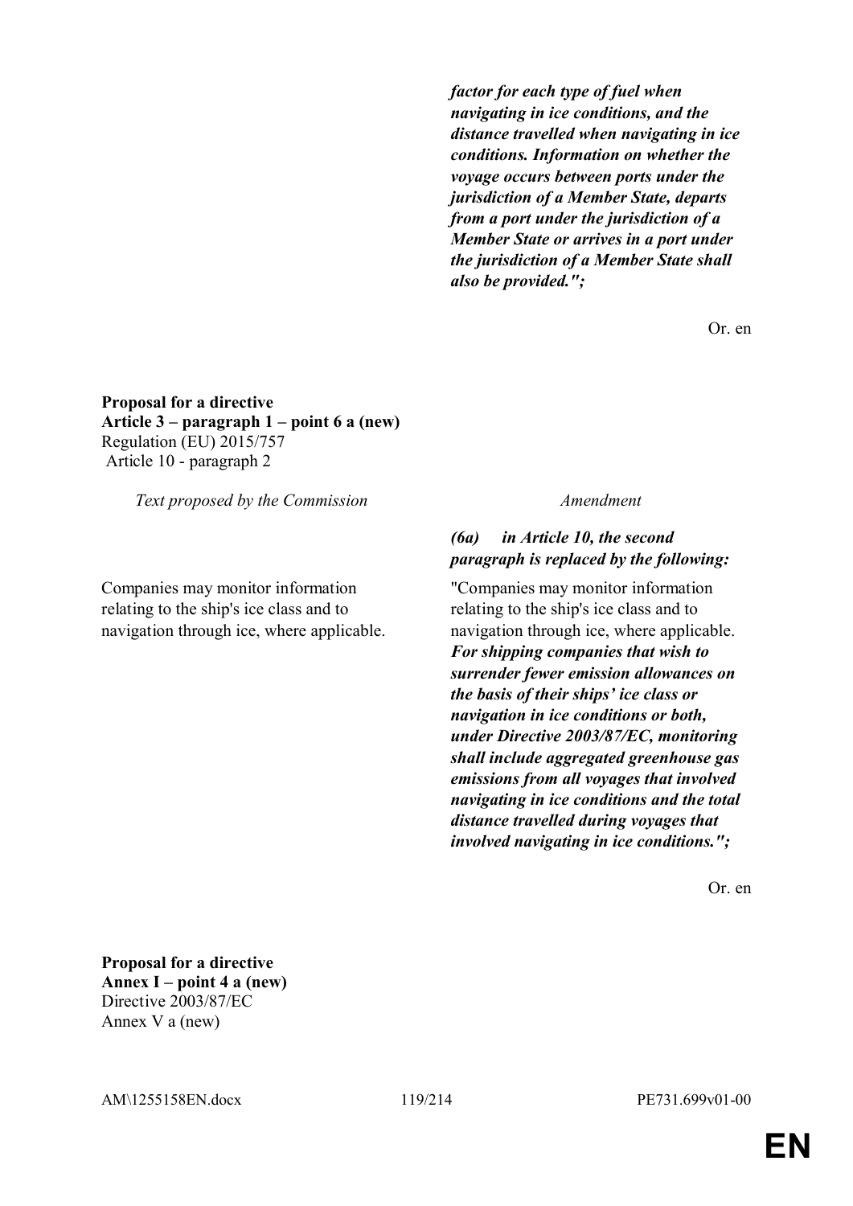| | |
|---|---|
| | ***factor for each type of fuel when navigating in ice conditions, and the distance travelled when navigating in ice conditions. Information on whether the voyage occurs between ports under the jurisdiction of a Member State, departs from a port under the jurisdiction of a Member State or arrives in a port under the jurisdiction of a Member State shall also be provided.";*** |

Or. en

**Proposal for a directive**
**Article 3 – paragraph 1 – point 6 a (new)**
Regulation (EU) 2015/757
Article 10 - paragraph 2

| *Text proposed by the Commission* | *Amendment* |
|---|---|
| | ***(6a) in Article 10, the second paragraph is replaced by the following:*** |
| Companies may monitor information relating to the ship's ice class and to navigation through ice, where applicable. | "Companies may monitor information relating to the ship's ice class and to navigation through ice, where applicable. ***For shipping companies that wish to surrender fewer emission allowances on the basis of their ships' ice class or navigation in ice conditions or both, under Directive 2003/87/EC, monitoring shall include aggregated greenhouse gas emissions from all voyages that involved navigating in ice conditions and the total distance travelled during voyages that involved navigating in ice conditions.";*** |

Or. en

**Proposal for a directive**
**Annex I – point 4 a (new)**
Directive 2003/87/EC
Annex V a (new)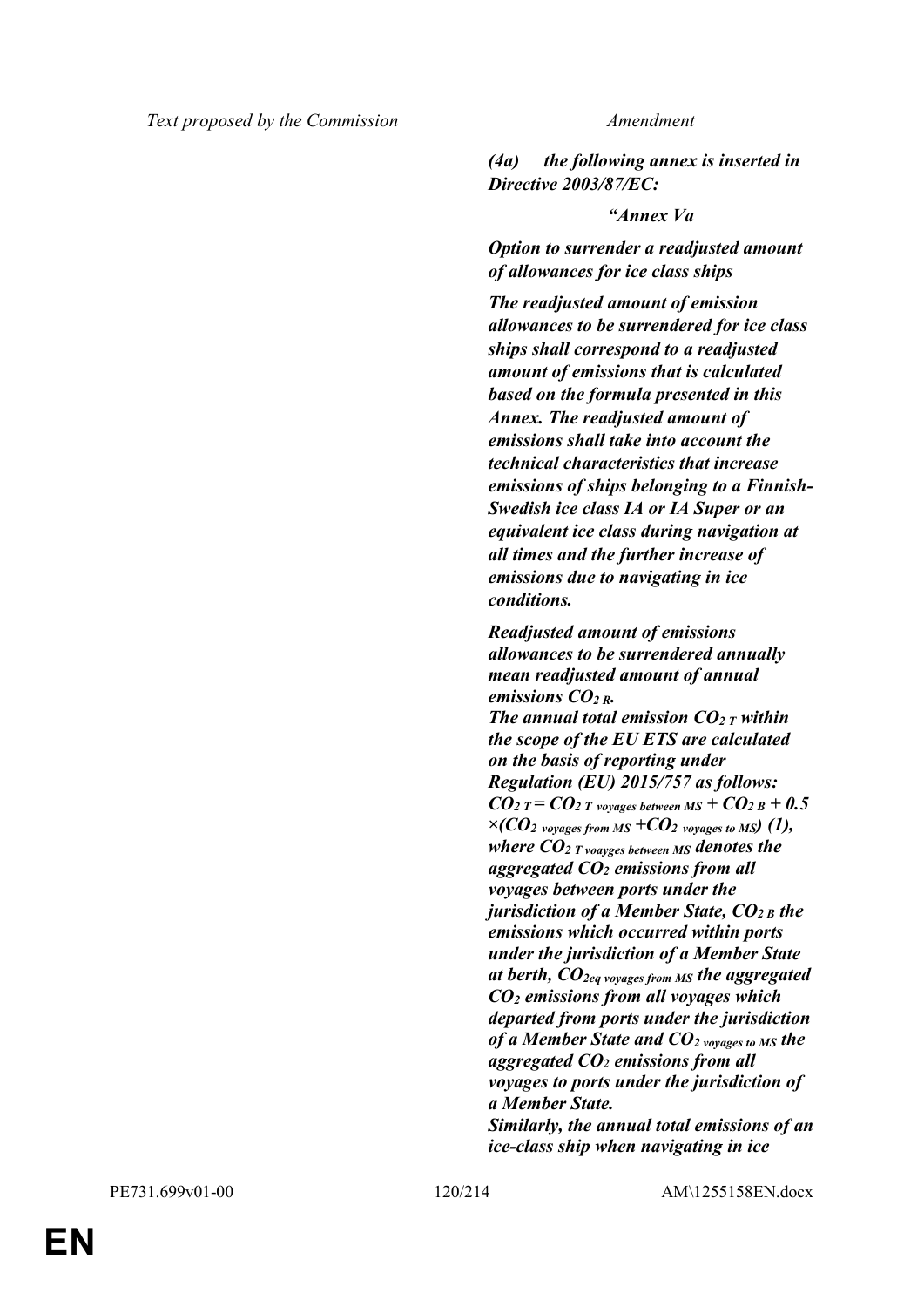| Text proposed by the Commission | Amendment |
|---|---|
| | ***(4a) the following annex is inserted in Directive 2003/87/EC:*** |
| | ***"Annex Va*** |
| | ***Option to surrender a readjusted amount of allowances for ice class ships*** |
| | ***The readjusted amount of emission allowances to be surrendered for ice class ships shall correspond to a readjusted amount of emissions that is calculated based on the formula presented in this Annex. The readjusted amount of emissions shall take into account the technical characteristics that increase emissions of ships belonging to a Finnish-Swedish ice class IA or IA Super or an equivalent ice class during navigation at all times and the further increase of emissions due to navigating in ice conditions.*** |
| | ***Readjusted amount of emissions allowances to be surrendered annually mean readjusted amount of annual emissions $CO_{2\ R}$.*** ***The annual total emission $CO_{2\ T}$ within the scope of the EU ETS are calculated on the basis of reporting under Regulation (EU) 2015/757 as follows:*** ***$CO_{2\ T} = CO_{2\ T\ voyages\ between\ MS} + CO_{2\ B} + 0.5 \times (CO_{2\ voyages\ from\ MS} + CO_{2\ voyages\ to\ MS})$ (1), where $CO_{2\ T\ voayges\ between\ MS}$ denotes the aggregated $CO_2$ emissions from all voyages between ports under the jurisdiction of a Member State, $CO_{2\ B}$ the emissions which occurred within ports under the jurisdiction of a Member State at berth, $CO_{2eq\ voyages\ from\ MS}$ the aggregated $CO_2$ emissions from all voyages which departed from ports under the jurisdiction of a Member State and $CO_{2\ voyages\ to\ MS}$ the aggregated $CO_2$ emissions from all voyages to ports under the jurisdiction of a Member State.*** ***Similarly, the annual total emissions of an ice-class ship when navigating in ice*** |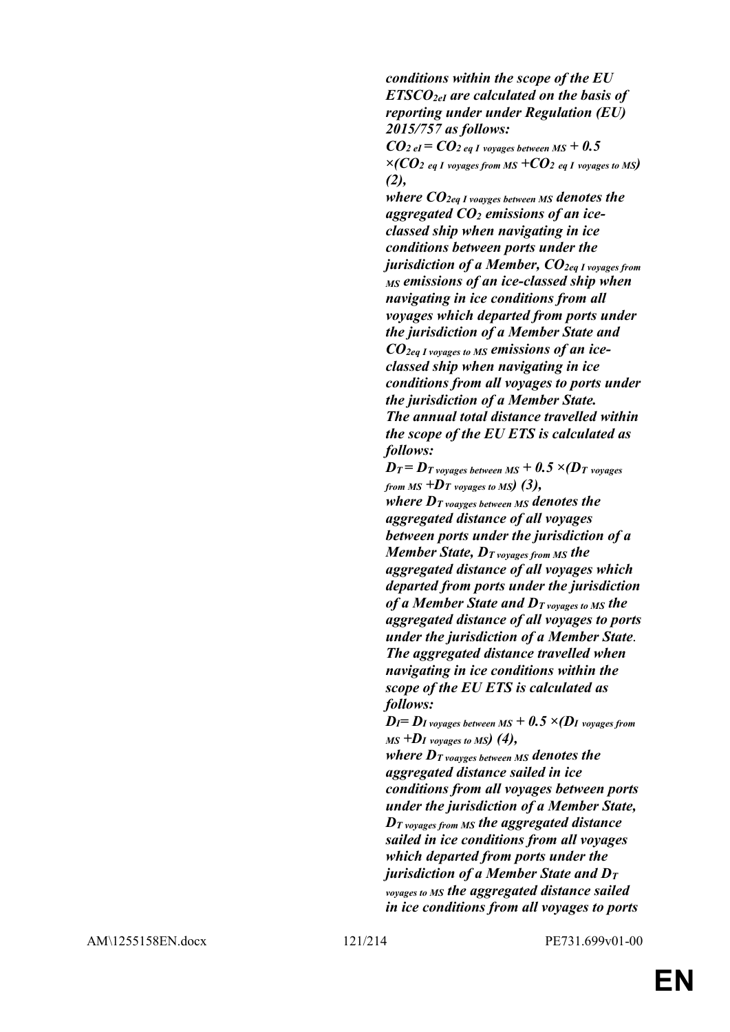***conditions within the scope of the EU ETSCO$_{2eI}$ are calculated on the basis of reporting under under Regulation (EU) 2015/757 as follows:***

***$CO_{2\ eI} = CO_{2\ eq\ I\ voyages\ between\ MS} + 0.5 \times (CO_{2\ eq\ I\ voyages\ from\ MS} + CO_{2\ eq\ I\ voyages\ to\ MS})$ (2),***

***where $CO_{2eq\ I\ voayges\ between\ MS}$ denotes the aggregated $CO_2$ emissions of an ice-classed ship when navigating in ice conditions between ports under the jurisdiction of a Member, $CO_{2eq\ I\ voyages\ from\ MS}$ emissions of an ice-classed ship when navigating in ice conditions from all voyages which departed from ports under the jurisdiction of a Member State and $CO_{2eq\ I\ voyages\ to\ MS}$ emissions of an ice-classed ship when navigating in ice conditions from all voyages to ports under the jurisdiction of a Member State.***

***The annual total distance travelled within the scope of the EU ETS is calculated as follows:***

***$D_T = D_{T\ voyages\ between\ MS} + 0.5 \times (D_{T\ voyages\ from\ MS} + D_{T\ voyages\ to\ MS})$ (3),***

***where $D_{T\ voayges\ between\ MS}$ denotes the aggregated distance of all voyages between ports under the jurisdiction of a Member State, $D_{T\ voyages\ from\ MS}$ the aggregated distance of all voyages which departed from ports under the jurisdiction of a Member State and $D_{T\ voyages\ to\ MS}$ the aggregated distance of all voyages to ports under the jurisdiction of a Member State.***

***The aggregated distance travelled when navigating in ice conditions within the scope of the EU ETS is calculated as follows:***

***$D_I = D_{I\ voyages\ between\ MS} + 0.5 \times (D_{I\ voyages\ from\ MS} + D_{I\ voyages\ to\ MS})$ (4),***

***where $D_{T\ voayges\ between\ MS}$ denotes the aggregated distance sailed in ice conditions from all voyages between ports under the jurisdiction of a Member State, $D_{T\ voyages\ from\ MS}$ the aggregated distance sailed in ice conditions from all voyages which departed from ports under the jurisdiction of a Member State and $D_{T\ voyages\ to\ MS}$ the aggregated distance sailed in ice conditions from all voyages to ports***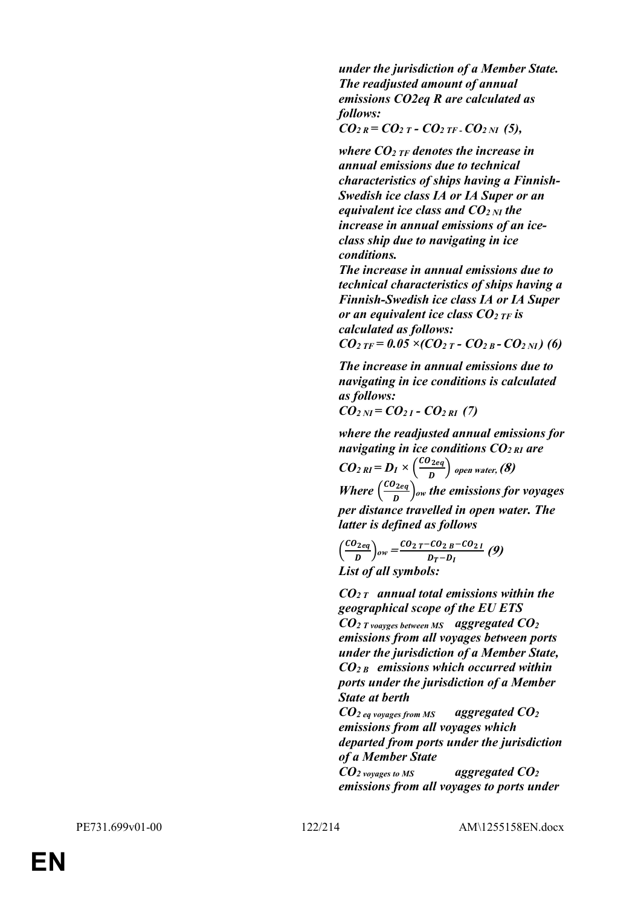***under the jurisdiction of a Member State. The readjusted amount of annual emissions CO2eq R are calculated as follows:***

$CO_{2\,R} = CO_{2\,T} - CO_{2\,TF} - CO_{2\,NI}$ ***(5),***

***where*** $CO_{2\,TF}$ ***denotes the increase in annual emissions due to technical characteristics of ships having a Finnish-Swedish ice class IA or IA Super or an equivalent ice class and*** $CO_{2\,NI}$ ***the increase in annual emissions of an ice-class ship due to navigating in ice conditions.***

***The increase in annual emissions due to technical characteristics of ships having a Finnish-Swedish ice class IA or IA Super or an equivalent ice class*** $CO_{2\,TF}$ ***is calculated as follows:***

$CO_{2\,TF} = 0.05 \times (CO_{2\,T} - CO_{2\,B} - CO_{2\,NI})$ ***(6)***

***The increase in annual emissions due to navigating in ice conditions is calculated as follows:***

$CO_{2\,NI} = CO_{2\,I} - CO_{2\,RI}$ ***(7)***

***where the readjusted annual emissions for navigating in ice conditions*** $CO_{2\,RI}$ ***are***

$CO_{2\,RI} = D_I \times \left(\frac{CO_{2eq}}{D}\right)_{open\ water}$ ***(8)***

***Where*** $\left(\frac{CO_{2eq}}{D}\right)_{ow}$ ***the emissions for voyages per distance travelled in open water. The latter is defined as follows***

$\left(\frac{CO_{2eq}}{D}\right)_{ow} = \frac{CO_{2\,T} - CO_{2\,B} - CO_{2\,I}}{D_T - D_I}$ ***(9)***

***List of all symbols:***

$CO_{2\,T}$ ***annual total emissions within the geographical scope of the EU ETS***

$CO_{2\,T\ voayges\ between\ MS}$ ***aggregated*** $CO_2$ ***emissions from all voyages between ports under the jurisdiction of a Member State,***

$CO_{2\,B}$ ***emissions which occurred within ports under the jurisdiction of a Member State at berth***

$CO_{2\,eq\ voyages\ from\ MS}$ ***aggregated*** $CO_2$ ***emissions from all voyages which departed from ports under the jurisdiction of a Member State***

$CO_{2\,voyages\ to\ MS}$ ***aggregated*** $CO_2$ ***emissions from all voyages to ports under***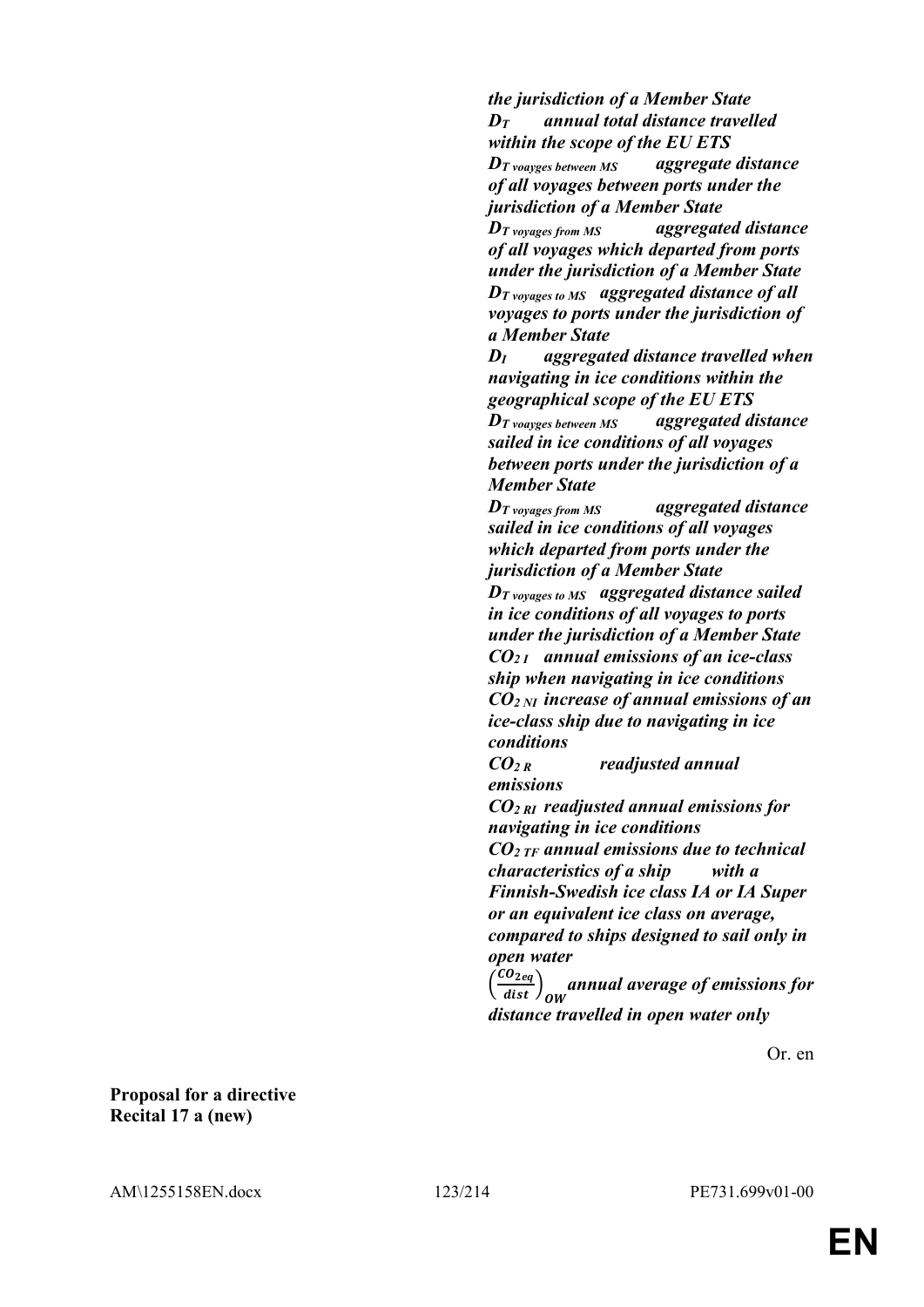***the jurisdiction of a Member State***

***$D_T$ annual total distance travelled within the scope of the EU ETS***

***$D_{T\ voayges\ between\ MS}$ aggregate distance of all voyages between ports under the jurisdiction of a Member State***

***$D_{T\ voyages\ from\ MS}$ aggregated distance of all voyages which departed from ports under the jurisdiction of a Member State***

***$D_{T\ voyages\ to\ MS}$ aggregated distance of all voyages to ports under the jurisdiction of a Member State***

***$D_I$ aggregated distance travelled when navigating in ice conditions within the geographical scope of the EU ETS***

***$D_{T\ voayges\ between\ MS}$ aggregated distance sailed in ice conditions of all voyages between ports under the jurisdiction of a Member State***

***$D_{T\ voyages\ from\ MS}$ aggregated distance sailed in ice conditions of all voyages which departed from ports under the jurisdiction of a Member State***

***$D_{T\ voyages\ to\ MS}$ aggregated distance sailed in ice conditions of all voyages to ports under the jurisdiction of a Member State***

***$CO_{2\ I}$ annual emissions of an ice-class ship when navigating in ice conditions***

***$CO_{2\ NI}$ increase of annual emissions of an ice-class ship due to navigating in ice conditions***

***$CO_{2\ R}$ readjusted annual emissions***

***$CO_{2\ RI}$ readjusted annual emissions for navigating in ice conditions***

***$CO_{2\ TF}$ annual emissions due to technical characteristics of a ship with a Finnish-Swedish ice class IA or IA Super or an equivalent ice class on average, compared to ships designed to sail only in open water***

***$\left(\frac{CO_{2eq}}{dist}\right)_{OW}$ annual average of emissions for distance travelled in open water only***

Or. en

**Proposal for a directive**
**Recital 17 a (new)**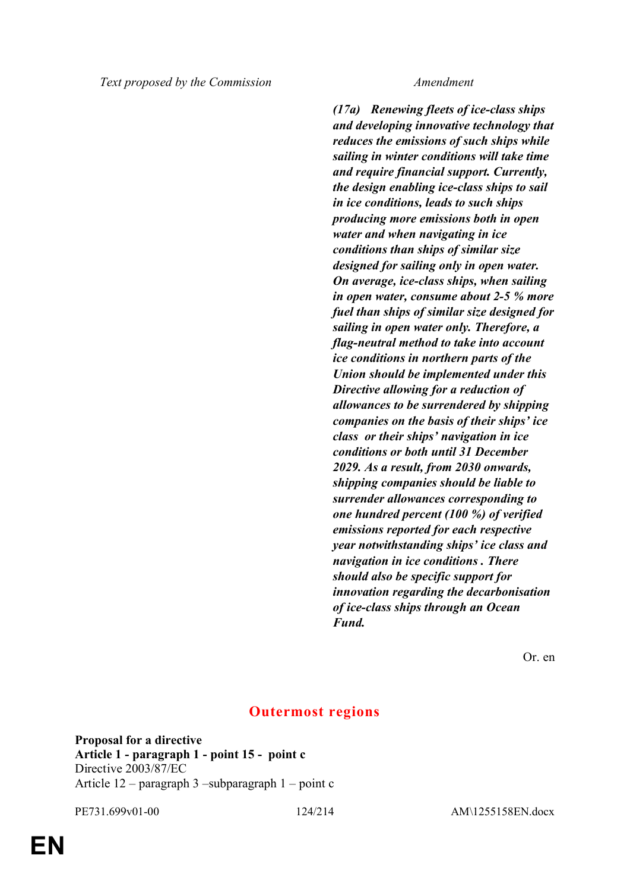| Text proposed by the Commission | Amendment |
|---|---|
| | ***(17a) Renewing fleets of ice-class ships and developing innovative technology that reduces the emissions of such ships while sailing in winter conditions will take time and require financial support. Currently, the design enabling ice-class ships to sail in ice conditions, leads to such ships producing more emissions both in open water and when navigating in ice conditions than ships of similar size designed for sailing only in open water. On average, ice-class ships, when sailing in open water, consume about 2-5 % more fuel than ships of similar size designed for sailing in open water only. Therefore, a flag-neutral method to take into account ice conditions in northern parts of the Union should be implemented under this Directive allowing for a reduction of allowances to be surrendered by shipping companies on the basis of their ships' ice class or their ships' navigation in ice conditions or both until 31 December 2029. As a result, from 2030 onwards, shipping companies should be liable to surrender allowances corresponding to one hundred percent (100 %) of verified emissions reported for each respective year notwithstanding ships' ice class and navigation in ice conditions . There should also be specific support for innovation regarding the decarbonisation of ice-class ships through an Ocean Fund.*** |

Or. en

## Outermost regions

**Proposal for a directive**
**Article 1 - paragraph 1 - point 15 - point c**
Directive 2003/87/EC
Article 12 – paragraph 3 –subparagraph 1 – point c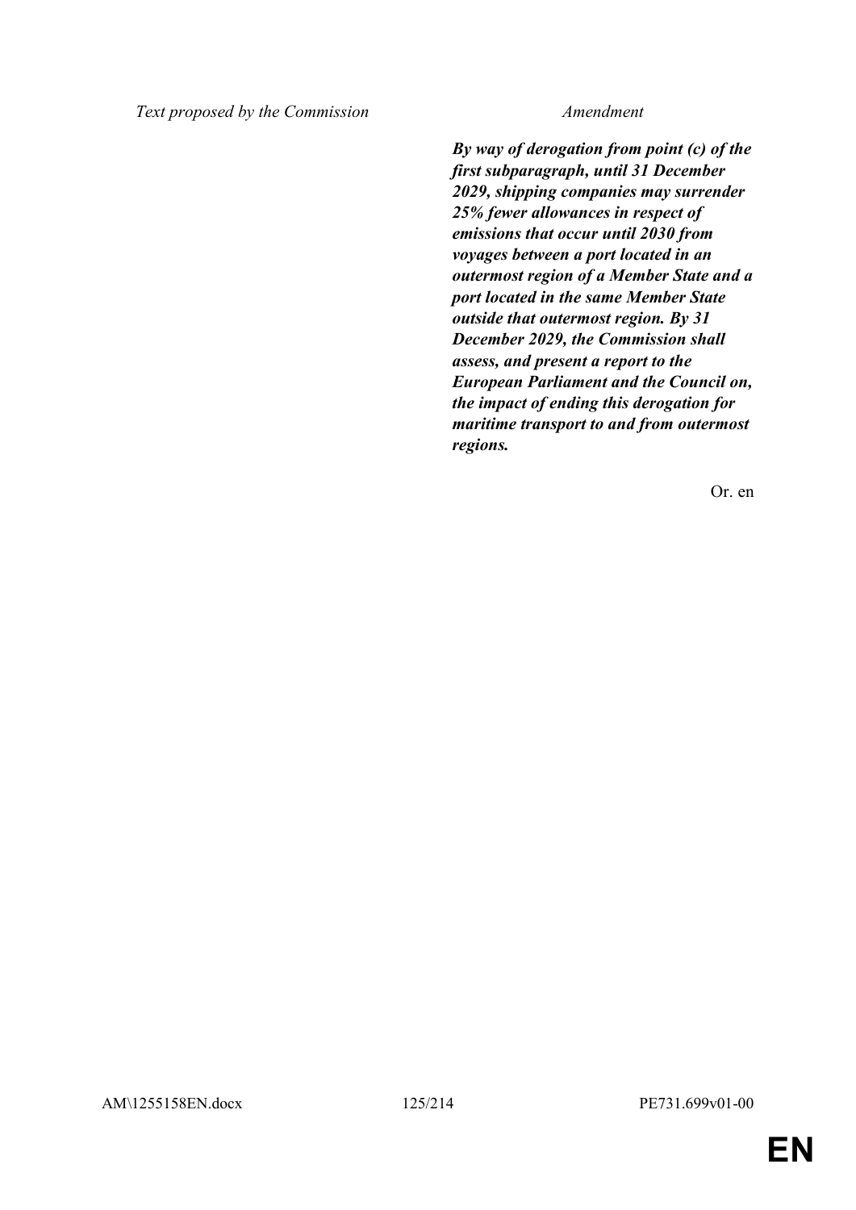| Text proposed by the Commission | Amendment |
| --- | --- |
| | ***By way of derogation from point (c) of the first subparagraph, until 31 December 2029, shipping companies may surrender 25% fewer allowances in respect of emissions that occur until 2030 from voyages between a port located in an outermost region of a Member State and a port located in the same Member State outside that outermost region. By 31 December 2029, the Commission shall assess, and present a report to the European Parliament and the Council on, the impact of ending this derogation for maritime transport to and from outermost regions.*** |

Or. en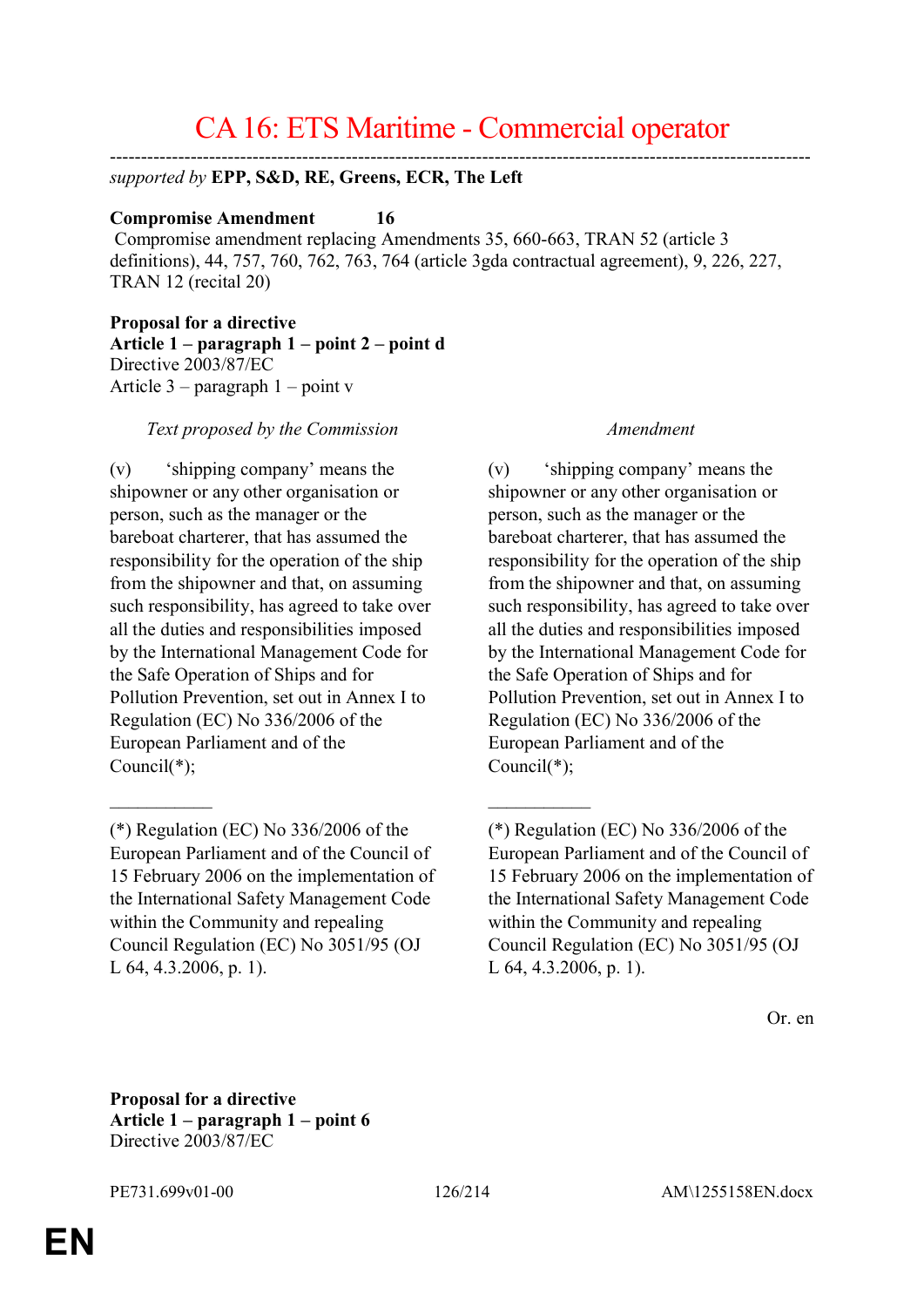# CA 16: ETS Maritime - Commercial operator

---

*supported by* **EPP, S&D, RE, Greens, ECR, The Left**

**Compromise Amendment 16**

Compromise amendment replacing Amendments 35, 660-663, TRAN 52 (article 3 definitions), 44, 757, 760, 762, 763, 764 (article 3gda contractual agreement), 9, 226, 227, TRAN 12 (recital 20)

**Proposal for a directive**
**Article 1 – paragraph 1 – point 2 – point d**
Directive 2003/87/EC
Article 3 – paragraph 1 – point v

| *Text proposed by the Commission* | *Amendment* |
|---|---|
| (v) 'shipping company' means the shipowner or any other organisation or person, such as the manager or the bareboat charterer, that has assumed the responsibility for the operation of the ship from the shipowner and that, on assuming such responsibility, has agreed to take over all the duties and responsibilities imposed by the International Management Code for the Safe Operation of Ships and for Pollution Prevention, set out in Annex I to Regulation (EC) No 336/2006 of the European Parliament and of the Council(*); | (v) 'shipping company' means the shipowner or any other organisation or person, such as the manager or the bareboat charterer, that has assumed the responsibility for the operation of the ship from the shipowner and that, on assuming such responsibility, has agreed to take over all the duties and responsibilities imposed by the International Management Code for the Safe Operation of Ships and for Pollution Prevention, set out in Annex I to Regulation (EC) No 336/2006 of the European Parliament and of the Council(*); |
| __________ | __________ |
| (*) Regulation (EC) No 336/2006 of the European Parliament and of the Council of 15 February 2006 on the implementation of the International Safety Management Code within the Community and repealing Council Regulation (EC) No 3051/95 (OJ L 64, 4.3.2006, p. 1). | (*) Regulation (EC) No 336/2006 of the European Parliament and of the Council of 15 February 2006 on the implementation of the International Safety Management Code within the Community and repealing Council Regulation (EC) No 3051/95 (OJ L 64, 4.3.2006, p. 1). |

Or. en

**Proposal for a directive**
**Article 1 – paragraph 1 – point 6**
Directive 2003/87/EC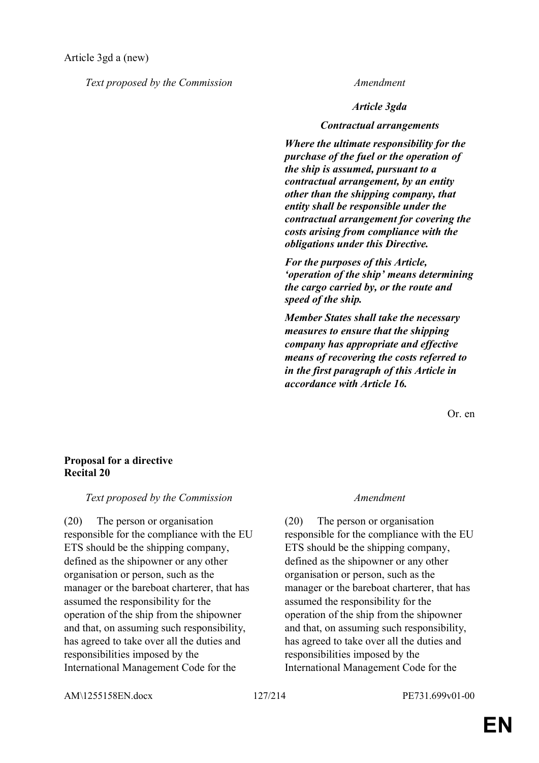Article 3gd a (new)

| *Text proposed by the Commission* | *Amendment* |
|---|---|
| | ***Article 3gda*** |
| | ***Contractual arrangements*** |
| | ***Where the ultimate responsibility for the purchase of the fuel or the operation of the ship is assumed, pursuant to a contractual arrangement, by an entity other than the shipping company, that entity shall be responsible under the contractual arrangement for covering the costs arising from compliance with the obligations under this Directive.*** |
| | ***For the purposes of this Article, 'operation of the ship' means determining the cargo carried by, or the route and speed of the ship.*** |
| | ***Member States shall take the necessary measures to ensure that the shipping company has appropriate and effective means of recovering the costs referred to in the first paragraph of this Article in accordance with Article 16.*** |

Or. en

**Proposal for a directive**
**Recital 20**

| *Text proposed by the Commission* | *Amendment* |
|---|---|
| (20) The person or organisation responsible for the compliance with the EU ETS should be the shipping company, defined as the shipowner or any other organisation or person, such as the manager or the bareboat charterer, that has assumed the responsibility for the operation of the ship from the shipowner and that, on assuming such responsibility, has agreed to take over all the duties and responsibilities imposed by the International Management Code for the | (20) The person or organisation responsible for the compliance with the EU ETS should be the shipping company, defined as the shipowner or any other organisation or person, such as the manager or the bareboat charterer, that has assumed the responsibility for the operation of the ship from the shipowner and that, on assuming such responsibility, has agreed to take over all the duties and responsibilities imposed by the International Management Code for the |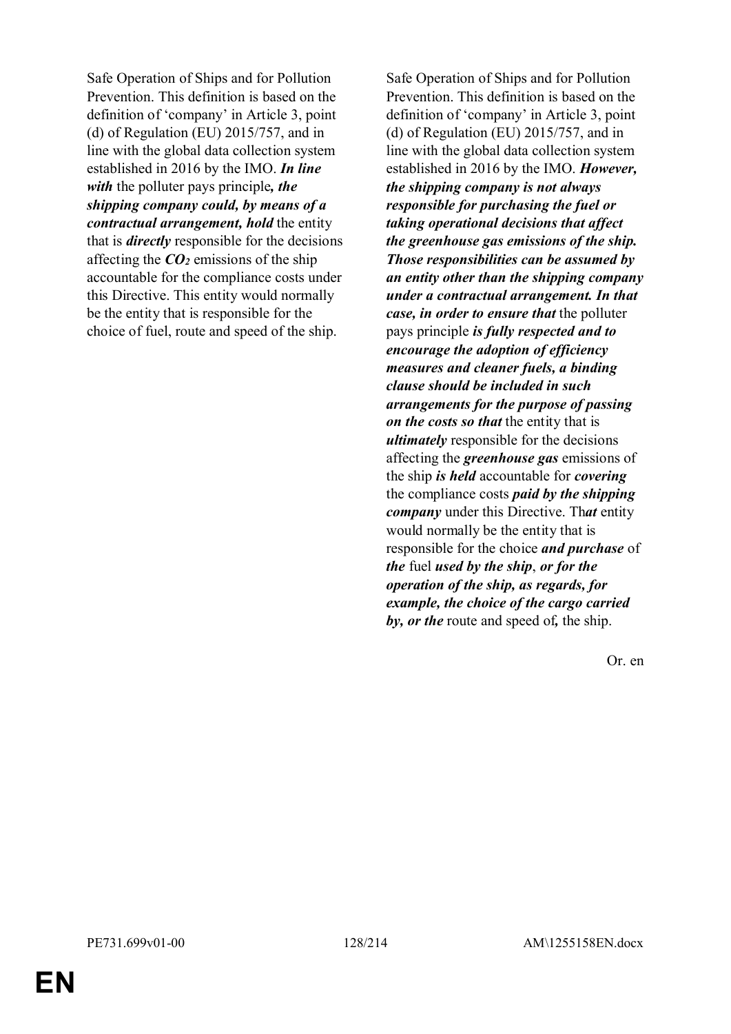| | |
|---|---|
| Safe Operation of Ships and for Pollution Prevention. This definition is based on the definition of 'company' in Article 3, point (d) of Regulation (EU) 2015/757, and in line with the global data collection system established in 2016 by the IMO. ***In line with*** the polluter pays principle***, the shipping company could, by means of a contractual arrangement, hold*** the entity that is ***directly*** responsible for the decisions affecting the ***$CO_2$*** emissions of the ship accountable for the compliance costs under this Directive. This entity would normally be the entity that is responsible for the choice of fuel, route and speed of the ship. | Safe Operation of Ships and for Pollution Prevention. This definition is based on the definition of 'company' in Article 3, point (d) of Regulation (EU) 2015/757, and in line with the global data collection system established in 2016 by the IMO. ***However, the shipping company is not always responsible for purchasing the fuel or taking operational decisions that affect the greenhouse gas emissions of the ship. Those responsibilities can be assumed by an entity other than the shipping company under a contractual arrangement. In that case, in order to ensure that*** the polluter pays principle ***is fully respected and to encourage the adoption of efficiency measures and cleaner fuels, a binding clause should be included in such arrangements for the purpose of passing on the costs so that*** the entity that is ***ultimately*** responsible for the decisions affecting the ***greenhouse gas*** emissions of the ship ***is held*** accountable for ***covering*** the compliance costs ***paid by the shipping company*** under this Directive. Th***at*** entity would normally be the entity that is responsible for the choice ***and purchase*** of ***the*** fuel ***used by the ship***, ***or for the operation of the ship, as regards, for example, the choice of the cargo carried by, or the*** route and speed of***,*** the ship. |

Or. en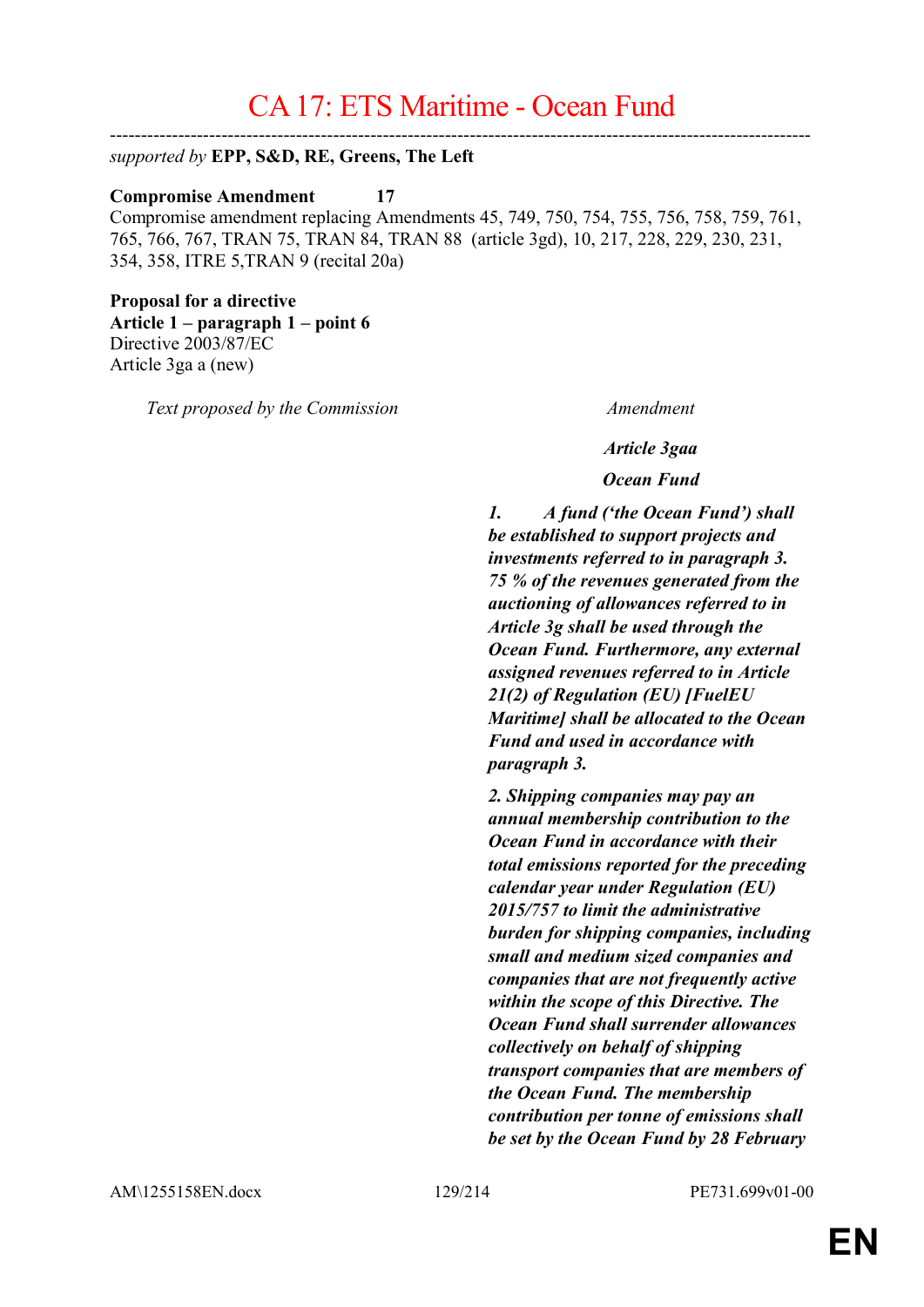# CA 17: ETS Maritime - Ocean Fund

---

*supported by* **EPP, S&D, RE, Greens, The Left**

**Compromise Amendment 17**
Compromise amendment replacing Amendments 45, 749, 750, 754, 755, 756, 758, 759, 761, 765, 766, 767, TRAN 75, TRAN 84, TRAN 88 (article 3gd), 10, 217, 228, 229, 230, 231, 354, 358, ITRE 5,TRAN 9 (recital 20a)

**Proposal for a directive**
**Article 1 – paragraph 1 – point 6**
Directive 2003/87/EC
Article 3ga a (new)

| *Text proposed by the Commission* | *Amendment* |
|---|---|
| | ***Article 3gaa*** |
| | ***Ocean Fund*** |
| | ***1. A fund ('the Ocean Fund') shall be established to support projects and investments referred to in paragraph 3. 75 % of the revenues generated from the auctioning of allowances referred to in Article 3g shall be used through the Ocean Fund. Furthermore, any external assigned revenues referred to in Article 21(2) of Regulation (EU) [FuelEU Maritime] shall be allocated to the Ocean Fund and used in accordance with paragraph 3.*** |
| | ***2. Shipping companies may pay an annual membership contribution to the Ocean Fund in accordance with their total emissions reported for the preceding calendar year under Regulation (EU) 2015/757 to limit the administrative burden for shipping companies, including small and medium sized companies and companies that are not frequently active within the scope of this Directive. The Ocean Fund shall surrender allowances collectively on behalf of shipping transport companies that are members of the Ocean Fund. The membership contribution per tonne of emissions shall be set by the Ocean Fund by 28 February*** |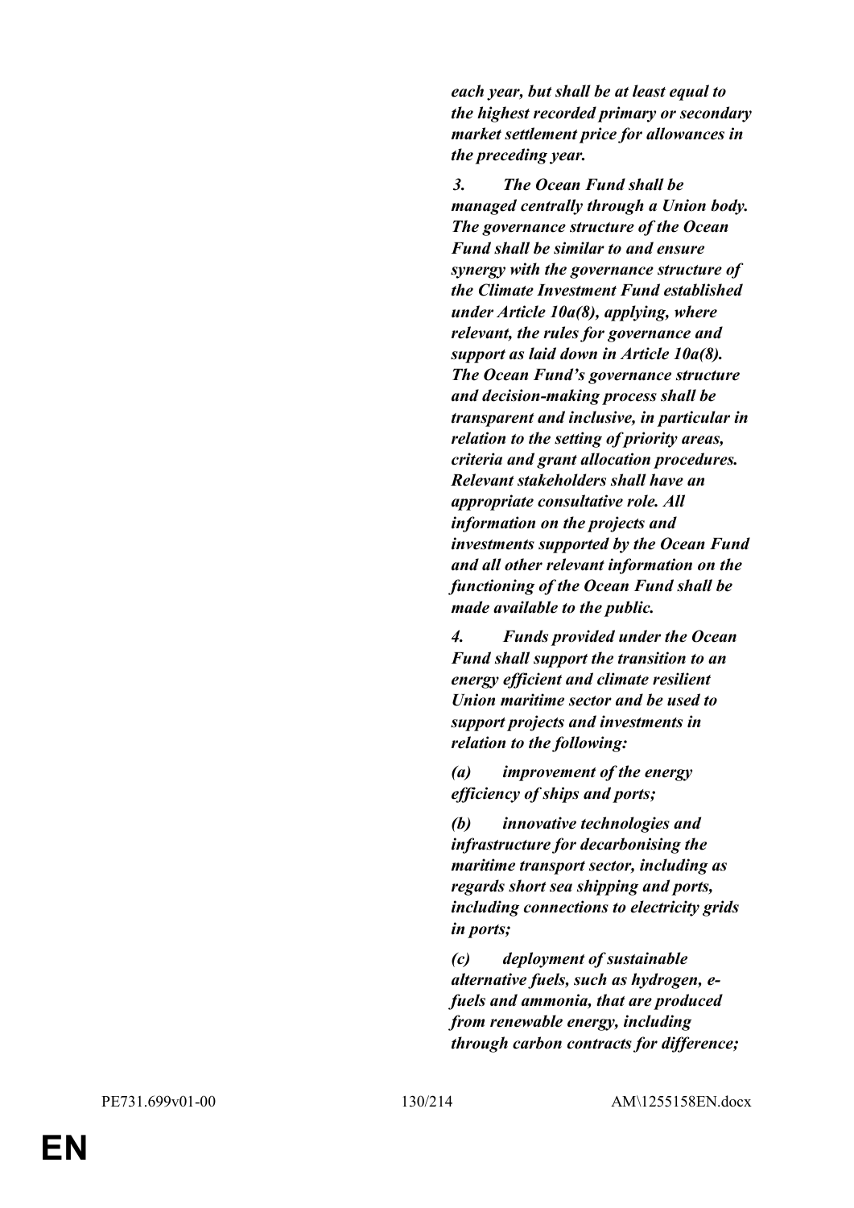***each year, but shall be at least equal to the highest recorded primary or secondary market settlement price for allowances in the preceding year.***

***3. The Ocean Fund shall be managed centrally through a Union body. The governance structure of the Ocean Fund shall be similar to and ensure synergy with the governance structure of the Climate Investment Fund established under Article 10a(8), applying, where relevant, the rules for governance and support as laid down in Article 10a(8). The Ocean Fund's governance structure and decision-making process shall be transparent and inclusive, in particular in relation to the setting of priority areas, criteria and grant allocation procedures. Relevant stakeholders shall have an appropriate consultative role. All information on the projects and investments supported by the Ocean Fund and all other relevant information on the functioning of the Ocean Fund shall be made available to the public.***

***4. Funds provided under the Ocean Fund shall support the transition to an energy efficient and climate resilient Union maritime sector and be used to support projects and investments in relation to the following:***

***(a) improvement of the energy efficiency of ships and ports;***

***(b) innovative technologies and infrastructure for decarbonising the maritime transport sector, including as regards short sea shipping and ports, including connections to electricity grids in ports;***

***(c) deployment of sustainable alternative fuels, such as hydrogen, e-fuels and ammonia, that are produced from renewable energy, including through carbon contracts for difference;***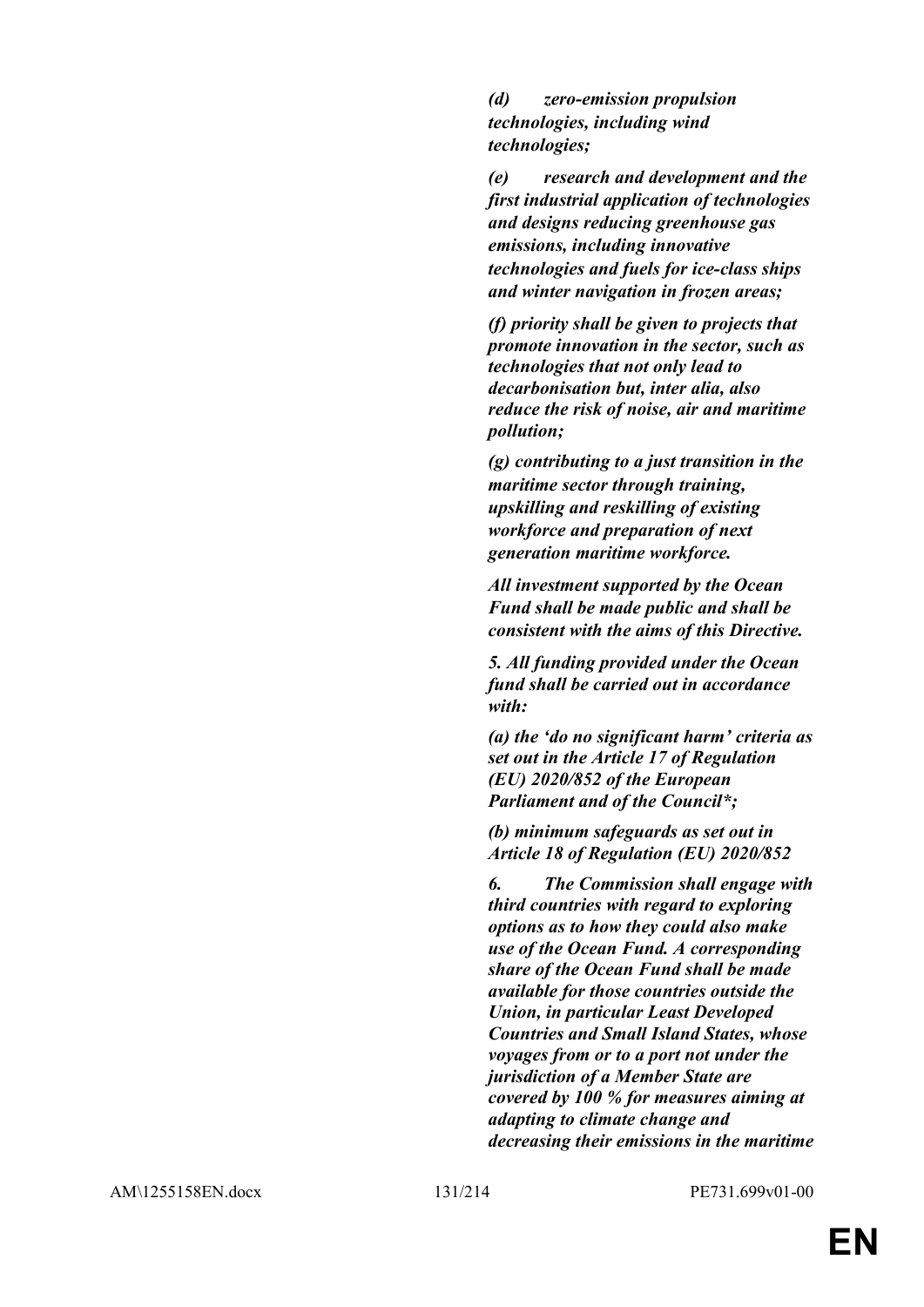***(d) zero-emission propulsion technologies, including wind technologies;***

***(e) research and development and the first industrial application of technologies and designs reducing greenhouse gas emissions, including innovative technologies and fuels for ice-class ships and winter navigation in frozen areas;***

***(f) priority shall be given to projects that promote innovation in the sector, such as technologies that not only lead to decarbonisation but, inter alia, also reduce the risk of noise, air and maritime pollution;***

***(g) contributing to a just transition in the maritime sector through training, upskilling and reskilling of existing workforce and preparation of next generation maritime workforce.***

***All investment supported by the Ocean Fund shall be made public and shall be consistent with the aims of this Directive.***

***5. All funding provided under the Ocean fund shall be carried out in accordance with:***

***(a) the 'do no significant harm' criteria as set out in the Article 17 of Regulation (EU) 2020/852 of the European Parliament and of the Council*;***

***(b) minimum safeguards as set out in Article 18 of Regulation (EU) 2020/852***

***6. The Commission shall engage with third countries with regard to exploring options as to how they could also make use of the Ocean Fund. A corresponding share of the Ocean Fund shall be made available for those countries outside the Union, in particular Least Developed Countries and Small Island States, whose voyages from or to a port not under the jurisdiction of a Member State are covered by 100 % for measures aiming at adapting to climate change and decreasing their emissions in the maritime***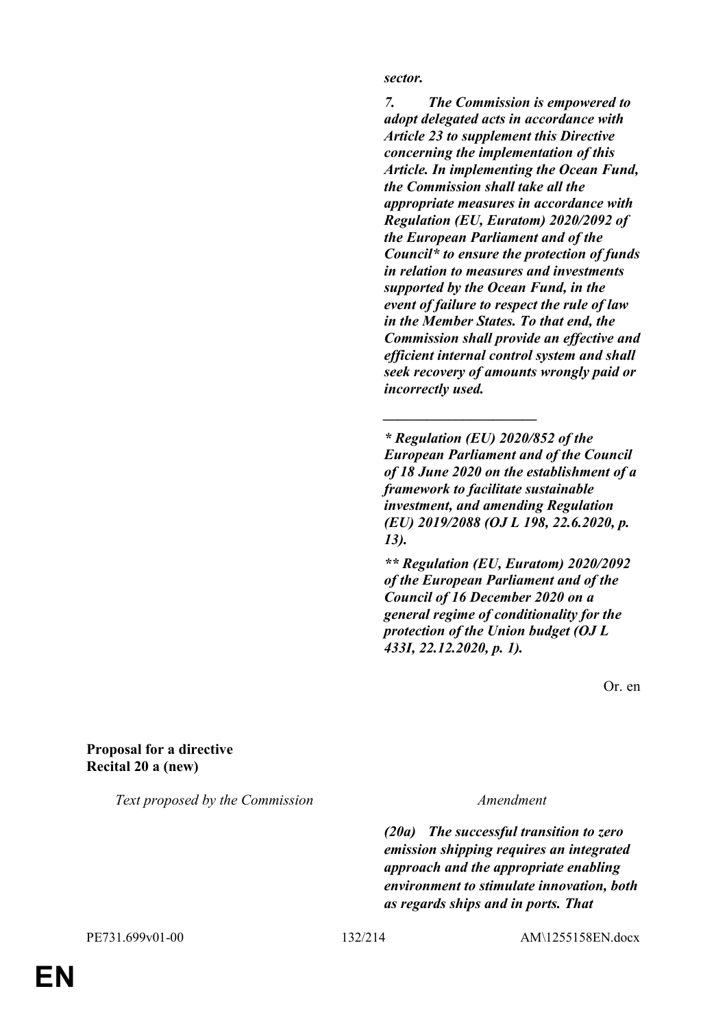***sector.***

***7. The Commission is empowered to adopt delegated acts in accordance with Article 23 to supplement this Directive concerning the implementation of this Article. In implementing the Ocean Fund, the Commission shall take all the appropriate measures in accordance with Regulation (EU, Euratom) 2020/2092 of the European Parliament and of the Council* to ensure the protection of funds in relation to measures and investments supported by the Ocean Fund, in the event of failure to respect the rule of law in the Member States. To that end, the Commission shall provide an effective and efficient internal control system and shall seek recovery of amounts wrongly paid or incorrectly used.***

***_____________________***

***\* Regulation (EU) 2020/852 of the European Parliament and of the Council of 18 June 2020 on the establishment of a framework to facilitate sustainable investment, and amending Regulation (EU) 2019/2088 (OJ L 198, 22.6.2020, p. 13).***

***\*\* Regulation (EU, Euratom) 2020/2092 of the European Parliament and of the Council of 16 December 2020 on a general regime of conditionality for the protection of the Union budget (OJ L 433I, 22.12.2020, p. 1).***

Or. en

**Proposal for a directive**
**Recital 20 a (new)**

| *Text proposed by the Commission* | *Amendment* |
|---|---|
| | ***(20a) The successful transition to zero emission shipping requires an integrated approach and the appropriate enabling environment to stimulate innovation, both as regards ships and in ports. That*** |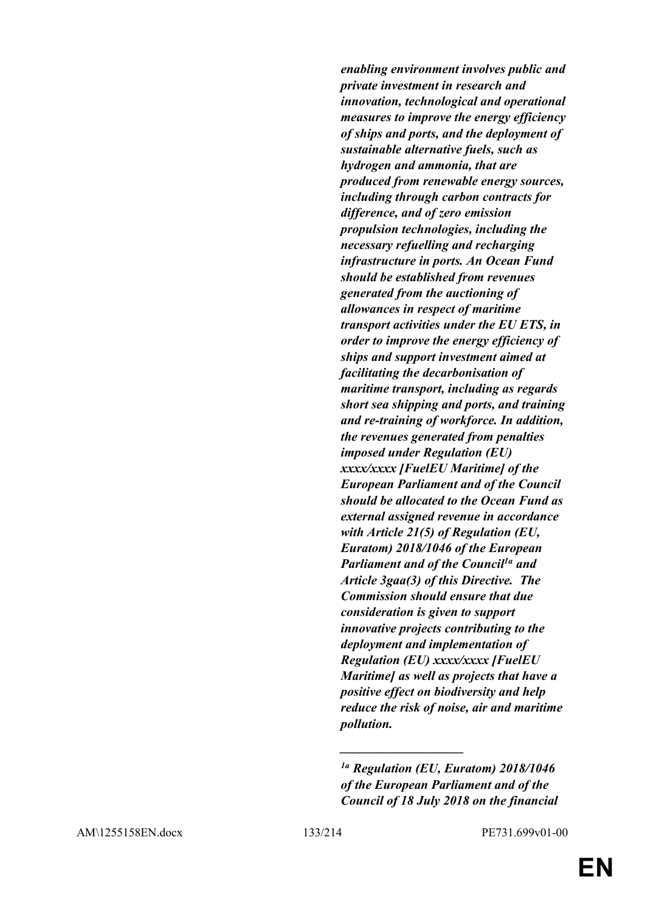***enabling environment involves public and private investment in research and innovation, technological and operational measures to improve the energy efficiency of ships and ports, and the deployment of sustainable alternative fuels, such as hydrogen and ammonia, that are produced from renewable energy sources, including through carbon contracts for difference, and of zero emission propulsion technologies, including the necessary refuelling and recharging infrastructure in ports. An Ocean Fund should be established from revenues generated from the auctioning of allowances in respect of maritime transport activities under the EU ETS, in order to improve the energy efficiency of ships and support investment aimed at facilitating the decarbonisation of maritime transport, including as regards short sea shipping and ports, and training and re-training of workforce. In addition, the revenues generated from penalties imposed under Regulation (EU) xxxx/xxxx [FuelEU Maritime] of the European Parliament and of the Council should be allocated to the Ocean Fund as external assigned revenue in accordance with Article 21(5) of Regulation (EU, Euratom) 2018/1046 of the European Parliament and of the Council[1a] and Article 3gaa(3) of this Directive. The Commission should ensure that due consideration is given to support innovative projects contributing to the deployment and implementation of Regulation (EU) xxxx/xxxx [FuelEU Maritime] as well as projects that have a positive effect on biodiversity and help reduce the risk of noise, air and maritime pollution.***

\_\_\_\_\_\_\_\_\_\_\_\_\_\_\_\_\_\_

***[1a] Regulation (EU, Euratom) 2018/1046 of the European Parliament and of the Council of 18 July 2018 on the financial***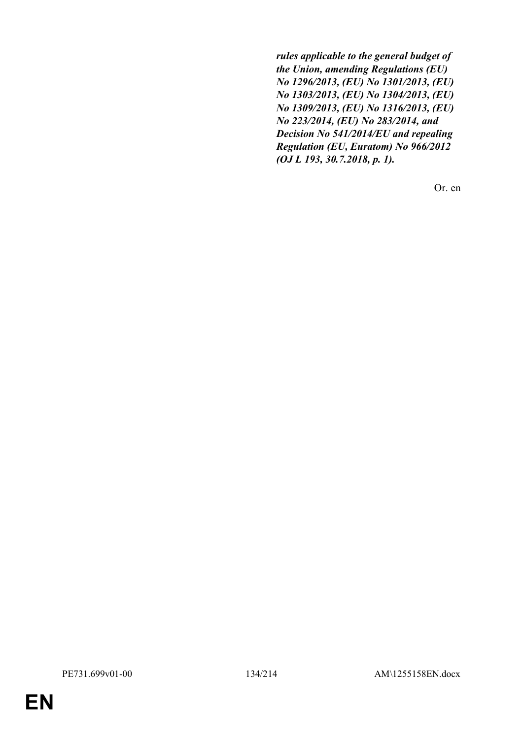***rules applicable to the general budget of the Union, amending Regulations (EU) No 1296/2013, (EU) No 1301/2013, (EU) No 1303/2013, (EU) No 1304/2013, (EU) No 1309/2013, (EU) No 1316/2013, (EU) No 223/2014, (EU) No 283/2014, and Decision No 541/2014/EU and repealing Regulation (EU, Euratom) No 966/2012 (OJ L 193, 30.7.2018, p. 1).***

Or. en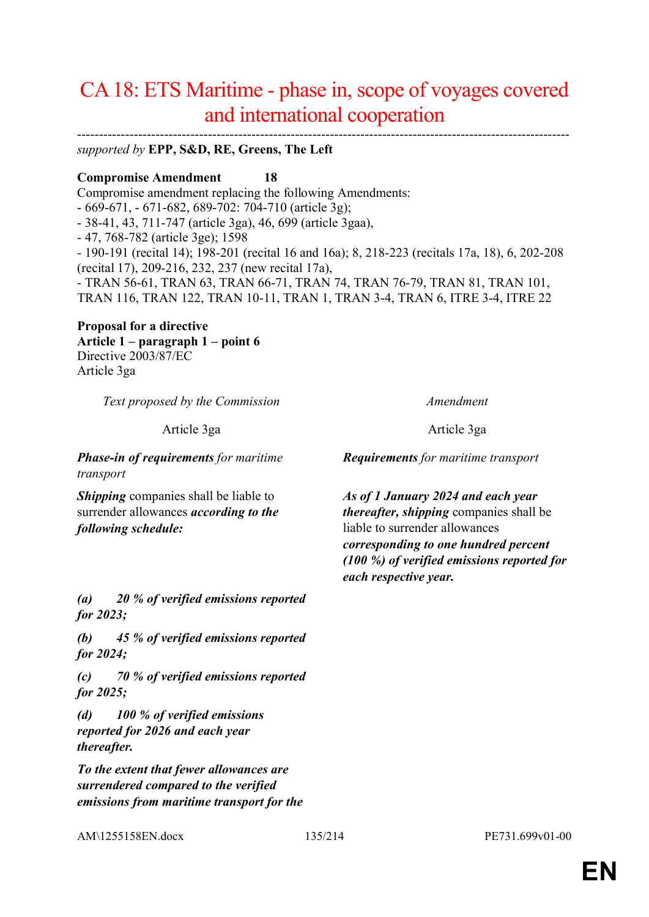# CA 18: ETS Maritime - phase in, scope of voyages covered and international cooperation

---

*supported by* **EPP, S&D, RE, Greens, The Left**

**Compromise Amendment 18**

Compromise amendment replacing the following Amendments:

- 669-671, - 671-682, 689-702: 704-710 (article 3g);
- 38-41, 43, 711-747 (article 3ga), 46, 699 (article 3gaa),
- 47, 768-782 (article 3ge); 1598
- 190-191 (recital 14); 198-201 (recital 16 and 16a); 8, 218-223 (recitals 17a, 18), 6, 202-208 (recital 17), 209-216, 232, 237 (new recital 17a),
- TRAN 56-61, TRAN 63, TRAN 66-71, TRAN 74, TRAN 76-79, TRAN 81, TRAN 101, TRAN 116, TRAN 122, TRAN 10-11, TRAN 1, TRAN 3-4, TRAN 6, ITRE 3-4, ITRE 22

**Proposal for a directive**
**Article 1 – paragraph 1 – point 6**
Directive 2003/87/EC
Article 3ga

| *Text proposed by the Commission* | *Amendment* |
|---|---|
| Article 3ga | Article 3ga |
| ***Phase-in of requirements*** for maritime transport | ***Requirements*** for maritime transport |
| ***Shipping*** companies shall be liable to surrender allowances ***according to the following schedule:*** | ***As of 1 January 2024 and each year thereafter, shipping*** companies shall be liable to surrender allowances ***corresponding to one hundred percent (100 %) of verified emissions reported for each respective year.*** |
| ***(a) 20 % of verified emissions reported for 2023;*** | |
| ***(b) 45 % of verified emissions reported for 2024;*** | |
| ***(c) 70 % of verified emissions reported for 2025;*** | |
| ***(d) 100 % of verified emissions reported for 2026 and each year thereafter.*** | |
| ***To the extent that fewer allowances are surrendered compared to the verified emissions from maritime transport for the*** | |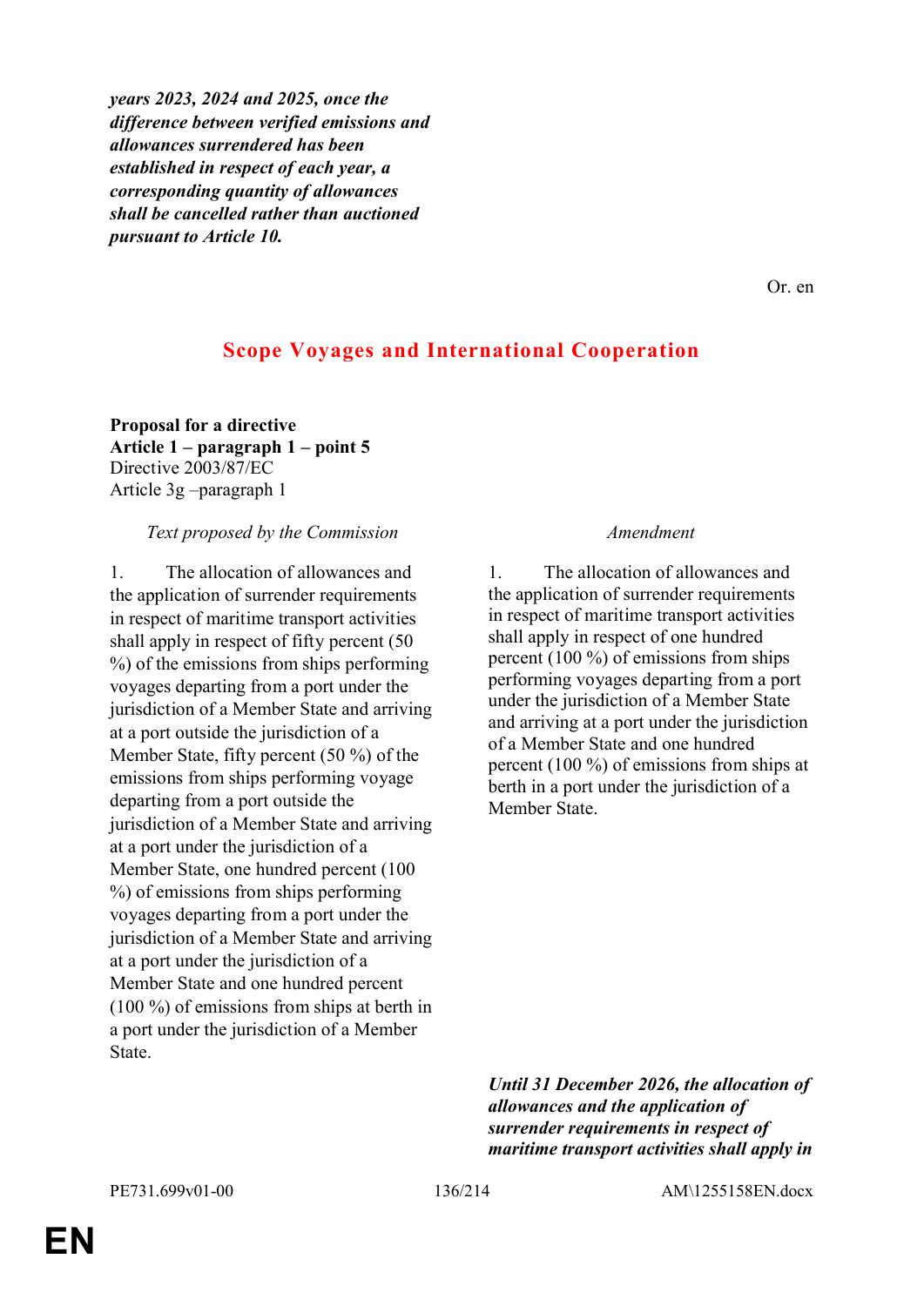***years 2023, 2024 and 2025, once the difference between verified emissions and allowances surrendered has been established in respect of each year, a corresponding quantity of allowances shall be cancelled rather than auctioned pursuant to Article 10.***

Or. en

## Scope Voyages and International Cooperation

**Proposal for a directive**
**Article 1 – paragraph 1 – point 5**
Directive 2003/87/EC
Article 3g –paragraph 1

| *Text proposed by the Commission* | *Amendment* |
|---|---|
| 1. The allocation of allowances and the application of surrender requirements in respect of maritime transport activities shall apply in respect of fifty percent (50 %) of the emissions from ships performing voyages departing from a port under the jurisdiction of a Member State and arriving at a port outside the jurisdiction of a Member State, fifty percent (50 %) of the emissions from ships performing voyage departing from a port outside the jurisdiction of a Member State and arriving at a port under the jurisdiction of a Member State, one hundred percent (100 %) of emissions from ships performing voyages departing from a port under the jurisdiction of a Member State and arriving at a port under the jurisdiction of a Member State and one hundred percent (100 %) of emissions from ships at berth in a port under the jurisdiction of a Member State. | 1. The allocation of allowances and the application of surrender requirements in respect of maritime transport activities shall apply in respect of one hundred percent (100 %) of emissions from ships performing voyages departing from a port under the jurisdiction of a Member State and arriving at a port under the jurisdiction of a Member State and one hundred percent (100 %) of emissions from ships at berth in a port under the jurisdiction of a Member State. |
| | ***Until 31 December 2026, the allocation of allowances and the application of surrender requirements in respect of maritime transport activities shall apply in*** |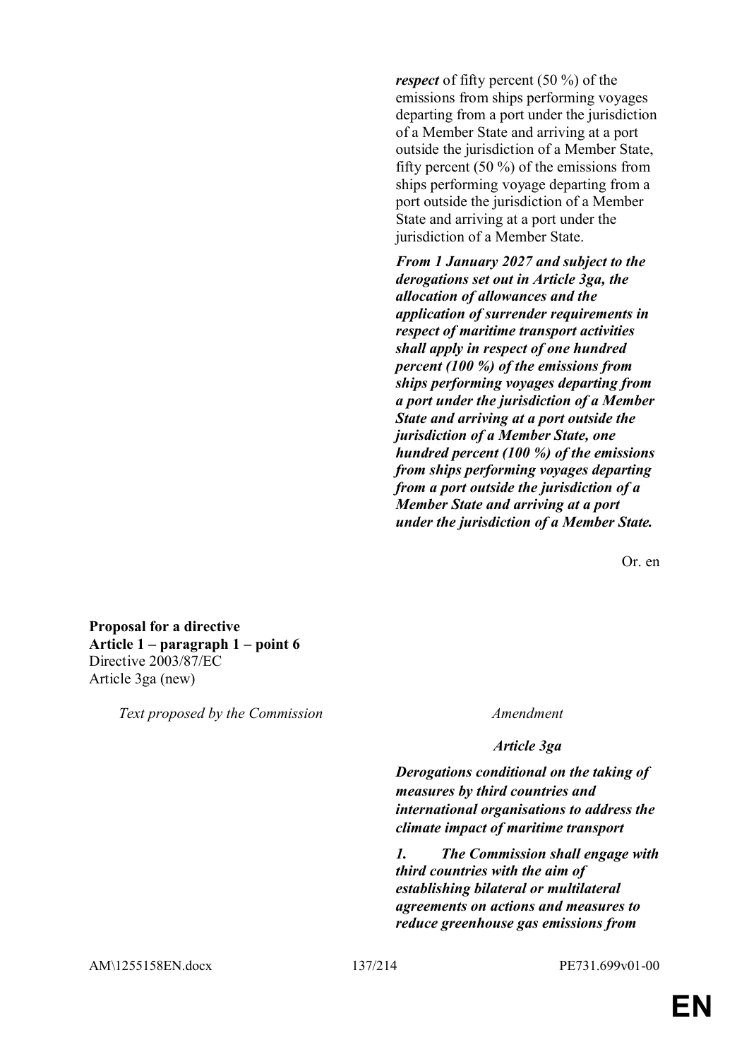***respect*** of fifty percent (50 %) of the emissions from ships performing voyages departing from a port under the jurisdiction of a Member State and arriving at a port outside the jurisdiction of a Member State, fifty percent (50 %) of the emissions from ships performing voyage departing from a port outside the jurisdiction of a Member State and arriving at a port under the jurisdiction of a Member State.

***From 1 January 2027 and subject to the derogations set out in Article 3ga, the allocation of allowances and the application of surrender requirements in respect of maritime transport activities shall apply in respect of one hundred percent (100 %) of the emissions from ships performing voyages departing from a port under the jurisdiction of a Member State and arriving at a port outside the jurisdiction of a Member State, one hundred percent (100 %) of the emissions from ships performing voyages departing from a port outside the jurisdiction of a Member State and arriving at a port under the jurisdiction of a Member State.***

Or. en

**Proposal for a directive**
**Article 1 – paragraph 1 – point 6**
Directive 2003/87/EC
Article 3ga (new)

| *Text proposed by the Commission* | *Amendment* |
|---|---|
| | ***Article 3ga*** |
| | ***Derogations conditional on the taking of measures by third countries and international organisations to address the climate impact of maritime transport*** |
| | ***1. The Commission shall engage with third countries with the aim of establishing bilateral or multilateral agreements on actions and measures to reduce greenhouse gas emissions from*** |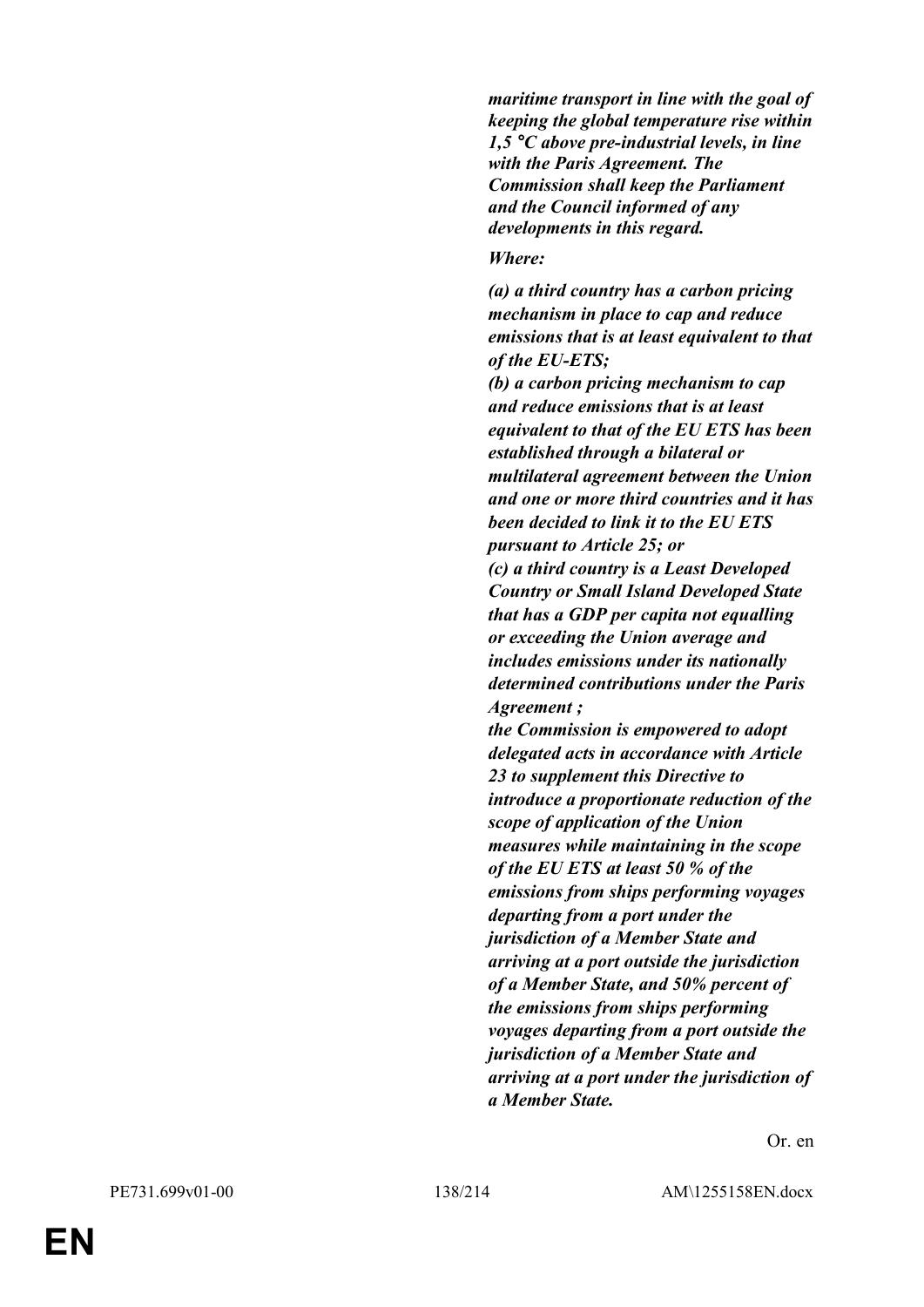***maritime transport in line with the goal of keeping the global temperature rise within 1,5 °C above pre-industrial levels, in line with the Paris Agreement. The Commission shall keep the Parliament and the Council informed of any developments in this regard.***

***Where:***

***(a) a third country has a carbon pricing mechanism in place to cap and reduce emissions that is at least equivalent to that of the EU-ETS;***

***(b) a carbon pricing mechanism to cap and reduce emissions that is at least equivalent to that of the EU ETS has been established through a bilateral or multilateral agreement between the Union and one or more third countries and it has been decided to link it to the EU ETS pursuant to Article 25; or***

***(c) a third country is a Least Developed Country or Small Island Developed State that has a GDP per capita not equalling or exceeding the Union average and includes emissions under its nationally determined contributions under the Paris Agreement ;***

***the Commission is empowered to adopt delegated acts in accordance with Article 23 to supplement this Directive to introduce a proportionate reduction of the scope of application of the Union measures while maintaining in the scope of the EU ETS at least 50 % of the emissions from ships performing voyages departing from a port under the jurisdiction of a Member State and arriving at a port outside the jurisdiction of a Member State, and 50% percent of the emissions from ships performing voyages departing from a port outside the jurisdiction of a Member State and arriving at a port under the jurisdiction of a Member State.***

Or. en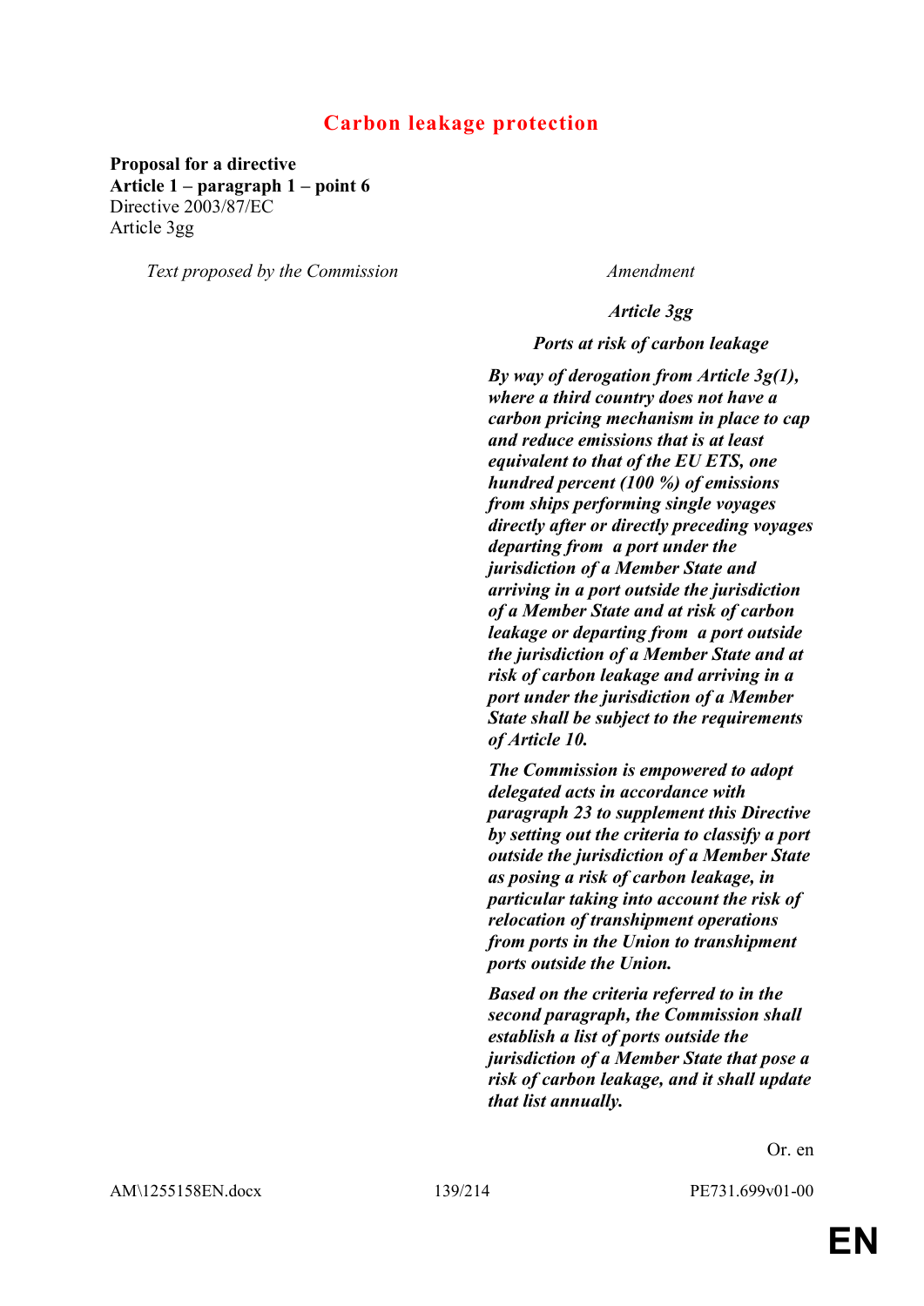# Carbon leakage protection

**Proposal for a directive**
**Article 1 – paragraph 1 – point 6**
Directive 2003/87/EC
Article 3gg

| *Text proposed by the Commission* | *Amendment* |
| --- | --- |
| | ***Article 3gg*** |
| | ***Ports at risk of carbon leakage*** |
| | ***By way of derogation from Article 3g(1), where a third country does not have a carbon pricing mechanism in place to cap and reduce emissions that is at least equivalent to that of the EU ETS, one hundred percent (100 %) of emissions from ships performing single voyages directly after or directly preceding voyages departing from a port under the jurisdiction of a Member State and arriving in a port outside the jurisdiction of a Member State and at risk of carbon leakage or departing from a port outside the jurisdiction of a Member State and at risk of carbon leakage and arriving in a port under the jurisdiction of a Member State shall be subject to the requirements of Article 10.*** |
| | ***The Commission is empowered to adopt delegated acts in accordance with paragraph 23 to supplement this Directive by setting out the criteria to classify a port outside the jurisdiction of a Member State as posing a risk of carbon leakage, in particular taking into account the risk of relocation of transhipment operations from ports in the Union to transhipment ports outside the Union.*** |
| | ***Based on the criteria referred to in the second paragraph, the Commission shall establish a list of ports outside the jurisdiction of a Member State that pose a risk of carbon leakage, and it shall update that list annually.*** |

Or. en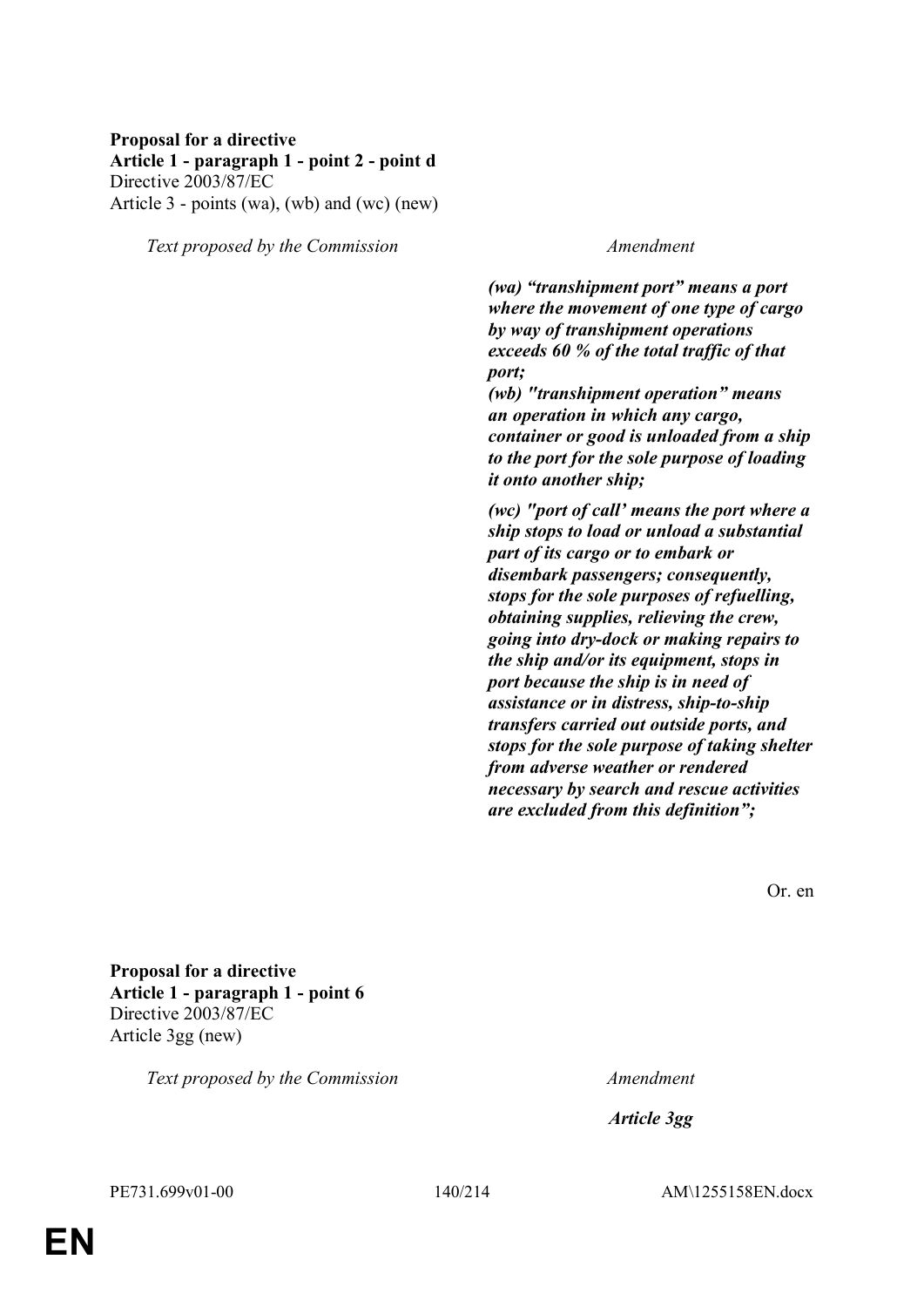**Proposal for a directive**
**Article 1 - paragraph 1 - point 2 - point d**
Directive 2003/87/EC
Article 3 - points (wa), (wb) and (wc) (new)

| *Text proposed by the Commission* | *Amendment* |
|---|---|
| | ***(wa) "transhipment port" means a port where the movement of one type of cargo by way of transhipment operations exceeds 60 % of the total traffic of that port;*** |
| | ***(wb) "transhipment operation" means an operation in which any cargo, container or good is unloaded from a ship to the port for the sole purpose of loading it onto another ship;*** |
| | ***(wc) "port of call' means the port where a ship stops to load or unload a substantial part of its cargo or to embark or disembark passengers; consequently, stops for the sole purposes of refuelling, obtaining supplies, relieving the crew, going into dry-dock or making repairs to the ship and/or its equipment, stops in port because the ship is in need of assistance or in distress, ship-to-ship transfers carried out outside ports, and stops for the sole purpose of taking shelter from adverse weather or rendered necessary by search and rescue activities are excluded from this definition";*** |

Or. en

**Proposal for a directive**
**Article 1 - paragraph 1 - point 6**
Directive 2003/87/EC
Article 3gg (new)

| *Text proposed by the Commission* | *Amendment* |
|---|---|
| | ***Article 3gg*** |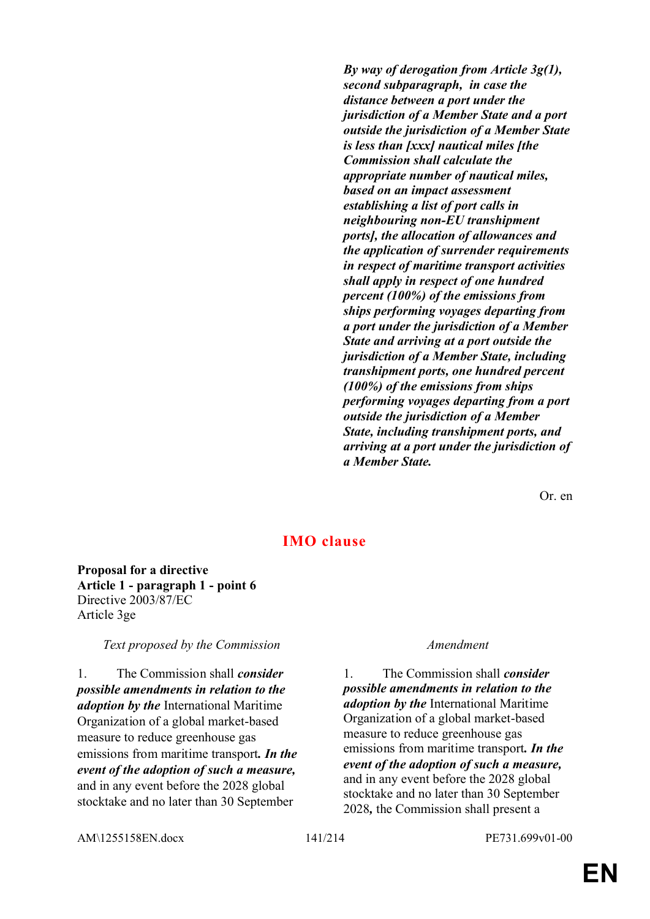| | |
|---|---|
| | ***By way of derogation from Article 3g(1), second subparagraph,  in case the distance between a port under the jurisdiction of a Member State and a port outside the jurisdiction of a Member State is less than [xxx] nautical miles [the Commission shall calculate the appropriate number of nautical miles, based on an impact assessment establishing a list of port calls in neighbouring non-EU transhipment ports], the allocation of allowances and the application of surrender requirements in respect of maritime transport activities shall apply in respect of one hundred percent (100%) of the emissions from ships performing voyages departing from a port under the jurisdiction of a Member State and arriving at a port outside the jurisdiction of a Member State, including transhipment ports, one hundred percent (100%) of the emissions from ships performing voyages departing from a port outside the jurisdiction of a Member State, including transhipment ports, and arriving at a port under the jurisdiction of a Member State.*** |

Or. en

## IMO clause

**Proposal for a directive**
**Article 1 - paragraph 1 - point 6**
Directive 2003/87/EC
Article 3ge

| *Text proposed by the Commission* | *Amendment* |
|---|---|
| 1. The Commission shall ***consider possible amendments in relation to the adoption by the*** International Maritime Organization of a global market-based measure to reduce greenhouse gas emissions from maritime transport***. In the event of the adoption of such a measure,*** and in any event before the 2028 global stocktake and no later than 30 September | 1. The Commission shall ***consider possible amendments in relation to the adoption by the*** International Maritime Organization of a global market-based measure to reduce greenhouse gas emissions from maritime transport***. In the event of the adoption of such a measure,*** and in any event before the 2028 global stocktake and no later than 30 September 2028***,*** the Commission shall present a |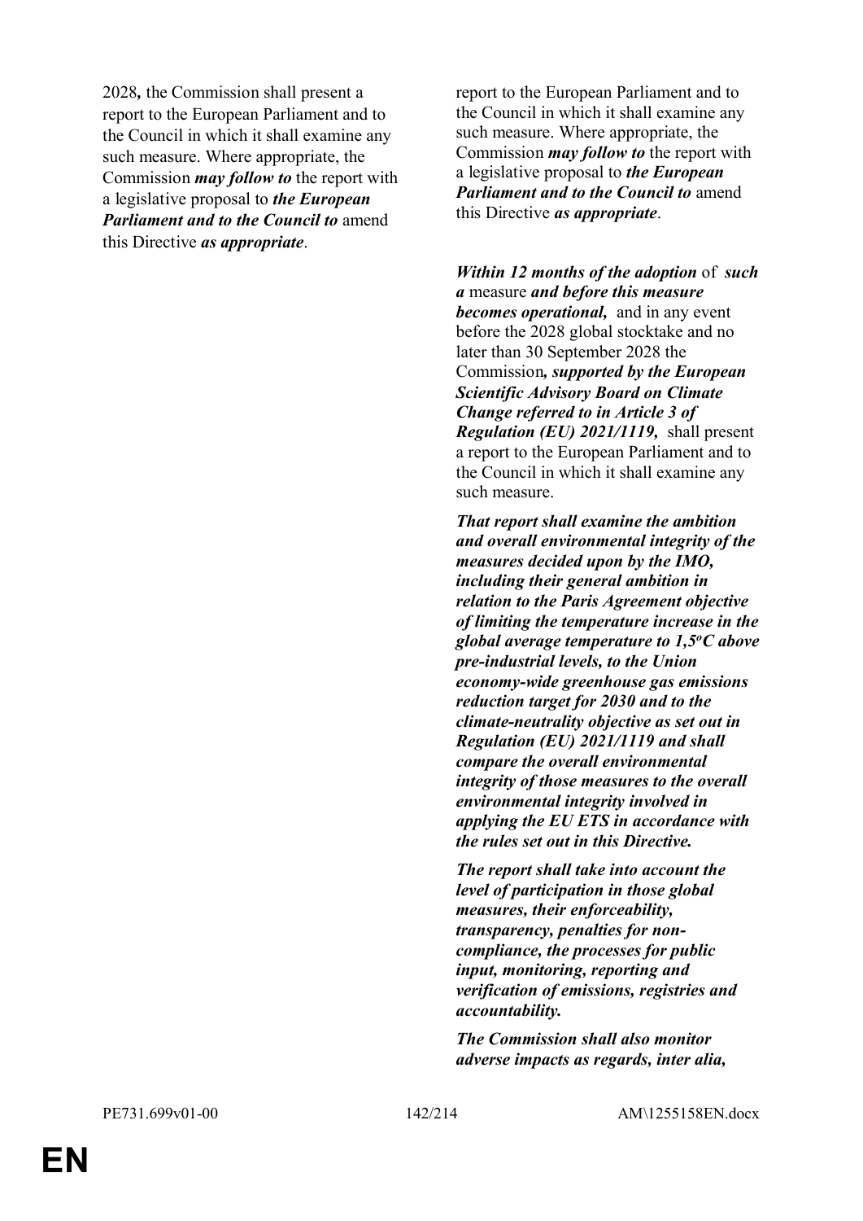| | |
|---|---|
| 2028**,** the Commission shall present a report to the European Parliament and to the Council in which it shall examine any such measure. Where appropriate, the Commission ***may follow to*** the report with a legislative proposal to ***the European Parliament and to the Council to*** amend this Directive ***as appropriate***. | report to the European Parliament and to the Council in which it shall examine any such measure. Where appropriate, the Commission ***may follow to*** the report with a legislative proposal to ***the European Parliament and to the Council to*** amend this Directive ***as appropriate***. |
| | ***Within 12 months of the adoption*** of ***such a*** measure ***and before this measure becomes operational,*** and in any event before the 2028 global stocktake and no later than 30 September 2028 the Commission***, supported by the European Scientific Advisory Board on Climate Change referred to in Article 3 of Regulation (EU) 2021/1119,*** shall present a report to the European Parliament and to the Council in which it shall examine any such measure. |
| | ***That report shall examine the ambition and overall environmental integrity of the measures decided upon by the IMO, including their general ambition in relation to the Paris Agreement objective of limiting the temperature increase in the global average temperature to 1,5°C above pre-industrial levels, to the Union economy-wide greenhouse gas emissions reduction target for 2030 and to the climate-neutrality objective as set out in Regulation (EU) 2021/1119 and shall compare the overall environmental integrity of those measures to the overall environmental integrity involved in applying the EU ETS in accordance with the rules set out in this Directive.*** |
| | ***The report shall take into account the level of participation in those global measures, their enforceability, transparency, penalties for non-compliance, the processes for public input, monitoring, reporting and verification of emissions, registries and accountability.*** |
| | ***The Commission shall also monitor adverse impacts as regards, inter alia,*** |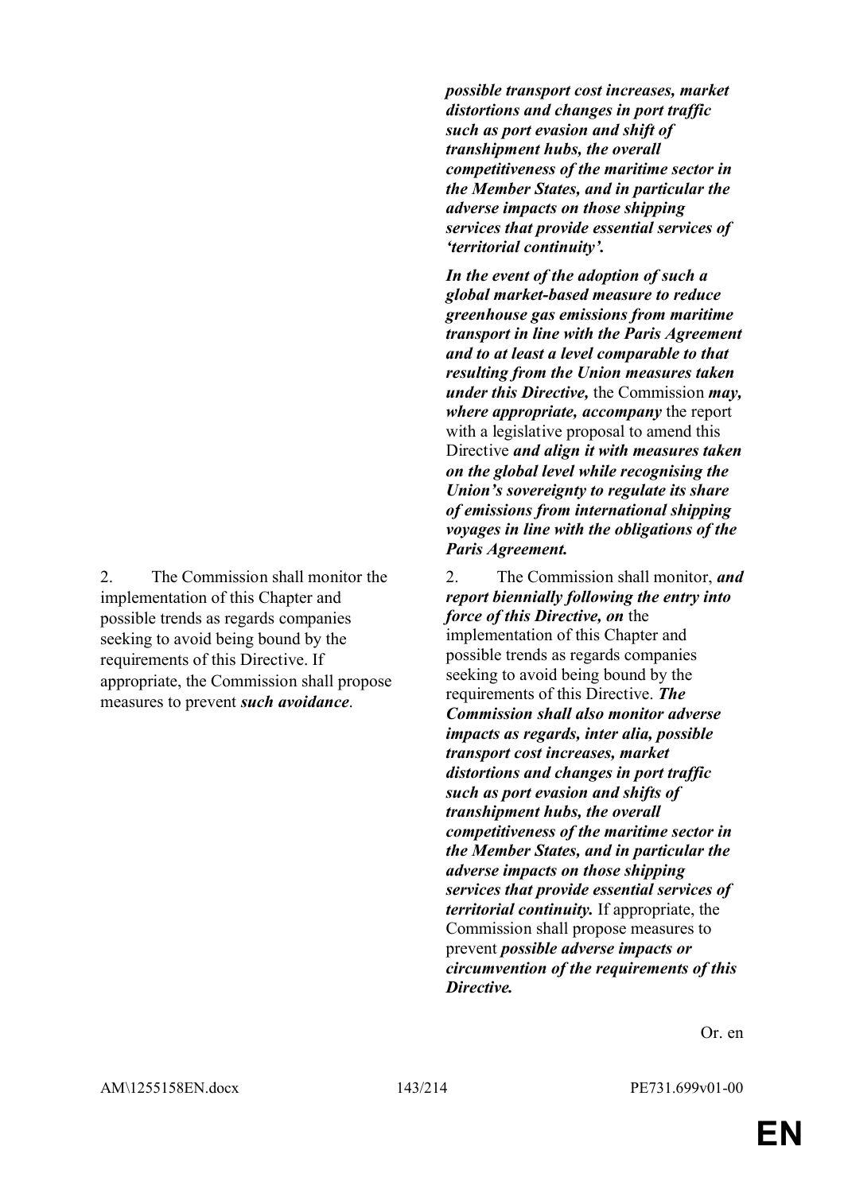| | |
|---|---|
| | ***possible transport cost increases, market distortions and changes in port traffic such as port evasion and shift of transhipment hubs, the overall competitiveness of the maritime sector in the Member States, and in particular the adverse impacts on those shipping services that provide essential services of 'territorial continuity'.*** |
| | ***In the event of the adoption of such a global market-based measure to reduce greenhouse gas emissions from maritime transport in line with the Paris Agreement and to at least a level comparable to that resulting from the Union measures taken under this Directive,*** the Commission ***may, where appropriate, accompany*** the report with a legislative proposal to amend this Directive ***and align it with measures taken on the global level while recognising the Union's sovereignty to regulate its share of emissions from international shipping voyages in line with the obligations of the Paris Agreement.*** |
| 2. The Commission shall monitor the implementation of this Chapter and possible trends as regards companies seeking to avoid being bound by the requirements of this Directive. If appropriate, the Commission shall propose measures to prevent ***such avoidance***. | 2. The Commission shall monitor, ***and report biennially following the entry into force of this Directive, on*** the implementation of this Chapter and possible trends as regards companies seeking to avoid being bound by the requirements of this Directive. ***The Commission shall also monitor adverse impacts as regards, inter alia, possible transport cost increases, market distortions and changes in port traffic such as port evasion and shifts of transhipment hubs, the overall competitiveness of the maritime sector in the Member States, and in particular the adverse impacts on those shipping services that provide essential services of territorial continuity.*** If appropriate, the Commission shall propose measures to prevent ***possible adverse impacts or circumvention of the requirements of this Directive.*** |

Or. en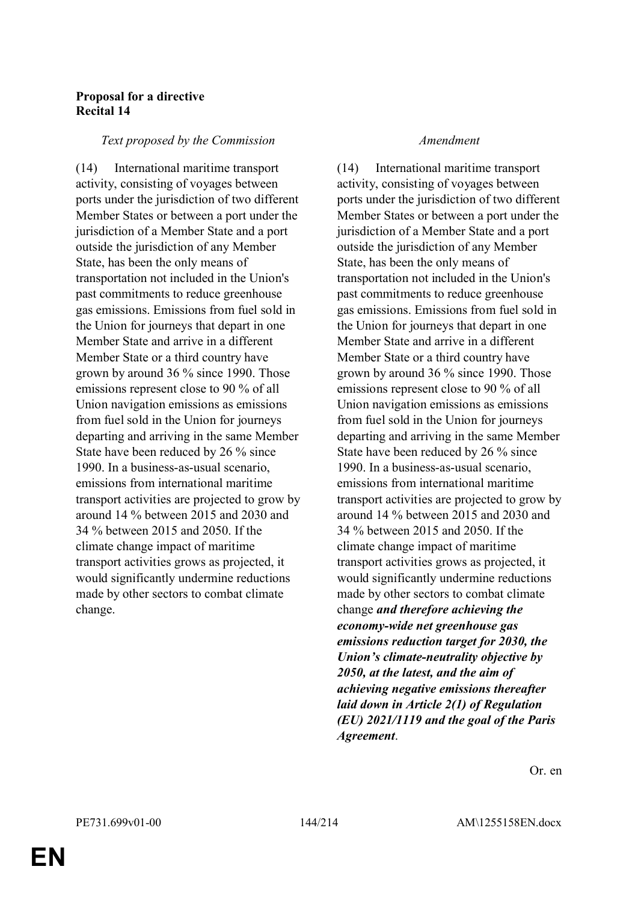**Proposal for a directive**
**Recital 14**

| *Text proposed by the Commission* | *Amendment* |
|---|---|
| (14) International maritime transport activity, consisting of voyages between ports under the jurisdiction of two different Member States or between a port under the jurisdiction of a Member State and a port outside the jurisdiction of any Member State, has been the only means of transportation not included in the Union's past commitments to reduce greenhouse gas emissions. Emissions from fuel sold in the Union for journeys that depart in one Member State and arrive in a different Member State or a third country have grown by around 36 % since 1990. Those emissions represent close to 90 % of all Union navigation emissions as emissions from fuel sold in the Union for journeys departing and arriving in the same Member State have been reduced by 26 % since 1990. In a business-as-usual scenario, emissions from international maritime transport activities are projected to grow by around 14 % between 2015 and 2030 and 34 % between 2015 and 2050. If the climate change impact of maritime transport activities grows as projected, it would significantly undermine reductions made by other sectors to combat climate change. | (14) International maritime transport activity, consisting of voyages between ports under the jurisdiction of two different Member States or between a port under the jurisdiction of a Member State and a port outside the jurisdiction of any Member State, has been the only means of transportation not included in the Union's past commitments to reduce greenhouse gas emissions. Emissions from fuel sold in the Union for journeys that depart in one Member State and arrive in a different Member State or a third country have grown by around 36 % since 1990. Those emissions represent close to 90 % of all Union navigation emissions as emissions from fuel sold in the Union for journeys departing and arriving in the same Member State have been reduced by 26 % since 1990. In a business-as-usual scenario, emissions from international maritime transport activities are projected to grow by around 14 % between 2015 and 2030 and 34 % between 2015 and 2050. If the climate change impact of maritime transport activities grows as projected, it would significantly undermine reductions made by other sectors to combat climate change ***and therefore achieving the economy-wide net greenhouse gas emissions reduction target for 2030, the Union's climate-neutrality objective by 2050, at the latest, and the aim of achieving negative emissions thereafter laid down in Article 2(1) of Regulation (EU) 2021/1119 and the goal of the Paris Agreement***. |

Or. en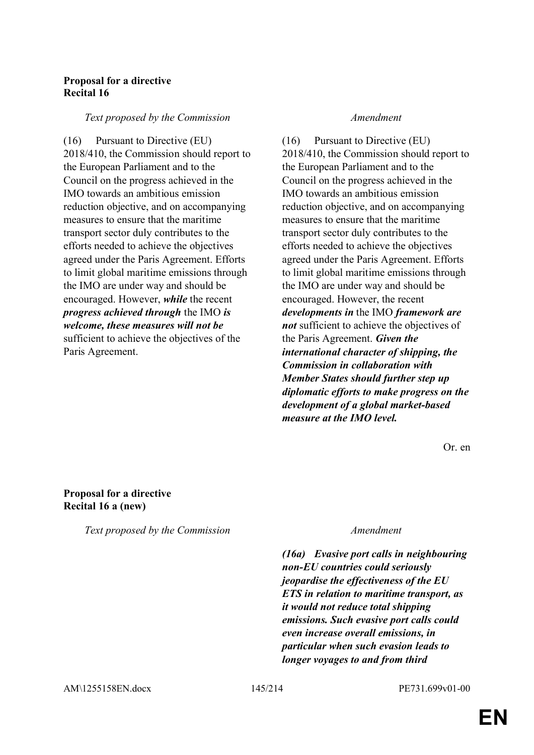**Proposal for a directive**
**Recital 16**

| *Text proposed by the Commission* | *Amendment* |
|---|---|
| (16) Pursuant to Directive (EU) 2018/410, the Commission should report to the European Parliament and to the Council on the progress achieved in the IMO towards an ambitious emission reduction objective, and on accompanying measures to ensure that the maritime transport sector duly contributes to the efforts needed to achieve the objectives agreed under the Paris Agreement. Efforts to limit global maritime emissions through the IMO are under way and should be encouraged. However, ***while*** the recent ***progress achieved through*** the IMO ***is welcome, these measures will not be*** sufficient to achieve the objectives of the Paris Agreement. | (16) Pursuant to Directive (EU) 2018/410, the Commission should report to the European Parliament and to the Council on the progress achieved in the IMO towards an ambitious emission reduction objective, and on accompanying measures to ensure that the maritime transport sector duly contributes to the efforts needed to achieve the objectives agreed under the Paris Agreement. Efforts to limit global maritime emissions through the IMO are under way and should be encouraged. However, the recent ***developments in*** the IMO ***framework are not*** sufficient to achieve the objectives of the Paris Agreement. ***Given the international character of shipping, the Commission in collaboration with Member States should further step up diplomatic efforts to make progress on the development of a global market-based measure at the IMO level.*** |

Or. en

**Proposal for a directive**
**Recital 16 a (new)**

| *Text proposed by the Commission* | *Amendment* |
|---|---|
| | ***(16a) Evasive port calls in neighbouring non-EU countries could seriously jeopardise the effectiveness of the EU ETS in relation to maritime transport, as it would not reduce total shipping emissions. Such evasive port calls could even increase overall emissions, in particular when such evasion leads to longer voyages to and from third*** |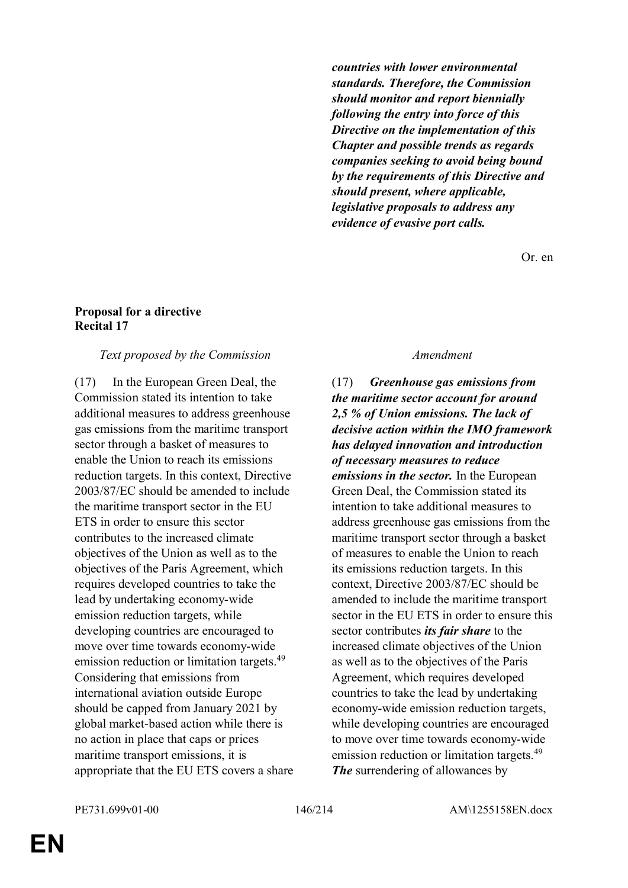| | |
|---|---|
| | ***countries with lower environmental standards. Therefore, the Commission should monitor and report biennially following the entry into force of this Directive on the implementation of this Chapter and possible trends as regards companies seeking to avoid being bound by the requirements of this Directive and should present, where applicable, legislative proposals to address any evidence of evasive port calls.*** |

Or. en

**Proposal for a directive**
**Recital 17**

| *Text proposed by the Commission* | *Amendment* |
|---|---|
| (17) In the European Green Deal, the Commission stated its intention to take additional measures to address greenhouse gas emissions from the maritime transport sector through a basket of measures to enable the Union to reach its emissions reduction targets. In this context, Directive 2003/87/EC should be amended to include the maritime transport sector in the EU ETS in order to ensure this sector contributes to the increased climate objectives of the Union as well as to the objectives of the Paris Agreement, which requires developed countries to take the lead by undertaking economy-wide emission reduction targets, while developing countries are encouraged to move over time towards economy-wide emission reduction or limitation targets.[49] Considering that emissions from international aviation outside Europe should be capped from January 2021 by global market-based action while there is no action in place that caps or prices maritime transport emissions, it is appropriate that the EU ETS covers a share | (17) ***Greenhouse gas emissions from the maritime sector account for around 2,5 % of Union emissions. The lack of decisive action within the IMO framework has delayed innovation and introduction of necessary measures to reduce emissions in the sector.*** In the European Green Deal, the Commission stated its intention to take additional measures to address greenhouse gas emissions from the maritime transport sector through a basket of measures to enable the Union to reach its emissions reduction targets. In this context, Directive 2003/87/EC should be amended to include the maritime transport sector in the EU ETS in order to ensure this sector contributes ***its fair share*** to the increased climate objectives of the Union as well as to the objectives of the Paris Agreement, which requires developed countries to take the lead by undertaking economy-wide emission reduction targets, while developing countries are encouraged to move over time towards economy-wide emission reduction or limitation targets.[49] ***The*** surrendering of allowances by |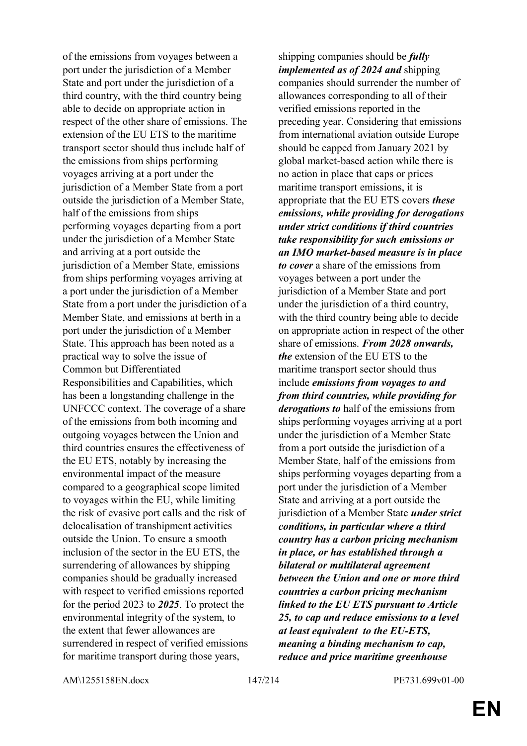of the emissions from voyages between a port under the jurisdiction of a Member State and port under the jurisdiction of a third country, with the third country being able to decide on appropriate action in respect of the other share of emissions. The extension of the EU ETS to the maritime transport sector should thus include half of the emissions from ships performing voyages arriving at a port under the jurisdiction of a Member State from a port outside the jurisdiction of a Member State, half of the emissions from ships performing voyages departing from a port under the jurisdiction of a Member State and arriving at a port outside the jurisdiction of a Member State, emissions from ships performing voyages arriving at a port under the jurisdiction of a Member State from a port under the jurisdiction of a Member State, and emissions at berth in a port under the jurisdiction of a Member State. This approach has been noted as a practical way to solve the issue of Common but Differentiated Responsibilities and Capabilities, which has been a longstanding challenge in the UNFCCC context. The coverage of a share of the emissions from both incoming and outgoing voyages between the Union and third countries ensures the effectiveness of the EU ETS, notably by increasing the environmental impact of the measure compared to a geographical scope limited to voyages within the EU, while limiting the risk of evasive port calls and the risk of delocalisation of transhipment activities outside the Union. To ensure a smooth inclusion of the sector in the EU ETS, the surrendering of allowances by shipping companies should be gradually increased with respect to verified emissions reported for the period 2023 to ***2025***. To protect the environmental integrity of the system, to the extent that fewer allowances are surrendered in respect of verified emissions for maritime transport during those years,

shipping companies should be ***fully implemented as of 2024 and*** shipping companies should surrender the number of allowances corresponding to all of their verified emissions reported in the preceding year. Considering that emissions from international aviation outside Europe should be capped from January 2021 by global market-based action while there is no action in place that caps or prices maritime transport emissions, it is appropriate that the EU ETS covers ***these emissions, while providing for derogations under strict conditions if third countries take responsibility for such emissions or an IMO market-based measure is in place to cover*** a share of the emissions from voyages between a port under the jurisdiction of a Member State and port under the jurisdiction of a third country, with the third country being able to decide on appropriate action in respect of the other share of emissions. ***From 2028 onwards, the*** extension of the EU ETS to the maritime transport sector should thus include ***emissions from voyages to and from third countries, while providing for derogations to*** half of the emissions from ships performing voyages arriving at a port under the jurisdiction of a Member State from a port outside the jurisdiction of a Member State, half of the emissions from ships performing voyages departing from a port under the jurisdiction of a Member State and arriving at a port outside the jurisdiction of a Member State ***under strict conditions, in particular where a third country has a carbon pricing mechanism in place, or has established through a bilateral or multilateral agreement between the Union and one or more third countries a carbon pricing mechanism linked to the EU ETS pursuant to Article 25, to cap and reduce emissions to a level at least equivalent to the EU-ETS, meaning a binding mechanism to cap, reduce and price maritime greenhouse***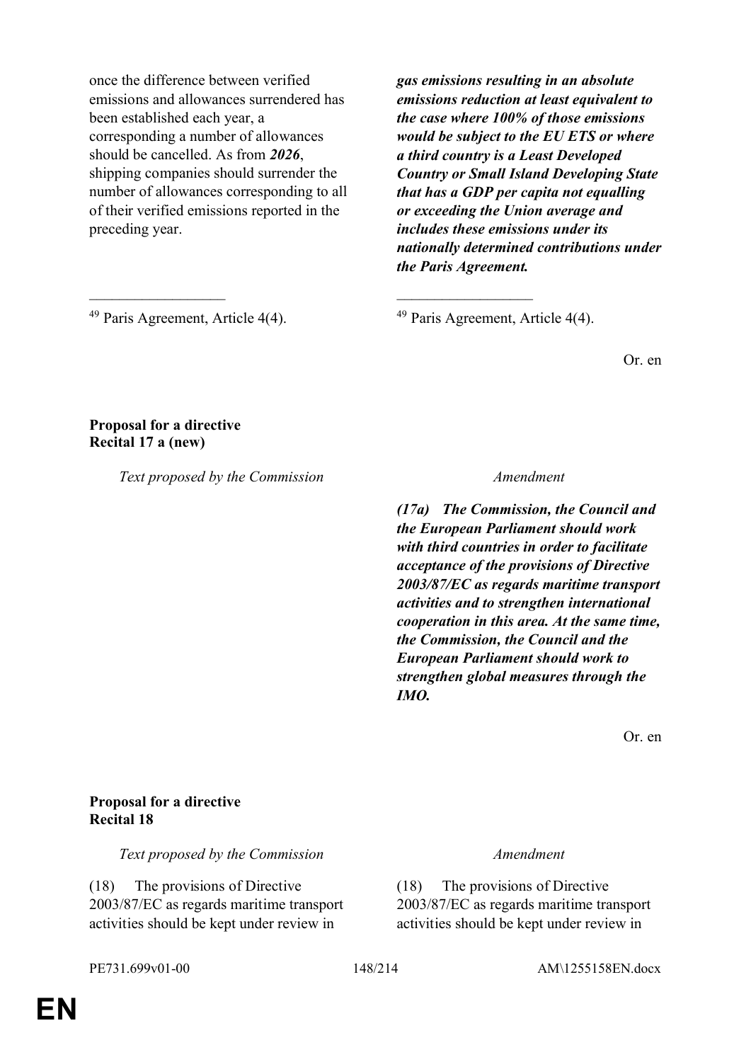| | |
|---|---|
| once the difference between verified emissions and allowances surrendered has been established each year, a corresponding a number of allowances should be cancelled. As from ***2026***, shipping companies should surrender the number of allowances corresponding to all of their verified emissions reported in the preceding year. | ***gas emissions resulting in an absolute emissions reduction at least equivalent to the case where 100% of those emissions would be subject to the EU ETS or where a third country is a Least Developed Country or Small Island Developing State that has a GDP per capita not equalling or exceeding the Union average and includes these emissions under its nationally determined contributions under the Paris Agreement.*** |
| __________________ | __________________ |
| [49] Paris Agreement, Article 4(4). | [49] Paris Agreement, Article 4(4). |

Or. en

**Proposal for a directive**
**Recital 17 a (new)**

| *Text proposed by the Commission* | *Amendment* |
|---|---|
| | ***(17a) The Commission, the Council and the European Parliament should work with third countries in order to facilitate acceptance of the provisions of Directive 2003/87/EC as regards maritime transport activities and to strengthen international cooperation in this area. At the same time, the Commission, the Council and the European Parliament should work to strengthen global measures through the IMO.*** |

Or. en

**Proposal for a directive**
**Recital 18**

| *Text proposed by the Commission* | *Amendment* |
|---|---|
| (18) The provisions of Directive 2003/87/EC as regards maritime transport activities should be kept under review in | (18) The provisions of Directive 2003/87/EC as regards maritime transport activities should be kept under review in |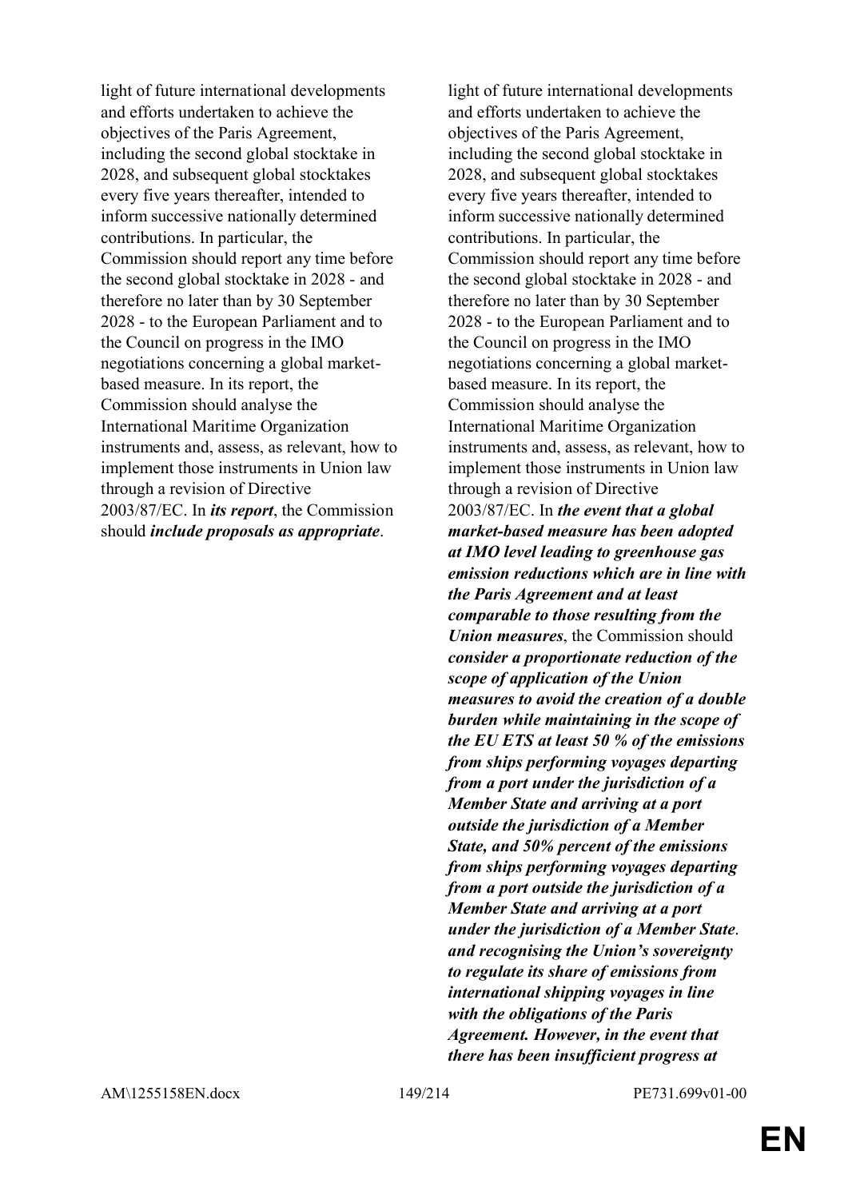| | |
|---|---|
| light of future international developments and efforts undertaken to achieve the objectives of the Paris Agreement, including the second global stocktake in 2028, and subsequent global stocktakes every five years thereafter, intended to inform successive nationally determined contributions. In particular, the Commission should report any time before the second global stocktake in 2028 - and therefore no later than by 30 September 2028 - to the European Parliament and to the Council on progress in the IMO negotiations concerning a global market-based measure. In its report, the Commission should analyse the International Maritime Organization instruments and, assess, as relevant, how to implement those instruments in Union law through a revision of Directive 2003/87/EC. In ***its report***, the Commission should ***include proposals as appropriate***. | light of future international developments and efforts undertaken to achieve the objectives of the Paris Agreement, including the second global stocktake in 2028, and subsequent global stocktakes every five years thereafter, intended to inform successive nationally determined contributions. In particular, the Commission should report any time before the second global stocktake in 2028 - and therefore no later than by 30 September 2028 - to the European Parliament and to the Council on progress in the IMO negotiations concerning a global market-based measure. In its report, the Commission should analyse the International Maritime Organization instruments and, assess, as relevant, how to implement those instruments in Union law through a revision of Directive 2003/87/EC. In ***the event that a global market-based measure has been adopted at IMO level leading to greenhouse gas emission reductions which are in line with the Paris Agreement and at least comparable to those resulting from the Union measures***, the Commission should ***consider a proportionate reduction of the scope of application of the Union measures to avoid the creation of a double burden while maintaining in the scope of the EU ETS at least 50 % of the emissions from ships performing voyages departing from a port under the jurisdiction of a Member State and arriving at a port outside the jurisdiction of a Member State, and 50% percent of the emissions from ships performing voyages departing from a port outside the jurisdiction of a Member State and arriving at a port under the jurisdiction of a Member State. and recognising the Union's sovereignty to regulate its share of emissions from international shipping voyages in line with the obligations of the Paris Agreement. However, in the event that there has been insufficient progress at*** |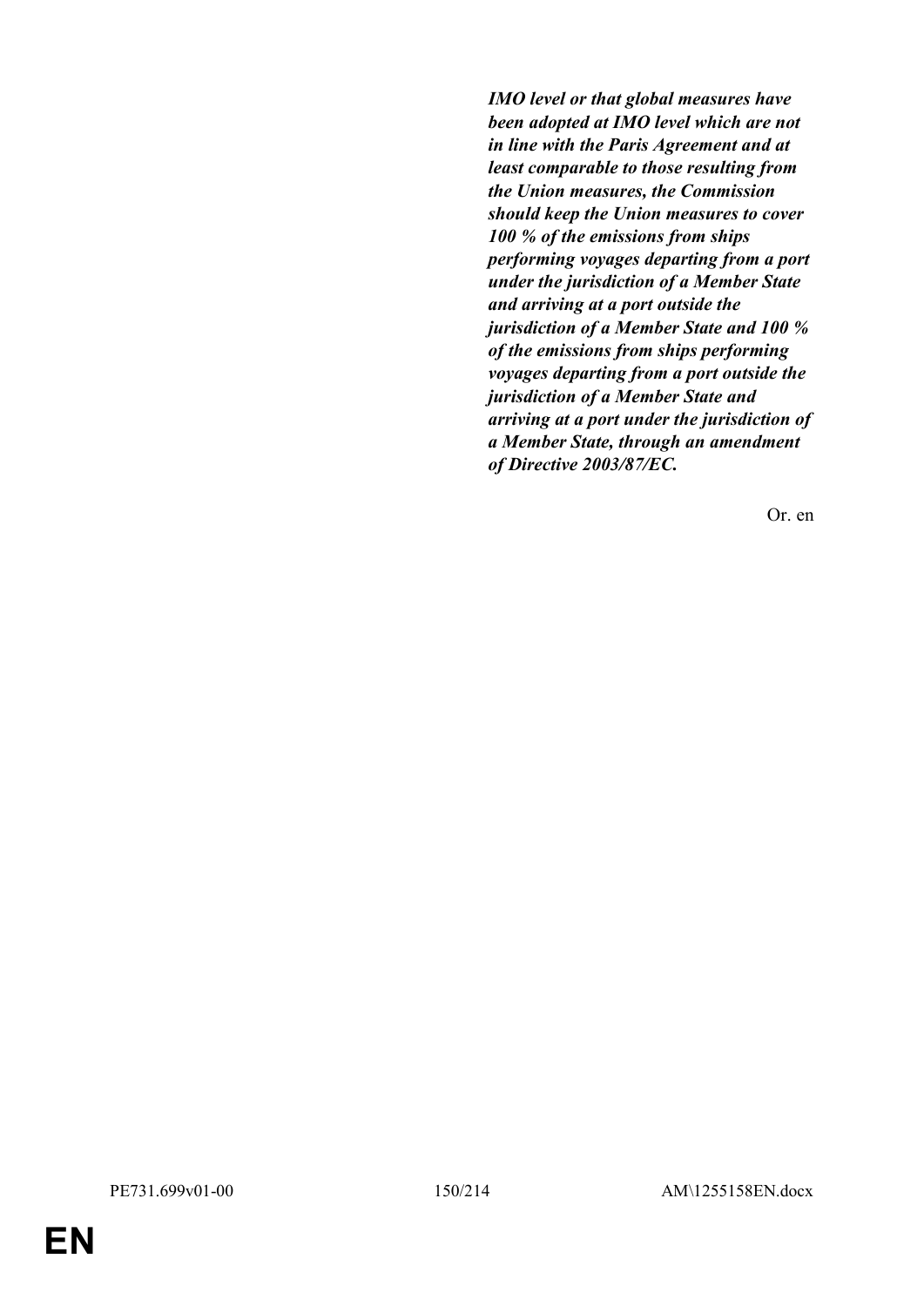***IMO level or that global measures have been adopted at IMO level which are not in line with the Paris Agreement and at least comparable to those resulting from the Union measures, the Commission should keep the Union measures to cover 100 % of the emissions from ships performing voyages departing from a port under the jurisdiction of a Member State and arriving at a port outside the jurisdiction of a Member State and 100 % of the emissions from ships performing voyages departing from a port outside the jurisdiction of a Member State and arriving at a port under the jurisdiction of a Member State, through an amendment of Directive 2003/87/EC.***

Or. en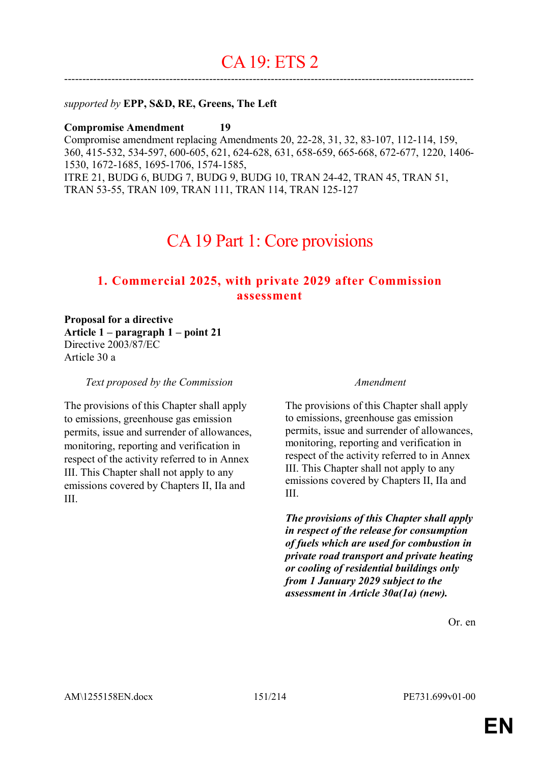# CA 19: ETS 2

---

*supported by* **EPP, S&D, RE, Greens, The Left**

**Compromise Amendment 19**

Compromise amendment replacing Amendments 20, 22-28, 31, 32, 83-107, 112-114, 159, 360, 415-532, 534-597, 600-605, 621, 624-628, 631, 658-659, 665-668, 672-677, 1220, 1406-1530, 1672-1685, 1695-1706, 1574-1585,
ITRE 21, BUDG 6, BUDG 7, BUDG 9, BUDG 10, TRAN 24-42, TRAN 45, TRAN 51, TRAN 53-55, TRAN 109, TRAN 111, TRAN 114, TRAN 125-127

## CA 19 Part 1: Core provisions

### 1. Commercial 2025, with private 2029 after Commission assessment

**Proposal for a directive**
**Article 1 – paragraph 1 – point 21**
Directive 2003/87/EC
Article 30 a

| *Text proposed by the Commission* | *Amendment* |
|---|---|
| The provisions of this Chapter shall apply to emissions, greenhouse gas emission permits, issue and surrender of allowances, monitoring, reporting and verification in respect of the activity referred to in Annex III. This Chapter shall not apply to any emissions covered by Chapters II, IIa and III. | The provisions of this Chapter shall apply to emissions, greenhouse gas emission permits, issue and surrender of allowances, monitoring, reporting and verification in respect of the activity referred to in Annex III. This Chapter shall not apply to any emissions covered by Chapters II, IIa and III. |
| | ***The provisions of this Chapter shall apply in respect of the release for consumption of fuels which are used for combustion in private road transport and private heating or cooling of residential buildings only from 1 January 2029 subject to the assessment in Article 30a(1a) (new).*** |

Or. en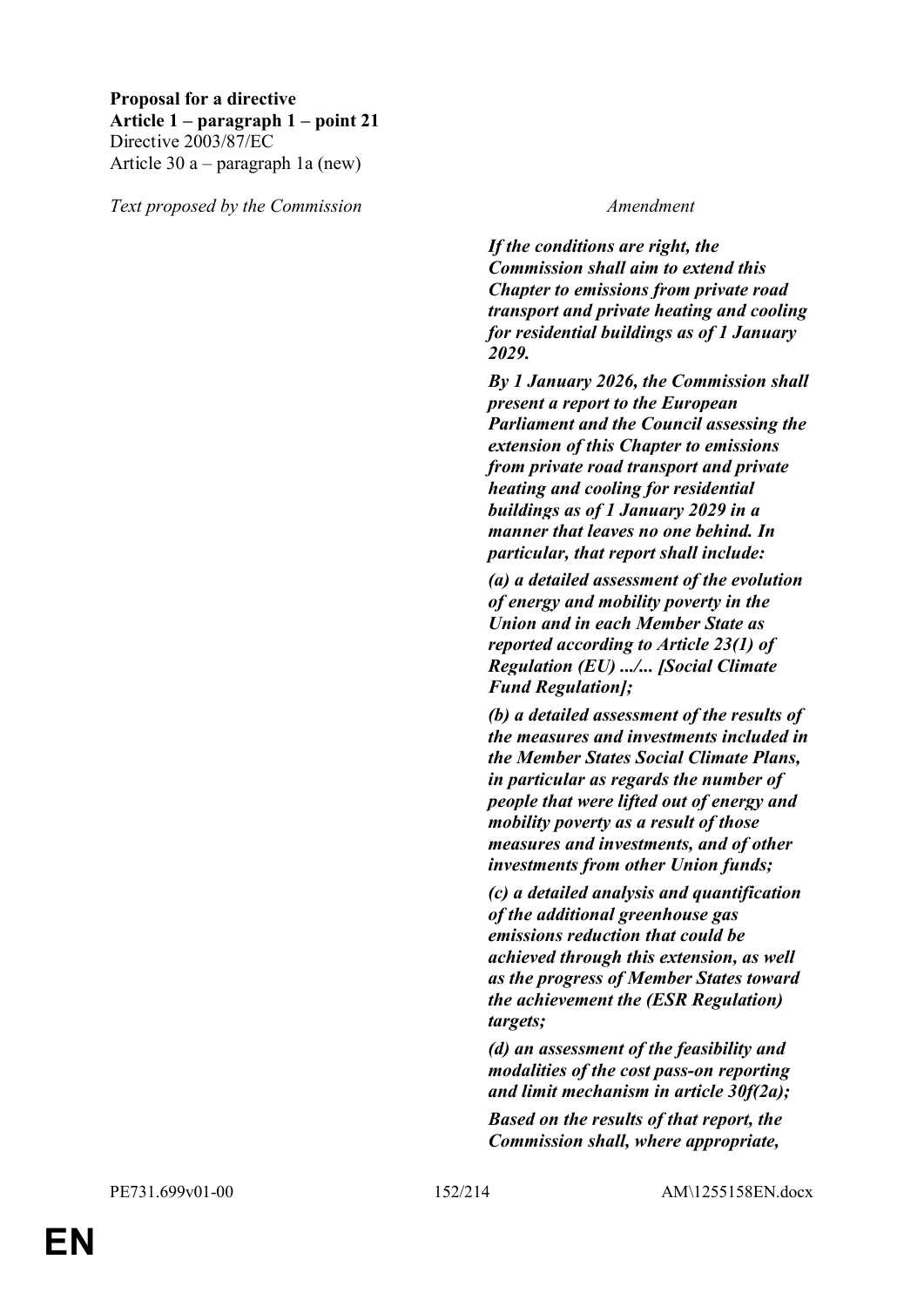**Proposal for a directive**
**Article 1 – paragraph 1 – point 21**
Directive 2003/87/EC
Article 30 a – paragraph 1a (new)

| *Text proposed by the Commission* | *Amendment* |
|---|---|
| | ***If the conditions are right, the Commission shall aim to extend this Chapter to emissions from private road transport and private heating and cooling for residential buildings as of 1 January 2029.*** |
| | ***By 1 January 2026, the Commission shall present a report to the European Parliament and the Council assessing the extension of this Chapter to emissions from private road transport and private heating and cooling for residential buildings as of 1 January 2029 in a manner that leaves no one behind. In particular, that report shall include:*** |
| | ***(a) a detailed assessment of the evolution of energy and mobility poverty in the Union and in each Member State as reported according to Article 23(1) of Regulation (EU) .../... [Social Climate Fund Regulation];*** |
| | ***(b) a detailed assessment of the results of the measures and investments included in the Member States Social Climate Plans, in particular as regards the number of people that were lifted out of energy and mobility poverty as a result of those measures and investments, and of other investments from other Union funds;*** |
| | ***(c) a detailed analysis and quantification of the additional greenhouse gas emissions reduction that could be achieved through this extension, as well as the progress of Member States toward the achievement the (ESR Regulation) targets;*** |
| | ***(d) an assessment of the feasibility and modalities of the cost pass-on reporting and limit mechanism in article 30f(2a);*** |
| | ***Based on the results of that report, the Commission shall, where appropriate,*** |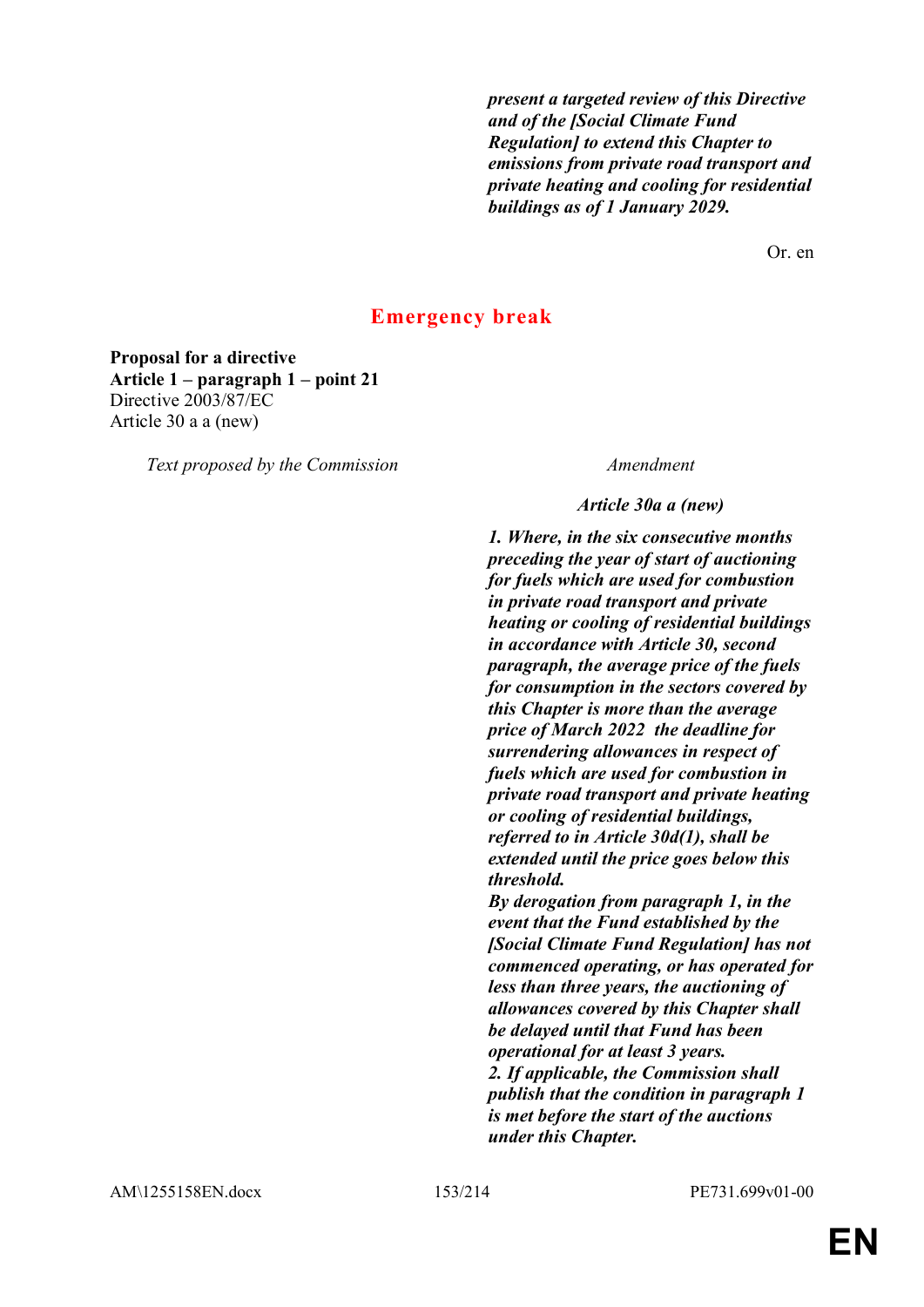*present a targeted review of this Directive and of the [Social Climate Fund Regulation] to extend this Chapter to emissions from private road transport and private heating and cooling for residential buildings as of 1 January 2029.*

Or. en

## Emergency break

**Proposal for a directive**
**Article 1 – paragraph 1 – point 21**
Directive 2003/87/EC
Article 30 a a (new)

| *Text proposed by the Commission* | *Amendment* |
|---|---|
| | ***Article 30a a (new)*** |
| | ***1. Where, in the six consecutive months preceding the year of start of auctioning for fuels which are used for combustion in private road transport and private heating or cooling of residential buildings in accordance with Article 30, second paragraph, the average price of the fuels for consumption in the sectors covered by this Chapter is more than the average price of March 2022 the deadline for surrendering allowances in respect of fuels which are used for combustion in private road transport and private heating or cooling of residential buildings, referred to in Article 30d(1), shall be extended until the price goes below this threshold.*** |
| | ***By derogation from paragraph 1, in the event that the Fund established by the [Social Climate Fund Regulation] has not commenced operating, or has operated for less than three years, the auctioning of allowances covered by this Chapter shall be delayed until that Fund has been operational for at least 3 years.*** |
| | ***2. If applicable, the Commission shall publish that the condition in paragraph 1 is met before the start of the auctions under this Chapter.*** |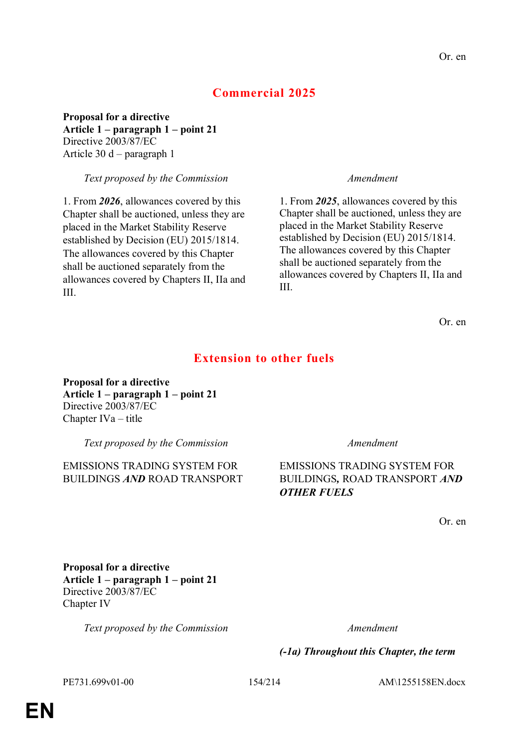Or. en

## Commercial 2025

**Proposal for a directive**
**Article 1 – paragraph 1 – point 21**
Directive 2003/87/EC
Article 30 d – paragraph 1

| *Text proposed by the Commission* | *Amendment* |
|---|---|
| 1. From ***2026***, allowances covered by this Chapter shall be auctioned, unless they are placed in the Market Stability Reserve established by Decision (EU) 2015/1814. The allowances covered by this Chapter shall be auctioned separately from the allowances covered by Chapters II, IIa and III. | 1. From ***2025***, allowances covered by this Chapter shall be auctioned, unless they are placed in the Market Stability Reserve established by Decision (EU) 2015/1814. The allowances covered by this Chapter shall be auctioned separately from the allowances covered by Chapters II, IIa and III. |

Or. en

## Extension to other fuels

**Proposal for a directive**
**Article 1 – paragraph 1 – point 21**
Directive 2003/87/EC
Chapter IVa – title

| *Text proposed by the Commission* | *Amendment* |
|---|---|
| EMISSIONS TRADING SYSTEM FOR BUILDINGS ***AND*** ROAD TRANSPORT | EMISSIONS TRADING SYSTEM FOR BUILDINGS***,*** ROAD TRANSPORT ***AND OTHER FUELS*** |

Or. en

**Proposal for a directive**
**Article 1 – paragraph 1 – point 21**
Directive 2003/87/EC
Chapter IV

| *Text proposed by the Commission* | *Amendment* |
|---|---|
| | ***(-1a) Throughout this Chapter, the term*** |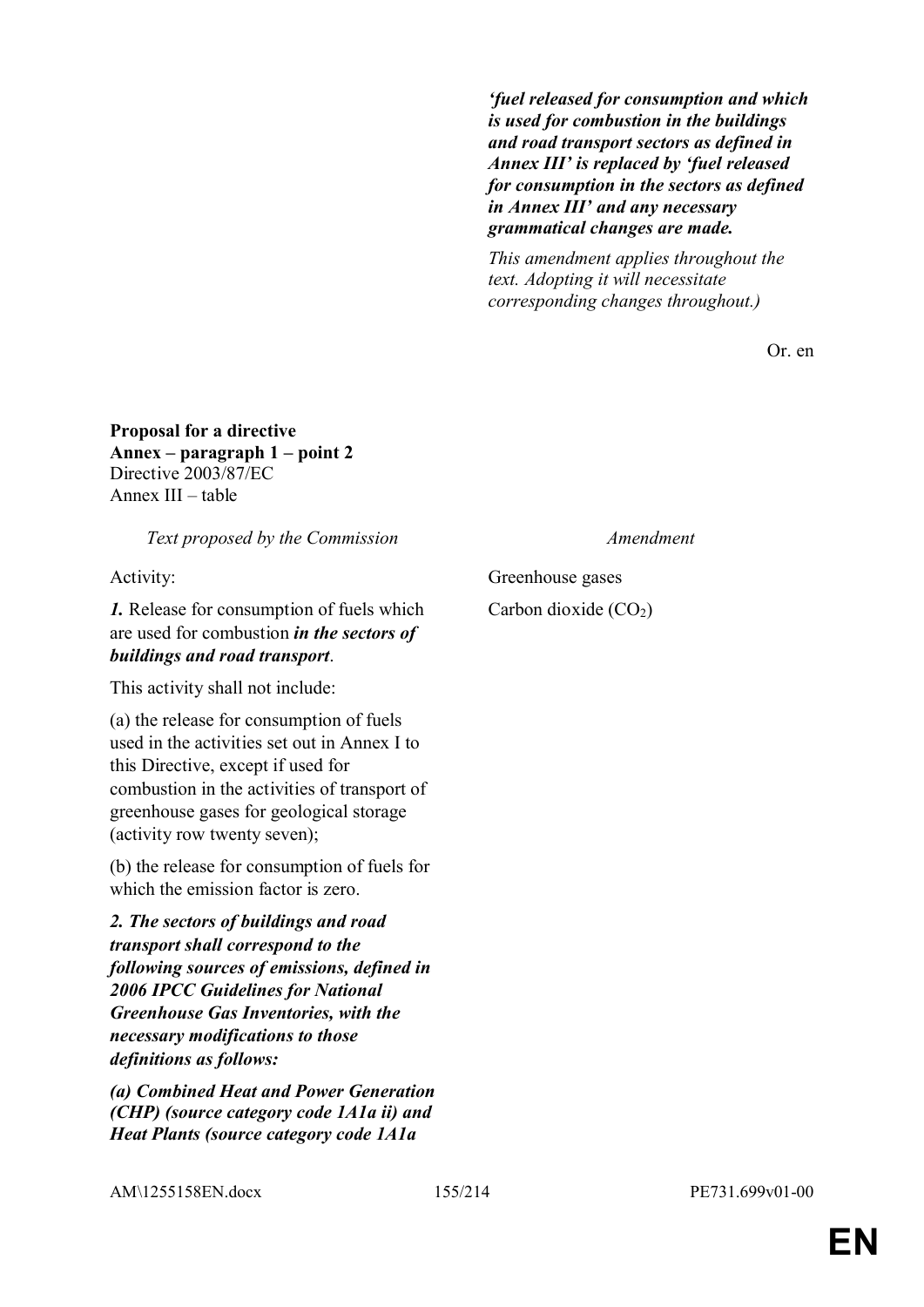***'fuel released for consumption and which is used for combustion in the buildings and road transport sectors as defined in Annex III' is replaced by 'fuel released for consumption in the sectors as defined in Annex III' and any necessary grammatical changes are made.***

*This amendment applies throughout the text. Adopting it will necessitate corresponding changes throughout.)*

Or. en

**Proposal for a directive**
**Annex – paragraph 1 – point 2**
Directive 2003/87/EC
Annex III – table

| *Text proposed by the Commission* | *Amendment* |
| --- | --- |
| Activity: | Greenhouse gases |
| ***1.*** Release for consumption of fuels which are used for combustion ***in the sectors of buildings and road transport***. | Carbon dioxide ($CO_2$) |
| This activity shall not include: | |
| (a) the release for consumption of fuels used in the activities set out in Annex I to this Directive, except if used for combustion in the activities of transport of greenhouse gases for geological storage (activity row twenty seven); | |
| (b) the release for consumption of fuels for which the emission factor is zero. | |
| ***2. The sectors of buildings and road transport shall correspond to the following sources of emissions, defined in 2006 IPCC Guidelines for National Greenhouse Gas Inventories, with the necessary modifications to those definitions as follows:*** | |
| ***(a) Combined Heat and Power Generation (CHP) (source category code 1A1a ii) and Heat Plants (source category code 1A1a*** | |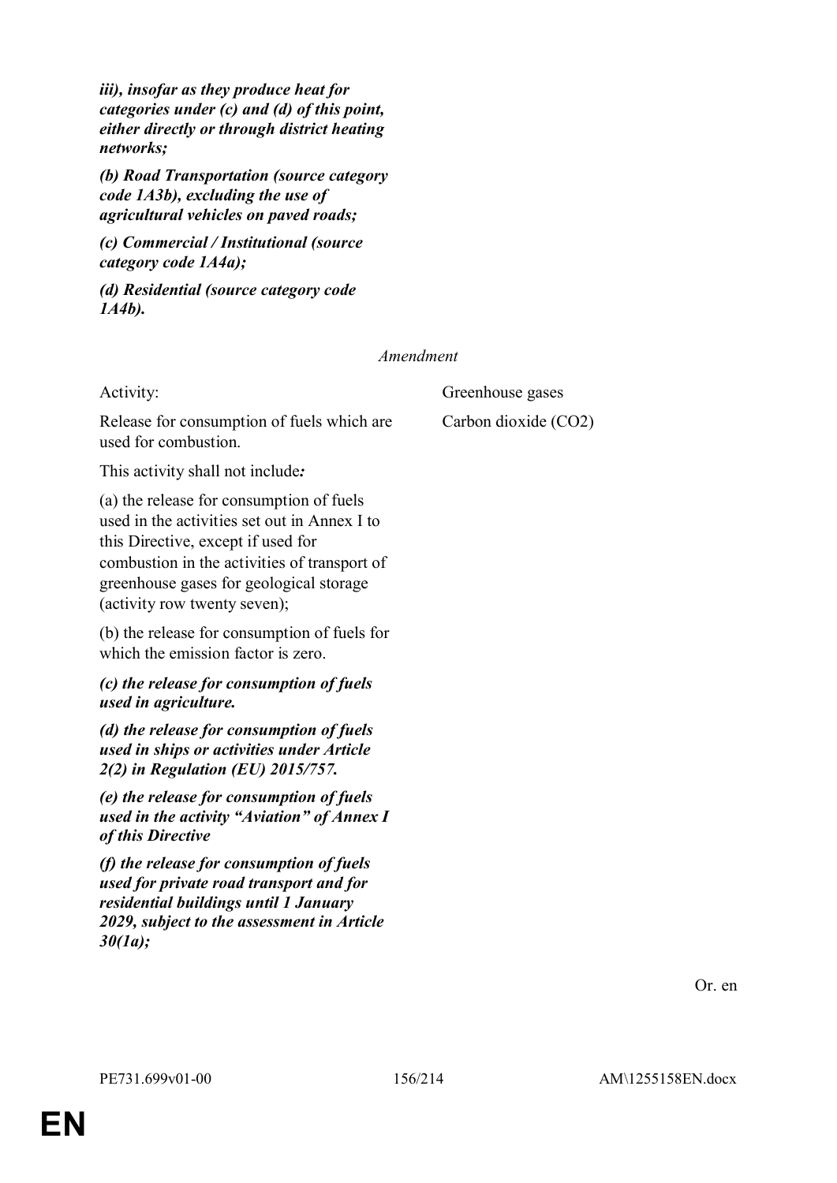***iii), insofar as they produce heat for categories under (c) and (d) of this point, either directly or through district heating networks;***

***(b) Road Transportation (source category code 1A3b), excluding the use of agricultural vehicles on paved roads;***

***(c) Commercial / Institutional (source category code 1A4a);***

***(d) Residential (source category code 1A4b).***

*Amendment*

| Activity: | Greenhouse gases |
|---|---|
| Release for consumption of fuels which are used for combustion. | Carbon dioxide ($CO_2$) |

This activity shall not include***:***

(a) the release for consumption of fuels used in the activities set out in Annex I to this Directive, except if used for combustion in the activities of transport of greenhouse gases for geological storage (activity row twenty seven);

(b) the release for consumption of fuels for which the emission factor is zero.

***(c) the release for consumption of fuels used in agriculture.***

***(d) the release for consumption of fuels used in ships or activities under Article 2(2) in Regulation (EU) 2015/757.***

***(e) the release for consumption of fuels used in the activity "Aviation" of Annex I of this Directive***

***(f) the release for consumption of fuels used for private road transport and for residential buildings until 1 January 2029, subject to the assessment in Article 30(1a);***

Or. en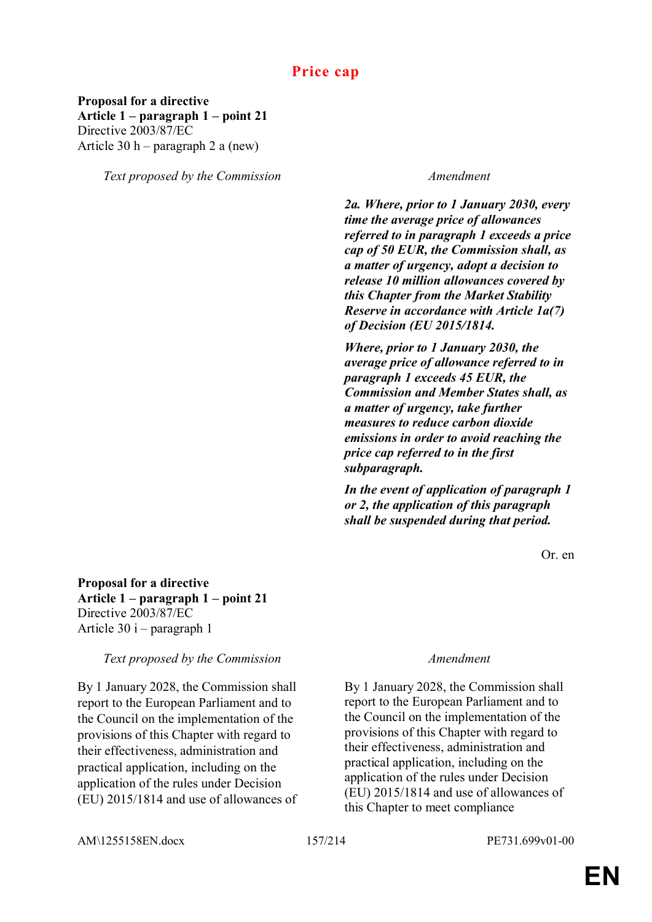## Price cap

**Proposal for a directive**
**Article 1 – paragraph 1 – point 21**
Directive 2003/87/EC
Article 30 h – paragraph 2 a (new)

| *Text proposed by the Commission* | *Amendment* |
| --- | --- |
| | ***2a. Where, prior to 1 January 2030, every time the average price of allowances referred to in paragraph 1 exceeds a price cap of 50 EUR, the Commission shall, as a matter of urgency, adopt a decision to release 10 million allowances covered by this Chapter from the Market Stability Reserve in accordance with Article 1a(7) of Decision (EU 2015/1814.*** |
| | ***Where, prior to 1 January 2030, the average price of allowance referred to in paragraph 1 exceeds 45 EUR, the Commission and Member States shall, as a matter of urgency, take further measures to reduce carbon dioxide emissions in order to avoid reaching the price cap referred to in the first subparagraph.*** |
| | ***In the event of application of paragraph 1 or 2, the application of this paragraph shall be suspended during that period.*** |

Or. en

**Proposal for a directive**
**Article 1 – paragraph 1 – point 21**
Directive 2003/87/EC
Article 30 i – paragraph 1

| *Text proposed by the Commission* | *Amendment* |
| --- | --- |
| By 1 January 2028, the Commission shall report to the European Parliament and to the Council on the implementation of the provisions of this Chapter with regard to their effectiveness, administration and practical application, including on the application of the rules under Decision (EU) 2015/1814 and use of allowances of | By 1 January 2028, the Commission shall report to the European Parliament and to the Council on the implementation of the provisions of this Chapter with regard to their effectiveness, administration and practical application, including on the application of the rules under Decision (EU) 2015/1814 and use of allowances of this Chapter to meet compliance |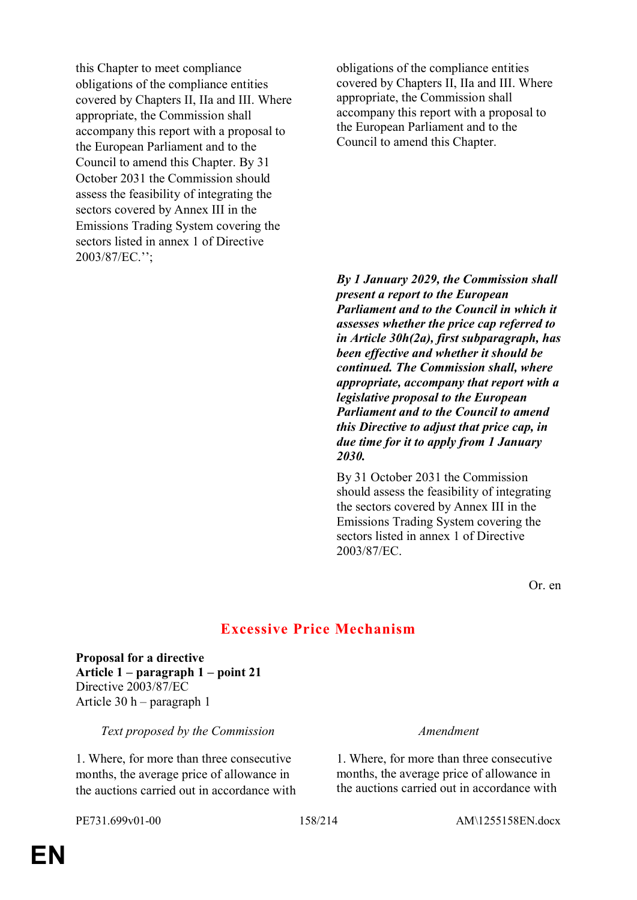| | |
|---|---|
| this Chapter to meet compliance obligations of the compliance entities covered by Chapters II, IIa and III. Where appropriate, the Commission shall accompany this report with a proposal to the European Parliament and to the Council to amend this Chapter. By 31 October 2031 the Commission should assess the feasibility of integrating the sectors covered by Annex III in the Emissions Trading System covering the sectors listed in annex 1 of Directive 2003/87/EC.''; | obligations of the compliance entities covered by Chapters II, IIa and III. Where appropriate, the Commission shall accompany this report with a proposal to the European Parliament and to the Council to amend this Chapter. |
| | ***By 1 January 2029, the Commission shall present a report to the European Parliament and to the Council in which it assesses whether the price cap referred to in Article 30h(2a), first subparagraph, has been effective and whether it should be continued. The Commission shall, where appropriate, accompany that report with a legislative proposal to the European Parliament and to the Council to amend this Directive to adjust that price cap, in due time for it to apply from 1 January 2030.*** |
| | By 31 October 2031 the Commission should assess the feasibility of integrating the sectors covered by Annex III in the Emissions Trading System covering the sectors listed in annex 1 of Directive 2003/87/EC. |

Or. en

## Excessive Price Mechanism

**Proposal for a directive**
**Article 1 – paragraph 1 – point 21**
Directive 2003/87/EC
Article 30 h – paragraph 1

| *Text proposed by the Commission* | *Amendment* |
|---|---|
| 1. Where, for more than three consecutive months, the average price of allowance in the auctions carried out in accordance with | 1. Where, for more than three consecutive months, the average price of allowance in the auctions carried out in accordance with |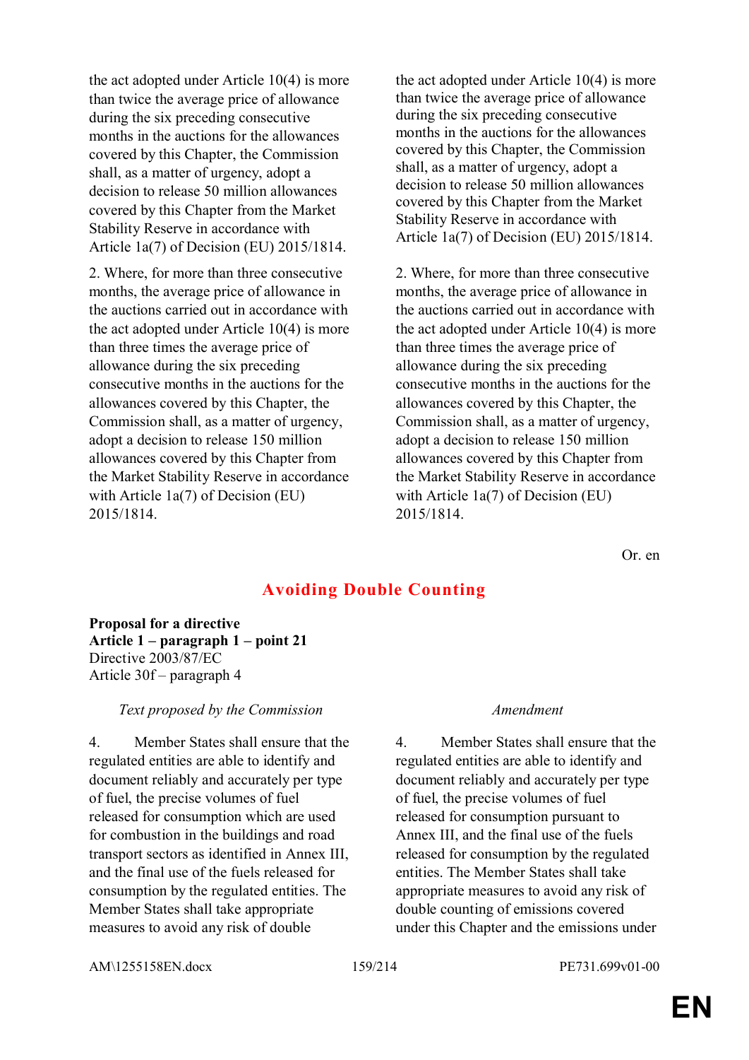| | |
|---|---|
| the act adopted under Article 10(4) is more than twice the average price of allowance during the six preceding consecutive months in the auctions for the allowances covered by this Chapter, the Commission shall, as a matter of urgency, adopt a decision to release 50 million allowances covered by this Chapter from the Market Stability Reserve in accordance with Article 1a(7) of Decision (EU) 2015/1814. | the act adopted under Article 10(4) is more than twice the average price of allowance during the six preceding consecutive months in the auctions for the allowances covered by this Chapter, the Commission shall, as a matter of urgency, adopt a decision to release 50 million allowances covered by this Chapter from the Market Stability Reserve in accordance with Article 1a(7) of Decision (EU) 2015/1814. |
| 2. Where, for more than three consecutive months, the average price of allowance in the auctions carried out in accordance with the act adopted under Article 10(4) is more than three times the average price of allowance during the six preceding consecutive months in the auctions for the allowances covered by this Chapter, the Commission shall, as a matter of urgency, adopt a decision to release 150 million allowances covered by this Chapter from the Market Stability Reserve in accordance with Article 1a(7) of Decision (EU) 2015/1814. | 2. Where, for more than three consecutive months, the average price of allowance in the auctions carried out in accordance with the act adopted under Article 10(4) is more than three times the average price of allowance during the six preceding consecutive months in the auctions for the allowances covered by this Chapter, the Commission shall, as a matter of urgency, adopt a decision to release 150 million allowances covered by this Chapter from the Market Stability Reserve in accordance with Article 1a(7) of Decision (EU) 2015/1814. |

Or. en

## Avoiding Double Counting

**Proposal for a directive**
**Article 1 – paragraph 1 – point 21**
Directive 2003/87/EC
Article 30f – paragraph 4

| *Text proposed by the Commission* | *Amendment* |
|---|---|
| 4. Member States shall ensure that the regulated entities are able to identify and document reliably and accurately per type of fuel, the precise volumes of fuel released for consumption which are used for combustion in the buildings and road transport sectors as identified in Annex III, and the final use of the fuels released for consumption by the regulated entities. The Member States shall take appropriate measures to avoid any risk of double | 4. Member States shall ensure that the regulated entities are able to identify and document reliably and accurately per type of fuel, the precise volumes of fuel released for consumption pursuant to Annex III, and the final use of the fuels released for consumption by the regulated entities. The Member States shall take appropriate measures to avoid any risk of double counting of emissions covered under this Chapter and the emissions under |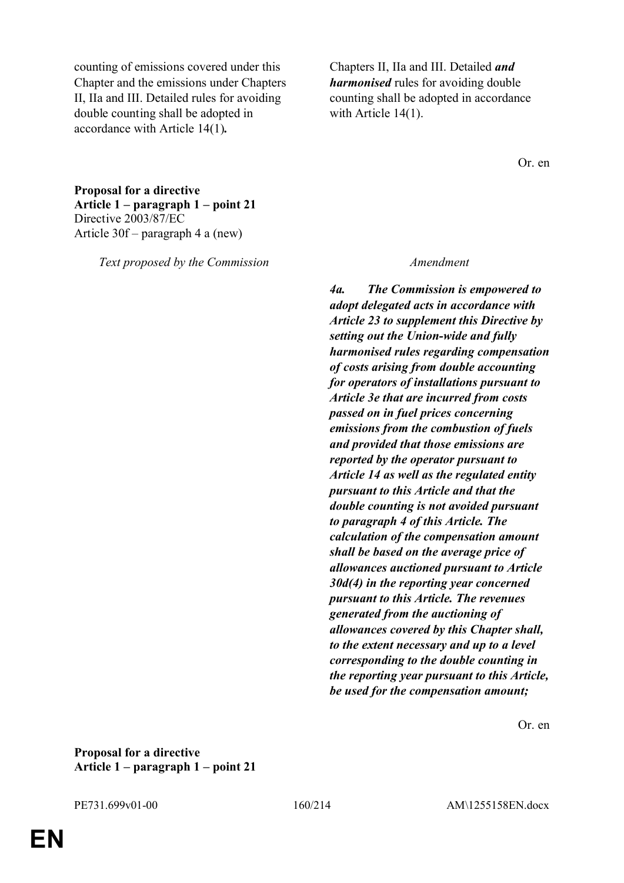| | |
|---|---|
| counting of emissions covered under this Chapter and the emissions under Chapters II, IIa and III. Detailed rules for avoiding double counting shall be adopted in accordance with Article 14(1)**.** | Chapters II, IIa and III. Detailed ***and harmonised*** rules for avoiding double counting shall be adopted in accordance with Article 14(1). |

Or. en

**Proposal for a directive**
**Article 1 – paragraph 1 – point 21**
Directive 2003/87/EC
Article 30f – paragraph 4 a (new)

| *Text proposed by the Commission* | *Amendment* |
|---|---|
| | ***4a. The Commission is empowered to adopt delegated acts in accordance with Article 23 to supplement this Directive by setting out the Union-wide and fully harmonised rules regarding compensation of costs arising from double accounting for operators of installations pursuant to Article 3e that are incurred from costs passed on in fuel prices concerning emissions from the combustion of fuels and provided that those emissions are reported by the operator pursuant to Article 14 as well as the regulated entity pursuant to this Article and that the double counting is not avoided pursuant to paragraph 4 of this Article. The calculation of the compensation amount shall be based on the average price of allowances auctioned pursuant to Article 30d(4) in the reporting year concerned pursuant to this Article. The revenues generated from the auctioning of allowances covered by this Chapter shall, to the extent necessary and up to a level corresponding to the double counting in the reporting year pursuant to this Article, be used for the compensation amount;*** |

Or. en

**Proposal for a directive**
**Article 1 – paragraph 1 – point 21**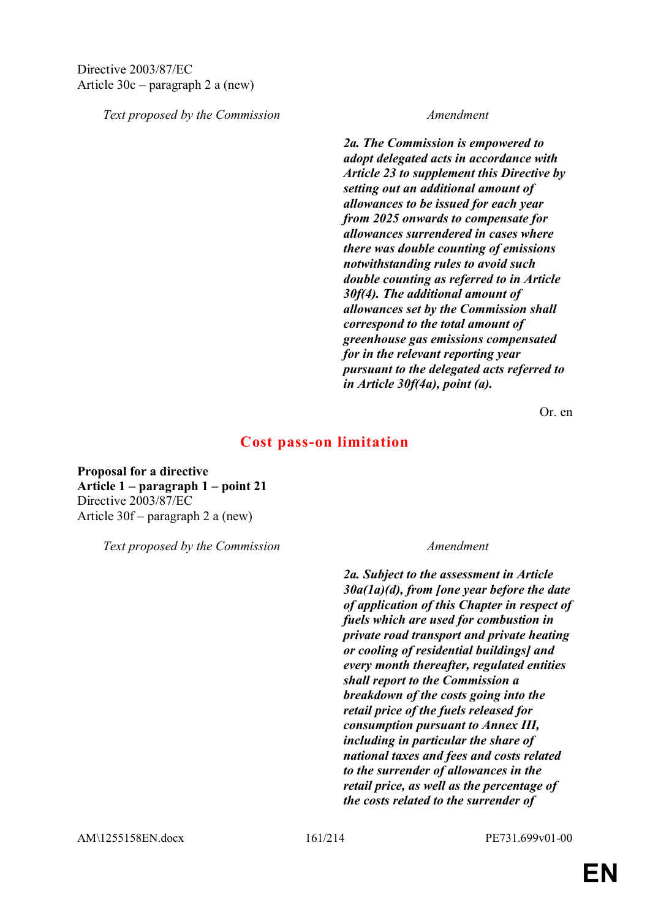Directive 2003/87/EC
Article 30c – paragraph 2 a (new)

| *Text proposed by the Commission* | *Amendment* |
|---|---|
| | ***2a. The Commission is empowered to adopt delegated acts in accordance with Article 23 to supplement this Directive by setting out an additional amount of allowances to be issued for each year from 2025 onwards to compensate for allowances surrendered in cases where there was double counting of emissions notwithstanding rules to avoid such double counting as referred to in Article 30f(4). The additional amount of allowances set by the Commission shall correspond to the total amount of greenhouse gas emissions compensated for in the relevant reporting year pursuant to the delegated acts referred to in Article 30f(4a), point (a).*** |

Or. en

## Cost pass-on limitation

**Proposal for a directive**
**Article 1 – paragraph 1 – point 21**
Directive 2003/87/EC
Article 30f – paragraph 2 a (new)

| *Text proposed by the Commission* | *Amendment* |
|---|---|
| | ***2a. Subject to the assessment in Article 30a(1a)(d), from [one year before the date of application of this Chapter in respect of fuels which are used for combustion in private road transport and private heating or cooling of residential buildings] and every month thereafter, regulated entities shall report to the Commission a breakdown of the costs going into the retail price of the fuels released for consumption pursuant to Annex III, including in particular the share of national taxes and fees and costs related to the surrender of allowances in the retail price, as well as the percentage of the costs related to the surrender of*** |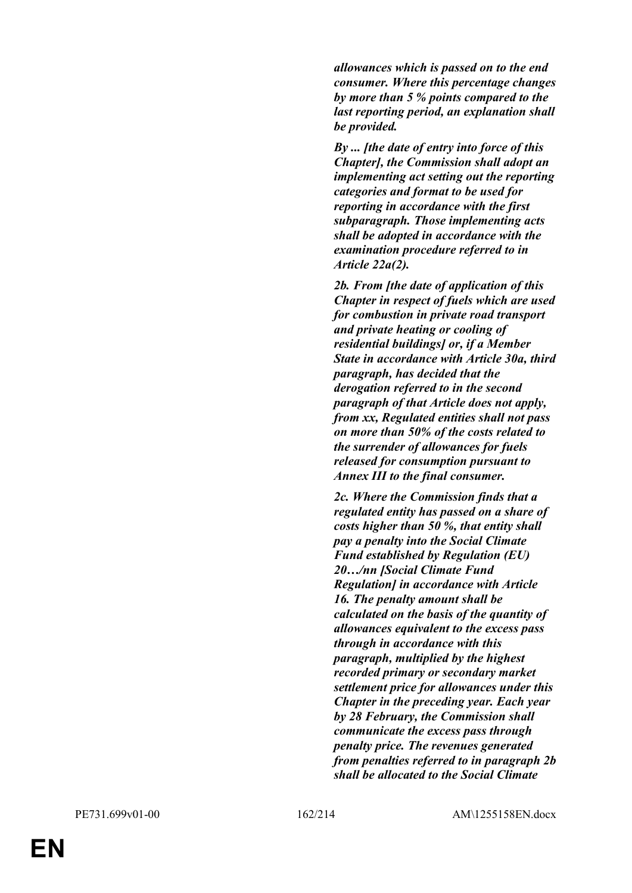***allowances which is passed on to the end consumer. Where this percentage changes by more than 5 % points compared to the last reporting period, an explanation shall be provided.***

***By ... [the date of entry into force of this Chapter], the Commission shall adopt an implementing act setting out the reporting categories and format to be used for reporting in accordance with the first subparagraph. Those implementing acts shall be adopted in accordance with the examination procedure referred to in Article 22a(2).***

***2b. From [the date of application of this Chapter in respect of fuels which are used for combustion in private road transport and private heating or cooling of residential buildings] or, if a Member State in accordance with Article 30a, third paragraph, has decided that the derogation referred to in the second paragraph of that Article does not apply, from xx, Regulated entities shall not pass on more than 50% of the costs related to the surrender of allowances for fuels released for consumption pursuant to Annex III to the final consumer.***

***2c. Where the Commission finds that a regulated entity has passed on a share of costs higher than 50 %, that entity shall pay a penalty into the Social Climate Fund established by Regulation (EU) 20…/nn [Social Climate Fund Regulation] in accordance with Article 16. The penalty amount shall be calculated on the basis of the quantity of allowances equivalent to the excess pass through in accordance with this paragraph, multiplied by the highest recorded primary or secondary market settlement price for allowances under this Chapter in the preceding year. Each year by 28 February, the Commission shall communicate the excess pass through penalty price. The revenues generated from penalties referred to in paragraph 2b shall be allocated to the Social Climate***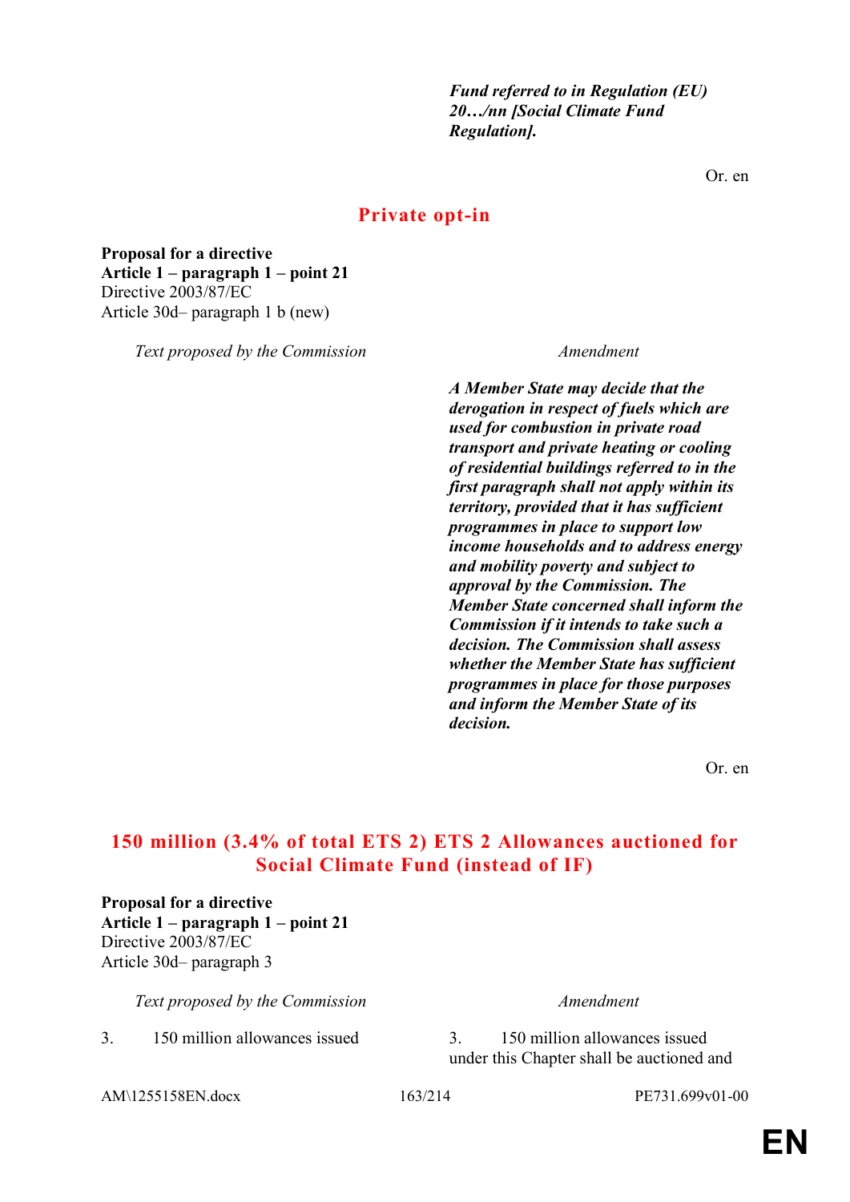*Fund referred to in Regulation (EU) 20…/nn [Social Climate Fund Regulation].*

Or. en

## Private opt-in

**Proposal for a directive**
**Article 1 – paragraph 1 – point 21**
Directive 2003/87/EC
Article 30d– paragraph 1 b (new)

| *Text proposed by the Commission* | *Amendment* |
|---|---|
| | ***A Member State may decide that the derogation in respect of fuels which are used for combustion in private road transport and private heating or cooling of residential buildings referred to in the first paragraph shall not apply within its territory, provided that it has sufficient programmes in place to support low income households and to address energy and mobility poverty and subject to approval by the Commission. The Member State concerned shall inform the Commission if it intends to take such a decision. The Commission shall assess whether the Member State has sufficient programmes in place for those purposes and inform the Member State of its decision.*** |

Or. en

## 150 million (3.4% of total ETS 2) ETS 2 Allowances auctioned for Social Climate Fund (instead of IF)

**Proposal for a directive**
**Article 1 – paragraph 1 – point 21**
Directive 2003/87/EC
Article 30d– paragraph 3

| *Text proposed by the Commission* | *Amendment* |
|---|---|
| 3. 150 million allowances issued | 3. 150 million allowances issued under this Chapter shall be auctioned and |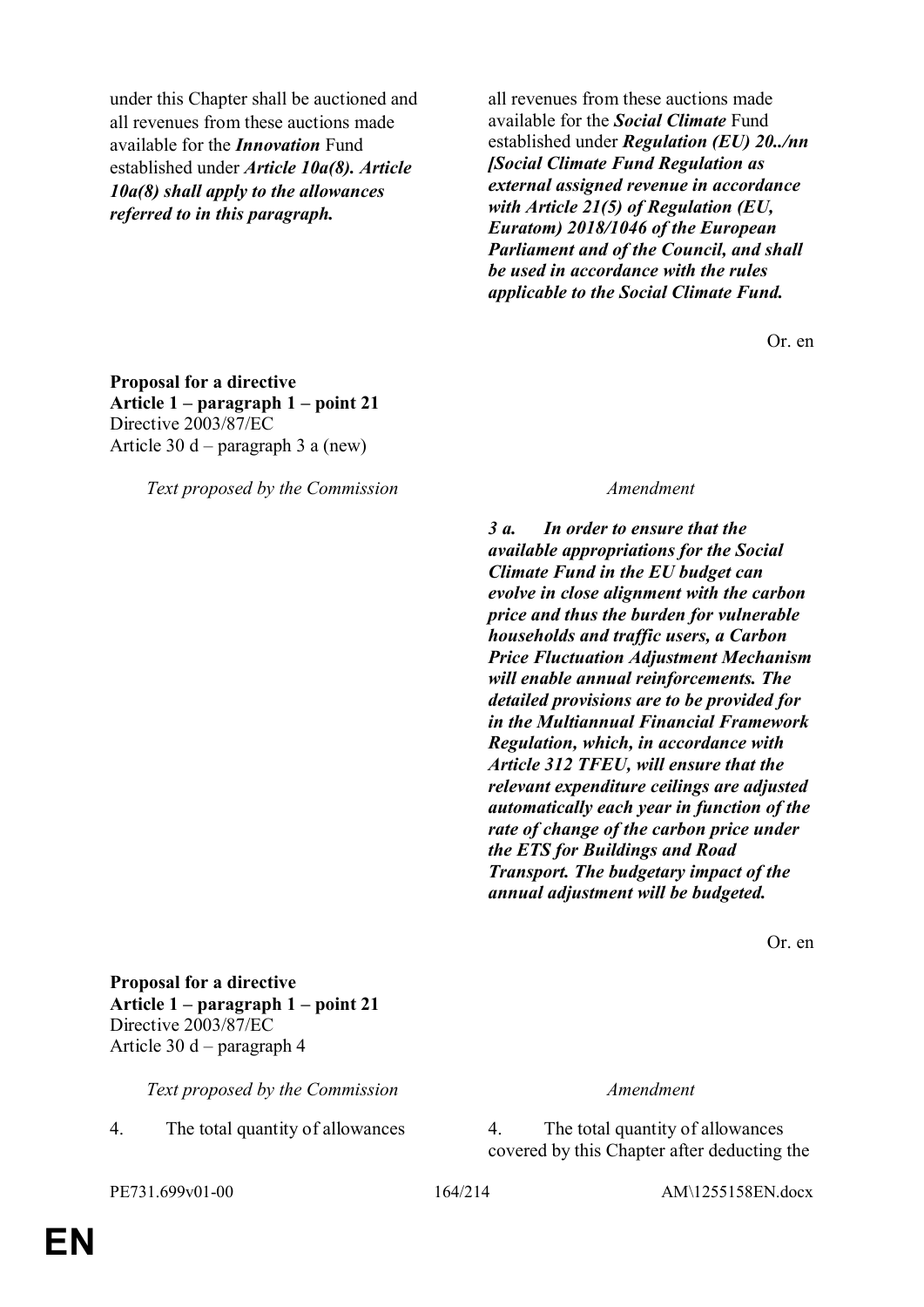| | |
|---|---|
| under this Chapter shall be auctioned and all revenues from these auctions made available for the ***Innovation*** Fund established under ***Article 10a(8). Article 10a(8) shall apply to the allowances referred to in this paragraph.*** | all revenues from these auctions made available for the ***Social Climate*** Fund established under ***Regulation (EU) 20../nn [Social Climate Fund Regulation as external assigned revenue in accordance with Article 21(5) of Regulation (EU, Euratom) 2018/1046 of the European Parliament and of the Council, and shall be used in accordance with the rules applicable to the Social Climate Fund.*** |

Or. en

**Proposal for a directive**
**Article 1 – paragraph 1 – point 21**
Directive 2003/87/EC
Article 30 d – paragraph 3 a (new)

| *Text proposed by the Commission* | *Amendment* |
|---|---|
| | ***3 a. In order to ensure that the available appropriations for the Social Climate Fund in the EU budget can evolve in close alignment with the carbon price and thus the burden for vulnerable households and traffic users, a Carbon Price Fluctuation Adjustment Mechanism will enable annual reinforcements. The detailed provisions are to be provided for in the Multiannual Financial Framework Regulation, which, in accordance with Article 312 TFEU, will ensure that the relevant expenditure ceilings are adjusted automatically each year in function of the rate of change of the carbon price under the ETS for Buildings and Road Transport. The budgetary impact of the annual adjustment will be budgeted.*** |

Or. en

**Proposal for a directive**
**Article 1 – paragraph 1 – point 21**
Directive 2003/87/EC
Article 30 d – paragraph 4

| *Text proposed by the Commission* | *Amendment* |
|---|---|
| 4. The total quantity of allowances | 4. The total quantity of allowances covered by this Chapter after deducting the |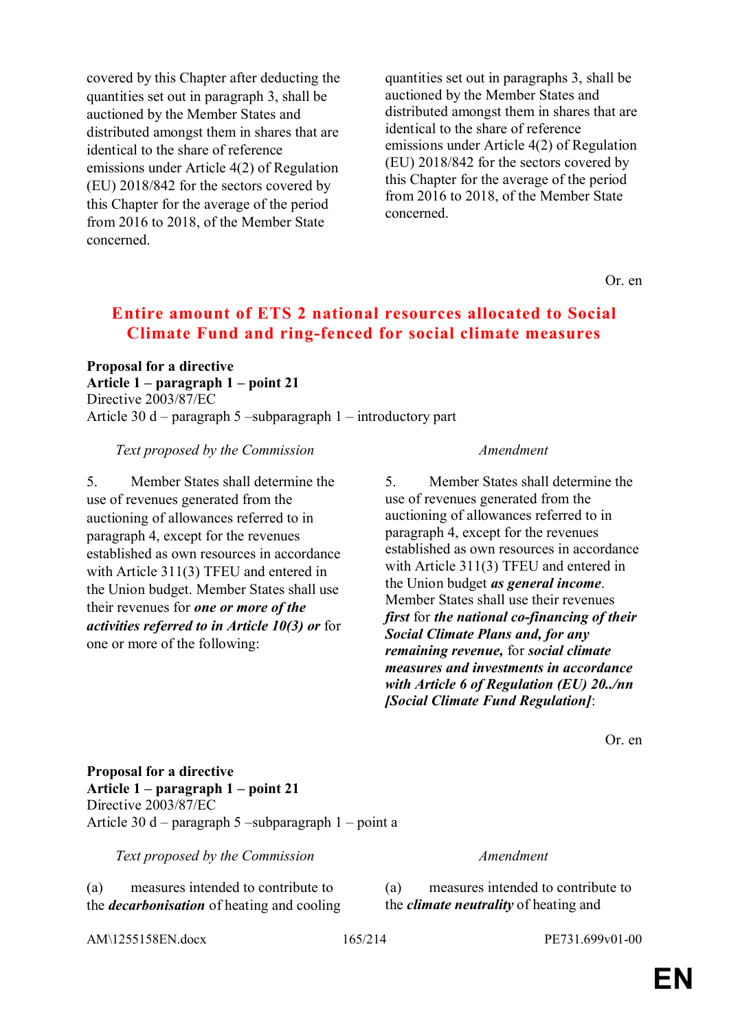| | |
|---|---|
| covered by this Chapter after deducting the quantities set out in paragraph 3, shall be auctioned by the Member States and distributed amongst them in shares that are identical to the share of reference emissions under Article 4(2) of Regulation (EU) 2018/842 for the sectors covered by this Chapter for the average of the period from 2016 to 2018, of the Member State concerned. | quantities set out in paragraphs 3, shall be auctioned by the Member States and distributed amongst them in shares that are identical to the share of reference emissions under Article 4(2) of Regulation (EU) 2018/842 for the sectors covered by this Chapter for the average of the period from 2016 to 2018, of the Member State concerned. |

Or. en

## Entire amount of ETS 2 national resources allocated to Social Climate Fund and ring-fenced for social climate measures

**Proposal for a directive**
**Article 1 – paragraph 1 – point 21**
Directive 2003/87/EC
Article 30 d – paragraph 5 –subparagraph 1 – introductory part

| *Text proposed by the Commission* | *Amendment* |
|---|---|
| 5. Member States shall determine the use of revenues generated from the auctioning of allowances referred to in paragraph 4, except for the revenues established as own resources in accordance with Article 311(3) TFEU and entered in the Union budget. Member States shall use their revenues for ***one or more of the activities referred to in Article 10(3) or*** for one or more of the following: | 5. Member States shall determine the use of revenues generated from the auctioning of allowances referred to in paragraph 4, except for the revenues established as own resources in accordance with Article 311(3) TFEU and entered in the Union budget ***as general income***. Member States shall use their revenues ***first*** for ***the national co-financing of their Social Climate Plans and, for any remaining revenue,*** for ***social climate measures and investments in accordance with Article 6 of Regulation (EU) 20../nn [Social Climate Fund Regulation]***: |

Or. en

**Proposal for a directive**
**Article 1 – paragraph 1 – point 21**
Directive 2003/87/EC
Article 30 d – paragraph 5 –subparagraph 1 – point a

| *Text proposed by the Commission* | *Amendment* |
|---|---|
| (a) measures intended to contribute to the ***decarbonisation*** of heating and cooling | (a) measures intended to contribute to the ***climate neutrality*** of heating and |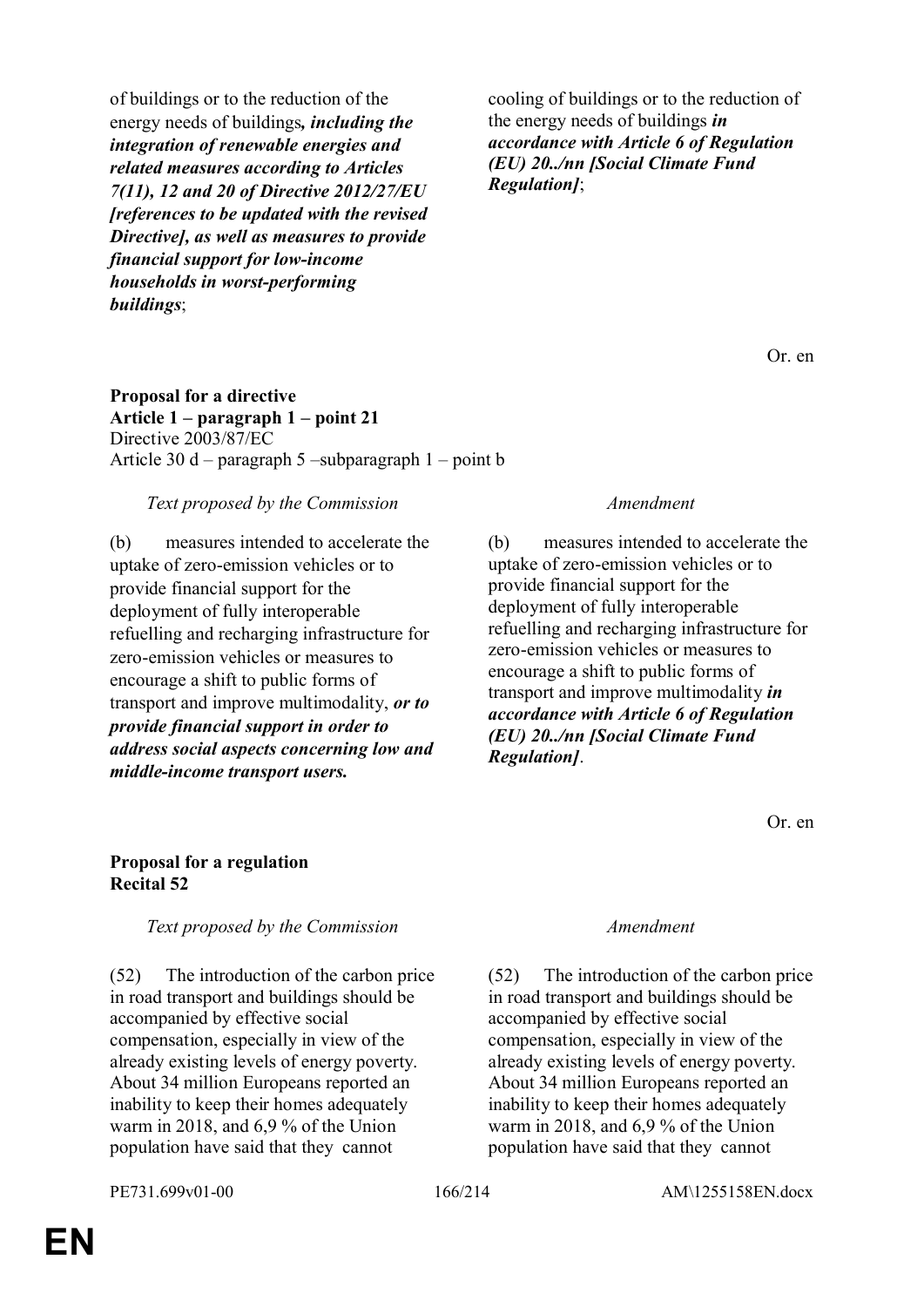| | |
|---|---|
| of buildings or to the reduction of the energy needs of buildings***, including the integration of renewable energies and related measures according to Articles 7(11), 12 and 20 of Directive 2012/27/EU [references to be updated with the revised Directive], as well as measures to provide financial support for low-income households in worst-performing buildings***; | cooling of buildings or to the reduction of the energy needs of buildings ***in accordance with Article 6 of Regulation (EU) 20../nn [Social Climate Fund Regulation]***; |

Or. en

**Proposal for a directive**
**Article 1 – paragraph 1 – point 21**
Directive 2003/87/EC
Article 30 d – paragraph 5 –subparagraph 1 – point b

| *Text proposed by the Commission* | *Amendment* |
|---|---|
| (b) measures intended to accelerate the uptake of zero-emission vehicles or to provide financial support for the deployment of fully interoperable refuelling and recharging infrastructure for zero-emission vehicles or measures to encourage a shift to public forms of transport and improve multimodality, ***or to provide financial support in order to address social aspects concerning low and middle-income transport users.*** | (b) measures intended to accelerate the uptake of zero-emission vehicles or to provide financial support for the deployment of fully interoperable refuelling and recharging infrastructure for zero-emission vehicles or measures to encourage a shift to public forms of transport and improve multimodality ***in accordance with Article 6 of Regulation (EU) 20../nn [Social Climate Fund Regulation]***. |

Or. en

**Proposal for a regulation**
**Recital 52**

| *Text proposed by the Commission* | *Amendment* |
|---|---|
| (52) The introduction of the carbon price in road transport and buildings should be accompanied by effective social compensation, especially in view of the already existing levels of energy poverty. About 34 million Europeans reported an inability to keep their homes adequately warm in 2018, and 6,9 % of the Union population have said that they cannot | (52) The introduction of the carbon price in road transport and buildings should be accompanied by effective social compensation, especially in view of the already existing levels of energy poverty. About 34 million Europeans reported an inability to keep their homes adequately warm in 2018, and 6,9 % of the Union population have said that they cannot |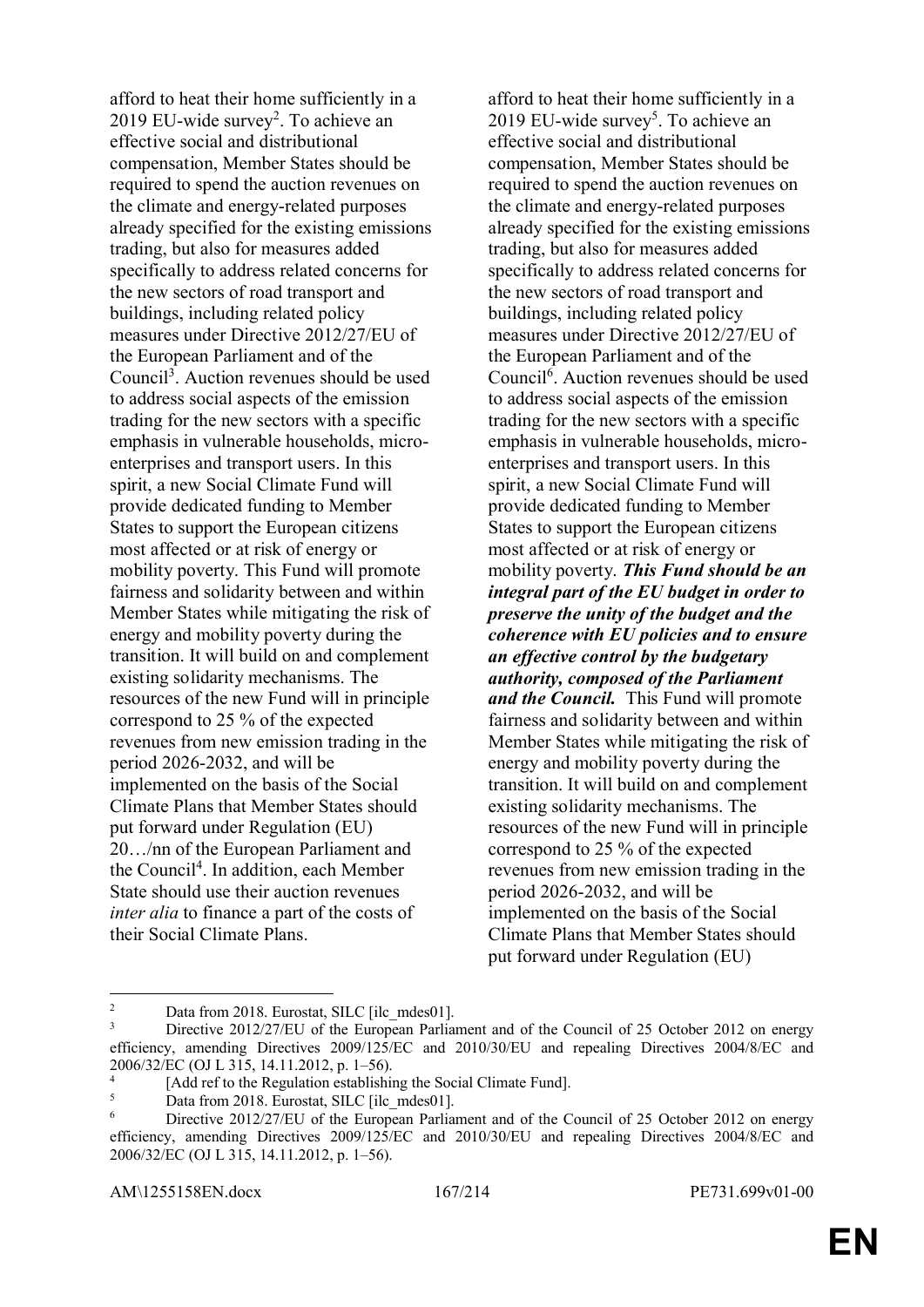| | |
|---|---|
| afford to heat their home sufficiently in a 2019 EU-wide survey[2]. To achieve an effective social and distributional compensation, Member States should be required to spend the auction revenues on the climate and energy-related purposes already specified for the existing emissions trading, but also for measures added specifically to address related concerns for the new sectors of road transport and buildings, including related policy measures under Directive 2012/27/EU of the European Parliament and of the Council[3]. Auction revenues should be used to address social aspects of the emission trading for the new sectors with a specific emphasis in vulnerable households, micro-enterprises and transport users. In this spirit, a new Social Climate Fund will provide dedicated funding to Member States to support the European citizens most affected or at risk of energy or mobility poverty. This Fund will promote fairness and solidarity between and within Member States while mitigating the risk of energy and mobility poverty during the transition. It will build on and complement existing solidarity mechanisms. The resources of the new Fund will in principle correspond to 25 % of the expected revenues from new emission trading in the period 2026-2032, and will be implemented on the basis of the Social Climate Plans that Member States should put forward under Regulation (EU) 20…/nn of the European Parliament and the Council[4]. In addition, each Member State should use their auction revenues *inter alia* to finance a part of the costs of their Social Climate Plans. | afford to heat their home sufficiently in a 2019 EU-wide survey[5]. To achieve an effective social and distributional compensation, Member States should be required to spend the auction revenues on the climate and energy-related purposes already specified for the existing emissions trading, but also for measures added specifically to address related concerns for the new sectors of road transport and buildings, including related policy measures under Directive 2012/27/EU of the European Parliament and of the Council[6]. Auction revenues should be used to address social aspects of the emission trading for the new sectors with a specific emphasis in vulnerable households, micro-enterprises and transport users. In this spirit, a new Social Climate Fund will provide dedicated funding to Member States to support the European citizens most affected or at risk of energy or mobility poverty. ***This Fund should be an integral part of the EU budget in order to preserve the unity of the budget and the coherence with EU policies and to ensure an effective control by the budgetary authority, composed of the Parliament and the Council.*** This Fund will promote fairness and solidarity between and within Member States while mitigating the risk of energy and mobility poverty during the transition. It will build on and complement existing solidarity mechanisms. The resources of the new Fund will in principle correspond to 25 % of the expected revenues from new emission trading in the period 2026-2032, and will be implemented on the basis of the Social Climate Plans that Member States should put forward under Regulation (EU) |

[2] Data from 2018. Eurostat, SILC [ilc_mdes01].

[3] Directive 2012/27/EU of the European Parliament and of the Council of 25 October 2012 on energy efficiency, amending Directives 2009/125/EC and 2010/30/EU and repealing Directives 2004/8/EC and 2006/32/EC (OJ L 315, 14.11.2012, p. 1–56).

[4] [Add ref to the Regulation establishing the Social Climate Fund].

[5] Data from 2018. Eurostat, SILC [ilc_mdes01].

[6] Directive 2012/27/EU of the European Parliament and of the Council of 25 October 2012 on energy efficiency, amending Directives 2009/125/EC and 2010/30/EU and repealing Directives 2004/8/EC and 2006/32/EC (OJ L 315, 14.11.2012, p. 1–56).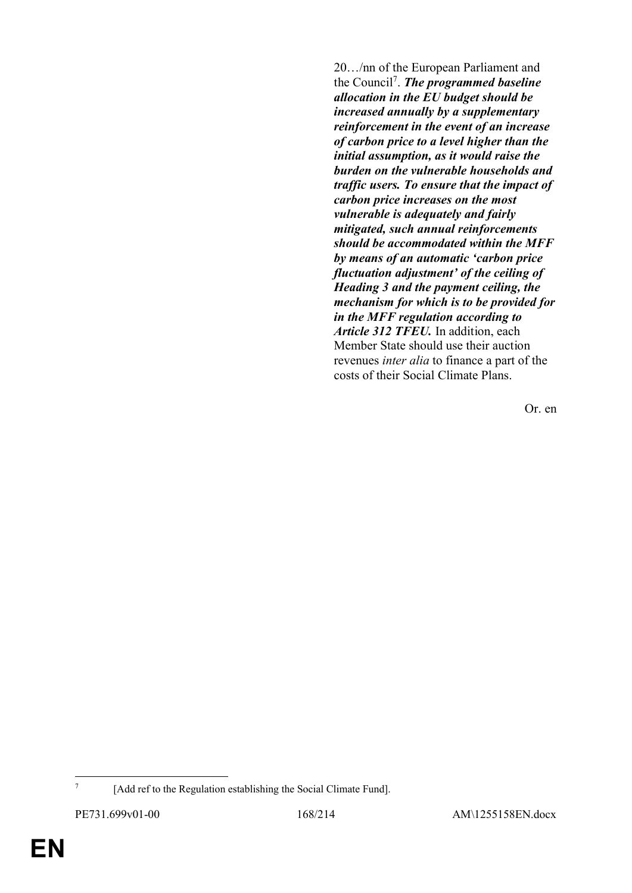20…/nn of the European Parliament and the Council[7]. ***The programmed baseline allocation in the EU budget should be increased annually by a supplementary reinforcement in the event of an increase of carbon price to a level higher than the initial assumption, as it would raise the burden on the vulnerable households and traffic users. To ensure that the impact of carbon price increases on the most vulnerable is adequately and fairly mitigated, such annual reinforcements should be accommodated within the MFF by means of an automatic 'carbon price fluctuation adjustment' of the ceiling of Heading 3 and the payment ceiling, the mechanism for which is to be provided for in the MFF regulation according to Article 312 TFEU.*** In addition, each Member State should use their auction revenues *inter alia* to finance a part of the costs of their Social Climate Plans.

Or. en

[7] [Add ref to the Regulation establishing the Social Climate Fund].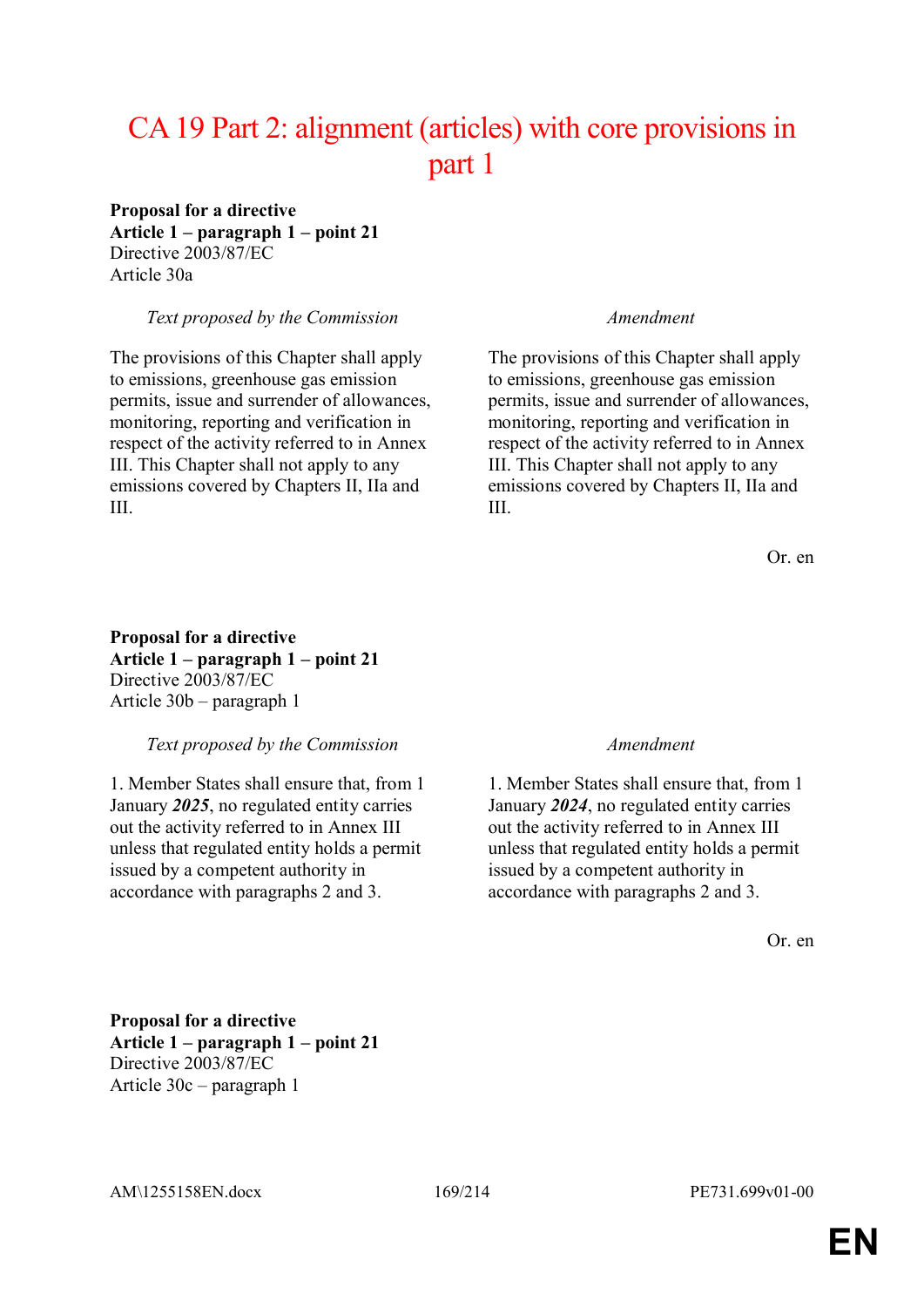# CA 19 Part 2: alignment (articles) with core provisions in part 1

**Proposal for a directive**
**Article 1 – paragraph 1 – point 21**
Directive 2003/87/EC
Article 30a

| *Text proposed by the Commission* | *Amendment* |
| --- | --- |
| The provisions of this Chapter shall apply to emissions, greenhouse gas emission permits, issue and surrender of allowances, monitoring, reporting and verification in respect of the activity referred to in Annex III. This Chapter shall not apply to any emissions covered by Chapters II, IIa and III. | The provisions of this Chapter shall apply to emissions, greenhouse gas emission permits, issue and surrender of allowances, monitoring, reporting and verification in respect of the activity referred to in Annex III. This Chapter shall not apply to any emissions covered by Chapters II, IIa and III. |

Or. en

**Proposal for a directive**
**Article 1 – paragraph 1 – point 21**
Directive 2003/87/EC
Article 30b – paragraph 1

| *Text proposed by the Commission* | *Amendment* |
| --- | --- |
| 1. Member States shall ensure that, from 1 January ***2025***, no regulated entity carries out the activity referred to in Annex III unless that regulated entity holds a permit issued by a competent authority in accordance with paragraphs 2 and 3. | 1. Member States shall ensure that, from 1 January ***2024***, no regulated entity carries out the activity referred to in Annex III unless that regulated entity holds a permit issued by a competent authority in accordance with paragraphs 2 and 3. |

Or. en

**Proposal for a directive**
**Article 1 – paragraph 1 – point 21**
Directive 2003/87/EC
Article 30c – paragraph 1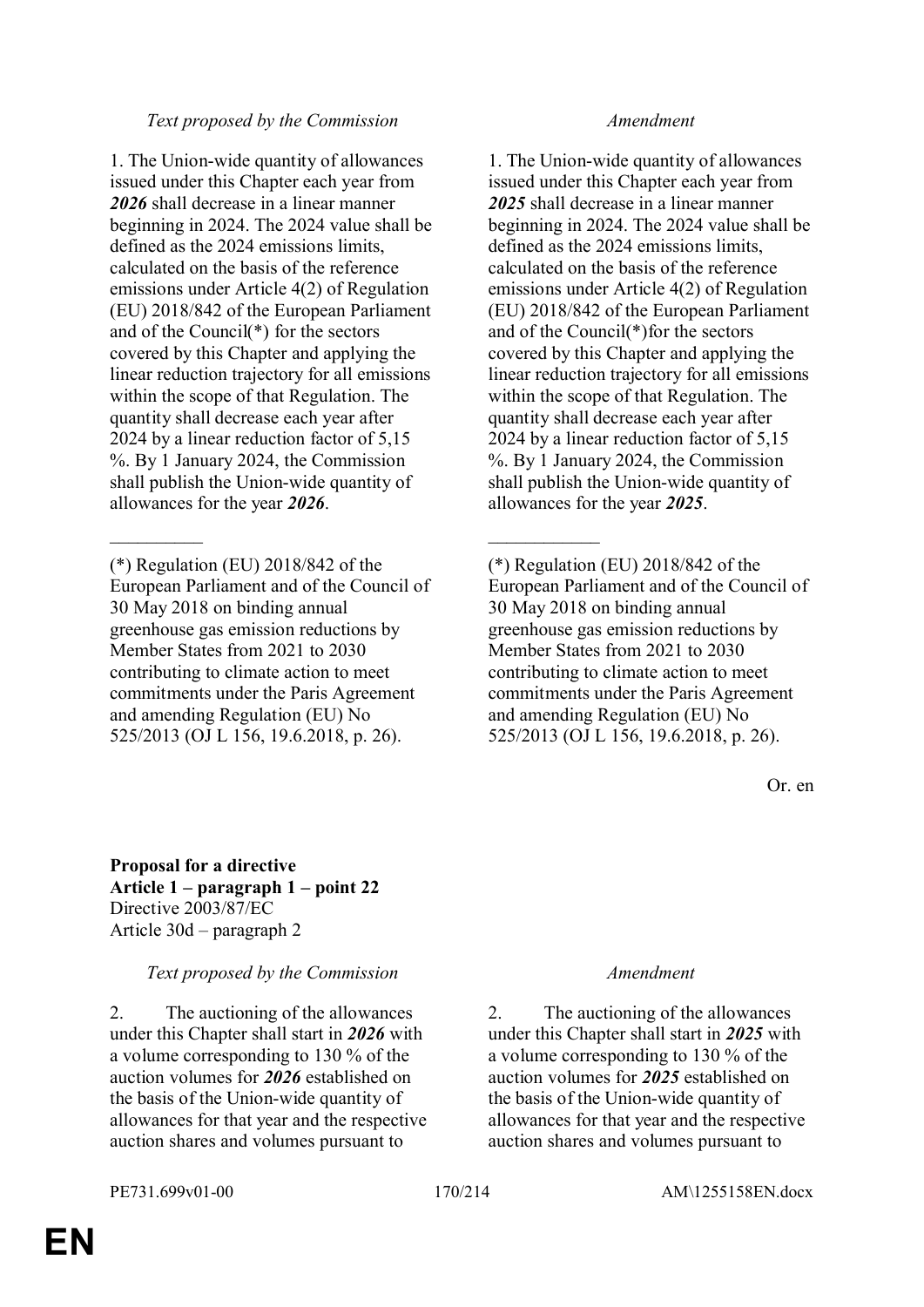| *Text proposed by the Commission* | *Amendment* |
|---|---|
| 1. The Union-wide quantity of allowances issued under this Chapter each year from ***2026*** shall decrease in a linear manner beginning in 2024. The 2024 value shall be defined as the 2024 emissions limits, calculated on the basis of the reference emissions under Article 4(2) of Regulation (EU) 2018/842 of the European Parliament and of the Council(*) for the sectors covered by this Chapter and applying the linear reduction trajectory for all emissions within the scope of that Regulation. The quantity shall decrease each year after 2024 by a linear reduction factor of 5,15 %. By 1 January 2024, the Commission shall publish the Union-wide quantity of allowances for the year ***2026***. | 1. The Union-wide quantity of allowances issued under this Chapter each year from ***2025*** shall decrease in a linear manner beginning in 2024. The 2024 value shall be defined as the 2024 emissions limits, calculated on the basis of the reference emissions under Article 4(2) of Regulation (EU) 2018/842 of the European Parliament and of the Council(*)for the sectors covered by this Chapter and applying the linear reduction trajectory for all emissions within the scope of that Regulation. The quantity shall decrease each year after 2024 by a linear reduction factor of 5,15 %. By 1 January 2024, the Commission shall publish the Union-wide quantity of allowances for the year ***2025***. |
| __________ | ____________ |
| (*) Regulation (EU) 2018/842 of the European Parliament and of the Council of 30 May 2018 on binding annual greenhouse gas emission reductions by Member States from 2021 to 2030 contributing to climate action to meet commitments under the Paris Agreement and amending Regulation (EU) No 525/2013 (OJ L 156, 19.6.2018, p. 26). | (*) Regulation (EU) 2018/842 of the European Parliament and of the Council of 30 May 2018 on binding annual greenhouse gas emission reductions by Member States from 2021 to 2030 contributing to climate action to meet commitments under the Paris Agreement and amending Regulation (EU) No 525/2013 (OJ L 156, 19.6.2018, p. 26). |

Or. en

**Proposal for a directive**
**Article 1 – paragraph 1 – point 22**
Directive 2003/87/EC
Article 30d – paragraph 2

| *Text proposed by the Commission* | *Amendment* |
|---|---|
| 2. The auctioning of the allowances under this Chapter shall start in ***2026*** with a volume corresponding to 130 % of the auction volumes for ***2026*** established on the basis of the Union-wide quantity of allowances for that year and the respective auction shares and volumes pursuant to | 2. The auctioning of the allowances under this Chapter shall start in ***2025*** with a volume corresponding to 130 % of the auction volumes for ***2025*** established on the basis of the Union-wide quantity of allowances for that year and the respective auction shares and volumes pursuant to |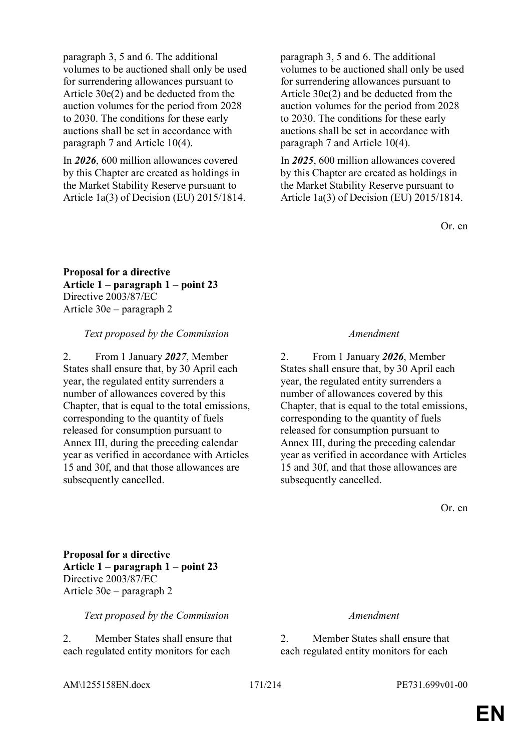| | |
|---|---|
| paragraph 3, 5 and 6. The additional volumes to be auctioned shall only be used for surrendering allowances pursuant to Article 30e(2) and be deducted from the auction volumes for the period from 2028 to 2030. The conditions for these early auctions shall be set in accordance with paragraph 7 and Article 10(4). | paragraph 3, 5 and 6. The additional volumes to be auctioned shall only be used for surrendering allowances pursuant to Article 30e(2) and be deducted from the auction volumes for the period from 2028 to 2030. The conditions for these early auctions shall be set in accordance with paragraph 7 and Article 10(4). |
| In ***2026***, 600 million allowances covered by this Chapter are created as holdings in the Market Stability Reserve pursuant to Article 1a(3) of Decision (EU) 2015/1814. | In ***2025***, 600 million allowances covered by this Chapter are created as holdings in the Market Stability Reserve pursuant to Article 1a(3) of Decision (EU) 2015/1814. |

Or. en

**Proposal for a directive**
**Article 1 – paragraph 1 – point 23**
Directive 2003/87/EC
Article 30e – paragraph 2

| *Text proposed by the Commission* | *Amendment* |
|---|---|
| 2. From 1 January ***2027***, Member States shall ensure that, by 30 April each year, the regulated entity surrenders a number of allowances covered by this Chapter, that is equal to the total emissions, corresponding to the quantity of fuels released for consumption pursuant to Annex III, during the preceding calendar year as verified in accordance with Articles 15 and 30f, and that those allowances are subsequently cancelled. | 2. From 1 January ***2026***, Member States shall ensure that, by 30 April each year, the regulated entity surrenders a number of allowances covered by this Chapter, that is equal to the total emissions, corresponding to the quantity of fuels released for consumption pursuant to Annex III, during the preceding calendar year as verified in accordance with Articles 15 and 30f, and that those allowances are subsequently cancelled. |

Or. en

**Proposal for a directive**
**Article 1 – paragraph 1 – point 23**
Directive 2003/87/EC
Article 30e – paragraph 2

| *Text proposed by the Commission* | *Amendment* |
|---|---|
| 2. Member States shall ensure that each regulated entity monitors for each | 2. Member States shall ensure that each regulated entity monitors for each |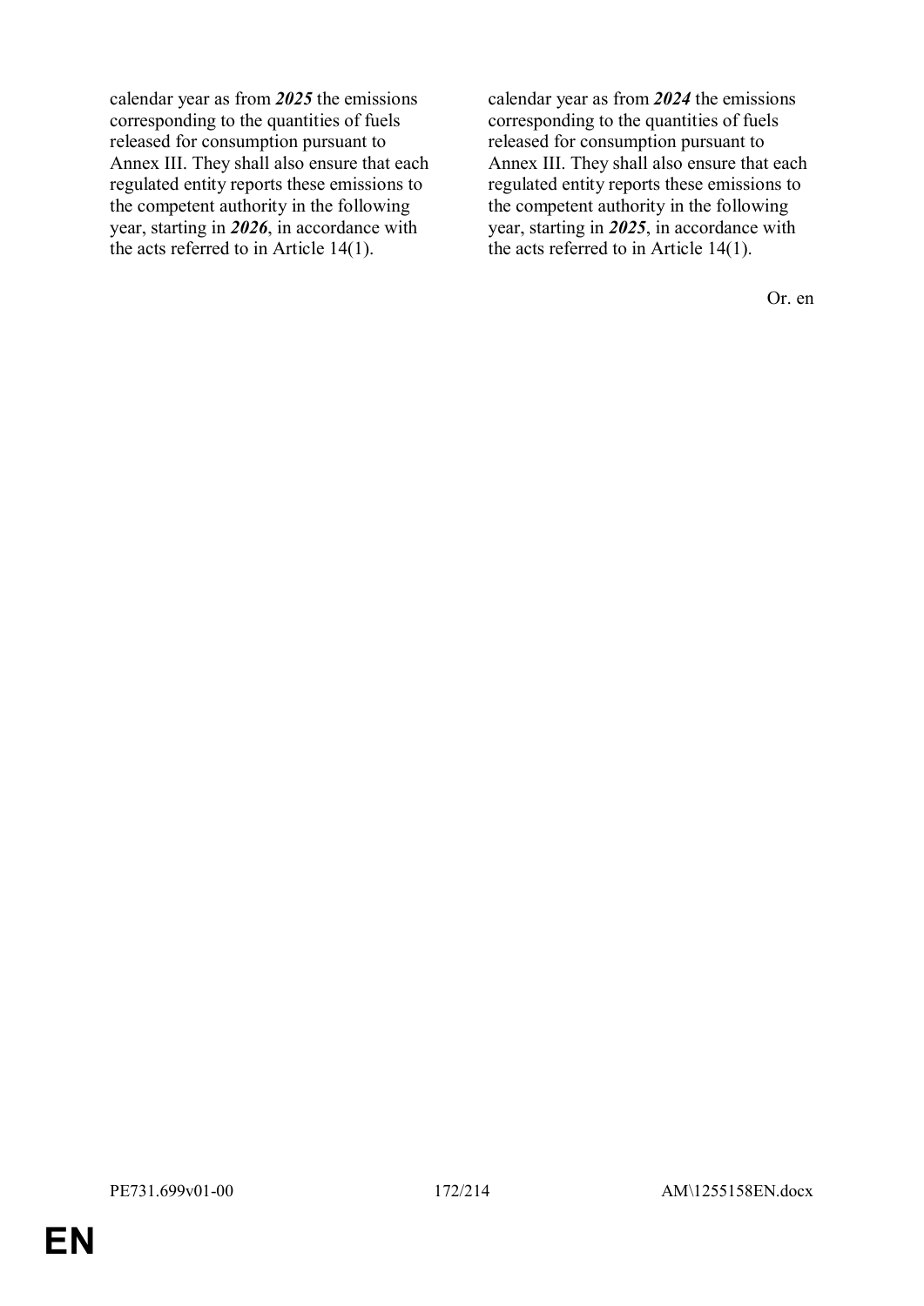| | |
|---|---|
| calendar year as from ***2025*** the emissions corresponding to the quantities of fuels released for consumption pursuant to Annex III. They shall also ensure that each regulated entity reports these emissions to the competent authority in the following year, starting in ***2026***, in accordance with the acts referred to in Article 14(1). | calendar year as from ***2024*** the emissions corresponding to the quantities of fuels released for consumption pursuant to Annex III. They shall also ensure that each regulated entity reports these emissions to the competent authority in the following year, starting in ***2025***, in accordance with the acts referred to in Article 14(1). |

Or. en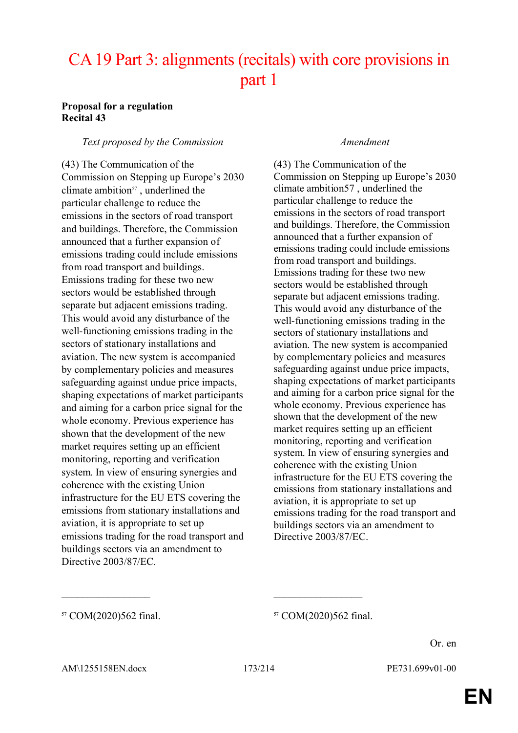# CA 19 Part 3: alignments (recitals) with core provisions in part 1

**Proposal for a regulation**
**Recital 43**

| *Text proposed by the Commission* | *Amendment* |
|---|---|
| (43) The Communication of the Commission on Stepping up Europe's 2030 climate ambition[57] , underlined the particular challenge to reduce the emissions in the sectors of road transport and buildings. Therefore, the Commission announced that a further expansion of emissions trading could include emissions from road transport and buildings. Emissions trading for these two new sectors would be established through separate but adjacent emissions trading. This would avoid any disturbance of the well-functioning emissions trading in the sectors of stationary installations and aviation. The new system is accompanied by complementary policies and measures safeguarding against undue price impacts, shaping expectations of market participants and aiming for a carbon price signal for the whole economy. Previous experience has shown that the development of the new market requires setting up an efficient monitoring, reporting and verification system. In view of ensuring synergies and coherence with the existing Union infrastructure for the EU ETS covering the emissions from stationary installations and aviation, it is appropriate to set up emissions trading for the road transport and buildings sectors via an amendment to Directive 2003/87/EC. | (43) The Communication of the Commission on Stepping up Europe's 2030 climate ambition57 , underlined the particular challenge to reduce the emissions in the sectors of road transport and buildings. Therefore, the Commission announced that a further expansion of emissions trading could include emissions from road transport and buildings. Emissions trading for these two new sectors would be established through separate but adjacent emissions trading. This would avoid any disturbance of the well-functioning emissions trading in the sectors of stationary installations and aviation. The new system is accompanied by complementary policies and measures safeguarding against undue price impacts, shaping expectations of market participants and aiming for a carbon price signal for the whole economy. Previous experience has shown that the development of the new market requires setting up an efficient monitoring, reporting and verification system. In view of ensuring synergies and coherence with the existing Union infrastructure for the EU ETS covering the emissions from stationary installations and aviation, it is appropriate to set up emissions trading for the road transport and buildings sectors via an amendment to Directive 2003/87/EC. |
| [57] COM(2020)562 final. | [57] COM(2020)562 final. |

Or. en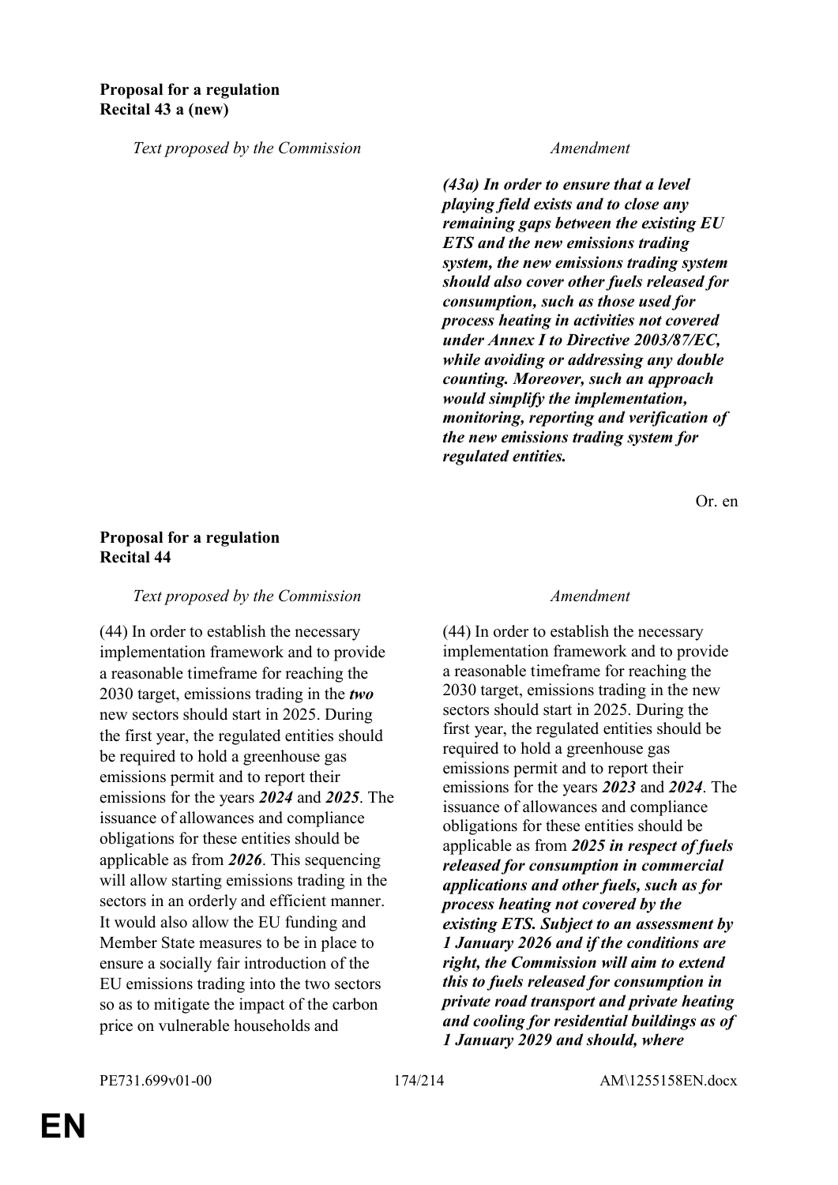**Proposal for a regulation**
**Recital 43 a (new)**

| *Text proposed by the Commission* | *Amendment* |
|---|---|
| | ***(43a) In order to ensure that a level playing field exists and to close any remaining gaps between the existing EU ETS and the new emissions trading system, the new emissions trading system should also cover other fuels released for consumption, such as those used for process heating in activities not covered under Annex I to Directive 2003/87/EC, while avoiding or addressing any double counting. Moreover, such an approach would simplify the implementation, monitoring, reporting and verification of the new emissions trading system for regulated entities.*** |

Or. en

**Proposal for a regulation**
**Recital 44**

| *Text proposed by the Commission* | *Amendment* |
|---|---|
| (44) In order to establish the necessary implementation framework and to provide a reasonable timeframe for reaching the 2030 target, emissions trading in the ***two*** new sectors should start in 2025. During the first year, the regulated entities should be required to hold a greenhouse gas emissions permit and to report their emissions for the years ***2024*** and ***2025***. The issuance of allowances and compliance obligations for these entities should be applicable as from ***2026***. This sequencing will allow starting emissions trading in the sectors in an orderly and efficient manner. It would also allow the EU funding and Member State measures to be in place to ensure a socially fair introduction of the EU emissions trading into the two sectors so as to mitigate the impact of the carbon price on vulnerable households and | (44) In order to establish the necessary implementation framework and to provide a reasonable timeframe for reaching the 2030 target, emissions trading in the new sectors should start in 2025. During the first year, the regulated entities should be required to hold a greenhouse gas emissions permit and to report their emissions for the years ***2023*** and ***2024***. The issuance of allowances and compliance obligations for these entities should be applicable as from ***2025 in respect of fuels released for consumption in commercial applications and other fuels, such as for process heating not covered by the existing ETS. Subject to an assessment by 1 January 2026 and if the conditions are right, the Commission will aim to extend this to fuels released for consumption in private road transport and private heating and cooling for residential buildings as of 1 January 2029 and should, where*** |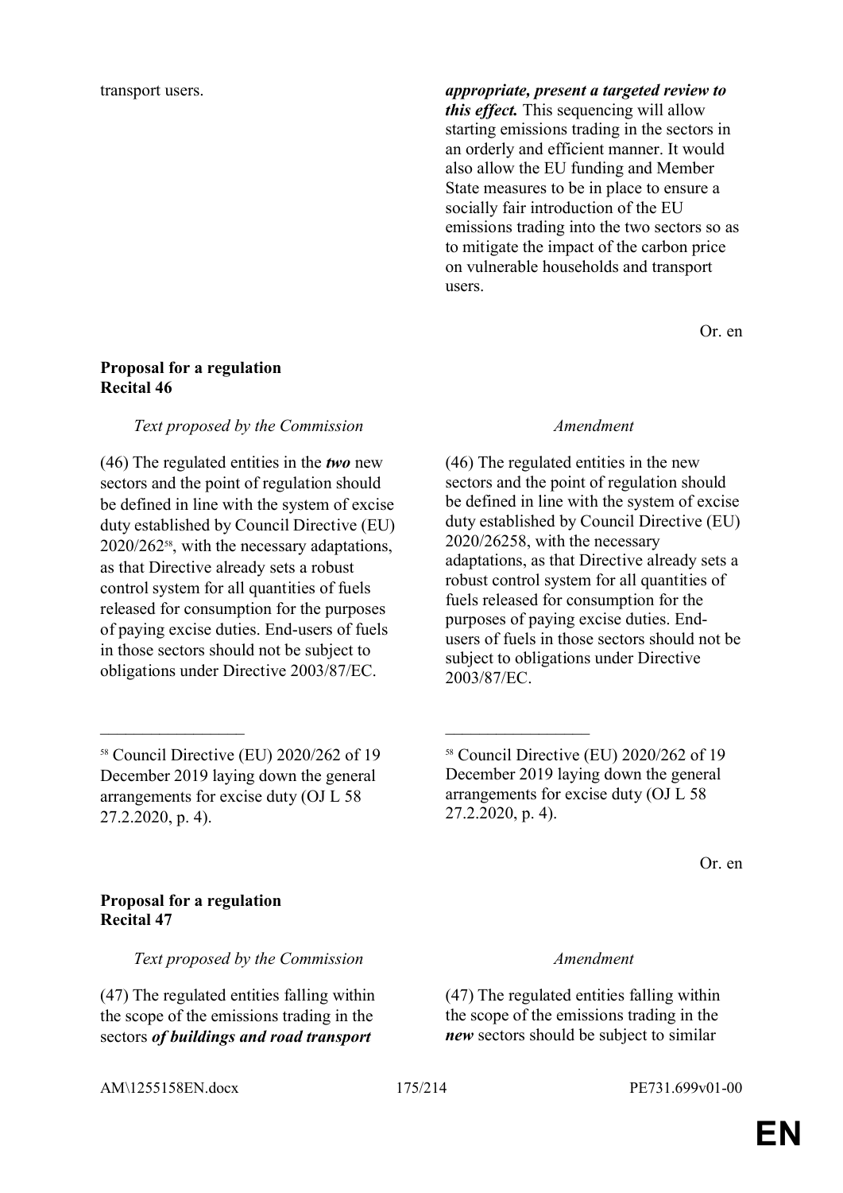| | |
|---|---|
| transport users. | ***appropriate, present a targeted review to this effect.*** This sequencing will allow starting emissions trading in the sectors in an orderly and efficient manner. It would also allow the EU funding and Member State measures to be in place to ensure a socially fair introduction of the EU emissions trading into the two sectors so as to mitigate the impact of the carbon price on vulnerable households and transport users. |

Or. en

**Proposal for a regulation**
**Recital 46**

| *Text proposed by the Commission* | *Amendment* |
|---|---|
| (46) The regulated entities in the ***two*** new sectors and the point of regulation should be defined in line with the system of excise duty established by Council Directive (EU) 2020/262[58], with the necessary adaptations, as that Directive already sets a robust control system for all quantities of fuels released for consumption for the purposes of paying excise duties. End-users of fuels in those sectors should not be subject to obligations under Directive 2003/87/EC. | (46) The regulated entities in the new sectors and the point of regulation should be defined in line with the system of excise duty established by Council Directive (EU) 2020/26258, with the necessary adaptations, as that Directive already sets a robust control system for all quantities of fuels released for consumption for the purposes of paying excise duties. End-users of fuels in those sectors should not be subject to obligations under Directive 2003/87/EC. |
| [58] Council Directive (EU) 2020/262 of 19 December 2019 laying down the general arrangements for excise duty (OJ L 58 27.2.2020, p. 4). | [58] Council Directive (EU) 2020/262 of 19 December 2019 laying down the general arrangements for excise duty (OJ L 58 27.2.2020, p. 4). |

Or. en

**Proposal for a regulation**
**Recital 47**

| *Text proposed by the Commission* | *Amendment* |
|---|---|
| (47) The regulated entities falling within the scope of the emissions trading in the sectors ***of buildings and road transport*** | (47) The regulated entities falling within the scope of the emissions trading in the ***new*** sectors should be subject to similar |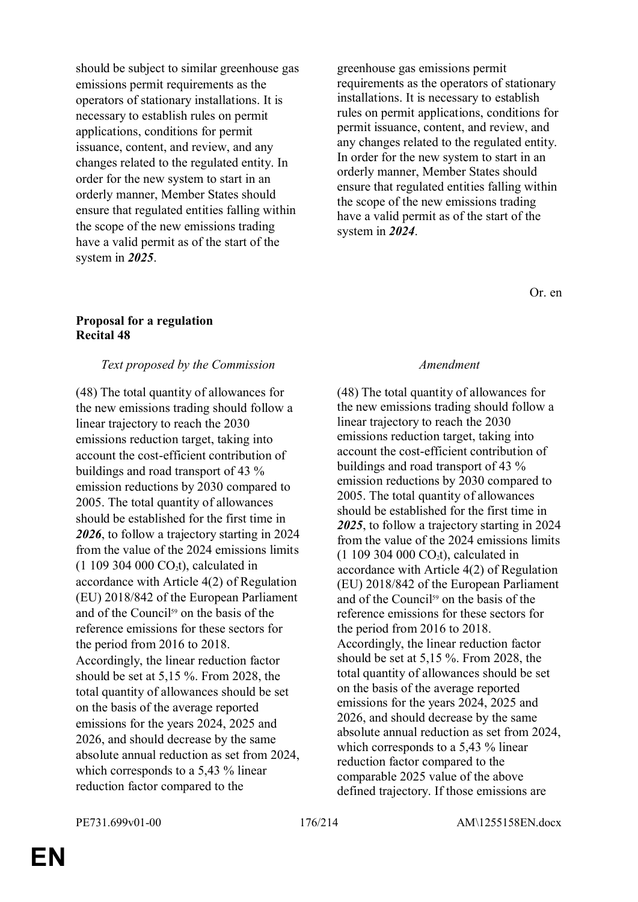| | |
|---|---|
| should be subject to similar greenhouse gas emissions permit requirements as the operators of stationary installations. It is necessary to establish rules on permit applications, conditions for permit issuance, content, and review, and any changes related to the regulated entity. In order for the new system to start in an orderly manner, Member States should ensure that regulated entities falling within the scope of the new emissions trading have a valid permit as of the start of the system in ***2025***. | greenhouse gas emissions permit requirements as the operators of stationary installations. It is necessary to establish rules on permit applications, conditions for permit issuance, content, and review, and any changes related to the regulated entity. In order for the new system to start in an orderly manner, Member States should ensure that regulated entities falling within the scope of the new emissions trading have a valid permit as of the start of the system in ***2024***. |

Or. en

**Proposal for a regulation**
**Recital 48**

| *Text proposed by the Commission* | *Amendment* |
|---|---|
| (48) The total quantity of allowances for the new emissions trading should follow a linear trajectory to reach the 2030 emissions reduction target, taking into account the cost-efficient contribution of buildings and road transport of 43 % emission reductions by 2030 compared to 2005. The total quantity of allowances should be established for the first time in ***2026***, to follow a trajectory starting in 2024 from the value of the 2024 emissions limits (1 109 304 000 $CO_2$t), calculated in accordance with Article 4(2) of Regulation (EU) 2018/842 of the European Parliament and of the Council[59] on the basis of the reference emissions for these sectors for the period from 2016 to 2018. Accordingly, the linear reduction factor should be set at 5,15 %. From 2028, the total quantity of allowances should be set on the basis of the average reported emissions for the years 2024, 2025 and 2026, and should decrease by the same absolute annual reduction as set from 2024, which corresponds to a 5,43 % linear reduction factor compared to the | (48) The total quantity of allowances for the new emissions trading should follow a linear trajectory to reach the 2030 emissions reduction target, taking into account the cost-efficient contribution of buildings and road transport of 43 % emission reductions by 2030 compared to 2005. The total quantity of allowances should be established for the first time in ***2025***, to follow a trajectory starting in 2024 from the value of the 2024 emissions limits (1 109 304 000 $CO_2$t), calculated in accordance with Article 4(2) of Regulation (EU) 2018/842 of the European Parliament and of the Council[59] on the basis of the reference emissions for these sectors for the period from 2016 to 2018. Accordingly, the linear reduction factor should be set at 5,15 %. From 2028, the total quantity of allowances should be set on the basis of the average reported emissions for the years 2024, 2025 and 2026, and should decrease by the same absolute annual reduction as set from 2024, which corresponds to a 5,43 % linear reduction factor compared to the comparable 2025 value of the above defined trajectory. If those emissions are |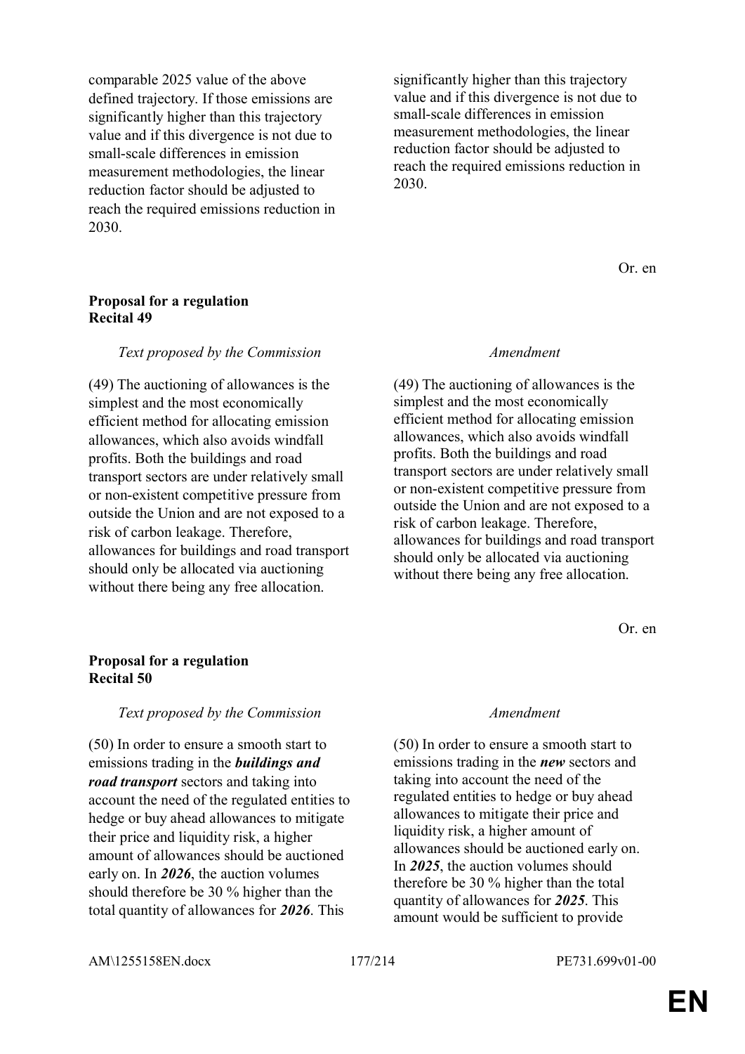| | |
|---|---|
| comparable 2025 value of the above defined trajectory. If those emissions are significantly higher than this trajectory value and if this divergence is not due to small-scale differences in emission measurement methodologies, the linear reduction factor should be adjusted to reach the required emissions reduction in 2030. | significantly higher than this trajectory value and if this divergence is not due to small-scale differences in emission measurement methodologies, the linear reduction factor should be adjusted to reach the required emissions reduction in 2030. |

Or. en

**Proposal for a regulation**
**Recital 49**

| *Text proposed by the Commission* | *Amendment* |
|---|---|
| (49) The auctioning of allowances is the simplest and the most economically efficient method for allocating emission allowances, which also avoids windfall profits. Both the buildings and road transport sectors are under relatively small or non-existent competitive pressure from outside the Union and are not exposed to a risk of carbon leakage. Therefore, allowances for buildings and road transport should only be allocated via auctioning without there being any free allocation. | (49) The auctioning of allowances is the simplest and the most economically efficient method for allocating emission allowances, which also avoids windfall profits. Both the buildings and road transport sectors are under relatively small or non-existent competitive pressure from outside the Union and are not exposed to a risk of carbon leakage. Therefore, allowances for buildings and road transport should only be allocated via auctioning without there being any free allocation. |

Or. en

**Proposal for a regulation**
**Recital 50**

| *Text proposed by the Commission* | *Amendment* |
|---|---|
| (50) In order to ensure a smooth start to emissions trading in the ***buildings and road transport*** sectors and taking into account the need of the regulated entities to hedge or buy ahead allowances to mitigate their price and liquidity risk, a higher amount of allowances should be auctioned early on. In ***2026***, the auction volumes should therefore be 30 % higher than the total quantity of allowances for ***2026***. This | (50) In order to ensure a smooth start to emissions trading in the ***new*** sectors and taking into account the need of the regulated entities to hedge or buy ahead allowances to mitigate their price and liquidity risk, a higher amount of allowances should be auctioned early on. In ***2025***, the auction volumes should therefore be 30 % higher than the total quantity of allowances for ***2025***. This amount would be sufficient to provide |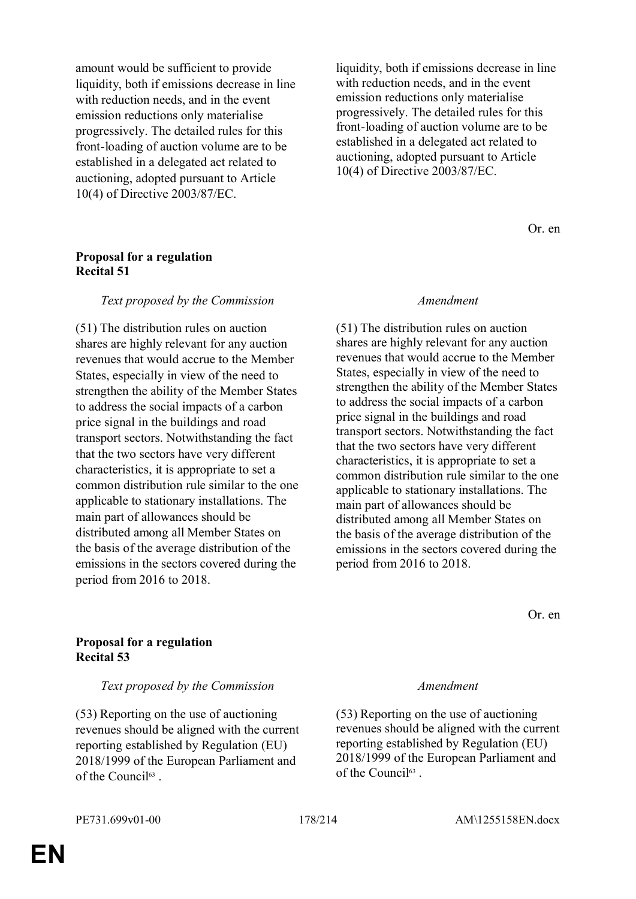| | |
|---|---|
| amount would be sufficient to provide liquidity, both if emissions decrease in line with reduction needs, and in the event emission reductions only materialise progressively. The detailed rules for this front-loading of auction volume are to be established in a delegated act related to auctioning, adopted pursuant to Article 10(4) of Directive 2003/87/EC. | liquidity, both if emissions decrease in line with reduction needs, and in the event emission reductions only materialise progressively. The detailed rules for this front-loading of auction volume are to be established in a delegated act related to auctioning, adopted pursuant to Article 10(4) of Directive 2003/87/EC. |

Or. en

**Proposal for a regulation**
**Recital 51**

| *Text proposed by the Commission* | *Amendment* |
|---|---|
| (51) The distribution rules on auction shares are highly relevant for any auction revenues that would accrue to the Member States, especially in view of the need to strengthen the ability of the Member States to address the social impacts of a carbon price signal in the buildings and road transport sectors. Notwithstanding the fact that the two sectors have very different characteristics, it is appropriate to set a common distribution rule similar to the one applicable to stationary installations. The main part of allowances should be distributed among all Member States on the basis of the average distribution of the emissions in the sectors covered during the period from 2016 to 2018. | (51) The distribution rules on auction shares are highly relevant for any auction revenues that would accrue to the Member States, especially in view of the need to strengthen the ability of the Member States to address the social impacts of a carbon price signal in the buildings and road transport sectors. Notwithstanding the fact that the two sectors have very different characteristics, it is appropriate to set a common distribution rule similar to the one applicable to stationary installations. The main part of allowances should be distributed among all Member States on the basis of the average distribution of the emissions in the sectors covered during the period from 2016 to 2018. |

Or. en

**Proposal for a regulation**
**Recital 53**

| *Text proposed by the Commission* | *Amendment* |
|---|---|
| (53) Reporting on the use of auctioning revenues should be aligned with the current reporting established by Regulation (EU) 2018/1999 of the European Parliament and of the Council[63] . | (53) Reporting on the use of auctioning revenues should be aligned with the current reporting established by Regulation (EU) 2018/1999 of the European Parliament and of the Council[63] . |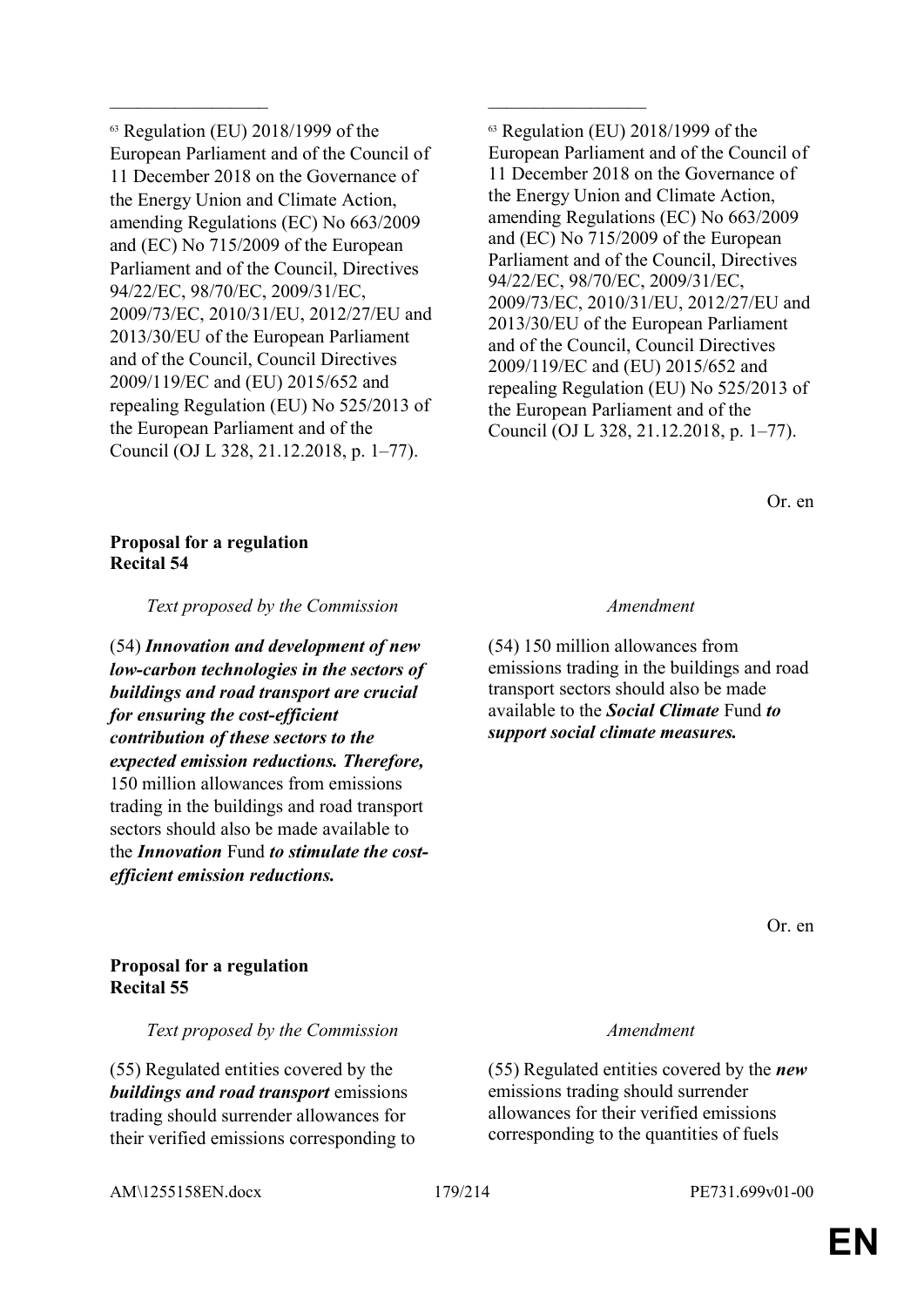| | |
|---|---|
| _________________ | _________________ |
| [63] Regulation (EU) 2018/1999 of the European Parliament and of the Council of 11 December 2018 on the Governance of the Energy Union and Climate Action, amending Regulations (EC) No 663/2009 and (EC) No 715/2009 of the European Parliament and of the Council, Directives 94/22/EC, 98/70/EC, 2009/31/EC, 2009/73/EC, 2010/31/EU, 2012/27/EU and 2013/30/EU of the European Parliament and of the Council, Council Directives 2009/119/EC and (EU) 2015/652 and repealing Regulation (EU) No 525/2013 of the European Parliament and of the Council (OJ L 328, 21.12.2018, p. 1–77). | [63] Regulation (EU) 2018/1999 of the European Parliament and of the Council of 11 December 2018 on the Governance of the Energy Union and Climate Action, amending Regulations (EC) No 663/2009 and (EC) No 715/2009 of the European Parliament and of the Council, Directives 94/22/EC, 98/70/EC, 2009/31/EC, 2009/73/EC, 2010/31/EU, 2012/27/EU and 2013/30/EU of the European Parliament and of the Council, Council Directives 2009/119/EC and (EU) 2015/652 and repealing Regulation (EU) No 525/2013 of the European Parliament and of the Council (OJ L 328, 21.12.2018, p. 1–77). |

Or. en

**Proposal for a regulation**
**Recital 54**

| *Text proposed by the Commission* | *Amendment* |
|---|---|
| (54) ***Innovation and development of new low-carbon technologies in the sectors of buildings and road transport are crucial for ensuring the cost-efficient contribution of these sectors to the expected emission reductions. Therefore,*** 150 million allowances from emissions trading in the buildings and road transport sectors should also be made available to the ***Innovation*** Fund ***to stimulate the cost-efficient emission reductions.*** | (54) 150 million allowances from emissions trading in the buildings and road transport sectors should also be made available to the ***Social Climate*** Fund ***to support social climate measures.*** |

Or. en

**Proposal for a regulation**
**Recital 55**

| *Text proposed by the Commission* | *Amendment* |
|---|---|
| (55) Regulated entities covered by the ***buildings and road transport*** emissions trading should surrender allowances for their verified emissions corresponding to | (55) Regulated entities covered by the ***new*** emissions trading should surrender allowances for their verified emissions corresponding to the quantities of fuels |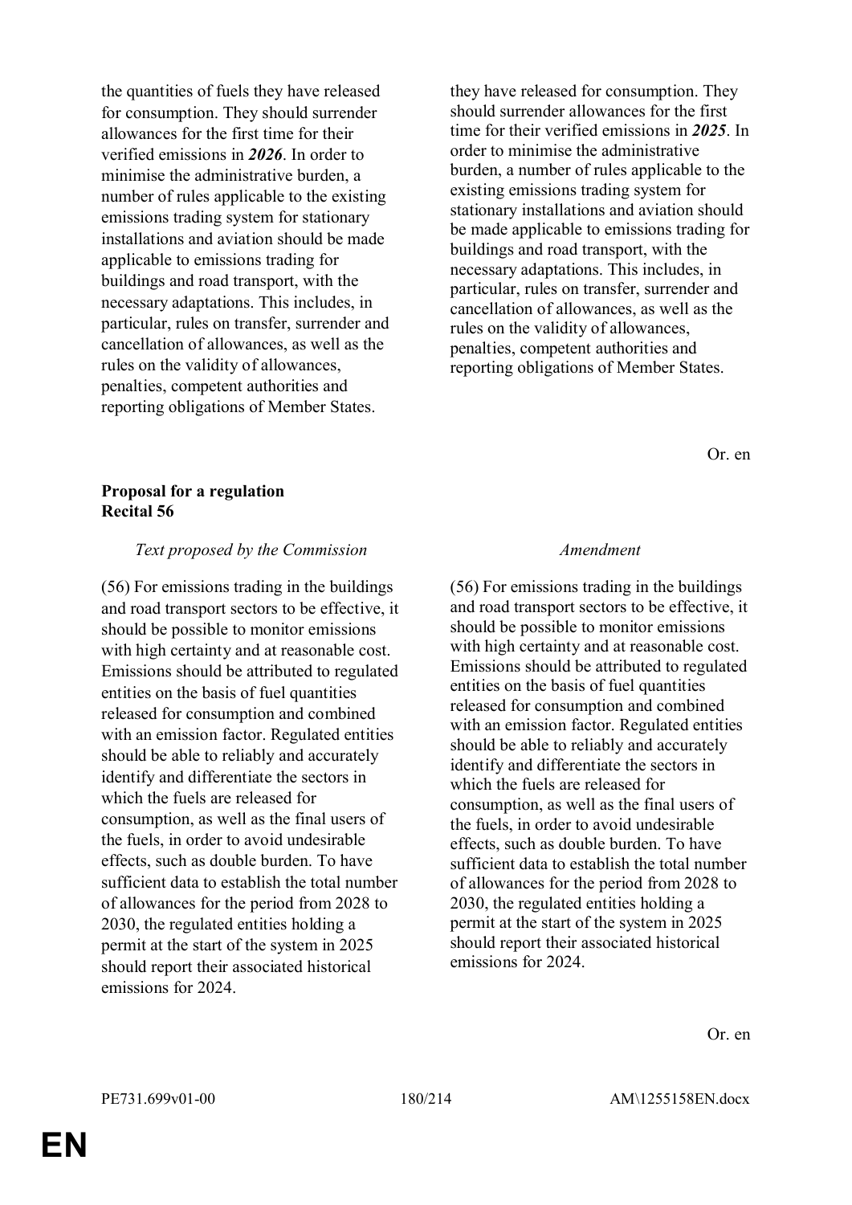| | |
|---|---|
| the quantities of fuels they have released for consumption. They should surrender allowances for the first time for their verified emissions in ***2026***. In order to minimise the administrative burden, a number of rules applicable to the existing emissions trading system for stationary installations and aviation should be made applicable to emissions trading for buildings and road transport, with the necessary adaptations. This includes, in particular, rules on transfer, surrender and cancellation of allowances, as well as the rules on the validity of allowances, penalties, competent authorities and reporting obligations of Member States. | they have released for consumption. They should surrender allowances for the first time for their verified emissions in ***2025***. In order to minimise the administrative burden, a number of rules applicable to the existing emissions trading system for stationary installations and aviation should be made applicable to emissions trading for buildings and road transport, with the necessary adaptations. This includes, in particular, rules on transfer, surrender and cancellation of allowances, as well as the rules on the validity of allowances, penalties, competent authorities and reporting obligations of Member States. |

Or. en

**Proposal for a regulation**
**Recital 56**

| *Text proposed by the Commission* | *Amendment* |
|---|---|
| (56) For emissions trading in the buildings and road transport sectors to be effective, it should be possible to monitor emissions with high certainty and at reasonable cost. Emissions should be attributed to regulated entities on the basis of fuel quantities released for consumption and combined with an emission factor. Regulated entities should be able to reliably and accurately identify and differentiate the sectors in which the fuels are released for consumption, as well as the final users of the fuels, in order to avoid undesirable effects, such as double burden. To have sufficient data to establish the total number of allowances for the period from 2028 to 2030, the regulated entities holding a permit at the start of the system in 2025 should report their associated historical emissions for 2024. | (56) For emissions trading in the buildings and road transport sectors to be effective, it should be possible to monitor emissions with high certainty and at reasonable cost. Emissions should be attributed to regulated entities on the basis of fuel quantities released for consumption and combined with an emission factor. Regulated entities should be able to reliably and accurately identify and differentiate the sectors in which the fuels are released for consumption, as well as the final users of the fuels, in order to avoid undesirable effects, such as double burden. To have sufficient data to establish the total number of allowances for the period from 2028 to 2030, the regulated entities holding a permit at the start of the system in 2025 should report their associated historical emissions for 2024. |

Or. en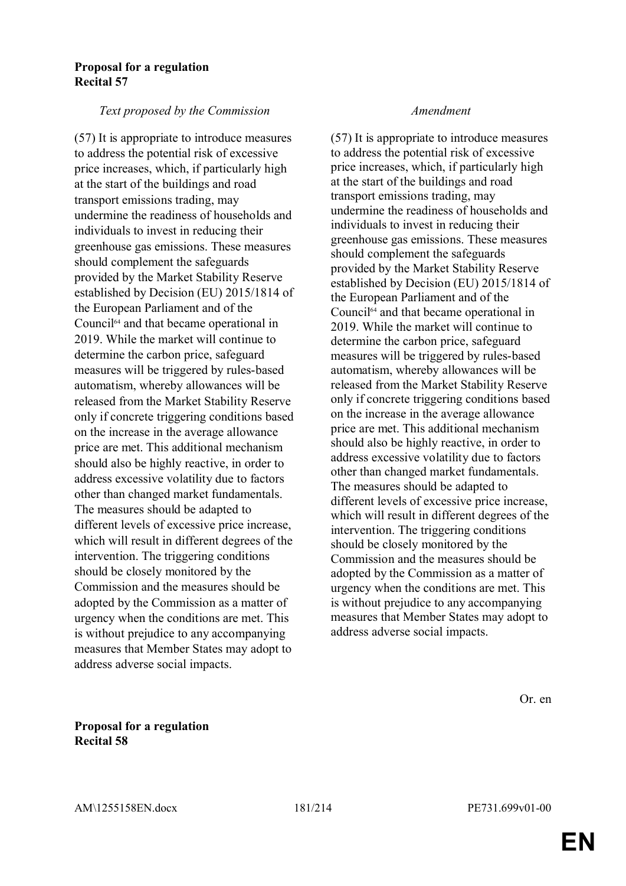**Proposal for a regulation**
**Recital 57**

| *Text proposed by the Commission* | *Amendment* |
| --- | --- |
| (57) It is appropriate to introduce measures to address the potential risk of excessive price increases, which, if particularly high at the start of the buildings and road transport emissions trading, may undermine the readiness of households and individuals to invest in reducing their greenhouse gas emissions. These measures should complement the safeguards provided by the Market Stability Reserve established by Decision (EU) 2015/1814 of the European Parliament and of the Council[64] and that became operational in 2019. While the market will continue to determine the carbon price, safeguard measures will be triggered by rules-based automatism, whereby allowances will be released from the Market Stability Reserve only if concrete triggering conditions based on the increase in the average allowance price are met. This additional mechanism should also be highly reactive, in order to address excessive volatility due to factors other than changed market fundamentals. The measures should be adapted to different levels of excessive price increase, which will result in different degrees of the intervention. The triggering conditions should be closely monitored by the Commission and the measures should be adopted by the Commission as a matter of urgency when the conditions are met. This is without prejudice to any accompanying measures that Member States may adopt to address adverse social impacts. | (57) It is appropriate to introduce measures to address the potential risk of excessive price increases, which, if particularly high at the start of the buildings and road transport emissions trading, may undermine the readiness of households and individuals to invest in reducing their greenhouse gas emissions. These measures should complement the safeguards provided by the Market Stability Reserve established by Decision (EU) 2015/1814 of the European Parliament and of the Council[64] and that became operational in 2019. While the market will continue to determine the carbon price, safeguard measures will be triggered by rules-based automatism, whereby allowances will be released from the Market Stability Reserve only if concrete triggering conditions based on the increase in the average allowance price are met. This additional mechanism should also be highly reactive, in order to address excessive volatility due to factors other than changed market fundamentals. The measures should be adapted to different levels of excessive price increase, which will result in different degrees of the intervention. The triggering conditions should be closely monitored by the Commission and the measures should be adopted by the Commission as a matter of urgency when the conditions are met. This is without prejudice to any accompanying measures that Member States may adopt to address adverse social impacts. |

Or. en

**Proposal for a regulation**
**Recital 58**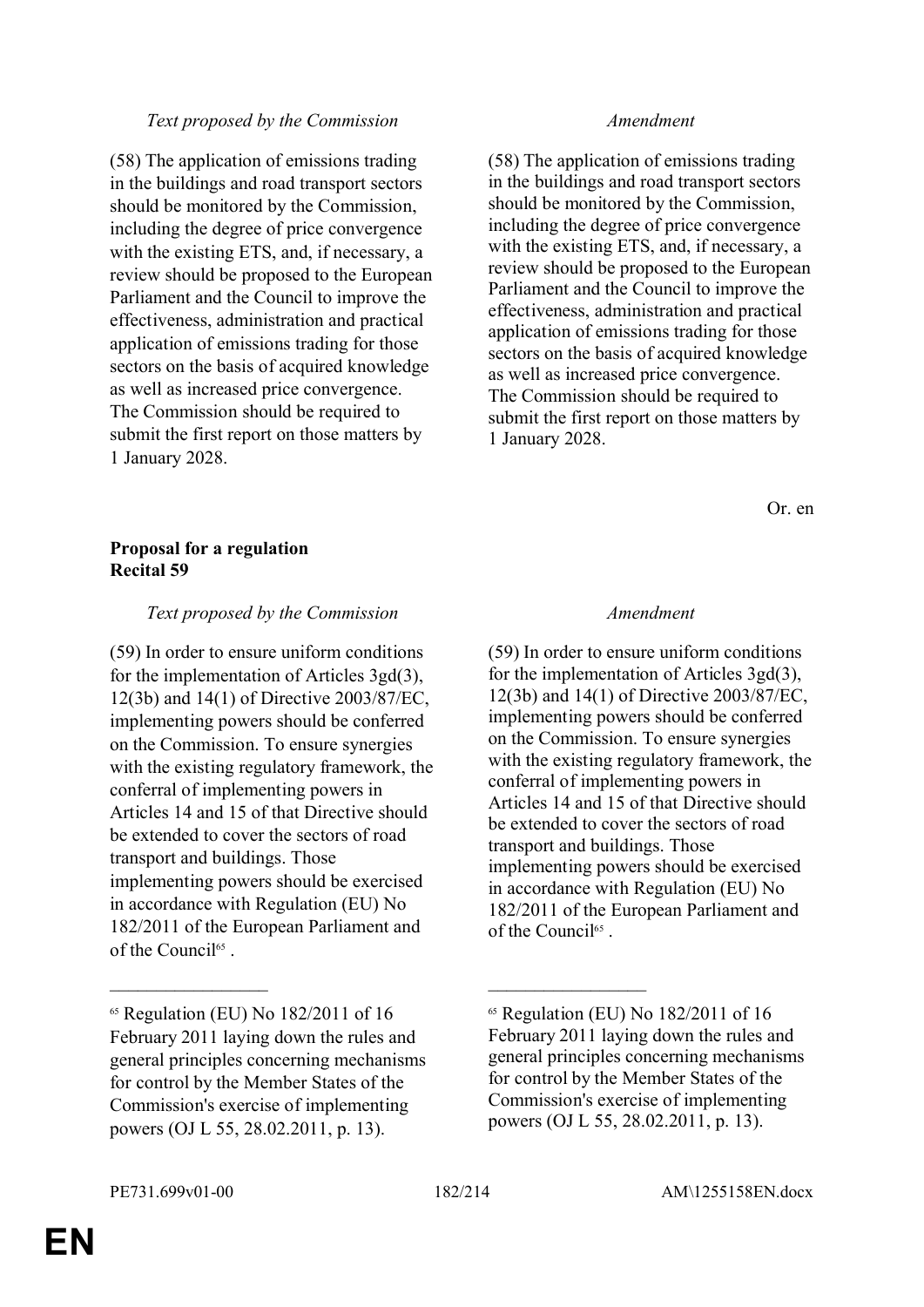| *Text proposed by the Commission* | *Amendment* |
|---|---|
| (58) The application of emissions trading in the buildings and road transport sectors should be monitored by the Commission, including the degree of price convergence with the existing ETS, and, if necessary, a review should be proposed to the European Parliament and the Council to improve the effectiveness, administration and practical application of emissions trading for those sectors on the basis of acquired knowledge as well as increased price convergence. The Commission should be required to submit the first report on those matters by 1 January 2028. | (58) The application of emissions trading in the buildings and road transport sectors should be monitored by the Commission, including the degree of price convergence with the existing ETS, and, if necessary, a review should be proposed to the European Parliament and the Council to improve the effectiveness, administration and practical application of emissions trading for those sectors on the basis of acquired knowledge as well as increased price convergence. The Commission should be required to submit the first report on those matters by 1 January 2028. |

Or. en

**Proposal for a regulation**
**Recital 59**

| *Text proposed by the Commission* | *Amendment* |
|---|---|
| (59) In order to ensure uniform conditions for the implementation of Articles 3gd(3), 12(3b) and 14(1) of Directive 2003/87/EC, implementing powers should be conferred on the Commission. To ensure synergies with the existing regulatory framework, the conferral of implementing powers in Articles 14 and 15 of that Directive should be extended to cover the sectors of road transport and buildings. Those implementing powers should be exercised in accordance with Regulation (EU) No 182/2011 of the European Parliament and of the Council[65] . | (59) In order to ensure uniform conditions for the implementation of Articles 3gd(3), 12(3b) and 14(1) of Directive 2003/87/EC, implementing powers should be conferred on the Commission. To ensure synergies with the existing regulatory framework, the conferral of implementing powers in Articles 14 and 15 of that Directive should be extended to cover the sectors of road transport and buildings. Those implementing powers should be exercised in accordance with Regulation (EU) No 182/2011 of the European Parliament and of the Council[65] . |
| [65] Regulation (EU) No 182/2011 of 16 February 2011 laying down the rules and general principles concerning mechanisms for control by the Member States of the Commission's exercise of implementing powers (OJ L 55, 28.02.2011, p. 13). | [65] Regulation (EU) No 182/2011 of 16 February 2011 laying down the rules and general principles concerning mechanisms for control by the Member States of the Commission's exercise of implementing powers (OJ L 55, 28.02.2011, p. 13). |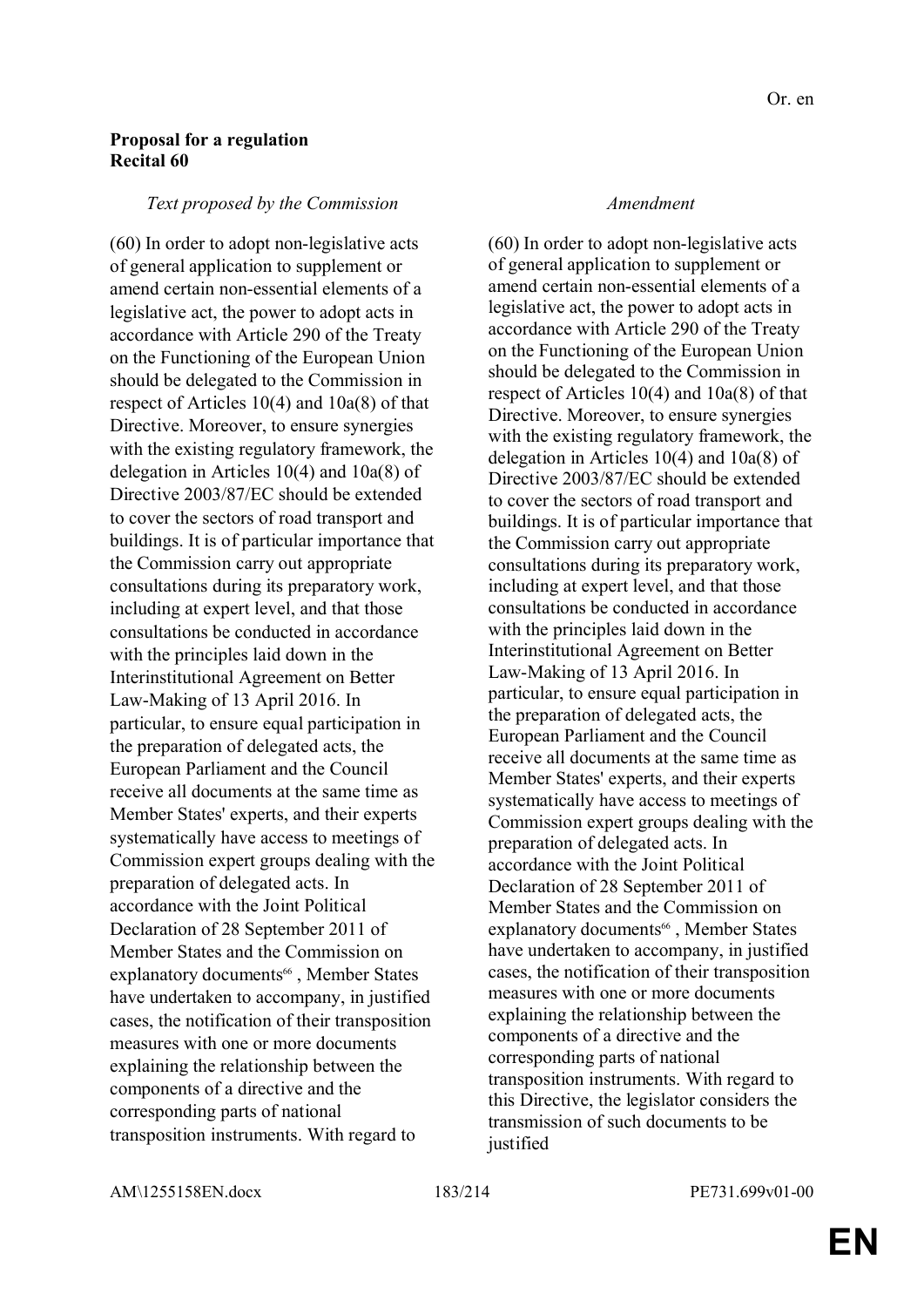Or. en

**Proposal for a regulation**
**Recital 60**

| *Text proposed by the Commission* | *Amendment* |
|---|---|
| (60) In order to adopt non-legislative acts of general application to supplement or amend certain non-essential elements of a legislative act, the power to adopt acts in accordance with Article 290 of the Treaty on the Functioning of the European Union should be delegated to the Commission in respect of Articles 10(4) and 10a(8) of that Directive. Moreover, to ensure synergies with the existing regulatory framework, the delegation in Articles 10(4) and 10a(8) of Directive 2003/87/EC should be extended to cover the sectors of road transport and buildings. It is of particular importance that the Commission carry out appropriate consultations during its preparatory work, including at expert level, and that those consultations be conducted in accordance with the principles laid down in the Interinstitutional Agreement on Better Law-Making of 13 April 2016. In particular, to ensure equal participation in the preparation of delegated acts, the European Parliament and the Council receive all documents at the same time as Member States' experts, and their experts systematically have access to meetings of Commission expert groups dealing with the preparation of delegated acts. In accordance with the Joint Political Declaration of 28 September 2011 of Member States and the Commission on explanatory documents[66] , Member States have undertaken to accompany, in justified cases, the notification of their transposition measures with one or more documents explaining the relationship between the components of a directive and the corresponding parts of national transposition instruments. With regard to | (60) In order to adopt non-legislative acts of general application to supplement or amend certain non-essential elements of a legislative act, the power to adopt acts in accordance with Article 290 of the Treaty on the Functioning of the European Union should be delegated to the Commission in respect of Articles 10(4) and 10a(8) of that Directive. Moreover, to ensure synergies with the existing regulatory framework, the delegation in Articles 10(4) and 10a(8) of Directive 2003/87/EC should be extended to cover the sectors of road transport and buildings. It is of particular importance that the Commission carry out appropriate consultations during its preparatory work, including at expert level, and that those consultations be conducted in accordance with the principles laid down in the Interinstitutional Agreement on Better Law-Making of 13 April 2016. In particular, to ensure equal participation in the preparation of delegated acts, the European Parliament and the Council receive all documents at the same time as Member States' experts, and their experts systematically have access to meetings of Commission expert groups dealing with the preparation of delegated acts. In accordance with the Joint Political Declaration of 28 September 2011 of Member States and the Commission on explanatory documents[66] , Member States have undertaken to accompany, in justified cases, the notification of their transposition measures with one or more documents explaining the relationship between the components of a directive and the corresponding parts of national transposition instruments. With regard to this Directive, the legislator considers the transmission of such documents to be justified |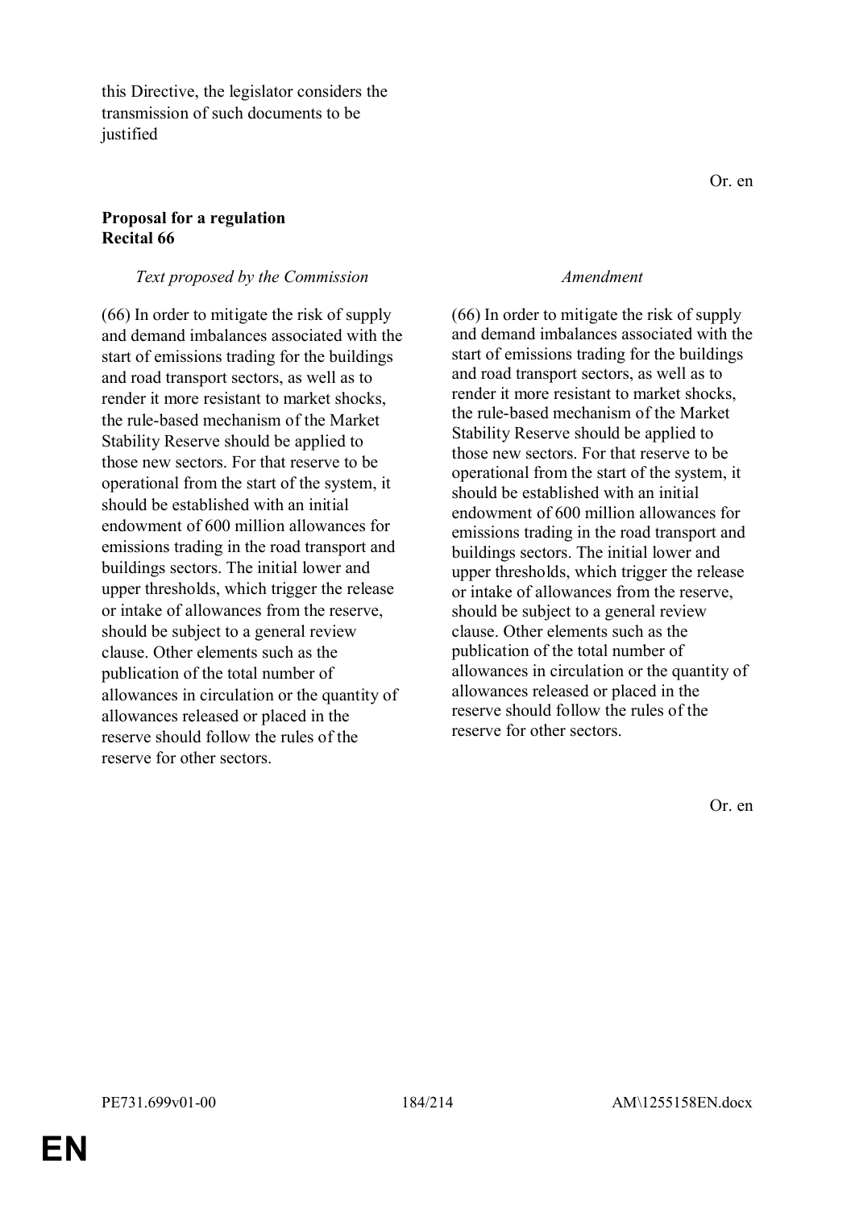this Directive, the legislator considers the transmission of such documents to be justified

Or. en

**Proposal for a regulation**
**Recital 66**

| *Text proposed by the Commission* | *Amendment* |
| --- | --- |
| (66) In order to mitigate the risk of supply and demand imbalances associated with the start of emissions trading for the buildings and road transport sectors, as well as to render it more resistant to market shocks, the rule-based mechanism of the Market Stability Reserve should be applied to those new sectors. For that reserve to be operational from the start of the system, it should be established with an initial endowment of 600 million allowances for emissions trading in the road transport and buildings sectors. The initial lower and upper thresholds, which trigger the release or intake of allowances from the reserve, should be subject to a general review clause. Other elements such as the publication of the total number of allowances in circulation or the quantity of allowances released or placed in the reserve should follow the rules of the reserve for other sectors. | (66) In order to mitigate the risk of supply and demand imbalances associated with the start of emissions trading for the buildings and road transport sectors, as well as to render it more resistant to market shocks, the rule-based mechanism of the Market Stability Reserve should be applied to those new sectors. For that reserve to be operational from the start of the system, it should be established with an initial endowment of 600 million allowances for emissions trading in the road transport and buildings sectors. The initial lower and upper thresholds, which trigger the release or intake of allowances from the reserve, should be subject to a general review clause. Other elements such as the publication of the total number of allowances in circulation or the quantity of allowances released or placed in the reserve should follow the rules of the reserve for other sectors. |

Or. en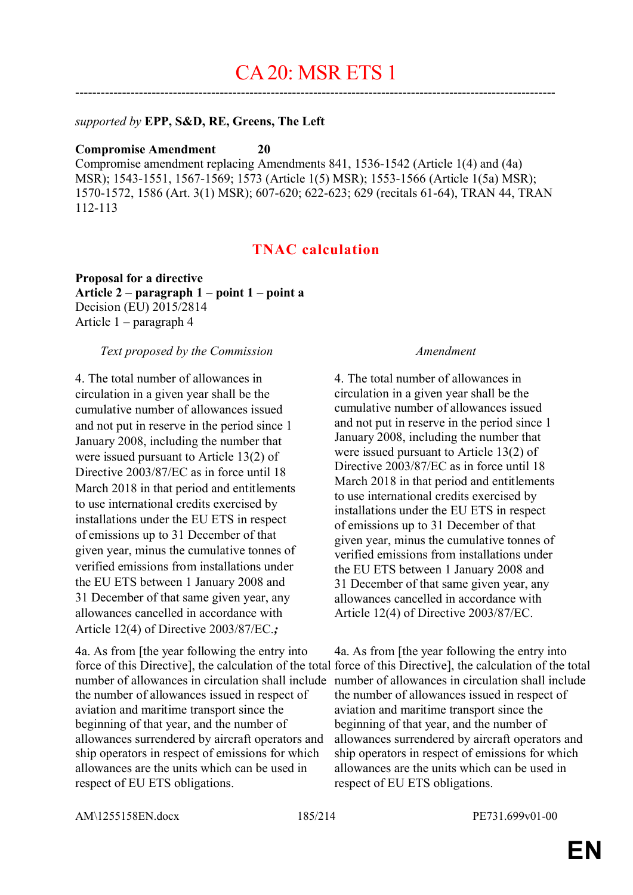# CA 20: MSR ETS 1

---

*supported by* **EPP, S&D, RE, Greens, The Left**

**Compromise Amendment 20**

Compromise amendment replacing Amendments 841, 1536-1542 (Article 1(4) and (4a) MSR); 1543-1551, 1567-1569; 1573 (Article 1(5) MSR); 1553-1566 (Article 1(5a) MSR); 1570-1572, 1586 (Art. 3(1) MSR); 607-620; 622-623; 629 (recitals 61-64), TRAN 44, TRAN 112-113

## TNAC calculation

**Proposal for a directive**
**Article 2 – paragraph 1 – point 1 – point a**
Decision (EU) 2015/2814
Article 1 – paragraph 4

| *Text proposed by the Commission* | *Amendment* |
|---|---|
| 4. The total number of allowances in circulation in a given year shall be the cumulative number of allowances issued and not put in reserve in the period since 1 January 2008, including the number that were issued pursuant to Article 13(2) of Directive 2003/87/EC as in force until 18 March 2018 in that period and entitlements to use international credits exercised by installations under the EU ETS in respect of emissions up to 31 December of that given year, minus the cumulative tonnes of verified emissions from installations under the EU ETS between 1 January 2008 and 31 December of that same given year, any allowances cancelled in accordance with Article 12(4) of Directive 2003/87/EC.***;*** | 4. The total number of allowances in circulation in a given year shall be the cumulative number of allowances issued and not put in reserve in the period since 1 January 2008, including the number that were issued pursuant to Article 13(2) of Directive 2003/87/EC as in force until 18 March 2018 in that period and entitlements to use international credits exercised by installations under the EU ETS in respect of emissions up to 31 December of that given year, minus the cumulative tonnes of verified emissions from installations under the EU ETS between 1 January 2008 and 31 December of that same given year, any allowances cancelled in accordance with Article 12(4) of Directive 2003/87/EC. |
| 4a. As from [the year following the entry into force of this Directive], the calculation of the total number of allowances in circulation shall include the number of allowances issued in respect of aviation and maritime transport since the beginning of that year, and the number of allowances surrendered by aircraft operators and ship operators in respect of emissions for which allowances are the units which can be used in respect of EU ETS obligations. | 4a. As from [the year following the entry into force of this Directive], the calculation of the total number of allowances in circulation shall include the number of allowances issued in respect of aviation and maritime transport since the beginning of that year, and the number of allowances surrendered by aircraft operators and ship operators in respect of emissions for which allowances are the units which can be used in respect of EU ETS obligations. |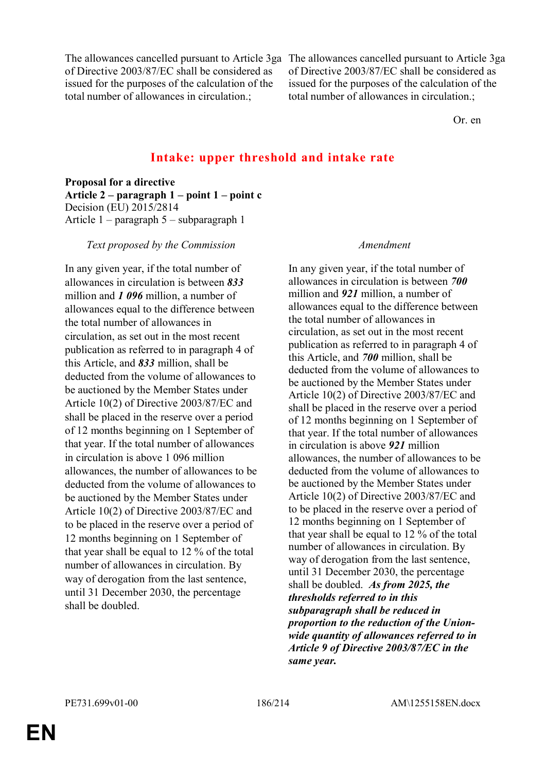| | |
|---|---|
| The allowances cancelled pursuant to Article 3ga of Directive 2003/87/EC shall be considered as issued for the purposes of the calculation of the total number of allowances in circulation.; | The allowances cancelled pursuant to Article 3ga of Directive 2003/87/EC shall be considered as issued for the purposes of the calculation of the total number of allowances in circulation.; |

Or. en

## Intake: upper threshold and intake rate

**Proposal for a directive**
**Article 2 – paragraph 1 – point 1 – point c**
Decision (EU) 2015/2814
Article 1 – paragraph 5 – subparagraph 1

| *Text proposed by the Commission* | *Amendment* |
|---|---|
| In any given year, if the total number of allowances in circulation is between ***833*** million and ***1 096*** million, a number of allowances equal to the difference between the total number of allowances in circulation, as set out in the most recent publication as referred to in paragraph 4 of this Article, and ***833*** million, shall be deducted from the volume of allowances to be auctioned by the Member States under Article 10(2) of Directive 2003/87/EC and shall be placed in the reserve over a period of 12 months beginning on 1 September of that year. If the total number of allowances in circulation is above 1 096 million allowances, the number of allowances to be deducted from the volume of allowances to be auctioned by the Member States under Article 10(2) of Directive 2003/87/EC and to be placed in the reserve over a period of 12 months beginning on 1 September of that year shall be equal to 12 % of the total number of allowances in circulation. By way of derogation from the last sentence, until 31 December 2030, the percentage shall be doubled. | In any given year, if the total number of allowances in circulation is between ***700*** million and ***921*** million, a number of allowances equal to the difference between the total number of allowances in circulation, as set out in the most recent publication as referred to in paragraph 4 of this Article, and ***700*** million, shall be deducted from the volume of allowances to be auctioned by the Member States under Article 10(2) of Directive 2003/87/EC and shall be placed in the reserve over a period of 12 months beginning on 1 September of that year. If the total number of allowances in circulation is above ***921*** million allowances, the number of allowances to be deducted from the volume of allowances to be auctioned by the Member States under Article 10(2) of Directive 2003/87/EC and to be placed in the reserve over a period of 12 months beginning on 1 September of that year shall be equal to 12 % of the total number of allowances in circulation. By way of derogation from the last sentence, until 31 December 2030, the percentage shall be doubled. ***As from 2025, the thresholds referred to in this subparagraph shall be reduced in proportion to the reduction of the Union-wide quantity of allowances referred to in Article 9 of Directive 2003/87/EC in the same year.*** |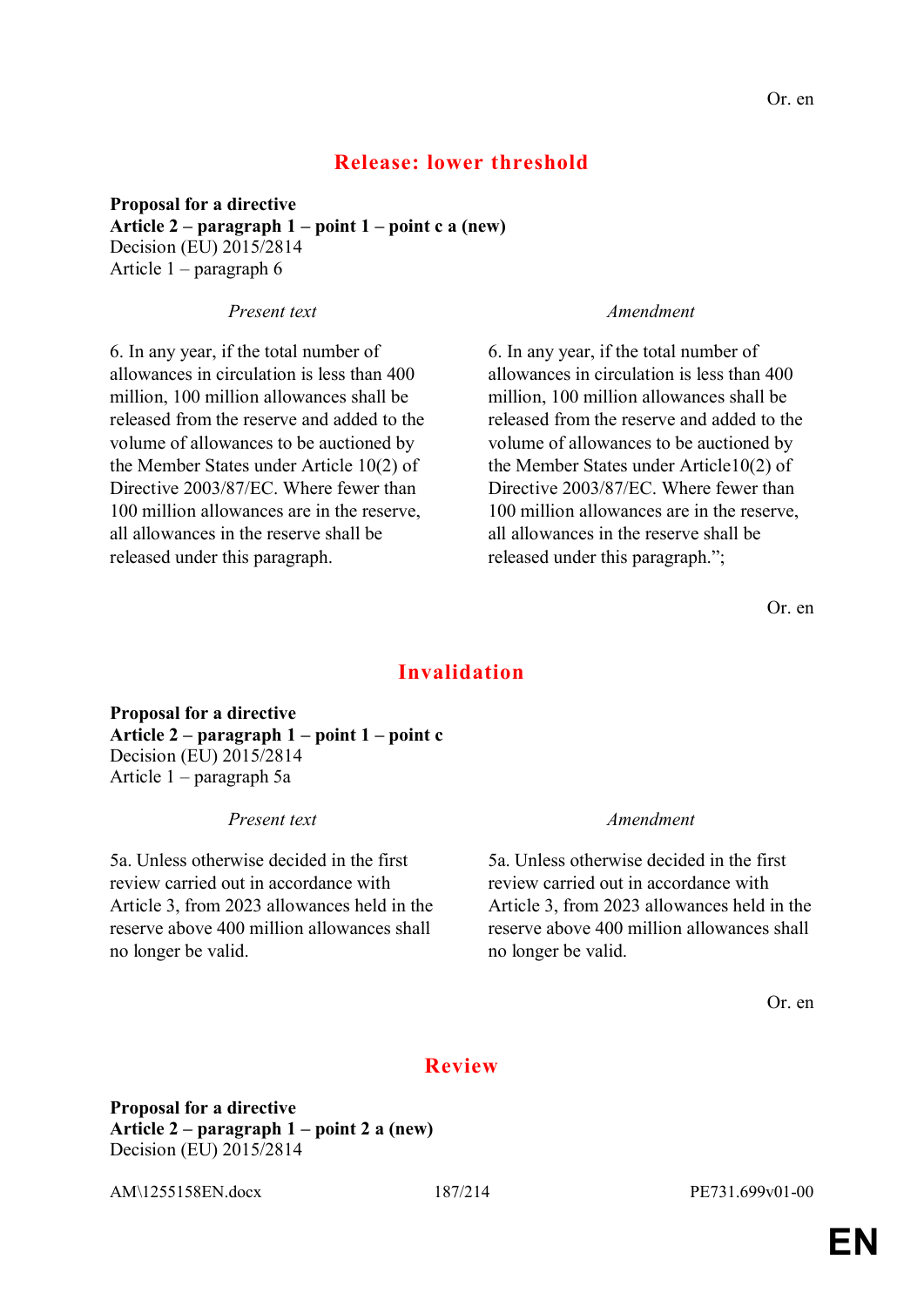Or. en

## Release: lower threshold

**Proposal for a directive**
**Article 2 – paragraph 1 – point 1 – point c a (new)**
Decision (EU) 2015/2814
Article 1 – paragraph 6

| *Present text* | *Amendment* |
|---|---|
| 6. In any year, if the total number of allowances in circulation is less than 400 million, 100 million allowances shall be released from the reserve and added to the volume of allowances to be auctioned by the Member States under Article 10(2) of Directive 2003/87/EC. Where fewer than 100 million allowances are in the reserve, all allowances in the reserve shall be released under this paragraph. | 6. In any year, if the total number of allowances in circulation is less than 400 million, 100 million allowances shall be released from the reserve and added to the volume of allowances to be auctioned by the Member States under Article10(2) of Directive 2003/87/EC. Where fewer than 100 million allowances are in the reserve, all allowances in the reserve shall be released under this paragraph.”; |

Or. en

## Invalidation

**Proposal for a directive**
**Article 2 – paragraph 1 – point 1 – point c**
Decision (EU) 2015/2814
Article 1 – paragraph 5a

| *Present text* | *Amendment* |
|---|---|
| 5a. Unless otherwise decided in the first review carried out in accordance with Article 3, from 2023 allowances held in the reserve above 400 million allowances shall no longer be valid. | 5a. Unless otherwise decided in the first review carried out in accordance with Article 3, from 2023 allowances held in the reserve above 400 million allowances shall no longer be valid. |

Or. en

## Review

**Proposal for a directive**
**Article 2 – paragraph 1 – point 2 a (new)**
Decision (EU) 2015/2814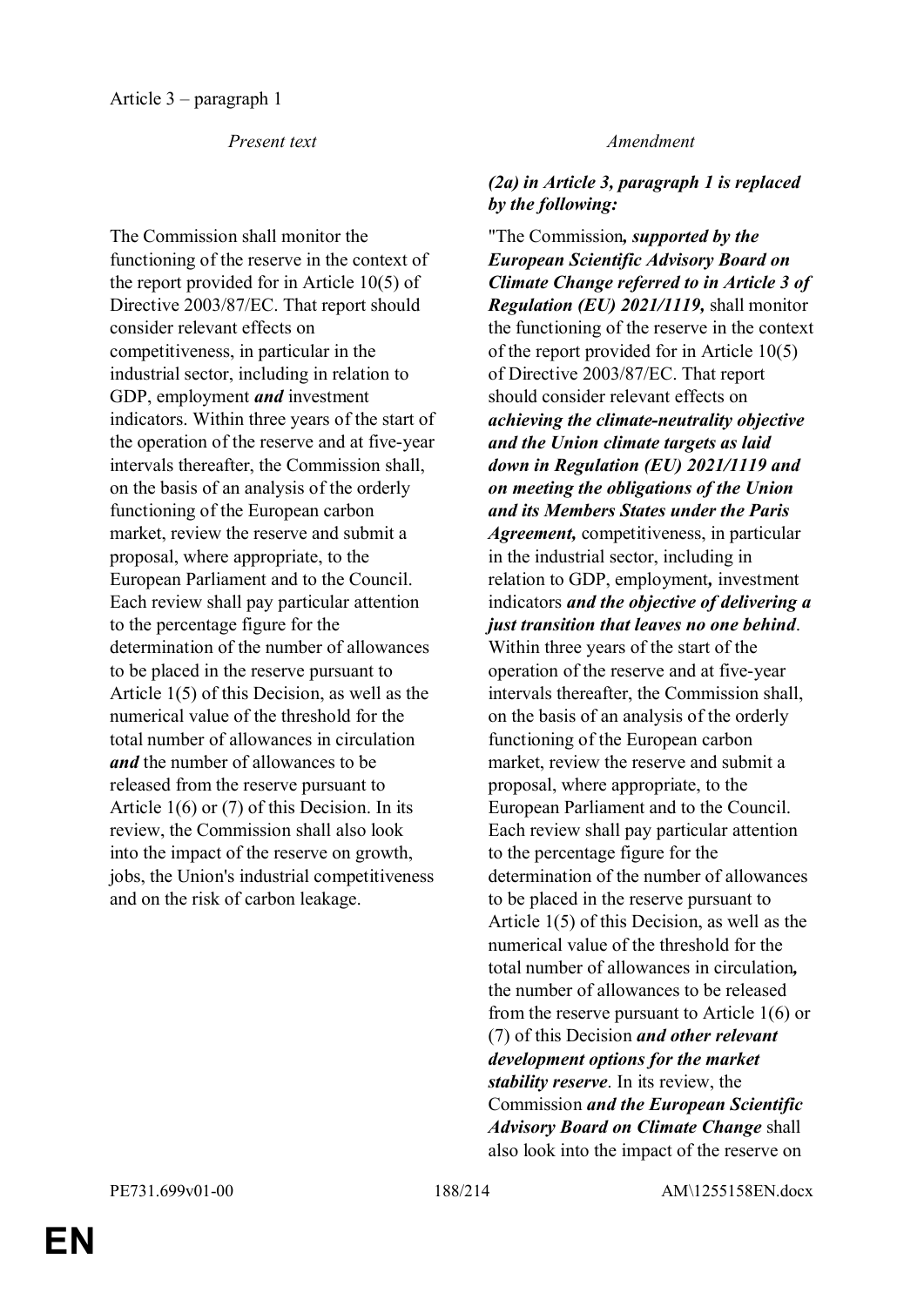Article 3 – paragraph 1

| *Present text* | *Amendment* |
|---|---|
| | ***(2a) in Article 3, paragraph 1 is replaced by the following:*** |
| The Commission shall monitor the functioning of the reserve in the context of the report provided for in Article 10(5) of Directive 2003/87/EC. That report should consider relevant effects on competitiveness, in particular in the industrial sector, including in relation to GDP, employment ***and*** investment indicators. Within three years of the start of the operation of the reserve and at five-year intervals thereafter, the Commission shall, on the basis of an analysis of the orderly functioning of the European carbon market, review the reserve and submit a proposal, where appropriate, to the European Parliament and to the Council. Each review shall pay particular attention to the percentage figure for the determination of the number of allowances to be placed in the reserve pursuant to Article 1(5) of this Decision, as well as the numerical value of the threshold for the total number of allowances in circulation ***and*** the number of allowances to be released from the reserve pursuant to Article 1(6) or (7) of this Decision. In its review, the Commission shall also look into the impact of the reserve on growth, jobs, the Union's industrial competitiveness and on the risk of carbon leakage. | "The Commission***, supported by the European Scientific Advisory Board on Climate Change referred to in Article 3 of Regulation (EU) 2021/1119,*** shall monitor the functioning of the reserve in the context of the report provided for in Article 10(5) of Directive 2003/87/EC. That report should consider relevant effects on ***achieving the climate-neutrality objective and the Union climate targets as laid down in Regulation (EU) 2021/1119 and on meeting the obligations of the Union and its Members States under the Paris Agreement,*** competitiveness, in particular in the industrial sector, including in relation to GDP, employment***,*** investment indicators ***and the objective of delivering a just transition that leaves no one behind***. Within three years of the start of the operation of the reserve and at five-year intervals thereafter, the Commission shall, on the basis of an analysis of the orderly functioning of the European carbon market, review the reserve and submit a proposal, where appropriate, to the European Parliament and to the Council. Each review shall pay particular attention to the percentage figure for the determination of the number of allowances to be placed in the reserve pursuant to Article 1(5) of this Decision, as well as the numerical value of the threshold for the total number of allowances in circulation***,*** the number of allowances to be released from the reserve pursuant to Article 1(6) or (7) of this Decision ***and other relevant development options for the market stability reserve***. In its review, the Commission ***and the European Scientific Advisory Board on Climate Change*** shall also look into the impact of the reserve on |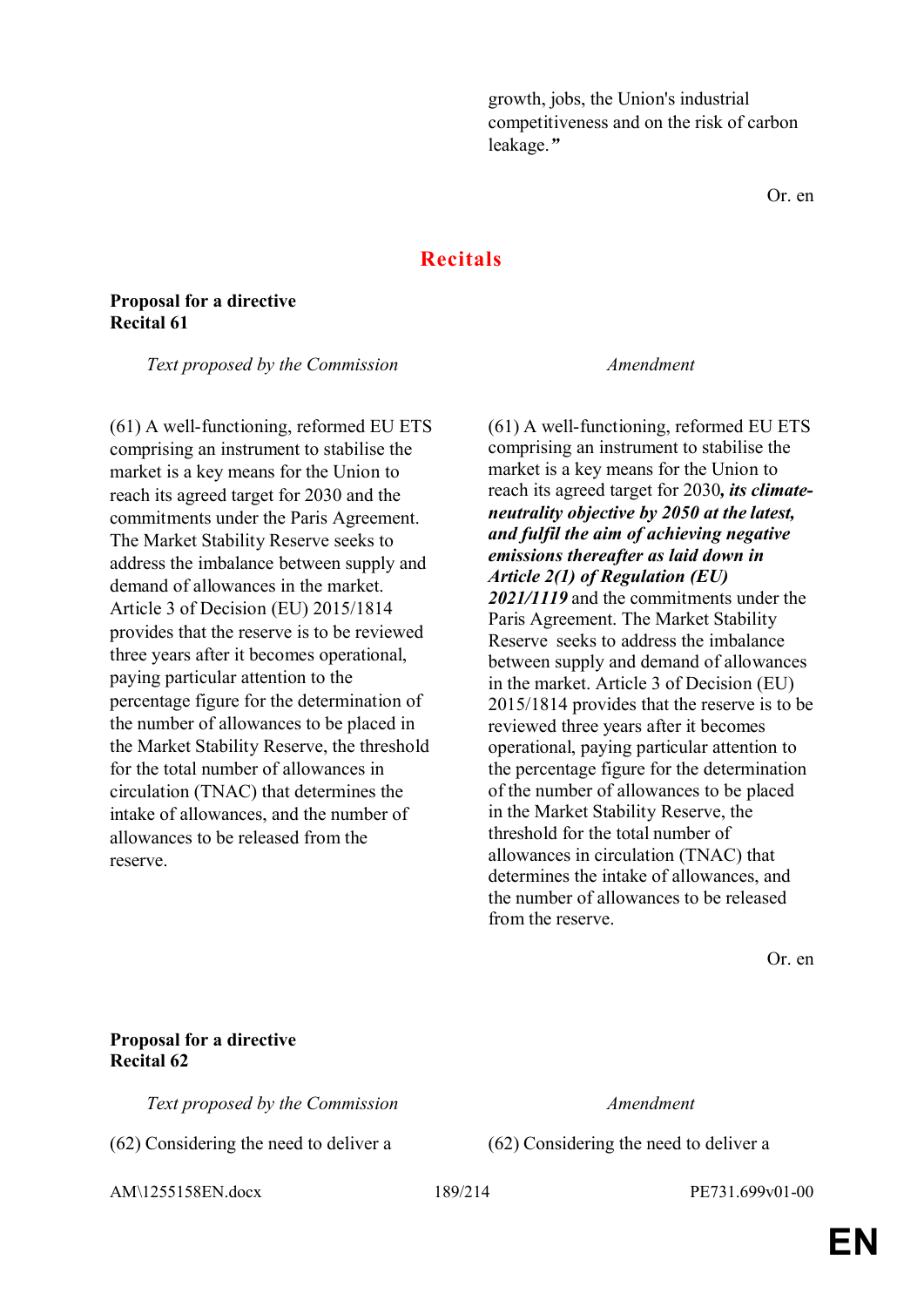growth, jobs, the Union's industrial competitiveness and on the risk of carbon leakage.*”*

Or. en

## Recitals

**Proposal for a directive**
**Recital 61**

| *Text proposed by the Commission* | *Amendment* |
|---|---|
| (61) A well-functioning, reformed EU ETS comprising an instrument to stabilise the market is a key means for the Union to reach its agreed target for 2030 and the commitments under the Paris Agreement. The Market Stability Reserve seeks to address the imbalance between supply and demand of allowances in the market. Article 3 of Decision (EU) 2015/1814 provides that the reserve is to be reviewed three years after it becomes operational, paying particular attention to the percentage figure for the determination of the number of allowances to be placed in the Market Stability Reserve, the threshold for the total number of allowances in circulation (TNAC) that determines the intake of allowances, and the number of allowances to be released from the reserve. | (61) A well-functioning, reformed EU ETS comprising an instrument to stabilise the market is a key means for the Union to reach its agreed target for 2030***, its climate-neutrality objective by 2050 at the latest, and fulfil the aim of achieving negative emissions thereafter as laid down in Article 2(1) of Regulation (EU) 2021/1119*** and the commitments under the Paris Agreement. The Market Stability Reserve seeks to address the imbalance between supply and demand of allowances in the market. Article 3 of Decision (EU) 2015/1814 provides that the reserve is to be reviewed three years after it becomes operational, paying particular attention to the percentage figure for the determination of the number of allowances to be placed in the Market Stability Reserve, the threshold for the total number of allowances in circulation (TNAC) that determines the intake of allowances, and the number of allowances to be released from the reserve. |

Or. en

**Proposal for a directive**
**Recital 62**

| *Text proposed by the Commission* | *Amendment* |
|---|---|
| (62) Considering the need to deliver a | (62) Considering the need to deliver a |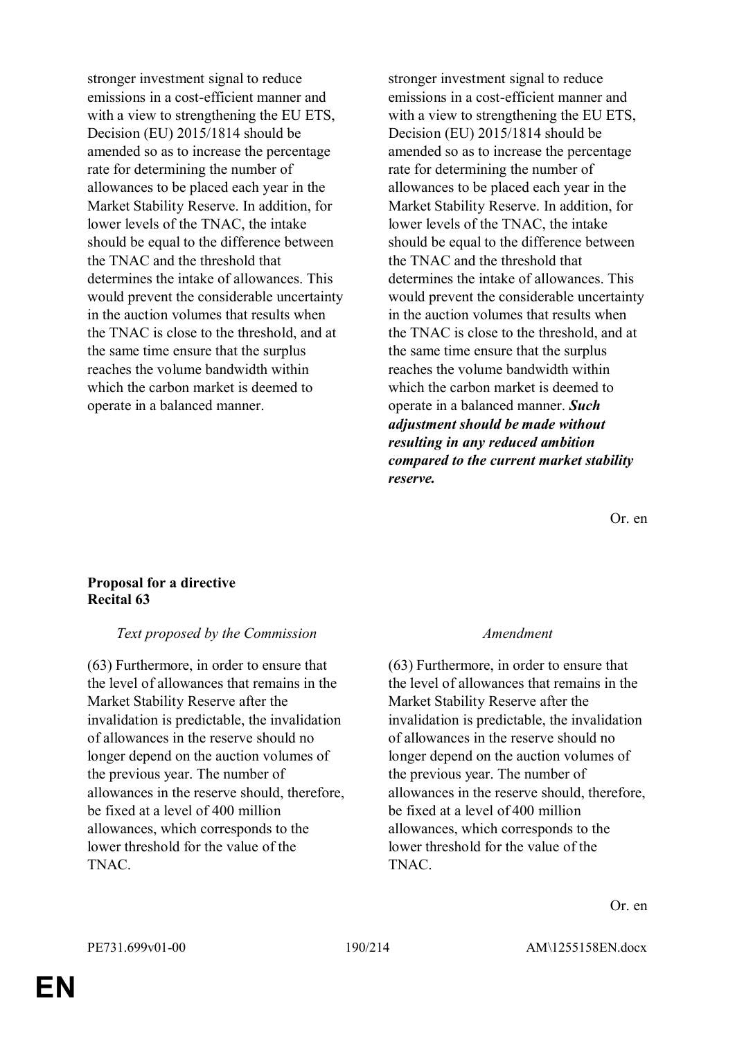| | |
|---|---|
| stronger investment signal to reduce emissions in a cost-efficient manner and with a view to strengthening the EU ETS, Decision (EU) 2015/1814 should be amended so as to increase the percentage rate for determining the number of allowances to be placed each year in the Market Stability Reserve. In addition, for lower levels of the TNAC, the intake should be equal to the difference between the TNAC and the threshold that determines the intake of allowances. This would prevent the considerable uncertainty in the auction volumes that results when the TNAC is close to the threshold, and at the same time ensure that the surplus reaches the volume bandwidth within which the carbon market is deemed to operate in a balanced manner. | stronger investment signal to reduce emissions in a cost-efficient manner and with a view to strengthening the EU ETS, Decision (EU) 2015/1814 should be amended so as to increase the percentage rate for determining the number of allowances to be placed each year in the Market Stability Reserve. In addition, for lower levels of the TNAC, the intake should be equal to the difference between the TNAC and the threshold that determines the intake of allowances. This would prevent the considerable uncertainty in the auction volumes that results when the TNAC is close to the threshold, and at the same time ensure that the surplus reaches the volume bandwidth within which the carbon market is deemed to operate in a balanced manner. ***Such adjustment should be made without resulting in any reduced ambition compared to the current market stability reserve.*** |

Or. en

**Proposal for a directive**
**Recital 63**

| *Text proposed by the Commission* | *Amendment* |
|---|---|
| (63) Furthermore, in order to ensure that the level of allowances that remains in the Market Stability Reserve after the invalidation is predictable, the invalidation of allowances in the reserve should no longer depend on the auction volumes of the previous year. The number of allowances in the reserve should, therefore, be fixed at a level of 400 million allowances, which corresponds to the lower threshold for the value of the TNAC. | (63) Furthermore, in order to ensure that the level of allowances that remains in the Market Stability Reserve after the invalidation is predictable, the invalidation of allowances in the reserve should no longer depend on the auction volumes of the previous year. The number of allowances in the reserve should, therefore, be fixed at a level of 400 million allowances, which corresponds to the lower threshold for the value of the TNAC. |

Or. en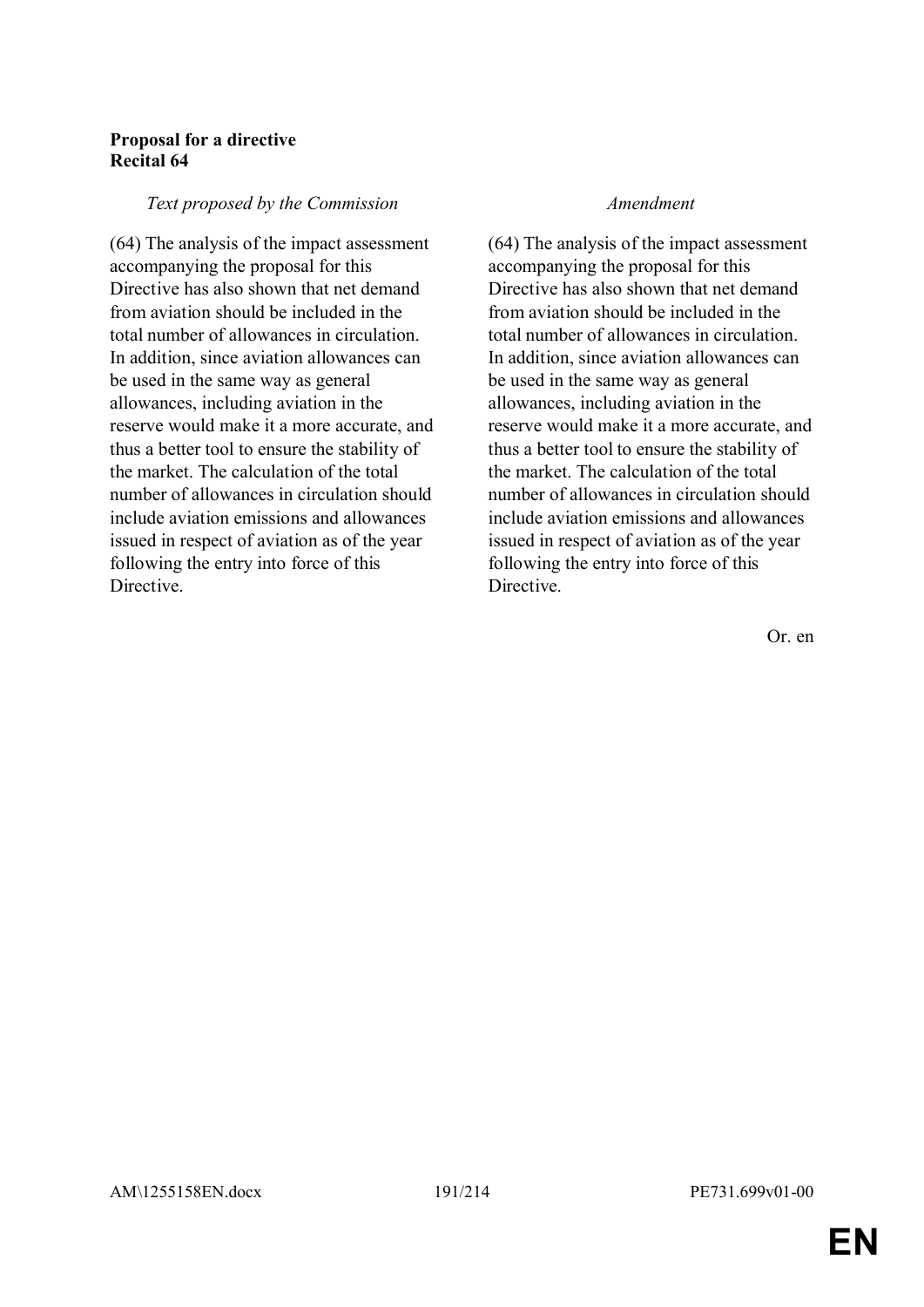**Proposal for a directive**
**Recital 64**

| *Text proposed by the Commission* | *Amendment* |
| --- | --- |
| (64) The analysis of the impact assessment accompanying the proposal for this Directive has also shown that net demand from aviation should be included in the total number of allowances in circulation. In addition, since aviation allowances can be used in the same way as general allowances, including aviation in the reserve would make it a more accurate, and thus a better tool to ensure the stability of the market. The calculation of the total number of allowances in circulation should include aviation emissions and allowances issued in respect of aviation as of the year following the entry into force of this Directive. | (64) The analysis of the impact assessment accompanying the proposal for this Directive has also shown that net demand from aviation should be included in the total number of allowances in circulation. In addition, since aviation allowances can be used in the same way as general allowances, including aviation in the reserve would make it a more accurate, and thus a better tool to ensure the stability of the market. The calculation of the total number of allowances in circulation should include aviation emissions and allowances issued in respect of aviation as of the year following the entry into force of this Directive. |

Or. en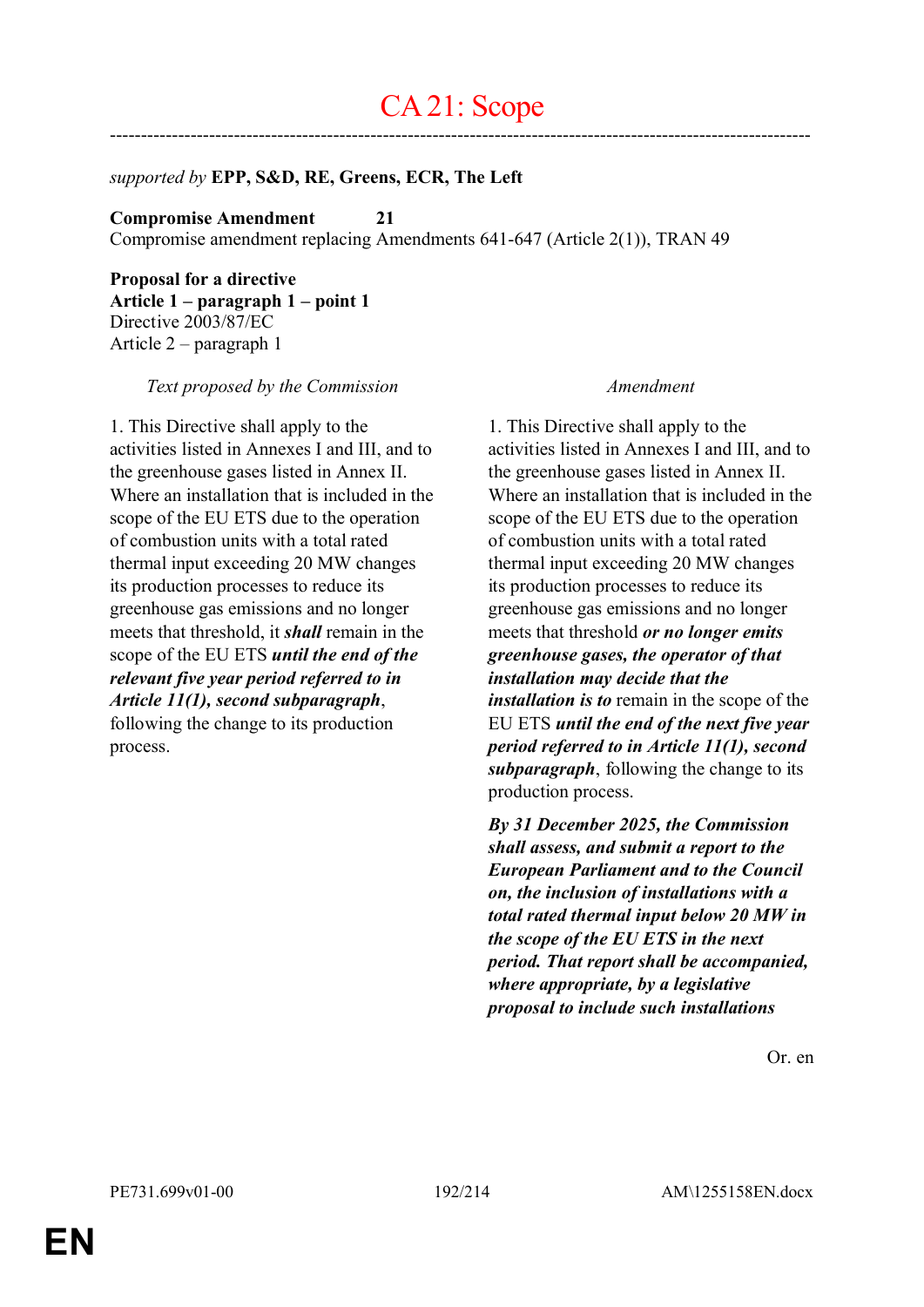# CA 21: Scope

---

*supported by* **EPP, S&D, RE, Greens, ECR, The Left**

**Compromise Amendment 21**
Compromise amendment replacing Amendments 641-647 (Article 2(1)), TRAN 49

**Proposal for a directive**
**Article 1 – paragraph 1 – point 1**
Directive 2003/87/EC
Article 2 – paragraph 1

| *Text proposed by the Commission* | *Amendment* |
| --- | --- |
| 1. This Directive shall apply to the activities listed in Annexes I and III, and to the greenhouse gases listed in Annex II. Where an installation that is included in the scope of the EU ETS due to the operation of combustion units with a total rated thermal input exceeding 20 MW changes its production processes to reduce its greenhouse gas emissions and no longer meets that threshold, it ***shall*** remain in the scope of the EU ETS ***until the end of the relevant five year period referred to in Article 11(1), second subparagraph***, following the change to its production process. | 1. This Directive shall apply to the activities listed in Annexes I and III, and to the greenhouse gases listed in Annex II. Where an installation that is included in the scope of the EU ETS due to the operation of combustion units with a total rated thermal input exceeding 20 MW changes its production processes to reduce its greenhouse gas emissions and no longer meets that threshold ***or no longer emits greenhouse gases, the operator of that installation may decide that the installation is to*** remain in the scope of the EU ETS ***until the end of the next five year period referred to in Article 11(1), second subparagraph***, following the change to its production process. |
| | ***By 31 December 2025, the Commission shall assess, and submit a report to the European Parliament and to the Council on, the inclusion of installations with a total rated thermal input below 20 MW in the scope of the EU ETS in the next period. That report shall be accompanied, where appropriate, by a legislative proposal to include such installations*** |

Or. en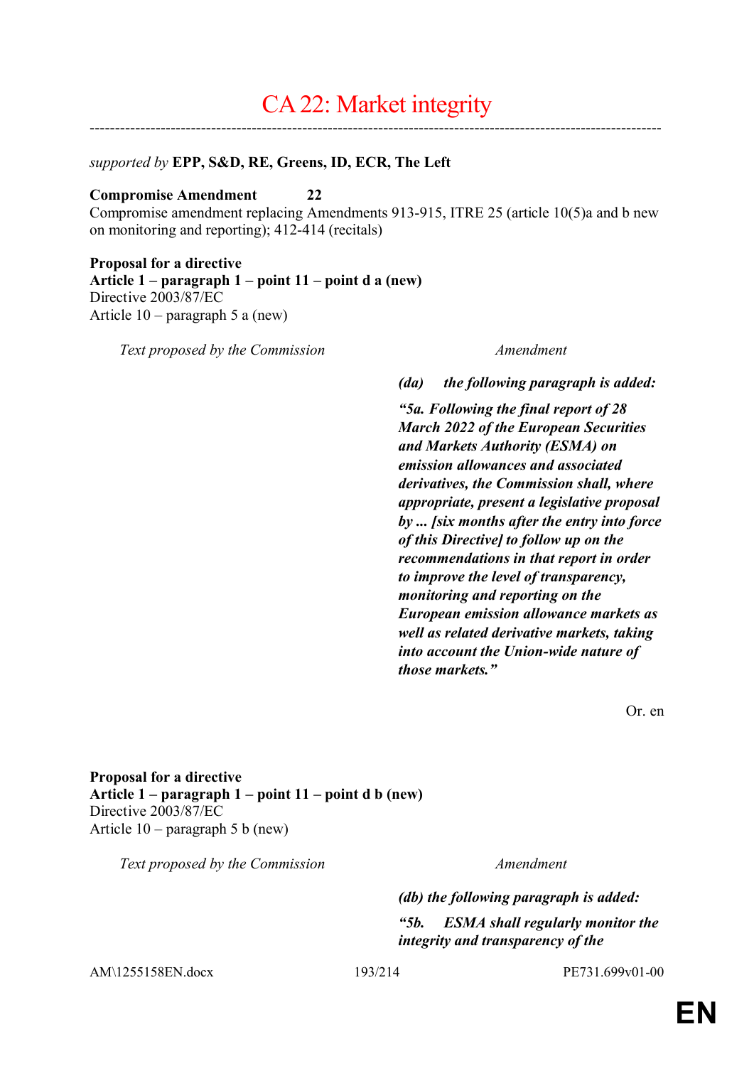# CA 22: Market integrity

---

*supported by* **EPP, S&D, RE, Greens, ID, ECR, The Left**

**Compromise Amendment 22**
Compromise amendment replacing Amendments 913-915, ITRE 25 (article 10(5)a and b new on monitoring and reporting); 412-414 (recitals)

**Proposal for a directive**
**Article 1 – paragraph 1 – point 11 – point d a (new)**
Directive 2003/87/EC
Article 10 – paragraph 5 a (new)

| *Text proposed by the Commission* | *Amendment* |
|---|---|
| | ***(da) the following paragraph is added:*** |
| | ***"5a. Following the final report of 28 March 2022 of the European Securities and Markets Authority (ESMA) on emission allowances and associated derivatives, the Commission shall, where appropriate, present a legislative proposal by ... [six months after the entry into force of this Directive] to follow up on the recommendations in that report in order to improve the level of transparency, monitoring and reporting on the European emission allowance markets as well as related derivative markets, taking into account the Union-wide nature of those markets."*** |

Or. en

**Proposal for a directive**
**Article 1 – paragraph 1 – point 11 – point d b (new)**
Directive 2003/87/EC
Article 10 – paragraph 5 b (new)

| *Text proposed by the Commission* | *Amendment* |
|---|---|
| | ***(db) the following paragraph is added:*** |
| | ***"5b. ESMA shall regularly monitor the integrity and transparency of the*** |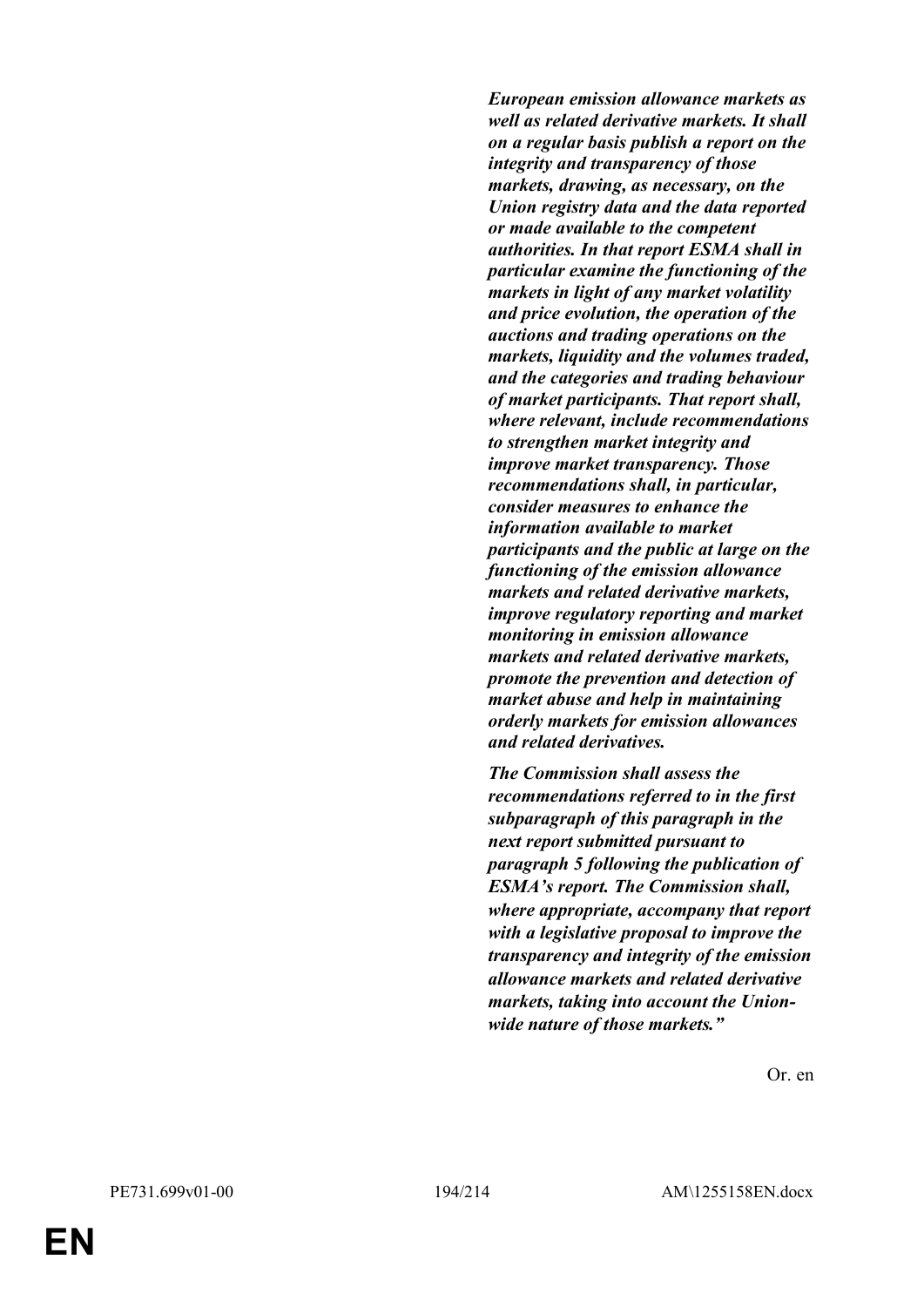***European emission allowance markets as well as related derivative markets. It shall on a regular basis publish a report on the integrity and transparency of those markets, drawing, as necessary, on the Union registry data and the data reported or made available to the competent authorities. In that report ESMA shall in particular examine the functioning of the markets in light of any market volatility and price evolution, the operation of the auctions and trading operations on the markets, liquidity and the volumes traded, and the categories and trading behaviour of market participants. That report shall, where relevant, include recommendations to strengthen market integrity and improve market transparency. Those recommendations shall, in particular, consider measures to enhance the information available to market participants and the public at large on the functioning of the emission allowance markets and related derivative markets, improve regulatory reporting and market monitoring in emission allowance markets and related derivative markets, promote the prevention and detection of market abuse and help in maintaining orderly markets for emission allowances and related derivatives.***

***The Commission shall assess the recommendations referred to in the first subparagraph of this paragraph in the next report submitted pursuant to paragraph 5 following the publication of ESMA's report. The Commission shall, where appropriate, accompany that report with a legislative proposal to improve the transparency and integrity of the emission allowance markets and related derivative markets, taking into account the Union-wide nature of those markets."***

Or. en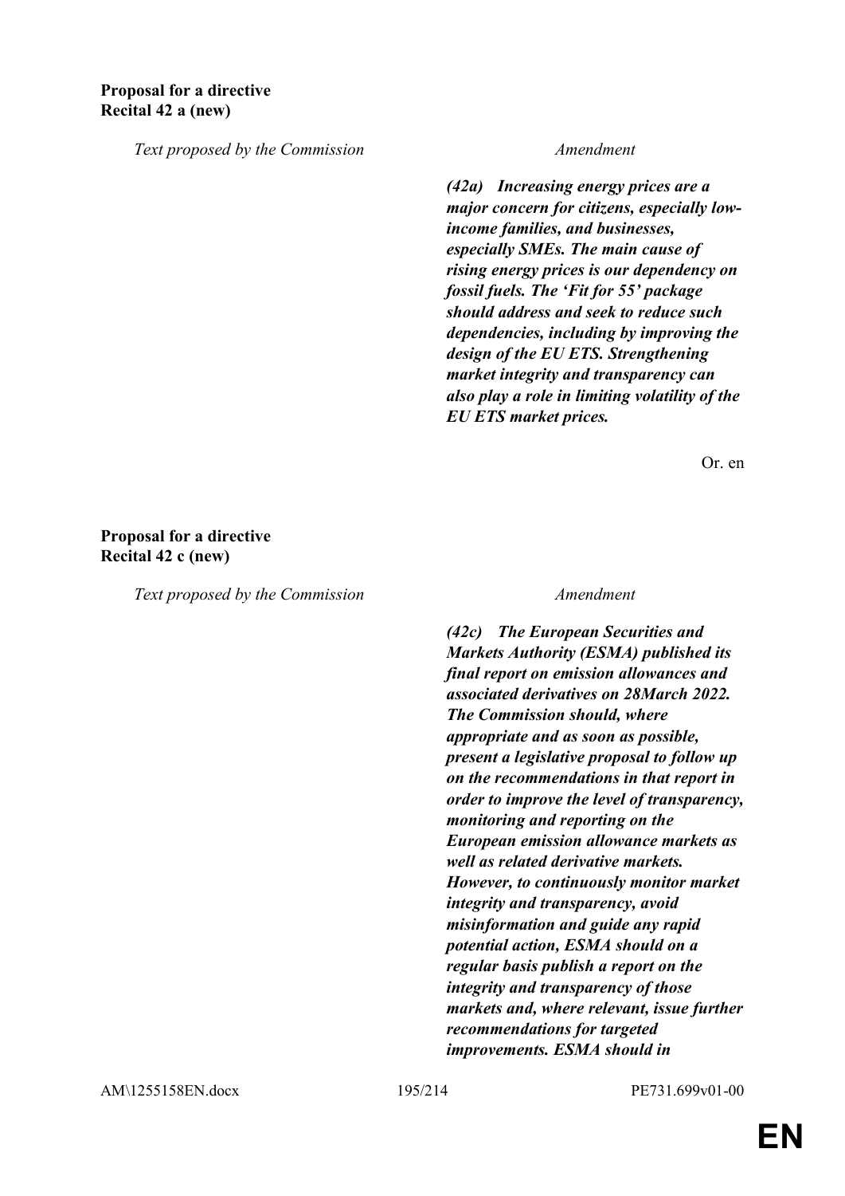**Proposal for a directive**
**Recital 42 a (new)**

| *Text proposed by the Commission* | *Amendment* |
|---|---|
| | ***(42a) Increasing energy prices are a major concern for citizens, especially low-income families, and businesses, especially SMEs. The main cause of rising energy prices is our dependency on fossil fuels. The 'Fit for 55' package should address and seek to reduce such dependencies, including by improving the design of the EU ETS. Strengthening market integrity and transparency can also play a role in limiting volatility of the EU ETS market prices.*** |

Or. en

**Proposal for a directive**
**Recital 42 c (new)**

| *Text proposed by the Commission* | *Amendment* |
|---|---|
| | ***(42c) The European Securities and Markets Authority (ESMA) published its final report on emission allowances and associated derivatives on 28March 2022. The Commission should, where appropriate and as soon as possible, present a legislative proposal to follow up on the recommendations in that report in order to improve the level of transparency, monitoring and reporting on the European emission allowance markets as well as related derivative markets. However, to continuously monitor market integrity and transparency, avoid misinformation and guide any rapid potential action, ESMA should on a regular basis publish a report on the integrity and transparency of those markets and, where relevant, issue further recommendations for targeted improvements. ESMA should in*** |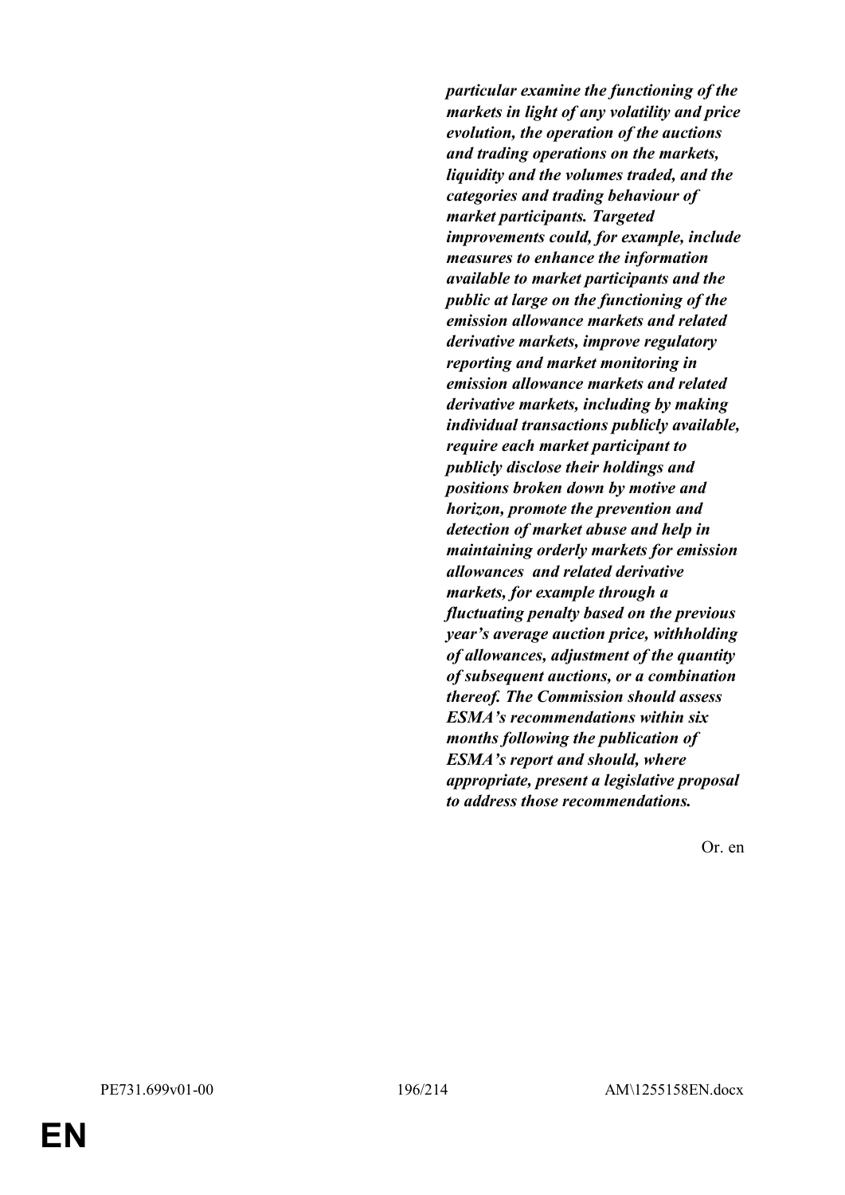***particular examine the functioning of the markets in light of any volatility and price evolution, the operation of the auctions and trading operations on the markets, liquidity and the volumes traded, and the categories and trading behaviour of market participants. Targeted improvements could, for example, include measures to enhance the information available to market participants and the public at large on the functioning of the emission allowance markets and related derivative markets, improve regulatory reporting and market monitoring in emission allowance markets and related derivative markets, including by making individual transactions publicly available, require each market participant to publicly disclose their holdings and positions broken down by motive and horizon, promote the prevention and detection of market abuse and help in maintaining orderly markets for emission allowances and related derivative markets, for example through a fluctuating penalty based on the previous year's average auction price, withholding of allowances, adjustment of the quantity of subsequent auctions, or a combination thereof. The Commission should assess ESMA's recommendations within six months following the publication of ESMA's report and should, where appropriate, present a legislative proposal to address those recommendations.***

Or. en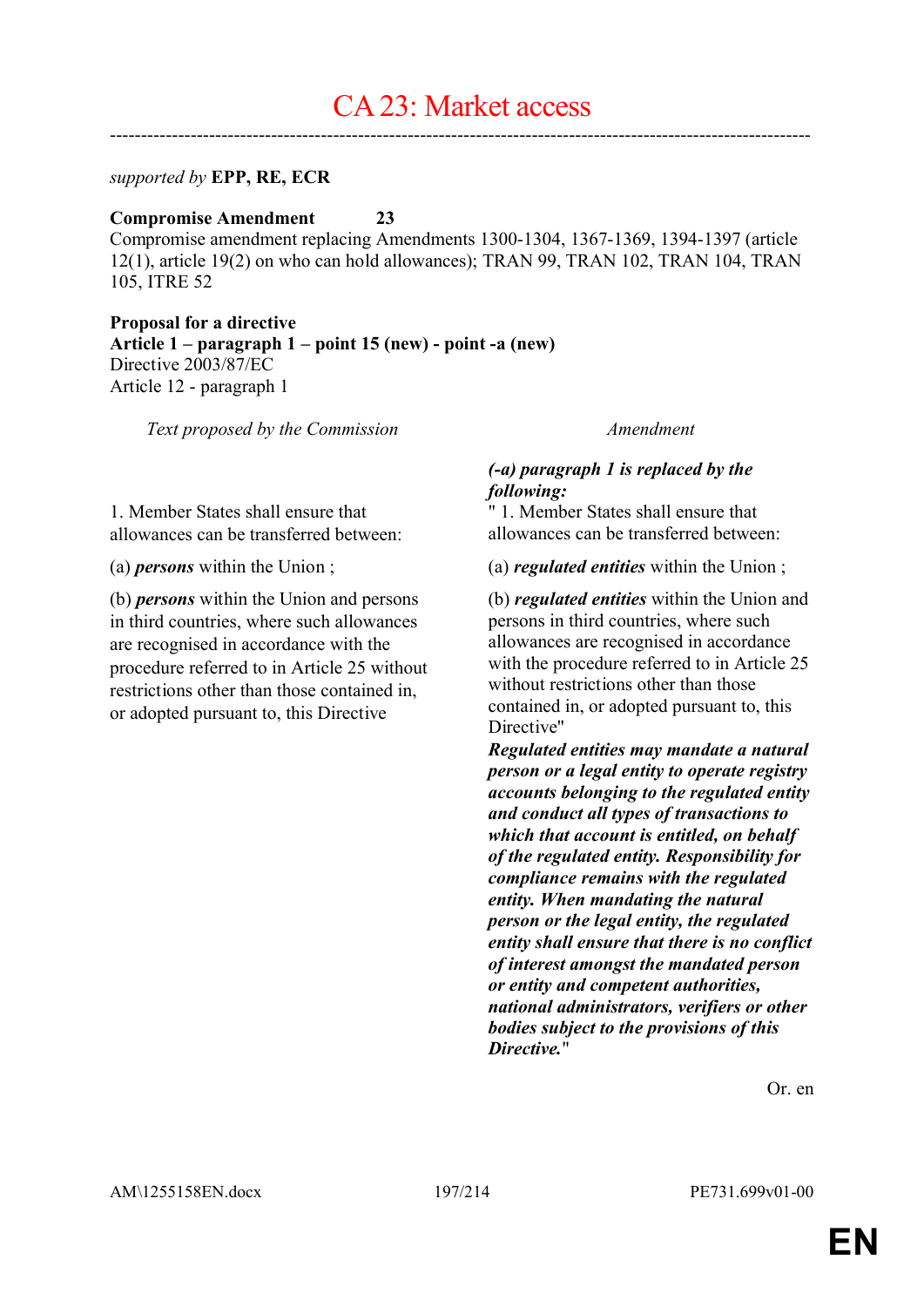# CA 23: Market access

---

*supported by* **EPP, RE, ECR**

**Compromise Amendment 23**
Compromise amendment replacing Amendments 1300-1304, 1367-1369, 1394-1397 (article 12(1), article 19(2) on who can hold allowances); TRAN 99, TRAN 102, TRAN 104, TRAN 105, ITRE 52

**Proposal for a directive**
**Article 1 – paragraph 1 – point 15 (new) - point -a (new)**
Directive 2003/87/EC
Article 12 - paragraph 1

| *Text proposed by the Commission* | *Amendment* |
|---|---|
| | ***(-a) paragraph 1 is replaced by the following:*** |
| 1. Member States shall ensure that allowances can be transferred between: | " 1. Member States shall ensure that allowances can be transferred between: |
| (a) ***persons*** within the Union ; | (a) ***regulated entities*** within the Union ; |
| (b) ***persons*** within the Union and persons in third countries, where such allowances are recognised in accordance with the procedure referred to in Article 25 without restrictions other than those contained in, or adopted pursuant to, this Directive | (b) ***regulated entities*** within the Union and persons in third countries, where such allowances are recognised in accordance with the procedure referred to in Article 25 without restrictions other than those contained in, or adopted pursuant to, this Directive" ***Regulated entities may mandate a natural person or a legal entity to operate registry accounts belonging to the regulated entity and conduct all types of transactions to which that account is entitled, on behalf of the regulated entity. Responsibility for compliance remains with the regulated entity. When mandating the natural person or the legal entity, the regulated entity shall ensure that there is no conflict of interest amongst the mandated person or entity and competent authorities, national administrators, verifiers or other bodies subject to the provisions of this Directive.*** " |

Or. en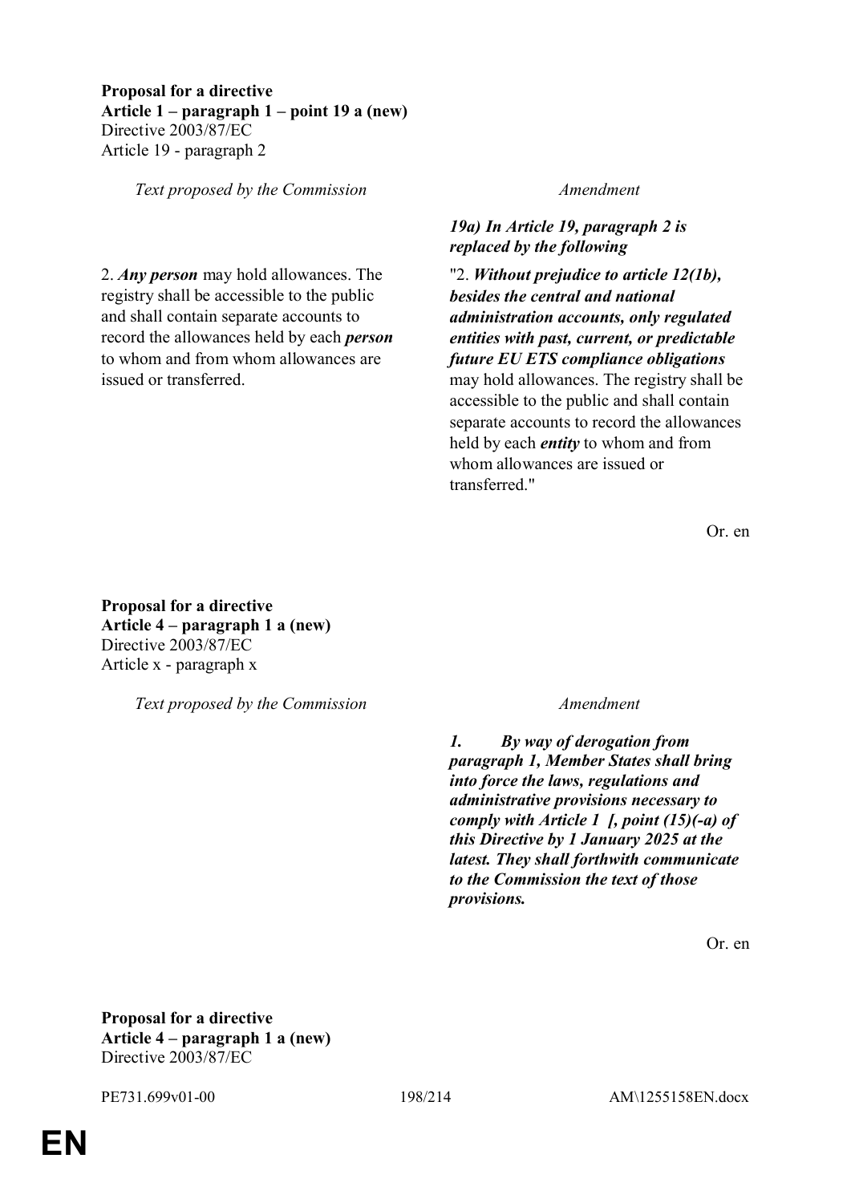**Proposal for a directive**
**Article 1 – paragraph 1 – point 19 a (new)**
Directive 2003/87/EC
Article 19 - paragraph 2

| *Text proposed by the Commission* | *Amendment* |
|---|---|
| | ***19a) In Article 19, paragraph 2 is replaced by the following*** |
| 2. ***Any person*** may hold allowances. The registry shall be accessible to the public and shall contain separate accounts to record the allowances held by each ***person*** to whom and from whom allowances are issued or transferred. | "2. ***Without prejudice to article 12(1b), besides the central and national administration accounts, only regulated entities with past, current, or predictable future EU ETS compliance obligations*** may hold allowances. The registry shall be accessible to the public and shall contain separate accounts to record the allowances held by each ***entity*** to whom and from whom allowances are issued or transferred." |

Or. en

**Proposal for a directive**
**Article 4 – paragraph 1 a (new)**
Directive 2003/87/EC
Article x - paragraph x

| *Text proposed by the Commission* | *Amendment* |
|---|---|
| | ***1. By way of derogation from paragraph 1, Member States shall bring into force the laws, regulations and administrative provisions necessary to comply with Article 1 [, point (15)(-a) of this Directive by 1 January 2025 at the latest. They shall forthwith communicate to the Commission the text of those provisions.*** |

Or. en

**Proposal for a directive**
**Article 4 – paragraph 1 a (new)**
Directive 2003/87/EC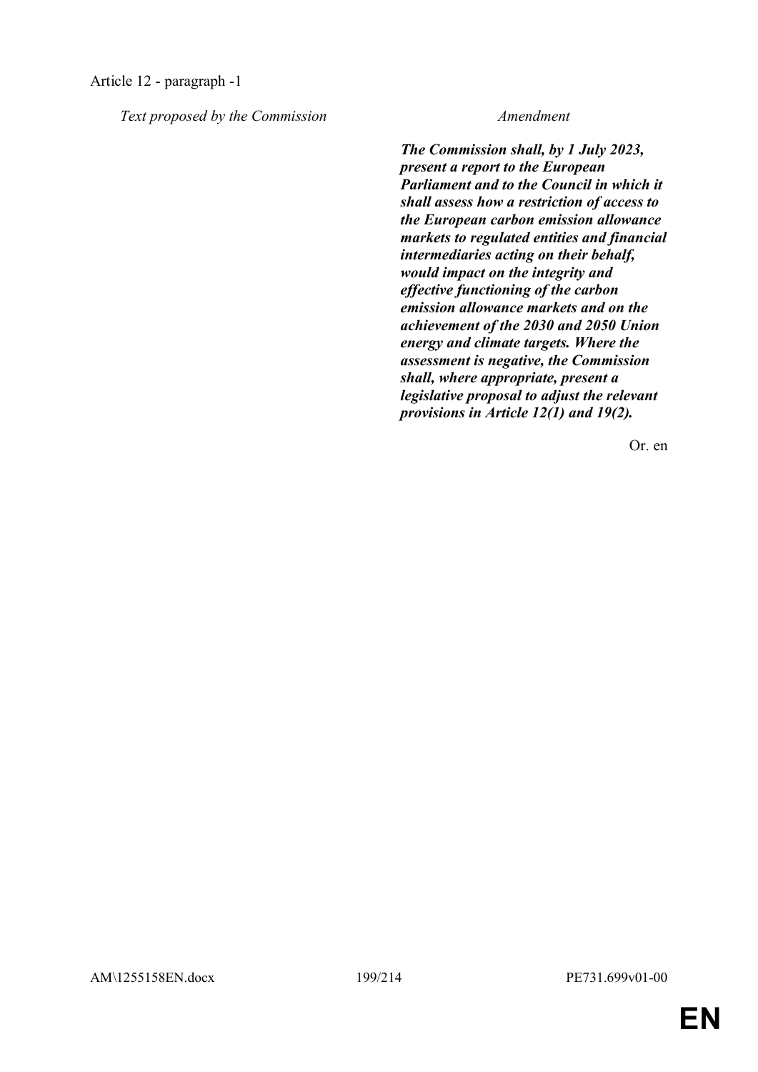Article 12 - paragraph -1

| *Text proposed by the Commission* | *Amendment* |
| --- | --- |
| | ***The Commission shall, by 1 July 2023, present a report to the European Parliament and to the Council in which it shall assess how a restriction of access to the European carbon emission allowance markets to regulated entities and financial intermediaries acting on their behalf, would impact on the integrity and effective functioning of the carbon emission allowance markets and on the achievement of the 2030 and 2050 Union energy and climate targets. Where the assessment is negative, the Commission shall, where appropriate, present a legislative proposal to adjust the relevant provisions in Article 12(1) and 19(2).*** |

Or. en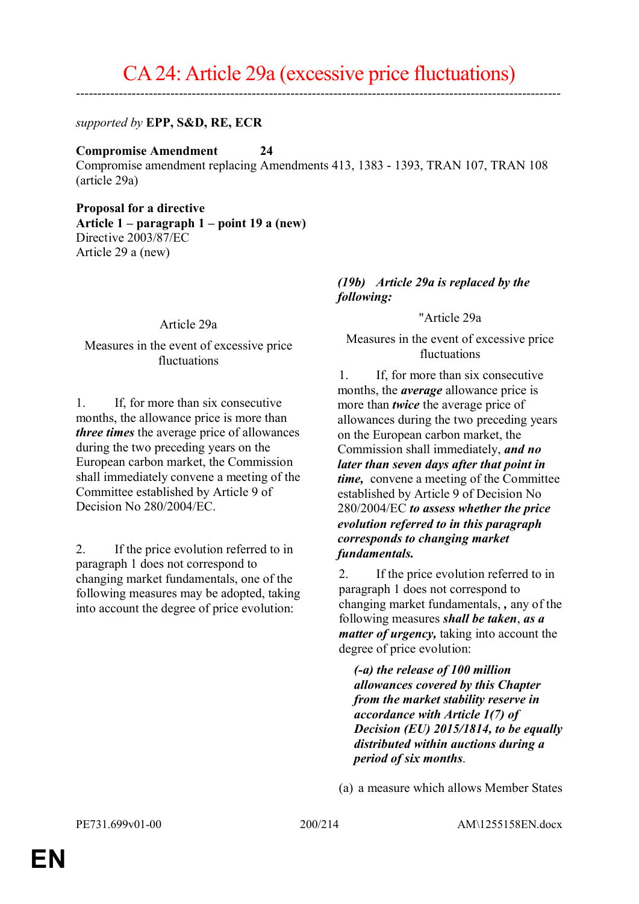# CA 24: Article 29a (excessive price fluctuations)

*supported by* **EPP, S&D, RE, ECR**

**Compromise Amendment 24**

Compromise amendment replacing Amendments 413, 1383 - 1393, TRAN 107, TRAN 108 (article 29a)

**Proposal for a directive**
**Article 1 – paragraph 1 – point 19 a (new)**
Directive 2003/87/EC
Article 29 a (new)

| Present text | Amendment |
|---|---|
| | ***(19b) Article 29a is replaced by the following:*** |
| Article 29a | "Article 29a |
| Measures in the event of excessive price fluctuations | Measures in the event of excessive price fluctuations |
| 1. If, for more than six consecutive months, the allowance price is more than ***three times*** the average price of allowances during the two preceding years on the European carbon market, the Commission shall immediately convene a meeting of the Committee established by Article 9 of Decision No 280/2004/EC. | 1. If, for more than six consecutive months, the ***average*** allowance price is more than ***twice*** the average price of allowances during the two preceding years on the European carbon market, the Commission shall immediately, ***and no later than seven days after that point in time,*** convene a meeting of the Committee established by Article 9 of Decision No 280/2004/EC ***to assess whether the price evolution referred to in this paragraph corresponds to changing market fundamentals.*** |
| 2. If the price evolution referred to in paragraph 1 does not correspond to changing market fundamentals, one of the following measures may be adopted, taking into account the degree of price evolution: | 2. If the price evolution referred to in paragraph 1 does not correspond to changing market fundamentals, , any of the following measures ***shall be taken***, ***as a matter of urgency,*** taking into account the degree of price evolution: |
| | ***(-a) the release of 100 million allowances covered by this Chapter from the market stability reserve in accordance with Article 1(7) of Decision (EU) 2015/1814, to be equally distributed within auctions during a period of six months***. |
| | (a) a measure which allows Member States |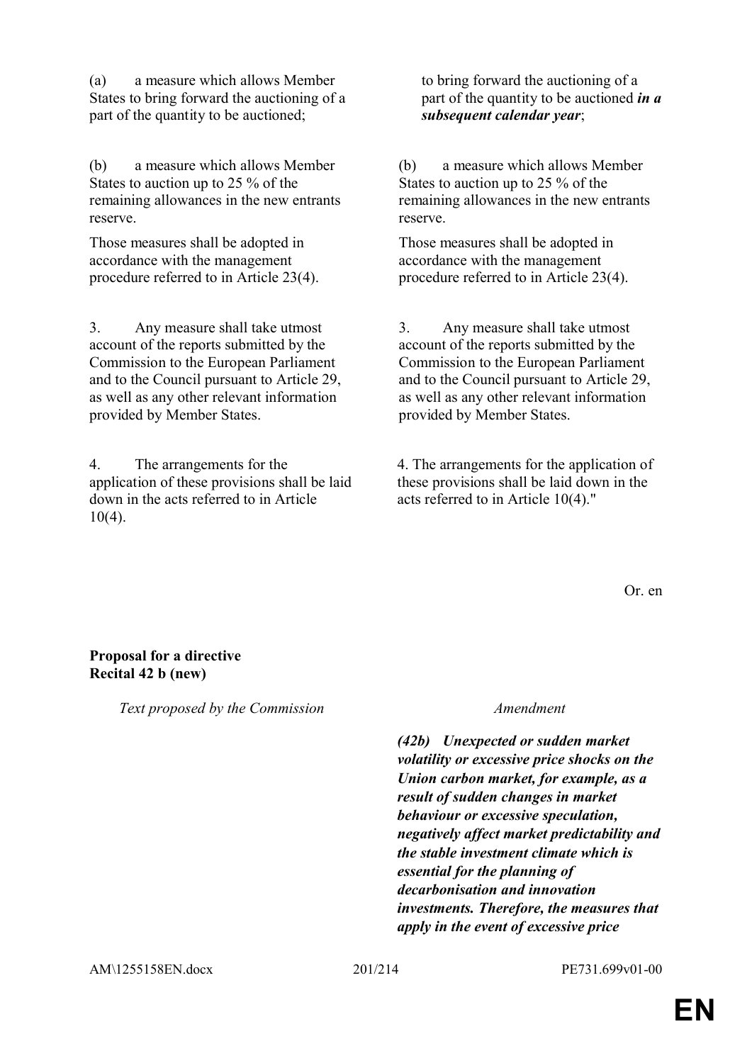| | |
|---|---|
| (a) a measure which allows Member States to bring forward the auctioning of a part of the quantity to be auctioned; | to bring forward the auctioning of a part of the quantity to be auctioned ***in a subsequent calendar year***; |
| (b) a measure which allows Member States to auction up to 25 % of the remaining allowances in the new entrants reserve. | (b) a measure which allows Member States to auction up to 25 % of the remaining allowances in the new entrants reserve. |
| Those measures shall be adopted in accordance with the management procedure referred to in Article 23(4). | Those measures shall be adopted in accordance with the management procedure referred to in Article 23(4). |
| 3. Any measure shall take utmost account of the reports submitted by the Commission to the European Parliament and to the Council pursuant to Article 29, as well as any other relevant information provided by Member States. | 3. Any measure shall take utmost account of the reports submitted by the Commission to the European Parliament and to the Council pursuant to Article 29, as well as any other relevant information provided by Member States. |
| 4. The arrangements for the application of these provisions shall be laid down in the acts referred to in Article 10(4). | 4. The arrangements for the application of these provisions shall be laid down in the acts referred to in Article 10(4)." |

Or. en

**Proposal for a directive**
**Recital 42 b (new)**

| *Text proposed by the Commission* | *Amendment* |
|---|---|
| | ***(42b) Unexpected or sudden market volatility or excessive price shocks on the Union carbon market, for example, as a result of sudden changes in market behaviour or excessive speculation, negatively affect market predictability and the stable investment climate which is essential for the planning of decarbonisation and innovation investments. Therefore, the measures that apply in the event of excessive price*** |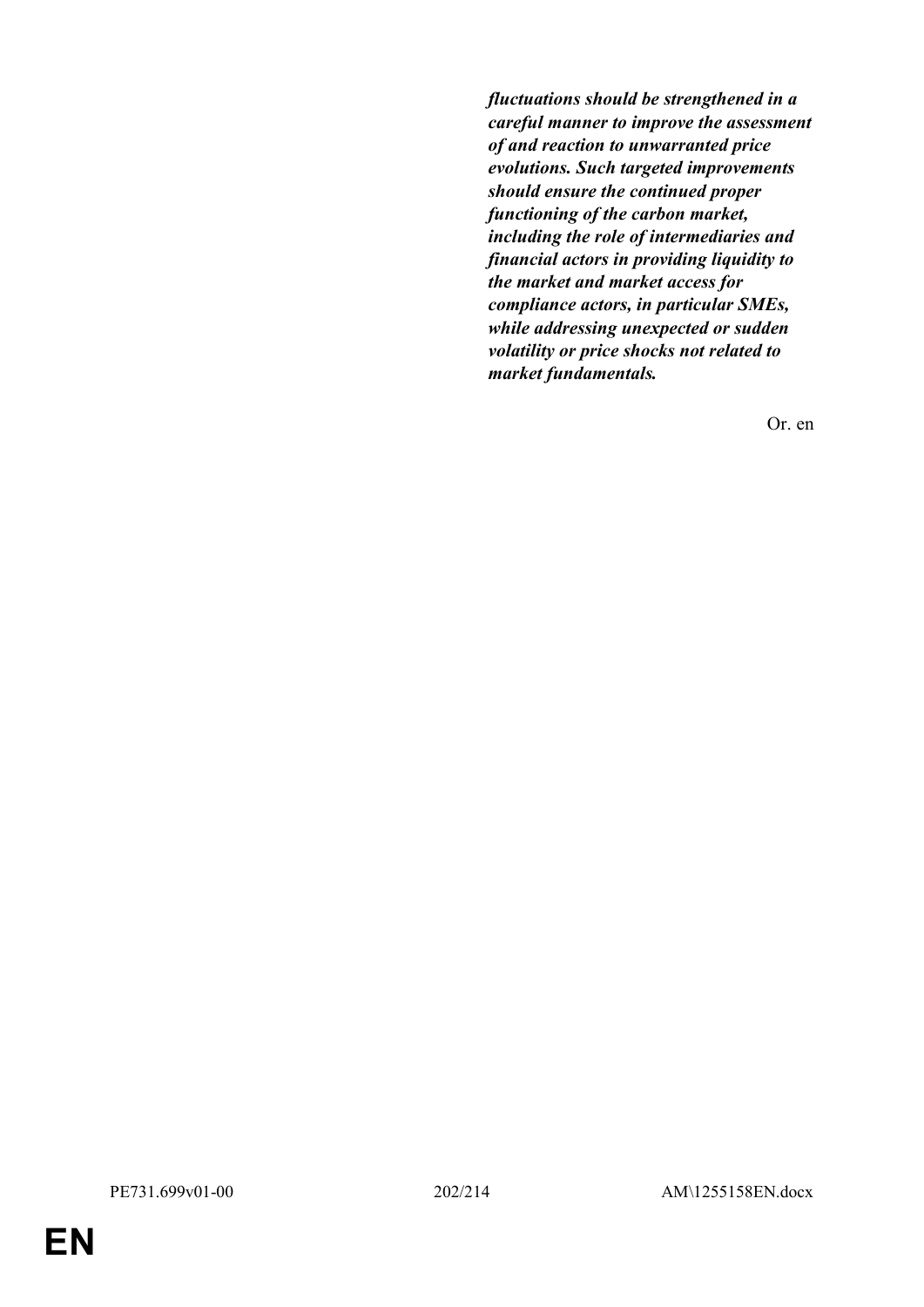***fluctuations should be strengthened in a careful manner to improve the assessment of and reaction to unwarranted price evolutions. Such targeted improvements should ensure the continued proper functioning of the carbon market, including the role of intermediaries and financial actors in providing liquidity to the market and market access for compliance actors, in particular SMEs, while addressing unexpected or sudden volatility or price shocks not related to market fundamentals.***

Or. en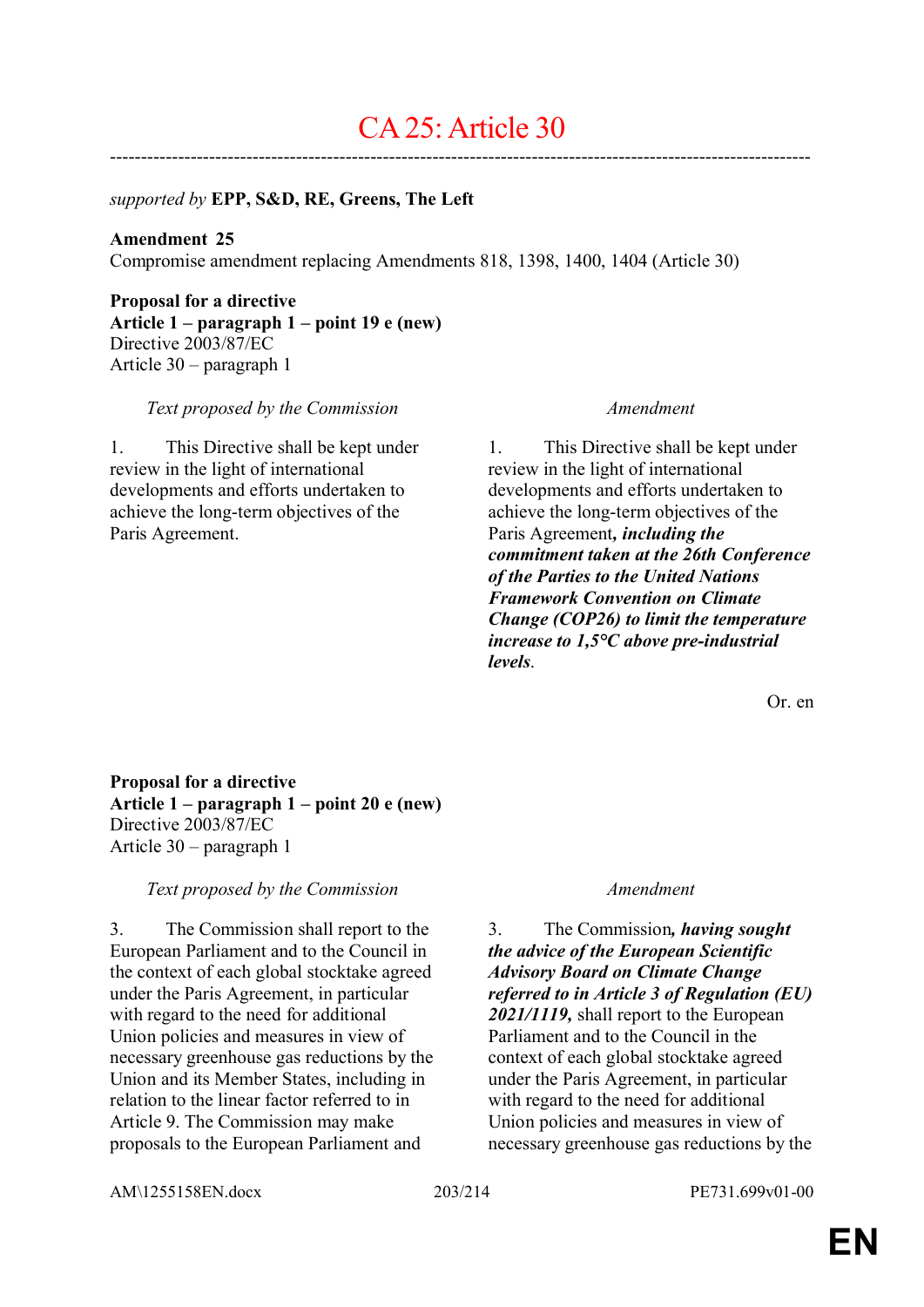# CA 25: Article 30

---

*supported by* **EPP, S&D, RE, Greens, The Left**

**Amendment 25**
Compromise amendment replacing Amendments 818, 1398, 1400, 1404 (Article 30)

**Proposal for a directive**
**Article 1 – paragraph 1 – point 19 e (new)**
Directive 2003/87/EC
Article 30 – paragraph 1

| *Text proposed by the Commission* | *Amendment* |
|---|---|
| 1. This Directive shall be kept under review in the light of international developments and efforts undertaken to achieve the long-term objectives of the Paris Agreement. | 1. This Directive shall be kept under review in the light of international developments and efforts undertaken to achieve the long-term objectives of the Paris Agreement***, including the commitment taken at the 26th Conference of the Parties to the United Nations Framework Convention on Climate Change (COP26) to limit the temperature increase to 1,5°C above pre-industrial levels***. |

Or. en

**Proposal for a directive**
**Article 1 – paragraph 1 – point 20 e (new)**
Directive 2003/87/EC
Article 30 – paragraph 1

| *Text proposed by the Commission* | *Amendment* |
|---|---|
| 3. The Commission shall report to the European Parliament and to the Council in the context of each global stocktake agreed under the Paris Agreement, in particular with regard to the need for additional Union policies and measures in view of necessary greenhouse gas reductions by the Union and its Member States, including in relation to the linear factor referred to in Article 9. The Commission may make proposals to the European Parliament and | 3. The Commission***, having sought the advice of the European Scientific Advisory Board on Climate Change referred to in Article 3 of Regulation (EU) 2021/1119,*** shall report to the European Parliament and to the Council in the context of each global stocktake agreed under the Paris Agreement, in particular with regard to the need for additional Union policies and measures in view of necessary greenhouse gas reductions by the |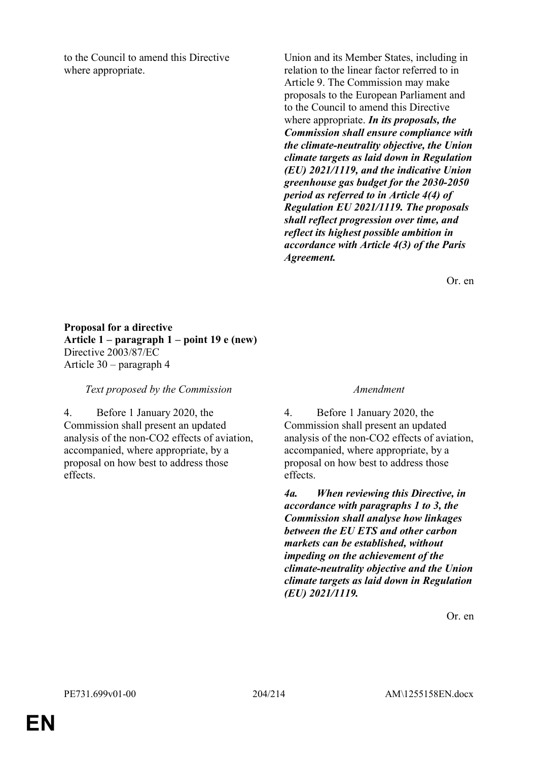| | |
|---|---|
| to the Council to amend this Directive where appropriate. | Union and its Member States, including in relation to the linear factor referred to in Article 9. The Commission may make proposals to the European Parliament and to the Council to amend this Directive where appropriate. ***In its proposals, the Commission shall ensure compliance with the climate-neutrality objective, the Union climate targets as laid down in Regulation (EU) 2021/1119, and the indicative Union greenhouse gas budget for the 2030-2050 period as referred to in Article 4(4) of Regulation EU 2021/1119. The proposals shall reflect progression over time, and reflect its highest possible ambition in accordance with Article 4(3) of the Paris Agreement.*** |

Or. en

**Proposal for a directive**
**Article 1 – paragraph 1 – point 19 e (new)**
Directive 2003/87/EC
Article 30 – paragraph 4

| *Text proposed by the Commission* | *Amendment* |
|---|---|
| 4. Before 1 January 2020, the Commission shall present an updated analysis of the non-CO2 effects of aviation, accompanied, where appropriate, by a proposal on how best to address those effects. | 4. Before 1 January 2020, the Commission shall present an updated analysis of the non-CO2 effects of aviation, accompanied, where appropriate, by a proposal on how best to address those effects. |
| | ***4a. When reviewing this Directive, in accordance with paragraphs 1 to 3, the Commission shall analyse how linkages between the EU ETS and other carbon markets can be established, without impeding on the achievement of the climate-neutrality objective and the Union climate targets as laid down in Regulation (EU) 2021/1119.*** |

Or. en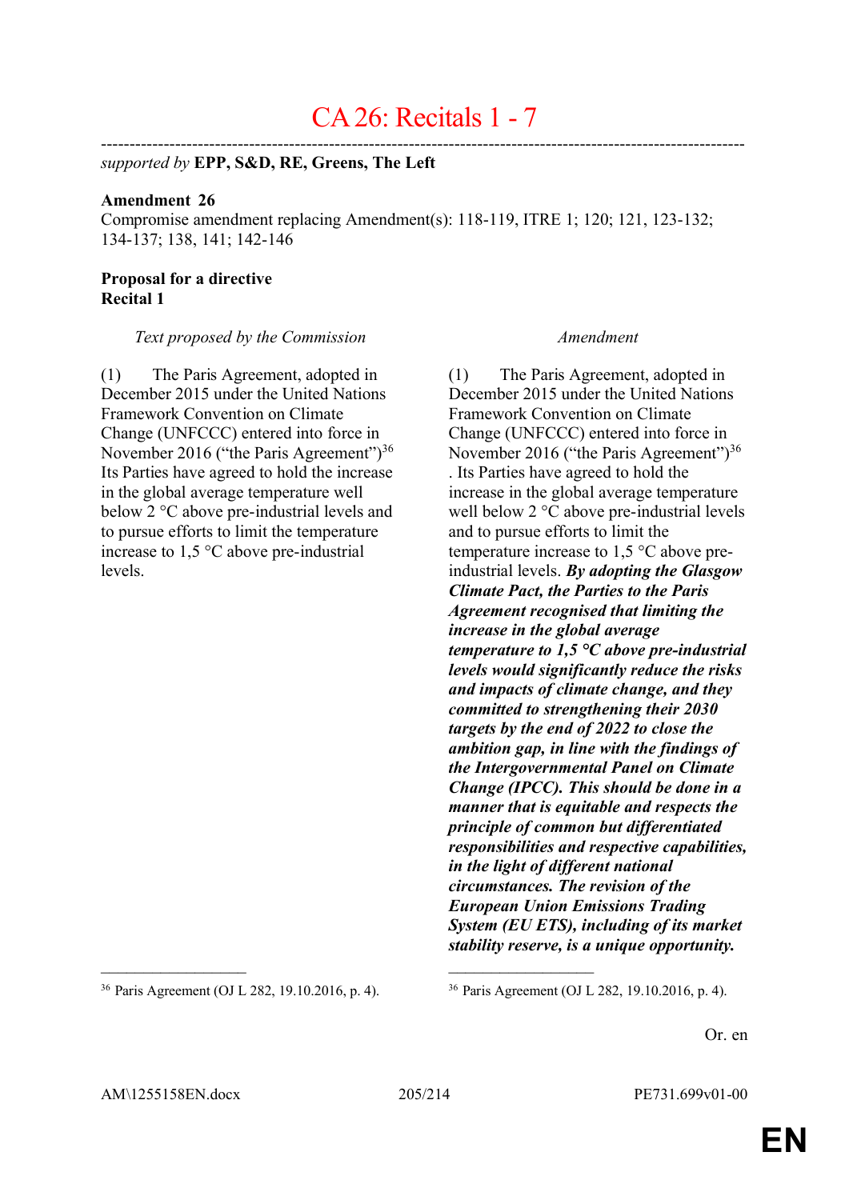# CA 26: Recitals 1 - 7

---

*supported by* **EPP, S&D, RE, Greens, The Left**

**Amendment 26**

Compromise amendment replacing Amendment(s): 118-119, ITRE 1; 120; 121, 123-132; 134-137; 138, 141; 142-146

**Proposal for a directive**
**Recital 1**

| *Text proposed by the Commission* | *Amendment* |
|---|---|
| (1) The Paris Agreement, adopted in December 2015 under the United Nations Framework Convention on Climate Change (UNFCCC) entered into force in November 2016 ("the Paris Agreement")[36] Its Parties have agreed to hold the increase in the global average temperature well below 2 °C above pre-industrial levels and to pursue efforts to limit the temperature increase to 1,5 °C above pre-industrial levels. | (1) The Paris Agreement, adopted in December 2015 under the United Nations Framework Convention on Climate Change (UNFCCC) entered into force in November 2016 ("the Paris Agreement")[36]. Its Parties have agreed to hold the increase in the global average temperature well below 2 °C above pre-industrial levels and to pursue efforts to limit the temperature increase to 1,5 °C above pre-industrial levels. ***By adopting the Glasgow Climate Pact, the Parties to the Paris Agreement recognised that limiting the increase in the global average temperature to 1,5 °C above pre-industrial levels would significantly reduce the risks and impacts of climate change, and they committed to strengthening their 2030 targets by the end of 2022 to close the ambition gap, in line with the findings of the Intergovernmental Panel on Climate Change (IPCC). This should be done in a manner that is equitable and respects the principle of common but differentiated responsibilities and respective capabilities, in the light of different national circumstances. The revision of the European Union Emissions Trading System (EU ETS), including of its market stability reserve, is a unique opportunity.*** |
| [36] Paris Agreement (OJ L 282, 19.10.2016, p. 4). | [36] Paris Agreement (OJ L 282, 19.10.2016, p. 4). |

Or. en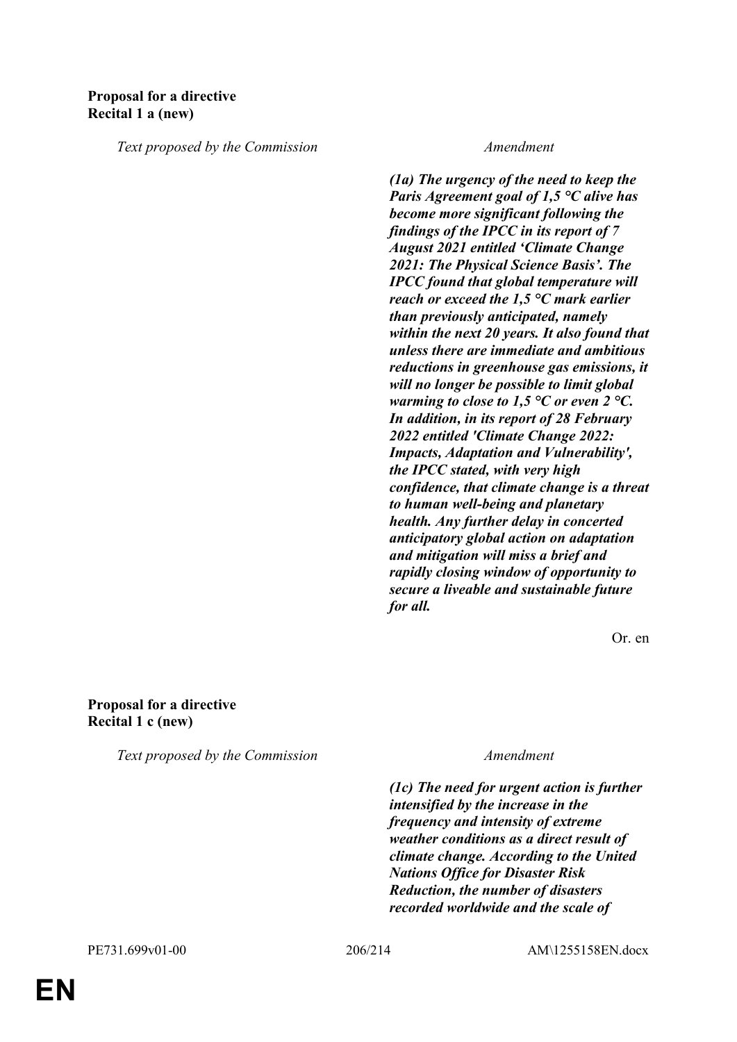**Proposal for a directive**
**Recital 1 a (new)**

| *Text proposed by the Commission* | *Amendment* |
| --- | --- |
| | ***(1a) The urgency of the need to keep the Paris Agreement goal of 1,5 °C alive has become more significant following the findings of the IPCC in its report of 7 August 2021 entitled 'Climate Change 2021: The Physical Science Basis'. The IPCC found that global temperature will reach or exceed the 1,5 °C mark earlier than previously anticipated, namely within the next 20 years. It also found that unless there are immediate and ambitious reductions in greenhouse gas emissions, it will no longer be possible to limit global warming to close to 1,5 °C or even 2 °C. In addition, in its report of 28 February 2022 entitled 'Climate Change 2022: Impacts, Adaptation and Vulnerability', the IPCC stated, with very high confidence, that climate change is a threat to human well-being and planetary health. Any further delay in concerted anticipatory global action on adaptation and mitigation will miss a brief and rapidly closing window of opportunity to secure a liveable and sustainable future for all.*** |

Or. en

**Proposal for a directive**
**Recital 1 c (new)**

| *Text proposed by the Commission* | *Amendment* |
| --- | --- |
| | ***(1c) The need for urgent action is further intensified by the increase in the frequency and intensity of extreme weather conditions as a direct result of climate change. According to the United Nations Office for Disaster Risk Reduction, the number of disasters recorded worldwide and the scale of*** |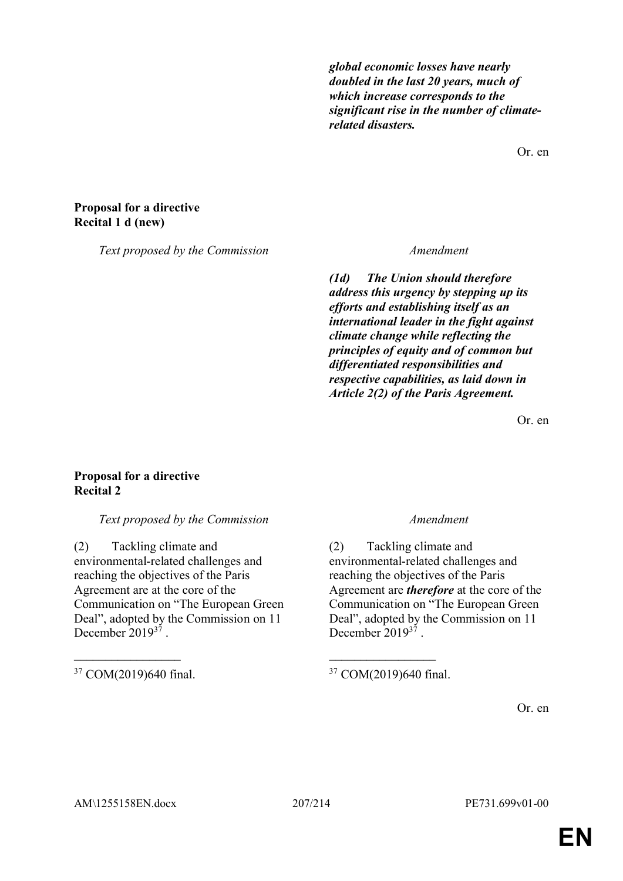| | |
|---|---|
| | ***global economic losses have nearly doubled in the last 20 years, much of which increase corresponds to the significant rise in the number of climate-related disasters.*** |

Or. en

**Proposal for a directive**
**Recital 1 d (new)**

| *Text proposed by the Commission* | *Amendment* |
|---|---|
| | ***(1d) The Union should therefore address this urgency by stepping up its efforts and establishing itself as an international leader in the fight against climate change while reflecting the principles of equity and of common but differentiated responsibilities and respective capabilities, as laid down in Article 2(2) of the Paris Agreement.*** |

Or. en

**Proposal for a directive**
**Recital 2**

| *Text proposed by the Commission* | *Amendment* |
|---|---|
| (2) Tackling climate and environmental-related challenges and reaching the objectives of the Paris Agreement are at the core of the Communication on "The European Green Deal", adopted by the Commission on 11 December 2019[37] . | (2) Tackling climate and environmental-related challenges and reaching the objectives of the Paris Agreement are ***therefore*** at the core of the Communication on "The European Green Deal", adopted by the Commission on 11 December 2019[37] . |
| [37] COM(2019)640 final. | [37] COM(2019)640 final. |

Or. en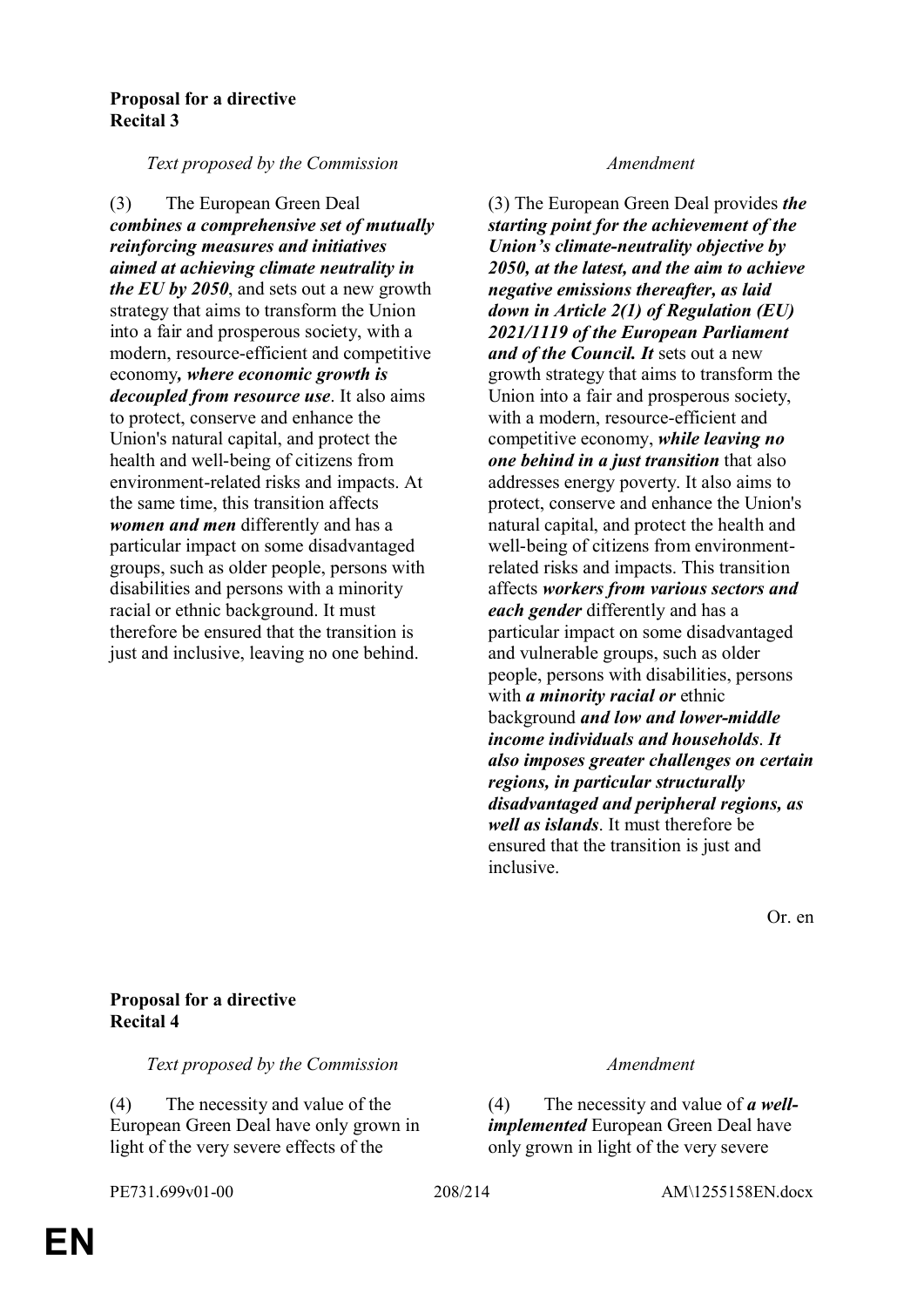**Proposal for a directive**
**Recital 3**

| *Text proposed by the Commission* | *Amendment* |
|---|---|
| (3) The European Green Deal ***combines a comprehensive set of mutually reinforcing measures and initiatives aimed at achieving climate neutrality in the EU by 2050***, and sets out a new growth strategy that aims to transform the Union into a fair and prosperous society, with a modern, resource-efficient and competitive economy***, where economic growth is decoupled from resource use***. It also aims to protect, conserve and enhance the Union's natural capital, and protect the health and well-being of citizens from environment-related risks and impacts. At the same time, this transition affects ***women and men*** differently and has a particular impact on some disadvantaged groups, such as older people, persons with disabilities and persons with a minority racial or ethnic background. It must therefore be ensured that the transition is just and inclusive, leaving no one behind. | (3) The European Green Deal provides ***the starting point for the achievement of the Union's climate-neutrality objective by 2050, at the latest, and the aim to achieve negative emissions thereafter, as laid down in Article 2(1) of Regulation (EU) 2021/1119 of the European Parliament and of the Council. It*** sets out a new growth strategy that aims to transform the Union into a fair and prosperous society, with a modern, resource-efficient and competitive economy, ***while leaving no one behind in a just transition*** that also addresses energy poverty. It also aims to protect, conserve and enhance the Union's natural capital, and protect the health and well-being of citizens from environment-related risks and impacts. This transition affects ***workers from various sectors and each gender*** differently and has a particular impact on some disadvantaged and vulnerable groups, such as older people, persons with disabilities, persons with ***a minority racial or*** ethnic background ***and low and lower-middle income individuals and households***. ***It also imposes greater challenges on certain regions, in particular structurally disadvantaged and peripheral regions, as well as islands***. It must therefore be ensured that the transition is just and inclusive. |

Or. en

**Proposal for a directive**
**Recital 4**

| *Text proposed by the Commission* | *Amendment* |
|---|---|
| (4) The necessity and value of the European Green Deal have only grown in light of the very severe effects of the | (4) The necessity and value of ***a well-implemented*** European Green Deal have only grown in light of the very severe |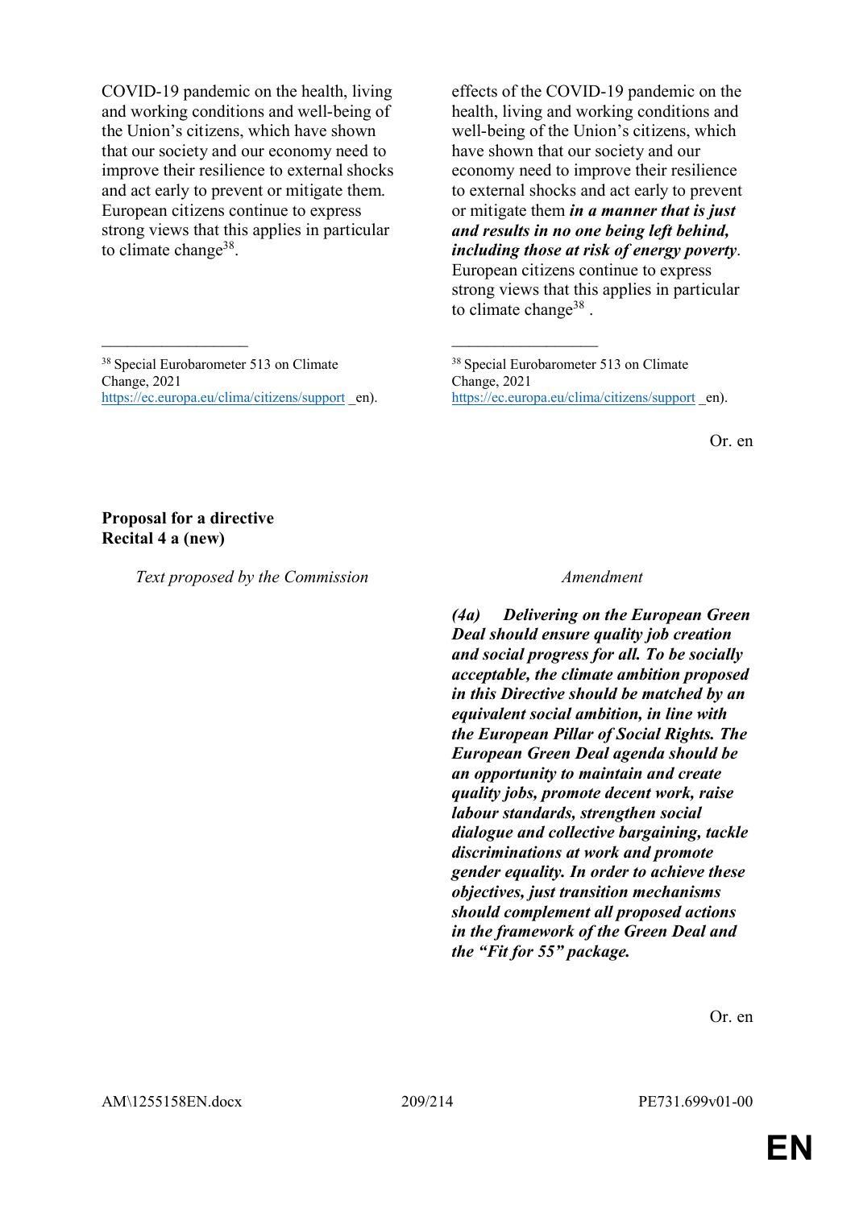| Text proposed by the Commission | Amendment |
|---|---|
| COVID-19 pandemic on the health, living and working conditions and well-being of the Union's citizens, which have shown that our society and our economy need to improve their resilience to external shocks and act early to prevent or mitigate them. European citizens continue to express strong views that this applies in particular to climate change[38]. | effects of the COVID-19 pandemic on the health, living and working conditions and well-being of the Union's citizens, which have shown that our society and our economy need to improve their resilience to external shocks and act early to prevent or mitigate them ***in a manner that is just and results in no one being left behind, including those at risk of energy poverty***. European citizens continue to express strong views that this applies in particular to climate change[38] . |
| [38] Special Eurobarometer 513 on Climate Change, 2021 https://ec.europa.eu/clima/citizens/support _en). | [38] Special Eurobarometer 513 on Climate Change, 2021 https://ec.europa.eu/clima/citizens/support _en). |

Or. en

**Proposal for a directive**
**Recital 4 a (new)**

| Text proposed by the Commission | Amendment |
|---|---|
| | ***(4a) Delivering on the European Green Deal should ensure quality job creation and social progress for all. To be socially acceptable, the climate ambition proposed in this Directive should be matched by an equivalent social ambition, in line with the European Pillar of Social Rights. The European Green Deal agenda should be an opportunity to maintain and create quality jobs, promote decent work, raise labour standards, strengthen social dialogue and collective bargaining, tackle discriminations at work and promote gender equality. In order to achieve these objectives, just transition mechanisms should complement all proposed actions in the framework of the Green Deal and the "Fit for 55" package.*** |

Or. en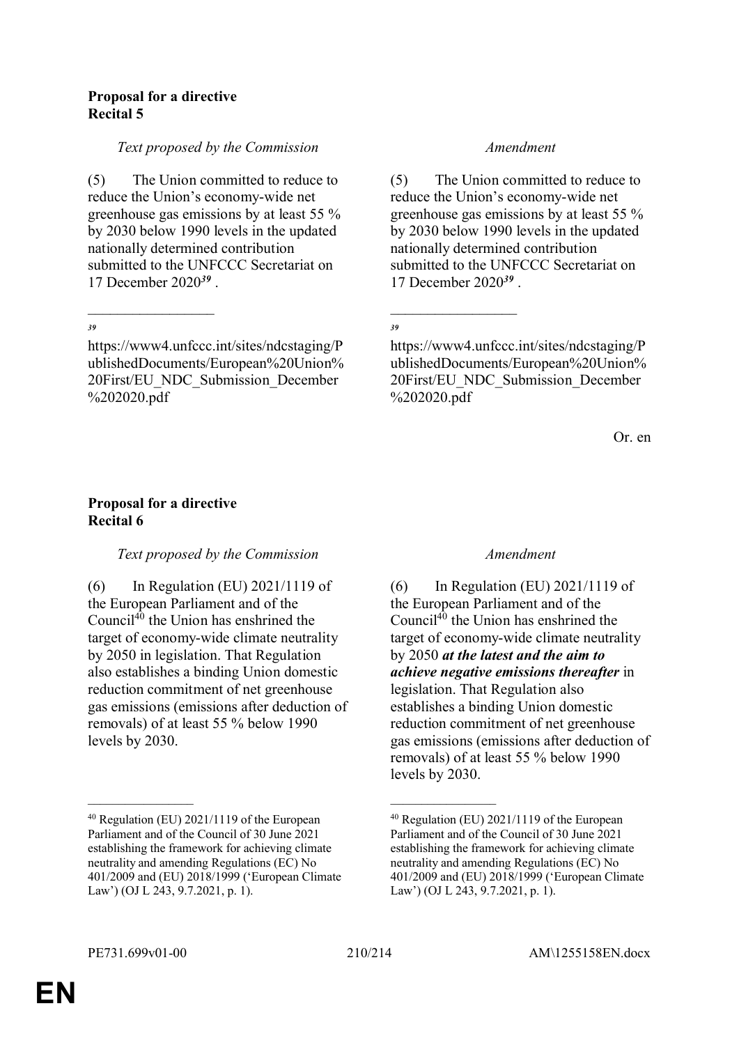**Proposal for a directive**
**Recital 5**

| *Text proposed by the Commission* | *Amendment* |
|---|---|
| (5) The Union committed to reduce to reduce the Union's economy-wide net greenhouse gas emissions by at least 55 % by 2030 below 1990 levels in the updated nationally determined contribution submitted to the UNFCCC Secretariat on 17 December 2020[39] . | (5) The Union committed to reduce to reduce the Union's economy-wide net greenhouse gas emissions by at least 55 % by 2030 below 1990 levels in the updated nationally determined contribution submitted to the UNFCCC Secretariat on 17 December 2020[39] . |
| _________________ | _________________ |
| [39] https://www4.unfccc.int/sites/ndcstaging/PublishedDocuments/European%20Union%20First/EU_NDC_Submission_December%202020.pdf | [39] https://www4.unfccc.int/sites/ndcstaging/PublishedDocuments/European%20Union%20First/EU_NDC_Submission_December%202020.pdf |

Or. en

**Proposal for a directive**
**Recital 6**

| *Text proposed by the Commission* | *Amendment* |
|---|---|
| (6) In Regulation (EU) 2021/1119 of the European Parliament and of the Council[40] the Union has enshrined the target of economy-wide climate neutrality by 2050 in legislation. That Regulation also establishes a binding Union domestic reduction commitment of net greenhouse gas emissions (emissions after deduction of removals) of at least 55 % below 1990 levels by 2030. | (6) In Regulation (EU) 2021/1119 of the European Parliament and of the Council[40] the Union has enshrined the target of economy-wide climate neutrality by 2050 ***at the latest and the aim to achieve negative emissions thereafter*** in legislation. That Regulation also establishes a binding Union domestic reduction commitment of net greenhouse gas emissions (emissions after deduction of removals) of at least 55 % below 1990 levels by 2030. |
| _________________ | _________________ |
| [40] Regulation (EU) 2021/1119 of the European Parliament and of the Council of 30 June 2021 establishing the framework for achieving climate neutrality and amending Regulations (EC) No 401/2009 and (EU) 2018/1999 ('European Climate Law') (OJ L 243, 9.7.2021, p. 1). | [40] Regulation (EU) 2021/1119 of the European Parliament and of the Council of 30 June 2021 establishing the framework for achieving climate neutrality and amending Regulations (EC) No 401/2009 and (EU) 2018/1999 ('European Climate Law') (OJ L 243, 9.7.2021, p. 1). |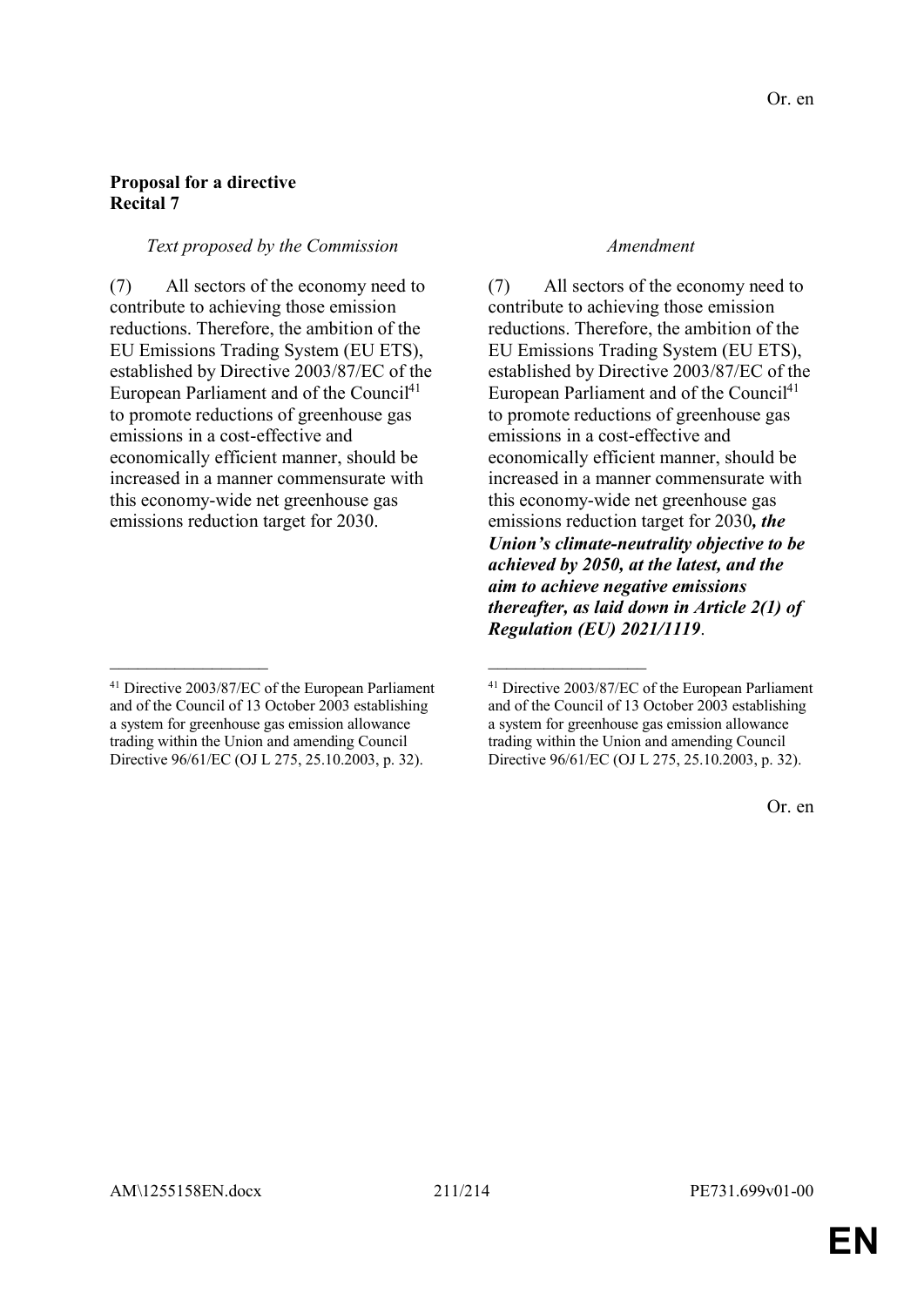Or. en

**Proposal for a directive**
**Recital 7**

| *Text proposed by the Commission* | *Amendment* |
|---|---|
| (7) All sectors of the economy need to contribute to achieving those emission reductions. Therefore, the ambition of the EU Emissions Trading System (EU ETS), established by Directive 2003/87/EC of the European Parliament and of the Council[41] to promote reductions of greenhouse gas emissions in a cost-effective and economically efficient manner, should be increased in a manner commensurate with this economy-wide net greenhouse gas emissions reduction target for 2030. | (7) All sectors of the economy need to contribute to achieving those emission reductions. Therefore, the ambition of the EU Emissions Trading System (EU ETS), established by Directive 2003/87/EC of the European Parliament and of the Council[41] to promote reductions of greenhouse gas emissions in a cost-effective and economically efficient manner, should be increased in a manner commensurate with this economy-wide net greenhouse gas emissions reduction target for 2030***, the Union's climate-neutrality objective to be achieved by 2050, at the latest, and the aim to achieve negative emissions thereafter, as laid down in Article 2(1) of Regulation (EU) 2021/1119***. |
| [41] Directive 2003/87/EC of the European Parliament and of the Council of 13 October 2003 establishing a system for greenhouse gas emission allowance trading within the Union and amending Council Directive 96/61/EC (OJ L 275, 25.10.2003, p. 32). | [41] Directive 2003/87/EC of the European Parliament and of the Council of 13 October 2003 establishing a system for greenhouse gas emission allowance trading within the Union and amending Council Directive 96/61/EC (OJ L 275, 25.10.2003, p. 32). |

Or. en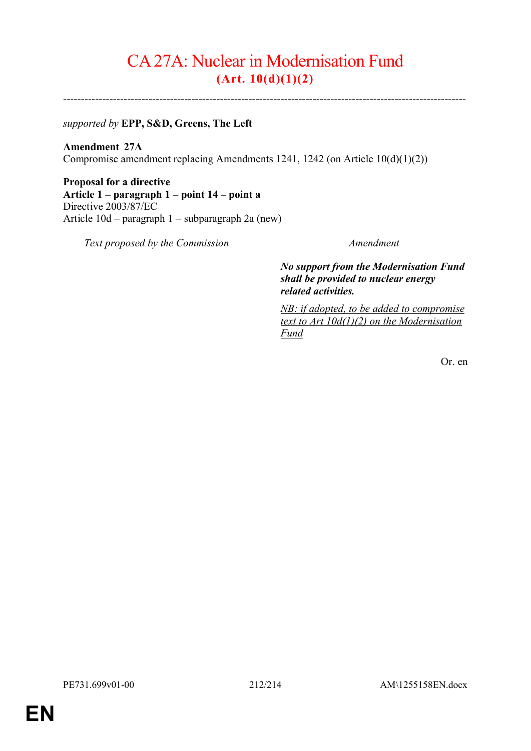# CA 27A: Nuclear in Modernisation Fund
## (Art. 10(d)(1)(2)

---

*supported by* **EPP, S&D, Greens, The Left**

**Amendment 27A**
Compromise amendment replacing Amendments 1241, 1242 (on Article 10(d)(1)(2))

**Proposal for a directive**
**Article 1 – paragraph 1 – point 14 – point a**
Directive 2003/87/EC
Article 10d – paragraph 1 – subparagraph 2a (new)

| *Text proposed by the Commission* | *Amendment* |
|---|---|
| | ***No support from the Modernisation Fund shall be provided to nuclear energy related activities.*** |
| | *NB: if adopted, to be added to compromise text to Art 10d(1)(2) on the Modernisation Fund* |

Or. en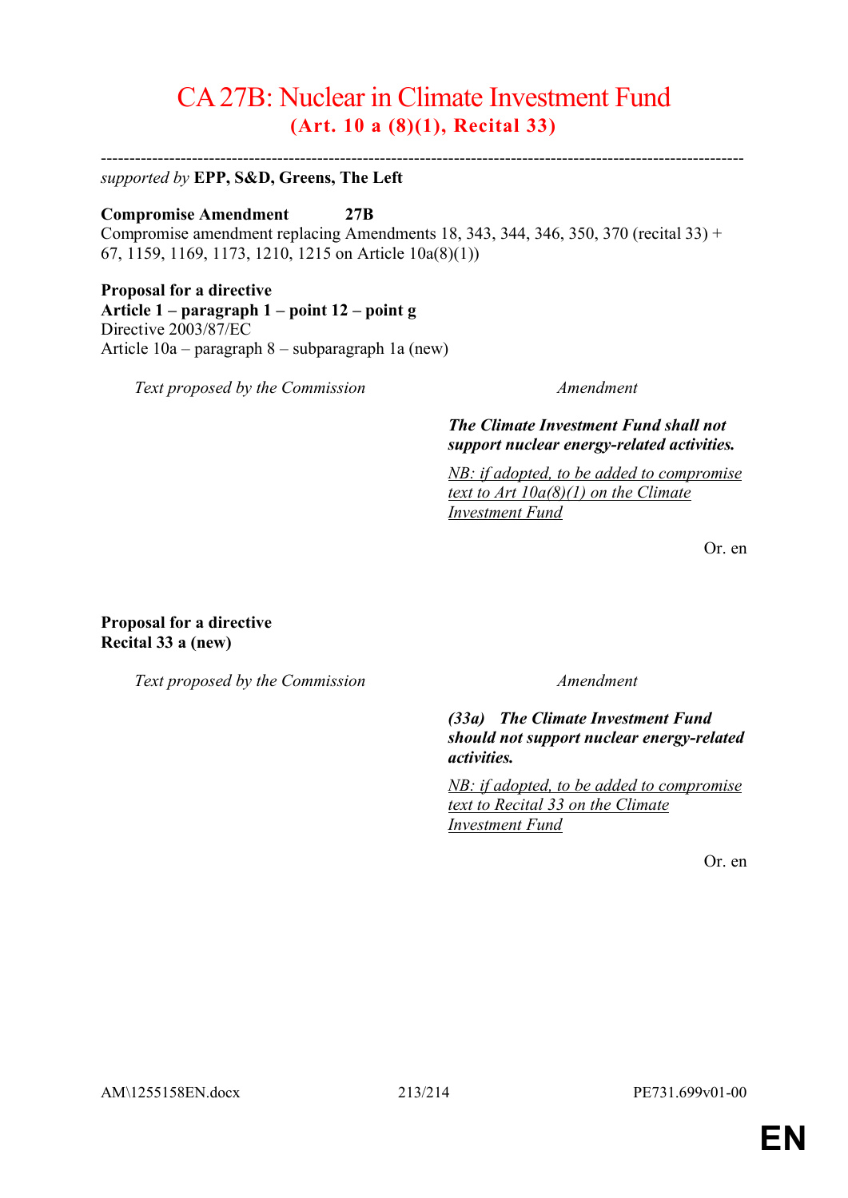# CA 27B: Nuclear in Climate Investment Fund

## (Art. 10 a (8)(1), Recital 33)

---

*supported by* **EPP, S&D, Greens, The Left**

**Compromise Amendment 27B**

Compromise amendment replacing Amendments 18, 343, 344, 346, 350, 370 (recital 33) + 67, 1159, 1169, 1173, 1210, 1215 on Article 10a(8)(1))

**Proposal for a directive**
**Article 1 – paragraph 1 – point 12 – point g**
Directive 2003/87/EC
Article 10a – paragraph 8 – subparagraph 1a (new)

| *Text proposed by the Commission* | *Amendment* |
| --- | --- |
| | ***The Climate Investment Fund shall not support nuclear energy-related activities.*** <br><br> *NB: if adopted, to be added to compromise text to Art 10a(8)(1) on the Climate Investment Fund* |

Or. en

**Proposal for a directive**
**Recital 33 a (new)**

| *Text proposed by the Commission* | *Amendment* |
| --- | --- |
| | ***(33a) The Climate Investment Fund should not support nuclear energy-related activities.*** <br><br> *NB: if adopted, to be added to compromise text to Recital 33 on the Climate Investment Fund* |

Or. en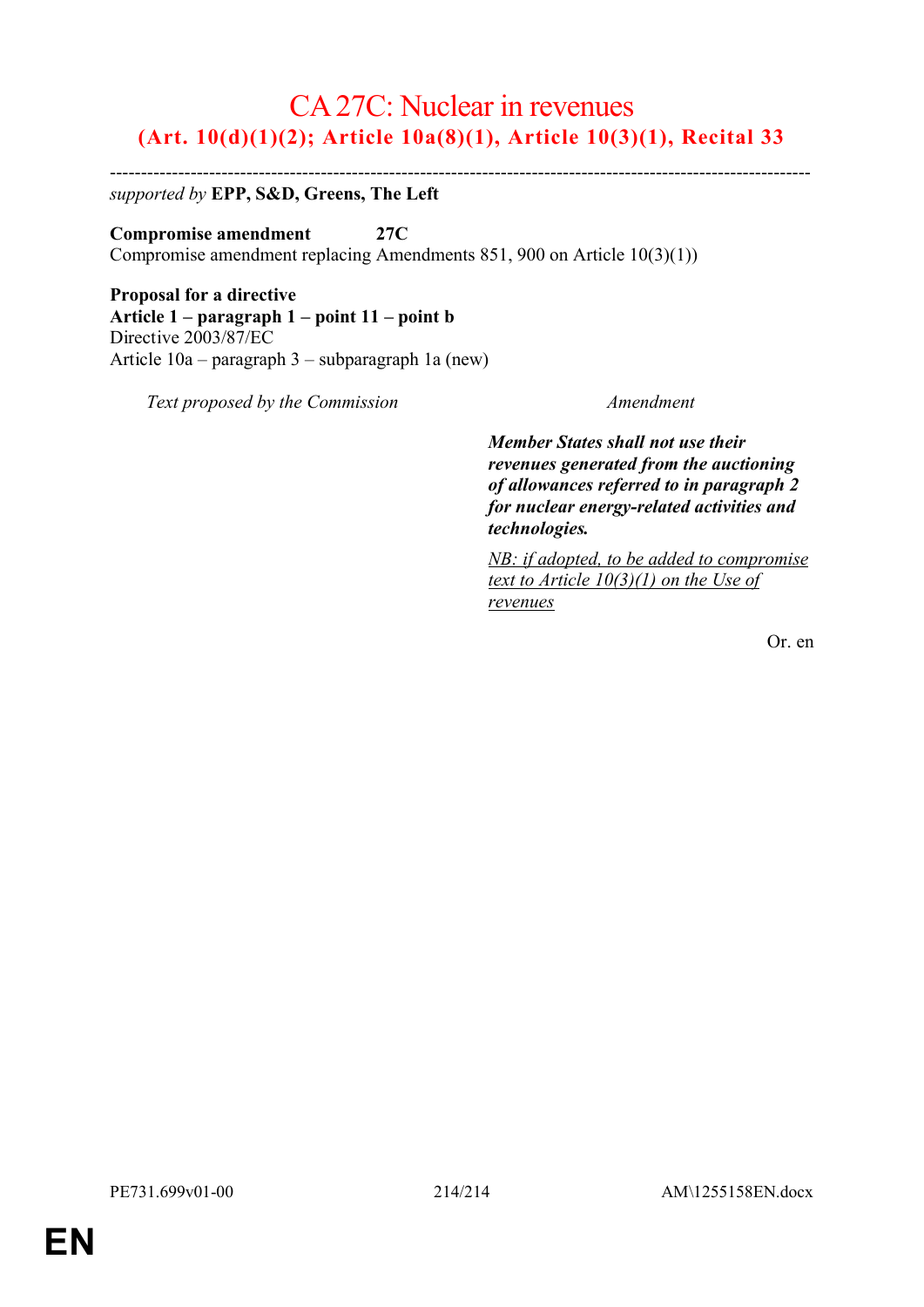# CA 27C: Nuclear in revenues

## (Art. 10(d)(1)(2); Article 10a(8)(1), Article 10(3)(1), Recital 33

---

*supported by* **EPP, S&D, Greens, The Left**

**Compromise amendment 27C**

Compromise amendment replacing Amendments 851, 900 on Article 10(3)(1))

**Proposal for a directive**
**Article 1 – paragraph 1 – point 11 – point b**
Directive 2003/87/EC
Article 10a – paragraph 3 – subparagraph 1a (new)

| *Text proposed by the Commission* | *Amendment* |
|---|---|
| | ***Member States shall not use their revenues generated from the auctioning of allowances referred to in paragraph 2 for nuclear energy-related activities and technologies.*** |
| | *NB: if adopted, to be added to compromise text to Article 10(3)(1) on the Use of revenues* |

Or. en